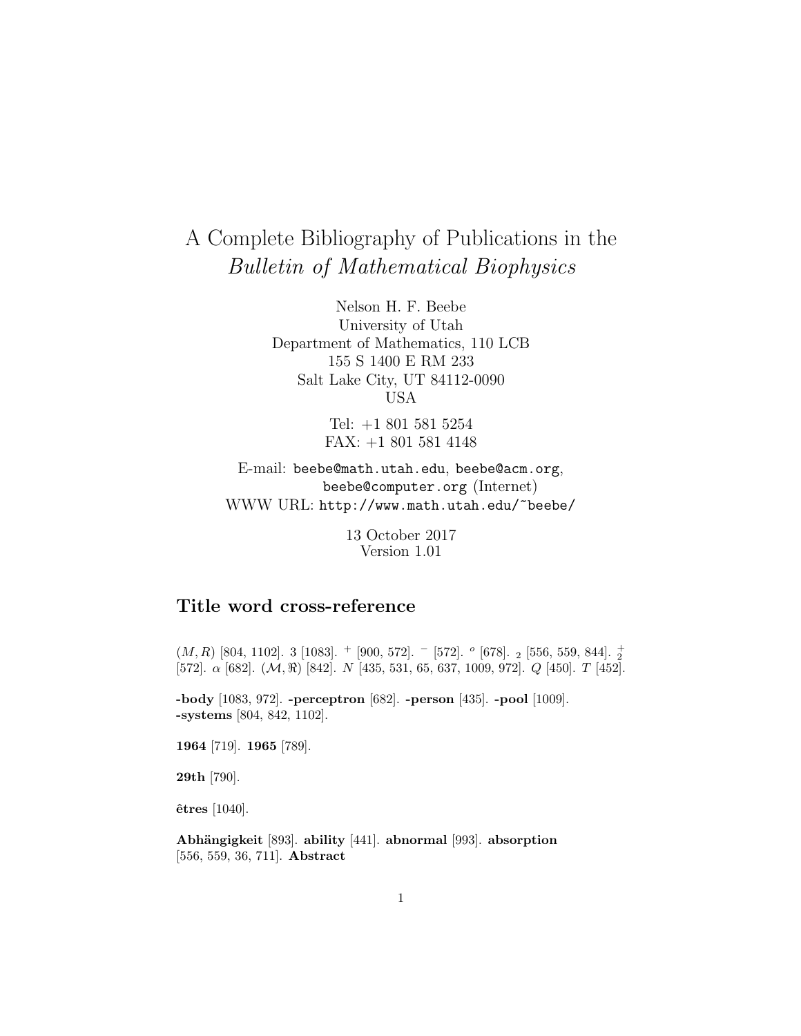# A Complete Bibliography of Publications in the *Bulletin of Mathematical Biophysics*

Nelson H. F. Beebe
University of Utah
Department of Mathematics, 110 LCB
155 S 1400 E RM 233
Salt Lake City, UT 84112-0090
USA

Tel: +1 801 581 5254
FAX: +1 801 581 4148

E-mail: `beebe@math.utah.edu`, `beebe@acm.org`, `beebe@computer.org` (Internet)
WWW URL: `http://www.math.utah.edu/~beebe/`

13 October 2017
Version 1.01

## Title word cross-reference

$(M,R)$ [804, 1102]. 3 [1083]. $^{+}$ [900, 572]. $^{-}$ [572]. $^{o}$ [678]. $_{2}$ [556, 559, 844]. $^{+}_{2}$ [572]. $\alpha$ [682]. $(\mathcal{M},\Re)$ [842]. $N$ [435, 531, 65, 637, 1009, 972]. $Q$ [450]. $T$ [452].

**-body** [1083, 972]. **-perceptron** [682]. **-person** [435]. **-pool** [1009]. **-systems** [804, 842, 1102].

**1964** [719]. **1965** [789].

**29th** [790].

**êtres** [1040].

**Abhängigkeit** [893]. **ability** [441]. **abnormal** [993]. **absorption** [556, 559, 36, 711]. **Abstract**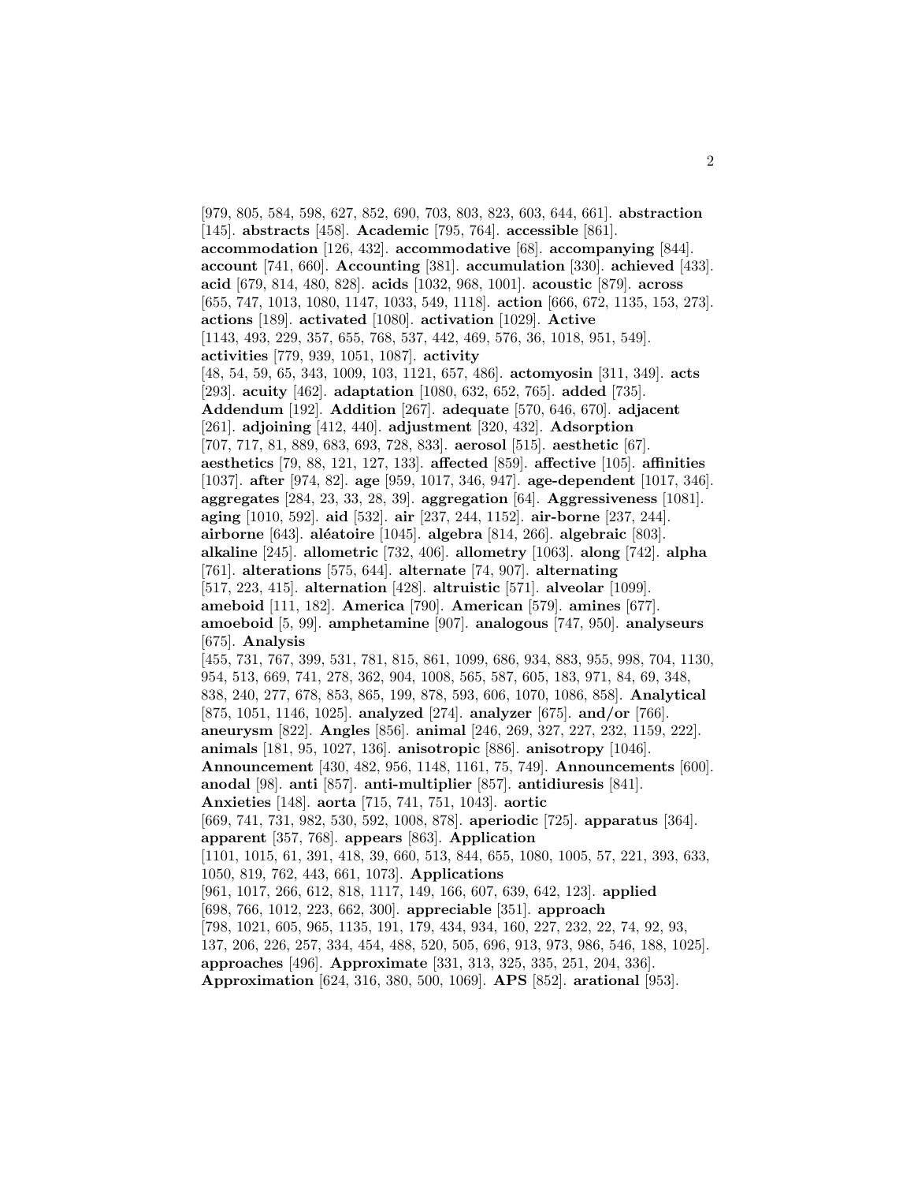[979, 805, 584, 598, 627, 852, 690, 703, 803, 823, 603, 644, 661]. **abstraction** [145]. **abstracts** [458]. **Academic** [795, 764]. **accessible** [861]. **accommodation** [126, 432]. **accommodative** [68]. **accompanying** [844]. **account** [741, 660]. **Accounting** [381]. **accumulation** [330]. **achieved** [433]. **acid** [679, 814, 480, 828]. **acids** [1032, 968, 1001]. **acoustic** [879]. **across** [655, 747, 1013, 1080, 1147, 1033, 549, 1118]. **action** [666, 672, 1135, 153, 273]. **actions** [189]. **activated** [1080]. **activation** [1029]. **Active** [1143, 493, 229, 357, 655, 768, 537, 442, 469, 576, 36, 1018, 951, 549]. **activities** [779, 939, 1051, 1087]. **activity** [48, 54, 59, 65, 343, 1009, 103, 1121, 657, 486]. **actomyosin** [311, 349]. **acts** [293]. **acuity** [462]. **adaptation** [1080, 632, 652, 765]. **added** [735]. **Addendum** [192]. **Addition** [267]. **adequate** [570, 646, 670]. **adjacent** [261]. **adjoining** [412, 440]. **adjustment** [320, 432]. **Adsorption** [707, 717, 81, 889, 683, 693, 728, 833]. **aerosol** [515]. **aesthetic** [67]. **aesthetics** [79, 88, 121, 127, 133]. **affected** [859]. **affective** [105]. **affinities** [1037]. **after** [974, 82]. **age** [959, 1017, 346, 947]. **age-dependent** [1017, 346]. **aggregates** [284, 23, 33, 28, 39]. **aggregation** [64]. **Aggressiveness** [1081]. **aging** [1010, 592]. **aid** [532]. **air** [237, 244, 1152]. **air-borne** [237, 244]. **airborne** [643]. **aléatoire** [1045]. **algebra** [814, 266]. **algebraic** [803]. **alkaline** [245]. **allometric** [732, 406]. **allometry** [1063]. **along** [742]. **alpha** [761]. **alterations** [575, 644]. **alternate** [74, 907]. **alternating** [517, 223, 415]. **alternation** [428]. **altruistic** [571]. **alveolar** [1099]. **ameboid** [111, 182]. **America** [790]. **American** [579]. **amines** [677]. **amoeboid** [5, 99]. **amphetamine** [907]. **analogous** [747, 950]. **analyseurs** [675]. **Analysis** [455, 731, 767, 399, 531, 781, 815, 861, 1099, 686, 934, 883, 955, 998, 704, 1130, 954, 513, 669, 741, 278, 362, 904, 1008, 565, 587, 605, 183, 971, 84, 69, 348, 838, 240, 277, 678, 853, 865, 199, 878, 593, 606, 1070, 1086, 858]. **Analytical** [875, 1051, 1146, 1025]. **analyzed** [274]. **analyzer** [675]. **and/or** [766]. **aneurysm** [822]. **Angles** [856]. **animal** [246, 269, 327, 227, 232, 1159, 222]. **animals** [181, 95, 1027, 136]. **anisotropic** [886]. **anisotropy** [1046]. **Announcement** [430, 482, 956, 1148, 1161, 75, 749]. **Announcements** [600]. **anodal** [98]. **anti** [857]. **anti-multiplier** [857]. **antidiuresis** [841]. **Anxieties** [148]. **aorta** [715, 741, 751, 1043]. **aortic** [669, 741, 731, 982, 530, 592, 1008, 878]. **aperiodic** [725]. **apparatus** [364]. **apparent** [357, 768]. **appears** [863]. **Application** [1101, 1015, 61, 391, 418, 39, 660, 513, 844, 655, 1080, 1005, 57, 221, 393, 633, 1050, 819, 762, 443, 661, 1073]. **Applications** [961, 1017, 266, 612, 818, 1117, 149, 166, 607, 639, 642, 123]. **applied** [698, 766, 1012, 223, 662, 300]. **appreciable** [351]. **approach** [798, 1021, 605, 965, 1135, 191, 179, 434, 934, 160, 227, 232, 22, 74, 92, 93, 137, 206, 226, 257, 334, 454, 488, 520, 505, 696, 913, 973, 986, 546, 188, 1025]. **approaches** [496]. **Approximate** [331, 313, 325, 335, 251, 204, 336]. **Approximation** [624, 316, 380, 500, 1069]. **APS** [852]. **arational** [953].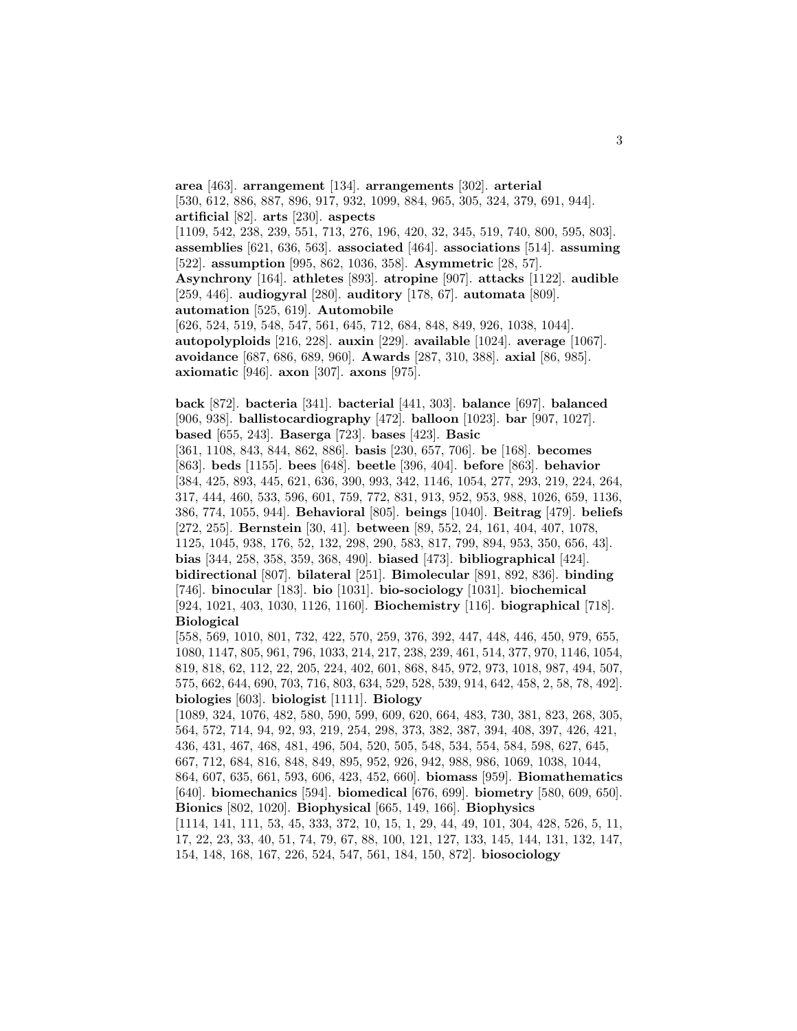**area** [463]. **arrangement** [134]. **arrangements** [302]. **arterial** [530, 612, 886, 887, 896, 917, 932, 1099, 884, 965, 305, 324, 379, 691, 944]. **artificial** [82]. **arts** [230]. **aspects** [1109, 542, 238, 239, 551, 713, 276, 196, 420, 32, 345, 519, 740, 800, 595, 803]. **assemblies** [621, 636, 563]. **associated** [464]. **associations** [514]. **assuming** [522]. **assumption** [995, 862, 1036, 358]. **Asymmetric** [28, 57]. **Asynchrony** [164]. **athletes** [893]. **atropine** [907]. **attacks** [1122]. **audible** [259, 446]. **audiogyral** [280]. **auditory** [178, 67]. **automata** [809]. **automation** [525, 619]. **Automobile** [626, 524, 519, 548, 547, 561, 645, 712, 684, 848, 849, 926, 1038, 1044]. **autopolyploids** [216, 228]. **auxin** [229]. **available** [1024]. **average** [1067]. **avoidance** [687, 686, 689, 960]. **Awards** [287, 310, 388]. **axial** [86, 985]. **axiomatic** [946]. **axon** [307]. **axons** [975].

**back** [872]. **bacteria** [341]. **bacterial** [441, 303]. **balance** [697]. **balanced** [906, 938]. **ballistocardiography** [472]. **balloon** [1023]. **bar** [907, 1027]. **based** [655, 243]. **Baserga** [723]. **bases** [423]. **Basic** [361, 1108, 843, 844, 862, 886]. **basis** [230, 657, 706]. **be** [168]. **becomes** [863]. **beds** [1155]. **bees** [648]. **beetle** [396, 404]. **before** [863]. **behavior** [384, 425, 893, 445, 621, 636, 390, 993, 342, 1146, 1054, 277, 293, 219, 224, 264, 317, 444, 460, 533, 596, 601, 759, 772, 831, 913, 952, 953, 988, 1026, 659, 1136, 386, 774, 1055, 944]. **Behavioral** [805]. **beings** [1040]. **Beitrag** [479]. **beliefs** [272, 255]. **Bernstein** [30, 41]. **between** [89, 552, 24, 161, 404, 407, 1078, 1125, 1045, 938, 176, 52, 132, 298, 290, 583, 817, 799, 894, 953, 350, 656, 43]. **bias** [344, 258, 358, 359, 368, 490]. **biased** [473]. **bibliographical** [424]. **bidirectional** [807]. **bilateral** [251]. **Bimolecular** [891, 892, 836]. **binding** [746]. **binocular** [183]. **bio** [1031]. **bio-sociology** [1031]. **biochemical** [924, 1021, 403, 1030, 1126, 1160]. **Biochemistry** [116]. **biographical** [718]. **Biological** [558, 569, 1010, 801, 732, 422, 570, 259, 376, 392, 447, 448, 446, 450, 979, 655, 1080, 1147, 805, 961, 796, 1033, 214, 217, 238, 239, 461, 514, 377, 970, 1146, 1054, 819, 818, 62, 112, 22, 205, 224, 402, 601, 868, 845, 972, 973, 1018, 987, 494, 507, 575, 662, 644, 690, 703, 716, 803, 634, 529, 528, 539, 914, 642, 458, 2, 58, 78, 492]. **biologies** [603]. **biologist** [1111]. **Biology** [1089, 324, 1076, 482, 580, 590, 599, 609, 620, 664, 483, 730, 381, 823, 268, 305, 564, 572, 714, 94, 92, 93, 219, 254, 298, 373, 382, 387, 394, 408, 397, 426, 421, 436, 431, 467, 468, 481, 496, 504, 520, 505, 548, 534, 554, 584, 598, 627, 645, 667, 712, 684, 816, 848, 849, 895, 952, 926, 942, 988, 986, 1069, 1038, 1044, 864, 607, 635, 661, 593, 606, 423, 452, 660]. **biomass** [959]. **Biomathematics** [640]. **biomechanics** [594]. **biomedical** [676, 699]. **biometry** [580, 609, 650]. **Bionics** [802, 1020]. **Biophysical** [665, 149, 166]. **Biophysics** [1114, 141, 111, 53, 45, 333, 372, 10, 15, 1, 29, 44, 49, 101, 304, 428, 526, 5, 11, 17, 22, 23, 33, 40, 51, 74, 79, 67, 88, 100, 121, 127, 133, 145, 144, 131, 132, 147, 154, 148, 168, 167, 226, 524, 547, 561, 184, 150, 872]. **biosociology**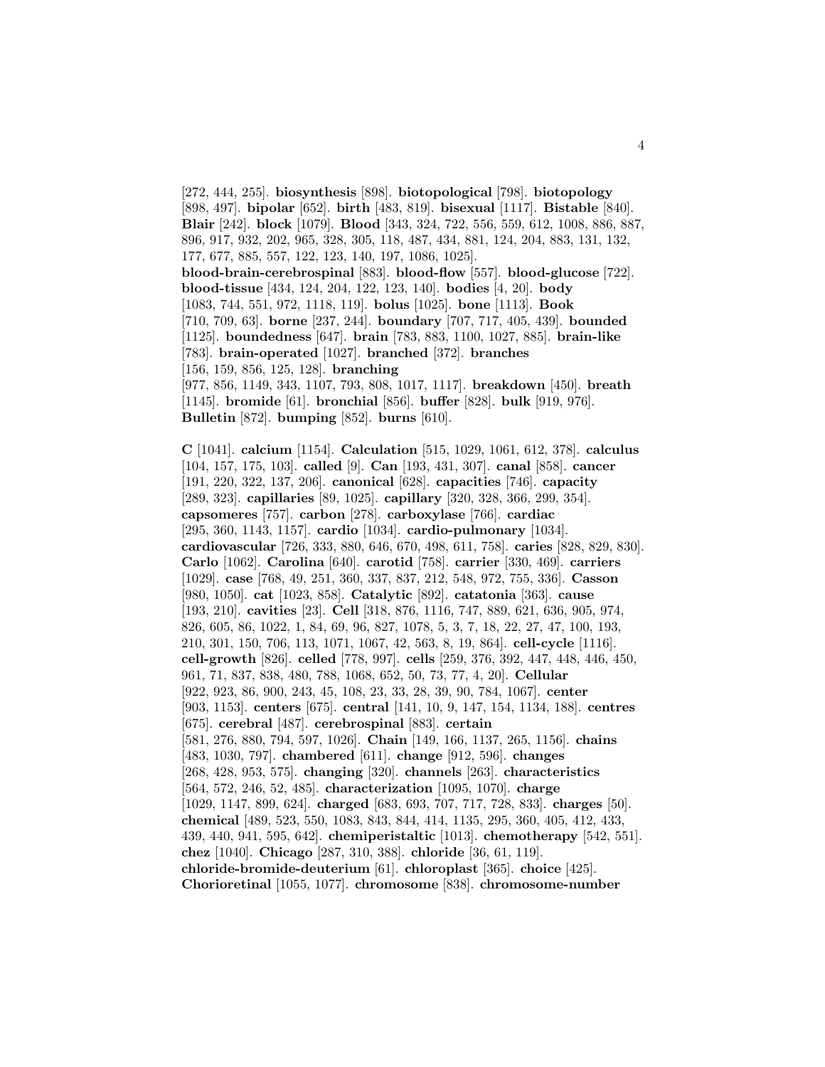[272, 444, 255]. **biosynthesis** [898]. **biotopological** [798]. **biotopology** [898, 497]. **bipolar** [652]. **birth** [483, 819]. **bisexual** [1117]. **Bistable** [840]. **Blair** [242]. **block** [1079]. **Blood** [343, 324, 722, 556, 559, 612, 1008, 886, 887, 896, 917, 932, 202, 965, 328, 305, 118, 487, 434, 881, 124, 204, 883, 131, 132, 177, 677, 885, 557, 122, 123, 140, 197, 1086, 1025]. **blood-brain-cerebrospinal** [883]. **blood-flow** [557]. **blood-glucose** [722]. **blood-tissue** [434, 124, 204, 122, 123, 140]. **bodies** [4, 20]. **body** [1083, 744, 551, 972, 1118, 119]. **bolus** [1025]. **bone** [1113]. **Book** [710, 709, 63]. **borne** [237, 244]. **boundary** [707, 717, 405, 439]. **bounded** [1125]. **boundedness** [647]. **brain** [783, 883, 1100, 1027, 885]. **brain-like** [783]. **brain-operated** [1027]. **branched** [372]. **branches** [156, 159, 856, 125, 128]. **branching** [977, 856, 1149, 343, 1107, 793, 808, 1017, 1117]. **breakdown** [450]. **breath** [1145]. **bromide** [61]. **bronchial** [856]. **buffer** [828]. **bulk** [919, 976]. **Bulletin** [872]. **bumping** [852]. **burns** [610].

**C** [1041]. **calcium** [1154]. **Calculation** [515, 1029, 1061, 612, 378]. **calculus** [104, 157, 175, 103]. **called** [9]. **Can** [193, 431, 307]. **canal** [858]. **cancer** [191, 220, 322, 137, 206]. **canonical** [628]. **capacities** [746]. **capacity** [289, 323]. **capillaries** [89, 1025]. **capillary** [320, 328, 366, 299, 354]. **capsomeres** [757]. **carbon** [278]. **carboxylase** [766]. **cardiac** [295, 360, 1143, 1157]. **cardio** [1034]. **cardio-pulmonary** [1034]. **cardiovascular** [726, 333, 880, 646, 670, 498, 611, 758]. **caries** [828, 829, 830]. **Carlo** [1062]. **Carolina** [640]. **carotid** [758]. **carrier** [330, 469]. **carriers** [1029]. **case** [768, 49, 251, 360, 337, 837, 212, 548, 972, 755, 336]. **Casson** [980, 1050]. **cat** [1023, 858]. **Catalytic** [892]. **catatonia** [363]. **cause** [193, 210]. **cavities** [23]. **Cell** [318, 876, 1116, 747, 889, 621, 636, 905, 974, 826, 605, 86, 1022, 1, 84, 69, 96, 827, 1078, 5, 3, 7, 18, 22, 27, 47, 100, 193, 210, 301, 150, 706, 113, 1071, 1067, 42, 563, 8, 19, 864]. **cell-cycle** [1116]. **cell-growth** [826]. **celled** [778, 997]. **cells** [259, 376, 392, 447, 448, 446, 450, 961, 71, 837, 838, 480, 788, 1068, 652, 50, 73, 77, 4, 20]. **Cellular** [922, 923, 86, 900, 243, 45, 108, 23, 33, 28, 39, 90, 784, 1067]. **center** [903, 1153]. **centers** [675]. **central** [141, 10, 9, 147, 154, 1134, 188]. **centres** [675]. **cerebral** [487]. **cerebrospinal** [883]. **certain** [581, 276, 880, 794, 597, 1026]. **Chain** [149, 166, 1137, 265, 1156]. **chains** [483, 1030, 797]. **chambered** [611]. **change** [912, 596]. **changes** [268, 428, 953, 575]. **changing** [320]. **channels** [263]. **characteristics** [564, 572, 246, 52, 485]. **characterization** [1095, 1070]. **charge** [1029, 1147, 899, 624]. **charged** [683, 693, 707, 717, 728, 833]. **charges** [50]. **chemical** [489, 523, 550, 1083, 843, 844, 414, 1135, 295, 360, 405, 412, 433, 439, 440, 941, 595, 642]. **chemiperistaltic** [1013]. **chemotherapy** [542, 551]. **chez** [1040]. **Chicago** [287, 310, 388]. **chloride** [36, 61, 119]. **chloride-bromide-deuterium** [61]. **chloroplast** [365]. **choice** [425]. **Chorioretinal** [1055, 1077]. **chromosome** [838]. **chromosome-number**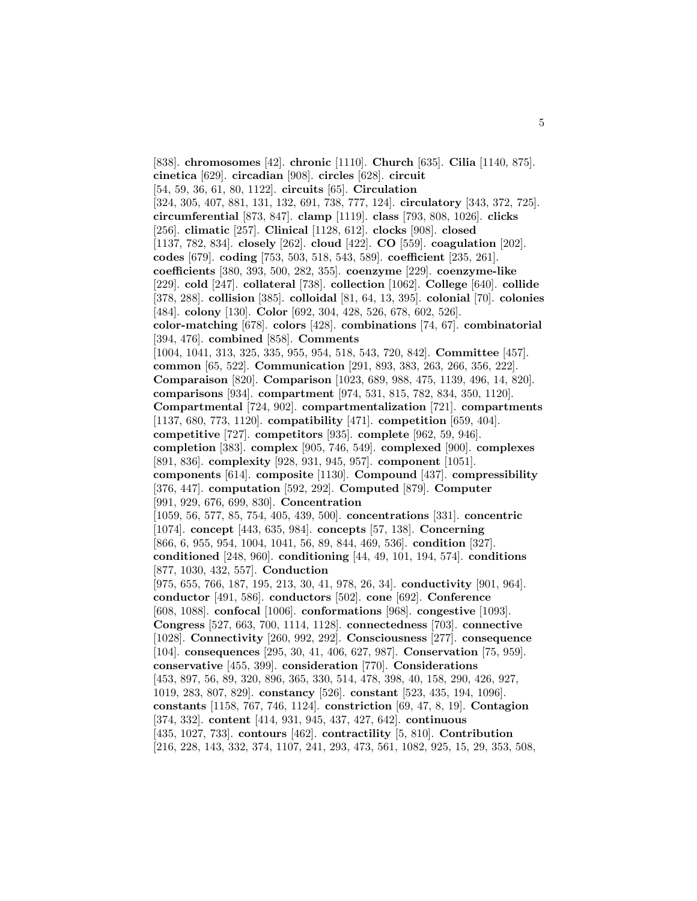[838]. **chromosomes** [42]. **chronic** [1110]. **Church** [635]. **Cilia** [1140, 875]. **cinetica** [629]. **circadian** [908]. **circles** [628]. **circuit** [54, 59, 36, 61, 80, 1122]. **circuits** [65]. **Circulation** [324, 305, 407, 881, 131, 132, 691, 738, 777, 124]. **circulatory** [343, 372, 725]. **circumferential** [873, 847]. **clamp** [1119]. **class** [793, 808, 1026]. **clicks** [256]. **climatic** [257]. **Clinical** [1128, 612]. **clocks** [908]. **closed** [1137, 782, 834]. **closely** [262]. **cloud** [422]. **CO** [559]. **coagulation** [202]. **codes** [679]. **coding** [753, 503, 518, 543, 589]. **coefficient** [235, 261]. **coefficients** [380, 393, 500, 282, 355]. **coenzyme** [229]. **coenzyme-like** [229]. **cold** [247]. **collateral** [738]. **collection** [1062]. **College** [640]. **collide** [378, 288]. **collision** [385]. **colloidal** [81, 64, 13, 395]. **colonial** [70]. **colonies** [484]. **colony** [130]. **Color** [692, 304, 428, 526, 678, 602, 526]. **color-matching** [678]. **colors** [428]. **combinations** [74, 67]. **combinatorial** [394, 476]. **combined** [858]. **Comments** [1004, 1041, 313, 325, 335, 955, 954, 518, 543, 720, 842]. **Committee** [457]. **common** [65, 522]. **Communication** [291, 893, 383, 263, 266, 356, 222]. **Comparaison** [820]. **Comparison** [1023, 689, 988, 475, 1139, 496, 14, 820]. **comparisons** [934]. **compartment** [974, 531, 815, 782, 834, 350, 1120]. **Compartmental** [724, 902]. **compartmentalization** [721]. **compartments** [1137, 680, 773, 1120]. **compatibility** [471]. **competition** [659, 404]. **competitive** [727]. **competitors** [935]. **complete** [962, 59, 946]. **completion** [383]. **complex** [905, 746, 549]. **complexed** [900]. **complexes** [891, 836]. **complexity** [928, 931, 945, 957]. **component** [1051]. **components** [614]. **composite** [1130]. **Compound** [437]. **compressibility** [376, 447]. **computation** [592, 292]. **Computed** [879]. **Computer** [991, 929, 676, 699, 830]. **Concentration** [1059, 56, 577, 85, 754, 405, 439, 500]. **concentrations** [331]. **concentric** [1074]. **concept** [443, 635, 984]. **concepts** [57, 138]. **Concerning** [866, 6, 955, 954, 1004, 1041, 56, 89, 844, 469, 536]. **condition** [327]. **conditioned** [248, 960]. **conditioning** [44, 49, 101, 194, 574]. **conditions** [877, 1030, 432, 557]. **Conduction** [975, 655, 766, 187, 195, 213, 30, 41, 978, 26, 34]. **conductivity** [901, 964]. **conductor** [491, 586]. **conductors** [502]. **cone** [692]. **Conference** [608, 1088]. **confocal** [1006]. **conformations** [968]. **congestive** [1093]. **Congress** [527, 663, 700, 1114, 1128]. **connectedness** [703]. **connective** [1028]. **Connectivity** [260, 992, 292]. **Consciousness** [277]. **consequence** [104]. **consequences** [295, 30, 41, 406, 627, 987]. **Conservation** [75, 959]. **conservative** [455, 399]. **consideration** [770]. **Considerations** [453, 897, 56, 89, 320, 896, 365, 330, 514, 478, 398, 40, 158, 290, 426, 927, 1019, 283, 807, 829]. **constancy** [526]. **constant** [523, 435, 194, 1096]. **constants** [1158, 767, 746, 1124]. **constriction** [69, 47, 8, 19]. **Contagion** [374, 332]. **content** [414, 931, 945, 437, 427, 642]. **continuous** [435, 1027, 733]. **contours** [462]. **contractility** [5, 810]. **Contribution** [216, 228, 143, 332, 374, 1107, 241, 293, 473, 561, 1082, 925, 15, 29, 353, 508,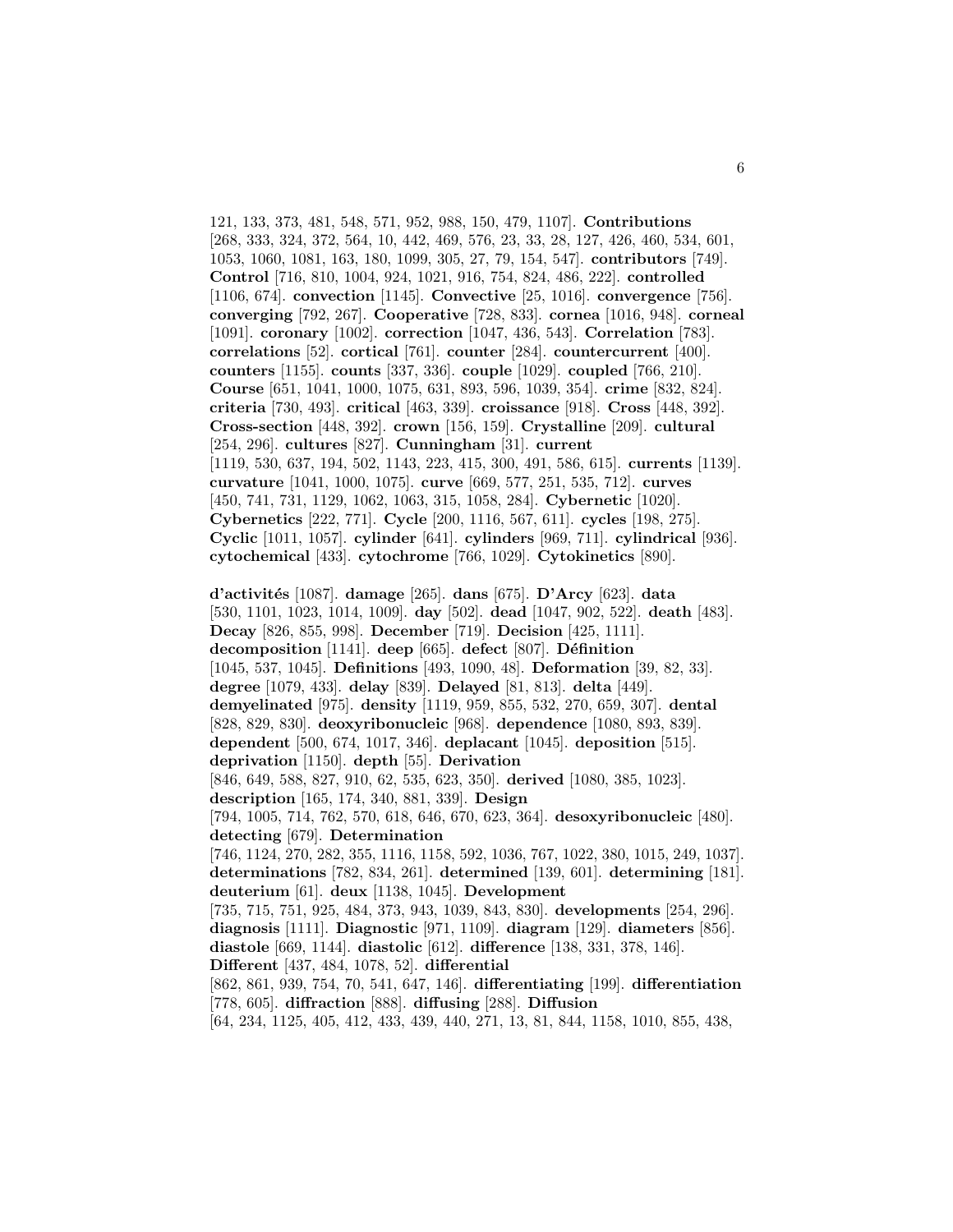121, 133, 373, 481, 548, 571, 952, 988, 150, 479, 1107]. **Contributions** [268, 333, 324, 372, 564, 10, 442, 469, 576, 23, 33, 28, 127, 426, 460, 534, 601, 1053, 1060, 1081, 163, 180, 1099, 305, 27, 79, 154, 547]. **contributors** [749]. **Control** [716, 810, 1004, 924, 1021, 916, 754, 824, 486, 222]. **controlled** [1106, 674]. **convection** [1145]. **Convective** [25, 1016]. **convergence** [756]. **converging** [792, 267]. **Cooperative** [728, 833]. **cornea** [1016, 948]. **corneal** [1091]. **coronary** [1002]. **correction** [1047, 436, 543]. **Correlation** [783]. **correlations** [52]. **cortical** [761]. **counter** [284]. **countercurrent** [400]. **counters** [1155]. **counts** [337, 336]. **couple** [1029]. **coupled** [766, 210]. **Course** [651, 1041, 1000, 1075, 631, 893, 596, 1039, 354]. **crime** [832, 824]. **criteria** [730, 493]. **critical** [463, 339]. **croissance** [918]. **Cross** [448, 392]. **Cross-section** [448, 392]. **crown** [156, 159]. **Crystalline** [209]. **cultural** [254, 296]. **cultures** [827]. **Cunningham** [31]. **current** [1119, 530, 637, 194, 502, 1143, 223, 415, 300, 491, 586, 615]. **currents** [1139]. **curvature** [1041, 1000, 1075]. **curve** [669, 577, 251, 535, 712]. **curves** [450, 741, 731, 1129, 1062, 1063, 315, 1058, 284]. **Cybernetic** [1020]. **Cybernetics** [222, 771]. **Cycle** [200, 1116, 567, 611]. **cycles** [198, 275]. **Cyclic** [1011, 1057]. **cylinder** [641]. **cylinders** [969, 711]. **cylindrical** [936]. **cytochemical** [433]. **cytochrome** [766, 1029]. **Cytokinetics** [890].

**d'activités** [1087]. **damage** [265]. **dans** [675]. **D'Arcy** [623]. **data** [530, 1101, 1023, 1014, 1009]. **day** [502]. **dead** [1047, 902, 522]. **death** [483]. **Decay** [826, 855, 998]. **December** [719]. **Decision** [425, 1111]. **decomposition** [1141]. **deep** [665]. **defect** [807]. **Définition** [1045, 537, 1045]. **Definitions** [493, 1090, 48]. **Deformation** [39, 82, 33]. **degree** [1079, 433]. **delay** [839]. **Delayed** [81, 813]. **delta** [449]. **demyelinated** [975]. **density** [1119, 959, 855, 532, 270, 659, 307]. **dental** [828, 829, 830]. **deoxyribonucleic** [968]. **dependence** [1080, 893, 839]. **dependent** [500, 674, 1017, 346]. **deplacant** [1045]. **deposition** [515]. **deprivation** [1150]. **depth** [55]. **Derivation** [846, 649, 588, 827, 910, 62, 535, 623, 350]. **derived** [1080, 385, 1023]. **description** [165, 174, 340, 881, 339]. **Design** [794, 1005, 714, 762, 570, 618, 646, 670, 623, 364]. **desoxyribonucleic** [480]. **detecting** [679]. **Determination** [746, 1124, 270, 282, 355, 1116, 1158, 592, 1036, 767, 1022, 380, 1015, 249, 1037]. **determinations** [782, 834, 261]. **determined** [139, 601]. **determining** [181]. **deuterium** [61]. **deux** [1138, 1045]. **Development** [735, 715, 751, 925, 484, 373, 943, 1039, 843, 830]. **developments** [254, 296]. **diagnosis** [1111]. **Diagnostic** [971, 1109]. **diagram** [129]. **diameters** [856]. **diastole** [669, 1144]. **diastolic** [612]. **difference** [138, 331, 378, 146]. **Different** [437, 484, 1078, 52]. **differential** [862, 861, 939, 754, 70, 541, 647, 146]. **differentiating** [199]. **differentiation** [778, 605]. **diffraction** [888]. **diffusing** [288]. **Diffusion** [64, 234, 1125, 405, 412, 433, 439, 440, 271, 13, 81, 844, 1158, 1010, 855, 438,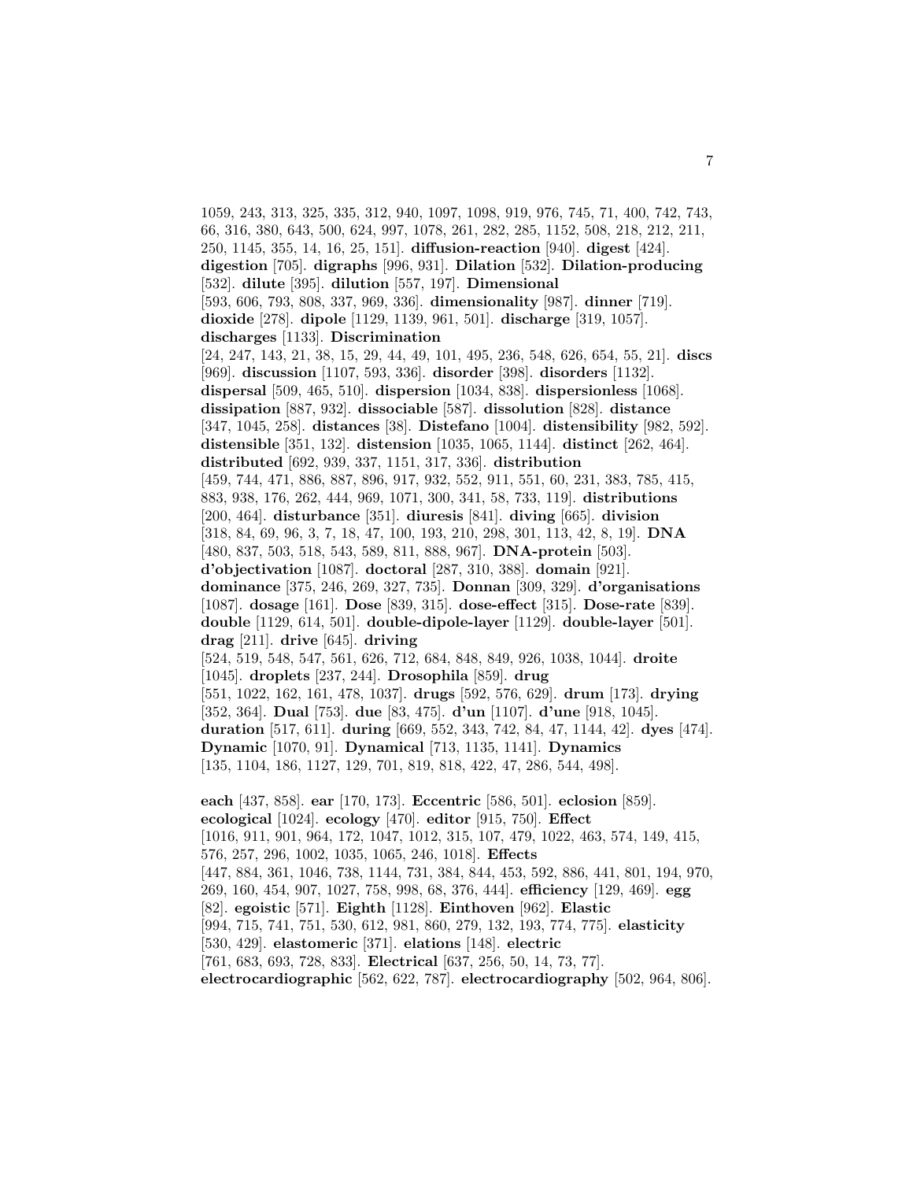1059, 243, 313, 325, 335, 312, 940, 1097, 1098, 919, 976, 745, 71, 400, 742, 743, 66, 316, 380, 643, 500, 624, 997, 1078, 261, 282, 285, 1152, 508, 218, 212, 211, 250, 1145, 355, 14, 16, 25, 151]. **diffusion-reaction** [940]. **digest** [424]. **digestion** [705]. **digraphs** [996, 931]. **Dilation** [532]. **Dilation-producing** [532]. **dilute** [395]. **dilution** [557, 197]. **Dimensional** [593, 606, 793, 808, 337, 969, 336]. **dimensionality** [987]. **dinner** [719]. **dioxide** [278]. **dipole** [1129, 1139, 961, 501]. **discharge** [319, 1057]. **discharges** [1133]. **Discrimination** [24, 247, 143, 21, 38, 15, 29, 44, 49, 101, 495, 236, 548, 626, 654, 55, 21]. **discs** [969]. **discussion** [1107, 593, 336]. **disorder** [398]. **disorders** [1132]. **dispersal** [509, 465, 510]. **dispersion** [1034, 838]. **dispersionless** [1068]. **dissipation** [887, 932]. **dissociable** [587]. **dissolution** [828]. **distance** [347, 1045, 258]. **distances** [38]. **Distefano** [1004]. **distensibility** [982, 592]. **distensible** [351, 132]. **distension** [1035, 1065, 1144]. **distinct** [262, 464]. **distributed** [692, 939, 337, 1151, 317, 336]. **distribution** [459, 744, 471, 886, 887, 896, 917, 932, 552, 911, 551, 60, 231, 383, 785, 415, 883, 938, 176, 262, 444, 969, 1071, 300, 341, 58, 733, 119]. **distributions** [200, 464]. **disturbance** [351]. **diuresis** [841]. **diving** [665]. **division** [318, 84, 69, 96, 3, 7, 18, 47, 100, 193, 210, 298, 301, 113, 42, 8, 19]. **DNA** [480, 837, 503, 518, 543, 589, 811, 888, 967]. **DNA-protein** [503]. **d'objectivation** [1087]. **doctoral** [287, 310, 388]. **domain** [921]. **dominance** [375, 246, 269, 327, 735]. **Donnan** [309, 329]. **d'organisations** [1087]. **dosage** [161]. **Dose** [839, 315]. **dose-effect** [315]. **Dose-rate** [839]. **double** [1129, 614, 501]. **double-dipole-layer** [1129]. **double-layer** [501]. **drag** [211]. **drive** [645]. **driving** [524, 519, 548, 547, 561, 626, 712, 684, 848, 849, 926, 1038, 1044]. **droite** [1045]. **droplets** [237, 244]. **Drosophila** [859]. **drug** [551, 1022, 162, 161, 478, 1037]. **drugs** [592, 576, 629]. **drum** [173]. **drying** [352, 364]. **Dual** [753]. **due** [83, 475]. **d'un** [1107]. **d'une** [918, 1045]. **duration** [517, 611]. **during** [669, 552, 343, 742, 84, 47, 1144, 42]. **dyes** [474]. **Dynamic** [1070, 91]. **Dynamical** [713, 1135, 1141]. **Dynamics** [135, 1104, 186, 1127, 129, 701, 819, 818, 422, 47, 286, 544, 498].

**each** [437, 858]. **ear** [170, 173]. **Eccentric** [586, 501]. **eclosion** [859]. **ecological** [1024]. **ecology** [470]. **editor** [915, 750]. **Effect** [1016, 911, 901, 964, 172, 1047, 1012, 315, 107, 479, 1022, 463, 574, 149, 415, 576, 257, 296, 1002, 1035, 1065, 246, 1018]. **Effects** [447, 884, 361, 1046, 738, 1144, 731, 384, 844, 453, 592, 886, 441, 801, 194, 970, 269, 160, 454, 907, 1027, 758, 998, 68, 376, 444]. **efficiency** [129, 469]. **egg** [82]. **egoistic** [571]. **Eighth** [1128]. **Einthoven** [962]. **Elastic** [994, 715, 741, 751, 530, 612, 981, 860, 279, 132, 193, 774, 775]. **elasticity** [530, 429]. **elastomeric** [371]. **elations** [148]. **electric** [761, 683, 693, 728, 833]. **Electrical** [637, 256, 50, 14, 73, 77]. **electrocardiographic** [562, 622, 787]. **electrocardiography** [502, 964, 806].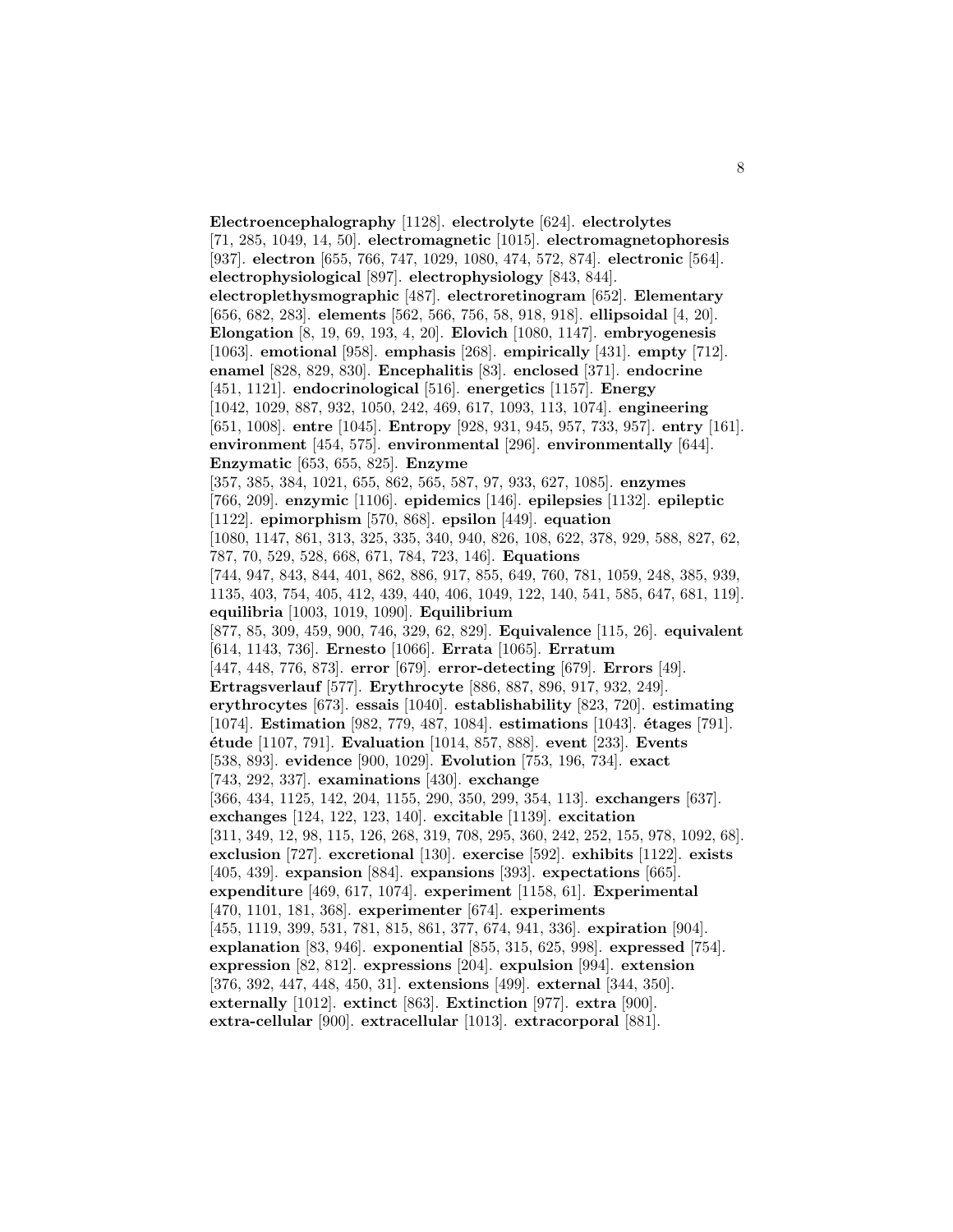**Electroencephalography** [1128]. **electrolyte** [624]. **electrolytes** [71, 285, 1049, 14, 50]. **electromagnetic** [1015]. **electromagnetophoresis** [937]. **electron** [655, 766, 747, 1029, 1080, 474, 572, 874]. **electronic** [564]. **electrophysiological** [897]. **electrophysiology** [843, 844]. **electroplethysmographic** [487]. **electroretinogram** [652]. **Elementary** [656, 682, 283]. **elements** [562, 566, 756, 58, 918, 918]. **ellipsoidal** [4, 20]. **Elongation** [8, 19, 69, 193, 4, 20]. **Elovich** [1080, 1147]. **embryogenesis** [1063]. **emotional** [958]. **emphasis** [268]. **empirically** [431]. **empty** [712]. **enamel** [828, 829, 830]. **Encephalitis** [83]. **enclosed** [371]. **endocrine** [451, 1121]. **endocrinological** [516]. **energetics** [1157]. **Energy** [1042, 1029, 887, 932, 1050, 242, 469, 617, 1093, 113, 1074]. **engineering** [651, 1008]. **entre** [1045]. **Entropy** [928, 931, 945, 957, 733, 957]. **entry** [161]. **environment** [454, 575]. **environmental** [296]. **environmentally** [644]. **Enzymatic** [653, 655, 825]. **Enzyme** [357, 385, 384, 1021, 655, 862, 565, 587, 97, 933, 627, 1085]. **enzymes** [766, 209]. **enzymic** [1106]. **epidemics** [146]. **epilepsies** [1132]. **epileptic** [1122]. **epimorphism** [570, 868]. **epsilon** [449]. **equation** [1080, 1147, 861, 313, 325, 335, 340, 940, 826, 108, 622, 378, 929, 588, 827, 62, 787, 70, 529, 528, 668, 671, 784, 723, 146]. **Equations** [744, 947, 843, 844, 401, 862, 886, 917, 855, 649, 760, 781, 1059, 248, 385, 939, 1135, 403, 754, 405, 412, 439, 440, 406, 1049, 122, 140, 541, 585, 647, 681, 119]. **equilibria** [1003, 1019, 1090]. **Equilibrium** [877, 85, 309, 459, 900, 746, 329, 62, 829]. **Equivalence** [115, 26]. **equivalent** [614, 1143, 736]. **Ernesto** [1066]. **Errata** [1065]. **Erratum** [447, 448, 776, 873]. **error** [679]. **error-detecting** [679]. **Errors** [49]. **Ertragsverlauf** [577]. **Erythrocyte** [886, 887, 896, 917, 932, 249]. **erythrocytes** [673]. **essais** [1040]. **establishability** [823, 720]. **estimating** [1074]. **Estimation** [982, 779, 487, 1084]. **estimations** [1043]. **étages** [791]. **étude** [1107, 791]. **Evaluation** [1014, 857, 888]. **event** [233]. **Events** [538, 893]. **evidence** [900, 1029]. **Evolution** [753, 196, 734]. **exact** [743, 292, 337]. **examinations** [430]. **exchange** [366, 434, 1125, 142, 204, 1155, 290, 350, 299, 354, 113]. **exchangers** [637]. **exchanges** [124, 122, 123, 140]. **excitable** [1139]. **excitation** [311, 349, 12, 98, 115, 126, 268, 319, 708, 295, 360, 242, 252, 155, 978, 1092, 68]. **exclusion** [727]. **excretional** [130]. **exercise** [592]. **exhibits** [1122]. **exists** [405, 439]. **expansion** [884]. **expansions** [393]. **expectations** [665]. **expenditure** [469, 617, 1074]. **experiment** [1158, 61]. **Experimental** [470, 1101, 181, 368]. **experimenter** [674]. **experiments** [455, 1119, 399, 531, 781, 815, 861, 377, 674, 941, 336]. **expiration** [904]. **explanation** [83, 946]. **exponential** [855, 315, 625, 998]. **expressed** [754]. **expression** [82, 812]. **expressions** [204]. **expulsion** [994]. **extension** [376, 392, 447, 448, 450, 31]. **extensions** [499]. **external** [344, 350]. **externally** [1012]. **extinct** [863]. **Extinction** [977]. **extra** [900]. **extra-cellular** [900]. **extracellular** [1013]. **extracorporal** [881].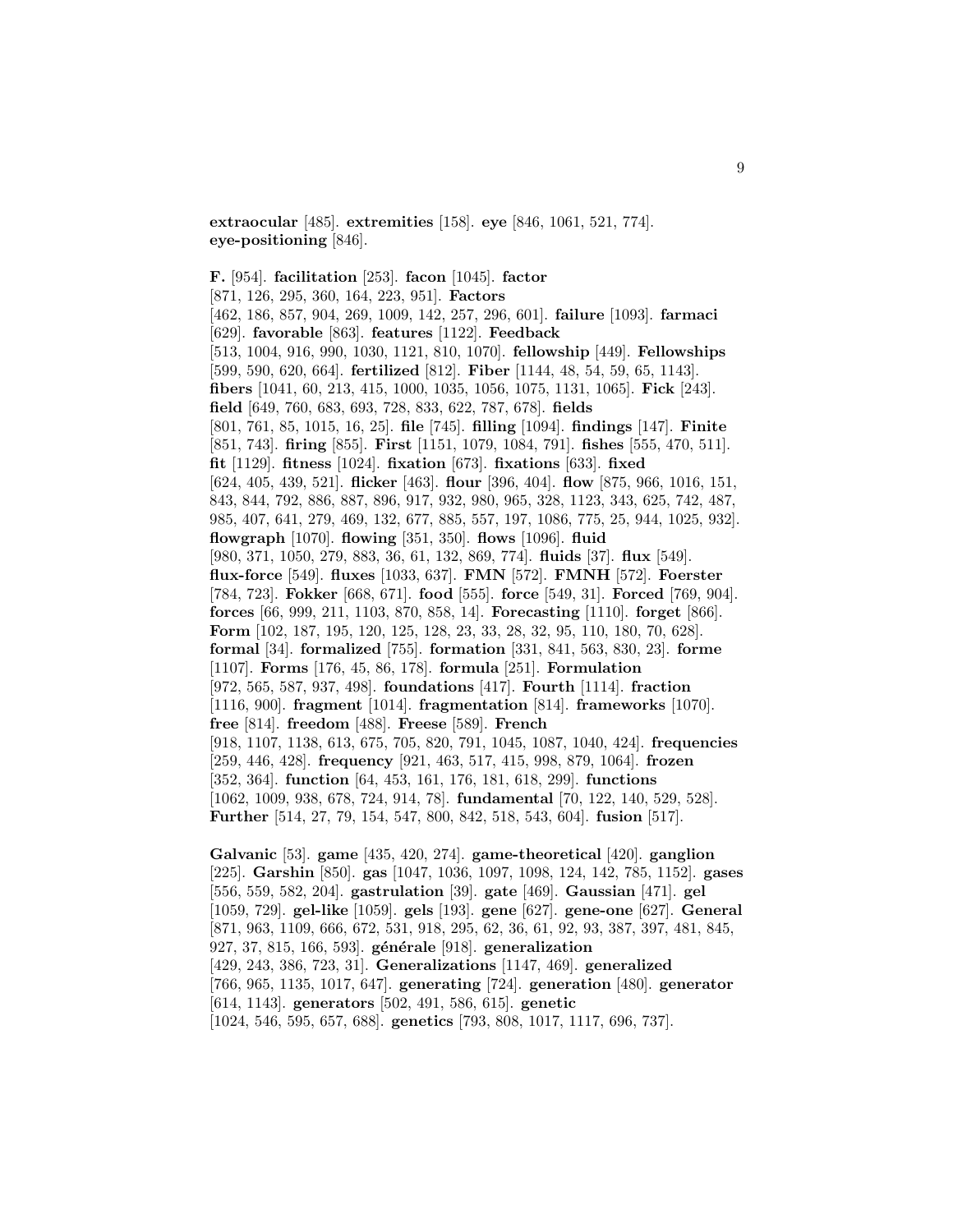**extraocular** [485]. **extremities** [158]. **eye** [846, 1061, 521, 774]. **eye-positioning** [846].

**F.** [954]. **facilitation** [253]. **facon** [1045]. **factor** [871, 126, 295, 360, 164, 223, 951]. **Factors** [462, 186, 857, 904, 269, 1009, 142, 257, 296, 601]. **failure** [1093]. **farmaci** [629]. **favorable** [863]. **features** [1122]. **Feedback** [513, 1004, 916, 990, 1030, 1121, 810, 1070]. **fellowship** [449]. **Fellowships** [599, 590, 620, 664]. **fertilized** [812]. **Fiber** [1144, 48, 54, 59, 65, 1143]. **fibers** [1041, 60, 213, 415, 1000, 1035, 1056, 1075, 1131, 1065]. **Fick** [243]. **field** [649, 760, 683, 693, 728, 833, 622, 787, 678]. **fields** [801, 761, 85, 1015, 16, 25]. **file** [745]. **filling** [1094]. **findings** [147]. **Finite** [851, 743]. **firing** [855]. **First** [1151, 1079, 1084, 791]. **fishes** [555, 470, 511]. **fit** [1129]. **fitness** [1024]. **fixation** [673]. **fixations** [633]. **fixed** [624, 405, 439, 521]. **flicker** [463]. **flour** [396, 404]. **flow** [875, 966, 1016, 151, 843, 844, 792, 886, 887, 896, 917, 932, 980, 965, 328, 1123, 343, 625, 742, 487, 985, 407, 641, 279, 469, 132, 677, 885, 557, 197, 1086, 775, 25, 944, 1025, 932]. **flowgraph** [1070]. **flowing** [351, 350]. **flows** [1096]. **fluid** [980, 371, 1050, 279, 883, 36, 61, 132, 869, 774]. **fluids** [37]. **flux** [549]. **flux-force** [549]. **fluxes** [1033, 637]. **FMN** [572]. **FMNH** [572]. **Foerster** [784, 723]. **Fokker** [668, 671]. **food** [555]. **force** [549, 31]. **Forced** [769, 904]. **forces** [66, 999, 211, 1103, 870, 858, 14]. **Forecasting** [1110]. **forget** [866]. **Form** [102, 187, 195, 120, 125, 128, 23, 33, 28, 32, 95, 110, 180, 70, 628]. **formal** [34]. **formalized** [755]. **formation** [331, 841, 563, 830, 23]. **forme** [1107]. **Forms** [176, 45, 86, 178]. **formula** [251]. **Formulation** [972, 565, 587, 937, 498]. **foundations** [417]. **Fourth** [1114]. **fraction** [1116, 900]. **fragment** [1014]. **fragmentation** [814]. **frameworks** [1070]. **free** [814]. **freedom** [488]. **Freese** [589]. **French** [918, 1107, 1138, 613, 675, 705, 820, 791, 1045, 1087, 1040, 424]. **frequencies** [259, 446, 428]. **frequency** [921, 463, 517, 415, 998, 879, 1064]. **frozen** [352, 364]. **function** [64, 453, 161, 176, 181, 618, 299]. **functions** [1062, 1009, 938, 678, 724, 914, 78]. **fundamental** [70, 122, 140, 529, 528]. **Further** [514, 27, 79, 154, 547, 800, 842, 518, 543, 604]. **fusion** [517].

**Galvanic** [53]. **game** [435, 420, 274]. **game-theoretical** [420]. **ganglion** [225]. **Garshin** [850]. **gas** [1047, 1036, 1097, 1098, 124, 142, 785, 1152]. **gases** [556, 559, 582, 204]. **gastrulation** [39]. **gate** [469]. **Gaussian** [471]. **gel** [1059, 729]. **gel-like** [1059]. **gels** [193]. **gene** [627]. **gene-one** [627]. **General** [871, 963, 1109, 666, 672, 531, 918, 295, 62, 36, 61, 92, 93, 387, 397, 481, 845, 927, 37, 815, 166, 593]. **générale** [918]. **generalization** [429, 243, 386, 723, 31]. **Generalizations** [1147, 469]. **generalized** [766, 965, 1135, 1017, 647]. **generating** [724]. **generation** [480]. **generator** [614, 1143]. **generators** [502, 491, 586, 615]. **genetic** [1024, 546, 595, 657, 688]. **genetics** [793, 808, 1017, 1117, 696, 737].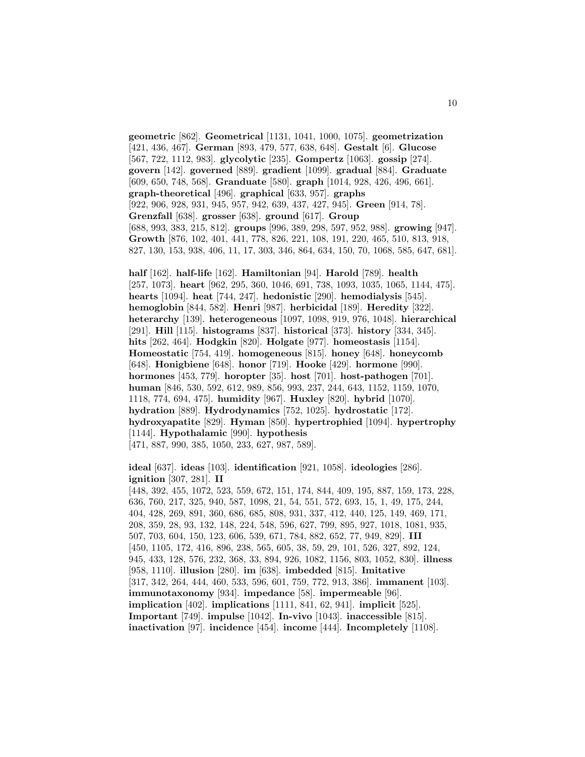**geometric** [862]. **Geometrical** [1131, 1041, 1000, 1075]. **geometrization** [421, 436, 467]. **German** [893, 479, 577, 638, 648]. **Gestalt** [6]. **Glucose** [567, 722, 1112, 983]. **glycolytic** [235]. **Gompertz** [1063]. **gossip** [274]. **govern** [142]. **governed** [889]. **gradient** [1099]. **gradual** [884]. **Graduate** [609, 650, 748, 568]. **Granduate** [580]. **graph** [1014, 928, 426, 496, 661]. **graph-theoretical** [496]. **graphical** [633, 957]. **graphs** [922, 906, 928, 931, 945, 957, 942, 639, 437, 427, 945]. **Green** [914, 78]. **Grenzfall** [638]. **grosser** [638]. **ground** [617]. **Group** [688, 993, 383, 215, 812]. **groups** [996, 389, 298, 597, 952, 988]. **growing** [947]. **Growth** [876, 102, 401, 441, 778, 826, 221, 108, 191, 220, 465, 510, 813, 918, 827, 130, 153, 938, 406, 11, 17, 303, 346, 864, 634, 150, 70, 1068, 585, 647, 681].

**half** [162]. **half-life** [162]. **Hamiltonian** [94]. **Harold** [789]. **health** [257, 1073]. **heart** [962, 295, 360, 1046, 691, 738, 1093, 1035, 1065, 1144, 475]. **hearts** [1094]. **heat** [744, 247]. **hedonistic** [290]. **hemodialysis** [545]. **hemoglobin** [844, 582]. **Henri** [987]. **herbicidal** [189]. **Heredity** [322]. **heterarchy** [139]. **heterogeneous** [1097, 1098, 919, 976, 1048]. **hierarchical** [291]. **Hill** [115]. **histograms** [837]. **historical** [373]. **history** [334, 345]. **hits** [262, 464]. **Hodgkin** [820]. **Holgate** [977]. **homeostasis** [1154]. **Homeostatic** [754, 419]. **homogeneous** [815]. **honey** [648]. **honeycomb** [648]. **Honigbiene** [648]. **honor** [719]. **Hooke** [429]. **hormone** [990]. **hormones** [453, 779]. **horopter** [35]. **host** [701]. **host-pathogen** [701]. **human** [846, 530, 592, 612, 989, 856, 993, 237, 244, 643, 1152, 1159, 1070, 1118, 774, 694, 475]. **humidity** [967]. **Huxley** [820]. **hybrid** [1070]. **hydration** [889]. **Hydrodynamics** [752, 1025]. **hydrostatic** [172]. **hydroxyapatite** [829]. **Hyman** [850]. **hypertrophied** [1094]. **hypertrophy** [1144]. **Hypothalamic** [990]. **hypothesis** [471, 887, 990, 385, 1050, 233, 627, 987, 589].

**ideal** [637]. **ideas** [103]. **identification** [921, 1058]. **ideologies** [286]. **ignition** [307, 281]. **II** [448, 392, 455, 1072, 523, 559, 672, 151, 174, 844, 409, 195, 887, 159, 173, 228, 636, 760, 217, 325, 940, 587, 1098, 21, 54, 551, 572, 693, 15, 1, 49, 175, 244, 404, 428, 269, 891, 360, 686, 685, 808, 931, 337, 412, 440, 125, 149, 469, 171, 208, 359, 28, 93, 132, 148, 224, 548, 596, 627, 799, 895, 927, 1018, 1081, 935, 507, 703, 604, 150, 123, 606, 539, 671, 784, 882, 652, 77, 949, 829]. **III** [450, 1105, 172, 416, 896, 238, 565, 605, 38, 59, 29, 101, 526, 327, 892, 124, 945, 433, 128, 576, 232, 368, 33, 894, 926, 1082, 1156, 803, 1052, 830]. **illness** [958, 1110]. **illusion** [280]. **im** [638]. **imbedded** [815]. **Imitative** [317, 342, 264, 444, 460, 533, 596, 601, 759, 772, 913, 386]. **immanent** [103]. **immunotaxonomy** [934]. **impedance** [58]. **impermeable** [96]. **implication** [402]. **implications** [1111, 841, 62, 941]. **implicit** [525]. **Important** [749]. **impulse** [1042]. **In-vivo** [1043]. **inaccessible** [815]. **inactivation** [97]. **incidence** [454]. **income** [444]. **Incompletely** [1108].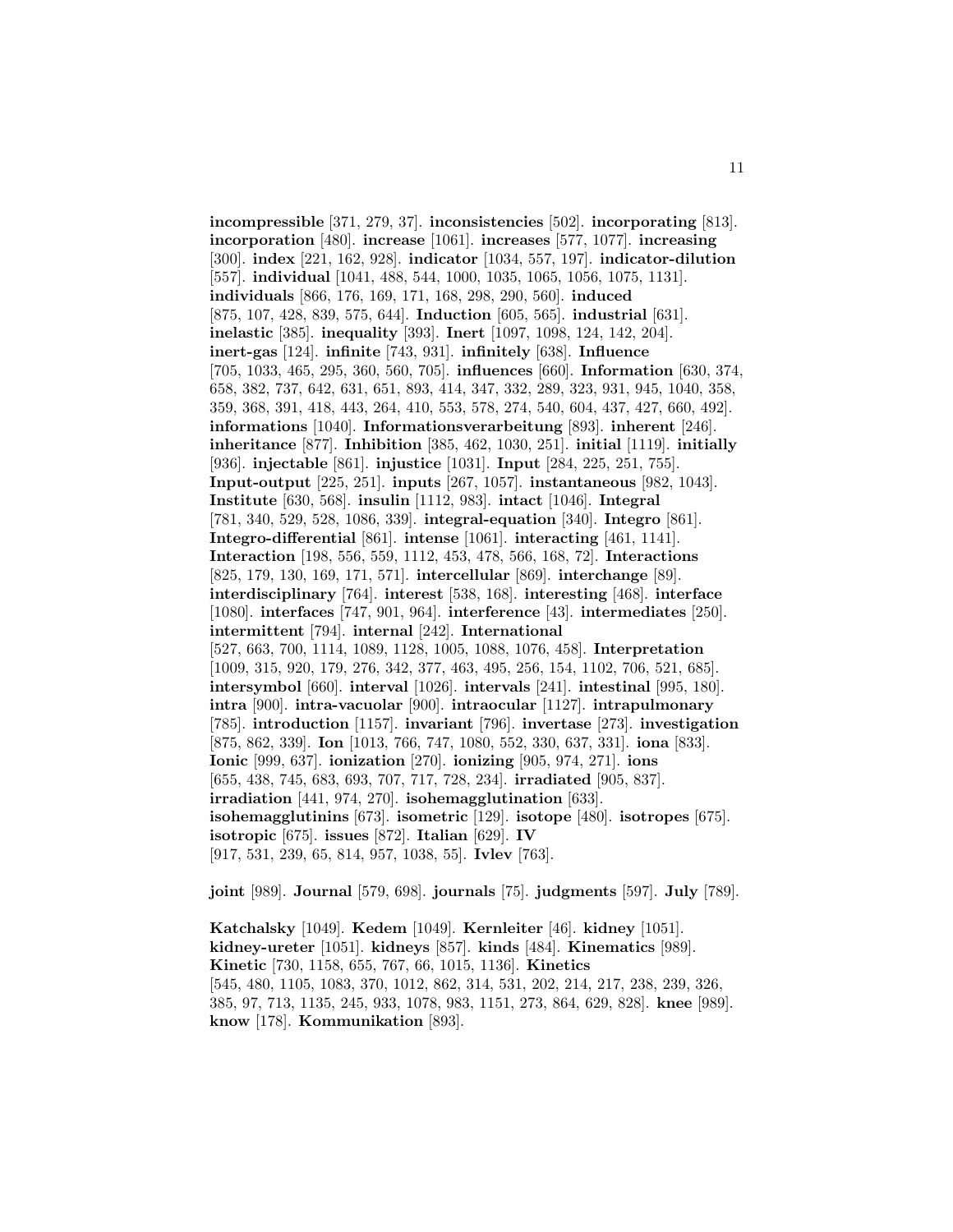**incompressible** [371, 279, 37]. **inconsistencies** [502]. **incorporating** [813]. **incorporation** [480]. **increase** [1061]. **increases** [577, 1077]. **increasing** [300]. **index** [221, 162, 928]. **indicator** [1034, 557, 197]. **indicator-dilution** [557]. **individual** [1041, 488, 544, 1000, 1035, 1065, 1056, 1075, 1131]. **individuals** [866, 176, 169, 171, 168, 298, 290, 560]. **induced** [875, 107, 428, 839, 575, 644]. **Induction** [605, 565]. **industrial** [631]. **inelastic** [385]. **inequality** [393]. **Inert** [1097, 1098, 124, 142, 204]. **inert-gas** [124]. **infinite** [743, 931]. **infinitely** [638]. **Influence** [705, 1033, 465, 295, 360, 560, 705]. **influences** [660]. **Information** [630, 374, 658, 382, 737, 642, 631, 651, 893, 414, 347, 332, 289, 323, 931, 945, 1040, 358, 359, 368, 391, 418, 443, 264, 410, 553, 578, 274, 540, 604, 437, 427, 660, 492]. **informations** [1040]. **Informationsverarbeitung** [893]. **inherent** [246]. **inheritance** [877]. **Inhibition** [385, 462, 1030, 251]. **initial** [1119]. **initially** [936]. **injectable** [861]. **injustice** [1031]. **Input** [284, 225, 251, 755]. **Input-output** [225, 251]. **inputs** [267, 1057]. **instantaneous** [982, 1043]. **Institute** [630, 568]. **insulin** [1112, 983]. **intact** [1046]. **Integral** [781, 340, 529, 528, 1086, 339]. **integral-equation** [340]. **Integro** [861]. **Integro-differential** [861]. **intense** [1061]. **interacting** [461, 1141]. **Interaction** [198, 556, 559, 1112, 453, 478, 566, 168, 72]. **Interactions** [825, 179, 130, 169, 171, 571]. **intercellular** [869]. **interchange** [89]. **interdisciplinary** [764]. **interest** [538, 168]. **interesting** [468]. **interface** [1080]. **interfaces** [747, 901, 964]. **interference** [43]. **intermediates** [250]. **intermittent** [794]. **internal** [242]. **International** [527, 663, 700, 1114, 1089, 1128, 1005, 1088, 1076, 458]. **Interpretation** [1009, 315, 920, 179, 276, 342, 377, 463, 495, 256, 154, 1102, 706, 521, 685]. **intersymbol** [660]. **interval** [1026]. **intervals** [241]. **intestinal** [995, 180]. **intra** [900]. **intra-vacuolar** [900]. **intraocular** [1127]. **intrapulmonary** [785]. **introduction** [1157]. **invariant** [796]. **invertase** [273]. **investigation** [875, 862, 339]. **Ion** [1013, 766, 747, 1080, 552, 330, 637, 331]. **iona** [833]. **Ionic** [999, 637]. **ionization** [270]. **ionizing** [905, 974, 271]. **ions** [655, 438, 745, 683, 693, 707, 717, 728, 234]. **irradiated** [905, 837]. **irradiation** [441, 974, 270]. **isohemagglutination** [633]. **isohemagglutinins** [673]. **isometric** [129]. **isotope** [480]. **isotropes** [675]. **isotropic** [675]. **issues** [872]. **Italian** [629]. **IV** [917, 531, 239, 65, 814, 957, 1038, 55]. **Ivlev** [763].

**joint** [989]. **Journal** [579, 698]. **journals** [75]. **judgments** [597]. **July** [789].

**Katchalsky** [1049]. **Kedem** [1049]. **Kernleiter** [46]. **kidney** [1051]. **kidney-ureter** [1051]. **kidneys** [857]. **kinds** [484]. **Kinematics** [989]. **Kinetic** [730, 1158, 655, 767, 66, 1015, 1136]. **Kinetics** [545, 480, 1105, 1083, 370, 1012, 862, 314, 531, 202, 214, 217, 238, 239, 326, 385, 97, 713, 1135, 245, 933, 1078, 983, 1151, 273, 864, 629, 828]. **knee** [989]. **know** [178]. **Kommunikation** [893].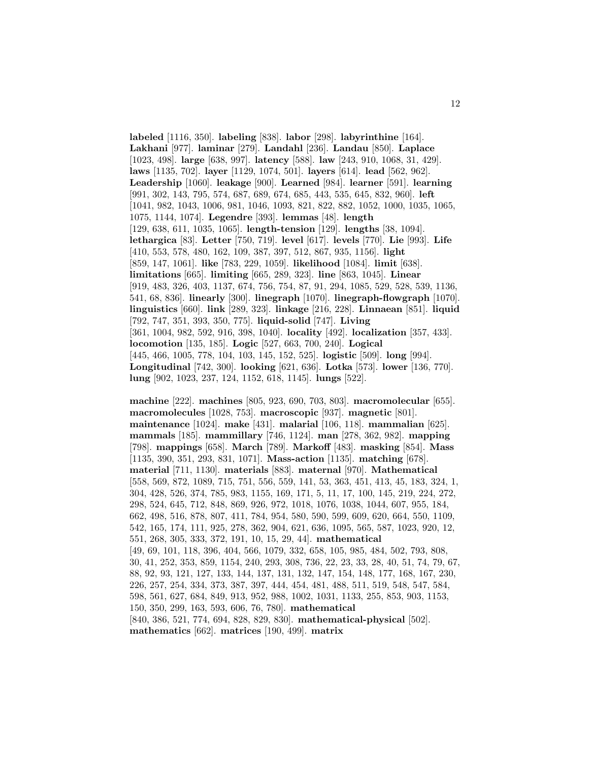**labeled** [1116, 350]. **labeling** [838]. **labor** [298]. **labyrinthine** [164]. **Lakhani** [977]. **laminar** [279]. **Landahl** [236]. **Landau** [850]. **Laplace** [1023, 498]. **large** [638, 997]. **latency** [588]. **law** [243, 910, 1068, 31, 429]. **laws** [1135, 702]. **layer** [1129, 1074, 501]. **layers** [614]. **lead** [562, 962]. **Leadership** [1060]. **leakage** [900]. **Learned** [984]. **learner** [591]. **learning** [991, 302, 143, 795, 574, 687, 689, 674, 685, 443, 535, 645, 832, 960]. **left** [1041, 982, 1043, 1006, 981, 1046, 1093, 821, 822, 882, 1052, 1000, 1035, 1065, 1075, 1144, 1074]. **Legendre** [393]. **lemmas** [48]. **length** [129, 638, 611, 1035, 1065]. **length-tension** [129]. **lengths** [38, 1094]. **lethargica** [83]. **Letter** [750, 719]. **level** [617]. **levels** [770]. **Lie** [993]. **Life** [410, 553, 578, 480, 162, 109, 387, 397, 512, 867, 935, 1156]. **light** [859, 147, 1061]. **like** [783, 229, 1059]. **likelihood** [1084]. **limit** [638]. **limitations** [665]. **limiting** [665, 289, 323]. **line** [863, 1045]. **Linear** [919, 483, 326, 403, 1137, 674, 756, 754, 87, 91, 294, 1085, 529, 528, 539, 1136, 541, 68, 836]. **linearly** [300]. **linegraph** [1070]. **linegraph-flowgraph** [1070]. **linguistics** [660]. **link** [289, 323]. **linkage** [216, 228]. **Linnaean** [851]. **liquid** [792, 747, 351, 393, 350, 775]. **liquid-solid** [747]. **Living** [361, 1004, 982, 592, 916, 398, 1040]. **locality** [492]. **localization** [357, 433]. **locomotion** [135, 185]. **Logic** [527, 663, 700, 240]. **Logical** [445, 466, 1005, 778, 104, 103, 145, 152, 525]. **logistic** [509]. **long** [994]. **Longitudinal** [742, 300]. **looking** [621, 636]. **Lotka** [573]. **lower** [136, 770]. **lung** [902, 1023, 237, 124, 1152, 618, 1145]. **lungs** [522].

**machine** [222]. **machines** [805, 923, 690, 703, 803]. **macromolecular** [655]. **macromolecules** [1028, 753]. **macroscopic** [937]. **magnetic** [801]. **maintenance** [1024]. **make** [431]. **malarial** [106, 118]. **mammalian** [625]. **mammals** [185]. **mammillary** [746, 1124]. **man** [278, 362, 982]. **mapping** [798]. **mappings** [658]. **March** [789]. **Markoff** [483]. **masking** [854]. **Mass** [1135, 390, 351, 293, 831, 1071]. **Mass-action** [1135]. **matching** [678]. **material** [711, 1130]. **materials** [883]. **maternal** [970]. **Mathematical** [558, 569, 872, 1089, 715, 751, 556, 559, 141, 53, 363, 451, 413, 45, 183, 324, 1, 304, 428, 526, 374, 785, 983, 1155, 169, 171, 5, 11, 17, 100, 145, 219, 224, 272, 298, 524, 645, 712, 848, 869, 926, 972, 1018, 1076, 1038, 1044, 607, 955, 184, 662, 498, 516, 878, 807, 411, 784, 954, 580, 590, 599, 609, 620, 664, 550, 1109, 542, 165, 174, 111, 925, 278, 362, 904, 621, 636, 1095, 565, 587, 1023, 920, 12, 551, 268, 305, 333, 372, 191, 10, 15, 29, 44]. **mathematical** [49, 69, 101, 118, 396, 404, 566, 1079, 332, 658, 105, 985, 484, 502, 793, 808, 30, 41, 252, 353, 859, 1154, 240, 293, 308, 736, 22, 23, 33, 28, 40, 51, 74, 79, 67, 88, 92, 93, 121, 127, 133, 144, 137, 131, 132, 147, 154, 148, 177, 168, 167, 230, 226, 257, 254, 334, 373, 387, 397, 444, 454, 481, 488, 511, 519, 548, 547, 584, 598, 561, 627, 684, 849, 913, 952, 988, 1002, 1031, 1133, 255, 853, 903, 1153, 150, 350, 299, 163, 593, 606, 76, 780]. **mathematical** [840, 386, 521, 774, 694, 828, 829, 830]. **mathematical-physical** [502]. **mathematics** [662]. **matrices** [190, 499]. **matrix**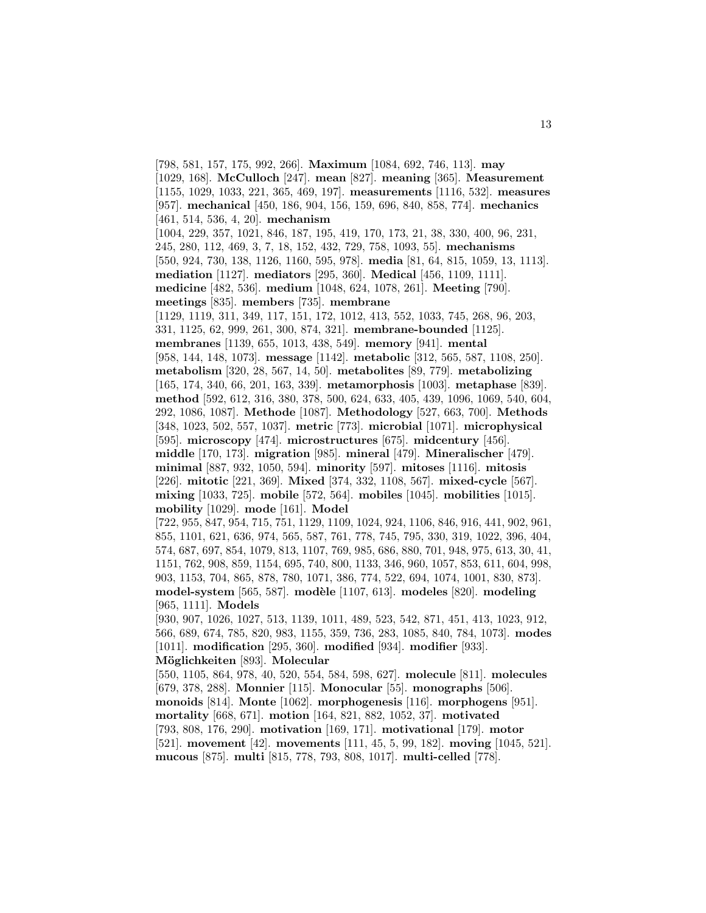[798, 581, 157, 175, 992, 266]. **Maximum** [1084, 692, 746, 113]. **may** [1029, 168]. **McCulloch** [247]. **mean** [827]. **meaning** [365]. **Measurement** [1155, 1029, 1033, 221, 365, 469, 197]. **measurements** [1116, 532]. **measures** [957]. **mechanical** [450, 186, 904, 156, 159, 696, 840, 858, 774]. **mechanics** [461, 514, 536, 4, 20]. **mechanism** [1004, 229, 357, 1021, 846, 187, 195, 419, 170, 173, 21, 38, 330, 400, 96, 231, 245, 280, 112, 469, 3, 7, 18, 152, 432, 729, 758, 1093, 55]. **mechanisms** [550, 924, 730, 138, 1126, 1160, 595, 978]. **media** [81, 64, 815, 1059, 13, 1113]. **mediation** [1127]. **mediators** [295, 360]. **Medical** [456, 1109, 1111]. **medicine** [482, 536]. **medium** [1048, 624, 1078, 261]. **Meeting** [790]. **meetings** [835]. **members** [735]. **membrane** [1129, 1119, 311, 349, 117, 151, 172, 1012, 413, 552, 1033, 745, 268, 96, 203, 331, 1125, 62, 999, 261, 300, 874, 321]. **membrane-bounded** [1125]. **membranes** [1139, 655, 1013, 438, 549]. **memory** [941]. **mental** [958, 144, 148, 1073]. **message** [1142]. **metabolic** [312, 565, 587, 1108, 250]. **metabolism** [320, 28, 567, 14, 50]. **metabolites** [89, 779]. **metabolizing** [165, 174, 340, 66, 201, 163, 339]. **metamorphosis** [1003]. **metaphase** [839]. **method** [592, 612, 316, 380, 378, 500, 624, 633, 405, 439, 1096, 1069, 540, 604, 292, 1086, 1087]. **Methode** [1087]. **Methodology** [527, 663, 700]. **Methods** [348, 1023, 502, 557, 1037]. **metric** [773]. **microbial** [1071]. **microphysical** [595]. **microscopy** [474]. **microstructures** [675]. **midcentury** [456]. **middle** [170, 173]. **migration** [985]. **mineral** [479]. **Mineralischer** [479]. **minimal** [887, 932, 1050, 594]. **minority** [597]. **mitoses** [1116]. **mitosis** [226]. **mitotic** [221, 369]. **Mixed** [374, 332, 1108, 567]. **mixed-cycle** [567]. **mixing** [1033, 725]. **mobile** [572, 564]. **mobiles** [1045]. **mobilities** [1015]. **mobility** [1029]. **mode** [161]. **Model** [722, 955, 847, 954, 715, 751, 1129, 1109, 1024, 924, 1106, 846, 916, 441, 902, 961, 855, 1101, 621, 636, 974, 565, 587, 761, 778, 745, 795, 330, 319, 1022, 396, 404, 574, 687, 697, 854, 1079, 813, 1107, 769, 985, 686, 880, 701, 948, 975, 613, 30, 41, 1151, 762, 908, 859, 1154, 695, 740, 800, 1133, 346, 960, 1057, 853, 611, 604, 998, 903, 1153, 704, 865, 878, 780, 1071, 386, 774, 522, 694, 1074, 1001, 830, 873]. **model-system** [565, 587]. **modèle** [1107, 613]. **modeles** [820]. **modeling** [965, 1111]. **Models** [930, 907, 1026, 1027, 513, 1139, 1011, 489, 523, 542, 871, 451, 413, 1023, 912, 566, 689, 674, 785, 820, 983, 1155, 359, 736, 283, 1085, 840, 784, 1073]. **modes** [1011]. **modification** [295, 360]. **modified** [934]. **modifier** [933]. **Möglichkeiten** [893]. **Molecular** [550, 1105, 864, 978, 40, 520, 554, 584, 598, 627]. **molecule** [811]. **molecules** [679, 378, 288]. **Monnier** [115]. **Monocular** [55]. **monographs** [506]. **monoids** [814]. **Monte** [1062]. **morphogenesis** [116]. **morphogens** [951]. **mortality** [668, 671]. **motion** [164, 821, 882, 1052, 37]. **motivated** [793, 808, 176, 290]. **motivation** [169, 171]. **motivational** [179]. **motor** [521]. **movement** [42]. **movements** [111, 45, 5, 99, 182]. **moving** [1045, 521]. **mucous** [875]. **multi** [815, 778, 793, 808, 1017]. **multi-celled** [778].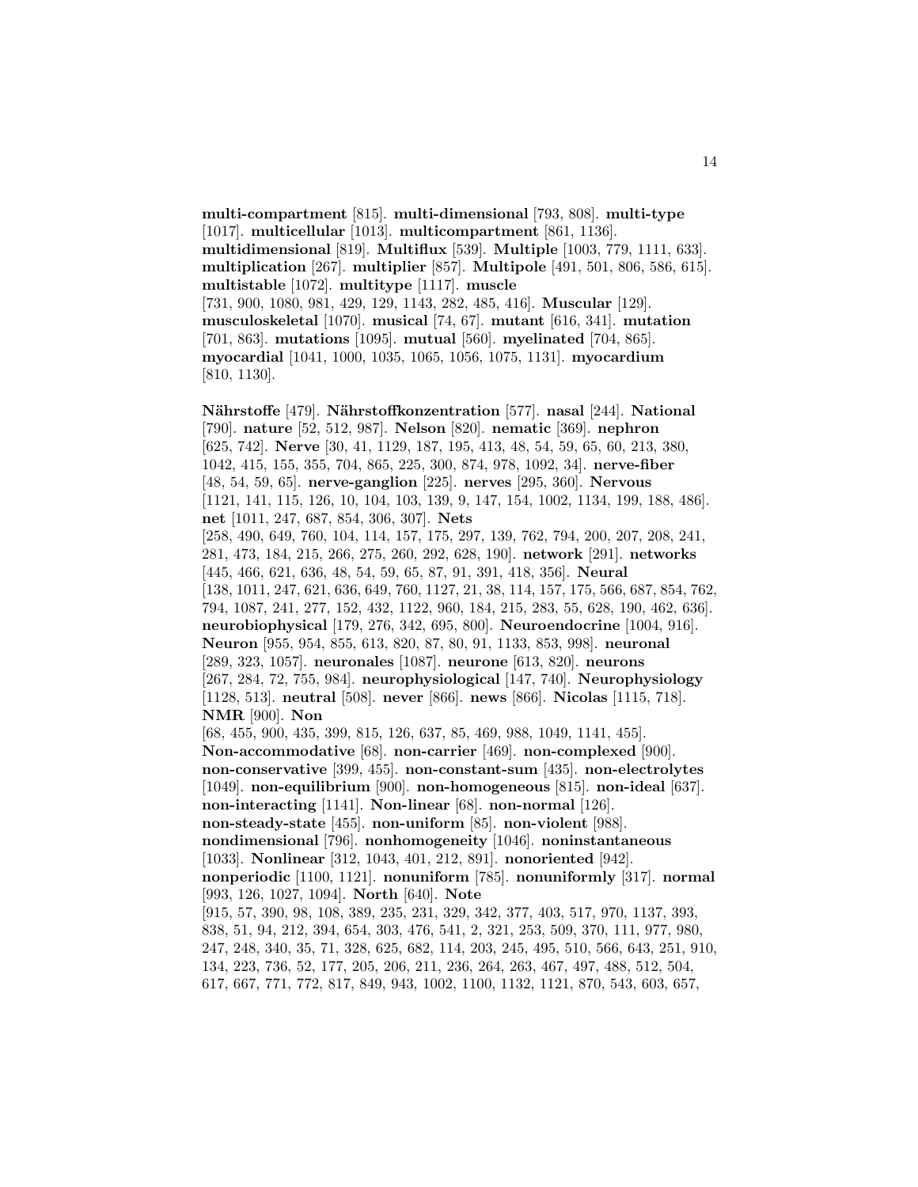**multi-compartment** [815]. **multi-dimensional** [793, 808]. **multi-type** [1017]. **multicellular** [1013]. **multicompartment** [861, 1136]. **multidimensional** [819]. **Multiflux** [539]. **Multiple** [1003, 779, 1111, 633]. **multiplication** [267]. **multiplier** [857]. **Multipole** [491, 501, 806, 586, 615]. **multistable** [1072]. **multitype** [1117]. **muscle** [731, 900, 1080, 981, 429, 129, 1143, 282, 485, 416]. **Muscular** [129]. **musculoskeletal** [1070]. **musical** [74, 67]. **mutant** [616, 341]. **mutation** [701, 863]. **mutations** [1095]. **mutual** [560]. **myelinated** [704, 865]. **myocardial** [1041, 1000, 1035, 1065, 1056, 1075, 1131]. **myocardium** [810, 1130].

**Nährstoffe** [479]. **Nährstoffkonzentration** [577]. **nasal** [244]. **National** [790]. **nature** [52, 512, 987]. **Nelson** [820]. **nematic** [369]. **nephron** [625, 742]. **Nerve** [30, 41, 1129, 187, 195, 413, 48, 54, 59, 65, 60, 213, 380, 1042, 415, 155, 355, 704, 865, 225, 300, 874, 978, 1092, 34]. **nerve-fiber** [48, 54, 59, 65]. **nerve-ganglion** [225]. **nerves** [295, 360]. **Nervous** [1121, 141, 115, 126, 10, 104, 103, 139, 9, 147, 154, 1002, 1134, 199, 188, 486]. **net** [1011, 247, 687, 854, 306, 307]. **Nets** [258, 490, 649, 760, 104, 114, 157, 175, 297, 139, 762, 794, 200, 207, 208, 241, 281, 473, 184, 215, 266, 275, 260, 292, 628, 190]. **network** [291]. **networks** [445, 466, 621, 636, 48, 54, 59, 65, 87, 91, 391, 418, 356]. **Neural** [138, 1011, 247, 621, 636, 649, 760, 1127, 21, 38, 114, 157, 175, 566, 687, 854, 762, 794, 1087, 241, 277, 152, 432, 1122, 960, 184, 215, 283, 55, 628, 190, 462, 636]. **neurobiophysical** [179, 276, 342, 695, 800]. **Neuroendocrine** [1004, 916]. **Neuron** [955, 954, 855, 613, 820, 87, 80, 91, 1133, 853, 998]. **neuronal** [289, 323, 1057]. **neuronales** [1087]. **neurone** [613, 820]. **neurons** [267, 284, 72, 755, 984]. **neurophysiological** [147, 740]. **Neurophysiology** [1128, 513]. **neutral** [508]. **never** [866]. **news** [866]. **Nicolas** [1115, 718]. **NMR** [900]. **Non** [68, 455, 900, 435, 399, 815, 126, 637, 85, 469, 988, 1049, 1141, 455]. **Non-accommodative** [68]. **non-carrier** [469]. **non-complexed** [900]. **non-conservative** [399, 455]. **non-constant-sum** [435]. **non-electrolytes** [1049]. **non-equilibrium** [900]. **non-homogeneous** [815]. **non-ideal** [637]. **non-interacting** [1141]. **Non-linear** [68]. **non-normal** [126]. **non-steady-state** [455]. **non-uniform** [85]. **non-violent** [988]. **nondimensional** [796]. **nonhomogeneity** [1046]. **noninstantaneous** [1033]. **Nonlinear** [312, 1043, 401, 212, 891]. **nonoriented** [942]. **nonperiodic** [1100, 1121]. **nonuniform** [785]. **nonuniformly** [317]. **normal** [993, 126, 1027, 1094]. **North** [640]. **Note** [915, 57, 390, 98, 108, 389, 235, 231, 329, 342, 377, 403, 517, 970, 1137, 393, 838, 51, 94, 212, 394, 654, 303, 476, 541, 2, 321, 253, 509, 370, 111, 977, 980, 247, 248, 340, 35, 71, 328, 625, 682, 114, 203, 245, 495, 510, 566, 643, 251, 910, 134, 223, 736, 52, 177, 205, 206, 211, 236, 264, 263, 467, 497, 488, 512, 504, 617, 667, 771, 772, 817, 849, 943, 1002, 1100, 1132, 1121, 870, 543, 603, 657,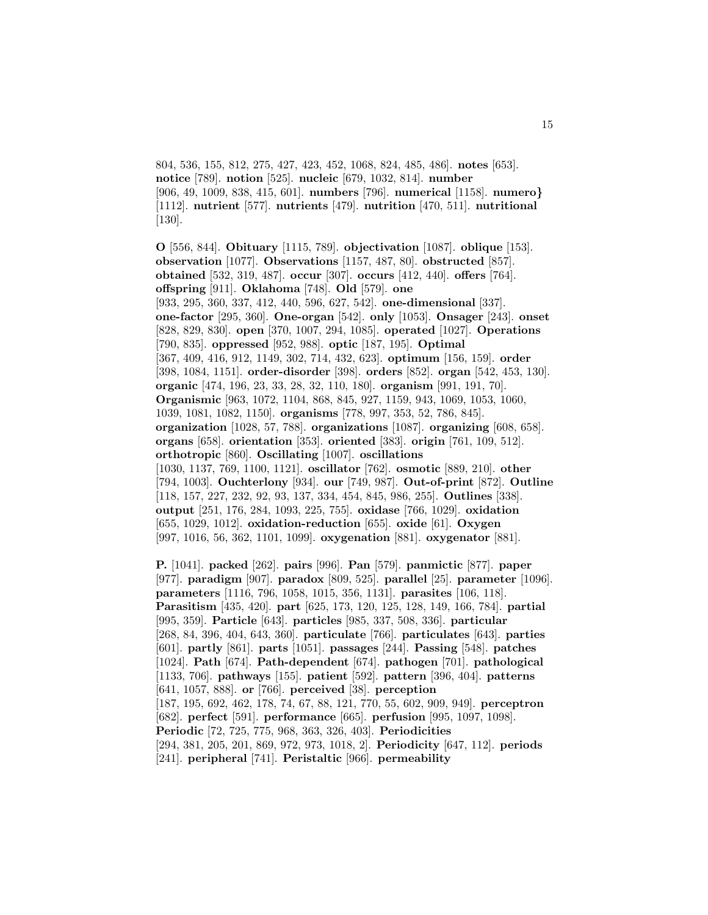804, 536, 155, 812, 275, 427, 423, 452, 1068, 824, 485, 486]. **notes** [653]. **notice** [789]. **notion** [525]. **nucleic** [679, 1032, 814]. **number** [906, 49, 1009, 838, 415, 601]. **numbers** [796]. **numerical** [1158]. **numero}** [1112]. **nutrient** [577]. **nutrients** [479]. **nutrition** [470, 511]. **nutritional** [130].

**O** [556, 844]. **Obituary** [1115, 789]. **objectivation** [1087]. **oblique** [153]. **observation** [1077]. **Observations** [1157, 487, 80]. **obstructed** [857]. **obtained** [532, 319, 487]. **occur** [307]. **occurs** [412, 440]. **offers** [764]. **offspring** [911]. **Oklahoma** [748]. **Old** [579]. **one** [933, 295, 360, 337, 412, 440, 596, 627, 542]. **one-dimensional** [337]. **one-factor** [295, 360]. **One-organ** [542]. **only** [1053]. **Onsager** [243]. **onset** [828, 829, 830]. **open** [370, 1007, 294, 1085]. **operated** [1027]. **Operations** [790, 835]. **oppressed** [952, 988]. **optic** [187, 195]. **Optimal** [367, 409, 416, 912, 1149, 302, 714, 432, 623]. **optimum** [156, 159]. **order** [398, 1084, 1151]. **order-disorder** [398]. **orders** [852]. **organ** [542, 453, 130]. **organic** [474, 196, 23, 33, 28, 32, 110, 180]. **organism** [991, 191, 70]. **Organismic** [963, 1072, 1104, 868, 845, 927, 1159, 943, 1069, 1053, 1060, 1039, 1081, 1082, 1150]. **organisms** [778, 997, 353, 52, 786, 845]. **organization** [1028, 57, 788]. **organizations** [1087]. **organizing** [608, 658]. **organs** [658]. **orientation** [353]. **oriented** [383]. **origin** [761, 109, 512]. **orthotropic** [860]. **Oscillating** [1007]. **oscillations** [1030, 1137, 769, 1100, 1121]. **oscillator** [762]. **osmotic** [889, 210]. **other** [794, 1003]. **Ouchterlony** [934]. **our** [749, 987]. **Out-of-print** [872]. **Outline** [118, 157, 227, 232, 92, 93, 137, 334, 454, 845, 986, 255]. **Outlines** [338]. **output** [251, 176, 284, 1093, 225, 755]. **oxidase** [766, 1029]. **oxidation** [655, 1029, 1012]. **oxidation-reduction** [655]. **oxide** [61]. **Oxygen** [997, 1016, 56, 362, 1101, 1099]. **oxygenation** [881]. **oxygenator** [881].

**P.** [1041]. **packed** [262]. **pairs** [996]. **Pan** [579]. **panmictic** [877]. **paper** [977]. **paradigm** [907]. **paradox** [809, 525]. **parallel** [25]. **parameter** [1096]. **parameters** [1116, 796, 1058, 1015, 356, 1131]. **parasites** [106, 118]. **Parasitism** [435, 420]. **part** [625, 173, 120, 125, 128, 149, 166, 784]. **partial** [995, 359]. **Particle** [643]. **particles** [985, 337, 508, 336]. **particular** [268, 84, 396, 404, 643, 360]. **particulate** [766]. **particulates** [643]. **parties** [601]. **partly** [861]. **parts** [1051]. **passages** [244]. **Passing** [548]. **patches** [1024]. **Path** [674]. **Path-dependent** [674]. **pathogen** [701]. **pathological** [1133, 706]. **pathways** [155]. **patient** [592]. **pattern** [396, 404]. **patterns** [641, 1057, 888]. **or** [766]. **perceived** [38]. **perception** [187, 195, 692, 462, 178, 74, 67, 88, 121, 770, 55, 602, 909, 949]. **perceptron** [682]. **perfect** [591]. **performance** [665]. **perfusion** [995, 1097, 1098]. **Periodic** [72, 725, 775, 968, 363, 326, 403]. **Periodicities** [294, 381, 205, 201, 869, 972, 973, 1018, 2]. **Periodicity** [647, 112]. **periods** [241]. **peripheral** [741]. **Peristaltic** [966]. **permeability**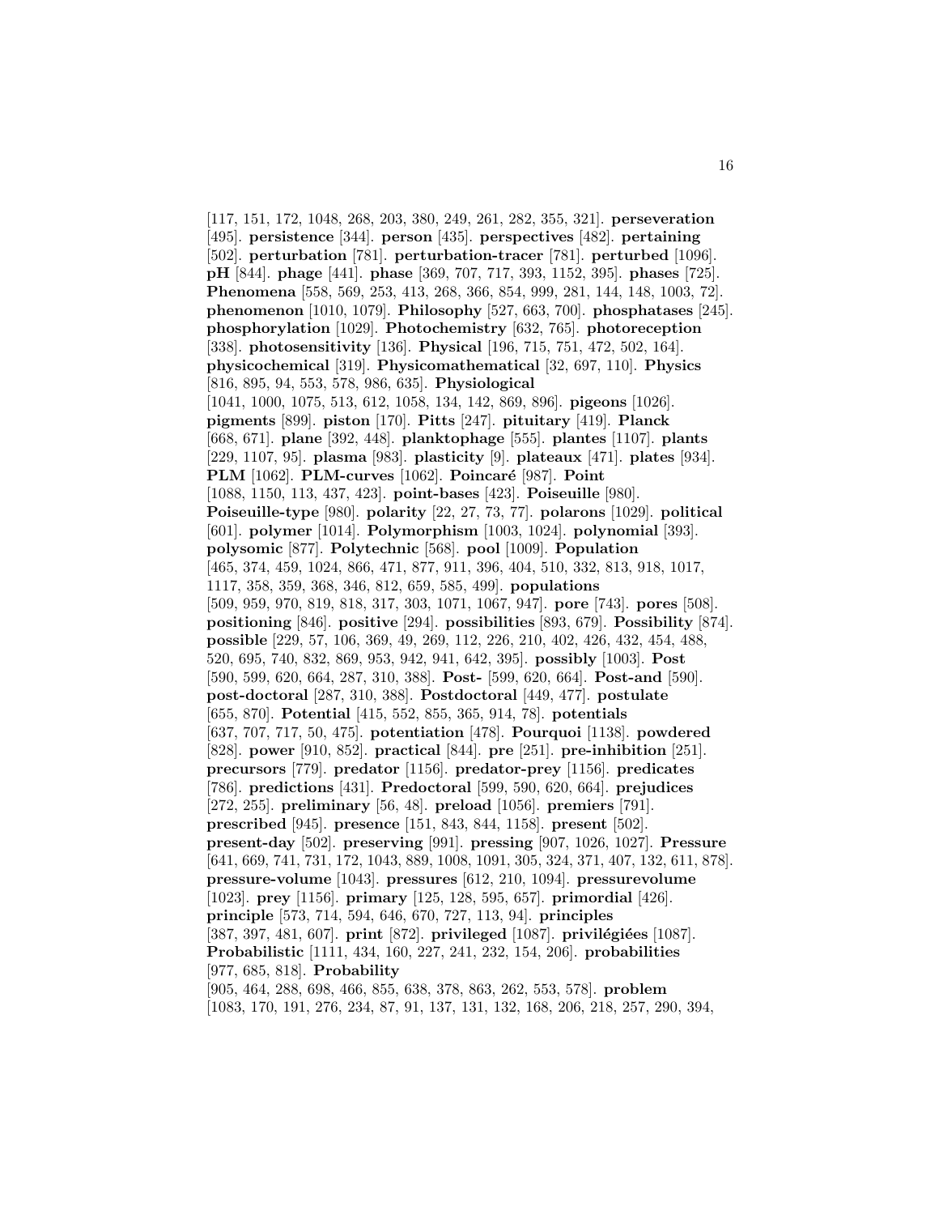[117, 151, 172, 1048, 268, 203, 380, 249, 261, 282, 355, 321]. **perseveration** [495]. **persistence** [344]. **person** [435]. **perspectives** [482]. **pertaining** [502]. **perturbation** [781]. **perturbation-tracer** [781]. **perturbed** [1096]. **pH** [844]. **phage** [441]. **phase** [369, 707, 717, 393, 1152, 395]. **phases** [725]. **Phenomena** [558, 569, 253, 413, 268, 366, 854, 999, 281, 144, 148, 1003, 72]. **phenomenon** [1010, 1079]. **Philosophy** [527, 663, 700]. **phosphatases** [245]. **phosphorylation** [1029]. **Photochemistry** [632, 765]. **photoreception** [338]. **photosensitivity** [136]. **Physical** [196, 715, 751, 472, 502, 164]. **physicochemical** [319]. **Physicomathematical** [32, 697, 110]. **Physics** [816, 895, 94, 553, 578, 986, 635]. **Physiological** [1041, 1000, 1075, 513, 612, 1058, 134, 142, 869, 896]. **pigeons** [1026]. **pigments** [899]. **piston** [170]. **Pitts** [247]. **pituitary** [419]. **Planck** [668, 671]. **plane** [392, 448]. **planktophage** [555]. **plantes** [1107]. **plants** [229, 1107, 95]. **plasma** [983]. **plasticity** [9]. **plateaux** [471]. **plates** [934]. **PLM** [1062]. **PLM-curves** [1062]. **Poincaré** [987]. **Point** [1088, 1150, 113, 437, 423]. **point-bases** [423]. **Poiseuille** [980]. **Poiseuille-type** [980]. **polarity** [22, 27, 73, 77]. **polarons** [1029]. **political** [601]. **polymer** [1014]. **Polymorphism** [1003, 1024]. **polynomial** [393]. **polysomic** [877]. **Polytechnic** [568]. **pool** [1009]. **Population** [465, 374, 459, 1024, 866, 471, 877, 911, 396, 404, 510, 332, 813, 918, 1017, 1117, 358, 359, 368, 346, 812, 659, 585, 499]. **populations** [509, 959, 970, 819, 818, 317, 303, 1071, 1067, 947]. **pore** [743]. **pores** [508]. **positioning** [846]. **positive** [294]. **possibilities** [893, 679]. **Possibility** [874]. **possible** [229, 57, 106, 369, 49, 269, 112, 226, 210, 402, 426, 432, 454, 488, 520, 695, 740, 832, 869, 953, 942, 941, 642, 395]. **possibly** [1003]. **Post** [590, 599, 620, 664, 287, 310, 388]. **Post-** [599, 620, 664]. **Post-and** [590]. **post-doctoral** [287, 310, 388]. **Postdoctoral** [449, 477]. **postulate** [655, 870]. **Potential** [415, 552, 855, 365, 914, 78]. **potentials** [637, 707, 717, 50, 475]. **potentiation** [478]. **Pourquoi** [1138]. **powdered** [828]. **power** [910, 852]. **practical** [844]. **pre** [251]. **pre-inhibition** [251]. **precursors** [779]. **predator** [1156]. **predator-prey** [1156]. **predicates** [786]. **predictions** [431]. **Predoctoral** [599, 590, 620, 664]. **prejudices** [272, 255]. **preliminary** [56, 48]. **preload** [1056]. **premiers** [791]. **prescribed** [945]. **presence** [151, 843, 844, 1158]. **present** [502]. **present-day** [502]. **preserving** [991]. **pressing** [907, 1026, 1027]. **Pressure** [641, 669, 741, 731, 172, 1043, 889, 1008, 1091, 305, 324, 371, 407, 132, 611, 878]. **pressure-volume** [1043]. **pressures** [612, 210, 1094]. **pressurevolume** [1023]. **prey** [1156]. **primary** [125, 128, 595, 657]. **primordial** [426]. **principle** [573, 714, 594, 646, 670, 727, 113, 94]. **principles** [387, 397, 481, 607]. **print** [872]. **privileged** [1087]. **privilégiées** [1087]. **Probabilistic** [1111, 434, 160, 227, 241, 232, 154, 206]. **probabilities** [977, 685, 818]. **Probability** [905, 464, 288, 698, 466, 855, 638, 378, 863, 262, 553, 578]. **problem** [1083, 170, 191, 276, 234, 87, 91, 137, 131, 132, 168, 206, 218, 257, 290, 394,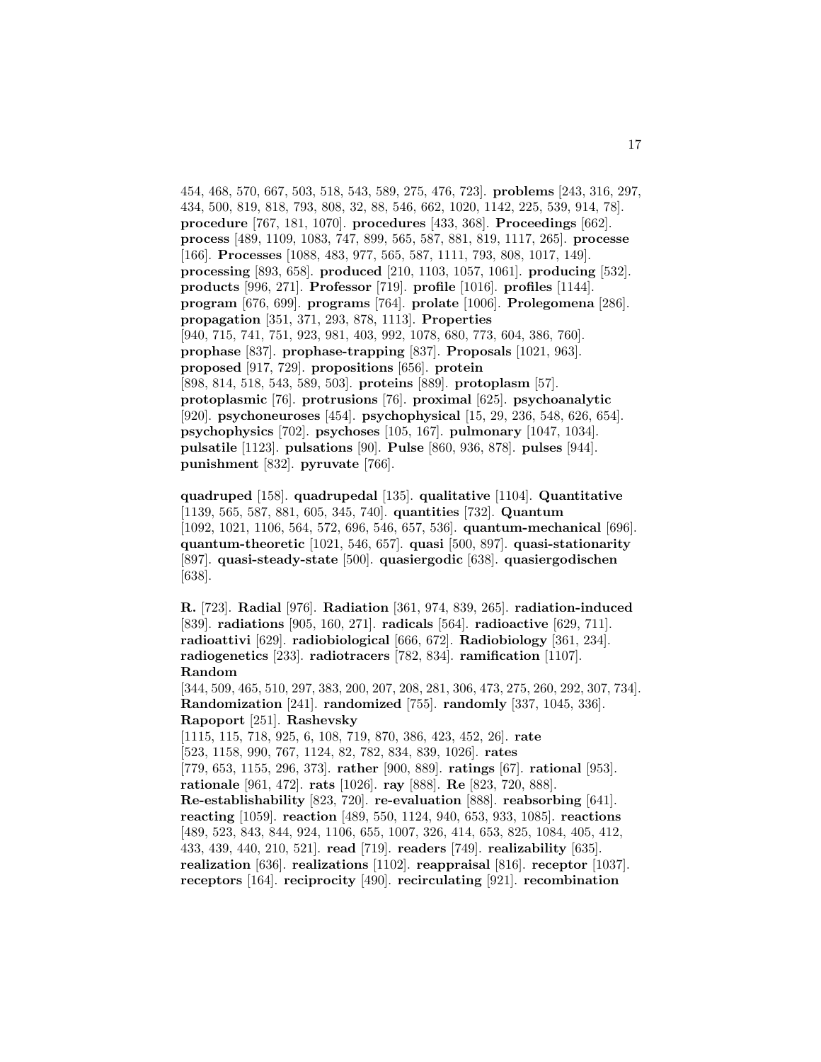454, 468, 570, 667, 503, 518, 543, 589, 275, 476, 723]. **problems** [243, 316, 297, 434, 500, 819, 818, 793, 808, 32, 88, 546, 662, 1020, 1142, 225, 539, 914, 78]. **procedure** [767, 181, 1070]. **procedures** [433, 368]. **Proceedings** [662]. **process** [489, 1109, 1083, 747, 899, 565, 587, 881, 819, 1117, 265]. **processe** [166]. **Processes** [1088, 483, 977, 565, 587, 1111, 793, 808, 1017, 149]. **processing** [893, 658]. **produced** [210, 1103, 1057, 1061]. **producing** [532]. **products** [996, 271]. **Professor** [719]. **profile** [1016]. **profiles** [1144]. **program** [676, 699]. **programs** [764]. **prolate** [1006]. **Prolegomena** [286]. **propagation** [351, 371, 293, 878, 1113]. **Properties** [940, 715, 741, 751, 923, 981, 403, 992, 1078, 680, 773, 604, 386, 760]. **prophase** [837]. **prophase-trapping** [837]. **Proposals** [1021, 963]. **proposed** [917, 729]. **propositions** [656]. **protein** [898, 814, 518, 543, 589, 503]. **proteins** [889]. **protoplasm** [57]. **protoplasmic** [76]. **protrusions** [76]. **proximal** [625]. **psychoanalytic** [920]. **psychoneuroses** [454]. **psychophysical** [15, 29, 236, 548, 626, 654]. **psychophysics** [702]. **psychoses** [105, 167]. **pulmonary** [1047, 1034]. **pulsatile** [1123]. **pulsations** [90]. **Pulse** [860, 936, 878]. **pulses** [944]. **punishment** [832]. **pyruvate** [766].

**quadruped** [158]. **quadrupedal** [135]. **qualitative** [1104]. **Quantitative** [1139, 565, 587, 881, 605, 345, 740]. **quantities** [732]. **Quantum** [1092, 1021, 1106, 564, 572, 696, 546, 657, 536]. **quantum-mechanical** [696]. **quantum-theoretic** [1021, 546, 657]. **quasi** [500, 897]. **quasi-stationarity** [897]. **quasi-steady-state** [500]. **quasiergodic** [638]. **quasiergodischen** [638].

**R.** [723]. **Radial** [976]. **Radiation** [361, 974, 839, 265]. **radiation-induced** [839]. **radiations** [905, 160, 271]. **radicals** [564]. **radioactive** [629, 711]. **radioattivi** [629]. **radiobiological** [666, 672]. **Radiobiology** [361, 234]. **radiogenetics** [233]. **radiotracers** [782, 834]. **ramification** [1107]. **Random** [344, 509, 465, 510, 297, 383, 200, 207, 208, 281, 306, 473, 275, 260, 292, 307, 734]. **Randomization** [241]. **randomized** [755]. **randomly** [337, 1045, 336]. **Rapoport** [251]. **Rashevsky** [1115, 115, 718, 925, 6, 108, 719, 870, 386, 423, 452, 26]. **rate** [523, 1158, 990, 767, 1124, 82, 782, 834, 839, 1026]. **rates** [779, 653, 1155, 296, 373]. **rather** [900, 889]. **ratings** [67]. **rational** [953]. **rationale** [961, 472]. **rats** [1026]. **ray** [888]. **Re** [823, 720, 888]. **Re-establishability** [823, 720]. **re-evaluation** [888]. **reabsorbing** [641]. **reacting** [1059]. **reaction** [489, 550, 1124, 940, 653, 933, 1085]. **reactions** [489, 523, 843, 844, 924, 1106, 655, 1007, 326, 414, 653, 825, 1084, 405, 412, 433, 439, 440, 210, 521]. **read** [719]. **readers** [749]. **realizability** [635]. **realization** [636]. **realizations** [1102]. **reappraisal** [816]. **receptor** [1037]. **receptors** [164]. **reciprocity** [490]. **recirculating** [921]. **recombination**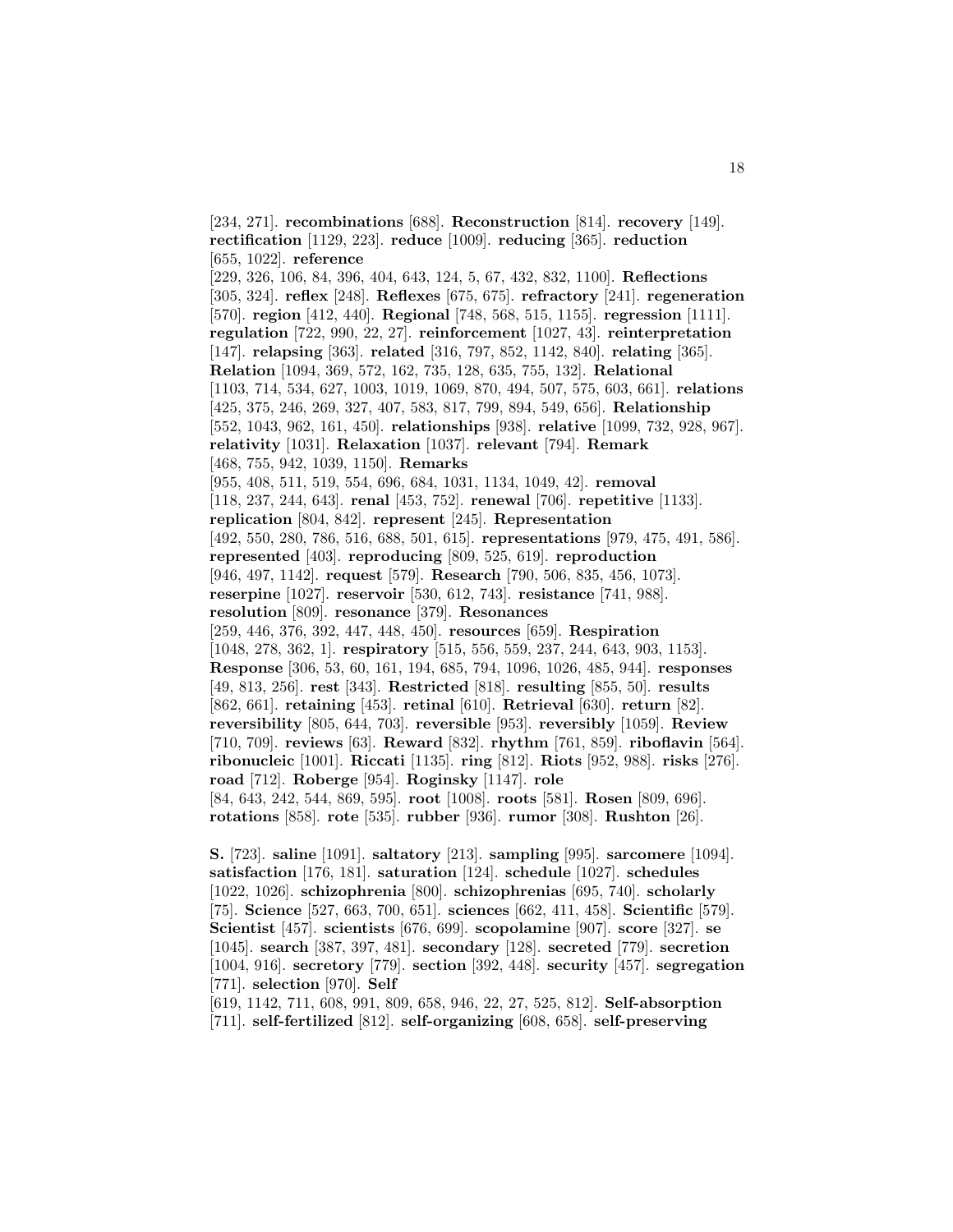[234, 271]. **recombinations** [688]. **Reconstruction** [814]. **recovery** [149]. **rectification** [1129, 223]. **reduce** [1009]. **reducing** [365]. **reduction** [655, 1022]. **reference** [229, 326, 106, 84, 396, 404, 643, 124, 5, 67, 432, 832, 1100]. **Reflections** [305, 324]. **reflex** [248]. **Reflexes** [675, 675]. **refractory** [241]. **regeneration** [570]. **region** [412, 440]. **Regional** [748, 568, 515, 1155]. **regression** [1111]. **regulation** [722, 990, 22, 27]. **reinforcement** [1027, 43]. **reinterpretation** [147]. **relapsing** [363]. **related** [316, 797, 852, 1142, 840]. **relating** [365]. **Relation** [1094, 369, 572, 162, 735, 128, 635, 755, 132]. **Relational** [1103, 714, 534, 627, 1003, 1019, 1069, 870, 494, 507, 575, 603, 661]. **relations** [425, 375, 246, 269, 327, 407, 583, 817, 799, 894, 549, 656]. **Relationship** [552, 1043, 962, 161, 450]. **relationships** [938]. **relative** [1099, 732, 928, 967]. **relativity** [1031]. **Relaxation** [1037]. **relevant** [794]. **Remark** [468, 755, 942, 1039, 1150]. **Remarks** [955, 408, 511, 519, 554, 696, 684, 1031, 1134, 1049, 42]. **removal** [118, 237, 244, 643]. **renal** [453, 752]. **renewal** [706]. **repetitive** [1133]. **replication** [804, 842]. **represent** [245]. **Representation** [492, 550, 280, 786, 516, 688, 501, 615]. **representations** [979, 475, 491, 586]. **represented** [403]. **reproducing** [809, 525, 619]. **reproduction** [946, 497, 1142]. **request** [579]. **Research** [790, 506, 835, 456, 1073]. **reserpine** [1027]. **reservoir** [530, 612, 743]. **resistance** [741, 988]. **resolution** [809]. **resonance** [379]. **Resonances** [259, 446, 376, 392, 447, 448, 450]. **resources** [659]. **Respiration** [1048, 278, 362, 1]. **respiratory** [515, 556, 559, 237, 244, 643, 903, 1153]. **Response** [306, 53, 60, 161, 194, 685, 794, 1096, 1026, 485, 944]. **responses** [49, 813, 256]. **rest** [343]. **Restricted** [818]. **resulting** [855, 50]. **results** [862, 661]. **retaining** [453]. **retinal** [610]. **Retrieval** [630]. **return** [82]. **reversibility** [805, 644, 703]. **reversible** [953]. **reversibly** [1059]. **Review** [710, 709]. **reviews** [63]. **Reward** [832]. **rhythm** [761, 859]. **riboflavin** [564]. **ribonucleic** [1001]. **Riccati** [1135]. **ring** [812]. **Riots** [952, 988]. **risks** [276]. **road** [712]. **Roberge** [954]. **Roginsky** [1147]. **role** [84, 643, 242, 544, 869, 595]. **root** [1008]. **roots** [581]. **Rosen** [809, 696]. **rotations** [858]. **rote** [535]. **rubber** [936]. **rumor** [308]. **Rushton** [26].

**S.** [723]. **saline** [1091]. **saltatory** [213]. **sampling** [995]. **sarcomere** [1094]. **satisfaction** [176, 181]. **saturation** [124]. **schedule** [1027]. **schedules** [1022, 1026]. **schizophrenia** [800]. **schizophrenias** [695, 740]. **scholarly** [75]. **Science** [527, 663, 700, 651]. **sciences** [662, 411, 458]. **Scientific** [579]. **Scientist** [457]. **scientists** [676, 699]. **scopolamine** [907]. **score** [327]. **se** [1045]. **search** [387, 397, 481]. **secondary** [128]. **secreted** [779]. **secretion** [1004, 916]. **secretory** [779]. **section** [392, 448]. **security** [457]. **segregation** [771]. **selection** [970]. **Self** [619, 1142, 711, 608, 991, 809, 658, 946, 22, 27, 525, 812]. **Self-absorption** [711]. **self-fertilized** [812]. **self-organizing** [608, 658]. **self-preserving**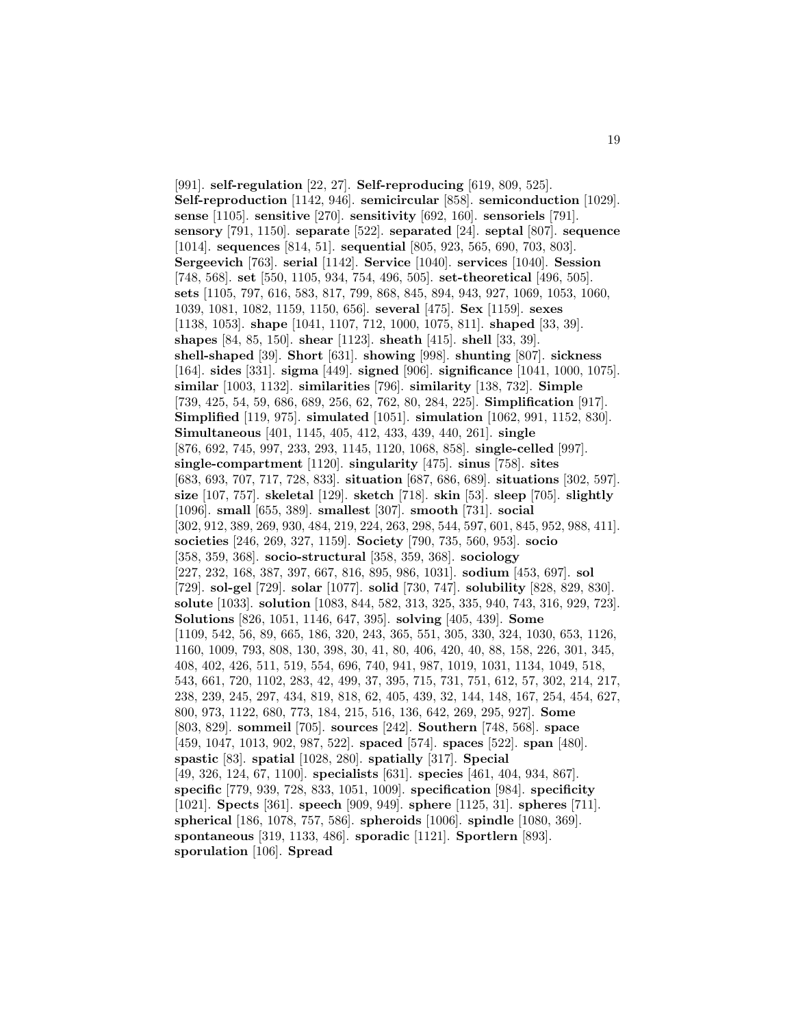[991]. **self-regulation** [22, 27]. **Self-reproducing** [619, 809, 525]. **Self-reproduction** [1142, 946]. **semicircular** [858]. **semiconduction** [1029]. **sense** [1105]. **sensitive** [270]. **sensitivity** [692, 160]. **sensoriels** [791]. **sensory** [791, 1150]. **separate** [522]. **separated** [24]. **septal** [807]. **sequence** [1014]. **sequences** [814, 51]. **sequential** [805, 923, 565, 690, 703, 803]. **Sergeevich** [763]. **serial** [1142]. **Service** [1040]. **services** [1040]. **Session** [748, 568]. **set** [550, 1105, 934, 754, 496, 505]. **set-theoretical** [496, 505]. **sets** [1105, 797, 616, 583, 817, 799, 868, 845, 894, 943, 927, 1069, 1053, 1060, 1039, 1081, 1082, 1159, 1150, 656]. **several** [475]. **Sex** [1159]. **sexes** [1138, 1053]. **shape** [1041, 1107, 712, 1000, 1075, 811]. **shaped** [33, 39]. **shapes** [84, 85, 150]. **shear** [1123]. **sheath** [415]. **shell** [33, 39]. **shell-shaped** [39]. **Short** [631]. **showing** [998]. **shunting** [807]. **sickness** [164]. **sides** [331]. **sigma** [449]. **signed** [906]. **significance** [1041, 1000, 1075]. **similar** [1003, 1132]. **similarities** [796]. **similarity** [138, 732]. **Simple** [739, 425, 54, 59, 686, 689, 256, 62, 762, 80, 284, 225]. **Simplification** [917]. **Simplified** [119, 975]. **simulated** [1051]. **simulation** [1062, 991, 1152, 830]. **Simultaneous** [401, 1145, 405, 412, 433, 439, 440, 261]. **single** [876, 692, 745, 997, 233, 293, 1145, 1120, 1068, 858]. **single-celled** [997]. **single-compartment** [1120]. **singularity** [475]. **sinus** [758]. **sites** [683, 693, 707, 717, 728, 833]. **situation** [687, 686, 689]. **situations** [302, 597]. **size** [107, 757]. **skeletal** [129]. **sketch** [718]. **skin** [53]. **sleep** [705]. **slightly** [1096]. **small** [655, 389]. **smallest** [307]. **smooth** [731]. **social** [302, 912, 389, 269, 930, 484, 219, 224, 263, 298, 544, 597, 601, 845, 952, 988, 411]. **societies** [246, 269, 327, 1159]. **Society** [790, 735, 560, 953]. **socio** [358, 359, 368]. **socio-structural** [358, 359, 368]. **sociology** [227, 232, 168, 387, 397, 667, 816, 895, 986, 1031]. **sodium** [453, 697]. **sol** [729]. **sol-gel** [729]. **solar** [1077]. **solid** [730, 747]. **solubility** [828, 829, 830]. **solute** [1033]. **solution** [1083, 844, 582, 313, 325, 335, 940, 743, 316, 929, 723]. **Solutions** [826, 1051, 1146, 647, 395]. **solving** [405, 439]. **Some** [1109, 542, 56, 89, 665, 186, 320, 243, 365, 551, 305, 330, 324, 1030, 653, 1126, 1160, 1009, 793, 808, 130, 398, 30, 41, 80, 406, 420, 40, 88, 158, 226, 301, 345, 408, 402, 426, 511, 519, 554, 696, 740, 941, 987, 1019, 1031, 1134, 1049, 518, 543, 661, 720, 1102, 283, 42, 499, 37, 395, 715, 731, 751, 612, 57, 302, 214, 217, 238, 239, 245, 297, 434, 819, 818, 62, 405, 439, 32, 144, 148, 167, 254, 454, 627, 800, 973, 1122, 680, 773, 184, 215, 516, 136, 642, 269, 295, 927]. **Some** [803, 829]. **sommeil** [705]. **sources** [242]. **Southern** [748, 568]. **space** [459, 1047, 1013, 902, 987, 522]. **spaced** [574]. **spaces** [522]. **span** [480]. **spastic** [83]. **spatial** [1028, 280]. **spatially** [317]. **Special** [49, 326, 124, 67, 1100]. **specialists** [631]. **species** [461, 404, 934, 867]. **specific** [779, 939, 728, 833, 1051, 1009]. **specification** [984]. **specificity** [1021]. **Spects** [361]. **speech** [909, 949]. **sphere** [1125, 31]. **spheres** [711]. **spherical** [186, 1078, 757, 586]. **spheroids** [1006]. **spindle** [1080, 369]. **spontaneous** [319, 1133, 486]. **sporadic** [1121]. **Sportlern** [893]. **sporulation** [106]. **Spread**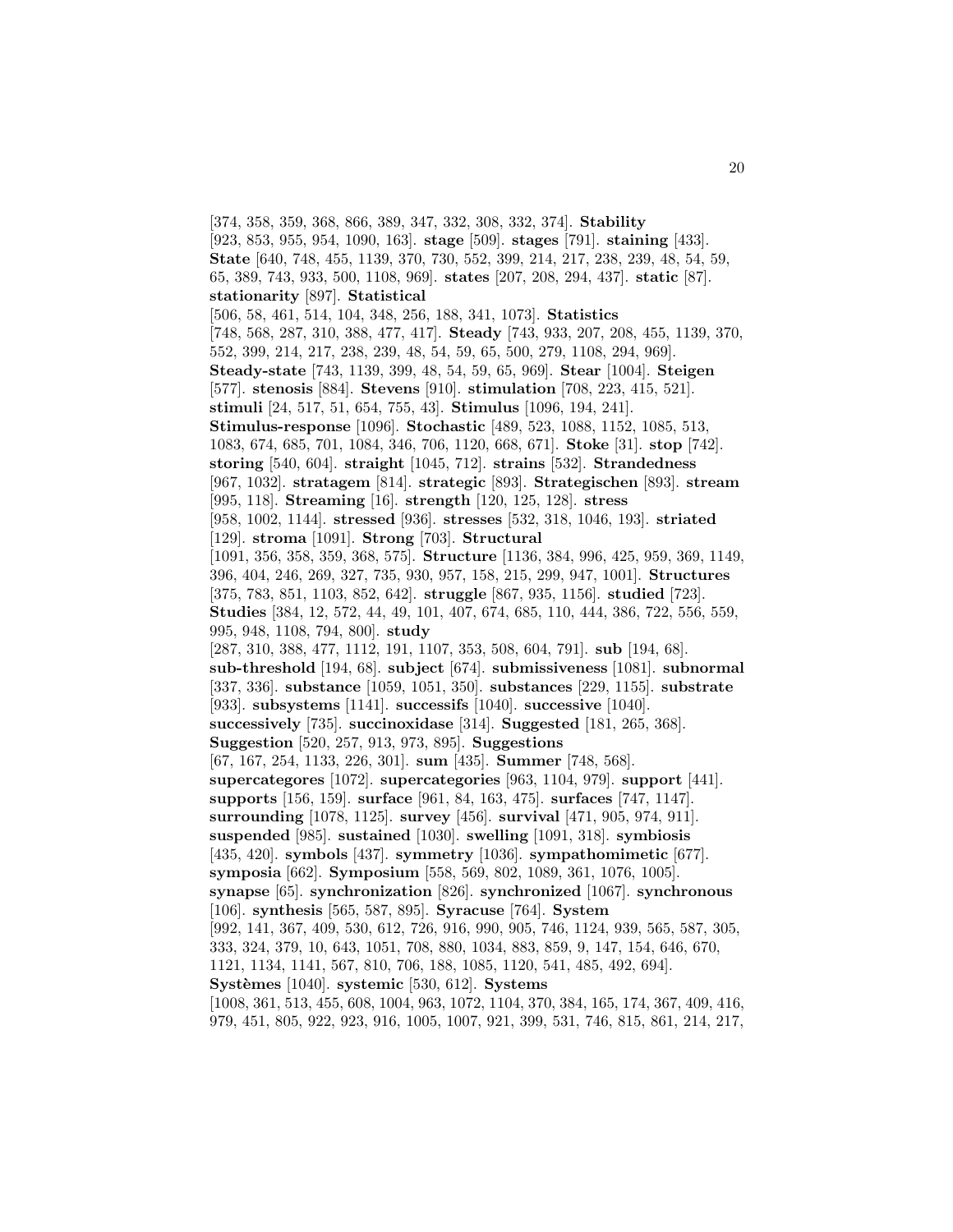[374, 358, 359, 368, 866, 389, 347, 332, 308, 332, 374]. **Stability** [923, 853, 955, 954, 1090, 163]. **stage** [509]. **stages** [791]. **staining** [433]. **State** [640, 748, 455, 1139, 370, 730, 552, 399, 214, 217, 238, 239, 48, 54, 59, 65, 389, 743, 933, 500, 1108, 969]. **states** [207, 208, 294, 437]. **static** [87]. **stationarity** [897]. **Statistical** [506, 58, 461, 514, 104, 348, 256, 188, 341, 1073]. **Statistics** [748, 568, 287, 310, 388, 477, 417]. **Steady** [743, 933, 207, 208, 455, 1139, 370, 552, 399, 214, 217, 238, 239, 48, 54, 59, 65, 500, 279, 1108, 294, 969]. **Steady-state** [743, 1139, 399, 48, 54, 59, 65, 969]. **Stear** [1004]. **Steigen** [577]. **stenosis** [884]. **Stevens** [910]. **stimulation** [708, 223, 415, 521]. **stimuli** [24, 517, 51, 654, 755, 43]. **Stimulus** [1096, 194, 241]. **Stimulus-response** [1096]. **Stochastic** [489, 523, 1088, 1152, 1085, 513, 1083, 674, 685, 701, 1084, 346, 706, 1120, 668, 671]. **Stoke** [31]. **stop** [742]. **storing** [540, 604]. **straight** [1045, 712]. **strains** [532]. **Strandedness** [967, 1032]. **stratagem** [814]. **strategic** [893]. **Strategischen** [893]. **stream** [995, 118]. **Streaming** [16]. **strength** [120, 125, 128]. **stress** [958, 1002, 1144]. **stressed** [936]. **stresses** [532, 318, 1046, 193]. **striated** [129]. **stroma** [1091]. **Strong** [703]. **Structural** [1091, 356, 358, 359, 368, 575]. **Structure** [1136, 384, 996, 425, 959, 369, 1149, 396, 404, 246, 269, 327, 735, 930, 957, 158, 215, 299, 947, 1001]. **Structures** [375, 783, 851, 1103, 852, 642]. **struggle** [867, 935, 1156]. **studied** [723]. **Studies** [384, 12, 572, 44, 49, 101, 407, 674, 685, 110, 444, 386, 722, 556, 559, 995, 948, 1108, 794, 800]. **study** [287, 310, 388, 477, 1112, 191, 1107, 353, 508, 604, 791]. **sub** [194, 68]. **sub-threshold** [194, 68]. **subject** [674]. **submissiveness** [1081]. **subnormal** [337, 336]. **substance** [1059, 1051, 350]. **substances** [229, 1155]. **substrate** [933]. **subsystems** [1141]. **successifs** [1040]. **successive** [1040]. **successively** [735]. **succinoxidase** [314]. **Suggested** [181, 265, 368]. **Suggestion** [520, 257, 913, 973, 895]. **Suggestions** [67, 167, 254, 1133, 226, 301]. **sum** [435]. **Summer** [748, 568]. **supercategores** [1072]. **supercategories** [963, 1104, 979]. **support** [441]. **supports** [156, 159]. **surface** [961, 84, 163, 475]. **surfaces** [747, 1147]. **surrounding** [1078, 1125]. **survey** [456]. **survival** [471, 905, 974, 911]. **suspended** [985]. **sustained** [1030]. **swelling** [1091, 318]. **symbiosis** [435, 420]. **symbols** [437]. **symmetry** [1036]. **sympathomimetic** [677]. **symposia** [662]. **Symposium** [558, 569, 802, 1089, 361, 1076, 1005]. **synapse** [65]. **synchronization** [826]. **synchronized** [1067]. **synchronous** [106]. **synthesis** [565, 587, 895]. **Syracuse** [764]. **System** [992, 141, 367, 409, 530, 612, 726, 916, 990, 905, 746, 1124, 939, 565, 587, 305, 333, 324, 379, 10, 643, 1051, 708, 880, 1034, 883, 859, 9, 147, 154, 646, 670, 1121, 1134, 1141, 567, 810, 706, 188, 1085, 1120, 541, 485, 492, 694]. **Systèmes** [1040]. **systemic** [530, 612]. **Systems** [1008, 361, 513, 455, 608, 1004, 963, 1072, 1104, 370, 384, 165, 174, 367, 409, 416, 979, 451, 805, 922, 923, 916, 1005, 1007, 921, 399, 531, 746, 815, 861, 214, 217,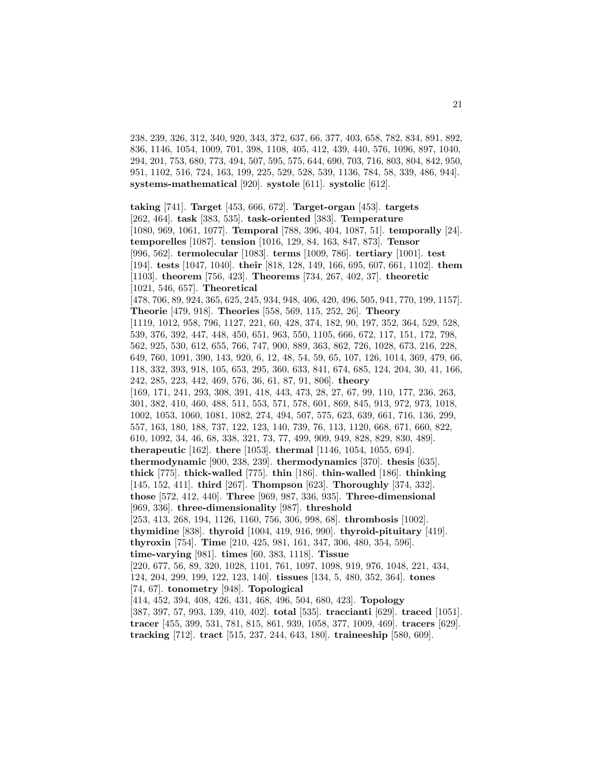238, 239, 326, 312, 340, 920, 343, 372, 637, 66, 377, 403, 658, 782, 834, 891, 892, 836, 1146, 1054, 1009, 701, 398, 1108, 405, 412, 439, 440, 576, 1096, 897, 1040, 294, 201, 753, 680, 773, 494, 507, 595, 575, 644, 690, 703, 716, 803, 804, 842, 950, 951, 1102, 516, 724, 163, 199, 225, 529, 528, 539, 1136, 784, 58, 339, 486, 944]. **systems-mathematical** [920]. **systole** [611]. **systolic** [612].

**taking** [741]. **Target** [453, 666, 672]. **Target-organ** [453]. **targets** [262, 464]. **task** [383, 535]. **task-oriented** [383]. **Temperature** [1080, 969, 1061, 1077]. **Temporal** [788, 396, 404, 1087, 51]. **temporally** [24]. **temporelles** [1087]. **tension** [1016, 129, 84, 163, 847, 873]. **Tensor** [996, 562]. **termolecular** [1083]. **terms** [1009, 786]. **tertiary** [1001]. **test** [194]. **tests** [1047, 1040]. **their** [818, 128, 149, 166, 695, 607, 661, 1102]. **them** [1103]. **theorem** [756, 423]. **Theorems** [734, 267, 402, 37]. **theoretic** [1021, 546, 657]. **Theoretical** [478, 706, 89, 924, 365, 625, 245, 934, 948, 406, 420, 496, 505, 941, 770, 199, 1157]. **Theorie** [479, 918]. **Theories** [558, 569, 115, 252, 26]. **Theory** [1119, 1012, 958, 796, 1127, 221, 60, 428, 374, 182, 90, 197, 352, 364, 529, 528, 539, 376, 392, 447, 448, 450, 651, 963, 550, 1105, 666, 672, 117, 151, 172, 798, 562, 925, 530, 612, 655, 766, 747, 900, 889, 363, 862, 726, 1028, 673, 216, 228, 649, 760, 1091, 390, 143, 920, 6, 12, 48, 54, 59, 65, 107, 126, 1014, 369, 479, 66, 118, 332, 393, 918, 105, 653, 295, 360, 633, 841, 674, 685, 124, 204, 30, 41, 166, 242, 285, 223, 442, 469, 576, 36, 61, 87, 91, 806]. **theory** [169, 171, 241, 293, 308, 391, 418, 443, 473, 28, 27, 67, 99, 110, 177, 236, 263, 301, 382, 410, 460, 488, 511, 553, 571, 578, 601, 869, 845, 913, 972, 973, 1018, 1002, 1053, 1060, 1081, 1082, 274, 494, 507, 575, 623, 639, 661, 716, 136, 299, 557, 163, 180, 188, 737, 122, 123, 140, 739, 76, 113, 1120, 668, 671, 660, 822, 610, 1092, 34, 46, 68, 338, 321, 73, 77, 499, 909, 949, 828, 829, 830, 489]. **therapeutic** [162]. **there** [1053]. **thermal** [1146, 1054, 1055, 694]. **thermodynamic** [900, 238, 239]. **thermodynamics** [370]. **thesis** [635]. **thick** [775]. **thick-walled** [775]. **thin** [186]. **thin-walled** [186]. **thinking** [145, 152, 411]. **third** [267]. **Thompson** [623]. **Thoroughly** [374, 332]. **those** [572, 412, 440]. **Three** [969, 987, 336, 935]. **Three-dimensional** [969, 336]. **three-dimensionality** [987]. **threshold** [253, 413, 268, 194, 1126, 1160, 756, 306, 998, 68]. **thrombosis** [1002]. **thymidine** [838]. **thyroid** [1004, 419, 916, 990]. **thyroid-pituitary** [419]. **thyroxin** [754]. **Time** [210, 425, 981, 161, 347, 306, 480, 354, 596]. **time-varying** [981]. **times** [60, 383, 1118]. **Tissue** [220, 677, 56, 89, 320, 1028, 1101, 761, 1097, 1098, 919, 976, 1048, 221, 434, 124, 204, 299, 199, 122, 123, 140]. **tissues** [134, 5, 480, 352, 364]. **tones** [74, 67]. **tonometry** [948]. **Topological** [414, 452, 394, 408, 426, 431, 468, 496, 504, 680, 423]. **Topology** [387, 397, 57, 993, 139, 410, 402]. **total** [535]. **traccianti** [629]. **traced** [1051]. **tracer** [455, 399, 531, 781, 815, 861, 939, 1058, 377, 1009, 469]. **tracers** [629]. **tracking** [712]. **tract** [515, 237, 244, 643, 180]. **traineeship** [580, 609].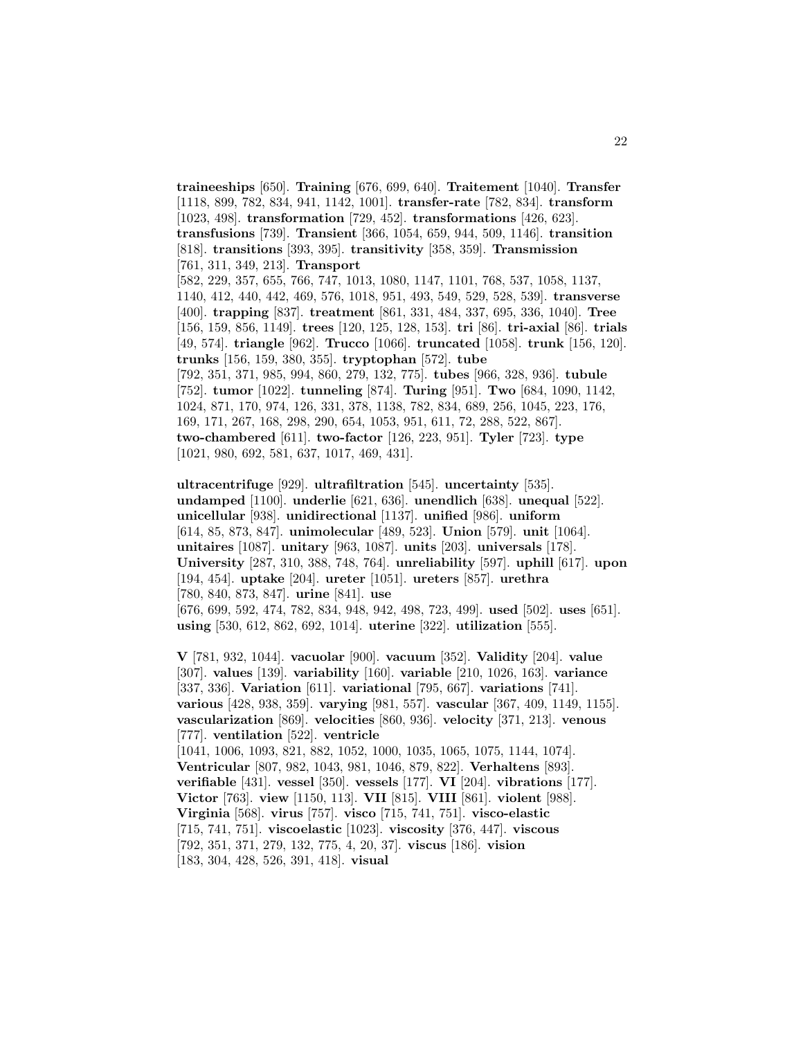**traineeships** [650]. **Training** [676, 699, 640]. **Traitement** [1040]. **Transfer** [1118, 899, 782, 834, 941, 1142, 1001]. **transfer-rate** [782, 834]. **transform** [1023, 498]. **transformation** [729, 452]. **transformations** [426, 623]. **transfusions** [739]. **Transient** [366, 1054, 659, 944, 509, 1146]. **transition** [818]. **transitions** [393, 395]. **transitivity** [358, 359]. **Transmission** [761, 311, 349, 213]. **Transport** [582, 229, 357, 655, 766, 747, 1013, 1080, 1147, 1101, 768, 537, 1058, 1137, 1140, 412, 440, 442, 469, 576, 1018, 951, 493, 549, 529, 528, 539]. **transverse** [400]. **trapping** [837]. **treatment** [861, 331, 484, 337, 695, 336, 1040]. **Tree** [156, 159, 856, 1149]. **trees** [120, 125, 128, 153]. **tri** [86]. **tri-axial** [86]. **trials** [49, 574]. **triangle** [962]. **Trucco** [1066]. **truncated** [1058]. **trunk** [156, 120]. **trunks** [156, 159, 380, 355]. **tryptophan** [572]. **tube** [792, 351, 371, 985, 994, 860, 279, 132, 775]. **tubes** [966, 328, 936]. **tubule** [752]. **tumor** [1022]. **tunneling** [874]. **Turing** [951]. **Two** [684, 1090, 1142, 1024, 871, 170, 974, 126, 331, 378, 1138, 782, 834, 689, 256, 1045, 223, 176, 169, 171, 267, 168, 298, 290, 654, 1053, 951, 611, 72, 288, 522, 867]. **two-chambered** [611]. **two-factor** [126, 223, 951]. **Tyler** [723]. **type** [1021, 980, 692, 581, 637, 1017, 469, 431].

**ultracentrifuge** [929]. **ultrafiltration** [545]. **uncertainty** [535]. **undamped** [1100]. **underlie** [621, 636]. **unendlich** [638]. **unequal** [522]. **unicellular** [938]. **unidirectional** [1137]. **unified** [986]. **uniform** [614, 85, 873, 847]. **unimolecular** [489, 523]. **Union** [579]. **unit** [1064]. **unitaires** [1087]. **unitary** [963, 1087]. **units** [203]. **universals** [178]. **University** [287, 310, 388, 748, 764]. **unreliability** [597]. **uphill** [617]. **upon** [194, 454]. **uptake** [204]. **ureter** [1051]. **ureters** [857]. **urethra** [780, 840, 873, 847]. **urine** [841]. **use** [676, 699, 592, 474, 782, 834, 948, 942, 498, 723, 499]. **used** [502]. **uses** [651]. **using** [530, 612, 862, 692, 1014]. **uterine** [322]. **utilization** [555].

**V** [781, 932, 1044]. **vacuolar** [900]. **vacuum** [352]. **Validity** [204]. **value** [307]. **values** [139]. **variability** [160]. **variable** [210, 1026, 163]. **variance** [337, 336]. **Variation** [611]. **variational** [795, 667]. **variations** [741]. **various** [428, 938, 359]. **varying** [981, 557]. **vascular** [367, 409, 1149, 1155]. **vascularization** [869]. **velocities** [860, 936]. **velocity** [371, 213]. **venous** [777]. **ventilation** [522]. **ventricle** [1041, 1006, 1093, 821, 882, 1052, 1000, 1035, 1065, 1075, 1144, 1074]. **Ventricular** [807, 982, 1043, 981, 1046, 879, 822]. **Verhaltens** [893]. **verifiable** [431]. **vessel** [350]. **vessels** [177]. **VI** [204]. **vibrations** [177]. **Victor** [763]. **view** [1150, 113]. **VII** [815]. **VIII** [861]. **violent** [988]. **Virginia** [568]. **virus** [757]. **visco** [715, 741, 751]. **visco-elastic** [715, 741, 751]. **viscoelastic** [1023]. **viscosity** [376, 447]. **viscous** [792, 351, 371, 279, 132, 775, 4, 20, 37]. **viscus** [186]. **vision** [183, 304, 428, 526, 391, 418]. **visual**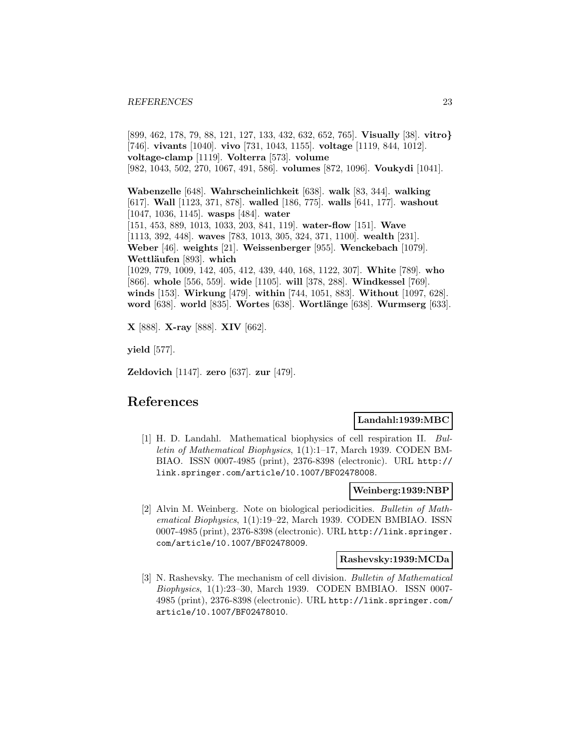[899, 462, 178, 79, 88, 121, 127, 133, 432, 632, 652, 765]. **Visually** [38]. **vitro}** [746]. **vivants** [1040]. **vivo** [731, 1043, 1155]. **voltage** [1119, 844, 1012]. **voltage-clamp** [1119]. **Volterra** [573]. **volume** [982, 1043, 502, 270, 1067, 491, 586]. **volumes** [872, 1096]. **Voukydi** [1041].

**Wabenzelle** [648]. **Wahrscheinlichkeit** [638]. **walk** [83, 344]. **walking** [617]. **Wall** [1123, 371, 878]. **walled** [186, 775]. **walls** [641, 177]. **washout** [1047, 1036, 1145]. **wasps** [484]. **water** [151, 453, 889, 1013, 1033, 203, 841, 119]. **water-flow** [151]. **Wave** [1113, 392, 448]. **waves** [783, 1013, 305, 324, 371, 1100]. **wealth** [231]. **Weber** [46]. **weights** [21]. **Weissenberger** [955]. **Wenckebach** [1079]. **Wettläufen** [893]. **which** [1029, 779, 1009, 142, 405, 412, 439, 440, 168, 1122, 307]. **White** [789]. **who** [866]. **whole** [556, 559]. **wide** [1105]. **will** [378, 288]. **Windkessel** [769]. **winds** [153]. **Wirkung** [479]. **within** [744, 1051, 883]. **Without** [1097, 628]. **word** [638]. **world** [835]. **Wortes** [638]. **Wortlänge** [638]. **Wurmserg** [633].

**X** [888]. **X-ray** [888]. **XIV** [662].

**yield** [577].

**Zeldovich** [1147]. **zero** [637]. **zur** [479].

# References

**Landahl:1939:MBC**

[1] H. D. Landahl. Mathematical biophysics of cell respiration II. *Bulletin of Mathematical Biophysics*, 1(1):1–17, March 1939. CODEN BMBIAO. ISSN 0007-4985 (print), 2376-8398 (electronic). URL http://link.springer.com/article/10.1007/BF02478008.

**Weinberg:1939:NBP**

[2] Alvin M. Weinberg. Note on biological periodicities. *Bulletin of Mathematical Biophysics*, 1(1):19–22, March 1939. CODEN BMBIAO. ISSN 0007-4985 (print), 2376-8398 (electronic). URL http://link.springer.com/article/10.1007/BF02478009.

**Rashevsky:1939:MCDa**

[3] N. Rashevsky. The mechanism of cell division. *Bulletin of Mathematical Biophysics*, 1(1):23–30, March 1939. CODEN BMBIAO. ISSN 0007-4985 (print), 2376-8398 (electronic). URL http://link.springer.com/article/10.1007/BF02478010.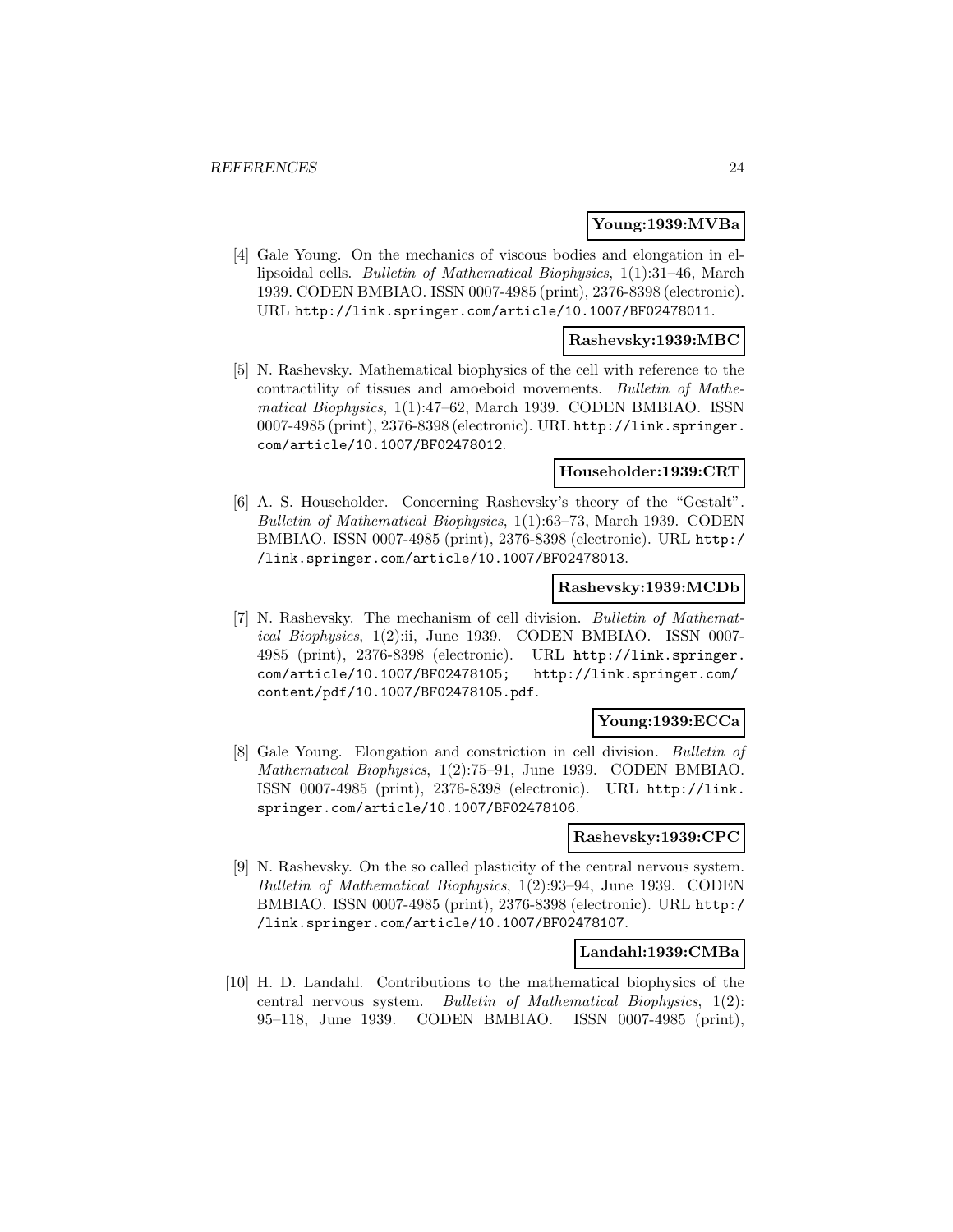**Young:1939:MVBa**

[4] Gale Young. On the mechanics of viscous bodies and elongation in ellipsoidal cells. *Bulletin of Mathematical Biophysics*, 1(1):31–46, March 1939. CODEN BMBIAO. ISSN 0007-4985 (print), 2376-8398 (electronic). URL `http://link.springer.com/article/10.1007/BF02478011`.

**Rashevsky:1939:MBC**

[5] N. Rashevsky. Mathematical biophysics of the cell with reference to the contractility of tissues and amoeboid movements. *Bulletin of Mathematical Biophysics*, 1(1):47–62, March 1939. CODEN BMBIAO. ISSN 0007-4985 (print), 2376-8398 (electronic). URL `http://link.springer.com/article/10.1007/BF02478012`.

**Householder:1939:CRT**

[6] A. S. Householder. Concerning Rashevsky's theory of the "Gestalt". *Bulletin of Mathematical Biophysics*, 1(1):63–73, March 1939. CODEN BMBIAO. ISSN 0007-4985 (print), 2376-8398 (electronic). URL `http://link.springer.com/article/10.1007/BF02478013`.

**Rashevsky:1939:MCDb**

[7] N. Rashevsky. The mechanism of cell division. *Bulletin of Mathematical Biophysics*, 1(2):ii, June 1939. CODEN BMBIAO. ISSN 0007-4985 (print), 2376-8398 (electronic). URL `http://link.springer.com/article/10.1007/BF02478105`; `http://link.springer.com/content/pdf/10.1007/BF02478105.pdf`.

**Young:1939:ECCa**

[8] Gale Young. Elongation and constriction in cell division. *Bulletin of Mathematical Biophysics*, 1(2):75–91, June 1939. CODEN BMBIAO. ISSN 0007-4985 (print), 2376-8398 (electronic). URL `http://link.springer.com/article/10.1007/BF02478106`.

**Rashevsky:1939:CPC**

[9] N. Rashevsky. On the so called plasticity of the central nervous system. *Bulletin of Mathematical Biophysics*, 1(2):93–94, June 1939. CODEN BMBIAO. ISSN 0007-4985 (print), 2376-8398 (electronic). URL `http://link.springer.com/article/10.1007/BF02478107`.

**Landahl:1939:CMBa**

[10] H. D. Landahl. Contributions to the mathematical biophysics of the central nervous system. *Bulletin of Mathematical Biophysics*, 1(2): 95–118, June 1939. CODEN BMBIAO. ISSN 0007-4985 (print),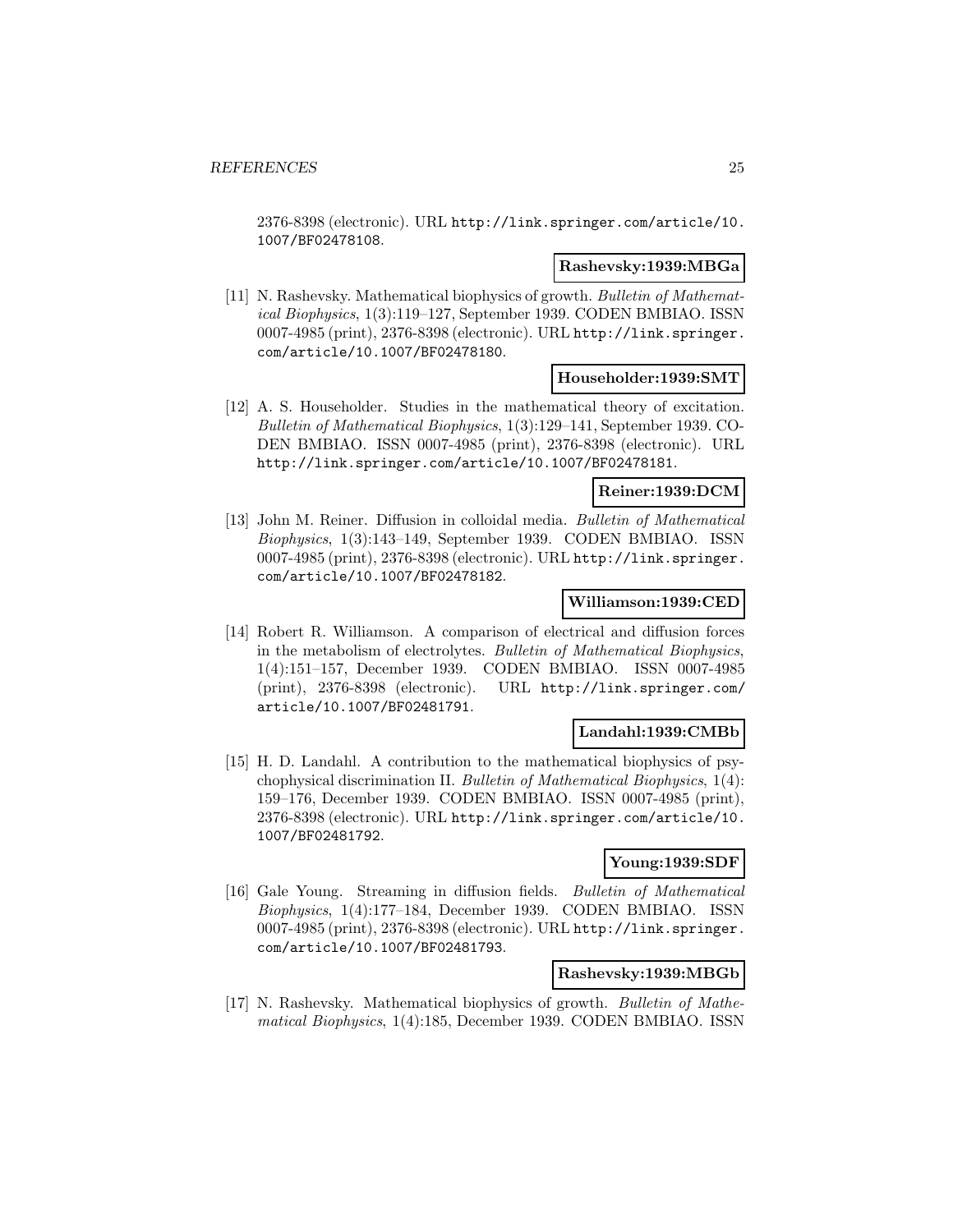2376-8398 (electronic). URL http://link.springer.com/article/10.1007/BF02478108.

**Rashevsky:1939:MBGa**

[11] N. Rashevsky. Mathematical biophysics of growth. *Bulletin of Mathematical Biophysics*, 1(3):119–127, September 1939. CODEN BMBIAO. ISSN 0007-4985 (print), 2376-8398 (electronic). URL http://link.springer.com/article/10.1007/BF02478180.

**Householder:1939:SMT**

[12] A. S. Householder. Studies in the mathematical theory of excitation. *Bulletin of Mathematical Biophysics*, 1(3):129–141, September 1939. CODEN BMBIAO. ISSN 0007-4985 (print), 2376-8398 (electronic). URL http://link.springer.com/article/10.1007/BF02478181.

**Reiner:1939:DCM**

[13] John M. Reiner. Diffusion in colloidal media. *Bulletin of Mathematical Biophysics*, 1(3):143–149, September 1939. CODEN BMBIAO. ISSN 0007-4985 (print), 2376-8398 (electronic). URL http://link.springer.com/article/10.1007/BF02478182.

**Williamson:1939:CED**

[14] Robert R. Williamson. A comparison of electrical and diffusion forces in the metabolism of electrolytes. *Bulletin of Mathematical Biophysics*, 1(4):151–157, December 1939. CODEN BMBIAO. ISSN 0007-4985 (print), 2376-8398 (electronic). URL http://link.springer.com/article/10.1007/BF02481791.

**Landahl:1939:CMBb**

[15] H. D. Landahl. A contribution to the mathematical biophysics of psychophysical discrimination II. *Bulletin of Mathematical Biophysics*, 1(4):159–176, December 1939. CODEN BMBIAO. ISSN 0007-4985 (print), 2376-8398 (electronic). URL http://link.springer.com/article/10.1007/BF02481792.

**Young:1939:SDF**

[16] Gale Young. Streaming in diffusion fields. *Bulletin of Mathematical Biophysics*, 1(4):177–184, December 1939. CODEN BMBIAO. ISSN 0007-4985 (print), 2376-8398 (electronic). URL http://link.springer.com/article/10.1007/BF02481793.

**Rashevsky:1939:MBGb**

[17] N. Rashevsky. Mathematical biophysics of growth. *Bulletin of Mathematical Biophysics*, 1(4):185, December 1939. CODEN BMBIAO. ISSN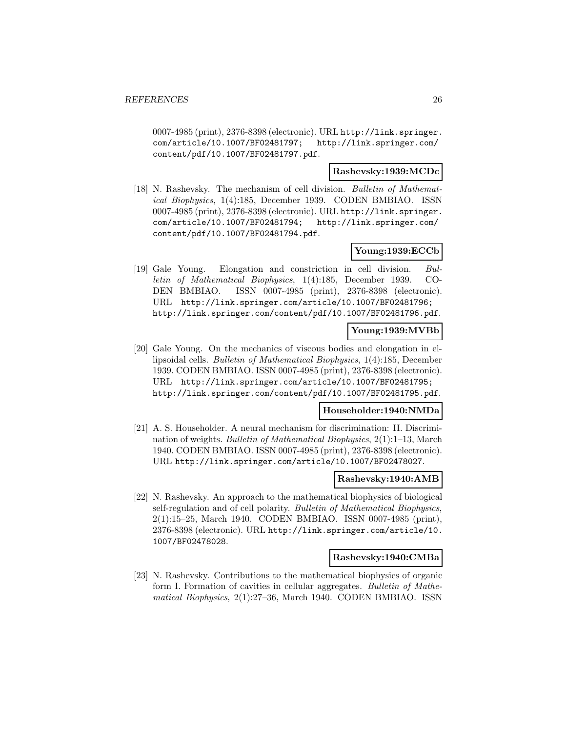0007-4985 (print), 2376-8398 (electronic). URL http://link.springer.com/article/10.1007/BF02481797; http://link.springer.com/content/pdf/10.1007/BF02481797.pdf.

**Rashevsky:1939:MCDc**

[18] N. Rashevsky. The mechanism of cell division. *Bulletin of Mathematical Biophysics*, 1(4):185, December 1939. CODEN BMBIAO. ISSN 0007-4985 (print), 2376-8398 (electronic). URL http://link.springer.com/article/10.1007/BF02481794; http://link.springer.com/content/pdf/10.1007/BF02481794.pdf.

**Young:1939:ECCb**

[19] Gale Young. Elongation and constriction in cell division. *Bulletin of Mathematical Biophysics*, 1(4):185, December 1939. CODEN BMBIAO. ISSN 0007-4985 (print), 2376-8398 (electronic). URL http://link.springer.com/article/10.1007/BF02481796; http://link.springer.com/content/pdf/10.1007/BF02481796.pdf.

**Young:1939:MVBb**

[20] Gale Young. On the mechanics of viscous bodies and elongation in ellipsoidal cells. *Bulletin of Mathematical Biophysics*, 1(4):185, December 1939. CODEN BMBIAO. ISSN 0007-4985 (print), 2376-8398 (electronic). URL http://link.springer.com/article/10.1007/BF02481795; http://link.springer.com/content/pdf/10.1007/BF02481795.pdf.

**Householder:1940:NMDa**

[21] A. S. Householder. A neural mechanism for discrimination: II. Discrimination of weights. *Bulletin of Mathematical Biophysics*, 2(1):1–13, March 1940. CODEN BMBIAO. ISSN 0007-4985 (print), 2376-8398 (electronic). URL http://link.springer.com/article/10.1007/BF02478027.

**Rashevsky:1940:AMB**

[22] N. Rashevsky. An approach to the mathematical biophysics of biological self-regulation and of cell polarity. *Bulletin of Mathematical Biophysics*, 2(1):15–25, March 1940. CODEN BMBIAO. ISSN 0007-4985 (print), 2376-8398 (electronic). URL http://link.springer.com/article/10.1007/BF02478028.

**Rashevsky:1940:CMBa**

[23] N. Rashevsky. Contributions to the mathematical biophysics of organic form I. Formation of cavities in cellular aggregates. *Bulletin of Mathematical Biophysics*, 2(1):27–36, March 1940. CODEN BMBIAO. ISSN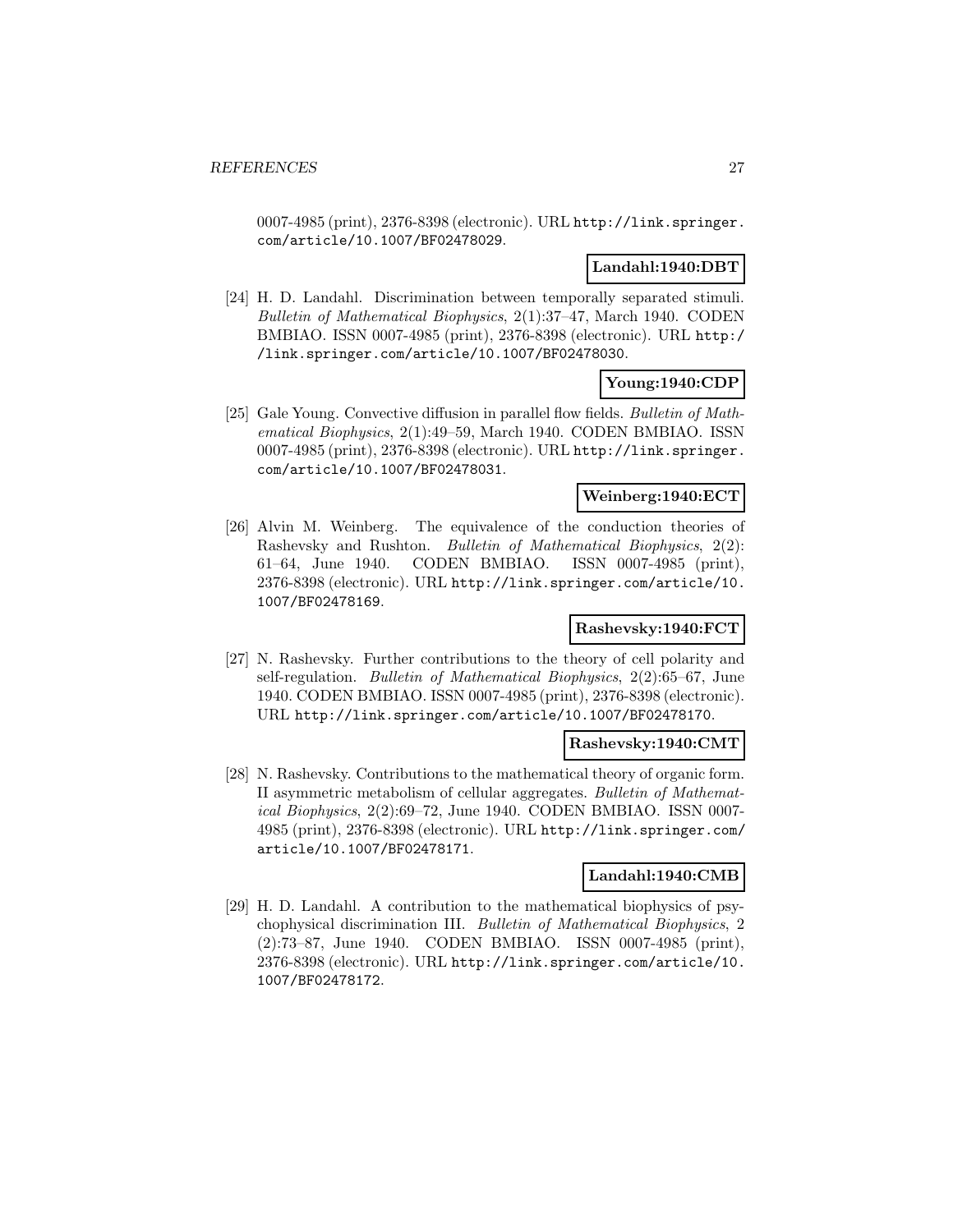0007-4985 (print), 2376-8398 (electronic). URL http://link.springer.com/article/10.1007/BF02478029.

**Landahl:1940:DBT**

[24] H. D. Landahl. Discrimination between temporally separated stimuli. *Bulletin of Mathematical Biophysics*, 2(1):37–47, March 1940. CODEN BMBIAO. ISSN 0007-4985 (print), 2376-8398 (electronic). URL http://link.springer.com/article/10.1007/BF02478030.

**Young:1940:CDP**

[25] Gale Young. Convective diffusion in parallel flow fields. *Bulletin of Mathematical Biophysics*, 2(1):49–59, March 1940. CODEN BMBIAO. ISSN 0007-4985 (print), 2376-8398 (electronic). URL http://link.springer.com/article/10.1007/BF02478031.

**Weinberg:1940:ECT**

[26] Alvin M. Weinberg. The equivalence of the conduction theories of Rashevsky and Rushton. *Bulletin of Mathematical Biophysics*, 2(2): 61–64, June 1940. CODEN BMBIAO. ISSN 0007-4985 (print), 2376-8398 (electronic). URL http://link.springer.com/article/10.1007/BF02478169.

**Rashevsky:1940:FCT**

[27] N. Rashevsky. Further contributions to the theory of cell polarity and self-regulation. *Bulletin of Mathematical Biophysics*, 2(2):65–67, June 1940. CODEN BMBIAO. ISSN 0007-4985 (print), 2376-8398 (electronic). URL http://link.springer.com/article/10.1007/BF02478170.

**Rashevsky:1940:CMT**

[28] N. Rashevsky. Contributions to the mathematical theory of organic form. II asymmetric metabolism of cellular aggregates. *Bulletin of Mathematical Biophysics*, 2(2):69–72, June 1940. CODEN BMBIAO. ISSN 0007-4985 (print), 2376-8398 (electronic). URL http://link.springer.com/article/10.1007/BF02478171.

**Landahl:1940:CMB**

[29] H. D. Landahl. A contribution to the mathematical biophysics of psychophysical discrimination III. *Bulletin of Mathematical Biophysics*, 2 (2):73–87, June 1940. CODEN BMBIAO. ISSN 0007-4985 (print), 2376-8398 (electronic). URL http://link.springer.com/article/10.1007/BF02478172.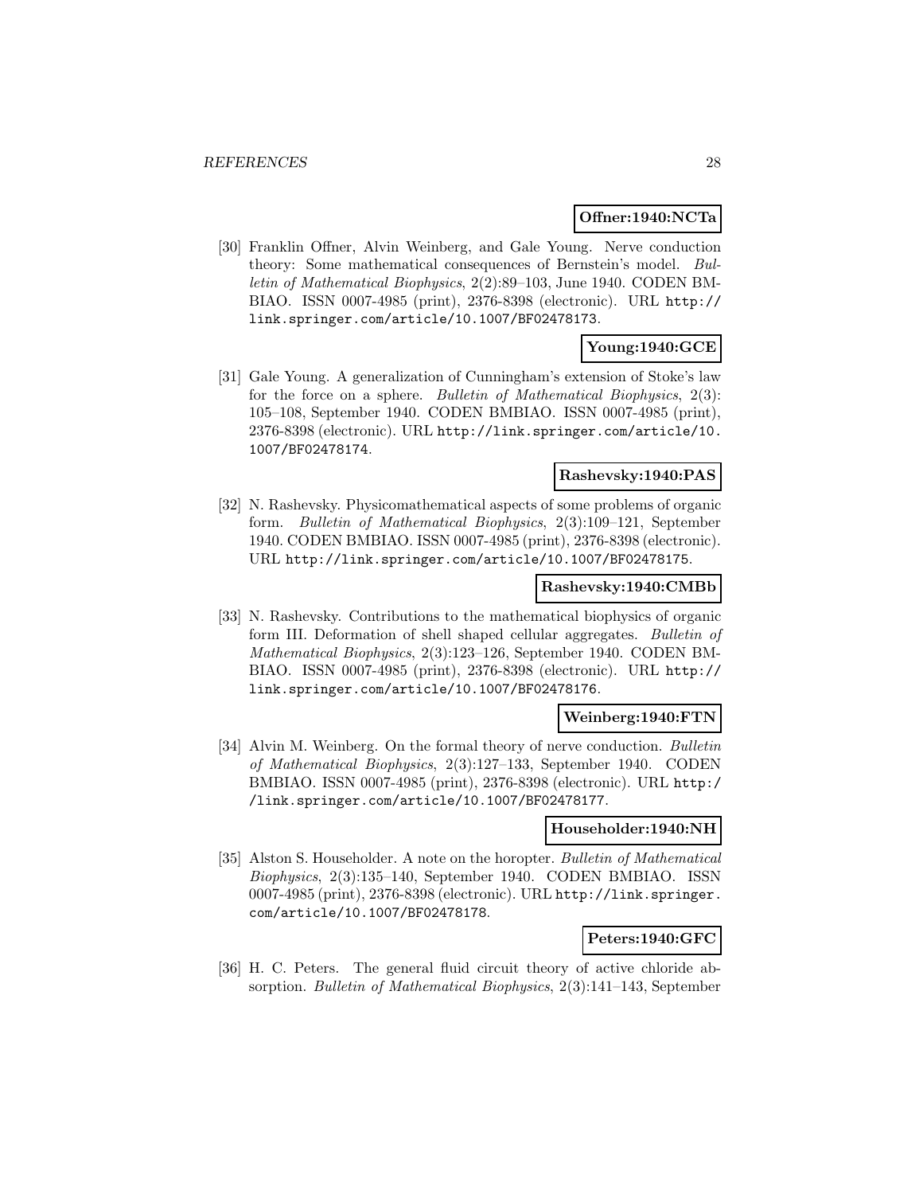**Offner:1940:NCTa**

[30] Franklin Offner, Alvin Weinberg, and Gale Young. Nerve conduction theory: Some mathematical consequences of Bernstein's model. *Bulletin of Mathematical Biophysics*, 2(2):89–103, June 1940. CODEN BMBIAO. ISSN 0007-4985 (print), 2376-8398 (electronic). URL http://link.springer.com/article/10.1007/BF02478173.

**Young:1940:GCE**

[31] Gale Young. A generalization of Cunningham's extension of Stoke's law for the force on a sphere. *Bulletin of Mathematical Biophysics*, 2(3): 105–108, September 1940. CODEN BMBIAO. ISSN 0007-4985 (print), 2376-8398 (electronic). URL http://link.springer.com/article/10.1007/BF02478174.

**Rashevsky:1940:PAS**

[32] N. Rashevsky. Physicomathematical aspects of some problems of organic form. *Bulletin of Mathematical Biophysics*, 2(3):109–121, September 1940. CODEN BMBIAO. ISSN 0007-4985 (print), 2376-8398 (electronic). URL http://link.springer.com/article/10.1007/BF02478175.

**Rashevsky:1940:CMBb**

[33] N. Rashevsky. Contributions to the mathematical biophysics of organic form III. Deformation of shell shaped cellular aggregates. *Bulletin of Mathematical Biophysics*, 2(3):123–126, September 1940. CODEN BMBIAO. ISSN 0007-4985 (print), 2376-8398 (electronic). URL http://link.springer.com/article/10.1007/BF02478176.

**Weinberg:1940:FTN**

[34] Alvin M. Weinberg. On the formal theory of nerve conduction. *Bulletin of Mathematical Biophysics*, 2(3):127–133, September 1940. CODEN BMBIAO. ISSN 0007-4985 (print), 2376-8398 (electronic). URL http://link.springer.com/article/10.1007/BF02478177.

**Householder:1940:NH**

[35] Alston S. Householder. A note on the horopter. *Bulletin of Mathematical Biophysics*, 2(3):135–140, September 1940. CODEN BMBIAO. ISSN 0007-4985 (print), 2376-8398 (electronic). URL http://link.springer.com/article/10.1007/BF02478178.

**Peters:1940:GFC**

[36] H. C. Peters. The general fluid circuit theory of active chloride absorption. *Bulletin of Mathematical Biophysics*, 2(3):141–143, September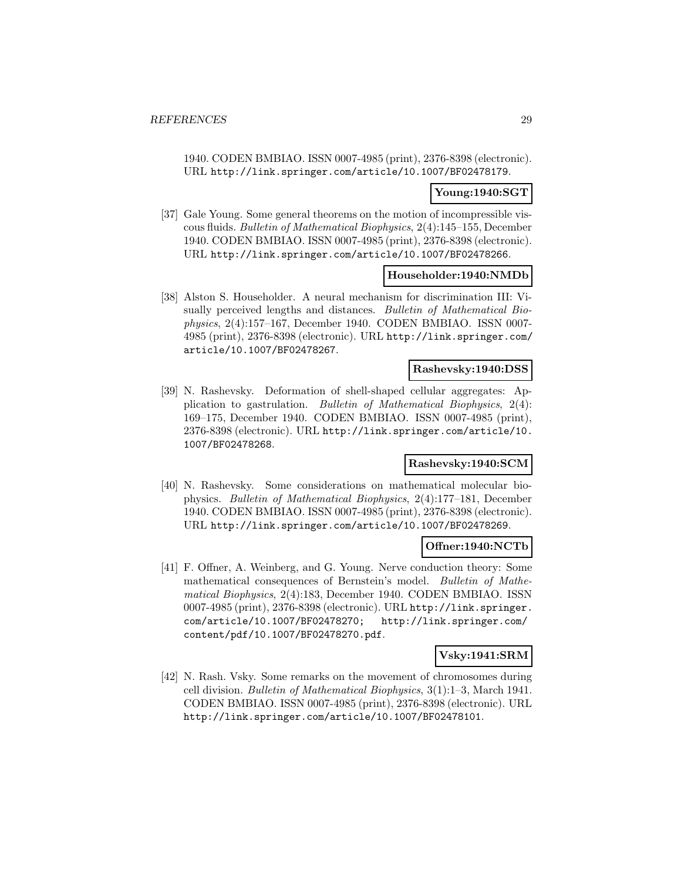1940. CODEN BMBIAO. ISSN 0007-4985 (print), 2376-8398 (electronic). URL http://link.springer.com/article/10.1007/BF02478179.

**Young:1940:SGT**

[37] Gale Young. Some general theorems on the motion of incompressible viscous fluids. *Bulletin of Mathematical Biophysics*, 2(4):145–155, December 1940. CODEN BMBIAO. ISSN 0007-4985 (print), 2376-8398 (electronic). URL http://link.springer.com/article/10.1007/BF02478266.

**Householder:1940:NMDb**

[38] Alston S. Householder. A neural mechanism for discrimination III: Visually perceived lengths and distances. *Bulletin of Mathematical Biophysics*, 2(4):157–167, December 1940. CODEN BMBIAO. ISSN 0007-4985 (print), 2376-8398 (electronic). URL http://link.springer.com/article/10.1007/BF02478267.

**Rashevsky:1940:DSS**

[39] N. Rashevsky. Deformation of shell-shaped cellular aggregates: Application to gastrulation. *Bulletin of Mathematical Biophysics*, 2(4): 169–175, December 1940. CODEN BMBIAO. ISSN 0007-4985 (print), 2376-8398 (electronic). URL http://link.springer.com/article/10.1007/BF02478268.

**Rashevsky:1940:SCM**

[40] N. Rashevsky. Some considerations on mathematical molecular biophysics. *Bulletin of Mathematical Biophysics*, 2(4):177–181, December 1940. CODEN BMBIAO. ISSN 0007-4985 (print), 2376-8398 (electronic). URL http://link.springer.com/article/10.1007/BF02478269.

**Offner:1940:NCTb**

[41] F. Offner, A. Weinberg, and G. Young. Nerve conduction theory: Some mathematical consequences of Bernstein's model. *Bulletin of Mathematical Biophysics*, 2(4):183, December 1940. CODEN BMBIAO. ISSN 0007-4985 (print), 2376-8398 (electronic). URL http://link.springer.com/article/10.1007/BF02478270; http://link.springer.com/content/pdf/10.1007/BF02478270.pdf.

**Vsky:1941:SRM**

[42] N. Rash. Vsky. Some remarks on the movement of chromosomes during cell division. *Bulletin of Mathematical Biophysics*, 3(1):1–3, March 1941. CODEN BMBIAO. ISSN 0007-4985 (print), 2376-8398 (electronic). URL http://link.springer.com/article/10.1007/BF02478101.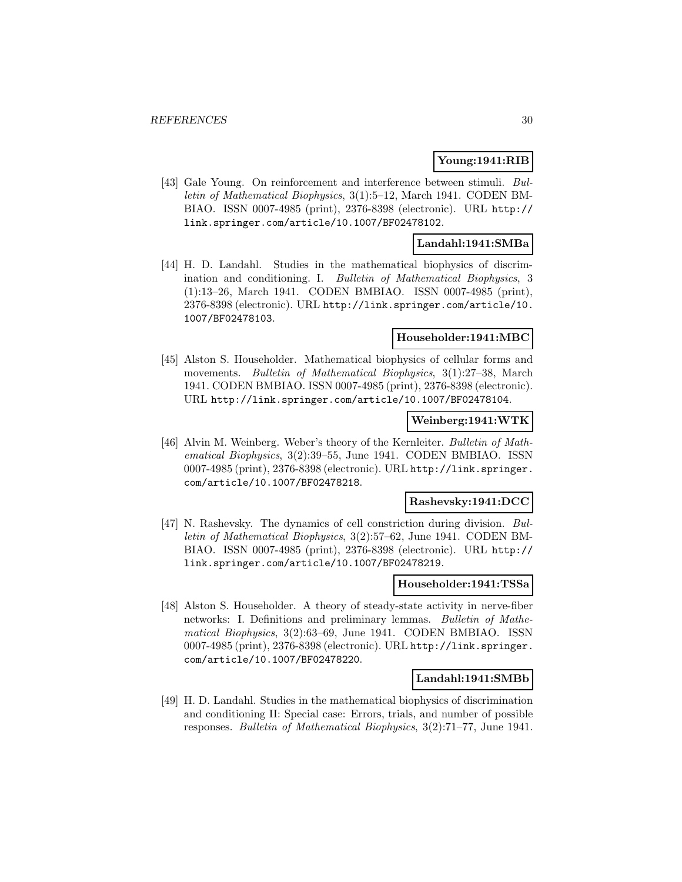**Young:1941:RIB**

[43] Gale Young. On reinforcement and interference between stimuli. *Bulletin of Mathematical Biophysics*, 3(1):5–12, March 1941. CODEN BMBIAO. ISSN 0007-4985 (print), 2376-8398 (electronic). URL http://link.springer.com/article/10.1007/BF02478102.

**Landahl:1941:SMBa**

[44] H. D. Landahl. Studies in the mathematical biophysics of discrimination and conditioning. I. *Bulletin of Mathematical Biophysics*, 3 (1):13–26, March 1941. CODEN BMBIAO. ISSN 0007-4985 (print), 2376-8398 (electronic). URL http://link.springer.com/article/10.1007/BF02478103.

**Householder:1941:MBC**

[45] Alston S. Householder. Mathematical biophysics of cellular forms and movements. *Bulletin of Mathematical Biophysics*, 3(1):27–38, March 1941. CODEN BMBIAO. ISSN 0007-4985 (print), 2376-8398 (electronic). URL http://link.springer.com/article/10.1007/BF02478104.

**Weinberg:1941:WTK**

[46] Alvin M. Weinberg. Weber's theory of the Kernleiter. *Bulletin of Mathematical Biophysics*, 3(2):39–55, June 1941. CODEN BMBIAO. ISSN 0007-4985 (print), 2376-8398 (electronic). URL http://link.springer.com/article/10.1007/BF02478218.

**Rashevsky:1941:DCC**

[47] N. Rashevsky. The dynamics of cell constriction during division. *Bulletin of Mathematical Biophysics*, 3(2):57–62, June 1941. CODEN BMBIAO. ISSN 0007-4985 (print), 2376-8398 (electronic). URL http://link.springer.com/article/10.1007/BF02478219.

**Householder:1941:TSSa**

[48] Alston S. Householder. A theory of steady-state activity in nerve-fiber networks: I. Definitions and preliminary lemmas. *Bulletin of Mathematical Biophysics*, 3(2):63–69, June 1941. CODEN BMBIAO. ISSN 0007-4985 (print), 2376-8398 (electronic). URL http://link.springer.com/article/10.1007/BF02478220.

**Landahl:1941:SMBb**

[49] H. D. Landahl. Studies in the mathematical biophysics of discrimination and conditioning II: Special case: Errors, trials, and number of possible responses. *Bulletin of Mathematical Biophysics*, 3(2):71–77, June 1941.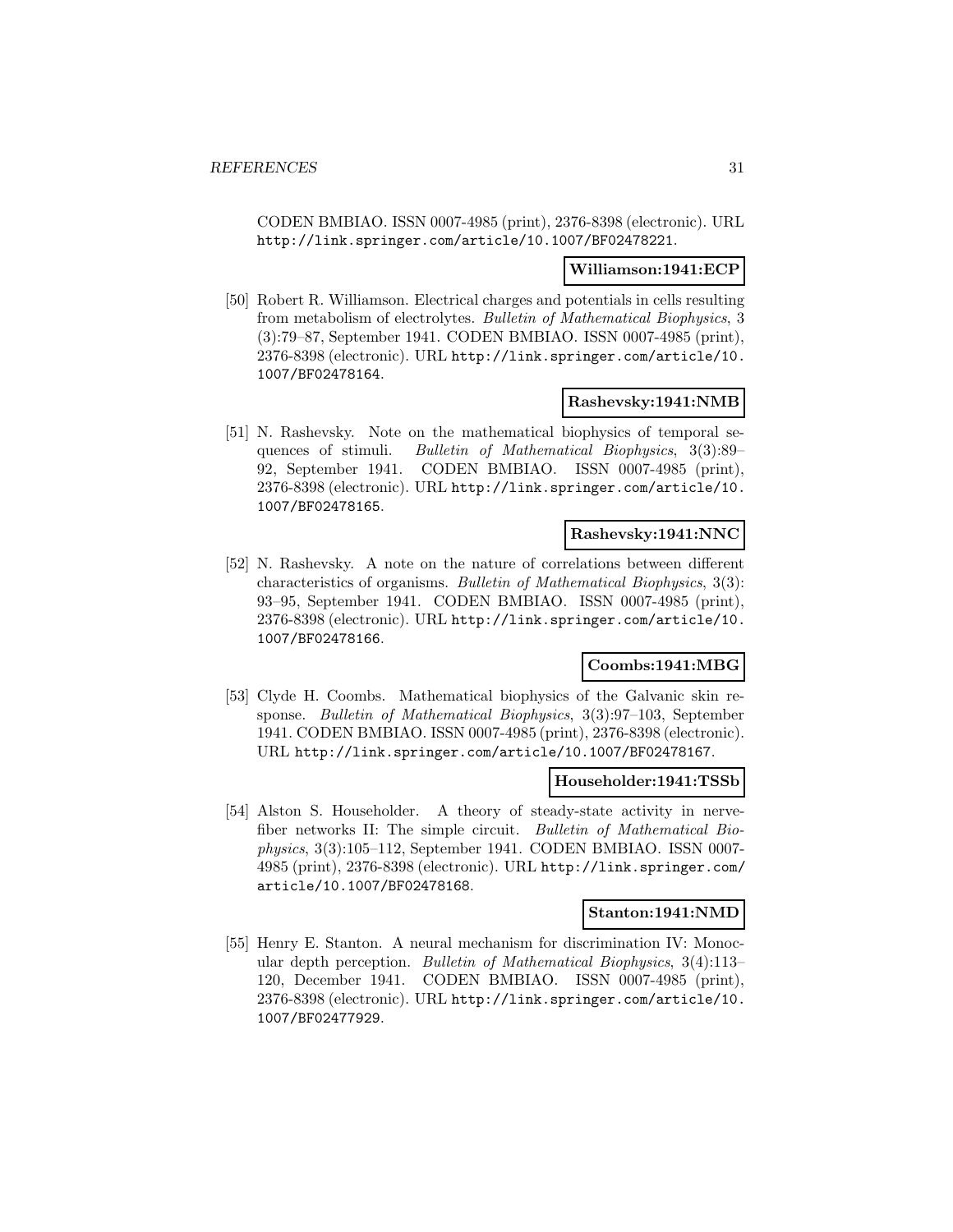CODEN BMBIAO. ISSN 0007-4985 (print), 2376-8398 (electronic). URL http://link.springer.com/article/10.1007/BF02478221.

**Williamson:1941:ECP**

[50] Robert R. Williamson. Electrical charges and potentials in cells resulting from metabolism of electrolytes. *Bulletin of Mathematical Biophysics*, 3 (3):79–87, September 1941. CODEN BMBIAO. ISSN 0007-4985 (print), 2376-8398 (electronic). URL http://link.springer.com/article/10.1007/BF02478164.

**Rashevsky:1941:NMB**

[51] N. Rashevsky. Note on the mathematical biophysics of temporal sequences of stimuli. *Bulletin of Mathematical Biophysics*, 3(3):89–92, September 1941. CODEN BMBIAO. ISSN 0007-4985 (print), 2376-8398 (electronic). URL http://link.springer.com/article/10.1007/BF02478165.

**Rashevsky:1941:NNC**

[52] N. Rashevsky. A note on the nature of correlations between different characteristics of organisms. *Bulletin of Mathematical Biophysics*, 3(3): 93–95, September 1941. CODEN BMBIAO. ISSN 0007-4985 (print), 2376-8398 (electronic). URL http://link.springer.com/article/10.1007/BF02478166.

**Coombs:1941:MBG**

[53] Clyde H. Coombs. Mathematical biophysics of the Galvanic skin response. *Bulletin of Mathematical Biophysics*, 3(3):97–103, September 1941. CODEN BMBIAO. ISSN 0007-4985 (print), 2376-8398 (electronic). URL http://link.springer.com/article/10.1007/BF02478167.

**Householder:1941:TSSb**

[54] Alston S. Householder. A theory of steady-state activity in nerve-fiber networks II: The simple circuit. *Bulletin of Mathematical Biophysics*, 3(3):105–112, September 1941. CODEN BMBIAO. ISSN 0007-4985 (print), 2376-8398 (electronic). URL http://link.springer.com/article/10.1007/BF02478168.

**Stanton:1941:NMD**

[55] Henry E. Stanton. A neural mechanism for discrimination IV: Monocular depth perception. *Bulletin of Mathematical Biophysics*, 3(4):113–120, December 1941. CODEN BMBIAO. ISSN 0007-4985 (print), 2376-8398 (electronic). URL http://link.springer.com/article/10.1007/BF02477929.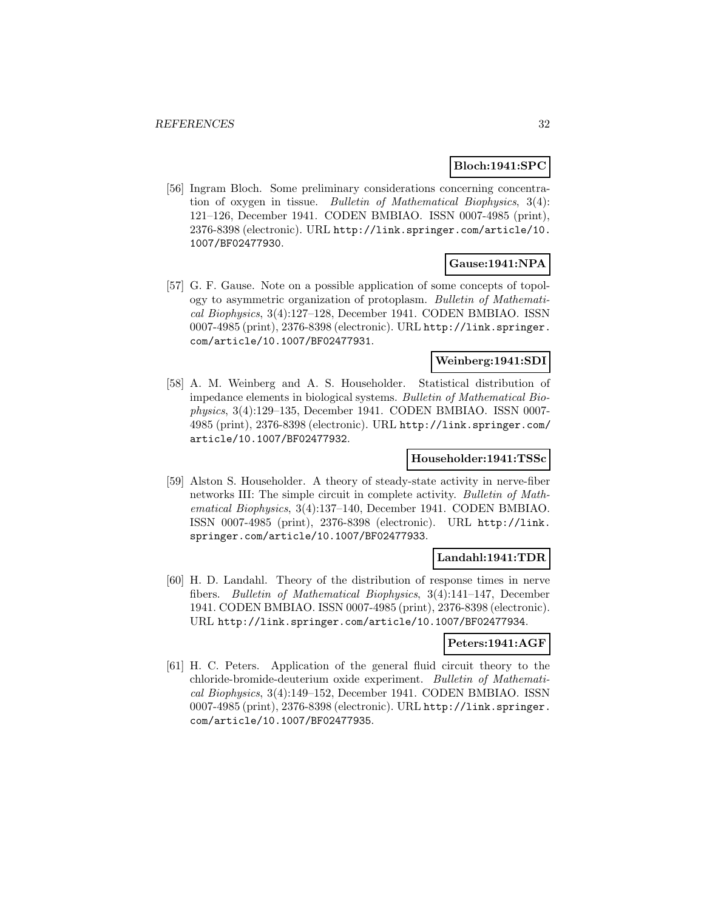**Bloch:1941:SPC**

[56] Ingram Bloch. Some preliminary considerations concerning concentration of oxygen in tissue. *Bulletin of Mathematical Biophysics*, 3(4): 121–126, December 1941. CODEN BMBIAO. ISSN 0007-4985 (print), 2376-8398 (electronic). URL http://link.springer.com/article/10.1007/BF02477930.

**Gause:1941:NPA**

[57] G. F. Gause. Note on a possible application of some concepts of topology to asymmetric organization of protoplasm. *Bulletin of Mathematical Biophysics*, 3(4):127–128, December 1941. CODEN BMBIAO. ISSN 0007-4985 (print), 2376-8398 (electronic). URL http://link.springer.com/article/10.1007/BF02477931.

**Weinberg:1941:SDI**

[58] A. M. Weinberg and A. S. Householder. Statistical distribution of impedance elements in biological systems. *Bulletin of Mathematical Biophysics*, 3(4):129–135, December 1941. CODEN BMBIAO. ISSN 0007-4985 (print), 2376-8398 (electronic). URL http://link.springer.com/article/10.1007/BF02477932.

**Householder:1941:TSSc**

[59] Alston S. Householder. A theory of steady-state activity in nerve-fiber networks III: The simple circuit in complete activity. *Bulletin of Mathematical Biophysics*, 3(4):137–140, December 1941. CODEN BMBIAO. ISSN 0007-4985 (print), 2376-8398 (electronic). URL http://link.springer.com/article/10.1007/BF02477933.

**Landahl:1941:TDR**

[60] H. D. Landahl. Theory of the distribution of response times in nerve fibers. *Bulletin of Mathematical Biophysics*, 3(4):141–147, December 1941. CODEN BMBIAO. ISSN 0007-4985 (print), 2376-8398 (electronic). URL http://link.springer.com/article/10.1007/BF02477934.

**Peters:1941:AGF**

[61] H. C. Peters. Application of the general fluid circuit theory to the chloride-bromide-deuterium oxide experiment. *Bulletin of Mathematical Biophysics*, 3(4):149–152, December 1941. CODEN BMBIAO. ISSN 0007-4985 (print), 2376-8398 (electronic). URL http://link.springer.com/article/10.1007/BF02477935.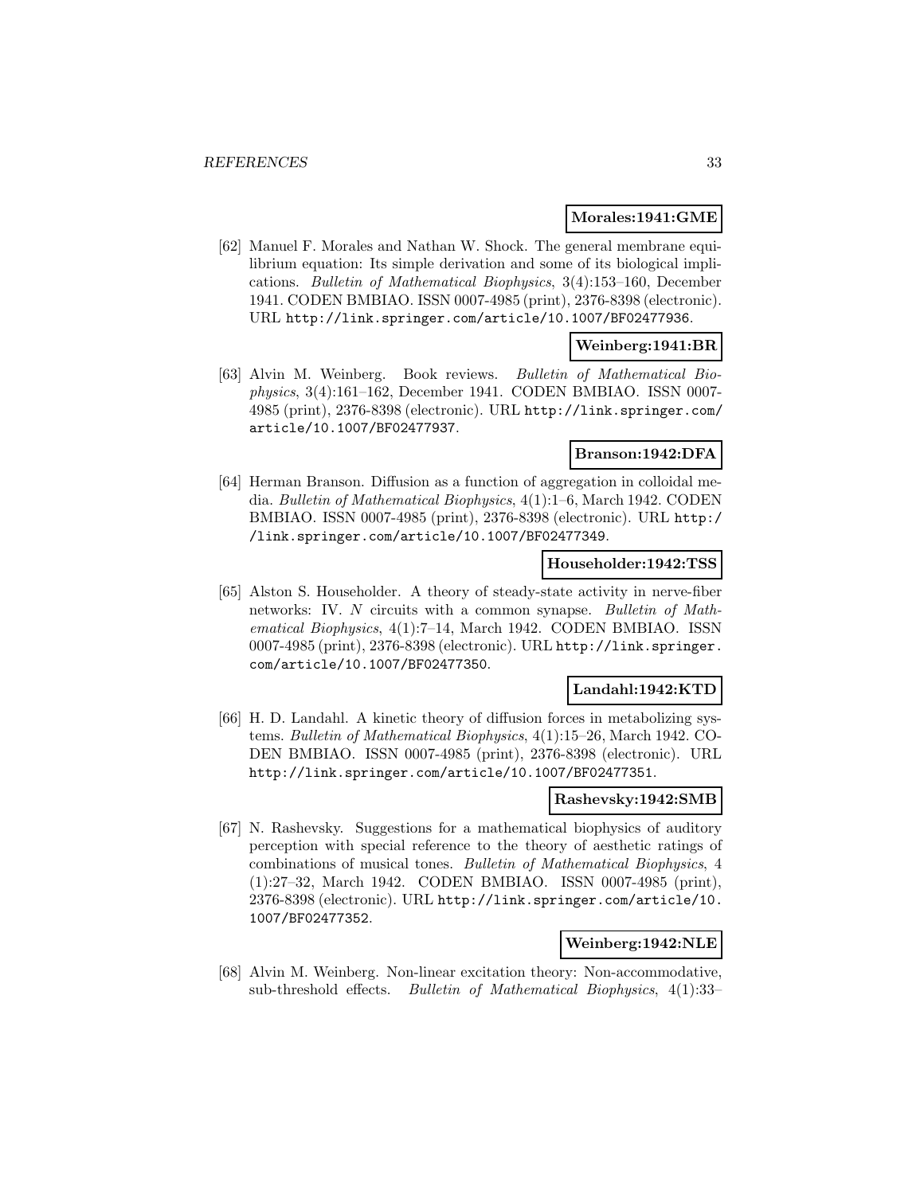**Morales:1941:GME**

[62] Manuel F. Morales and Nathan W. Shock. The general membrane equilibrium equation: Its simple derivation and some of its biological implications. *Bulletin of Mathematical Biophysics*, 3(4):153–160, December 1941. CODEN BMBIAO. ISSN 0007-4985 (print), 2376-8398 (electronic). URL `http://link.springer.com/article/10.1007/BF02477936`.

**Weinberg:1941:BR**

[63] Alvin M. Weinberg. Book reviews. *Bulletin of Mathematical Biophysics*, 3(4):161–162, December 1941. CODEN BMBIAO. ISSN 0007-4985 (print), 2376-8398 (electronic). URL `http://link.springer.com/article/10.1007/BF02477937`.

**Branson:1942:DFA**

[64] Herman Branson. Diffusion as a function of aggregation in colloidal media. *Bulletin of Mathematical Biophysics*, 4(1):1–6, March 1942. CODEN BMBIAO. ISSN 0007-4985 (print), 2376-8398 (electronic). URL `http://link.springer.com/article/10.1007/BF02477349`.

**Householder:1942:TSS**

[65] Alston S. Householder. A theory of steady-state activity in nerve-fiber networks: IV. $N$ circuits with a common synapse. *Bulletin of Mathematical Biophysics*, 4(1):7–14, March 1942. CODEN BMBIAO. ISSN 0007-4985 (print), 2376-8398 (electronic). URL `http://link.springer.com/article/10.1007/BF02477350`.

**Landahl:1942:KTD**

[66] H. D. Landahl. A kinetic theory of diffusion forces in metabolizing systems. *Bulletin of Mathematical Biophysics*, 4(1):15–26, March 1942. CODEN BMBIAO. ISSN 0007-4985 (print), 2376-8398 (electronic). URL `http://link.springer.com/article/10.1007/BF02477351`.

**Rashevsky:1942:SMB**

[67] N. Rashevsky. Suggestions for a mathematical biophysics of auditory perception with special reference to the theory of aesthetic ratings of combinations of musical tones. *Bulletin of Mathematical Biophysics*, 4 (1):27–32, March 1942. CODEN BMBIAO. ISSN 0007-4985 (print), 2376-8398 (electronic). URL `http://link.springer.com/article/10.1007/BF02477352`.

**Weinberg:1942:NLE**

[68] Alvin M. Weinberg. Non-linear excitation theory: Non-accommodative, sub-threshold effects. *Bulletin of Mathematical Biophysics*, 4(1):33–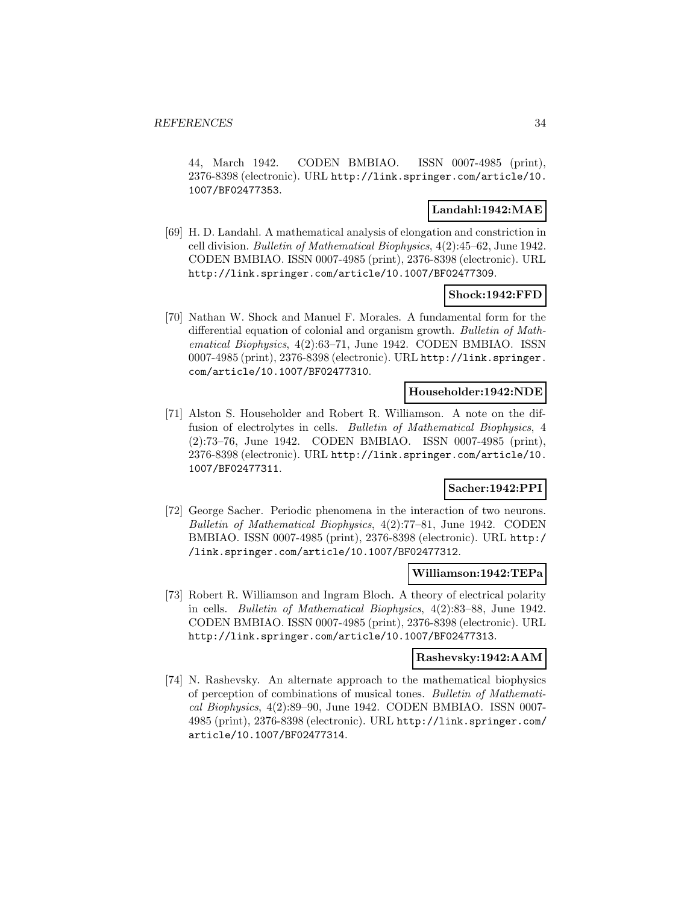44, March 1942. CODEN BMBIAO. ISSN 0007-4985 (print), 2376-8398 (electronic). URL http://link.springer.com/article/10.1007/BF02477353.

**Landahl:1942:MAE**

[69] H. D. Landahl. A mathematical analysis of elongation and constriction in cell division. *Bulletin of Mathematical Biophysics*, 4(2):45–62, June 1942. CODEN BMBIAO. ISSN 0007-4985 (print), 2376-8398 (electronic). URL http://link.springer.com/article/10.1007/BF02477309.

**Shock:1942:FFD**

[70] Nathan W. Shock and Manuel F. Morales. A fundamental form for the differential equation of colonial and organism growth. *Bulletin of Mathematical Biophysics*, 4(2):63–71, June 1942. CODEN BMBIAO. ISSN 0007-4985 (print), 2376-8398 (electronic). URL http://link.springer.com/article/10.1007/BF02477310.

**Householder:1942:NDE**

[71] Alston S. Householder and Robert R. Williamson. A note on the diffusion of electrolytes in cells. *Bulletin of Mathematical Biophysics*, 4 (2):73–76, June 1942. CODEN BMBIAO. ISSN 0007-4985 (print), 2376-8398 (electronic). URL http://link.springer.com/article/10.1007/BF02477311.

**Sacher:1942:PPI**

[72] George Sacher. Periodic phenomena in the interaction of two neurons. *Bulletin of Mathematical Biophysics*, 4(2):77–81, June 1942. CODEN BMBIAO. ISSN 0007-4985 (print), 2376-8398 (electronic). URL http://link.springer.com/article/10.1007/BF02477312.

**Williamson:1942:TEPa**

[73] Robert R. Williamson and Ingram Bloch. A theory of electrical polarity in cells. *Bulletin of Mathematical Biophysics*, 4(2):83–88, June 1942. CODEN BMBIAO. ISSN 0007-4985 (print), 2376-8398 (electronic). URL http://link.springer.com/article/10.1007/BF02477313.

**Rashevsky:1942:AAM**

[74] N. Rashevsky. An alternate approach to the mathematical biophysics of perception of combinations of musical tones. *Bulletin of Mathematical Biophysics*, 4(2):89–90, June 1942. CODEN BMBIAO. ISSN 0007-4985 (print), 2376-8398 (electronic). URL http://link.springer.com/article/10.1007/BF02477314.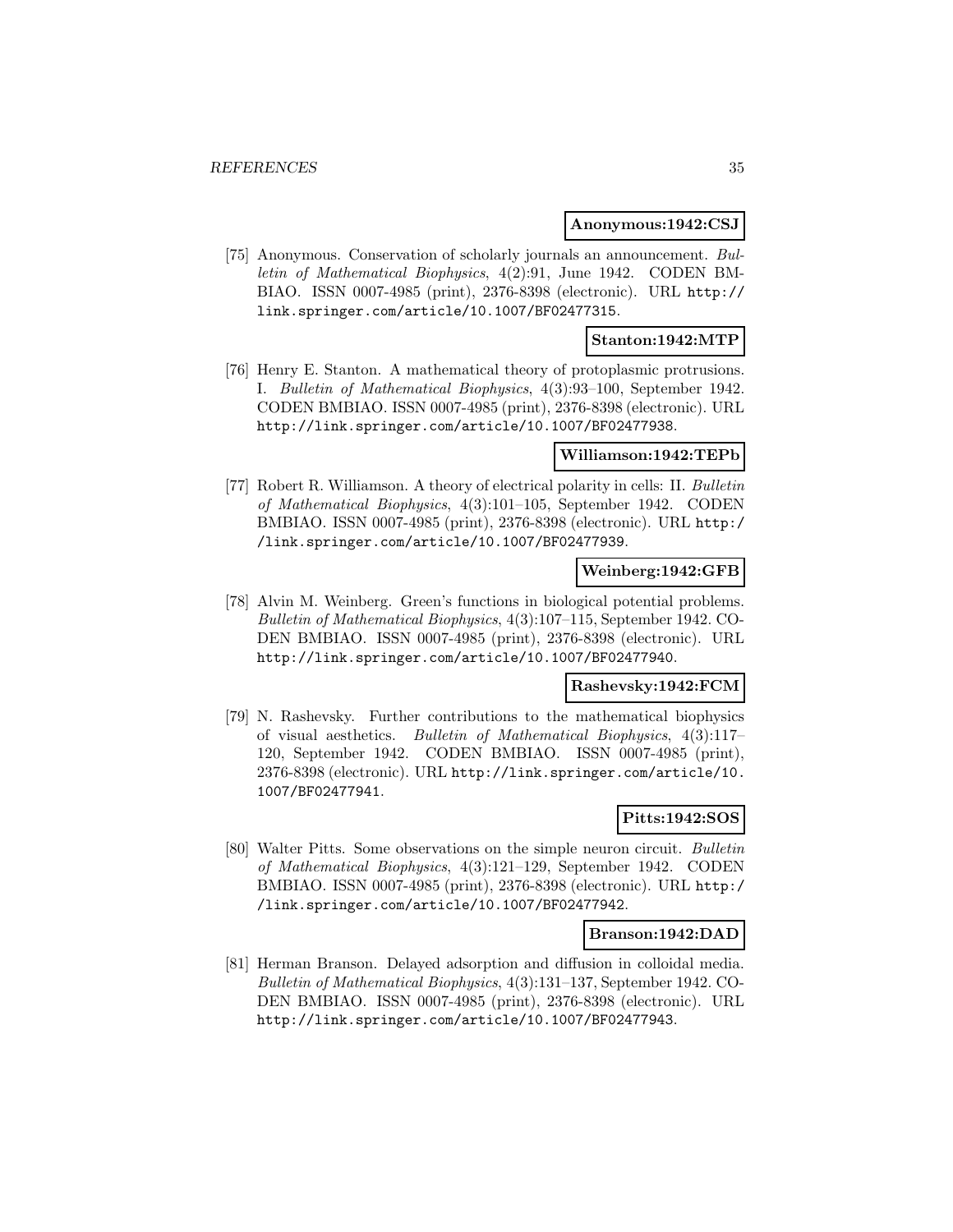**Anonymous:1942:CSJ**

[75] Anonymous. Conservation of scholarly journals an announcement. *Bulletin of Mathematical Biophysics*, 4(2):91, June 1942. CODEN BMBIAO. ISSN 0007-4985 (print), 2376-8398 (electronic). URL http://link.springer.com/article/10.1007/BF02477315.

**Stanton:1942:MTP**

[76] Henry E. Stanton. A mathematical theory of protoplasmic protrusions. I. *Bulletin of Mathematical Biophysics*, 4(3):93–100, September 1942. CODEN BMBIAO. ISSN 0007-4985 (print), 2376-8398 (electronic). URL http://link.springer.com/article/10.1007/BF02477938.

**Williamson:1942:TEPb**

[77] Robert R. Williamson. A theory of electrical polarity in cells: II. *Bulletin of Mathematical Biophysics*, 4(3):101–105, September 1942. CODEN BMBIAO. ISSN 0007-4985 (print), 2376-8398 (electronic). URL http://link.springer.com/article/10.1007/BF02477939.

**Weinberg:1942:GFB**

[78] Alvin M. Weinberg. Green's functions in biological potential problems. *Bulletin of Mathematical Biophysics*, 4(3):107–115, September 1942. CODEN BMBIAO. ISSN 0007-4985 (print), 2376-8398 (electronic). URL http://link.springer.com/article/10.1007/BF02477940.

**Rashevsky:1942:FCM**

[79] N. Rashevsky. Further contributions to the mathematical biophysics of visual aesthetics. *Bulletin of Mathematical Biophysics*, 4(3):117–120, September 1942. CODEN BMBIAO. ISSN 0007-4985 (print), 2376-8398 (electronic). URL http://link.springer.com/article/10.1007/BF02477941.

**Pitts:1942:SOS**

[80] Walter Pitts. Some observations on the simple neuron circuit. *Bulletin of Mathematical Biophysics*, 4(3):121–129, September 1942. CODEN BMBIAO. ISSN 0007-4985 (print), 2376-8398 (electronic). URL http://link.springer.com/article/10.1007/BF02477942.

**Branson:1942:DAD**

[81] Herman Branson. Delayed adsorption and diffusion in colloidal media. *Bulletin of Mathematical Biophysics*, 4(3):131–137, September 1942. CODEN BMBIAO. ISSN 0007-4985 (print), 2376-8398 (electronic). URL http://link.springer.com/article/10.1007/BF02477943.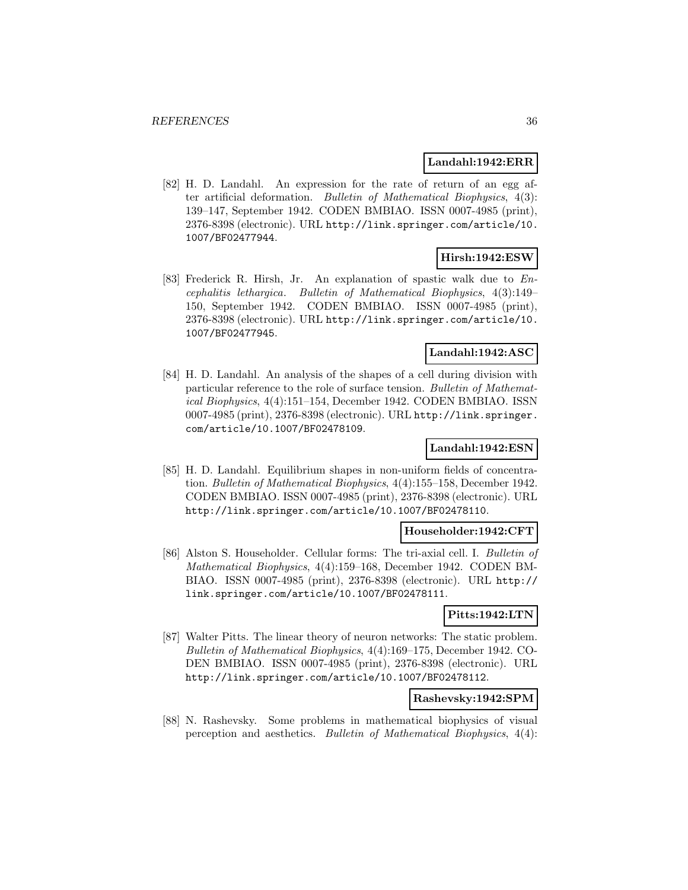**Landahl:1942:ERR**

[82] H. D. Landahl. An expression for the rate of return of an egg after artificial deformation. *Bulletin of Mathematical Biophysics*, 4(3): 139–147, September 1942. CODEN BMBIAO. ISSN 0007-4985 (print), 2376-8398 (electronic). URL http://link.springer.com/article/10.1007/BF02477944.

**Hirsh:1942:ESW**

[83] Frederick R. Hirsh, Jr. An explanation of spastic walk due to *Encephalitis lethargica*. *Bulletin of Mathematical Biophysics*, 4(3):149–150, September 1942. CODEN BMBIAO. ISSN 0007-4985 (print), 2376-8398 (electronic). URL http://link.springer.com/article/10.1007/BF02477945.

**Landahl:1942:ASC**

[84] H. D. Landahl. An analysis of the shapes of a cell during division with particular reference to the role of surface tension. *Bulletin of Mathematical Biophysics*, 4(4):151–154, December 1942. CODEN BMBIAO. ISSN 0007-4985 (print), 2376-8398 (electronic). URL http://link.springer.com/article/10.1007/BF02478109.

**Landahl:1942:ESN**

[85] H. D. Landahl. Equilibrium shapes in non-uniform fields of concentration. *Bulletin of Mathematical Biophysics*, 4(4):155–158, December 1942. CODEN BMBIAO. ISSN 0007-4985 (print), 2376-8398 (electronic). URL http://link.springer.com/article/10.1007/BF02478110.

**Householder:1942:CFT**

[86] Alston S. Householder. Cellular forms: The tri-axial cell. I. *Bulletin of Mathematical Biophysics*, 4(4):159–168, December 1942. CODEN BMBIAO. ISSN 0007-4985 (print), 2376-8398 (electronic). URL http://link.springer.com/article/10.1007/BF02478111.

**Pitts:1942:LTN**

[87] Walter Pitts. The linear theory of neuron networks: The static problem. *Bulletin of Mathematical Biophysics*, 4(4):169–175, December 1942. CODEN BMBIAO. ISSN 0007-4985 (print), 2376-8398 (electronic). URL http://link.springer.com/article/10.1007/BF02478112.

**Rashevsky:1942:SPM**

[88] N. Rashevsky. Some problems in mathematical biophysics of visual perception and aesthetics. *Bulletin of Mathematical Biophysics*, 4(4):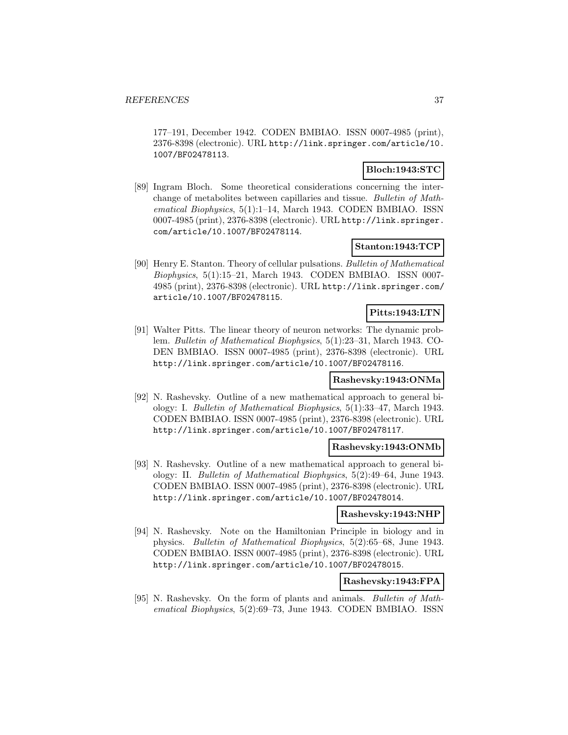177–191, December 1942. CODEN BMBIAO. ISSN 0007-4985 (print), 2376-8398 (electronic). URL http://link.springer.com/article/10.1007/BF02478113.

**Bloch:1943:STC**

[89] Ingram Bloch. Some theoretical considerations concerning the interchange of metabolites between capillaries and tissue. *Bulletin of Mathematical Biophysics*, 5(1):1–14, March 1943. CODEN BMBIAO. ISSN 0007-4985 (print), 2376-8398 (electronic). URL http://link.springer.com/article/10.1007/BF02478114.

**Stanton:1943:TCP**

[90] Henry E. Stanton. Theory of cellular pulsations. *Bulletin of Mathematical Biophysics*, 5(1):15–21, March 1943. CODEN BMBIAO. ISSN 0007-4985 (print), 2376-8398 (electronic). URL http://link.springer.com/article/10.1007/BF02478115.

**Pitts:1943:LTN**

[91] Walter Pitts. The linear theory of neuron networks: The dynamic problem. *Bulletin of Mathematical Biophysics*, 5(1):23–31, March 1943. CODEN BMBIAO. ISSN 0007-4985 (print), 2376-8398 (electronic). URL http://link.springer.com/article/10.1007/BF02478116.

**Rashevsky:1943:ONMa**

[92] N. Rashevsky. Outline of a new mathematical approach to general biology: I. *Bulletin of Mathematical Biophysics*, 5(1):33–47, March 1943. CODEN BMBIAO. ISSN 0007-4985 (print), 2376-8398 (electronic). URL http://link.springer.com/article/10.1007/BF02478117.

**Rashevsky:1943:ONMb**

[93] N. Rashevsky. Outline of a new mathematical approach to general biology: II. *Bulletin of Mathematical Biophysics*, 5(2):49–64, June 1943. CODEN BMBIAO. ISSN 0007-4985 (print), 2376-8398 (electronic). URL http://link.springer.com/article/10.1007/BF02478014.

**Rashevsky:1943:NHP**

[94] N. Rashevsky. Note on the Hamiltonian Principle in biology and in physics. *Bulletin of Mathematical Biophysics*, 5(2):65–68, June 1943. CODEN BMBIAO. ISSN 0007-4985 (print), 2376-8398 (electronic). URL http://link.springer.com/article/10.1007/BF02478015.

**Rashevsky:1943:FPA**

[95] N. Rashevsky. On the form of plants and animals. *Bulletin of Mathematical Biophysics*, 5(2):69–73, June 1943. CODEN BMBIAO. ISSN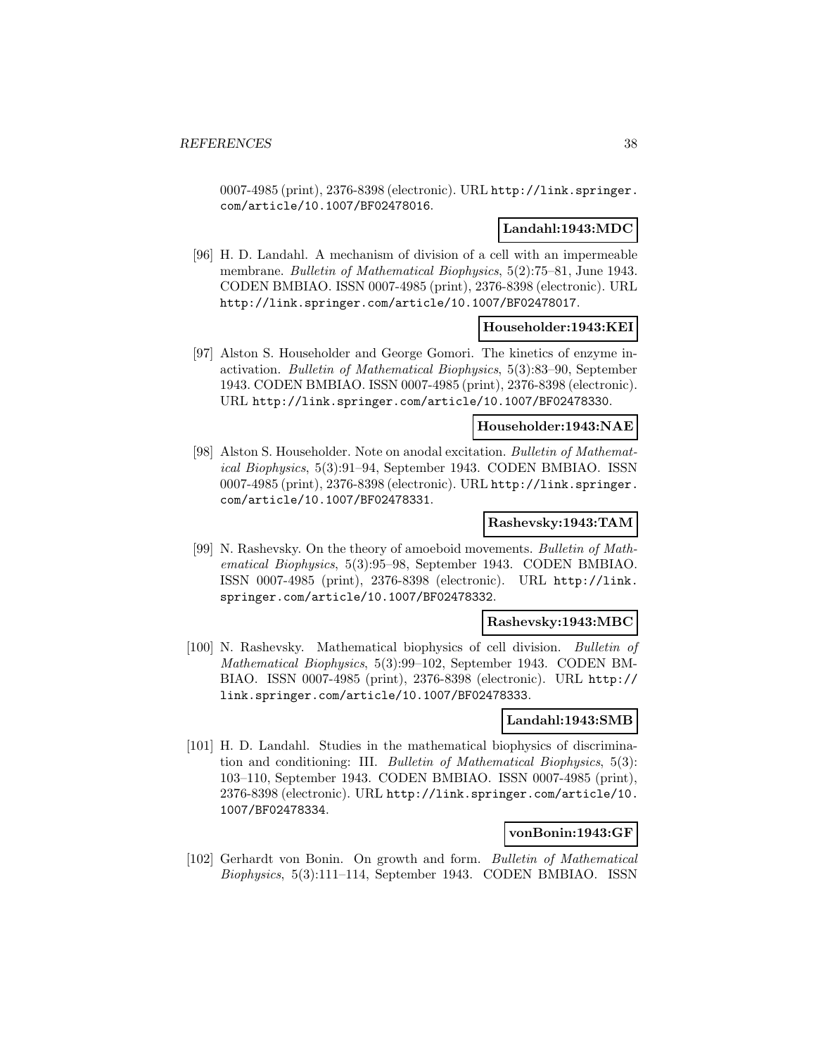0007-4985 (print), 2376-8398 (electronic). URL http://link.springer.com/article/10.1007/BF02478016.

**Landahl:1943:MDC**

[96] H. D. Landahl. A mechanism of division of a cell with an impermeable membrane. *Bulletin of Mathematical Biophysics*, 5(2):75–81, June 1943. CODEN BMBIAO. ISSN 0007-4985 (print), 2376-8398 (electronic). URL http://link.springer.com/article/10.1007/BF02478017.

**Householder:1943:KEI**

[97] Alston S. Householder and George Gomori. The kinetics of enzyme inactivation. *Bulletin of Mathematical Biophysics*, 5(3):83–90, September 1943. CODEN BMBIAO. ISSN 0007-4985 (print), 2376-8398 (electronic). URL http://link.springer.com/article/10.1007/BF02478330.

**Householder:1943:NAE**

[98] Alston S. Householder. Note on anodal excitation. *Bulletin of Mathematical Biophysics*, 5(3):91–94, September 1943. CODEN BMBIAO. ISSN 0007-4985 (print), 2376-8398 (electronic). URL http://link.springer.com/article/10.1007/BF02478331.

**Rashevsky:1943:TAM**

[99] N. Rashevsky. On the theory of amoeboid movements. *Bulletin of Mathematical Biophysics*, 5(3):95–98, September 1943. CODEN BMBIAO. ISSN 0007-4985 (print), 2376-8398 (electronic). URL http://link.springer.com/article/10.1007/BF02478332.

**Rashevsky:1943:MBC**

[100] N. Rashevsky. Mathematical biophysics of cell division. *Bulletin of Mathematical Biophysics*, 5(3):99–102, September 1943. CODEN BMBIAO. ISSN 0007-4985 (print), 2376-8398 (electronic). URL http://link.springer.com/article/10.1007/BF02478333.

**Landahl:1943:SMB**

[101] H. D. Landahl. Studies in the mathematical biophysics of discrimination and conditioning: III. *Bulletin of Mathematical Biophysics*, 5(3):103–110, September 1943. CODEN BMBIAO. ISSN 0007-4985 (print), 2376-8398 (electronic). URL http://link.springer.com/article/10.1007/BF02478334.

**vonBonin:1943:GF**

[102] Gerhardt von Bonin. On growth and form. *Bulletin of Mathematical Biophysics*, 5(3):111–114, September 1943. CODEN BMBIAO. ISSN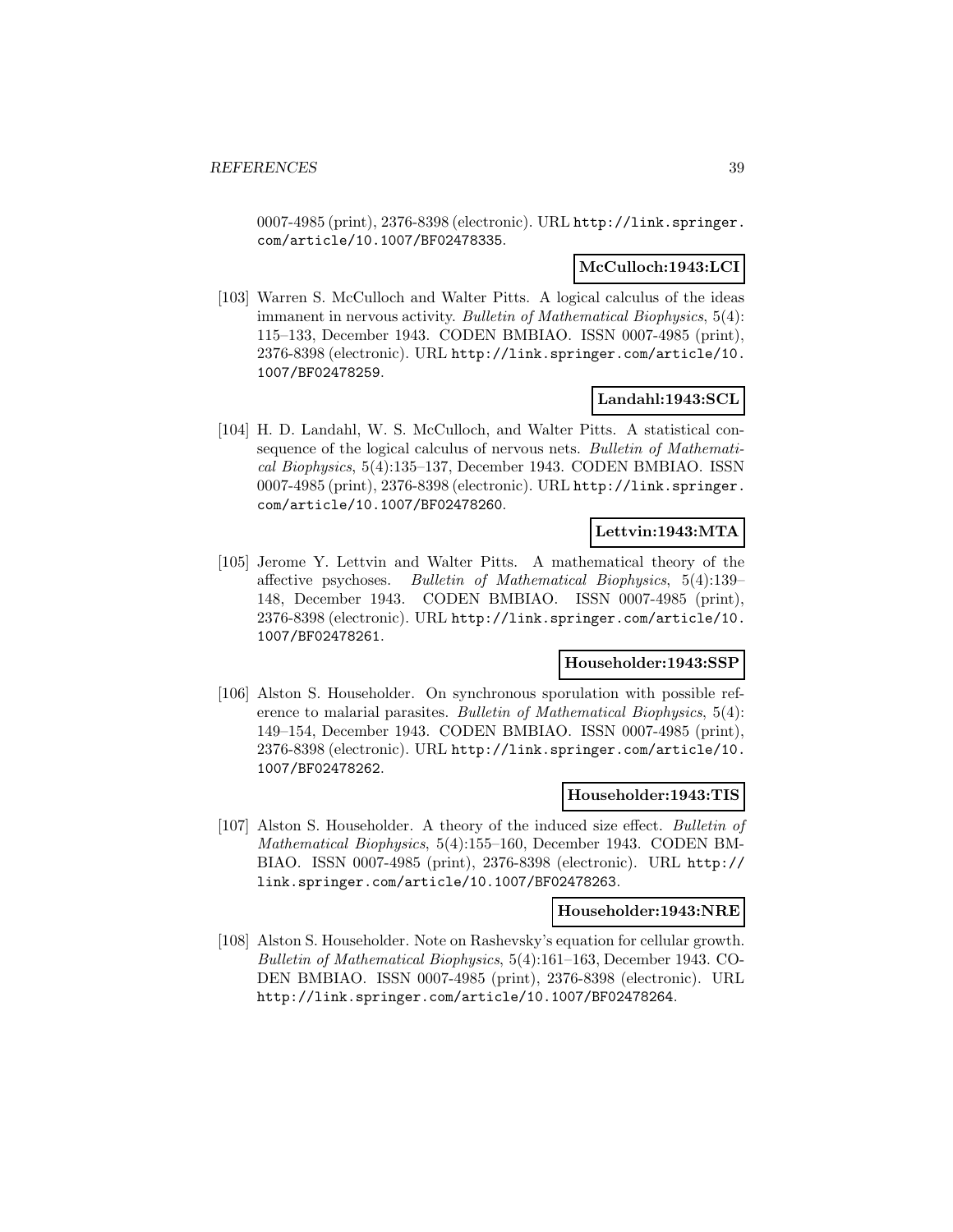0007-4985 (print), 2376-8398 (electronic). URL http://link.springer.com/article/10.1007/BF02478335.

**McCulloch:1943:LCI**

[103] Warren S. McCulloch and Walter Pitts. A logical calculus of the ideas immanent in nervous activity. *Bulletin of Mathematical Biophysics*, 5(4): 115–133, December 1943. CODEN BMBIAO. ISSN 0007-4985 (print), 2376-8398 (electronic). URL http://link.springer.com/article/10.1007/BF02478259.

**Landahl:1943:SCL**

[104] H. D. Landahl, W. S. McCulloch, and Walter Pitts. A statistical consequence of the logical calculus of nervous nets. *Bulletin of Mathematical Biophysics*, 5(4):135–137, December 1943. CODEN BMBIAO. ISSN 0007-4985 (print), 2376-8398 (electronic). URL http://link.springer.com/article/10.1007/BF02478260.

**Lettvin:1943:MTA**

[105] Jerome Y. Lettvin and Walter Pitts. A mathematical theory of the affective psychoses. *Bulletin of Mathematical Biophysics*, 5(4):139–148, December 1943. CODEN BMBIAO. ISSN 0007-4985 (print), 2376-8398 (electronic). URL http://link.springer.com/article/10.1007/BF02478261.

**Householder:1943:SSP**

[106] Alston S. Householder. On synchronous sporulation with possible reference to malarial parasites. *Bulletin of Mathematical Biophysics*, 5(4): 149–154, December 1943. CODEN BMBIAO. ISSN 0007-4985 (print), 2376-8398 (electronic). URL http://link.springer.com/article/10.1007/BF02478262.

**Householder:1943:TIS**

[107] Alston S. Householder. A theory of the induced size effect. *Bulletin of Mathematical Biophysics*, 5(4):155–160, December 1943. CODEN BMBIAO. ISSN 0007-4985 (print), 2376-8398 (electronic). URL http://link.springer.com/article/10.1007/BF02478263.

**Householder:1943:NRE**

[108] Alston S. Householder. Note on Rashevsky's equation for cellular growth. *Bulletin of Mathematical Biophysics*, 5(4):161–163, December 1943. CODEN BMBIAO. ISSN 0007-4985 (print), 2376-8398 (electronic). URL http://link.springer.com/article/10.1007/BF02478264.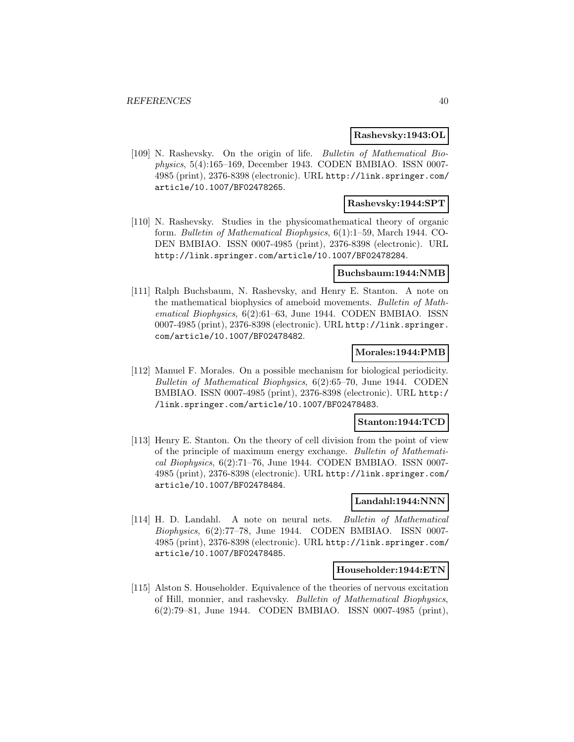**Rashevsky:1943:OL**

[109] N. Rashevsky. On the origin of life. *Bulletin of Mathematical Biophysics*, 5(4):165–169, December 1943. CODEN BMBIAO. ISSN 0007-4985 (print), 2376-8398 (electronic). URL http://link.springer.com/article/10.1007/BF02478265.

**Rashevsky:1944:SPT**

[110] N. Rashevsky. Studies in the physicomathematical theory of organic form. *Bulletin of Mathematical Biophysics*, 6(1):1–59, March 1944. CODEN BMBIAO. ISSN 0007-4985 (print), 2376-8398 (electronic). URL http://link.springer.com/article/10.1007/BF02478284.

**Buchsbaum:1944:NMB**

[111] Ralph Buchsbaum, N. Rashevsky, and Henry E. Stanton. A note on the mathematical biophysics of ameboid movements. *Bulletin of Mathematical Biophysics*, 6(2):61–63, June 1944. CODEN BMBIAO. ISSN 0007-4985 (print), 2376-8398 (electronic). URL http://link.springer.com/article/10.1007/BF02478482.

**Morales:1944:PMB**

[112] Manuel F. Morales. On a possible mechanism for biological periodicity. *Bulletin of Mathematical Biophysics*, 6(2):65–70, June 1944. CODEN BMBIAO. ISSN 0007-4985 (print), 2376-8398 (electronic). URL http://link.springer.com/article/10.1007/BF02478483.

**Stanton:1944:TCD**

[113] Henry E. Stanton. On the theory of cell division from the point of view of the principle of maximum energy exchange. *Bulletin of Mathematical Biophysics*, 6(2):71–76, June 1944. CODEN BMBIAO. ISSN 0007-4985 (print), 2376-8398 (electronic). URL http://link.springer.com/article/10.1007/BF02478484.

**Landahl:1944:NNN**

[114] H. D. Landahl. A note on neural nets. *Bulletin of Mathematical Biophysics*, 6(2):77–78, June 1944. CODEN BMBIAO. ISSN 0007-4985 (print), 2376-8398 (electronic). URL http://link.springer.com/article/10.1007/BF02478485.

**Householder:1944:ETN**

[115] Alston S. Householder. Equivalence of the theories of nervous excitation of Hill, monnier, and rashevsky. *Bulletin of Mathematical Biophysics*, 6(2):79–81, June 1944. CODEN BMBIAO. ISSN 0007-4985 (print),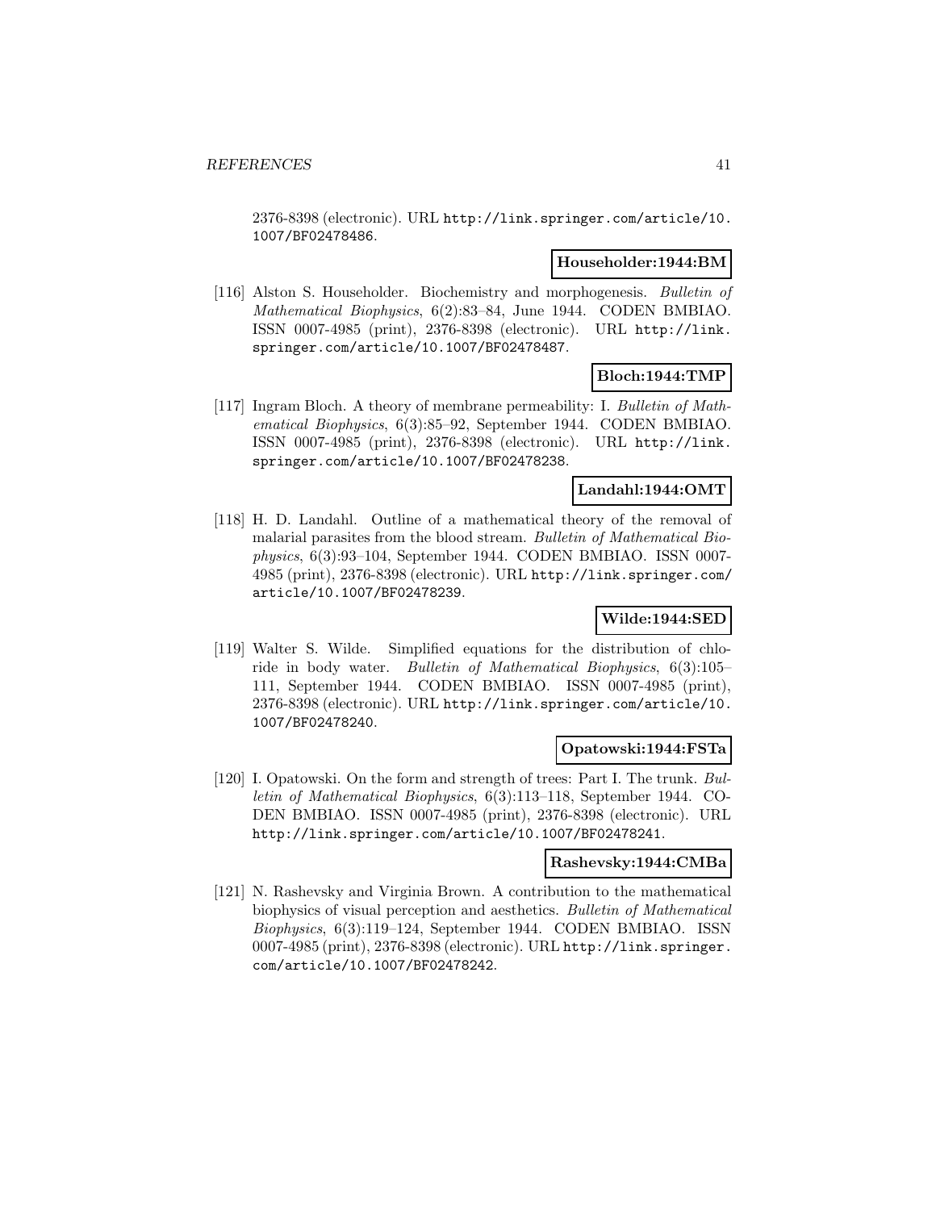2376-8398 (electronic). URL http://link.springer.com/article/10.1007/BF02478486.

**Householder:1944:BM**

[116] Alston S. Householder. Biochemistry and morphogenesis. *Bulletin of Mathematical Biophysics*, 6(2):83–84, June 1944. CODEN BMBIAO. ISSN 0007-4985 (print), 2376-8398 (electronic). URL http://link.springer.com/article/10.1007/BF02478487.

**Bloch:1944:TMP**

[117] Ingram Bloch. A theory of membrane permeability: I. *Bulletin of Mathematical Biophysics*, 6(3):85–92, September 1944. CODEN BMBIAO. ISSN 0007-4985 (print), 2376-8398 (electronic). URL http://link.springer.com/article/10.1007/BF02478238.

**Landahl:1944:OMT**

[118] H. D. Landahl. Outline of a mathematical theory of the removal of malarial parasites from the blood stream. *Bulletin of Mathematical Biophysics*, 6(3):93–104, September 1944. CODEN BMBIAO. ISSN 0007-4985 (print), 2376-8398 (electronic). URL http://link.springer.com/article/10.1007/BF02478239.

**Wilde:1944:SED**

[119] Walter S. Wilde. Simplified equations for the distribution of chloride in body water. *Bulletin of Mathematical Biophysics*, 6(3):105–111, September 1944. CODEN BMBIAO. ISSN 0007-4985 (print), 2376-8398 (electronic). URL http://link.springer.com/article/10.1007/BF02478240.

**Opatowski:1944:FSTa**

[120] I. Opatowski. On the form and strength of trees: Part I. The trunk. *Bulletin of Mathematical Biophysics*, 6(3):113–118, September 1944. CODEN BMBIAO. ISSN 0007-4985 (print), 2376-8398 (electronic). URL http://link.springer.com/article/10.1007/BF02478241.

**Rashevsky:1944:CMBa**

[121] N. Rashevsky and Virginia Brown. A contribution to the mathematical biophysics of visual perception and aesthetics. *Bulletin of Mathematical Biophysics*, 6(3):119–124, September 1944. CODEN BMBIAO. ISSN 0007-4985 (print), 2376-8398 (electronic). URL http://link.springer.com/article/10.1007/BF02478242.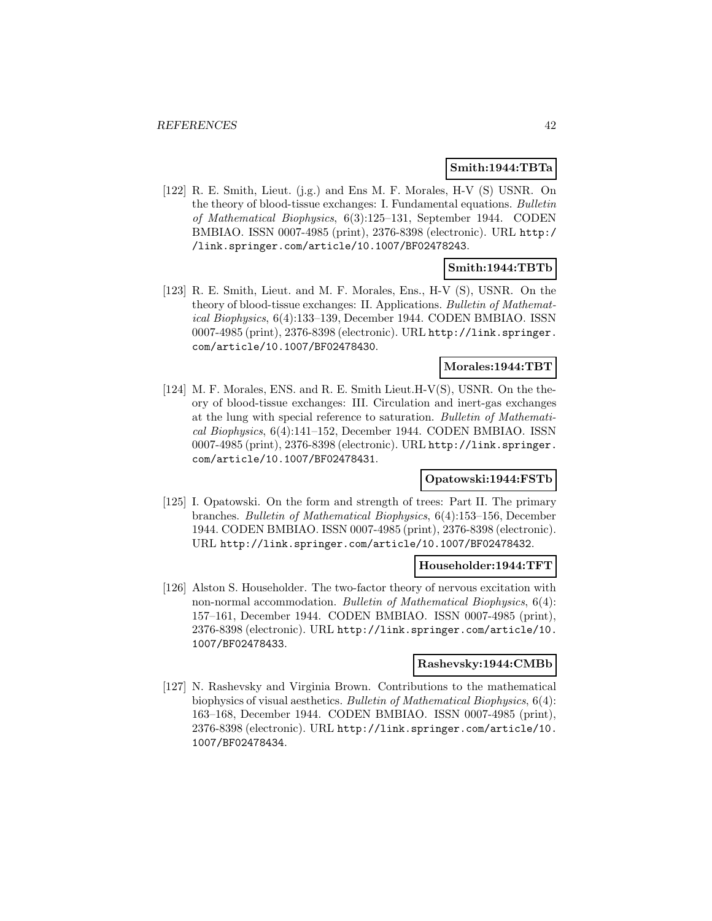**Smith:1944:TBTa**

[122] R. E. Smith, Lieut. (j.g.) and Ens M. F. Morales, H-V (S) USNR. On the theory of blood-tissue exchanges: I. Fundamental equations. *Bulletin of Mathematical Biophysics*, 6(3):125–131, September 1944. CODEN BMBIAO. ISSN 0007-4985 (print), 2376-8398 (electronic). URL http://link.springer.com/article/10.1007/BF02478243.

**Smith:1944:TBTb**

[123] R. E. Smith, Lieut. and M. F. Morales, Ens., H-V (S), USNR. On the theory of blood-tissue exchanges: II. Applications. *Bulletin of Mathematical Biophysics*, 6(4):133–139, December 1944. CODEN BMBIAO. ISSN 0007-4985 (print), 2376-8398 (electronic). URL http://link.springer.com/article/10.1007/BF02478430.

**Morales:1944:TBT**

[124] M. F. Morales, ENS. and R. E. Smith Lieut.H-V(S), USNR. On the theory of blood-tissue exchanges: III. Circulation and inert-gas exchanges at the lung with special reference to saturation. *Bulletin of Mathematical Biophysics*, 6(4):141–152, December 1944. CODEN BMBIAO. ISSN 0007-4985 (print), 2376-8398 (electronic). URL http://link.springer.com/article/10.1007/BF02478431.

**Opatowski:1944:FSTb**

[125] I. Opatowski. On the form and strength of trees: Part II. The primary branches. *Bulletin of Mathematical Biophysics*, 6(4):153–156, December 1944. CODEN BMBIAO. ISSN 0007-4985 (print), 2376-8398 (electronic). URL http://link.springer.com/article/10.1007/BF02478432.

**Householder:1944:TFT**

[126] Alston S. Householder. The two-factor theory of nervous excitation with non-normal accommodation. *Bulletin of Mathematical Biophysics*, 6(4): 157–161, December 1944. CODEN BMBIAO. ISSN 0007-4985 (print), 2376-8398 (electronic). URL http://link.springer.com/article/10.1007/BF02478433.

**Rashevsky:1944:CMBb**

[127] N. Rashevsky and Virginia Brown. Contributions to the mathematical biophysics of visual aesthetics. *Bulletin of Mathematical Biophysics*, 6(4): 163–168, December 1944. CODEN BMBIAO. ISSN 0007-4985 (print), 2376-8398 (electronic). URL http://link.springer.com/article/10.1007/BF02478434.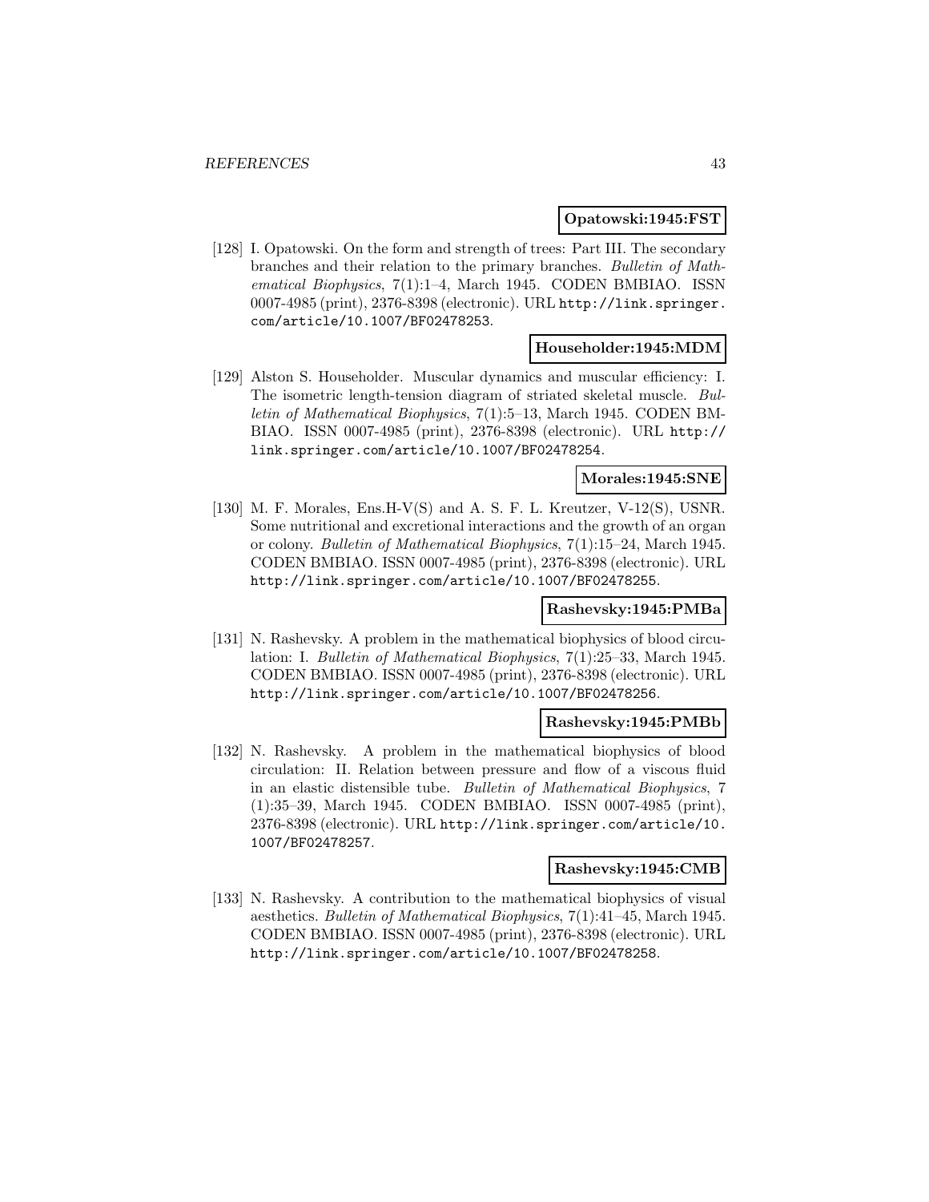**Opatowski:1945:FST**

[128] I. Opatowski. On the form and strength of trees: Part III. The secondary branches and their relation to the primary branches. *Bulletin of Mathematical Biophysics*, 7(1):1–4, March 1945. CODEN BMBIAO. ISSN 0007-4985 (print), 2376-8398 (electronic). URL http://link.springer.com/article/10.1007/BF02478253.

**Householder:1945:MDM**

[129] Alston S. Householder. Muscular dynamics and muscular efficiency: I. The isometric length-tension diagram of striated skeletal muscle. *Bulletin of Mathematical Biophysics*, 7(1):5–13, March 1945. CODEN BMBIAO. ISSN 0007-4985 (print), 2376-8398 (electronic). URL http://link.springer.com/article/10.1007/BF02478254.

**Morales:1945:SNE**

[130] M. F. Morales, Ens.H-V(S) and A. S. F. L. Kreutzer, V-12(S), USNR. Some nutritional and excretional interactions and the growth of an organ or colony. *Bulletin of Mathematical Biophysics*, 7(1):15–24, March 1945. CODEN BMBIAO. ISSN 0007-4985 (print), 2376-8398 (electronic). URL http://link.springer.com/article/10.1007/BF02478255.

**Rashevsky:1945:PMBa**

[131] N. Rashevsky. A problem in the mathematical biophysics of blood circulation: I. *Bulletin of Mathematical Biophysics*, 7(1):25–33, March 1945. CODEN BMBIAO. ISSN 0007-4985 (print), 2376-8398 (electronic). URL http://link.springer.com/article/10.1007/BF02478256.

**Rashevsky:1945:PMBb**

[132] N. Rashevsky. A problem in the mathematical biophysics of blood circulation: II. Relation between pressure and flow of a viscous fluid in an elastic distensible tube. *Bulletin of Mathematical Biophysics*, 7(1):35–39, March 1945. CODEN BMBIAO. ISSN 0007-4985 (print), 2376-8398 (electronic). URL http://link.springer.com/article/10.1007/BF02478257.

**Rashevsky:1945:CMB**

[133] N. Rashevsky. A contribution to the mathematical biophysics of visual aesthetics. *Bulletin of Mathematical Biophysics*, 7(1):41–45, March 1945. CODEN BMBIAO. ISSN 0007-4985 (print), 2376-8398 (electronic). URL http://link.springer.com/article/10.1007/BF02478258.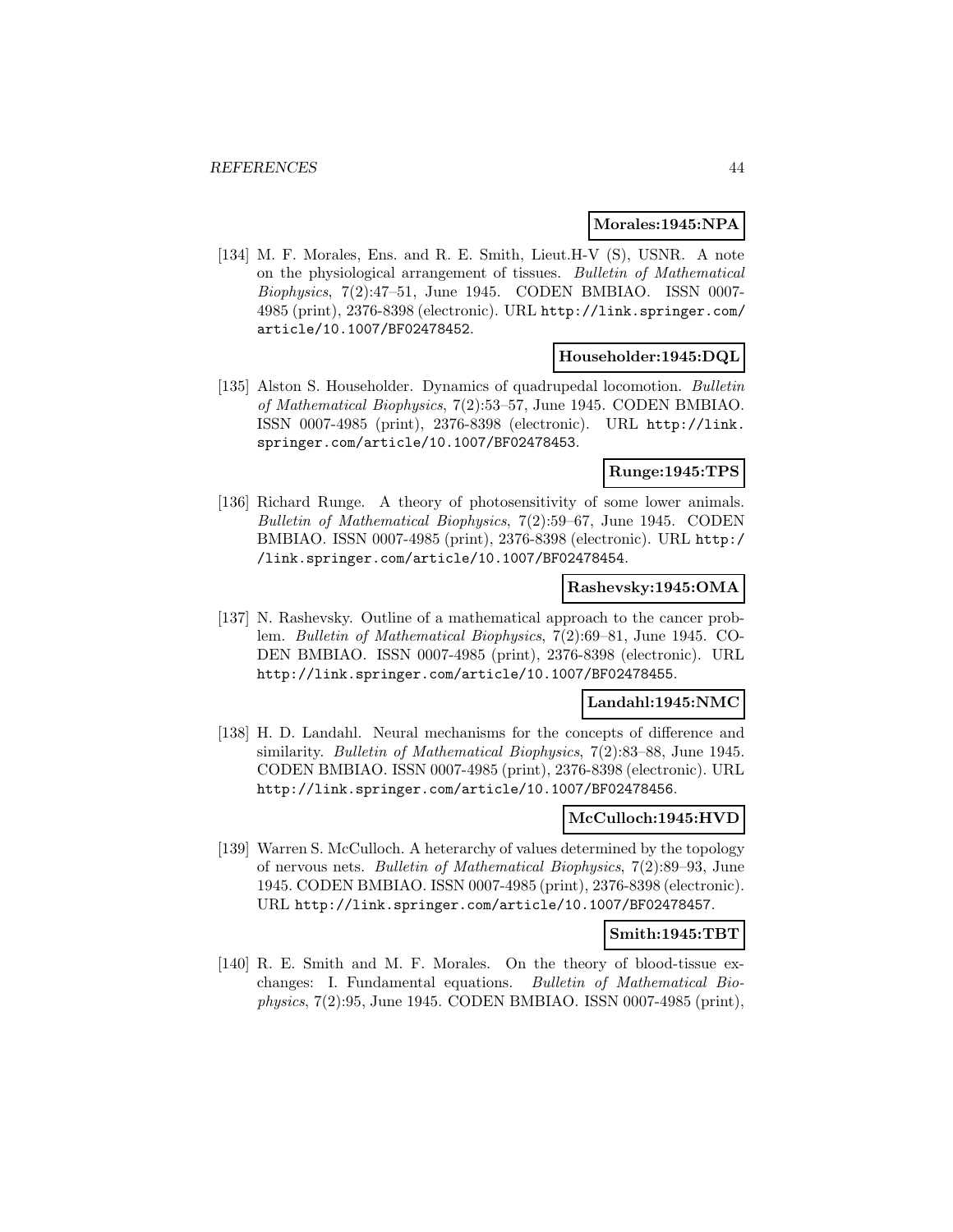**Morales:1945:NPA**

[134] M. F. Morales, Ens. and R. E. Smith, Lieut.H-V (S), USNR. A note on the physiological arrangement of tissues. *Bulletin of Mathematical Biophysics*, 7(2):47–51, June 1945. CODEN BMBIAO. ISSN 0007-4985 (print), 2376-8398 (electronic). URL http://link.springer.com/article/10.1007/BF02478452.

**Householder:1945:DQL**

[135] Alston S. Householder. Dynamics of quadrupedal locomotion. *Bulletin of Mathematical Biophysics*, 7(2):53–57, June 1945. CODEN BMBIAO. ISSN 0007-4985 (print), 2376-8398 (electronic). URL http://link.springer.com/article/10.1007/BF02478453.

**Runge:1945:TPS**

[136] Richard Runge. A theory of photosensitivity of some lower animals. *Bulletin of Mathematical Biophysics*, 7(2):59–67, June 1945. CODEN BMBIAO. ISSN 0007-4985 (print), 2376-8398 (electronic). URL http://link.springer.com/article/10.1007/BF02478454.

**Rashevsky:1945:OMA**

[137] N. Rashevsky. Outline of a mathematical approach to the cancer problem. *Bulletin of Mathematical Biophysics*, 7(2):69–81, June 1945. CODEN BMBIAO. ISSN 0007-4985 (print), 2376-8398 (electronic). URL http://link.springer.com/article/10.1007/BF02478455.

**Landahl:1945:NMC**

[138] H. D. Landahl. Neural mechanisms for the concepts of difference and similarity. *Bulletin of Mathematical Biophysics*, 7(2):83–88, June 1945. CODEN BMBIAO. ISSN 0007-4985 (print), 2376-8398 (electronic). URL http://link.springer.com/article/10.1007/BF02478456.

**McCulloch:1945:HVD**

[139] Warren S. McCulloch. A heterarchy of values determined by the topology of nervous nets. *Bulletin of Mathematical Biophysics*, 7(2):89–93, June 1945. CODEN BMBIAO. ISSN 0007-4985 (print), 2376-8398 (electronic). URL http://link.springer.com/article/10.1007/BF02478457.

**Smith:1945:TBT**

[140] R. E. Smith and M. F. Morales. On the theory of blood-tissue exchanges: I. Fundamental equations. *Bulletin of Mathematical Biophysics*, 7(2):95, June 1945. CODEN BMBIAO. ISSN 0007-4985 (print),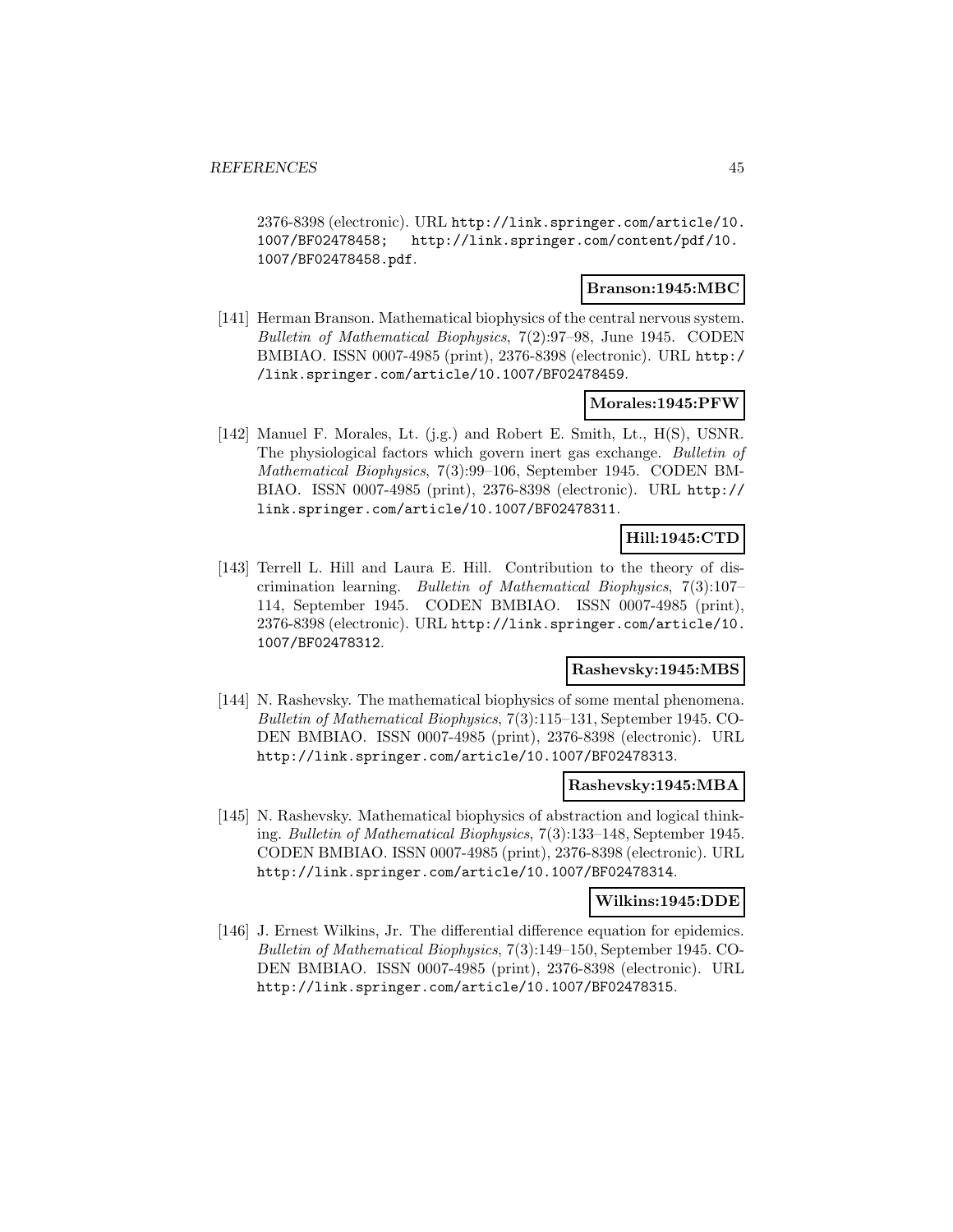2376-8398 (electronic). URL http://link.springer.com/article/10.1007/BF02478458; http://link.springer.com/content/pdf/10.1007/BF02478458.pdf.

**Branson:1945:MBC**

[141] Herman Branson. Mathematical biophysics of the central nervous system. *Bulletin of Mathematical Biophysics*, 7(2):97–98, June 1945. CODEN BMBIAO. ISSN 0007-4985 (print), 2376-8398 (electronic). URL http://link.springer.com/article/10.1007/BF02478459.

**Morales:1945:PFW**

[142] Manuel F. Morales, Lt. (j.g.) and Robert E. Smith, Lt., H(S), USNR. The physiological factors which govern inert gas exchange. *Bulletin of Mathematical Biophysics*, 7(3):99–106, September 1945. CODEN BMBIAO. ISSN 0007-4985 (print), 2376-8398 (electronic). URL http://link.springer.com/article/10.1007/BF02478311.

**Hill:1945:CTD**

[143] Terrell L. Hill and Laura E. Hill. Contribution to the theory of discrimination learning. *Bulletin of Mathematical Biophysics*, 7(3):107–114, September 1945. CODEN BMBIAO. ISSN 0007-4985 (print), 2376-8398 (electronic). URL http://link.springer.com/article/10.1007/BF02478312.

**Rashevsky:1945:MBS**

[144] N. Rashevsky. The mathematical biophysics of some mental phenomena. *Bulletin of Mathematical Biophysics*, 7(3):115–131, September 1945. CODEN BMBIAO. ISSN 0007-4985 (print), 2376-8398 (electronic). URL http://link.springer.com/article/10.1007/BF02478313.

**Rashevsky:1945:MBA**

[145] N. Rashevsky. Mathematical biophysics of abstraction and logical thinking. *Bulletin of Mathematical Biophysics*, 7(3):133–148, September 1945. CODEN BMBIAO. ISSN 0007-4985 (print), 2376-8398 (electronic). URL http://link.springer.com/article/10.1007/BF02478314.

**Wilkins:1945:DDE**

[146] J. Ernest Wilkins, Jr. The differential difference equation for epidemics. *Bulletin of Mathematical Biophysics*, 7(3):149–150, September 1945. CODEN BMBIAO. ISSN 0007-4985 (print), 2376-8398 (electronic). URL http://link.springer.com/article/10.1007/BF02478315.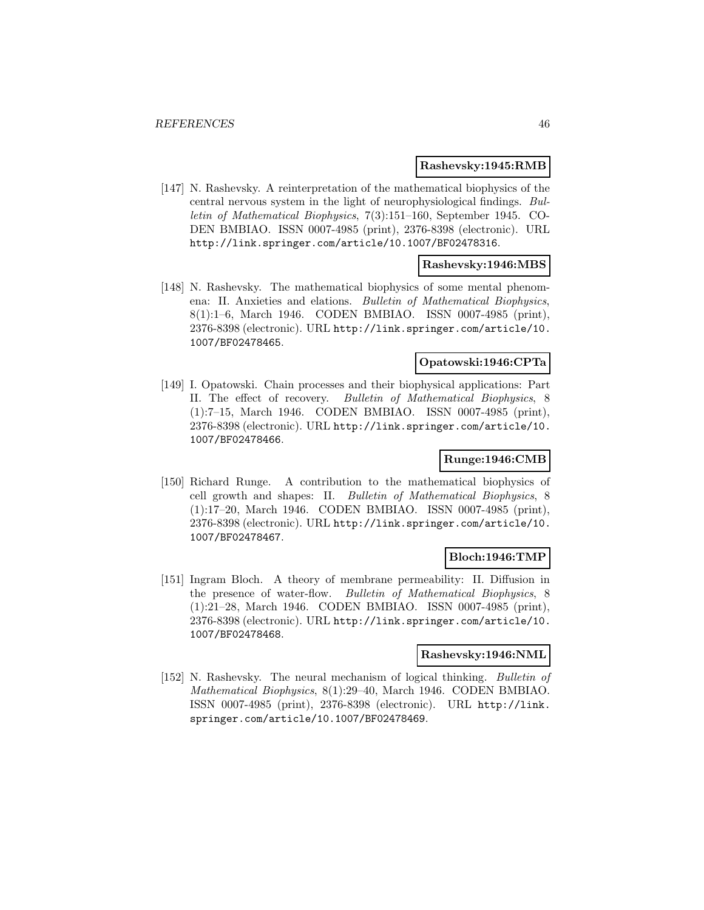**Rashevsky:1945:RMB**

[147] N. Rashevsky. A reinterpretation of the mathematical biophysics of the central nervous system in the light of neurophysiological findings. *Bulletin of Mathematical Biophysics*, 7(3):151–160, September 1945. CODEN BMBIAO. ISSN 0007-4985 (print), 2376-8398 (electronic). URL http://link.springer.com/article/10.1007/BF02478316.

**Rashevsky:1946:MBS**

[148] N. Rashevsky. The mathematical biophysics of some mental phenomena: II. Anxieties and elations. *Bulletin of Mathematical Biophysics*, 8(1):1–6, March 1946. CODEN BMBIAO. ISSN 0007-4985 (print), 2376-8398 (electronic). URL http://link.springer.com/article/10.1007/BF02478465.

**Opatowski:1946:CPTa**

[149] I. Opatowski. Chain processes and their biophysical applications: Part II. The effect of recovery. *Bulletin of Mathematical Biophysics*, 8 (1):7–15, March 1946. CODEN BMBIAO. ISSN 0007-4985 (print), 2376-8398 (electronic). URL http://link.springer.com/article/10.1007/BF02478466.

**Runge:1946:CMB**

[150] Richard Runge. A contribution to the mathematical biophysics of cell growth and shapes: II. *Bulletin of Mathematical Biophysics*, 8 (1):17–20, March 1946. CODEN BMBIAO. ISSN 0007-4985 (print), 2376-8398 (electronic). URL http://link.springer.com/article/10.1007/BF02478467.

**Bloch:1946:TMP**

[151] Ingram Bloch. A theory of membrane permeability: II. Diffusion in the presence of water-flow. *Bulletin of Mathematical Biophysics*, 8 (1):21–28, March 1946. CODEN BMBIAO. ISSN 0007-4985 (print), 2376-8398 (electronic). URL http://link.springer.com/article/10.1007/BF02478468.

**Rashevsky:1946:NML**

[152] N. Rashevsky. The neural mechanism of logical thinking. *Bulletin of Mathematical Biophysics*, 8(1):29–40, March 1946. CODEN BMBIAO. ISSN 0007-4985 (print), 2376-8398 (electronic). URL http://link.springer.com/article/10.1007/BF02478469.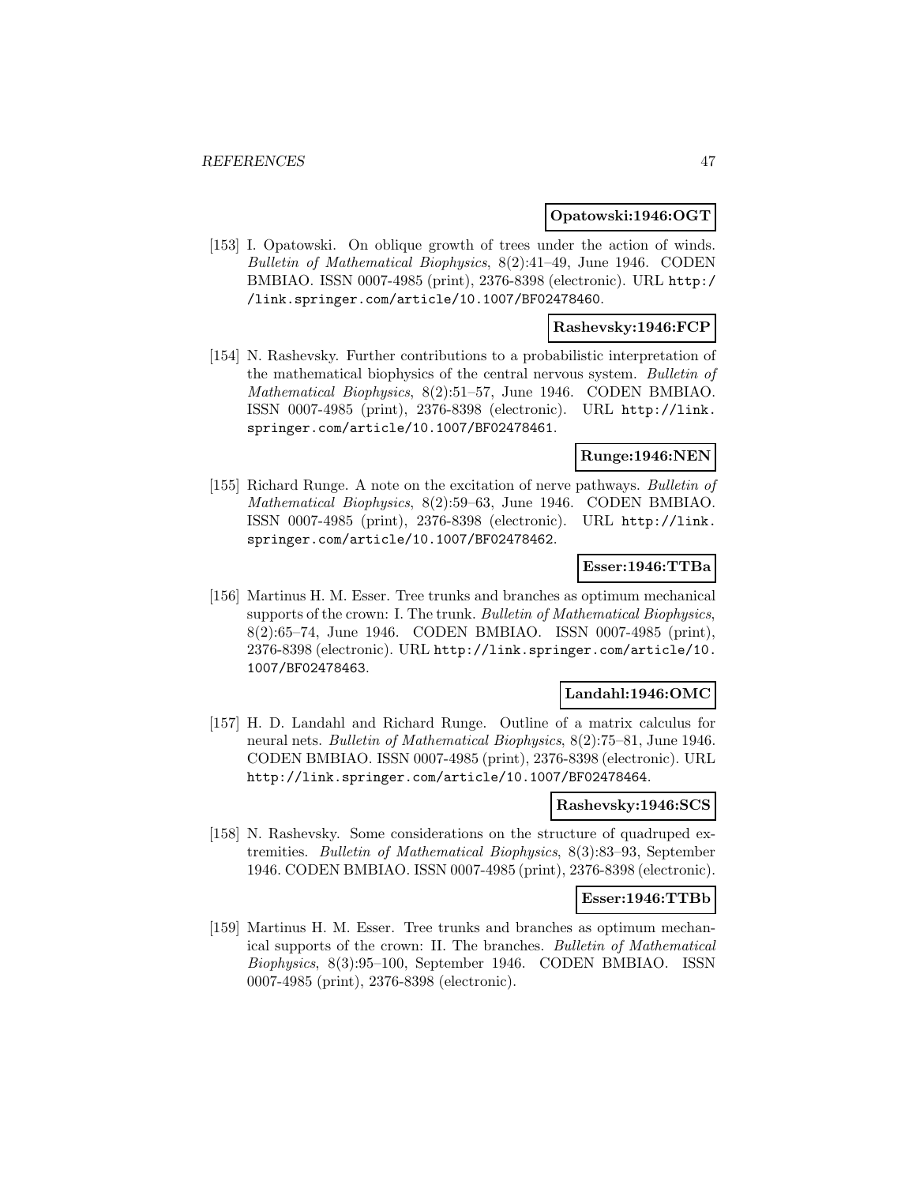**Opatowski:1946:OGT**

[153] I. Opatowski. On oblique growth of trees under the action of winds. *Bulletin of Mathematical Biophysics*, 8(2):41–49, June 1946. CODEN BMBIAO. ISSN 0007-4985 (print), 2376-8398 (electronic). URL http://link.springer.com/article/10.1007/BF02478460.

**Rashevsky:1946:FCP**

[154] N. Rashevsky. Further contributions to a probabilistic interpretation of the mathematical biophysics of the central nervous system. *Bulletin of Mathematical Biophysics*, 8(2):51–57, June 1946. CODEN BMBIAO. ISSN 0007-4985 (print), 2376-8398 (electronic). URL http://link.springer.com/article/10.1007/BF02478461.

**Runge:1946:NEN**

[155] Richard Runge. A note on the excitation of nerve pathways. *Bulletin of Mathematical Biophysics*, 8(2):59–63, June 1946. CODEN BMBIAO. ISSN 0007-4985 (print), 2376-8398 (electronic). URL http://link.springer.com/article/10.1007/BF02478462.

**Esser:1946:TTBa**

[156] Martinus H. M. Esser. Tree trunks and branches as optimum mechanical supports of the crown: I. The trunk. *Bulletin of Mathematical Biophysics*, 8(2):65–74, June 1946. CODEN BMBIAO. ISSN 0007-4985 (print), 2376-8398 (electronic). URL http://link.springer.com/article/10.1007/BF02478463.

**Landahl:1946:OMC**

[157] H. D. Landahl and Richard Runge. Outline of a matrix calculus for neural nets. *Bulletin of Mathematical Biophysics*, 8(2):75–81, June 1946. CODEN BMBIAO. ISSN 0007-4985 (print), 2376-8398 (electronic). URL http://link.springer.com/article/10.1007/BF02478464.

**Rashevsky:1946:SCS**

[158] N. Rashevsky. Some considerations on the structure of quadruped extremities. *Bulletin of Mathematical Biophysics*, 8(3):83–93, September 1946. CODEN BMBIAO. ISSN 0007-4985 (print), 2376-8398 (electronic).

**Esser:1946:TTBb**

[159] Martinus H. M. Esser. Tree trunks and branches as optimum mechanical supports of the crown: II. The branches. *Bulletin of Mathematical Biophysics*, 8(3):95–100, September 1946. CODEN BMBIAO. ISSN 0007-4985 (print), 2376-8398 (electronic).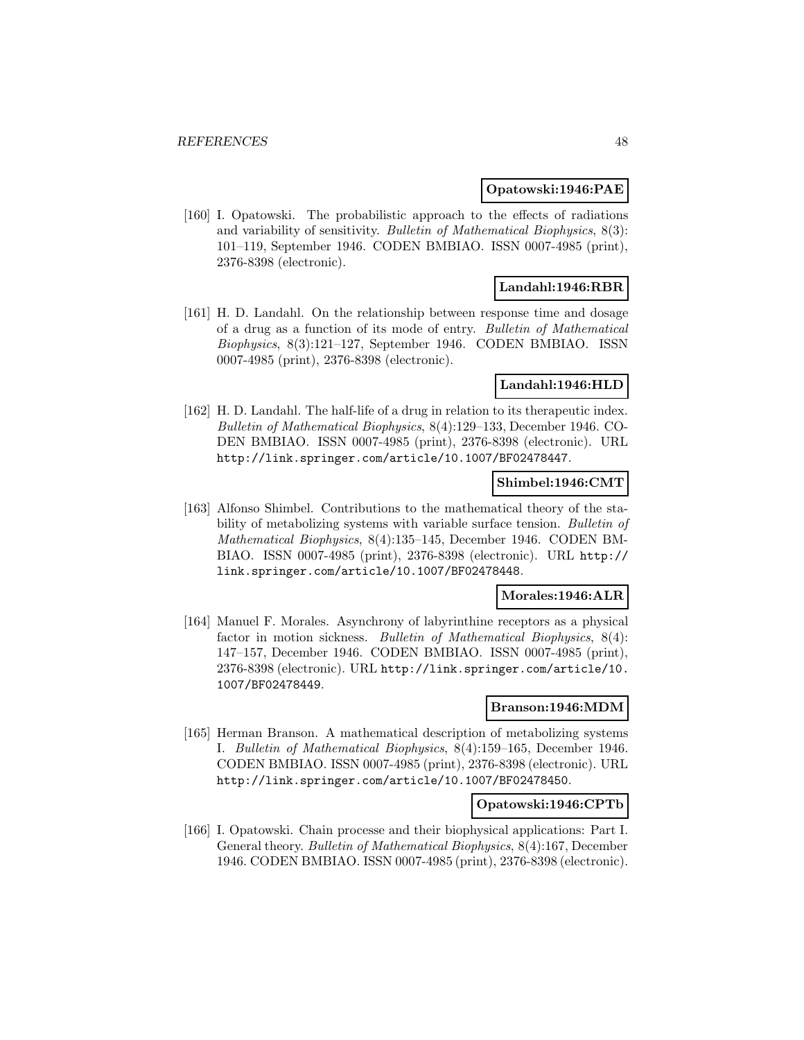**Opatowski:1946:PAE**

[160] I. Opatowski. The probabilistic approach to the effects of radiations and variability of sensitivity. *Bulletin of Mathematical Biophysics*, 8(3): 101–119, September 1946. CODEN BMBIAO. ISSN 0007-4985 (print), 2376-8398 (electronic).

**Landahl:1946:RBR**

[161] H. D. Landahl. On the relationship between response time and dosage of a drug as a function of its mode of entry. *Bulletin of Mathematical Biophysics*, 8(3):121–127, September 1946. CODEN BMBIAO. ISSN 0007-4985 (print), 2376-8398 (electronic).

**Landahl:1946:HLD**

[162] H. D. Landahl. The half-life of a drug in relation to its therapeutic index. *Bulletin of Mathematical Biophysics*, 8(4):129–133, December 1946. CODEN BMBIAO. ISSN 0007-4985 (print), 2376-8398 (electronic). URL http://link.springer.com/article/10.1007/BF02478447.

**Shimbel:1946:CMT**

[163] Alfonso Shimbel. Contributions to the mathematical theory of the stability of metabolizing systems with variable surface tension. *Bulletin of Mathematical Biophysics*, 8(4):135–145, December 1946. CODEN BMBIAO. ISSN 0007-4985 (print), 2376-8398 (electronic). URL http://link.springer.com/article/10.1007/BF02478448.

**Morales:1946:ALR**

[164] Manuel F. Morales. Asynchrony of labyrinthine receptors as a physical factor in motion sickness. *Bulletin of Mathematical Biophysics*, 8(4): 147–157, December 1946. CODEN BMBIAO. ISSN 0007-4985 (print), 2376-8398 (electronic). URL http://link.springer.com/article/10.1007/BF02478449.

**Branson:1946:MDM**

[165] Herman Branson. A mathematical description of metabolizing systems I. *Bulletin of Mathematical Biophysics*, 8(4):159–165, December 1946. CODEN BMBIAO. ISSN 0007-4985 (print), 2376-8398 (electronic). URL http://link.springer.com/article/10.1007/BF02478450.

**Opatowski:1946:CPTb**

[166] I. Opatowski. Chain processe and their biophysical applications: Part I. General theory. *Bulletin of Mathematical Biophysics*, 8(4):167, December 1946. CODEN BMBIAO. ISSN 0007-4985 (print), 2376-8398 (electronic).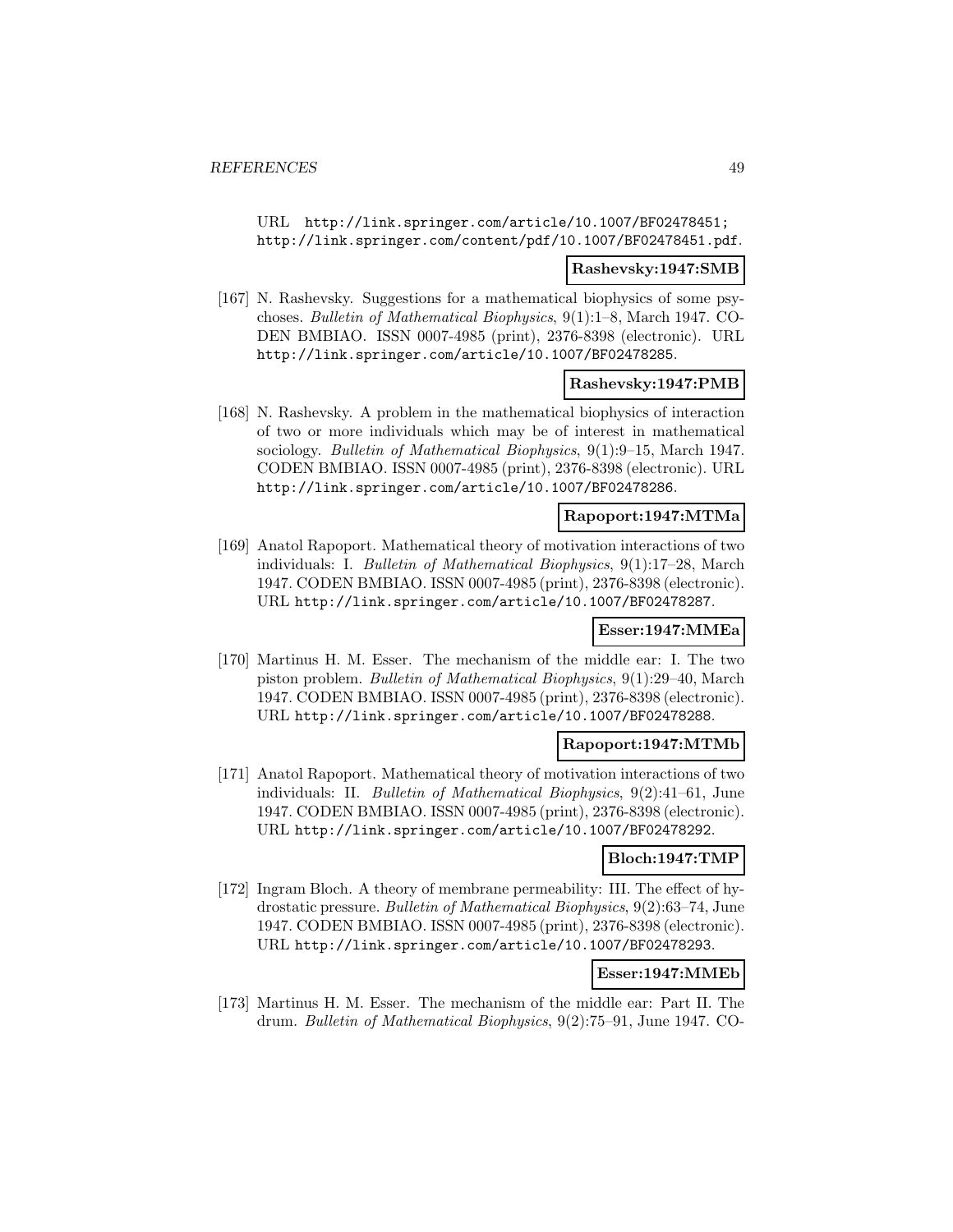URL http://link.springer.com/article/10.1007/BF02478451; http://link.springer.com/content/pdf/10.1007/BF02478451.pdf.

**Rashevsky:1947:SMB**

[167] N. Rashevsky. Suggestions for a mathematical biophysics of some psychoses. *Bulletin of Mathematical Biophysics*, 9(1):1–8, March 1947. CODEN BMBIAO. ISSN 0007-4985 (print), 2376-8398 (electronic). URL http://link.springer.com/article/10.1007/BF02478285.

**Rashevsky:1947:PMB**

[168] N. Rashevsky. A problem in the mathematical biophysics of interaction of two or more individuals which may be of interest in mathematical sociology. *Bulletin of Mathematical Biophysics*, 9(1):9–15, March 1947. CODEN BMBIAO. ISSN 0007-4985 (print), 2376-8398 (electronic). URL http://link.springer.com/article/10.1007/BF02478286.

**Rapoport:1947:MTMa**

[169] Anatol Rapoport. Mathematical theory of motivation interactions of two individuals: I. *Bulletin of Mathematical Biophysics*, 9(1):17–28, March 1947. CODEN BMBIAO. ISSN 0007-4985 (print), 2376-8398 (electronic). URL http://link.springer.com/article/10.1007/BF02478287.

**Esser:1947:MMEa**

[170] Martinus H. M. Esser. The mechanism of the middle ear: I. The two piston problem. *Bulletin of Mathematical Biophysics*, 9(1):29–40, March 1947. CODEN BMBIAO. ISSN 0007-4985 (print), 2376-8398 (electronic). URL http://link.springer.com/article/10.1007/BF02478288.

**Rapoport:1947:MTMb**

[171] Anatol Rapoport. Mathematical theory of motivation interactions of two individuals: II. *Bulletin of Mathematical Biophysics*, 9(2):41–61, June 1947. CODEN BMBIAO. ISSN 0007-4985 (print), 2376-8398 (electronic). URL http://link.springer.com/article/10.1007/BF02478292.

**Bloch:1947:TMP**

[172] Ingram Bloch. A theory of membrane permeability: III. The effect of hydrostatic pressure. *Bulletin of Mathematical Biophysics*, 9(2):63–74, June 1947. CODEN BMBIAO. ISSN 0007-4985 (print), 2376-8398 (electronic). URL http://link.springer.com/article/10.1007/BF02478293.

**Esser:1947:MMEb**

[173] Martinus H. M. Esser. The mechanism of the middle ear: Part II. The drum. *Bulletin of Mathematical Biophysics*, 9(2):75–91, June 1947. CO-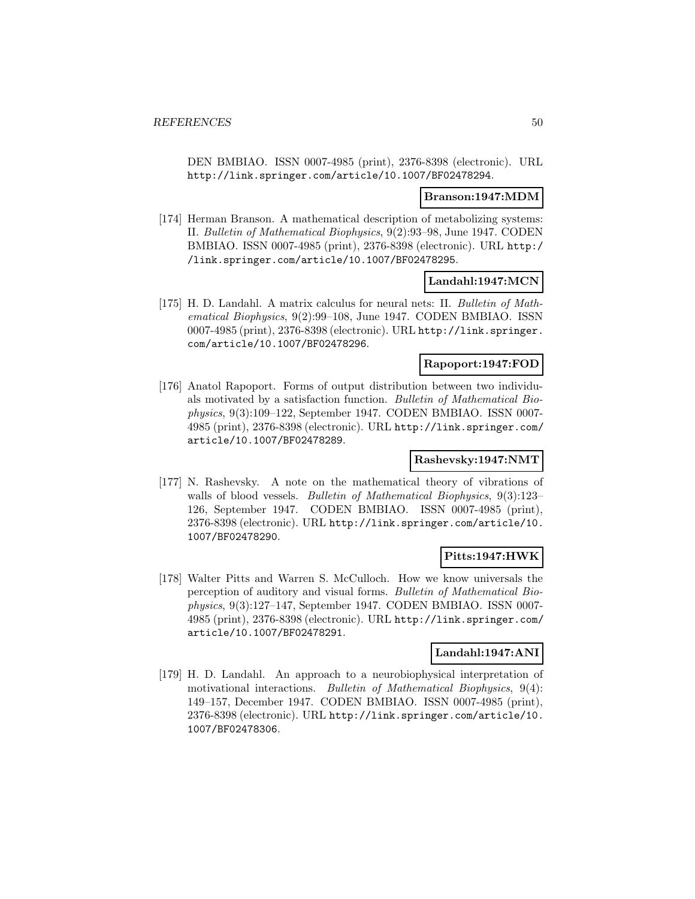DEN BMBIAO. ISSN 0007-4985 (print), 2376-8398 (electronic). URL http://link.springer.com/article/10.1007/BF02478294.

**Branson:1947:MDM**

[174] Herman Branson. A mathematical description of metabolizing systems: II. *Bulletin of Mathematical Biophysics*, 9(2):93–98, June 1947. CODEN BMBIAO. ISSN 0007-4985 (print), 2376-8398 (electronic). URL http://link.springer.com/article/10.1007/BF02478295.

**Landahl:1947:MCN**

[175] H. D. Landahl. A matrix calculus for neural nets: II. *Bulletin of Mathematical Biophysics*, 9(2):99–108, June 1947. CODEN BMBIAO. ISSN 0007-4985 (print), 2376-8398 (electronic). URL http://link.springer.com/article/10.1007/BF02478296.

**Rapoport:1947:FOD**

[176] Anatol Rapoport. Forms of output distribution between two individuals motivated by a satisfaction function. *Bulletin of Mathematical Biophysics*, 9(3):109–122, September 1947. CODEN BMBIAO. ISSN 0007-4985 (print), 2376-8398 (electronic). URL http://link.springer.com/article/10.1007/BF02478289.

**Rashevsky:1947:NMT**

[177] N. Rashevsky. A note on the mathematical theory of vibrations of walls of blood vessels. *Bulletin of Mathematical Biophysics*, 9(3):123–126, September 1947. CODEN BMBIAO. ISSN 0007-4985 (print), 2376-8398 (electronic). URL http://link.springer.com/article/10.1007/BF02478290.

**Pitts:1947:HWK**

[178] Walter Pitts and Warren S. McCulloch. How we know universals the perception of auditory and visual forms. *Bulletin of Mathematical Biophysics*, 9(3):127–147, September 1947. CODEN BMBIAO. ISSN 0007-4985 (print), 2376-8398 (electronic). URL http://link.springer.com/article/10.1007/BF02478291.

**Landahl:1947:ANI**

[179] H. D. Landahl. An approach to a neurobiophysical interpretation of motivational interactions. *Bulletin of Mathematical Biophysics*, 9(4): 149–157, December 1947. CODEN BMBIAO. ISSN 0007-4985 (print), 2376-8398 (electronic). URL http://link.springer.com/article/10.1007/BF02478306.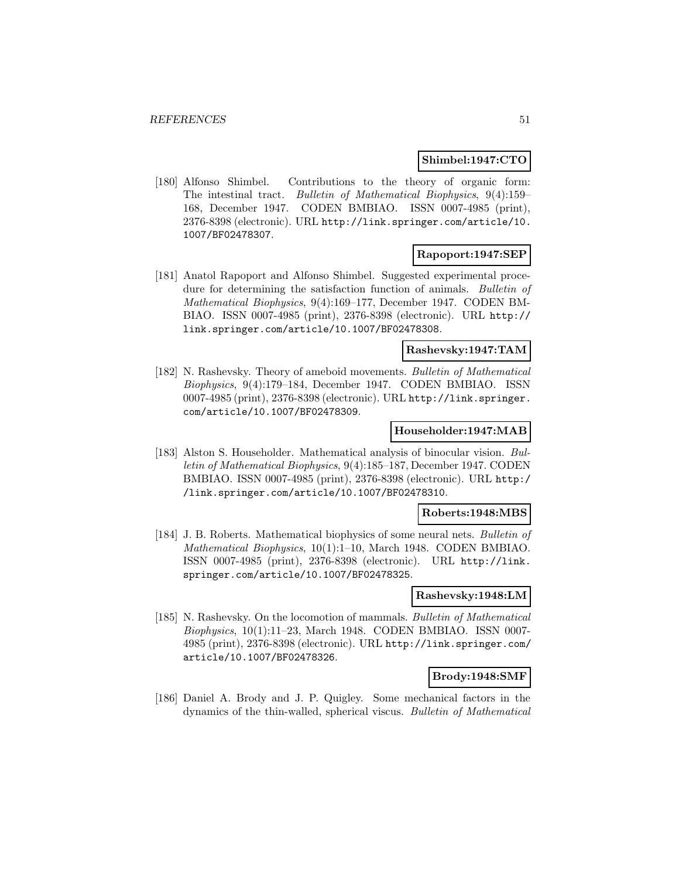**Shimbel:1947:CTO**

[180] Alfonso Shimbel. Contributions to the theory of organic form: The intestinal tract. *Bulletin of Mathematical Biophysics*, 9(4):159–168, December 1947. CODEN BMBIAO. ISSN 0007-4985 (print), 2376-8398 (electronic). URL http://link.springer.com/article/10.1007/BF02478307.

**Rapoport:1947:SEP**

[181] Anatol Rapoport and Alfonso Shimbel. Suggested experimental procedure for determining the satisfaction function of animals. *Bulletin of Mathematical Biophysics*, 9(4):169–177, December 1947. CODEN BMBIAO. ISSN 0007-4985 (print), 2376-8398 (electronic). URL http://link.springer.com/article/10.1007/BF02478308.

**Rashevsky:1947:TAM**

[182] N. Rashevsky. Theory of ameboid movements. *Bulletin of Mathematical Biophysics*, 9(4):179–184, December 1947. CODEN BMBIAO. ISSN 0007-4985 (print), 2376-8398 (electronic). URL http://link.springer.com/article/10.1007/BF02478309.

**Householder:1947:MAB**

[183] Alston S. Householder. Mathematical analysis of binocular vision. *Bulletin of Mathematical Biophysics*, 9(4):185–187, December 1947. CODEN BMBIAO. ISSN 0007-4985 (print), 2376-8398 (electronic). URL http://link.springer.com/article/10.1007/BF02478310.

**Roberts:1948:MBS**

[184] J. B. Roberts. Mathematical biophysics of some neural nets. *Bulletin of Mathematical Biophysics*, 10(1):1–10, March 1948. CODEN BMBIAO. ISSN 0007-4985 (print), 2376-8398 (electronic). URL http://link.springer.com/article/10.1007/BF02478325.

**Rashevsky:1948:LM**

[185] N. Rashevsky. On the locomotion of mammals. *Bulletin of Mathematical Biophysics*, 10(1):11–23, March 1948. CODEN BMBIAO. ISSN 0007-4985 (print), 2376-8398 (electronic). URL http://link.springer.com/article/10.1007/BF02478326.

**Brody:1948:SMF**

[186] Daniel A. Brody and J. P. Quigley. Some mechanical factors in the dynamics of the thin-walled, spherical viscus. *Bulletin of Mathematical*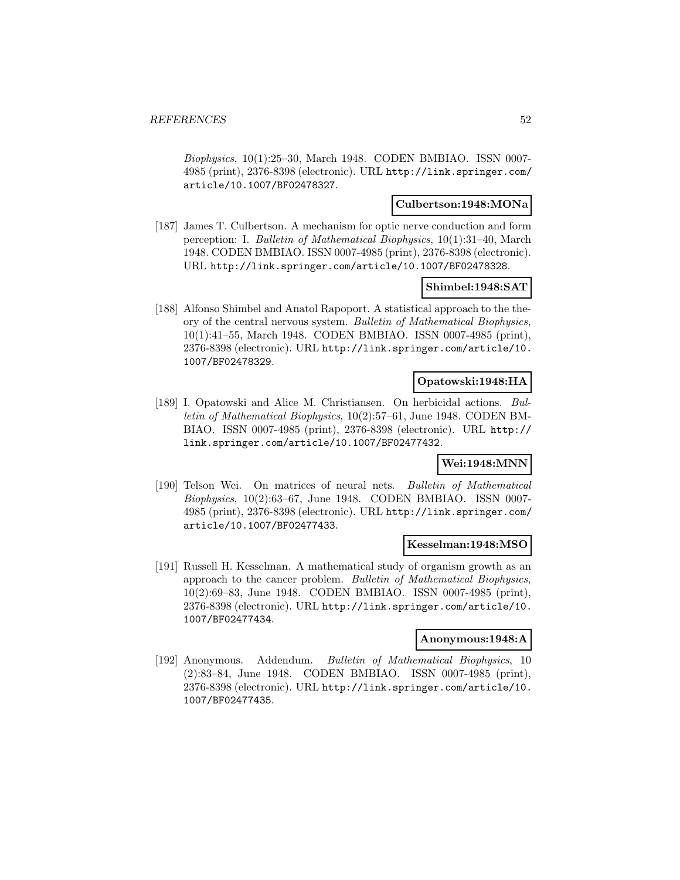*Biophysics*, 10(1):25–30, March 1948. CODEN BMBIAO. ISSN 0007-4985 (print), 2376-8398 (electronic). URL http://link.springer.com/article/10.1007/BF02478327.

**Culbertson:1948:MONa**

[187] James T. Culbertson. A mechanism for optic nerve conduction and form perception: I. *Bulletin of Mathematical Biophysics*, 10(1):31–40, March 1948. CODEN BMBIAO. ISSN 0007-4985 (print), 2376-8398 (electronic). URL http://link.springer.com/article/10.1007/BF02478328.

**Shimbel:1948:SAT**

[188] Alfonso Shimbel and Anatol Rapoport. A statistical approach to the theory of the central nervous system. *Bulletin of Mathematical Biophysics*, 10(1):41–55, March 1948. CODEN BMBIAO. ISSN 0007-4985 (print), 2376-8398 (electronic). URL http://link.springer.com/article/10.1007/BF02478329.

**Opatowski:1948:HA**

[189] I. Opatowski and Alice M. Christiansen. On herbicidal actions. *Bulletin of Mathematical Biophysics*, 10(2):57–61, June 1948. CODEN BMBIAO. ISSN 0007-4985 (print), 2376-8398 (electronic). URL http://link.springer.com/article/10.1007/BF02477432.

**Wei:1948:MNN**

[190] Telson Wei. On matrices of neural nets. *Bulletin of Mathematical Biophysics*, 10(2):63–67, June 1948. CODEN BMBIAO. ISSN 0007-4985 (print), 2376-8398 (electronic). URL http://link.springer.com/article/10.1007/BF02477433.

**Kesselman:1948:MSO**

[191] Russell H. Kesselman. A mathematical study of organism growth as an approach to the cancer problem. *Bulletin of Mathematical Biophysics*, 10(2):69–83, June 1948. CODEN BMBIAO. ISSN 0007-4985 (print), 2376-8398 (electronic). URL http://link.springer.com/article/10.1007/BF02477434.

**Anonymous:1948:A**

[192] Anonymous. Addendum. *Bulletin of Mathematical Biophysics*, 10 (2):83–84, June 1948. CODEN BMBIAO. ISSN 0007-4985 (print), 2376-8398 (electronic). URL http://link.springer.com/article/10.1007/BF02477435.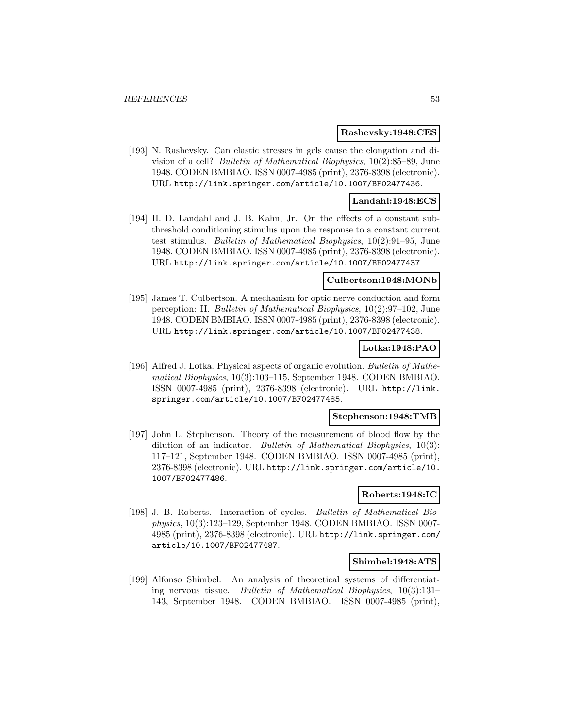**Rashevsky:1948:CES**

[193] N. Rashevsky. Can elastic stresses in gels cause the elongation and division of a cell? *Bulletin of Mathematical Biophysics*, 10(2):85–89, June 1948. CODEN BMBIAO. ISSN 0007-4985 (print), 2376-8398 (electronic). URL http://link.springer.com/article/10.1007/BF02477436.

**Landahl:1948:ECS**

[194] H. D. Landahl and J. B. Kahn, Jr. On the effects of a constant subthreshold conditioning stimulus upon the response to a constant current test stimulus. *Bulletin of Mathematical Biophysics*, 10(2):91–95, June 1948. CODEN BMBIAO. ISSN 0007-4985 (print), 2376-8398 (electronic). URL http://link.springer.com/article/10.1007/BF02477437.

**Culbertson:1948:MONb**

[195] James T. Culbertson. A mechanism for optic nerve conduction and form perception: II. *Bulletin of Mathematical Biophysics*, 10(2):97–102, June 1948. CODEN BMBIAO. ISSN 0007-4985 (print), 2376-8398 (electronic). URL http://link.springer.com/article/10.1007/BF02477438.

**Lotka:1948:PAO**

[196] Alfred J. Lotka. Physical aspects of organic evolution. *Bulletin of Mathematical Biophysics*, 10(3):103–115, September 1948. CODEN BMBIAO. ISSN 0007-4985 (print), 2376-8398 (electronic). URL http://link.springer.com/article/10.1007/BF02477485.

**Stephenson:1948:TMB**

[197] John L. Stephenson. Theory of the measurement of blood flow by the dilution of an indicator. *Bulletin of Mathematical Biophysics*, 10(3): 117–121, September 1948. CODEN BMBIAO. ISSN 0007-4985 (print), 2376-8398 (electronic). URL http://link.springer.com/article/10.1007/BF02477486.

**Roberts:1948:IC**

[198] J. B. Roberts. Interaction of cycles. *Bulletin of Mathematical Biophysics*, 10(3):123–129, September 1948. CODEN BMBIAO. ISSN 0007-4985 (print), 2376-8398 (electronic). URL http://link.springer.com/article/10.1007/BF02477487.

**Shimbel:1948:ATS**

[199] Alfonso Shimbel. An analysis of theoretical systems of differentiating nervous tissue. *Bulletin of Mathematical Biophysics*, 10(3):131–143, September 1948. CODEN BMBIAO. ISSN 0007-4985 (print),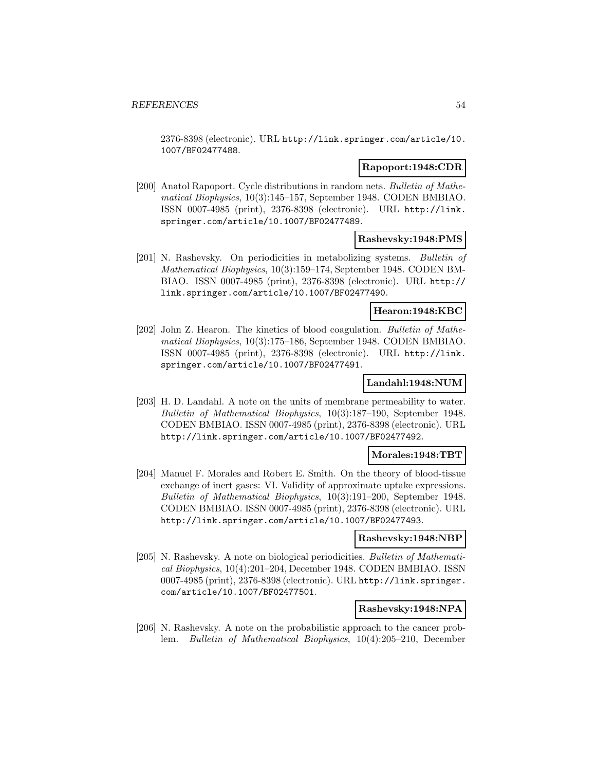2376-8398 (electronic). URL http://link.springer.com/article/10.1007/BF02477488.

**Rapoport:1948:CDR**

[200] Anatol Rapoport. Cycle distributions in random nets. *Bulletin of Mathematical Biophysics*, 10(3):145–157, September 1948. CODEN BMBIAO. ISSN 0007-4985 (print), 2376-8398 (electronic). URL http://link.springer.com/article/10.1007/BF02477489.

**Rashevsky:1948:PMS**

[201] N. Rashevsky. On periodicities in metabolizing systems. *Bulletin of Mathematical Biophysics*, 10(3):159–174, September 1948. CODEN BMBIAO. ISSN 0007-4985 (print), 2376-8398 (electronic). URL http://link.springer.com/article/10.1007/BF02477490.

**Hearon:1948:KBC**

[202] John Z. Hearon. The kinetics of blood coagulation. *Bulletin of Mathematical Biophysics*, 10(3):175–186, September 1948. CODEN BMBIAO. ISSN 0007-4985 (print), 2376-8398 (electronic). URL http://link.springer.com/article/10.1007/BF02477491.

**Landahl:1948:NUM**

[203] H. D. Landahl. A note on the units of membrane permeability to water. *Bulletin of Mathematical Biophysics*, 10(3):187–190, September 1948. CODEN BMBIAO. ISSN 0007-4985 (print), 2376-8398 (electronic). URL http://link.springer.com/article/10.1007/BF02477492.

**Morales:1948:TBT**

[204] Manuel F. Morales and Robert E. Smith. On the theory of blood-tissue exchange of inert gases: VI. Validity of approximate uptake expressions. *Bulletin of Mathematical Biophysics*, 10(3):191–200, September 1948. CODEN BMBIAO. ISSN 0007-4985 (print), 2376-8398 (electronic). URL http://link.springer.com/article/10.1007/BF02477493.

**Rashevsky:1948:NBP**

[205] N. Rashevsky. A note on biological periodicities. *Bulletin of Mathematical Biophysics*, 10(4):201–204, December 1948. CODEN BMBIAO. ISSN 0007-4985 (print), 2376-8398 (electronic). URL http://link.springer.com/article/10.1007/BF02477501.

**Rashevsky:1948:NPA**

[206] N. Rashevsky. A note on the probabilistic approach to the cancer problem. *Bulletin of Mathematical Biophysics*, 10(4):205–210, December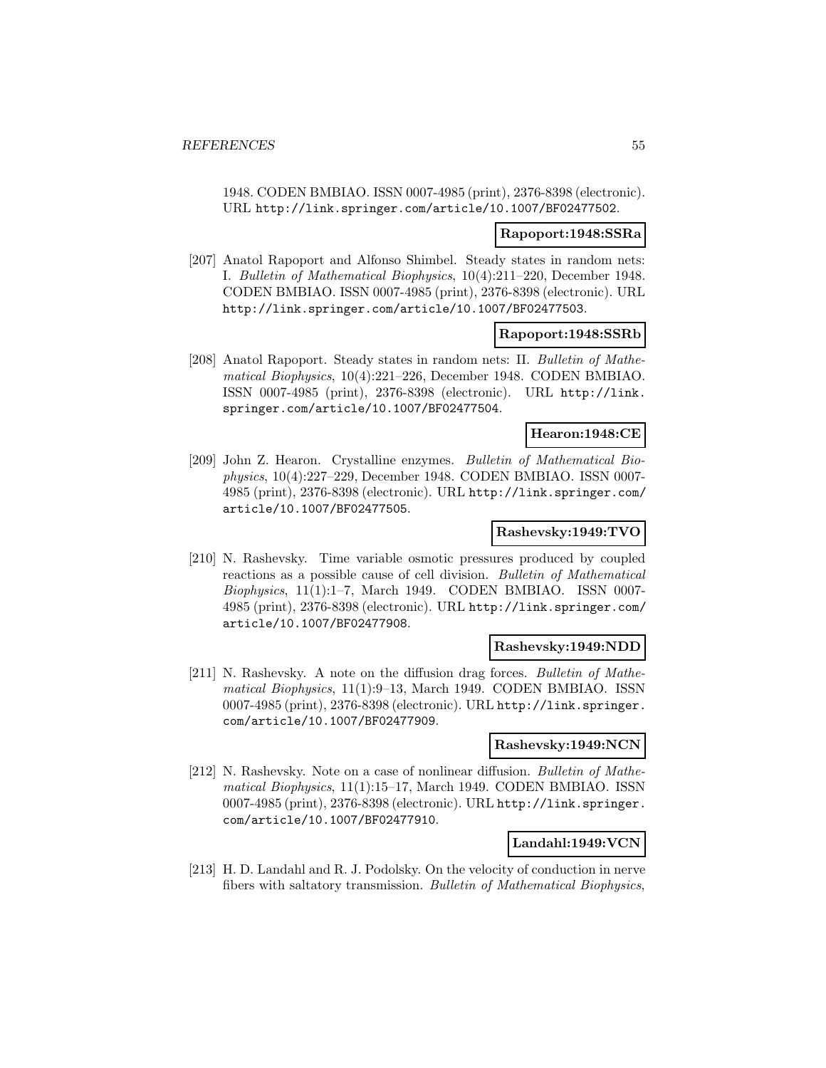1948. CODEN BMBIAO. ISSN 0007-4985 (print), 2376-8398 (electronic). URL http://link.springer.com/article/10.1007/BF02477502.

**Rapoport:1948:SSRa**

[207] Anatol Rapoport and Alfonso Shimbel. Steady states in random nets: I. *Bulletin of Mathematical Biophysics*, 10(4):211–220, December 1948. CODEN BMBIAO. ISSN 0007-4985 (print), 2376-8398 (electronic). URL http://link.springer.com/article/10.1007/BF02477503.

**Rapoport:1948:SSRb**

[208] Anatol Rapoport. Steady states in random nets: II. *Bulletin of Mathematical Biophysics*, 10(4):221–226, December 1948. CODEN BMBIAO. ISSN 0007-4985 (print), 2376-8398 (electronic). URL http://link.springer.com/article/10.1007/BF02477504.

**Hearon:1948:CE**

[209] John Z. Hearon. Crystalline enzymes. *Bulletin of Mathematical Biophysics*, 10(4):227–229, December 1948. CODEN BMBIAO. ISSN 0007-4985 (print), 2376-8398 (electronic). URL http://link.springer.com/article/10.1007/BF02477505.

**Rashevsky:1949:TVO**

[210] N. Rashevsky. Time variable osmotic pressures produced by coupled reactions as a possible cause of cell division. *Bulletin of Mathematical Biophysics*, 11(1):1–7, March 1949. CODEN BMBIAO. ISSN 0007-4985 (print), 2376-8398 (electronic). URL http://link.springer.com/article/10.1007/BF02477908.

**Rashevsky:1949:NDD**

[211] N. Rashevsky. A note on the diffusion drag forces. *Bulletin of Mathematical Biophysics*, 11(1):9–13, March 1949. CODEN BMBIAO. ISSN 0007-4985 (print), 2376-8398 (electronic). URL http://link.springer.com/article/10.1007/BF02477909.

**Rashevsky:1949:NCN**

[212] N. Rashevsky. Note on a case of nonlinear diffusion. *Bulletin of Mathematical Biophysics*, 11(1):15–17, March 1949. CODEN BMBIAO. ISSN 0007-4985 (print), 2376-8398 (electronic). URL http://link.springer.com/article/10.1007/BF02477910.

**Landahl:1949:VCN**

[213] H. D. Landahl and R. J. Podolsky. On the velocity of conduction in nerve fibers with saltatory transmission. *Bulletin of Mathematical Biophysics*,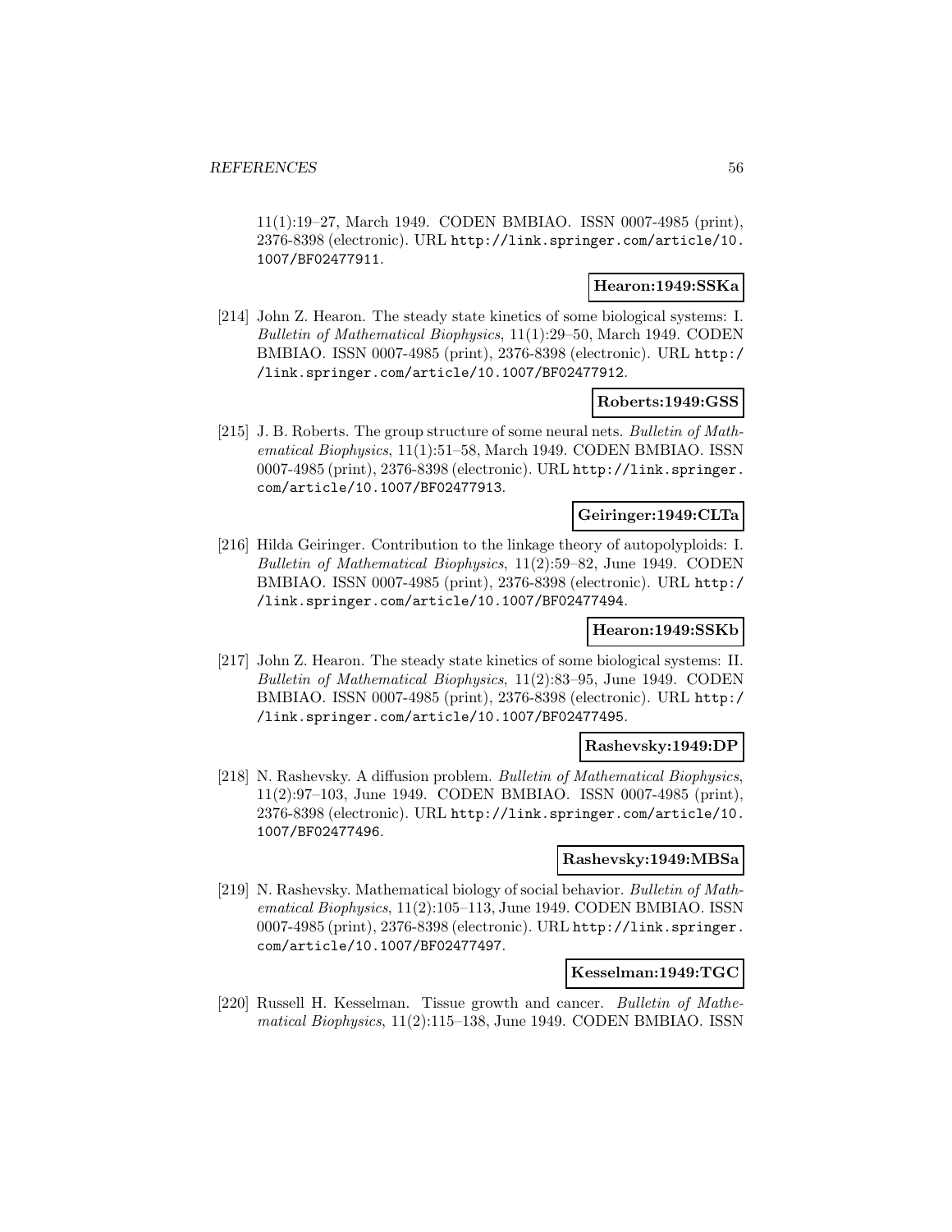11(1):19–27, March 1949. CODEN BMBIAO. ISSN 0007-4985 (print), 2376-8398 (electronic). URL http://link.springer.com/article/10.1007/BF02477911.

**Hearon:1949:SSKa**

[214] John Z. Hearon. The steady state kinetics of some biological systems: I. *Bulletin of Mathematical Biophysics*, 11(1):29–50, March 1949. CODEN BMBIAO. ISSN 0007-4985 (print), 2376-8398 (electronic). URL http://link.springer.com/article/10.1007/BF02477912.

**Roberts:1949:GSS**

[215] J. B. Roberts. The group structure of some neural nets. *Bulletin of Mathematical Biophysics*, 11(1):51–58, March 1949. CODEN BMBIAO. ISSN 0007-4985 (print), 2376-8398 (electronic). URL http://link.springer.com/article/10.1007/BF02477913.

**Geiringer:1949:CLTa**

[216] Hilda Geiringer. Contribution to the linkage theory of autopolyploids: I. *Bulletin of Mathematical Biophysics*, 11(2):59–82, June 1949. CODEN BMBIAO. ISSN 0007-4985 (print), 2376-8398 (electronic). URL http://link.springer.com/article/10.1007/BF02477494.

**Hearon:1949:SSKb**

[217] John Z. Hearon. The steady state kinetics of some biological systems: II. *Bulletin of Mathematical Biophysics*, 11(2):83–95, June 1949. CODEN BMBIAO. ISSN 0007-4985 (print), 2376-8398 (electronic). URL http://link.springer.com/article/10.1007/BF02477495.

**Rashevsky:1949:DP**

[218] N. Rashevsky. A diffusion problem. *Bulletin of Mathematical Biophysics*, 11(2):97–103, June 1949. CODEN BMBIAO. ISSN 0007-4985 (print), 2376-8398 (electronic). URL http://link.springer.com/article/10.1007/BF02477496.

**Rashevsky:1949:MBSa**

[219] N. Rashevsky. Mathematical biology of social behavior. *Bulletin of Mathematical Biophysics*, 11(2):105–113, June 1949. CODEN BMBIAO. ISSN 0007-4985 (print), 2376-8398 (electronic). URL http://link.springer.com/article/10.1007/BF02477497.

**Kesselman:1949:TGC**

[220] Russell H. Kesselman. Tissue growth and cancer. *Bulletin of Mathematical Biophysics*, 11(2):115–138, June 1949. CODEN BMBIAO. ISSN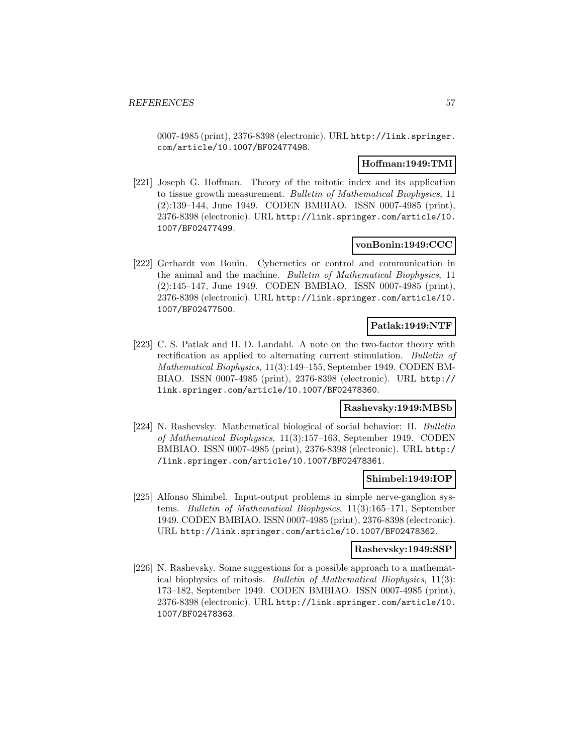0007-4985 (print), 2376-8398 (electronic). URL http://link.springer.com/article/10.1007/BF02477498.

**Hoffman:1949:TMI**

[221] Joseph G. Hoffman. Theory of the mitotic index and its application to tissue growth measurement. *Bulletin of Mathematical Biophysics*, 11 (2):139–144, June 1949. CODEN BMBIAO. ISSN 0007-4985 (print), 2376-8398 (electronic). URL http://link.springer.com/article/10.1007/BF02477499.

**vonBonin:1949:CCC**

[222] Gerhardt von Bonin. Cybernetics or control and communication in the animal and the machine. *Bulletin of Mathematical Biophysics*, 11 (2):145–147, June 1949. CODEN BMBIAO. ISSN 0007-4985 (print), 2376-8398 (electronic). URL http://link.springer.com/article/10.1007/BF02477500.

**Patlak:1949:NTF**

[223] C. S. Patlak and H. D. Landahl. A note on the two-factor theory with rectification as applied to alternating current stimulation. *Bulletin of Mathematical Biophysics*, 11(3):149–155, September 1949. CODEN BMBIAO. ISSN 0007-4985 (print), 2376-8398 (electronic). URL http://link.springer.com/article/10.1007/BF02478360.

**Rashevsky:1949:MBSb**

[224] N. Rashevsky. Mathematical biological of social behavior: II. *Bulletin of Mathematical Biophysics*, 11(3):157–163, September 1949. CODEN BMBIAO. ISSN 0007-4985 (print), 2376-8398 (electronic). URL http://link.springer.com/article/10.1007/BF02478361.

**Shimbel:1949:IOP**

[225] Alfonso Shimbel. Input-output problems in simple nerve-ganglion systems. *Bulletin of Mathematical Biophysics*, 11(3):165–171, September 1949. CODEN BMBIAO. ISSN 0007-4985 (print), 2376-8398 (electronic). URL http://link.springer.com/article/10.1007/BF02478362.

**Rashevsky:1949:SSP**

[226] N. Rashevsky. Some suggestions for a possible approach to a mathematical biophysics of mitosis. *Bulletin of Mathematical Biophysics*, 11(3): 173–182, September 1949. CODEN BMBIAO. ISSN 0007-4985 (print), 2376-8398 (electronic). URL http://link.springer.com/article/10.1007/BF02478363.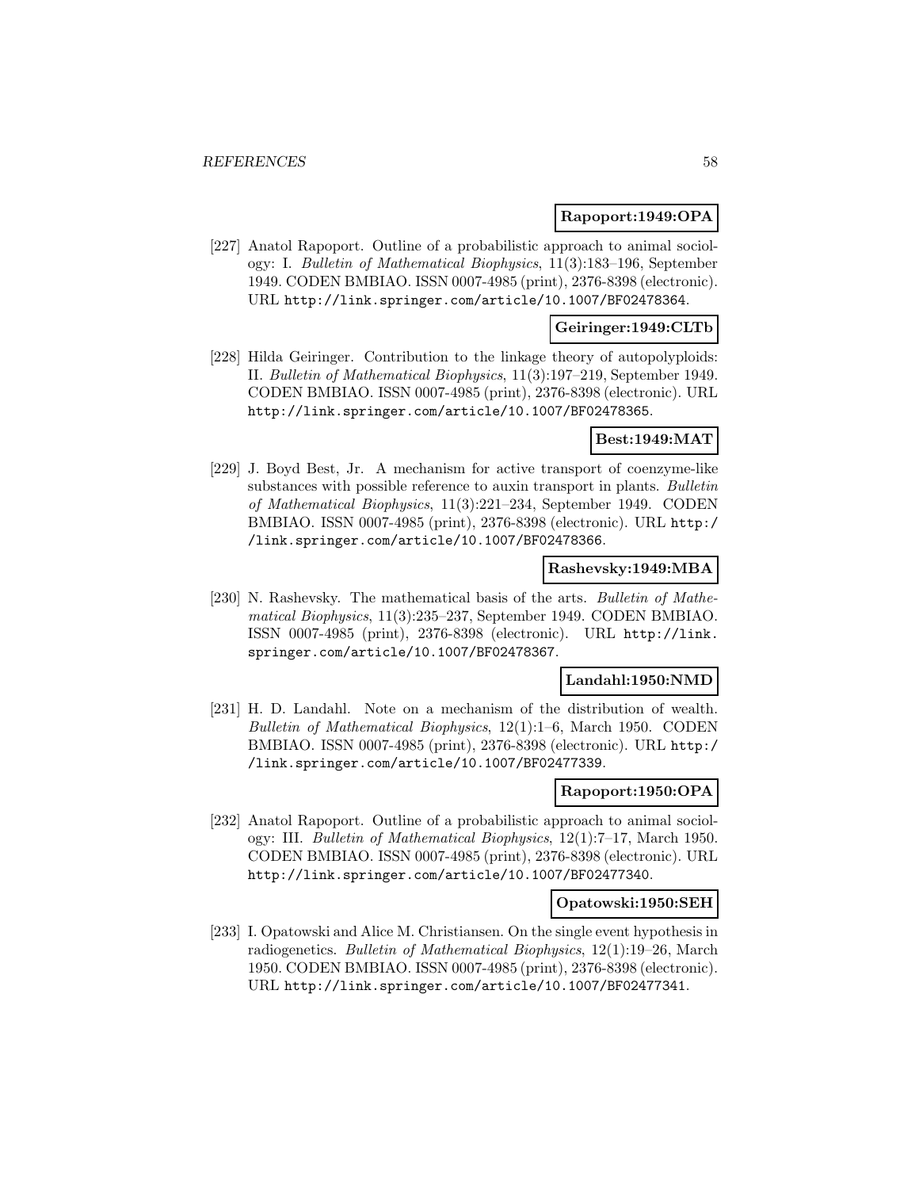**Rapoport:1949:OPA**

[227] Anatol Rapoport. Outline of a probabilistic approach to animal sociology: I. *Bulletin of Mathematical Biophysics*, 11(3):183–196, September 1949. CODEN BMBIAO. ISSN 0007-4985 (print), 2376-8398 (electronic). URL http://link.springer.com/article/10.1007/BF02478364.

**Geiringer:1949:CLTb**

[228] Hilda Geiringer. Contribution to the linkage theory of autopolyploids: II. *Bulletin of Mathematical Biophysics*, 11(3):197–219, September 1949. CODEN BMBIAO. ISSN 0007-4985 (print), 2376-8398 (electronic). URL http://link.springer.com/article/10.1007/BF02478365.

**Best:1949:MAT**

[229] J. Boyd Best, Jr. A mechanism for active transport of coenzyme-like substances with possible reference to auxin transport in plants. *Bulletin of Mathematical Biophysics*, 11(3):221–234, September 1949. CODEN BMBIAO. ISSN 0007-4985 (print), 2376-8398 (electronic). URL http://link.springer.com/article/10.1007/BF02478366.

**Rashevsky:1949:MBA**

[230] N. Rashevsky. The mathematical basis of the arts. *Bulletin of Mathematical Biophysics*, 11(3):235–237, September 1949. CODEN BMBIAO. ISSN 0007-4985 (print), 2376-8398 (electronic). URL http://link.springer.com/article/10.1007/BF02478367.

**Landahl:1950:NMD**

[231] H. D. Landahl. Note on a mechanism of the distribution of wealth. *Bulletin of Mathematical Biophysics*, 12(1):1–6, March 1950. CODEN BMBIAO. ISSN 0007-4985 (print), 2376-8398 (electronic). URL http://link.springer.com/article/10.1007/BF02477339.

**Rapoport:1950:OPA**

[232] Anatol Rapoport. Outline of a probabilistic approach to animal sociology: III. *Bulletin of Mathematical Biophysics*, 12(1):7–17, March 1950. CODEN BMBIAO. ISSN 0007-4985 (print), 2376-8398 (electronic). URL http://link.springer.com/article/10.1007/BF02477340.

**Opatowski:1950:SEH**

[233] I. Opatowski and Alice M. Christiansen. On the single event hypothesis in radiogenetics. *Bulletin of Mathematical Biophysics*, 12(1):19–26, March 1950. CODEN BMBIAO. ISSN 0007-4985 (print), 2376-8398 (electronic). URL http://link.springer.com/article/10.1007/BF02477341.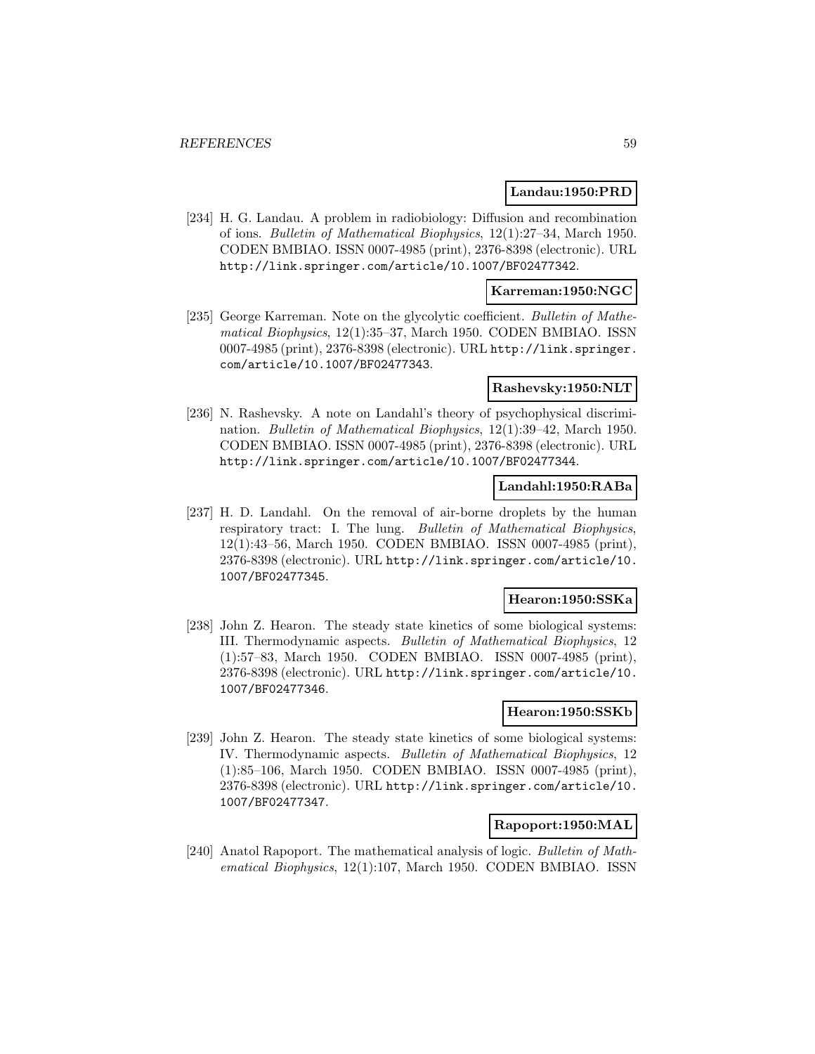**Landau:1950:PRD**

[234] H. G. Landau. A problem in radiobiology: Diffusion and recombination of ions. *Bulletin of Mathematical Biophysics*, 12(1):27–34, March 1950. CODEN BMBIAO. ISSN 0007-4985 (print), 2376-8398 (electronic). URL http://link.springer.com/article/10.1007/BF02477342.

**Karreman:1950:NGC**

[235] George Karreman. Note on the glycolytic coefficient. *Bulletin of Mathematical Biophysics*, 12(1):35–37, March 1950. CODEN BMBIAO. ISSN 0007-4985 (print), 2376-8398 (electronic). URL http://link.springer.com/article/10.1007/BF02477343.

**Rashevsky:1950:NLT**

[236] N. Rashevsky. A note on Landahl's theory of psychophysical discrimination. *Bulletin of Mathematical Biophysics*, 12(1):39–42, March 1950. CODEN BMBIAO. ISSN 0007-4985 (print), 2376-8398 (electronic). URL http://link.springer.com/article/10.1007/BF02477344.

**Landahl:1950:RABa**

[237] H. D. Landahl. On the removal of air-borne droplets by the human respiratory tract: I. The lung. *Bulletin of Mathematical Biophysics*, 12(1):43–56, March 1950. CODEN BMBIAO. ISSN 0007-4985 (print), 2376-8398 (electronic). URL http://link.springer.com/article/10.1007/BF02477345.

**Hearon:1950:SSKa**

[238] John Z. Hearon. The steady state kinetics of some biological systems: III. Thermodynamic aspects. *Bulletin of Mathematical Biophysics*, 12 (1):57–83, March 1950. CODEN BMBIAO. ISSN 0007-4985 (print), 2376-8398 (electronic). URL http://link.springer.com/article/10.1007/BF02477346.

**Hearon:1950:SSKb**

[239] John Z. Hearon. The steady state kinetics of some biological systems: IV. Thermodynamic aspects. *Bulletin of Mathematical Biophysics*, 12 (1):85–106, March 1950. CODEN BMBIAO. ISSN 0007-4985 (print), 2376-8398 (electronic). URL http://link.springer.com/article/10.1007/BF02477347.

**Rapoport:1950:MAL**

[240] Anatol Rapoport. The mathematical analysis of logic. *Bulletin of Mathematical Biophysics*, 12(1):107, March 1950. CODEN BMBIAO. ISSN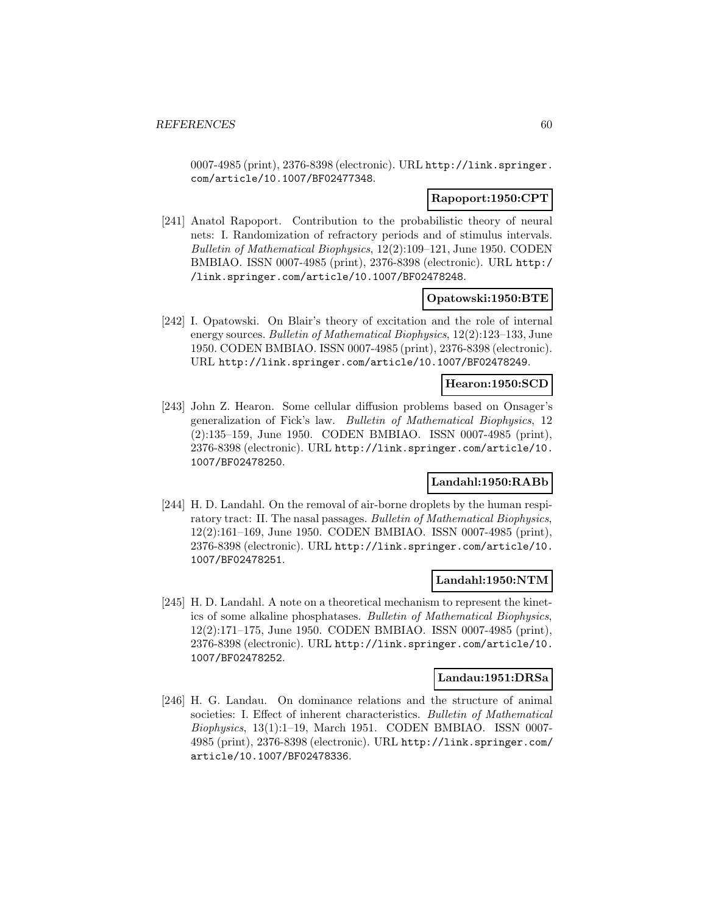0007-4985 (print), 2376-8398 (electronic). URL http://link.springer.com/article/10.1007/BF02477348.

**Rapoport:1950:CPT**

[241] Anatol Rapoport. Contribution to the probabilistic theory of neural nets: I. Randomization of refractory periods and of stimulus intervals. *Bulletin of Mathematical Biophysics*, 12(2):109–121, June 1950. CODEN BMBIAO. ISSN 0007-4985 (print), 2376-8398 (electronic). URL http://link.springer.com/article/10.1007/BF02478248.

**Opatowski:1950:BTE**

[242] I. Opatowski. On Blair's theory of excitation and the role of internal energy sources. *Bulletin of Mathematical Biophysics*, 12(2):123–133, June 1950. CODEN BMBIAO. ISSN 0007-4985 (print), 2376-8398 (electronic). URL http://link.springer.com/article/10.1007/BF02478249.

**Hearon:1950:SCD**

[243] John Z. Hearon. Some cellular diffusion problems based on Onsager's generalization of Fick's law. *Bulletin of Mathematical Biophysics*, 12 (2):135–159, June 1950. CODEN BMBIAO. ISSN 0007-4985 (print), 2376-8398 (electronic). URL http://link.springer.com/article/10.1007/BF02478250.

**Landahl:1950:RABb**

[244] H. D. Landahl. On the removal of air-borne droplets by the human respiratory tract: II. The nasal passages. *Bulletin of Mathematical Biophysics*, 12(2):161–169, June 1950. CODEN BMBIAO. ISSN 0007-4985 (print), 2376-8398 (electronic). URL http://link.springer.com/article/10.1007/BF02478251.

**Landahl:1950:NTM**

[245] H. D. Landahl. A note on a theoretical mechanism to represent the kinetics of some alkaline phosphatases. *Bulletin of Mathematical Biophysics*, 12(2):171–175, June 1950. CODEN BMBIAO. ISSN 0007-4985 (print), 2376-8398 (electronic). URL http://link.springer.com/article/10.1007/BF02478252.

**Landau:1951:DRSa**

[246] H. G. Landau. On dominance relations and the structure of animal societies: I. Effect of inherent characteristics. *Bulletin of Mathematical Biophysics*, 13(1):1–19, March 1951. CODEN BMBIAO. ISSN 0007-4985 (print), 2376-8398 (electronic). URL http://link.springer.com/article/10.1007/BF02478336.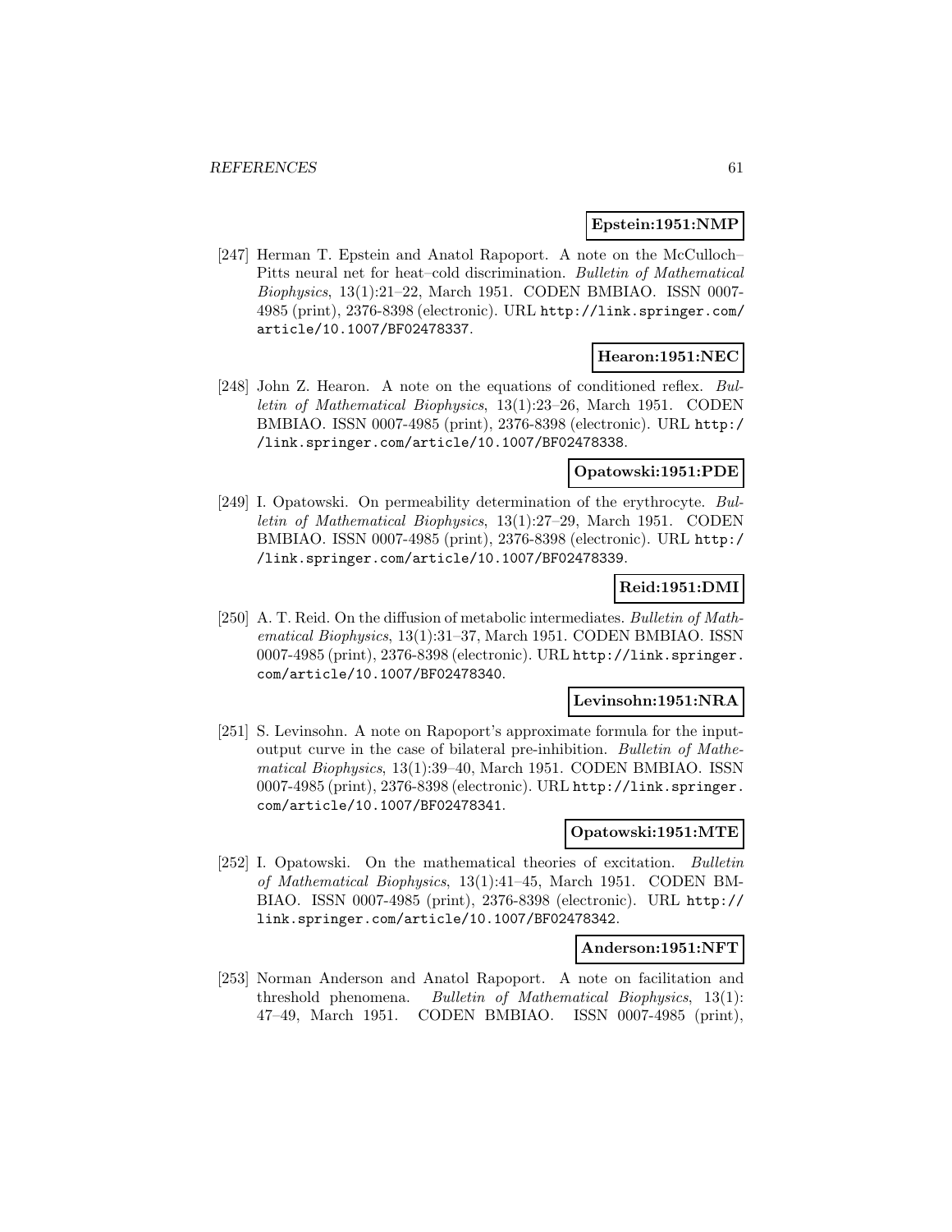**Epstein:1951:NMP**

[247] Herman T. Epstein and Anatol Rapoport. A note on the McCulloch–Pitts neural net for heat–cold discrimination. *Bulletin of Mathematical Biophysics*, 13(1):21–22, March 1951. CODEN BMBIAO. ISSN 0007-4985 (print), 2376-8398 (electronic). URL http://link.springer.com/article/10.1007/BF02478337.

**Hearon:1951:NEC**

[248] John Z. Hearon. A note on the equations of conditioned reflex. *Bulletin of Mathematical Biophysics*, 13(1):23–26, March 1951. CODEN BMBIAO. ISSN 0007-4985 (print), 2376-8398 (electronic). URL http://link.springer.com/article/10.1007/BF02478338.

**Opatowski:1951:PDE**

[249] I. Opatowski. On permeability determination of the erythrocyte. *Bulletin of Mathematical Biophysics*, 13(1):27–29, March 1951. CODEN BMBIAO. ISSN 0007-4985 (print), 2376-8398 (electronic). URL http://link.springer.com/article/10.1007/BF02478339.

**Reid:1951:DMI**

[250] A. T. Reid. On the diffusion of metabolic intermediates. *Bulletin of Mathematical Biophysics*, 13(1):31–37, March 1951. CODEN BMBIAO. ISSN 0007-4985 (print), 2376-8398 (electronic). URL http://link.springer.com/article/10.1007/BF02478340.

**Levinsohn:1951:NRA**

[251] S. Levinsohn. A note on Rapoport's approximate formula for the input-output curve in the case of bilateral pre-inhibition. *Bulletin of Mathematical Biophysics*, 13(1):39–40, March 1951. CODEN BMBIAO. ISSN 0007-4985 (print), 2376-8398 (electronic). URL http://link.springer.com/article/10.1007/BF02478341.

**Opatowski:1951:MTE**

[252] I. Opatowski. On the mathematical theories of excitation. *Bulletin of Mathematical Biophysics*, 13(1):41–45, March 1951. CODEN BMBIAO. ISSN 0007-4985 (print), 2376-8398 (electronic). URL http://link.springer.com/article/10.1007/BF02478342.

**Anderson:1951:NFT**

[253] Norman Anderson and Anatol Rapoport. A note on facilitation and threshold phenomena. *Bulletin of Mathematical Biophysics*, 13(1):47–49, March 1951. CODEN BMBIAO. ISSN 0007-4985 (print),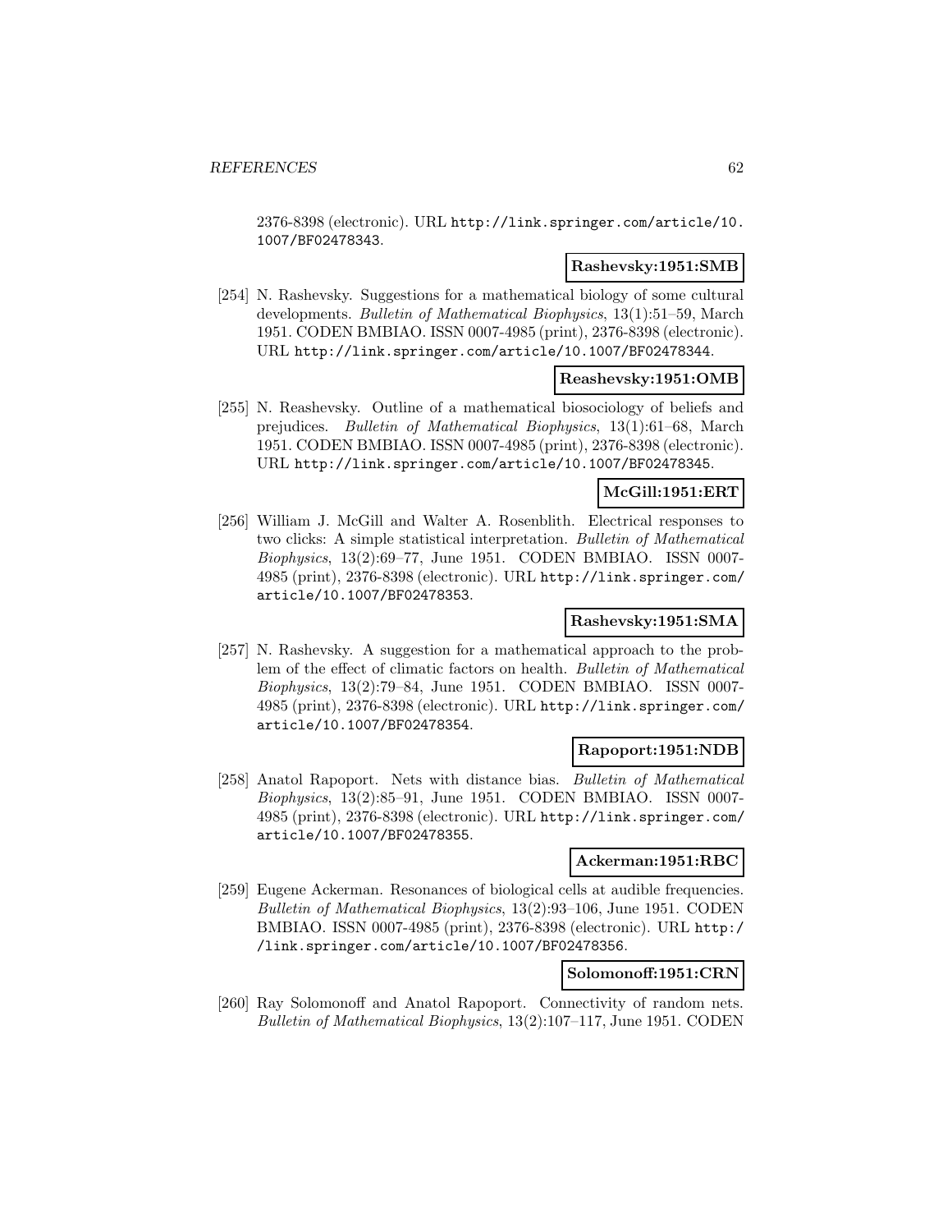2376-8398 (electronic). URL http://link.springer.com/article/10.1007/BF02478343.

**Rashevsky:1951:SMB**

[254] N. Rashevsky. Suggestions for a mathematical biology of some cultural developments. *Bulletin of Mathematical Biophysics*, 13(1):51–59, March 1951. CODEN BMBIAO. ISSN 0007-4985 (print), 2376-8398 (electronic). URL http://link.springer.com/article/10.1007/BF02478344.

**Reashevsky:1951:OMB**

[255] N. Reashevsky. Outline of a mathematical biosociology of beliefs and prejudices. *Bulletin of Mathematical Biophysics*, 13(1):61–68, March 1951. CODEN BMBIAO. ISSN 0007-4985 (print), 2376-8398 (electronic). URL http://link.springer.com/article/10.1007/BF02478345.

**McGill:1951:ERT**

[256] William J. McGill and Walter A. Rosenblith. Electrical responses to two clicks: A simple statistical interpretation. *Bulletin of Mathematical Biophysics*, 13(2):69–77, June 1951. CODEN BMBIAO. ISSN 0007-4985 (print), 2376-8398 (electronic). URL http://link.springer.com/article/10.1007/BF02478353.

**Rashevsky:1951:SMA**

[257] N. Rashevsky. A suggestion for a mathematical approach to the problem of the effect of climatic factors on health. *Bulletin of Mathematical Biophysics*, 13(2):79–84, June 1951. CODEN BMBIAO. ISSN 0007-4985 (print), 2376-8398 (electronic). URL http://link.springer.com/article/10.1007/BF02478354.

**Rapoport:1951:NDB**

[258] Anatol Rapoport. Nets with distance bias. *Bulletin of Mathematical Biophysics*, 13(2):85–91, June 1951. CODEN BMBIAO. ISSN 0007-4985 (print), 2376-8398 (electronic). URL http://link.springer.com/article/10.1007/BF02478355.

**Ackerman:1951:RBC**

[259] Eugene Ackerman. Resonances of biological cells at audible frequencies. *Bulletin of Mathematical Biophysics*, 13(2):93–106, June 1951. CODEN BMBIAO. ISSN 0007-4985 (print), 2376-8398 (electronic). URL http://link.springer.com/article/10.1007/BF02478356.

**Solomonoff:1951:CRN**

[260] Ray Solomonoff and Anatol Rapoport. Connectivity of random nets. *Bulletin of Mathematical Biophysics*, 13(2):107–117, June 1951. CODEN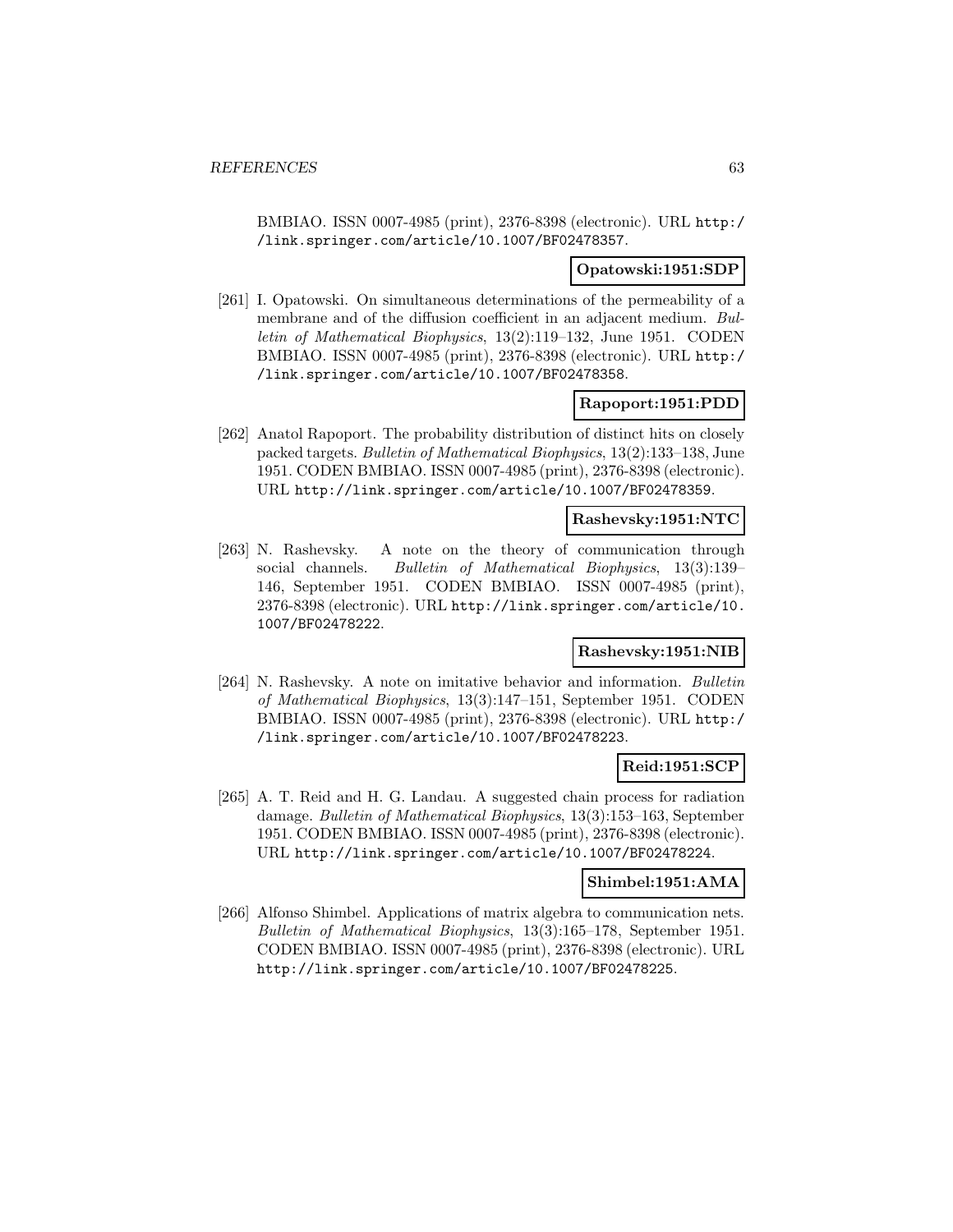BMBIAO. ISSN 0007-4985 (print), 2376-8398 (electronic). URL http://link.springer.com/article/10.1007/BF02478357.

**Opatowski:1951:SDP**

[261] I. Opatowski. On simultaneous determinations of the permeability of a membrane and of the diffusion coefficient in an adjacent medium. *Bulletin of Mathematical Biophysics*, 13(2):119–132, June 1951. CODEN BMBIAO. ISSN 0007-4985 (print), 2376-8398 (electronic). URL http://link.springer.com/article/10.1007/BF02478358.

**Rapoport:1951:PDD**

[262] Anatol Rapoport. The probability distribution of distinct hits on closely packed targets. *Bulletin of Mathematical Biophysics*, 13(2):133–138, June 1951. CODEN BMBIAO. ISSN 0007-4985 (print), 2376-8398 (electronic). URL http://link.springer.com/article/10.1007/BF02478359.

**Rashevsky:1951:NTC**

[263] N. Rashevsky. A note on the theory of communication through social channels. *Bulletin of Mathematical Biophysics*, 13(3):139–146, September 1951. CODEN BMBIAO. ISSN 0007-4985 (print), 2376-8398 (electronic). URL http://link.springer.com/article/10.1007/BF02478222.

**Rashevsky:1951:NIB**

[264] N. Rashevsky. A note on imitative behavior and information. *Bulletin of Mathematical Biophysics*, 13(3):147–151, September 1951. CODEN BMBIAO. ISSN 0007-4985 (print), 2376-8398 (electronic). URL http://link.springer.com/article/10.1007/BF02478223.

**Reid:1951:SCP**

[265] A. T. Reid and H. G. Landau. A suggested chain process for radiation damage. *Bulletin of Mathematical Biophysics*, 13(3):153–163, September 1951. CODEN BMBIAO. ISSN 0007-4985 (print), 2376-8398 (electronic). URL http://link.springer.com/article/10.1007/BF02478224.

**Shimbel:1951:AMA**

[266] Alfonso Shimbel. Applications of matrix algebra to communication nets. *Bulletin of Mathematical Biophysics*, 13(3):165–178, September 1951. CODEN BMBIAO. ISSN 0007-4985 (print), 2376-8398 (electronic). URL http://link.springer.com/article/10.1007/BF02478225.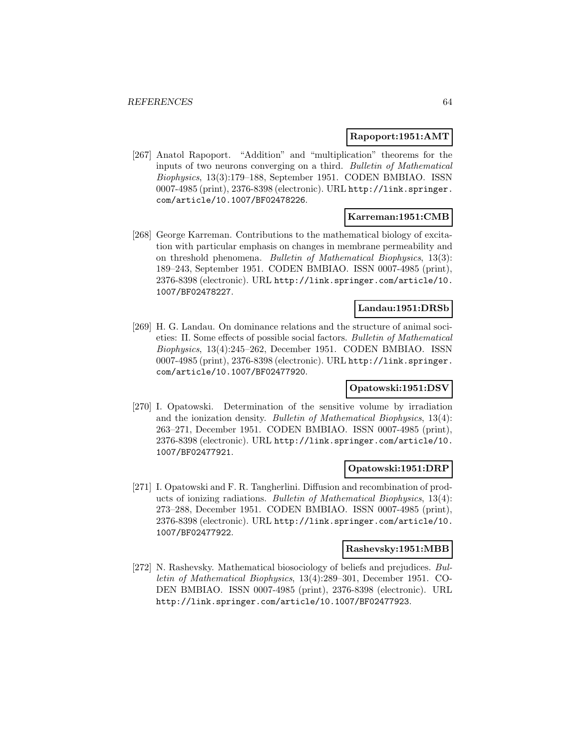**Rapoport:1951:AMT**

[267] Anatol Rapoport. "Addition" and "multiplication" theorems for the inputs of two neurons converging on a third. *Bulletin of Mathematical Biophysics*, 13(3):179–188, September 1951. CODEN BMBIAO. ISSN 0007-4985 (print), 2376-8398 (electronic). URL http://link.springer.com/article/10.1007/BF02478226.

**Karreman:1951:CMB**

[268] George Karreman. Contributions to the mathematical biology of excitation with particular emphasis on changes in membrane permeability and on threshold phenomena. *Bulletin of Mathematical Biophysics*, 13(3): 189–243, September 1951. CODEN BMBIAO. ISSN 0007-4985 (print), 2376-8398 (electronic). URL http://link.springer.com/article/10.1007/BF02478227.

**Landau:1951:DRSb**

[269] H. G. Landau. On dominance relations and the structure of animal societies: II. Some effects of possible social factors. *Bulletin of Mathematical Biophysics*, 13(4):245–262, December 1951. CODEN BMBIAO. ISSN 0007-4985 (print), 2376-8398 (electronic). URL http://link.springer.com/article/10.1007/BF02477920.

**Opatowski:1951:DSV**

[270] I. Opatowski. Determination of the sensitive volume by irradiation and the ionization density. *Bulletin of Mathematical Biophysics*, 13(4): 263–271, December 1951. CODEN BMBIAO. ISSN 0007-4985 (print), 2376-8398 (electronic). URL http://link.springer.com/article/10.1007/BF02477921.

**Opatowski:1951:DRP**

[271] I. Opatowski and F. R. Tangherlini. Diffusion and recombination of products of ionizing radiations. *Bulletin of Mathematical Biophysics*, 13(4): 273–288, December 1951. CODEN BMBIAO. ISSN 0007-4985 (print), 2376-8398 (electronic). URL http://link.springer.com/article/10.1007/BF02477922.

**Rashevsky:1951:MBB**

[272] N. Rashevsky. Mathematical biosociology of beliefs and prejudices. *Bulletin of Mathematical Biophysics*, 13(4):289–301, December 1951. CODEN BMBIAO. ISSN 0007-4985 (print), 2376-8398 (electronic). URL http://link.springer.com/article/10.1007/BF02477923.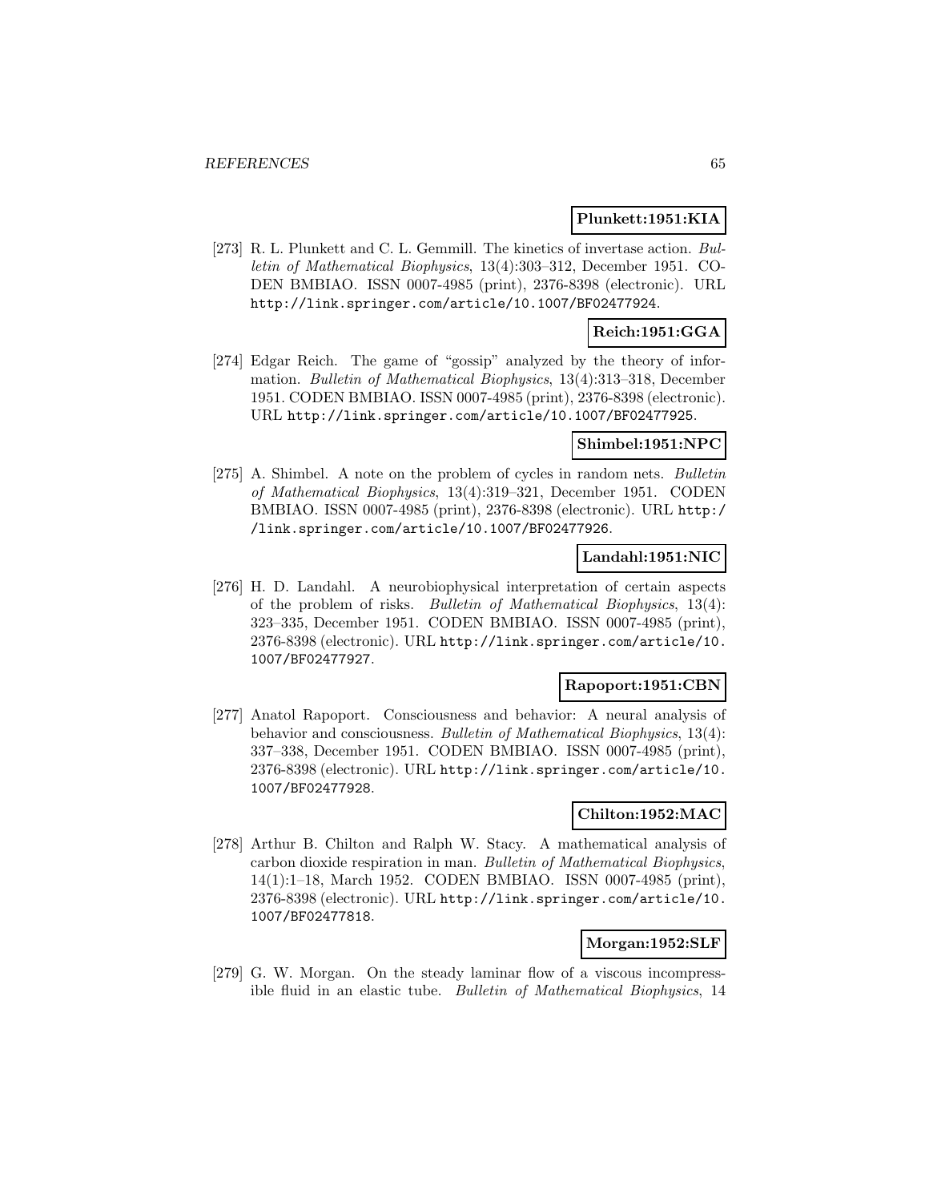**Plunkett:1951:KIA**

[273] R. L. Plunkett and C. L. Gemmill. The kinetics of invertase action. *Bulletin of Mathematical Biophysics*, 13(4):303–312, December 1951. CODEN BMBIAO. ISSN 0007-4985 (print), 2376-8398 (electronic). URL http://link.springer.com/article/10.1007/BF02477924.

**Reich:1951:GGA**

[274] Edgar Reich. The game of "gossip" analyzed by the theory of information. *Bulletin of Mathematical Biophysics*, 13(4):313–318, December 1951. CODEN BMBIAO. ISSN 0007-4985 (print), 2376-8398 (electronic). URL http://link.springer.com/article/10.1007/BF02477925.

**Shimbel:1951:NPC**

[275] A. Shimbel. A note on the problem of cycles in random nets. *Bulletin of Mathematical Biophysics*, 13(4):319–321, December 1951. CODEN BMBIAO. ISSN 0007-4985 (print), 2376-8398 (electronic). URL http://link.springer.com/article/10.1007/BF02477926.

**Landahl:1951:NIC**

[276] H. D. Landahl. A neurobiophysical interpretation of certain aspects of the problem of risks. *Bulletin of Mathematical Biophysics*, 13(4): 323–335, December 1951. CODEN BMBIAO. ISSN 0007-4985 (print), 2376-8398 (electronic). URL http://link.springer.com/article/10.1007/BF02477927.

**Rapoport:1951:CBN**

[277] Anatol Rapoport. Consciousness and behavior: A neural analysis of behavior and consciousness. *Bulletin of Mathematical Biophysics*, 13(4): 337–338, December 1951. CODEN BMBIAO. ISSN 0007-4985 (print), 2376-8398 (electronic). URL http://link.springer.com/article/10.1007/BF02477928.

**Chilton:1952:MAC**

[278] Arthur B. Chilton and Ralph W. Stacy. A mathematical analysis of carbon dioxide respiration in man. *Bulletin of Mathematical Biophysics*, 14(1):1–18, March 1952. CODEN BMBIAO. ISSN 0007-4985 (print), 2376-8398 (electronic). URL http://link.springer.com/article/10.1007/BF02477818.

**Morgan:1952:SLF**

[279] G. W. Morgan. On the steady laminar flow of a viscous incompressible fluid in an elastic tube. *Bulletin of Mathematical Biophysics*, 14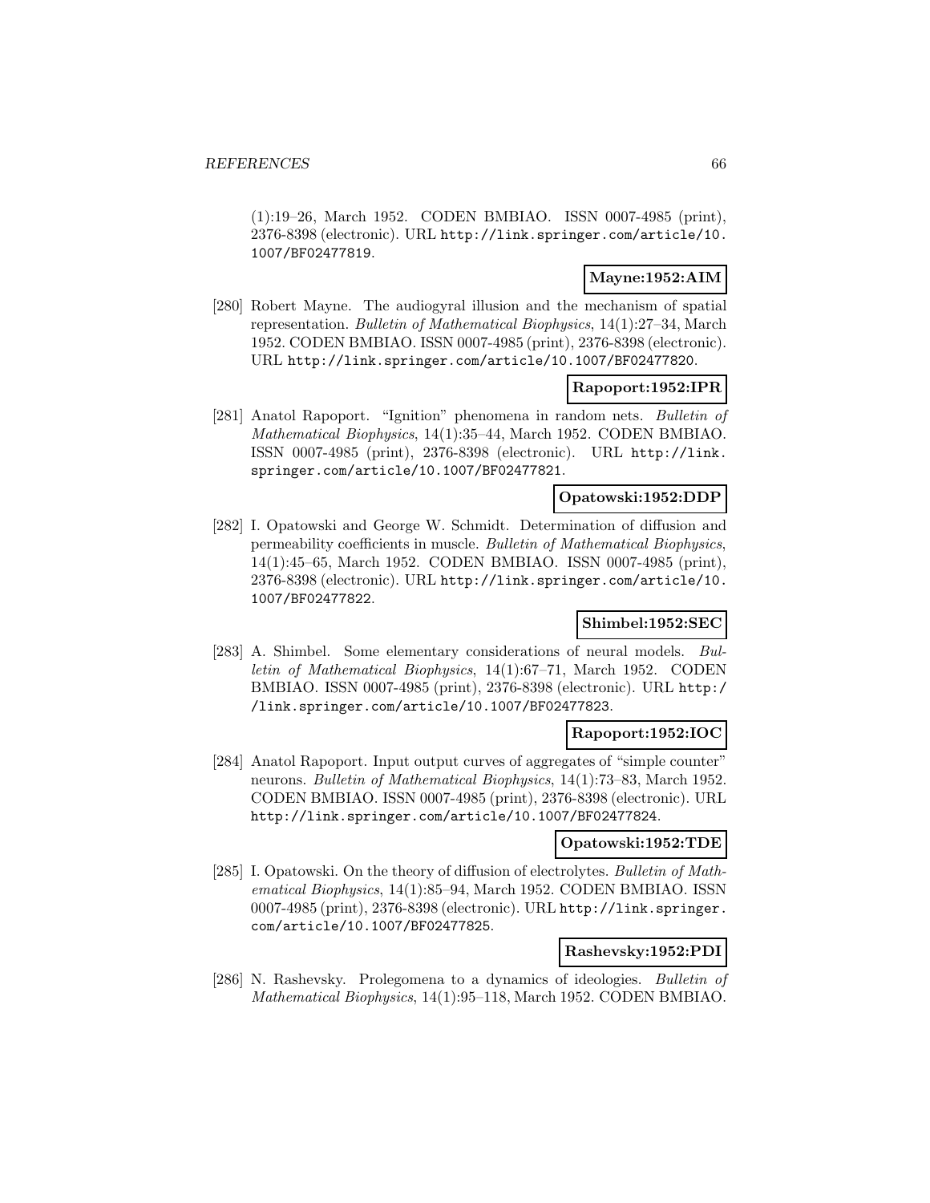(1):19–26, March 1952. CODEN BMBIAO. ISSN 0007-4985 (print), 2376-8398 (electronic). URL http://link.springer.com/article/10.1007/BF02477819.

**Mayne:1952:AIM**

[280] Robert Mayne. The audiogyral illusion and the mechanism of spatial representation. *Bulletin of Mathematical Biophysics*, 14(1):27–34, March 1952. CODEN BMBIAO. ISSN 0007-4985 (print), 2376-8398 (electronic). URL http://link.springer.com/article/10.1007/BF02477820.

**Rapoport:1952:IPR**

[281] Anatol Rapoport. "Ignition" phenomena in random nets. *Bulletin of Mathematical Biophysics*, 14(1):35–44, March 1952. CODEN BMBIAO. ISSN 0007-4985 (print), 2376-8398 (electronic). URL http://link.springer.com/article/10.1007/BF02477821.

**Opatowski:1952:DDP**

[282] I. Opatowski and George W. Schmidt. Determination of diffusion and permeability coefficients in muscle. *Bulletin of Mathematical Biophysics*, 14(1):45–65, March 1952. CODEN BMBIAO. ISSN 0007-4985 (print), 2376-8398 (electronic). URL http://link.springer.com/article/10.1007/BF02477822.

**Shimbel:1952:SEC**

[283] A. Shimbel. Some elementary considerations of neural models. *Bulletin of Mathematical Biophysics*, 14(1):67–71, March 1952. CODEN BMBIAO. ISSN 0007-4985 (print), 2376-8398 (electronic). URL http://link.springer.com/article/10.1007/BF02477823.

**Rapoport:1952:IOC**

[284] Anatol Rapoport. Input output curves of aggregates of "simple counter" neurons. *Bulletin of Mathematical Biophysics*, 14(1):73–83, March 1952. CODEN BMBIAO. ISSN 0007-4985 (print), 2376-8398 (electronic). URL http://link.springer.com/article/10.1007/BF02477824.

**Opatowski:1952:TDE**

[285] I. Opatowski. On the theory of diffusion of electrolytes. *Bulletin of Mathematical Biophysics*, 14(1):85–94, March 1952. CODEN BMBIAO. ISSN 0007-4985 (print), 2376-8398 (electronic). URL http://link.springer.com/article/10.1007/BF02477825.

**Rashevsky:1952:PDI**

[286] N. Rashevsky. Prolegomena to a dynamics of ideologies. *Bulletin of Mathematical Biophysics*, 14(1):95–118, March 1952. CODEN BMBIAO.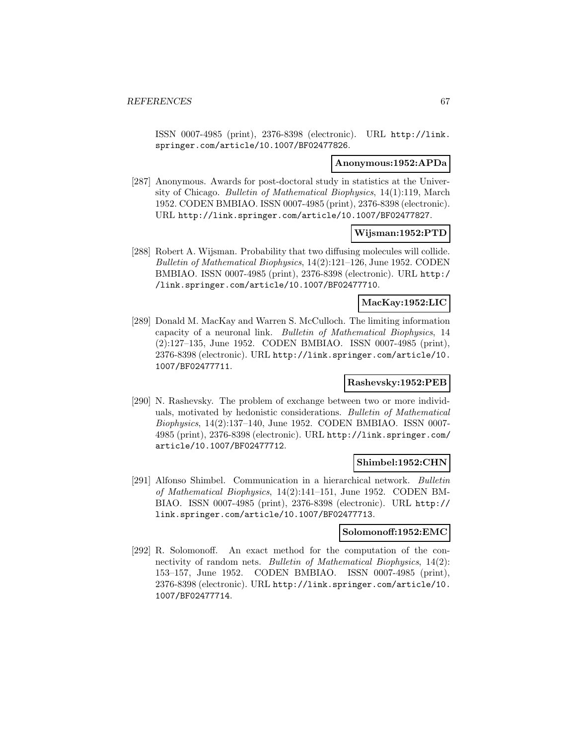ISSN 0007-4985 (print), 2376-8398 (electronic). URL http://link.springer.com/article/10.1007/BF02477826.

**Anonymous:1952:APDa**

[287] Anonymous. Awards for post-doctoral study in statistics at the University of Chicago. *Bulletin of Mathematical Biophysics*, 14(1):119, March 1952. CODEN BMBIAO. ISSN 0007-4985 (print), 2376-8398 (electronic). URL http://link.springer.com/article/10.1007/BF02477827.

**Wijsman:1952:PTD**

[288] Robert A. Wijsman. Probability that two diffusing molecules will collide. *Bulletin of Mathematical Biophysics*, 14(2):121–126, June 1952. CODEN BMBIAO. ISSN 0007-4985 (print), 2376-8398 (electronic). URL http://link.springer.com/article/10.1007/BF02477710.

**MacKay:1952:LIC**

[289] Donald M. MacKay and Warren S. McCulloch. The limiting information capacity of a neuronal link. *Bulletin of Mathematical Biophysics*, 14 (2):127–135, June 1952. CODEN BMBIAO. ISSN 0007-4985 (print), 2376-8398 (electronic). URL http://link.springer.com/article/10.1007/BF02477711.

**Rashevsky:1952:PEB**

[290] N. Rashevsky. The problem of exchange between two or more individuals, motivated by hedonistic considerations. *Bulletin of Mathematical Biophysics*, 14(2):137–140, June 1952. CODEN BMBIAO. ISSN 0007-4985 (print), 2376-8398 (electronic). URL http://link.springer.com/article/10.1007/BF02477712.

**Shimbel:1952:CHN**

[291] Alfonso Shimbel. Communication in a hierarchical network. *Bulletin of Mathematical Biophysics*, 14(2):141–151, June 1952. CODEN BMBIAO. ISSN 0007-4985 (print), 2376-8398 (electronic). URL http://link.springer.com/article/10.1007/BF02477713.

**Solomonoff:1952:EMC**

[292] R. Solomonoff. An exact method for the computation of the connectivity of random nets. *Bulletin of Mathematical Biophysics*, 14(2): 153–157, June 1952. CODEN BMBIAO. ISSN 0007-4985 (print), 2376-8398 (electronic). URL http://link.springer.com/article/10.1007/BF02477714.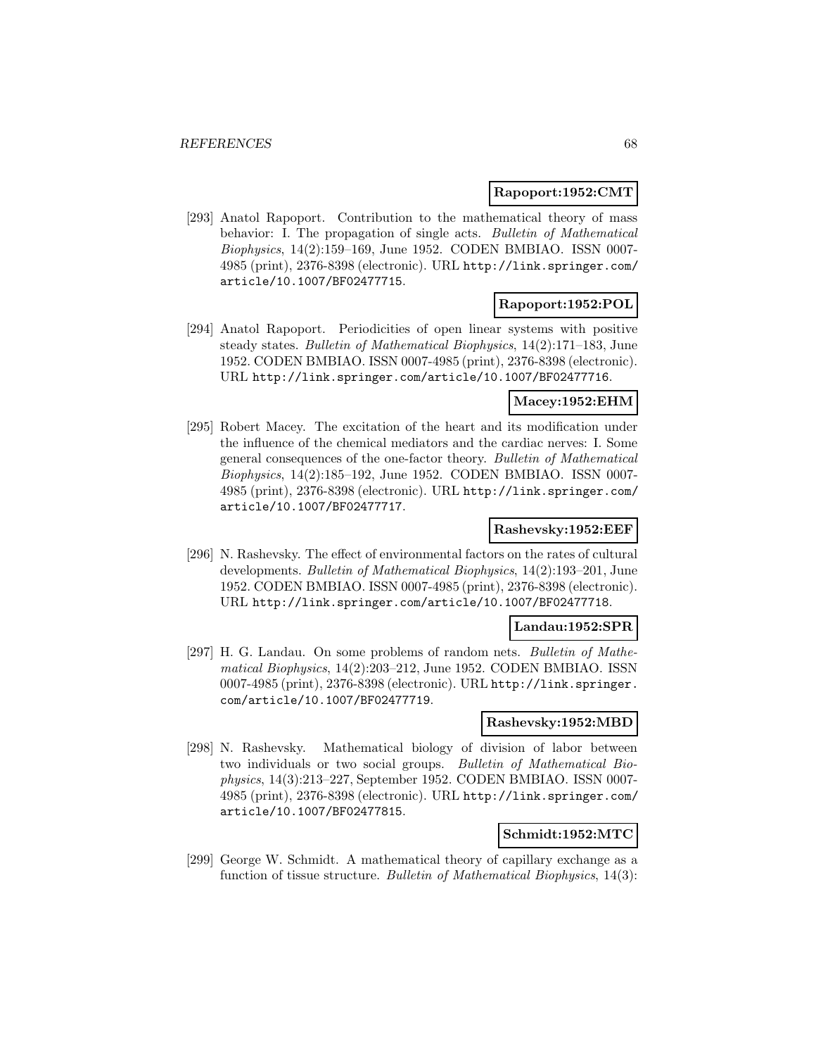**Rapoport:1952:CMT**

[293] Anatol Rapoport. Contribution to the mathematical theory of mass behavior: I. The propagation of single acts. *Bulletin of Mathematical Biophysics*, 14(2):159–169, June 1952. CODEN BMBIAO. ISSN 0007-4985 (print), 2376-8398 (electronic). URL http://link.springer.com/article/10.1007/BF02477715.

**Rapoport:1952:POL**

[294] Anatol Rapoport. Periodicities of open linear systems with positive steady states. *Bulletin of Mathematical Biophysics*, 14(2):171–183, June 1952. CODEN BMBIAO. ISSN 0007-4985 (print), 2376-8398 (electronic). URL http://link.springer.com/article/10.1007/BF02477716.

**Macey:1952:EHM**

[295] Robert Macey. The excitation of the heart and its modification under the influence of the chemical mediators and the cardiac nerves: I. Some general consequences of the one-factor theory. *Bulletin of Mathematical Biophysics*, 14(2):185–192, June 1952. CODEN BMBIAO. ISSN 0007-4985 (print), 2376-8398 (electronic). URL http://link.springer.com/article/10.1007/BF02477717.

**Rashevsky:1952:EEF**

[296] N. Rashevsky. The effect of environmental factors on the rates of cultural developments. *Bulletin of Mathematical Biophysics*, 14(2):193–201, June 1952. CODEN BMBIAO. ISSN 0007-4985 (print), 2376-8398 (electronic). URL http://link.springer.com/article/10.1007/BF02477718.

**Landau:1952:SPR**

[297] H. G. Landau. On some problems of random nets. *Bulletin of Mathematical Biophysics*, 14(2):203–212, June 1952. CODEN BMBIAO. ISSN 0007-4985 (print), 2376-8398 (electronic). URL http://link.springer.com/article/10.1007/BF02477719.

**Rashevsky:1952:MBD**

[298] N. Rashevsky. Mathematical biology of division of labor between two individuals or two social groups. *Bulletin of Mathematical Biophysics*, 14(3):213–227, September 1952. CODEN BMBIAO. ISSN 0007-4985 (print), 2376-8398 (electronic). URL http://link.springer.com/article/10.1007/BF02477815.

**Schmidt:1952:MTC**

[299] George W. Schmidt. A mathematical theory of capillary exchange as a function of tissue structure. *Bulletin of Mathematical Biophysics*, 14(3):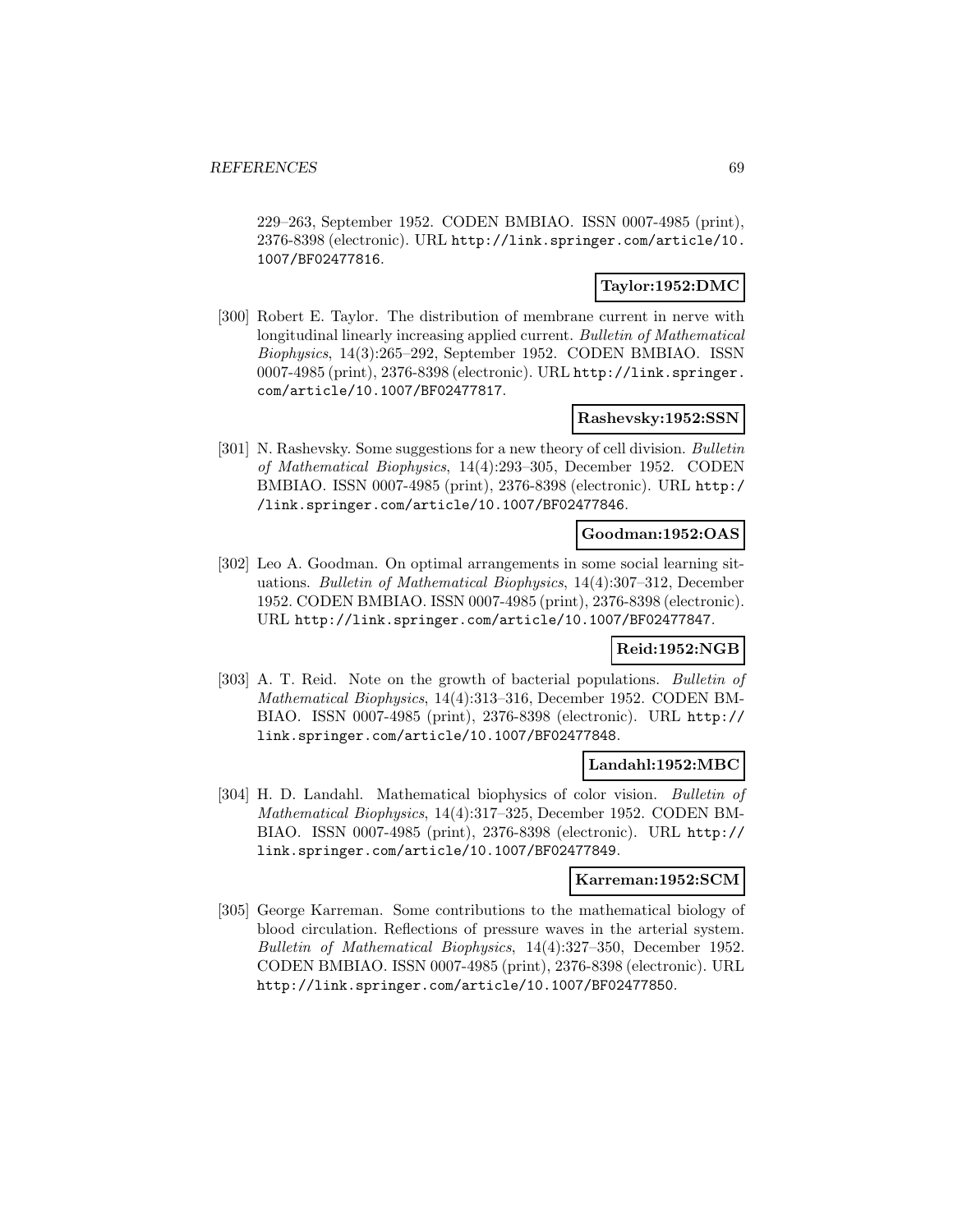229–263, September 1952. CODEN BMBIAO. ISSN 0007-4985 (print), 2376-8398 (electronic). URL http://link.springer.com/article/10.1007/BF02477816.

**Taylor:1952:DMC**

[300] Robert E. Taylor. The distribution of membrane current in nerve with longitudinal linearly increasing applied current. *Bulletin of Mathematical Biophysics*, 14(3):265–292, September 1952. CODEN BMBIAO. ISSN 0007-4985 (print), 2376-8398 (electronic). URL http://link.springer.com/article/10.1007/BF02477817.

**Rashevsky:1952:SSN**

[301] N. Rashevsky. Some suggestions for a new theory of cell division. *Bulletin of Mathematical Biophysics*, 14(4):293–305, December 1952. CODEN BMBIAO. ISSN 0007-4985 (print), 2376-8398 (electronic). URL http://link.springer.com/article/10.1007/BF02477846.

**Goodman:1952:OAS**

[302] Leo A. Goodman. On optimal arrangements in some social learning situations. *Bulletin of Mathematical Biophysics*, 14(4):307–312, December 1952. CODEN BMBIAO. ISSN 0007-4985 (print), 2376-8398 (electronic). URL http://link.springer.com/article/10.1007/BF02477847.

**Reid:1952:NGB**

[303] A. T. Reid. Note on the growth of bacterial populations. *Bulletin of Mathematical Biophysics*, 14(4):313–316, December 1952. CODEN BMBIAO. ISSN 0007-4985 (print), 2376-8398 (electronic). URL http://link.springer.com/article/10.1007/BF02477848.

**Landahl:1952:MBC**

[304] H. D. Landahl. Mathematical biophysics of color vision. *Bulletin of Mathematical Biophysics*, 14(4):317–325, December 1952. CODEN BMBIAO. ISSN 0007-4985 (print), 2376-8398 (electronic). URL http://link.springer.com/article/10.1007/BF02477849.

**Karreman:1952:SCM**

[305] George Karreman. Some contributions to the mathematical biology of blood circulation. Reflections of pressure waves in the arterial system. *Bulletin of Mathematical Biophysics*, 14(4):327–350, December 1952. CODEN BMBIAO. ISSN 0007-4985 (print), 2376-8398 (electronic). URL http://link.springer.com/article/10.1007/BF02477850.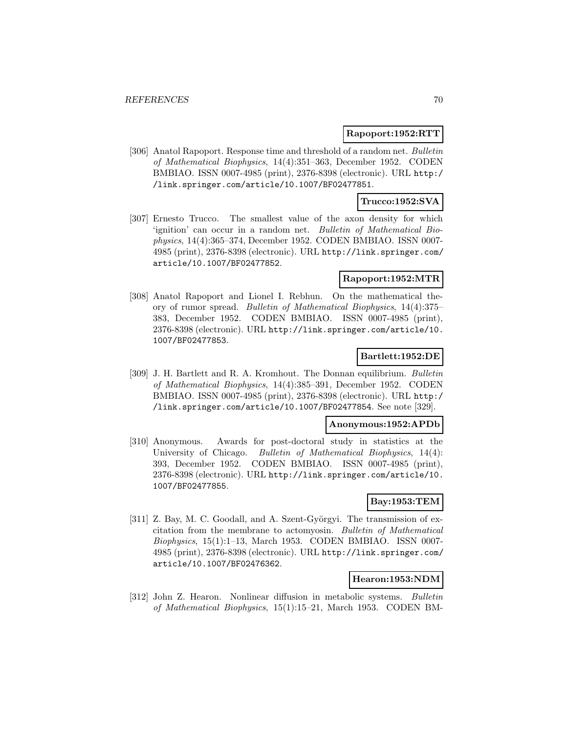**Rapoport:1952:RTT**

[306] Anatol Rapoport. Response time and threshold of a random net. *Bulletin of Mathematical Biophysics*, 14(4):351–363, December 1952. CODEN BMBIAO. ISSN 0007-4985 (print), 2376-8398 (electronic). URL http://link.springer.com/article/10.1007/BF02477851.

**Trucco:1952:SVA**

[307] Ernesto Trucco. The smallest value of the axon density for which 'ignition' can occur in a random net. *Bulletin of Mathematical Biophysics*, 14(4):365–374, December 1952. CODEN BMBIAO. ISSN 0007-4985 (print), 2376-8398 (electronic). URL http://link.springer.com/article/10.1007/BF02477852.

**Rapoport:1952:MTR**

[308] Anatol Rapoport and Lionel I. Rebhun. On the mathematical theory of rumor spread. *Bulletin of Mathematical Biophysics*, 14(4):375–383, December 1952. CODEN BMBIAO. ISSN 0007-4985 (print), 2376-8398 (electronic). URL http://link.springer.com/article/10.1007/BF02477853.

**Bartlett:1952:DE**

[309] J. H. Bartlett and R. A. Kromhout. The Donnan equilibrium. *Bulletin of Mathematical Biophysics*, 14(4):385–391, December 1952. CODEN BMBIAO. ISSN 0007-4985 (print), 2376-8398 (electronic). URL http://link.springer.com/article/10.1007/BF02477854. See note [329].

**Anonymous:1952:APDb**

[310] Anonymous. Awards for post-doctoral study in statistics at the University of Chicago. *Bulletin of Mathematical Biophysics*, 14(4):393, December 1952. CODEN BMBIAO. ISSN 0007-4985 (print), 2376-8398 (electronic). URL http://link.springer.com/article/10.1007/BF02477855.

**Bay:1953:TEM**

[311] Z. Bay, M. C. Goodall, and A. Szent-Györgyi. The transmission of excitation from the membrane to actomyosin. *Bulletin of Mathematical Biophysics*, 15(1):1–13, March 1953. CODEN BMBIAO. ISSN 0007-4985 (print), 2376-8398 (electronic). URL http://link.springer.com/article/10.1007/BF02476362.

**Hearon:1953:NDM**

[312] John Z. Hearon. Nonlinear diffusion in metabolic systems. *Bulletin of Mathematical Biophysics*, 15(1):15–21, March 1953. CODEN BM-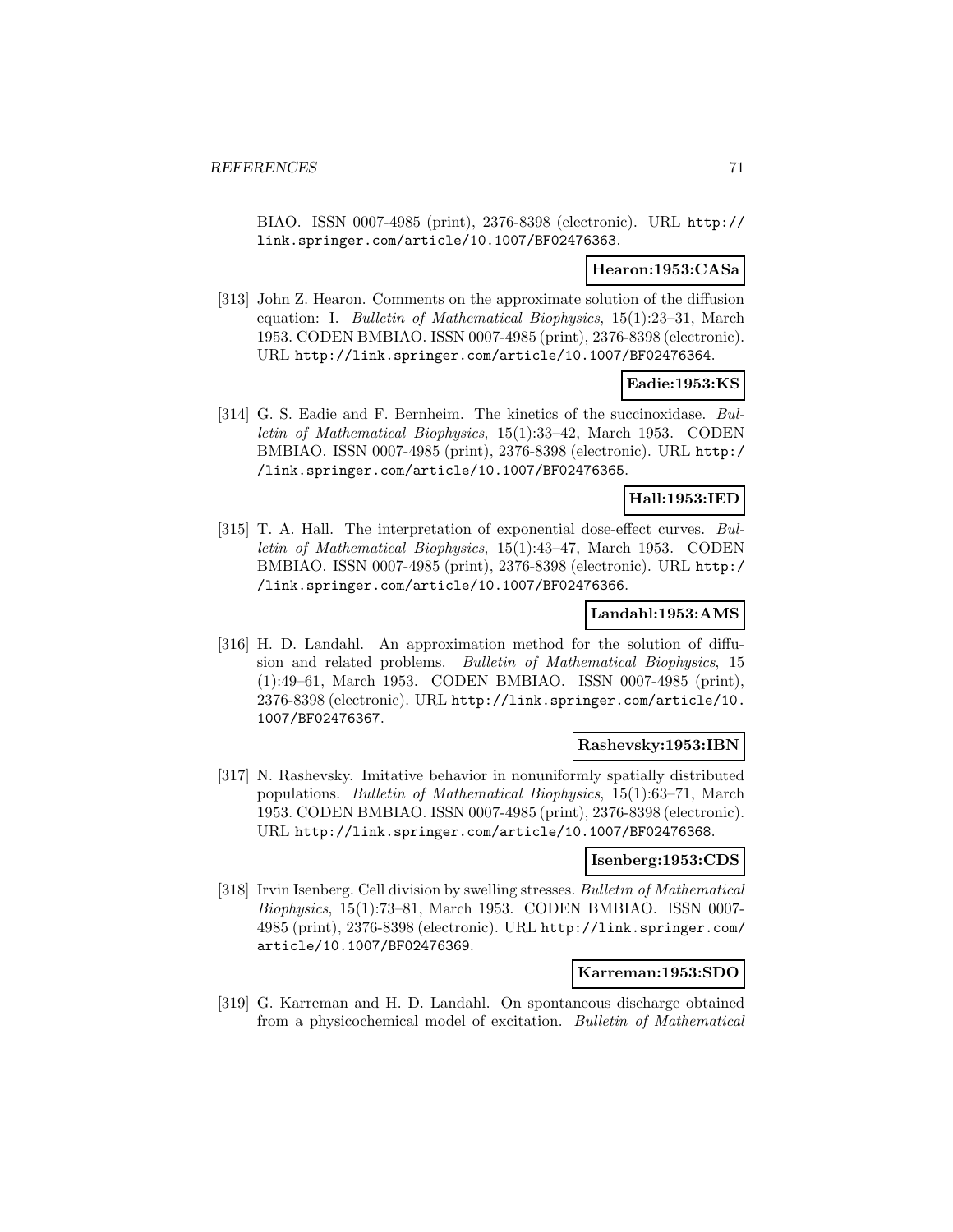BIAO. ISSN 0007-4985 (print), 2376-8398 (electronic). URL http://link.springer.com/article/10.1007/BF02476363.

**Hearon:1953:CASa**

[313] John Z. Hearon. Comments on the approximate solution of the diffusion equation: I. *Bulletin of Mathematical Biophysics*, 15(1):23–31, March 1953. CODEN BMBIAO. ISSN 0007-4985 (print), 2376-8398 (electronic). URL http://link.springer.com/article/10.1007/BF02476364.

**Eadie:1953:KS**

[314] G. S. Eadie and F. Bernheim. The kinetics of the succinoxidase. *Bulletin of Mathematical Biophysics*, 15(1):33–42, March 1953. CODEN BMBIAO. ISSN 0007-4985 (print), 2376-8398 (electronic). URL http://link.springer.com/article/10.1007/BF02476365.

**Hall:1953:IED**

[315] T. A. Hall. The interpretation of exponential dose-effect curves. *Bulletin of Mathematical Biophysics*, 15(1):43–47, March 1953. CODEN BMBIAO. ISSN 0007-4985 (print), 2376-8398 (electronic). URL http://link.springer.com/article/10.1007/BF02476366.

**Landahl:1953:AMS**

[316] H. D. Landahl. An approximation method for the solution of diffusion and related problems. *Bulletin of Mathematical Biophysics*, 15 (1):49–61, March 1953. CODEN BMBIAO. ISSN 0007-4985 (print), 2376-8398 (electronic). URL http://link.springer.com/article/10.1007/BF02476367.

**Rashevsky:1953:IBN**

[317] N. Rashevsky. Imitative behavior in nonuniformly spatially distributed populations. *Bulletin of Mathematical Biophysics*, 15(1):63–71, March 1953. CODEN BMBIAO. ISSN 0007-4985 (print), 2376-8398 (electronic). URL http://link.springer.com/article/10.1007/BF02476368.

**Isenberg:1953:CDS**

[318] Irvin Isenberg. Cell division by swelling stresses. *Bulletin of Mathematical Biophysics*, 15(1):73–81, March 1953. CODEN BMBIAO. ISSN 0007-4985 (print), 2376-8398 (electronic). URL http://link.springer.com/article/10.1007/BF02476369.

**Karreman:1953:SDO**

[319] G. Karreman and H. D. Landahl. On spontaneous discharge obtained from a physicochemical model of excitation. *Bulletin of Mathematical*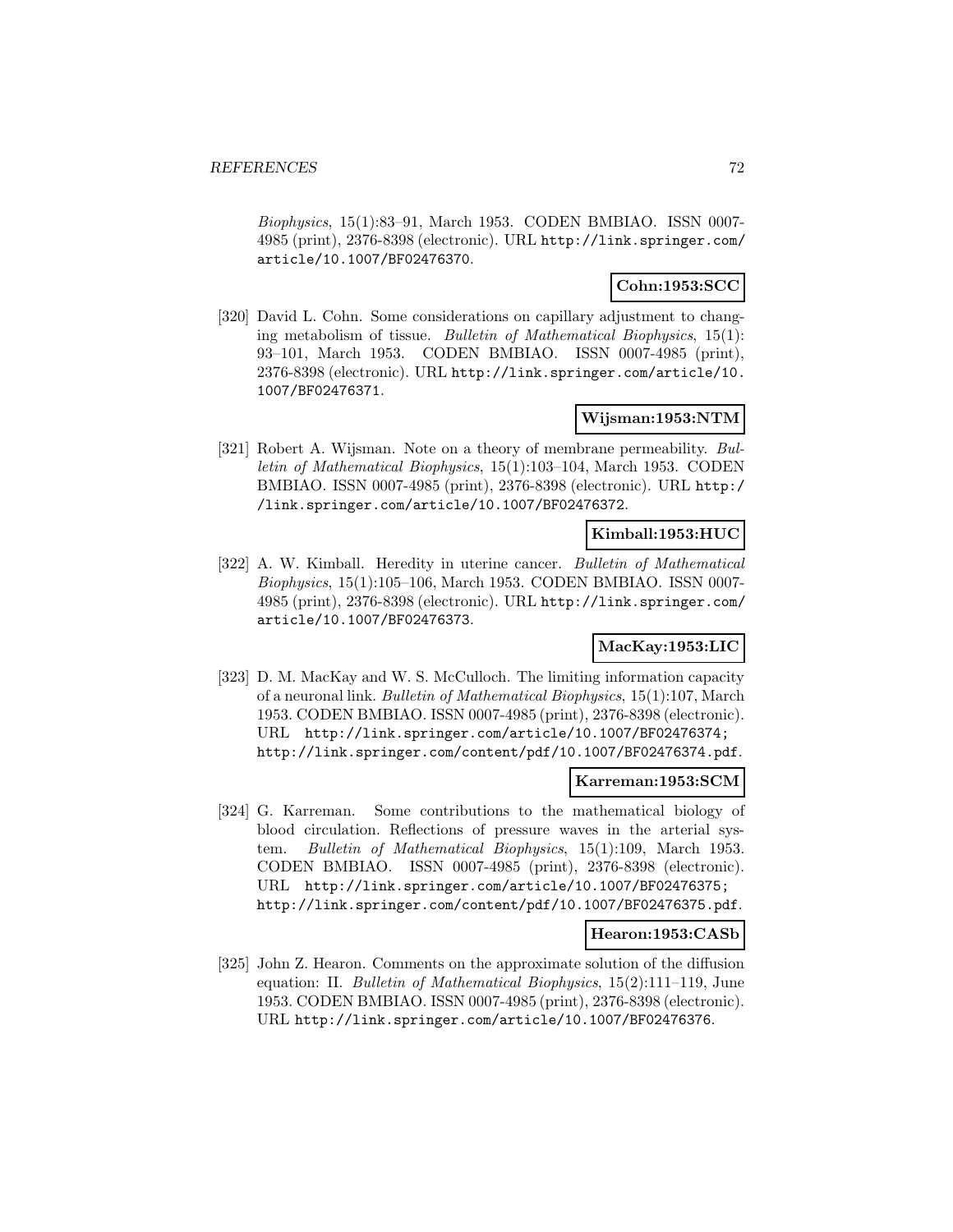*Biophysics*, 15(1):83–91, March 1953. CODEN BMBIAO. ISSN 0007-4985 (print), 2376-8398 (electronic). URL http://link.springer.com/article/10.1007/BF02476370.

**Cohn:1953:SCC**

[320] David L. Cohn. Some considerations on capillary adjustment to changing metabolism of tissue. *Bulletin of Mathematical Biophysics*, 15(1): 93–101, March 1953. CODEN BMBIAO. ISSN 0007-4985 (print), 2376-8398 (electronic). URL http://link.springer.com/article/10.1007/BF02476371.

**Wijsman:1953:NTM**

[321] Robert A. Wijsman. Note on a theory of membrane permeability. *Bulletin of Mathematical Biophysics*, 15(1):103–104, March 1953. CODEN BMBIAO. ISSN 0007-4985 (print), 2376-8398 (electronic). URL http://link.springer.com/article/10.1007/BF02476372.

**Kimball:1953:HUC**

[322] A. W. Kimball. Heredity in uterine cancer. *Bulletin of Mathematical Biophysics*, 15(1):105–106, March 1953. CODEN BMBIAO. ISSN 0007-4985 (print), 2376-8398 (electronic). URL http://link.springer.com/article/10.1007/BF02476373.

**MacKay:1953:LIC**

[323] D. M. MacKay and W. S. McCulloch. The limiting information capacity of a neuronal link. *Bulletin of Mathematical Biophysics*, 15(1):107, March 1953. CODEN BMBIAO. ISSN 0007-4985 (print), 2376-8398 (electronic). URL http://link.springer.com/article/10.1007/BF02476374; http://link.springer.com/content/pdf/10.1007/BF02476374.pdf.

**Karreman:1953:SCM**

[324] G. Karreman. Some contributions to the mathematical biology of blood circulation. Reflections of pressure waves in the arterial system. *Bulletin of Mathematical Biophysics*, 15(1):109, March 1953. CODEN BMBIAO. ISSN 0007-4985 (print), 2376-8398 (electronic). URL http://link.springer.com/article/10.1007/BF02476375; http://link.springer.com/content/pdf/10.1007/BF02476375.pdf.

**Hearon:1953:CASb**

[325] John Z. Hearon. Comments on the approximate solution of the diffusion equation: II. *Bulletin of Mathematical Biophysics*, 15(2):111–119, June 1953. CODEN BMBIAO. ISSN 0007-4985 (print), 2376-8398 (electronic). URL http://link.springer.com/article/10.1007/BF02476376.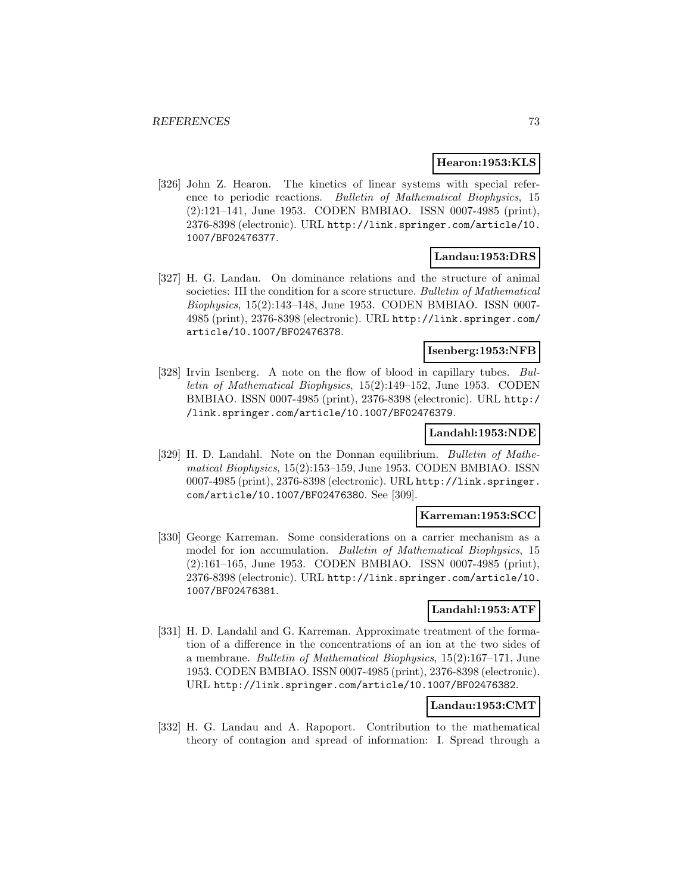**Hearon:1953:KLS**

[326] John Z. Hearon. The kinetics of linear systems with special reference to periodic reactions. *Bulletin of Mathematical Biophysics*, 15 (2):121–141, June 1953. CODEN BMBIAO. ISSN 0007-4985 (print), 2376-8398 (electronic). URL http://link.springer.com/article/10.1007/BF02476377.

**Landau:1953:DRS**

[327] H. G. Landau. On dominance relations and the structure of animal societies: III the condition for a score structure. *Bulletin of Mathematical Biophysics*, 15(2):143–148, June 1953. CODEN BMBIAO. ISSN 0007-4985 (print), 2376-8398 (electronic). URL http://link.springer.com/article/10.1007/BF02476378.

**Isenberg:1953:NFB**

[328] Irvin Isenberg. A note on the flow of blood in capillary tubes. *Bulletin of Mathematical Biophysics*, 15(2):149–152, June 1953. CODEN BMBIAO. ISSN 0007-4985 (print), 2376-8398 (electronic). URL http://link.springer.com/article/10.1007/BF02476379.

**Landahl:1953:NDE**

[329] H. D. Landahl. Note on the Donnan equilibrium. *Bulletin of Mathematical Biophysics*, 15(2):153–159, June 1953. CODEN BMBIAO. ISSN 0007-4985 (print), 2376-8398 (electronic). URL http://link.springer.com/article/10.1007/BF02476380. See [309].

**Karreman:1953:SCC**

[330] George Karreman. Some considerations on a carrier mechanism as a model for ion accumulation. *Bulletin of Mathematical Biophysics*, 15 (2):161–165, June 1953. CODEN BMBIAO. ISSN 0007-4985 (print), 2376-8398 (electronic). URL http://link.springer.com/article/10.1007/BF02476381.

**Landahl:1953:ATF**

[331] H. D. Landahl and G. Karreman. Approximate treatment of the formation of a difference in the concentrations of an ion at the two sides of a membrane. *Bulletin of Mathematical Biophysics*, 15(2):167–171, June 1953. CODEN BMBIAO. ISSN 0007-4985 (print), 2376-8398 (electronic). URL http://link.springer.com/article/10.1007/BF02476382.

**Landau:1953:CMT**

[332] H. G. Landau and A. Rapoport. Contribution to the mathematical theory of contagion and spread of information: I. Spread through a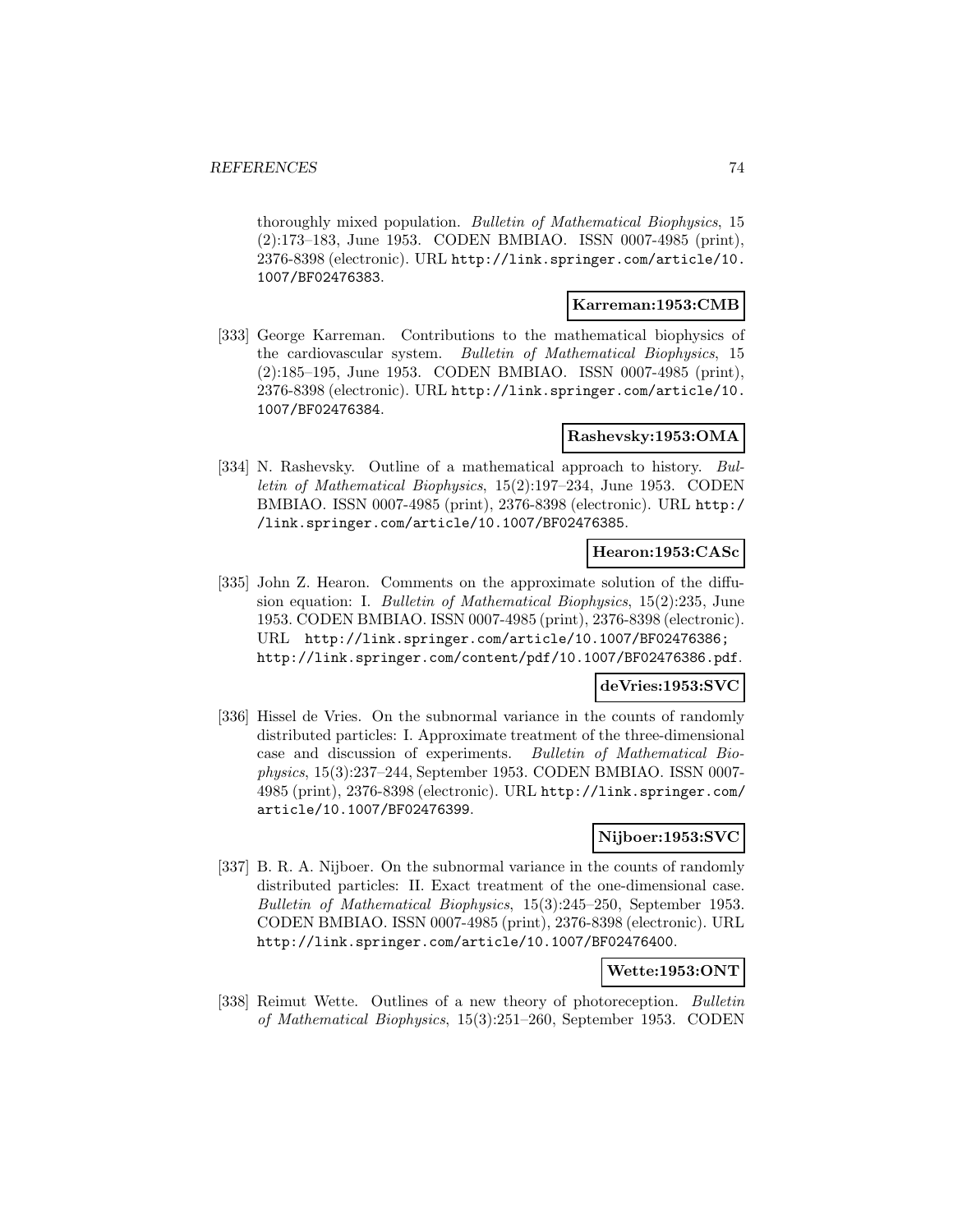thoroughly mixed population. *Bulletin of Mathematical Biophysics*, 15 (2):173–183, June 1953. CODEN BMBIAO. ISSN 0007-4985 (print), 2376-8398 (electronic). URL http://link.springer.com/article/10.1007/BF02476383.

**Karreman:1953:CMB**

[333] George Karreman. Contributions to the mathematical biophysics of the cardiovascular system. *Bulletin of Mathematical Biophysics*, 15 (2):185–195, June 1953. CODEN BMBIAO. ISSN 0007-4985 (print), 2376-8398 (electronic). URL http://link.springer.com/article/10.1007/BF02476384.

**Rashevsky:1953:OMA**

[334] N. Rashevsky. Outline of a mathematical approach to history. *Bulletin of Mathematical Biophysics*, 15(2):197–234, June 1953. CODEN BMBIAO. ISSN 0007-4985 (print), 2376-8398 (electronic). URL http://link.springer.com/article/10.1007/BF02476385.

**Hearon:1953:CASc**

[335] John Z. Hearon. Comments on the approximate solution of the diffusion equation: I. *Bulletin of Mathematical Biophysics*, 15(2):235, June 1953. CODEN BMBIAO. ISSN 0007-4985 (print), 2376-8398 (electronic). URL http://link.springer.com/article/10.1007/BF02476386; http://link.springer.com/content/pdf/10.1007/BF02476386.pdf.

**deVries:1953:SVC**

[336] Hissel de Vries. On the subnormal variance in the counts of randomly distributed particles: I. Approximate treatment of the three-dimensional case and discussion of experiments. *Bulletin of Mathematical Biophysics*, 15(3):237–244, September 1953. CODEN BMBIAO. ISSN 0007-4985 (print), 2376-8398 (electronic). URL http://link.springer.com/article/10.1007/BF02476399.

**Nijboer:1953:SVC**

[337] B. R. A. Nijboer. On the subnormal variance in the counts of randomly distributed particles: II. Exact treatment of the one-dimensional case. *Bulletin of Mathematical Biophysics*, 15(3):245–250, September 1953. CODEN BMBIAO. ISSN 0007-4985 (print), 2376-8398 (electronic). URL http://link.springer.com/article/10.1007/BF02476400.

**Wette:1953:ONT**

[338] Reimut Wette. Outlines of a new theory of photoreception. *Bulletin of Mathematical Biophysics*, 15(3):251–260, September 1953. CODEN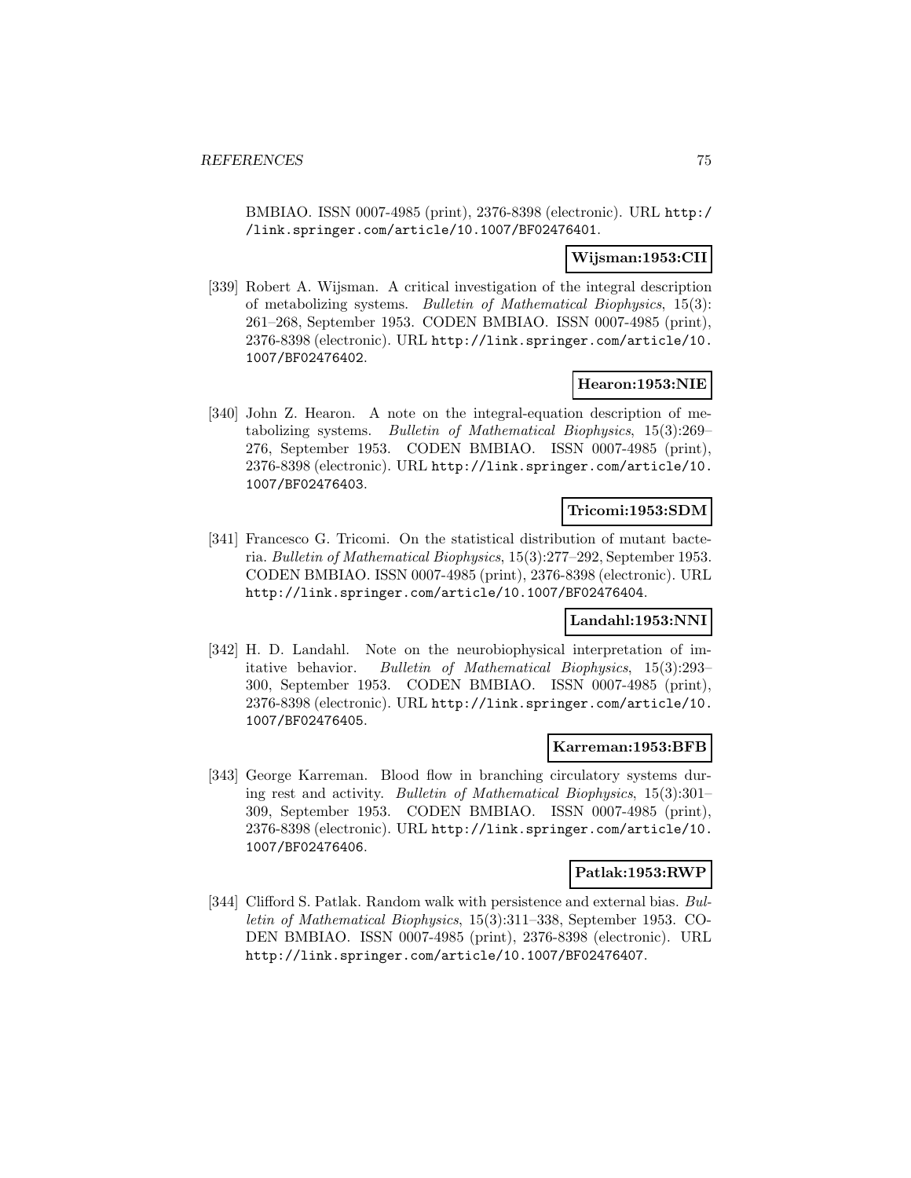BMBIAO. ISSN 0007-4985 (print), 2376-8398 (electronic). URL http://link.springer.com/article/10.1007/BF02476401.

**Wijsman:1953:CII**

[339] Robert A. Wijsman. A critical investigation of the integral description of metabolizing systems. *Bulletin of Mathematical Biophysics*, 15(3): 261–268, September 1953. CODEN BMBIAO. ISSN 0007-4985 (print), 2376-8398 (electronic). URL http://link.springer.com/article/10.1007/BF02476402.

**Hearon:1953:NIE**

[340] John Z. Hearon. A note on the integral-equation description of metabolizing systems. *Bulletin of Mathematical Biophysics*, 15(3):269–276, September 1953. CODEN BMBIAO. ISSN 0007-4985 (print), 2376-8398 (electronic). URL http://link.springer.com/article/10.1007/BF02476403.

**Tricomi:1953:SDM**

[341] Francesco G. Tricomi. On the statistical distribution of mutant bacteria. *Bulletin of Mathematical Biophysics*, 15(3):277–292, September 1953. CODEN BMBIAO. ISSN 0007-4985 (print), 2376-8398 (electronic). URL http://link.springer.com/article/10.1007/BF02476404.

**Landahl:1953:NNI**

[342] H. D. Landahl. Note on the neurobiophysical interpretation of imitative behavior. *Bulletin of Mathematical Biophysics*, 15(3):293–300, September 1953. CODEN BMBIAO. ISSN 0007-4985 (print), 2376-8398 (electronic). URL http://link.springer.com/article/10.1007/BF02476405.

**Karreman:1953:BFB**

[343] George Karreman. Blood flow in branching circulatory systems during rest and activity. *Bulletin of Mathematical Biophysics*, 15(3):301–309, September 1953. CODEN BMBIAO. ISSN 0007-4985 (print), 2376-8398 (electronic). URL http://link.springer.com/article/10.1007/BF02476406.

**Patlak:1953:RWP**

[344] Clifford S. Patlak. Random walk with persistence and external bias. *Bulletin of Mathematical Biophysics*, 15(3):311–338, September 1953. CODEN BMBIAO. ISSN 0007-4985 (print), 2376-8398 (electronic). URL http://link.springer.com/article/10.1007/BF02476407.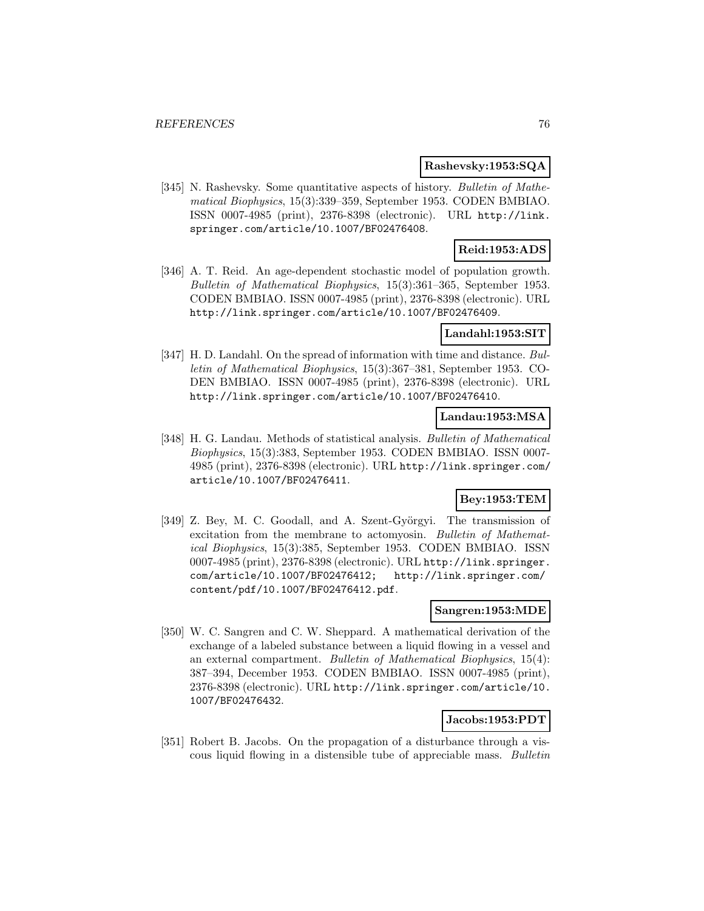**Rashevsky:1953:SQA**

[345] N. Rashevsky. Some quantitative aspects of history. *Bulletin of Mathematical Biophysics*, 15(3):339–359, September 1953. CODEN BMBIAO. ISSN 0007-4985 (print), 2376-8398 (electronic). URL http://link.springer.com/article/10.1007/BF02476408.

**Reid:1953:ADS**

[346] A. T. Reid. An age-dependent stochastic model of population growth. *Bulletin of Mathematical Biophysics*, 15(3):361–365, September 1953. CODEN BMBIAO. ISSN 0007-4985 (print), 2376-8398 (electronic). URL http://link.springer.com/article/10.1007/BF02476409.

**Landahl:1953:SIT**

[347] H. D. Landahl. On the spread of information with time and distance. *Bulletin of Mathematical Biophysics*, 15(3):367–381, September 1953. CODEN BMBIAO. ISSN 0007-4985 (print), 2376-8398 (electronic). URL http://link.springer.com/article/10.1007/BF02476410.

**Landau:1953:MSA**

[348] H. G. Landau. Methods of statistical analysis. *Bulletin of Mathematical Biophysics*, 15(3):383, September 1953. CODEN BMBIAO. ISSN 0007-4985 (print), 2376-8398 (electronic). URL http://link.springer.com/article/10.1007/BF02476411.

**Bey:1953:TEM**

[349] Z. Bey, M. C. Goodall, and A. Szent-Györgyi. The transmission of excitation from the membrane to actomyosin. *Bulletin of Mathematical Biophysics*, 15(3):385, September 1953. CODEN BMBIAO. ISSN 0007-4985 (print), 2376-8398 (electronic). URL http://link.springer.com/article/10.1007/BF02476412; http://link.springer.com/content/pdf/10.1007/BF02476412.pdf.

**Sangren:1953:MDE**

[350] W. C. Sangren and C. W. Sheppard. A mathematical derivation of the exchange of a labeled substance between a liquid flowing in a vessel and an external compartment. *Bulletin of Mathematical Biophysics*, 15(4):387–394, December 1953. CODEN BMBIAO. ISSN 0007-4985 (print), 2376-8398 (electronic). URL http://link.springer.com/article/10.1007/BF02476432.

**Jacobs:1953:PDT**

[351] Robert B. Jacobs. On the propagation of a disturbance through a viscous liquid flowing in a distensible tube of appreciable mass. *Bulletin*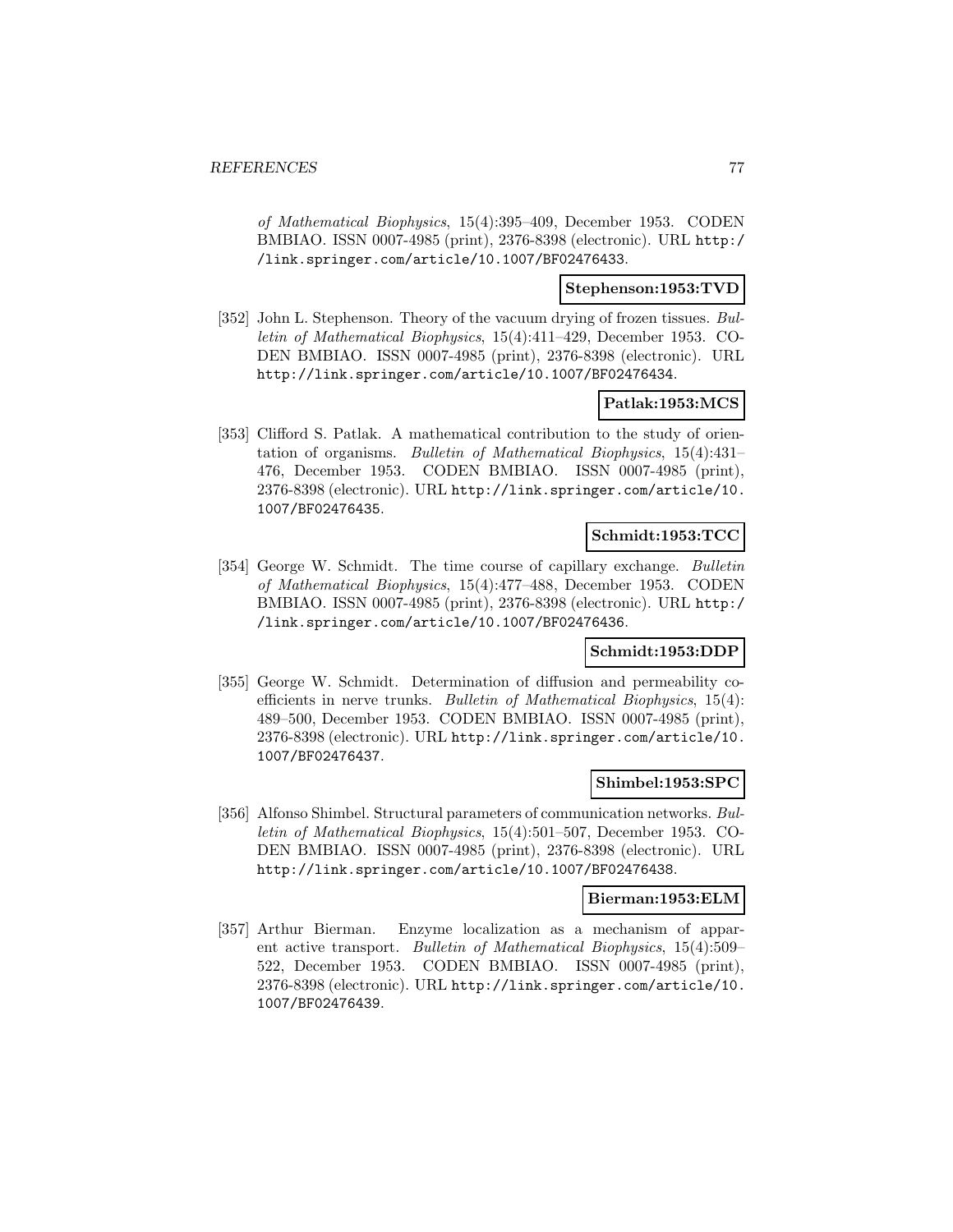of Mathematical Biophysics, 15(4):395–409, December 1953. CODEN BMBIAO. ISSN 0007-4985 (print), 2376-8398 (electronic). URL http://link.springer.com/article/10.1007/BF02476433.

**Stephenson:1953:TVD**

[352] John L. Stephenson. Theory of the vacuum drying of frozen tissues. *Bulletin of Mathematical Biophysics*, 15(4):411–429, December 1953. CODEN BMBIAO. ISSN 0007-4985 (print), 2376-8398 (electronic). URL http://link.springer.com/article/10.1007/BF02476434.

**Patlak:1953:MCS**

[353] Clifford S. Patlak. A mathematical contribution to the study of orientation of organisms. *Bulletin of Mathematical Biophysics*, 15(4):431–476, December 1953. CODEN BMBIAO. ISSN 0007-4985 (print), 2376-8398 (electronic). URL http://link.springer.com/article/10.1007/BF02476435.

**Schmidt:1953:TCC**

[354] George W. Schmidt. The time course of capillary exchange. *Bulletin of Mathematical Biophysics*, 15(4):477–488, December 1953. CODEN BMBIAO. ISSN 0007-4985 (print), 2376-8398 (electronic). URL http://link.springer.com/article/10.1007/BF02476436.

**Schmidt:1953:DDP**

[355] George W. Schmidt. Determination of diffusion and permeability coefficients in nerve trunks. *Bulletin of Mathematical Biophysics*, 15(4): 489–500, December 1953. CODEN BMBIAO. ISSN 0007-4985 (print), 2376-8398 (electronic). URL http://link.springer.com/article/10.1007/BF02476437.

**Shimbel:1953:SPC**

[356] Alfonso Shimbel. Structural parameters of communication networks. *Bulletin of Mathematical Biophysics*, 15(4):501–507, December 1953. CODEN BMBIAO. ISSN 0007-4985 (print), 2376-8398 (electronic). URL http://link.springer.com/article/10.1007/BF02476438.

**Bierman:1953:ELM**

[357] Arthur Bierman. Enzyme localization as a mechanism of apparent active transport. *Bulletin of Mathematical Biophysics*, 15(4):509–522, December 1953. CODEN BMBIAO. ISSN 0007-4985 (print), 2376-8398 (electronic). URL http://link.springer.com/article/10.1007/BF02476439.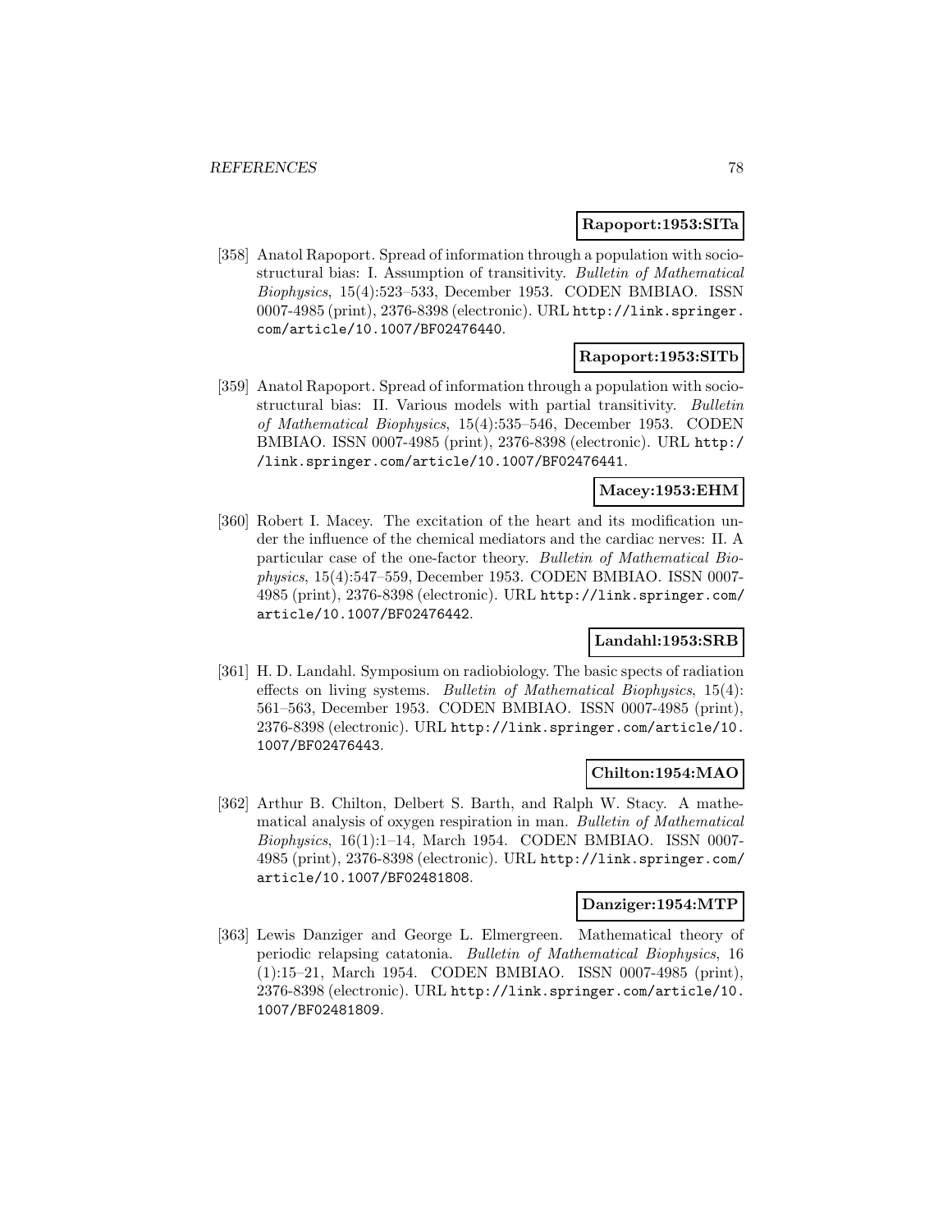**Rapoport:1953:SITa**

[358] Anatol Rapoport. Spread of information through a population with socio-structural bias: I. Assumption of transitivity. *Bulletin of Mathematical Biophysics*, 15(4):523–533, December 1953. CODEN BMBIAO. ISSN 0007-4985 (print), 2376-8398 (electronic). URL http://link.springer.com/article/10.1007/BF02476440.

**Rapoport:1953:SITb**

[359] Anatol Rapoport. Spread of information through a population with socio-structural bias: II. Various models with partial transitivity. *Bulletin of Mathematical Biophysics*, 15(4):535–546, December 1953. CODEN BMBIAO. ISSN 0007-4985 (print), 2376-8398 (electronic). URL http://link.springer.com/article/10.1007/BF02476441.

**Macey:1953:EHM**

[360] Robert I. Macey. The excitation of the heart and its modification under the influence of the chemical mediators and the cardiac nerves: II. A particular case of the one-factor theory. *Bulletin of Mathematical Biophysics*, 15(4):547–559, December 1953. CODEN BMBIAO. ISSN 0007-4985 (print), 2376-8398 (electronic). URL http://link.springer.com/article/10.1007/BF02476442.

**Landahl:1953:SRB**

[361] H. D. Landahl. Symposium on radiobiology. The basic spects of radiation effects on living systems. *Bulletin of Mathematical Biophysics*, 15(4): 561–563, December 1953. CODEN BMBIAO. ISSN 0007-4985 (print), 2376-8398 (electronic). URL http://link.springer.com/article/10.1007/BF02476443.

**Chilton:1954:MAO**

[362] Arthur B. Chilton, Delbert S. Barth, and Ralph W. Stacy. A mathematical analysis of oxygen respiration in man. *Bulletin of Mathematical Biophysics*, 16(1):1–14, March 1954. CODEN BMBIAO. ISSN 0007-4985 (print), 2376-8398 (electronic). URL http://link.springer.com/article/10.1007/BF02481808.

**Danziger:1954:MTP**

[363] Lewis Danziger and George L. Elmergreen. Mathematical theory of periodic relapsing catatonia. *Bulletin of Mathematical Biophysics*, 16 (1):15–21, March 1954. CODEN BMBIAO. ISSN 0007-4985 (print), 2376-8398 (electronic). URL http://link.springer.com/article/10.1007/BF02481809.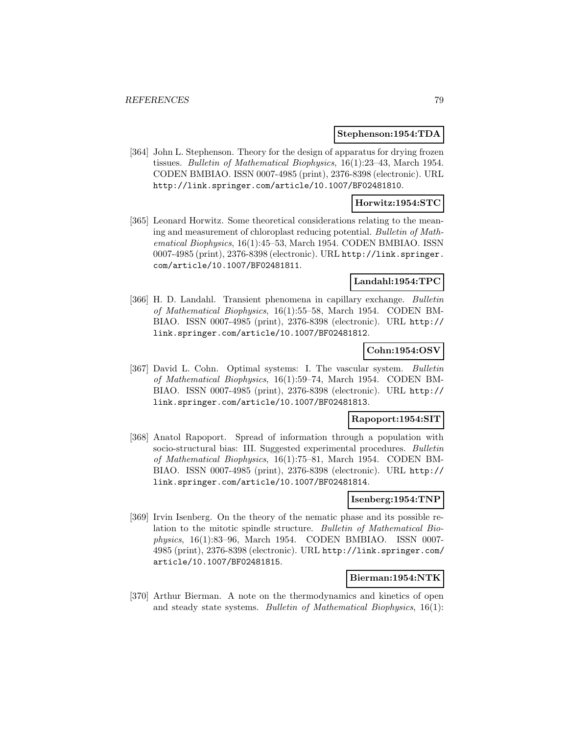**Stephenson:1954:TDA**

[364] John L. Stephenson. Theory for the design of apparatus for drying frozen tissues. *Bulletin of Mathematical Biophysics*, 16(1):23–43, March 1954. CODEN BMBIAO. ISSN 0007-4985 (print), 2376-8398 (electronic). URL http://link.springer.com/article/10.1007/BF02481810.

**Horwitz:1954:STC**

[365] Leonard Horwitz. Some theoretical considerations relating to the meaning and measurement of chloroplast reducing potential. *Bulletin of Mathematical Biophysics*, 16(1):45–53, March 1954. CODEN BMBIAO. ISSN 0007-4985 (print), 2376-8398 (electronic). URL http://link.springer.com/article/10.1007/BF02481811.

**Landahl:1954:TPC**

[366] H. D. Landahl. Transient phenomena in capillary exchange. *Bulletin of Mathematical Biophysics*, 16(1):55–58, March 1954. CODEN BMBIAO. ISSN 0007-4985 (print), 2376-8398 (electronic). URL http://link.springer.com/article/10.1007/BF02481812.

**Cohn:1954:OSV**

[367] David L. Cohn. Optimal systems: I. The vascular system. *Bulletin of Mathematical Biophysics*, 16(1):59–74, March 1954. CODEN BMBIAO. ISSN 0007-4985 (print), 2376-8398 (electronic). URL http://link.springer.com/article/10.1007/BF02481813.

**Rapoport:1954:SIT**

[368] Anatol Rapoport. Spread of information through a population with socio-structural bias: III. Suggested experimental procedures. *Bulletin of Mathematical Biophysics*, 16(1):75–81, March 1954. CODEN BMBIAO. ISSN 0007-4985 (print), 2376-8398 (electronic). URL http://link.springer.com/article/10.1007/BF02481814.

**Isenberg:1954:TNP**

[369] Irvin Isenberg. On the theory of the nematic phase and its possible relation to the mitotic spindle structure. *Bulletin of Mathematical Biophysics*, 16(1):83–96, March 1954. CODEN BMBIAO. ISSN 0007-4985 (print), 2376-8398 (electronic). URL http://link.springer.com/article/10.1007/BF02481815.

**Bierman:1954:NTK**

[370] Arthur Bierman. A note on the thermodynamics and kinetics of open and steady state systems. *Bulletin of Mathematical Biophysics*, 16(1):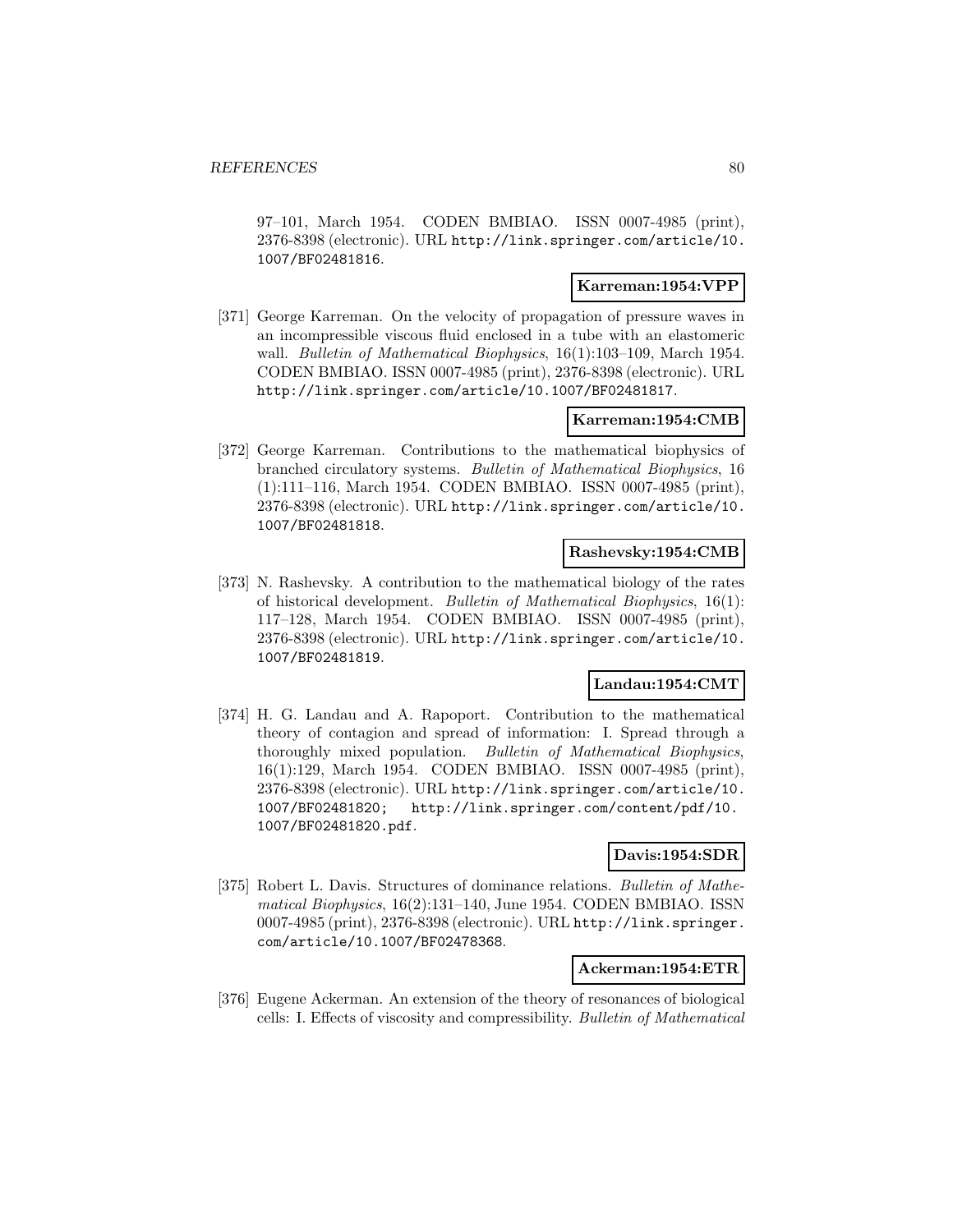97–101, March 1954. CODEN BMBIAO. ISSN 0007-4985 (print), 2376-8398 (electronic). URL http://link.springer.com/article/10.1007/BF02481816.

**Karreman:1954:VPP**

[371] George Karreman. On the velocity of propagation of pressure waves in an incompressible viscous fluid enclosed in a tube with an elastomeric wall. *Bulletin of Mathematical Biophysics*, 16(1):103–109, March 1954. CODEN BMBIAO. ISSN 0007-4985 (print), 2376-8398 (electronic). URL http://link.springer.com/article/10.1007/BF02481817.

**Karreman:1954:CMB**

[372] George Karreman. Contributions to the mathematical biophysics of branched circulatory systems. *Bulletin of Mathematical Biophysics*, 16 (1):111–116, March 1954. CODEN BMBIAO. ISSN 0007-4985 (print), 2376-8398 (electronic). URL http://link.springer.com/article/10.1007/BF02481818.

**Rashevsky:1954:CMB**

[373] N. Rashevsky. A contribution to the mathematical biology of the rates of historical development. *Bulletin of Mathematical Biophysics*, 16(1): 117–128, March 1954. CODEN BMBIAO. ISSN 0007-4985 (print), 2376-8398 (electronic). URL http://link.springer.com/article/10.1007/BF02481819.

**Landau:1954:CMT**

[374] H. G. Landau and A. Rapoport. Contribution to the mathematical theory of contagion and spread of information: I. Spread through a thoroughly mixed population. *Bulletin of Mathematical Biophysics*, 16(1):129, March 1954. CODEN BMBIAO. ISSN 0007-4985 (print), 2376-8398 (electronic). URL http://link.springer.com/article/10.1007/BF02481820; http://link.springer.com/content/pdf/10.1007/BF02481820.pdf.

**Davis:1954:SDR**

[375] Robert L. Davis. Structures of dominance relations. *Bulletin of Mathematical Biophysics*, 16(2):131–140, June 1954. CODEN BMBIAO. ISSN 0007-4985 (print), 2376-8398 (electronic). URL http://link.springer.com/article/10.1007/BF02478368.

**Ackerman:1954:ETR**

[376] Eugene Ackerman. An extension of the theory of resonances of biological cells: I. Effects of viscosity and compressibility. *Bulletin of Mathematical*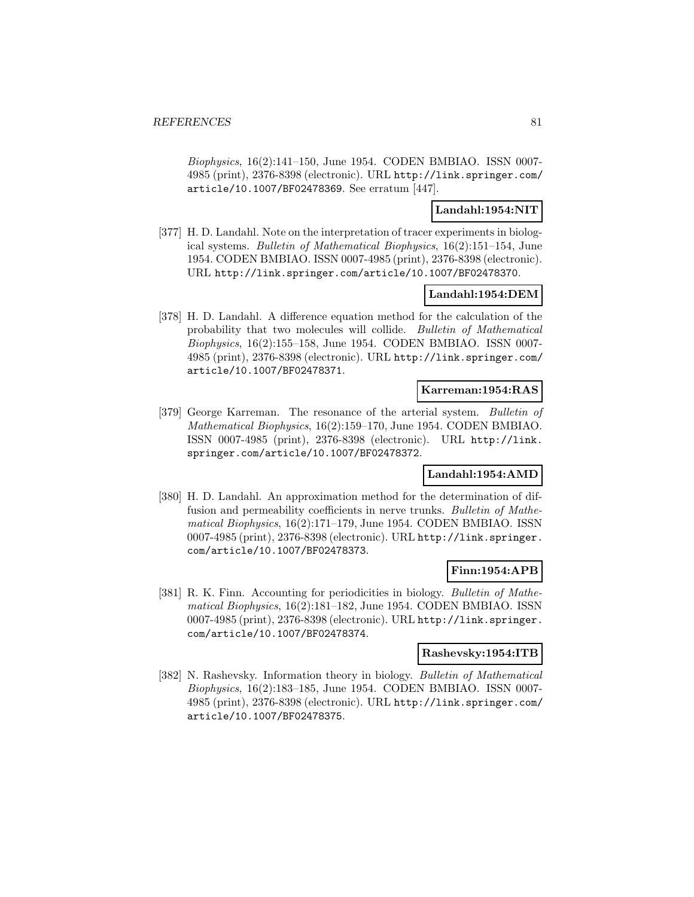*Biophysics*, 16(2):141–150, June 1954. CODEN BMBIAO. ISSN 0007-4985 (print), 2376-8398 (electronic). URL http://link.springer.com/article/10.1007/BF02478369. See erratum [447].

**Landahl:1954:NIT**

[377] H. D. Landahl. Note on the interpretation of tracer experiments in biological systems. *Bulletin of Mathematical Biophysics*, 16(2):151–154, June 1954. CODEN BMBIAO. ISSN 0007-4985 (print), 2376-8398 (electronic). URL http://link.springer.com/article/10.1007/BF02478370.

**Landahl:1954:DEM**

[378] H. D. Landahl. A difference equation method for the calculation of the probability that two molecules will collide. *Bulletin of Mathematical Biophysics*, 16(2):155–158, June 1954. CODEN BMBIAO. ISSN 0007-4985 (print), 2376-8398 (electronic). URL http://link.springer.com/article/10.1007/BF02478371.

**Karreman:1954:RAS**

[379] George Karreman. The resonance of the arterial system. *Bulletin of Mathematical Biophysics*, 16(2):159–170, June 1954. CODEN BMBIAO. ISSN 0007-4985 (print), 2376-8398 (electronic). URL http://link.springer.com/article/10.1007/BF02478372.

**Landahl:1954:AMD**

[380] H. D. Landahl. An approximation method for the determination of diffusion and permeability coefficients in nerve trunks. *Bulletin of Mathematical Biophysics*, 16(2):171–179, June 1954. CODEN BMBIAO. ISSN 0007-4985 (print), 2376-8398 (electronic). URL http://link.springer.com/article/10.1007/BF02478373.

**Finn:1954:APB**

[381] R. K. Finn. Accounting for periodicities in biology. *Bulletin of Mathematical Biophysics*, 16(2):181–182, June 1954. CODEN BMBIAO. ISSN 0007-4985 (print), 2376-8398 (electronic). URL http://link.springer.com/article/10.1007/BF02478374.

**Rashevsky:1954:ITB**

[382] N. Rashevsky. Information theory in biology. *Bulletin of Mathematical Biophysics*, 16(2):183–185, June 1954. CODEN BMBIAO. ISSN 0007-4985 (print), 2376-8398 (electronic). URL http://link.springer.com/article/10.1007/BF02478375.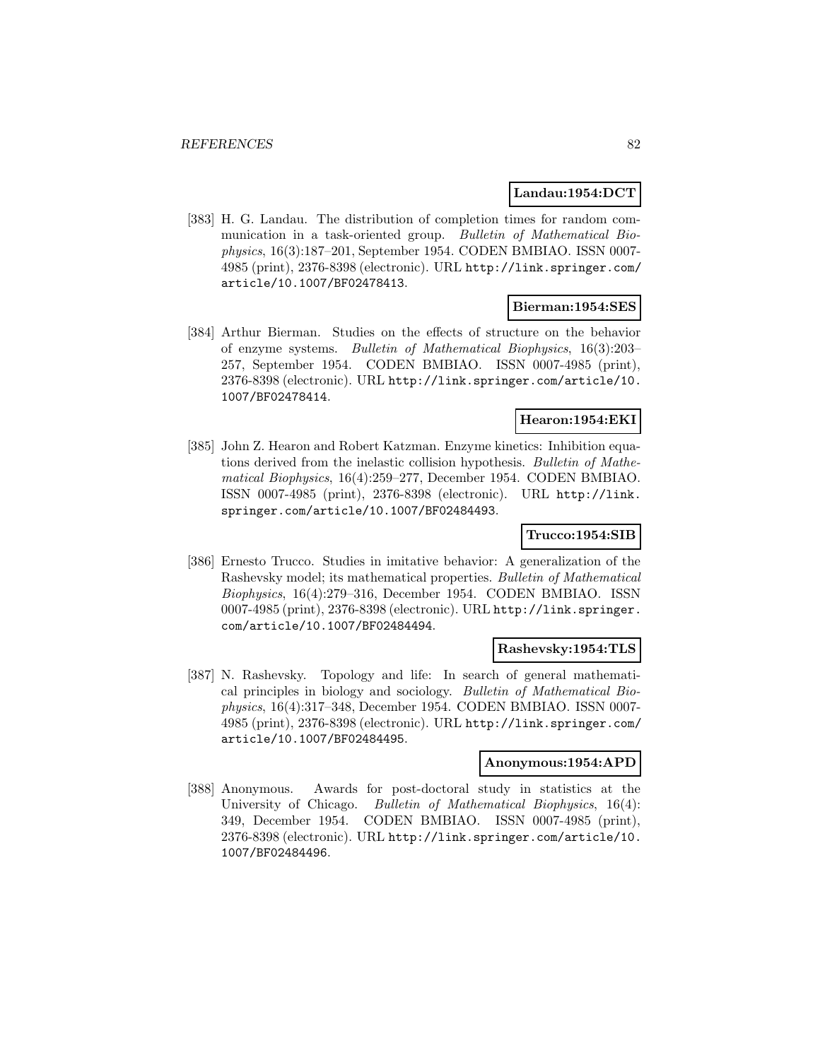**Landau:1954:DCT**

[383] H. G. Landau. The distribution of completion times for random communication in a task-oriented group. *Bulletin of Mathematical Biophysics*, 16(3):187–201, September 1954. CODEN BMBIAO. ISSN 0007-4985 (print), 2376-8398 (electronic). URL http://link.springer.com/article/10.1007/BF02478413.

**Bierman:1954:SES**

[384] Arthur Bierman. Studies on the effects of structure on the behavior of enzyme systems. *Bulletin of Mathematical Biophysics*, 16(3):203–257, September 1954. CODEN BMBIAO. ISSN 0007-4985 (print), 2376-8398 (electronic). URL http://link.springer.com/article/10.1007/BF02478414.

**Hearon:1954:EKI**

[385] John Z. Hearon and Robert Katzman. Enzyme kinetics: Inhibition equations derived from the inelastic collision hypothesis. *Bulletin of Mathematical Biophysics*, 16(4):259–277, December 1954. CODEN BMBIAO. ISSN 0007-4985 (print), 2376-8398 (electronic). URL http://link.springer.com/article/10.1007/BF02484493.

**Trucco:1954:SIB**

[386] Ernesto Trucco. Studies in imitative behavior: A generalization of the Rashevsky model; its mathematical properties. *Bulletin of Mathematical Biophysics*, 16(4):279–316, December 1954. CODEN BMBIAO. ISSN 0007-4985 (print), 2376-8398 (electronic). URL http://link.springer.com/article/10.1007/BF02484494.

**Rashevsky:1954:TLS**

[387] N. Rashevsky. Topology and life: In search of general mathematical principles in biology and sociology. *Bulletin of Mathematical Biophysics*, 16(4):317–348, December 1954. CODEN BMBIAO. ISSN 0007-4985 (print), 2376-8398 (electronic). URL http://link.springer.com/article/10.1007/BF02484495.

**Anonymous:1954:APD**

[388] Anonymous. Awards for post-doctoral study in statistics at the University of Chicago. *Bulletin of Mathematical Biophysics*, 16(4): 349, December 1954. CODEN BMBIAO. ISSN 0007-4985 (print), 2376-8398 (electronic). URL http://link.springer.com/article/10.1007/BF02484496.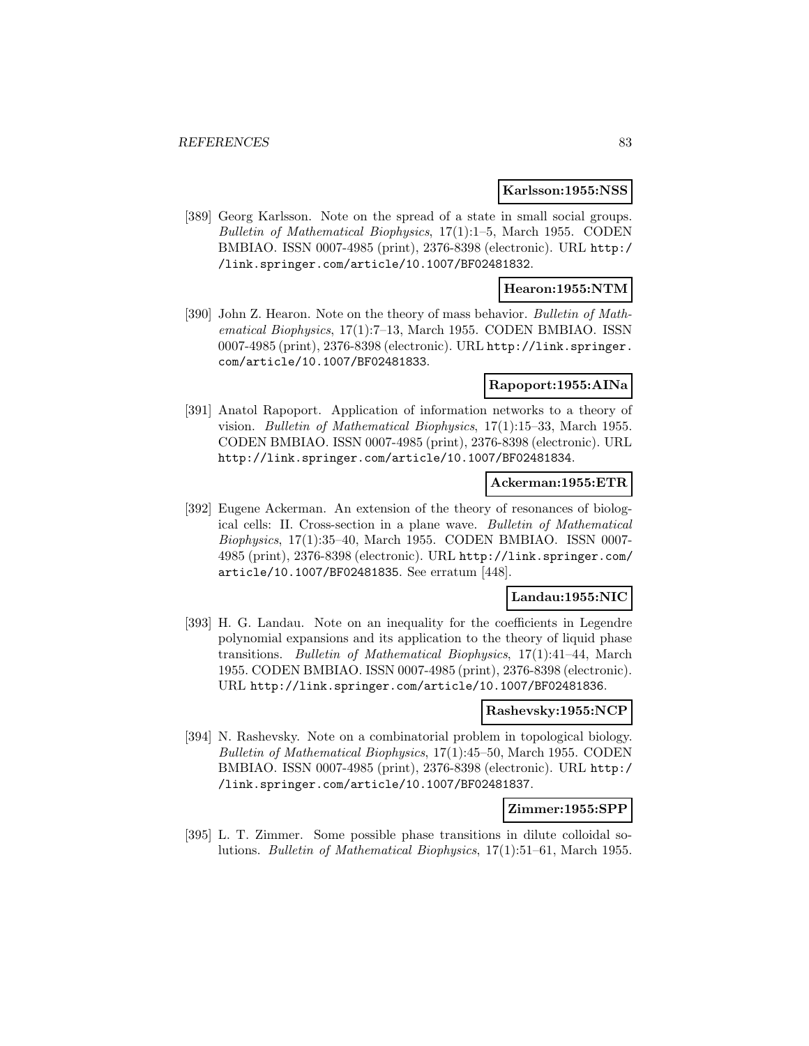**Karlsson:1955:NSS**

[389] Georg Karlsson. Note on the spread of a state in small social groups. *Bulletin of Mathematical Biophysics*, 17(1):1–5, March 1955. CODEN BMBIAO. ISSN 0007-4985 (print), 2376-8398 (electronic). URL http://link.springer.com/article/10.1007/BF02481832.

**Hearon:1955:NTM**

[390] John Z. Hearon. Note on the theory of mass behavior. *Bulletin of Mathematical Biophysics*, 17(1):7–13, March 1955. CODEN BMBIAO. ISSN 0007-4985 (print), 2376-8398 (electronic). URL http://link.springer.com/article/10.1007/BF02481833.

**Rapoport:1955:AINa**

[391] Anatol Rapoport. Application of information networks to a theory of vision. *Bulletin of Mathematical Biophysics*, 17(1):15–33, March 1955. CODEN BMBIAO. ISSN 0007-4985 (print), 2376-8398 (electronic). URL http://link.springer.com/article/10.1007/BF02481834.

**Ackerman:1955:ETR**

[392] Eugene Ackerman. An extension of the theory of resonances of biological cells: II. Cross-section in a plane wave. *Bulletin of Mathematical Biophysics*, 17(1):35–40, March 1955. CODEN BMBIAO. ISSN 0007-4985 (print), 2376-8398 (electronic). URL http://link.springer.com/article/10.1007/BF02481835. See erratum [448].

**Landau:1955:NIC**

[393] H. G. Landau. Note on an inequality for the coefficients in Legendre polynomial expansions and its application to the theory of liquid phase transitions. *Bulletin of Mathematical Biophysics*, 17(1):41–44, March 1955. CODEN BMBIAO. ISSN 0007-4985 (print), 2376-8398 (electronic). URL http://link.springer.com/article/10.1007/BF02481836.

**Rashevsky:1955:NCP**

[394] N. Rashevsky. Note on a combinatorial problem in topological biology. *Bulletin of Mathematical Biophysics*, 17(1):45–50, March 1955. CODEN BMBIAO. ISSN 0007-4985 (print), 2376-8398 (electronic). URL http://link.springer.com/article/10.1007/BF02481837.

**Zimmer:1955:SPP**

[395] L. T. Zimmer. Some possible phase transitions in dilute colloidal solutions. *Bulletin of Mathematical Biophysics*, 17(1):51–61, March 1955.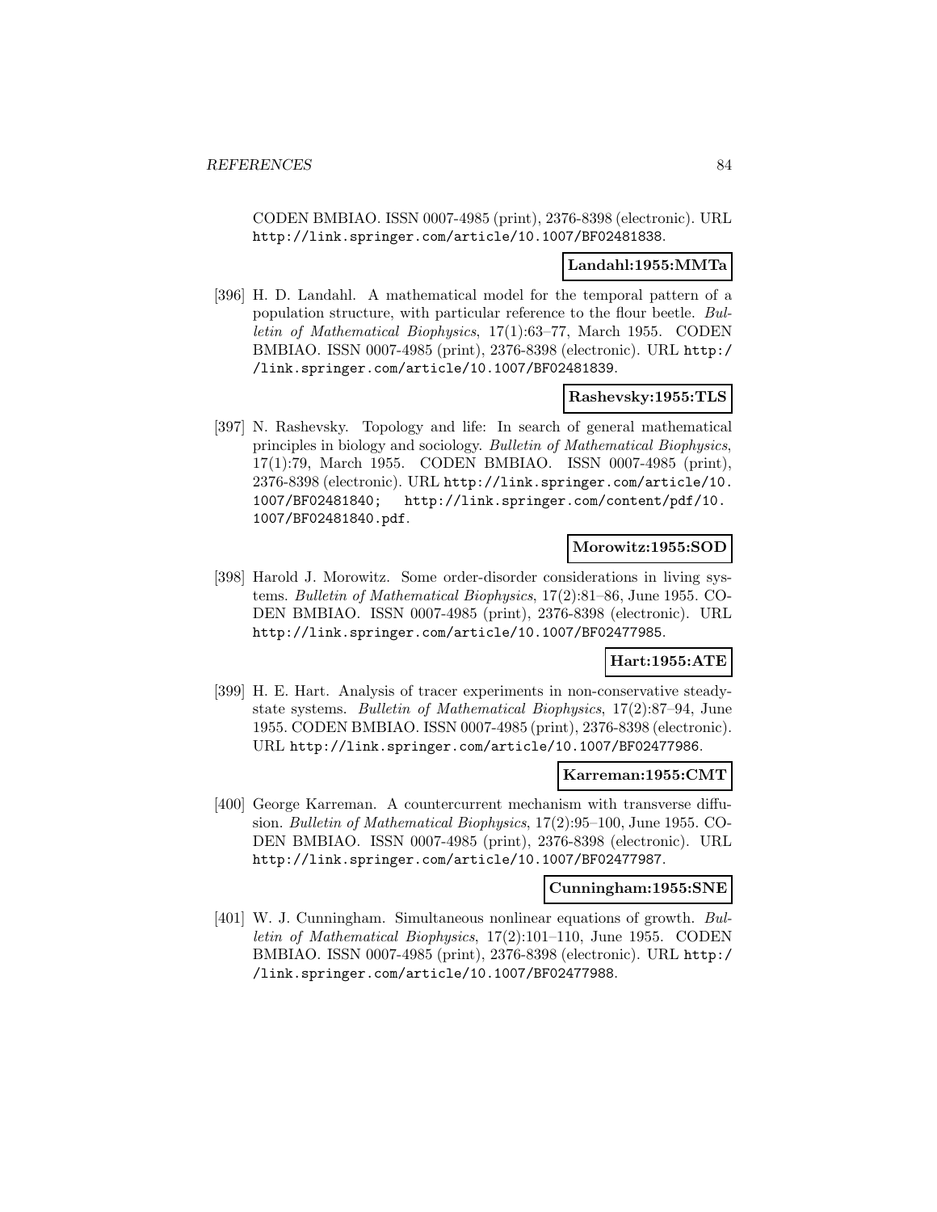CODEN BMBIAO. ISSN 0007-4985 (print), 2376-8398 (electronic). URL http://link.springer.com/article/10.1007/BF02481838.

**Landahl:1955:MMTa**

[396] H. D. Landahl. A mathematical model for the temporal pattern of a population structure, with particular reference to the flour beetle. *Bulletin of Mathematical Biophysics*, 17(1):63–77, March 1955. CODEN BMBIAO. ISSN 0007-4985 (print), 2376-8398 (electronic). URL http://link.springer.com/article/10.1007/BF02481839.

**Rashevsky:1955:TLS**

[397] N. Rashevsky. Topology and life: In search of general mathematical principles in biology and sociology. *Bulletin of Mathematical Biophysics*, 17(1):79, March 1955. CODEN BMBIAO. ISSN 0007-4985 (print), 2376-8398 (electronic). URL http://link.springer.com/article/10.1007/BF02481840; http://link.springer.com/content/pdf/10.1007/BF02481840.pdf.

**Morowitz:1955:SOD**

[398] Harold J. Morowitz. Some order-disorder considerations in living systems. *Bulletin of Mathematical Biophysics*, 17(2):81–86, June 1955. CODEN BMBIAO. ISSN 0007-4985 (print), 2376-8398 (electronic). URL http://link.springer.com/article/10.1007/BF02477985.

**Hart:1955:ATE**

[399] H. E. Hart. Analysis of tracer experiments in non-conservative steady-state systems. *Bulletin of Mathematical Biophysics*, 17(2):87–94, June 1955. CODEN BMBIAO. ISSN 0007-4985 (print), 2376-8398 (electronic). URL http://link.springer.com/article/10.1007/BF02477986.

**Karreman:1955:CMT**

[400] George Karreman. A countercurrent mechanism with transverse diffusion. *Bulletin of Mathematical Biophysics*, 17(2):95–100, June 1955. CODEN BMBIAO. ISSN 0007-4985 (print), 2376-8398 (electronic). URL http://link.springer.com/article/10.1007/BF02477987.

**Cunningham:1955:SNE**

[401] W. J. Cunningham. Simultaneous nonlinear equations of growth. *Bulletin of Mathematical Biophysics*, 17(2):101–110, June 1955. CODEN BMBIAO. ISSN 0007-4985 (print), 2376-8398 (electronic). URL http://link.springer.com/article/10.1007/BF02477988.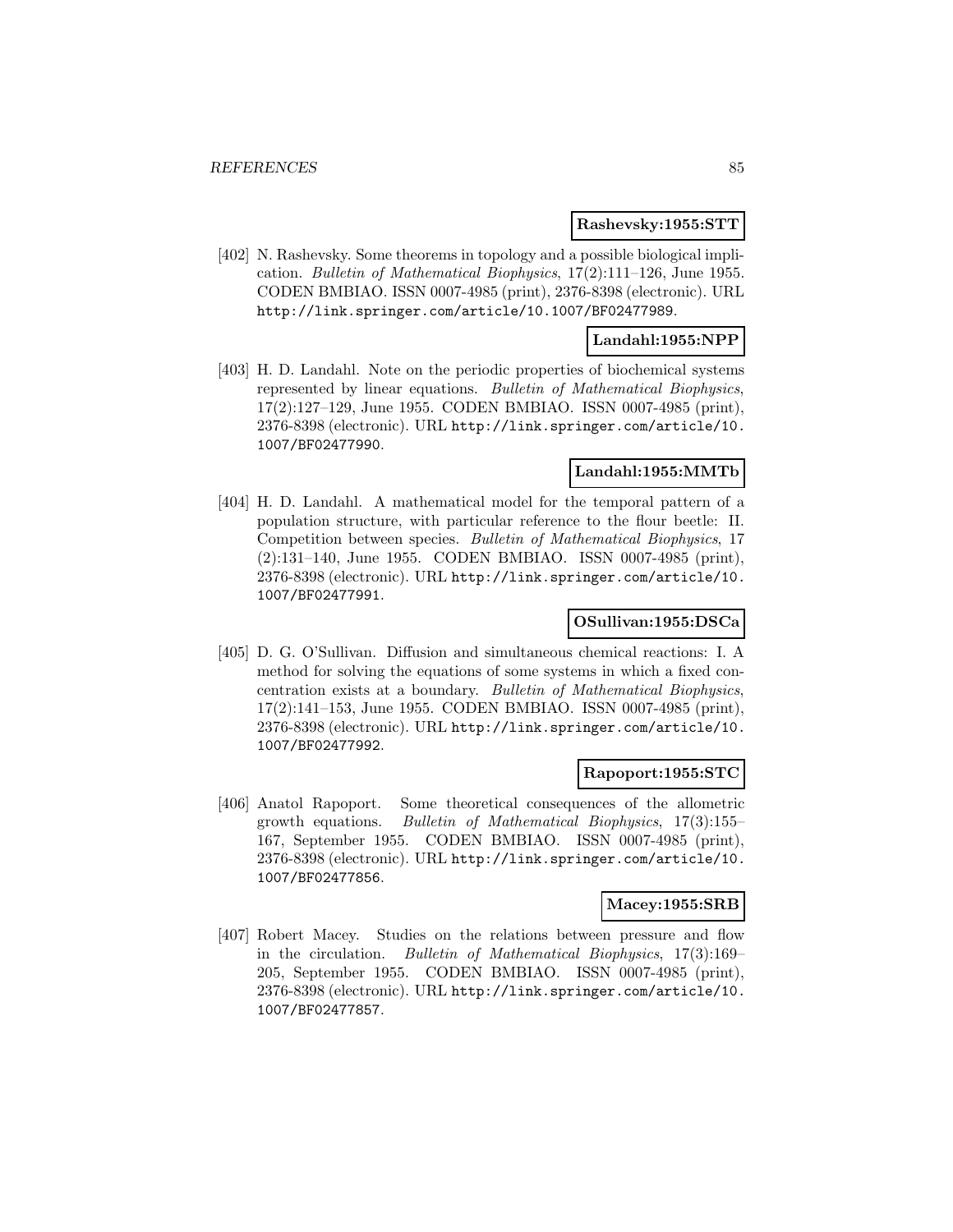**Rashevsky:1955:STT**

[402] N. Rashevsky. Some theorems in topology and a possible biological implication. *Bulletin of Mathematical Biophysics*, 17(2):111–126, June 1955. CODEN BMBIAO. ISSN 0007-4985 (print), 2376-8398 (electronic). URL http://link.springer.com/article/10.1007/BF02477989.

**Landahl:1955:NPP**

[403] H. D. Landahl. Note on the periodic properties of biochemical systems represented by linear equations. *Bulletin of Mathematical Biophysics*, 17(2):127–129, June 1955. CODEN BMBIAO. ISSN 0007-4985 (print), 2376-8398 (electronic). URL http://link.springer.com/article/10.1007/BF02477990.

**Landahl:1955:MMTb**

[404] H. D. Landahl. A mathematical model for the temporal pattern of a population structure, with particular reference to the flour beetle: II. Competition between species. *Bulletin of Mathematical Biophysics*, 17 (2):131–140, June 1955. CODEN BMBIAO. ISSN 0007-4985 (print), 2376-8398 (electronic). URL http://link.springer.com/article/10.1007/BF02477991.

**OSullivan:1955:DSCa**

[405] D. G. O'Sullivan. Diffusion and simultaneous chemical reactions: I. A method for solving the equations of some systems in which a fixed concentration exists at a boundary. *Bulletin of Mathematical Biophysics*, 17(2):141–153, June 1955. CODEN BMBIAO. ISSN 0007-4985 (print), 2376-8398 (electronic). URL http://link.springer.com/article/10.1007/BF02477992.

**Rapoport:1955:STC**

[406] Anatol Rapoport. Some theoretical consequences of the allometric growth equations. *Bulletin of Mathematical Biophysics*, 17(3):155–167, September 1955. CODEN BMBIAO. ISSN 0007-4985 (print), 2376-8398 (electronic). URL http://link.springer.com/article/10.1007/BF02477856.

**Macey:1955:SRB**

[407] Robert Macey. Studies on the relations between pressure and flow in the circulation. *Bulletin of Mathematical Biophysics*, 17(3):169–205, September 1955. CODEN BMBIAO. ISSN 0007-4985 (print), 2376-8398 (electronic). URL http://link.springer.com/article/10.1007/BF02477857.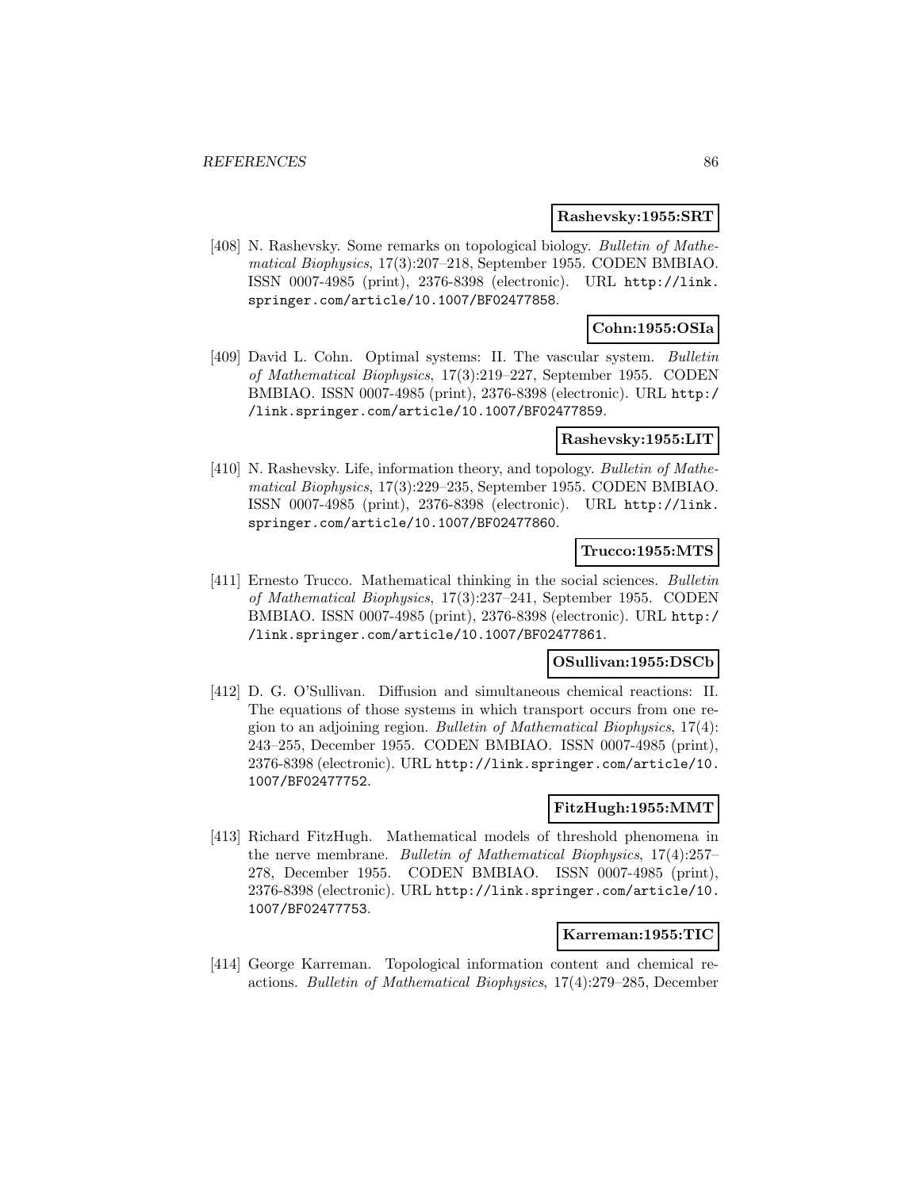**Rashevsky:1955:SRT**

[408] N. Rashevsky. Some remarks on topological biology. *Bulletin of Mathematical Biophysics*, 17(3):207–218, September 1955. CODEN BMBIAO. ISSN 0007-4985 (print), 2376-8398 (electronic). URL http://link.springer.com/article/10.1007/BF02477858.

**Cohn:1955:OSIa**

[409] David L. Cohn. Optimal systems: II. The vascular system. *Bulletin of Mathematical Biophysics*, 17(3):219–227, September 1955. CODEN BMBIAO. ISSN 0007-4985 (print), 2376-8398 (electronic). URL http://link.springer.com/article/10.1007/BF02477859.

**Rashevsky:1955:LIT**

[410] N. Rashevsky. Life, information theory, and topology. *Bulletin of Mathematical Biophysics*, 17(3):229–235, September 1955. CODEN BMBIAO. ISSN 0007-4985 (print), 2376-8398 (electronic). URL http://link.springer.com/article/10.1007/BF02477860.

**Trucco:1955:MTS**

[411] Ernesto Trucco. Mathematical thinking in the social sciences. *Bulletin of Mathematical Biophysics*, 17(3):237–241, September 1955. CODEN BMBIAO. ISSN 0007-4985 (print), 2376-8398 (electronic). URL http://link.springer.com/article/10.1007/BF02477861.

**OSullivan:1955:DSCb**

[412] D. G. O'Sullivan. Diffusion and simultaneous chemical reactions: II. The equations of those systems in which transport occurs from one region to an adjoining region. *Bulletin of Mathematical Biophysics*, 17(4):243–255, December 1955. CODEN BMBIAO. ISSN 0007-4985 (print), 2376-8398 (electronic). URL http://link.springer.com/article/10.1007/BF02477752.

**FitzHugh:1955:MMT**

[413] Richard FitzHugh. Mathematical models of threshold phenomena in the nerve membrane. *Bulletin of Mathematical Biophysics*, 17(4):257–278, December 1955. CODEN BMBIAO. ISSN 0007-4985 (print), 2376-8398 (electronic). URL http://link.springer.com/article/10.1007/BF02477753.

**Karreman:1955:TIC**

[414] George Karreman. Topological information content and chemical reactions. *Bulletin of Mathematical Biophysics*, 17(4):279–285, December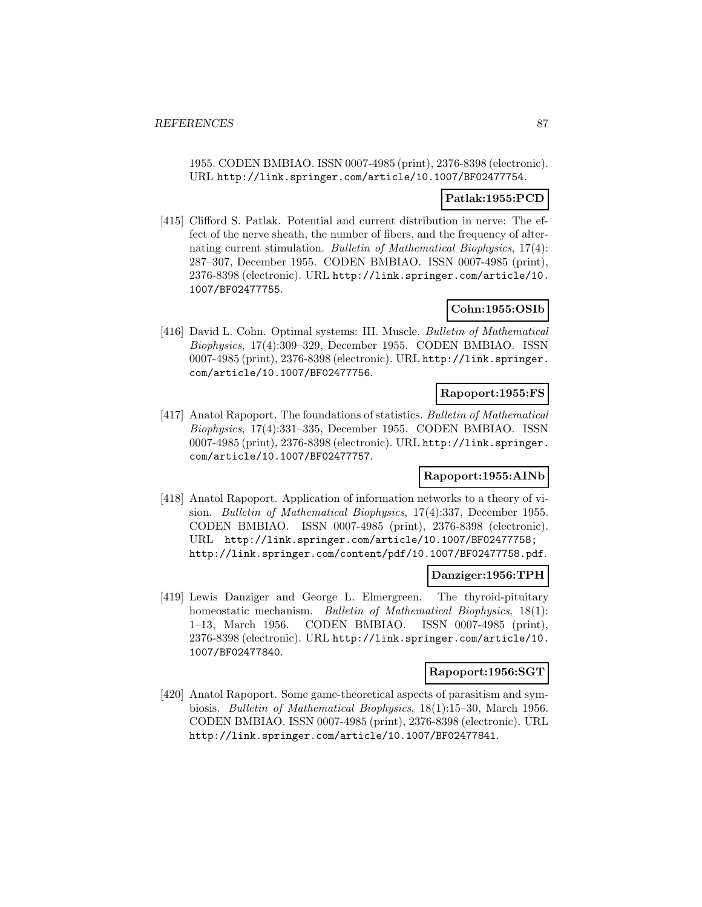1955. CODEN BMBIAO. ISSN 0007-4985 (print), 2376-8398 (electronic). URL http://link.springer.com/article/10.1007/BF02477754.

**Patlak:1955:PCD**

[415] Clifford S. Patlak. Potential and current distribution in nerve: The effect of the nerve sheath, the number of fibers, and the frequency of alternating current stimulation. *Bulletin of Mathematical Biophysics*, 17(4): 287–307, December 1955. CODEN BMBIAO. ISSN 0007-4985 (print), 2376-8398 (electronic). URL http://link.springer.com/article/10.1007/BF02477755.

**Cohn:1955:OSIb**

[416] David L. Cohn. Optimal systems: III. Muscle. *Bulletin of Mathematical Biophysics*, 17(4):309–329, December 1955. CODEN BMBIAO. ISSN 0007-4985 (print), 2376-8398 (electronic). URL http://link.springer.com/article/10.1007/BF02477756.

**Rapoport:1955:FS**

[417] Anatol Rapoport. The foundations of statistics. *Bulletin of Mathematical Biophysics*, 17(4):331–335, December 1955. CODEN BMBIAO. ISSN 0007-4985 (print), 2376-8398 (electronic). URL http://link.springer.com/article/10.1007/BF02477757.

**Rapoport:1955:AINb**

[418] Anatol Rapoport. Application of information networks to a theory of vision. *Bulletin of Mathematical Biophysics*, 17(4):337, December 1955. CODEN BMBIAO. ISSN 0007-4985 (print), 2376-8398 (electronic). URL http://link.springer.com/article/10.1007/BF02477758; http://link.springer.com/content/pdf/10.1007/BF02477758.pdf.

**Danziger:1956:TPH**

[419] Lewis Danziger and George L. Elmergreen. The thyroid-pituitary homeostatic mechanism. *Bulletin of Mathematical Biophysics*, 18(1): 1–13, March 1956. CODEN BMBIAO. ISSN 0007-4985 (print), 2376-8398 (electronic). URL http://link.springer.com/article/10.1007/BF02477840.

**Rapoport:1956:SGT**

[420] Anatol Rapoport. Some game-theoretical aspects of parasitism and symbiosis. *Bulletin of Mathematical Biophysics*, 18(1):15–30, March 1956. CODEN BMBIAO. ISSN 0007-4985 (print), 2376-8398 (electronic). URL http://link.springer.com/article/10.1007/BF02477841.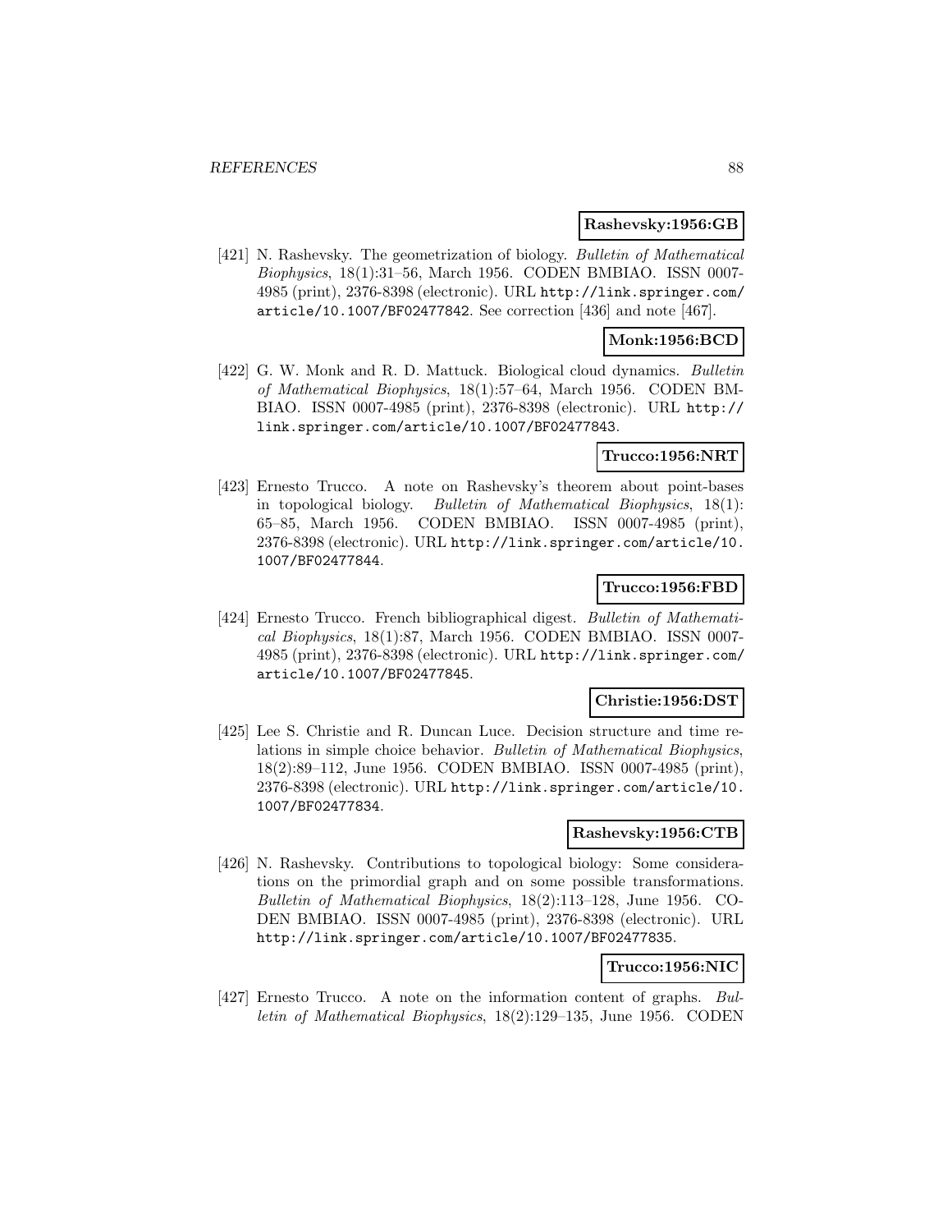**Rashevsky:1956:GB**

[421] N. Rashevsky. The geometrization of biology. *Bulletin of Mathematical Biophysics*, 18(1):31–56, March 1956. CODEN BMBIAO. ISSN 0007-4985 (print), 2376-8398 (electronic). URL http://link.springer.com/article/10.1007/BF02477842. See correction [436] and note [467].

**Monk:1956:BCD**

[422] G. W. Monk and R. D. Mattuck. Biological cloud dynamics. *Bulletin of Mathematical Biophysics*, 18(1):57–64, March 1956. CODEN BMBIAO. ISSN 0007-4985 (print), 2376-8398 (electronic). URL http://link.springer.com/article/10.1007/BF02477843.

**Trucco:1956:NRT**

[423] Ernesto Trucco. A note on Rashevsky's theorem about point-bases in topological biology. *Bulletin of Mathematical Biophysics*, 18(1): 65–85, March 1956. CODEN BMBIAO. ISSN 0007-4985 (print), 2376-8398 (electronic). URL http://link.springer.com/article/10.1007/BF02477844.

**Trucco:1956:FBD**

[424] Ernesto Trucco. French bibliographical digest. *Bulletin of Mathematical Biophysics*, 18(1):87, March 1956. CODEN BMBIAO. ISSN 0007-4985 (print), 2376-8398 (electronic). URL http://link.springer.com/article/10.1007/BF02477845.

**Christie:1956:DST**

[425] Lee S. Christie and R. Duncan Luce. Decision structure and time relations in simple choice behavior. *Bulletin of Mathematical Biophysics*, 18(2):89–112, June 1956. CODEN BMBIAO. ISSN 0007-4985 (print), 2376-8398 (electronic). URL http://link.springer.com/article/10.1007/BF02477834.

**Rashevsky:1956:CTB**

[426] N. Rashevsky. Contributions to topological biology: Some considerations on the primordial graph and on some possible transformations. *Bulletin of Mathematical Biophysics*, 18(2):113–128, June 1956. CODEN BMBIAO. ISSN 0007-4985 (print), 2376-8398 (electronic). URL http://link.springer.com/article/10.1007/BF02477835.

**Trucco:1956:NIC**

[427] Ernesto Trucco. A note on the information content of graphs. *Bulletin of Mathematical Biophysics*, 18(2):129–135, June 1956. CODEN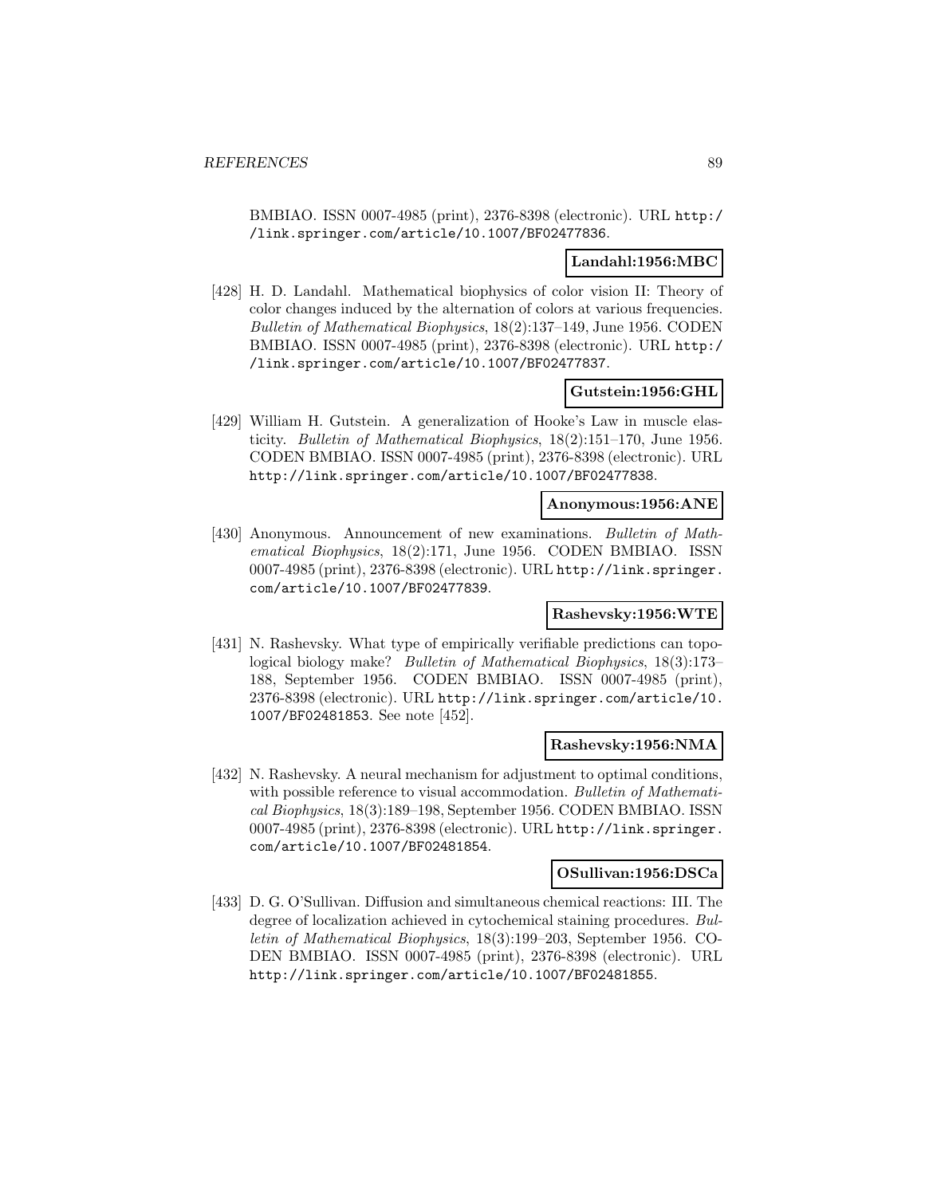BMBIAO. ISSN 0007-4985 (print), 2376-8398 (electronic). URL http://link.springer.com/article/10.1007/BF02477836.

**Landahl:1956:MBC**

[428] H. D. Landahl. Mathematical biophysics of color vision II: Theory of color changes induced by the alternation of colors at various frequencies. *Bulletin of Mathematical Biophysics*, 18(2):137–149, June 1956. CODEN BMBIAO. ISSN 0007-4985 (print), 2376-8398 (electronic). URL http://link.springer.com/article/10.1007/BF02477837.

**Gutstein:1956:GHL**

[429] William H. Gutstein. A generalization of Hooke's Law in muscle elasticity. *Bulletin of Mathematical Biophysics*, 18(2):151–170, June 1956. CODEN BMBIAO. ISSN 0007-4985 (print), 2376-8398 (electronic). URL http://link.springer.com/article/10.1007/BF02477838.

**Anonymous:1956:ANE**

[430] Anonymous. Announcement of new examinations. *Bulletin of Mathematical Biophysics*, 18(2):171, June 1956. CODEN BMBIAO. ISSN 0007-4985 (print), 2376-8398 (electronic). URL http://link.springer.com/article/10.1007/BF02477839.

**Rashevsky:1956:WTE**

[431] N. Rashevsky. What type of empirically verifiable predictions can topological biology make? *Bulletin of Mathematical Biophysics*, 18(3):173–188, September 1956. CODEN BMBIAO. ISSN 0007-4985 (print), 2376-8398 (electronic). URL http://link.springer.com/article/10.1007/BF02481853. See note [452].

**Rashevsky:1956:NMA**

[432] N. Rashevsky. A neural mechanism for adjustment to optimal conditions, with possible reference to visual accommodation. *Bulletin of Mathematical Biophysics*, 18(3):189–198, September 1956. CODEN BMBIAO. ISSN 0007-4985 (print), 2376-8398 (electronic). URL http://link.springer.com/article/10.1007/BF02481854.

**OSullivan:1956:DSCa**

[433] D. G. O'Sullivan. Diffusion and simultaneous chemical reactions: III. The degree of localization achieved in cytochemical staining procedures. *Bulletin of Mathematical Biophysics*, 18(3):199–203, September 1956. CODEN BMBIAO. ISSN 0007-4985 (print), 2376-8398 (electronic). URL http://link.springer.com/article/10.1007/BF02481855.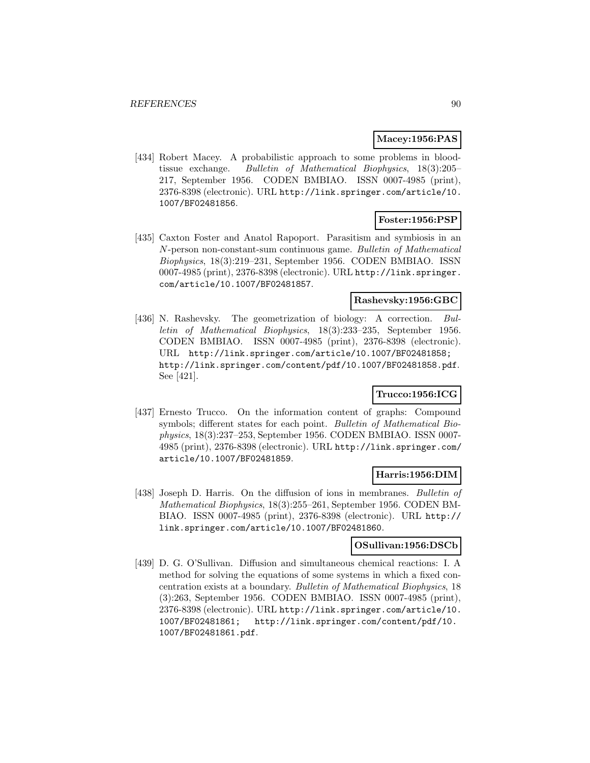**Macey:1956:PAS**

[434] Robert Macey. A probabilistic approach to some problems in blood-tissue exchange. *Bulletin of Mathematical Biophysics*, 18(3):205–217, September 1956. CODEN BMBIAO. ISSN 0007-4985 (print), 2376-8398 (electronic). URL http://link.springer.com/article/10.1007/BF02481856.

**Foster:1956:PSP**

[435] Caxton Foster and Anatol Rapoport. Parasitism and symbiosis in an $N$-person non-constant-sum continuous game. *Bulletin of Mathematical Biophysics*, 18(3):219–231, September 1956. CODEN BMBIAO. ISSN 0007-4985 (print), 2376-8398 (electronic). URL http://link.springer.com/article/10.1007/BF02481857.

**Rashevsky:1956:GBC**

[436] N. Rashevsky. The geometrization of biology: A correction. *Bulletin of Mathematical Biophysics*, 18(3):233–235, September 1956. CODEN BMBIAO. ISSN 0007-4985 (print), 2376-8398 (electronic). URL http://link.springer.com/article/10.1007/BF02481858; http://link.springer.com/content/pdf/10.1007/BF02481858.pdf. See [421].

**Trucco:1956:ICG**

[437] Ernesto Trucco. On the information content of graphs: Compound symbols; different states for each point. *Bulletin of Mathematical Biophysics*, 18(3):237–253, September 1956. CODEN BMBIAO. ISSN 0007-4985 (print), 2376-8398 (electronic). URL http://link.springer.com/article/10.1007/BF02481859.

**Harris:1956:DIM**

[438] Joseph D. Harris. On the diffusion of ions in membranes. *Bulletin of Mathematical Biophysics*, 18(3):255–261, September 1956. CODEN BMBIAO. ISSN 0007-4985 (print), 2376-8398 (electronic). URL http://link.springer.com/article/10.1007/BF02481860.

**OSullivan:1956:DSCb**

[439] D. G. O'Sullivan. Diffusion and simultaneous chemical reactions: I. A method for solving the equations of some systems in which a fixed concentration exists at a boundary. *Bulletin of Mathematical Biophysics*, 18 (3):263, September 1956. CODEN BMBIAO. ISSN 0007-4985 (print), 2376-8398 (electronic). URL http://link.springer.com/article/10.1007/BF02481861; http://link.springer.com/content/pdf/10.1007/BF02481861.pdf.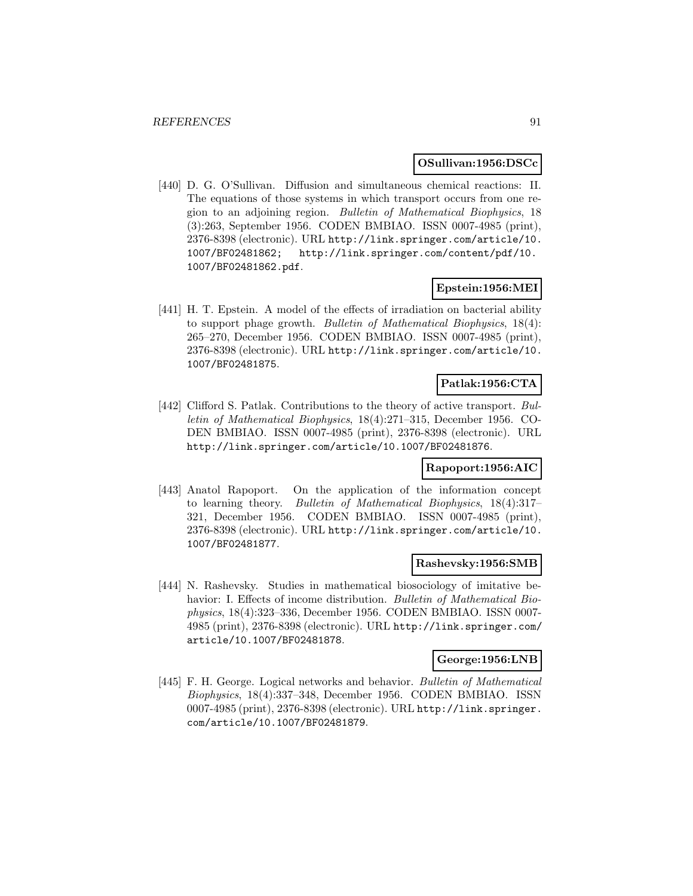**OSullivan:1956:DSCc**

[440] D. G. O'Sullivan. Diffusion and simultaneous chemical reactions: II. The equations of those systems in which transport occurs from one region to an adjoining region. *Bulletin of Mathematical Biophysics*, 18 (3):263, September 1956. CODEN BMBIAO. ISSN 0007-4985 (print), 2376-8398 (electronic). URL http://link.springer.com/article/10.1007/BF02481862; http://link.springer.com/content/pdf/10.1007/BF02481862.pdf.

**Epstein:1956:MEI**

[441] H. T. Epstein. A model of the effects of irradiation on bacterial ability to support phage growth. *Bulletin of Mathematical Biophysics*, 18(4): 265–270, December 1956. CODEN BMBIAO. ISSN 0007-4985 (print), 2376-8398 (electronic). URL http://link.springer.com/article/10.1007/BF02481875.

**Patlak:1956:CTA**

[442] Clifford S. Patlak. Contributions to the theory of active transport. *Bulletin of Mathematical Biophysics*, 18(4):271–315, December 1956. CODEN BMBIAO. ISSN 0007-4985 (print), 2376-8398 (electronic). URL http://link.springer.com/article/10.1007/BF02481876.

**Rapoport:1956:AIC**

[443] Anatol Rapoport. On the application of the information concept to learning theory. *Bulletin of Mathematical Biophysics*, 18(4):317–321, December 1956. CODEN BMBIAO. ISSN 0007-4985 (print), 2376-8398 (electronic). URL http://link.springer.com/article/10.1007/BF02481877.

**Rashevsky:1956:SMB**

[444] N. Rashevsky. Studies in mathematical biosociology of imitative behavior: I. Effects of income distribution. *Bulletin of Mathematical Biophysics*, 18(4):323–336, December 1956. CODEN BMBIAO. ISSN 0007-4985 (print), 2376-8398 (electronic). URL http://link.springer.com/article/10.1007/BF02481878.

**George:1956:LNB**

[445] F. H. George. Logical networks and behavior. *Bulletin of Mathematical Biophysics*, 18(4):337–348, December 1956. CODEN BMBIAO. ISSN 0007-4985 (print), 2376-8398 (electronic). URL http://link.springer.com/article/10.1007/BF02481879.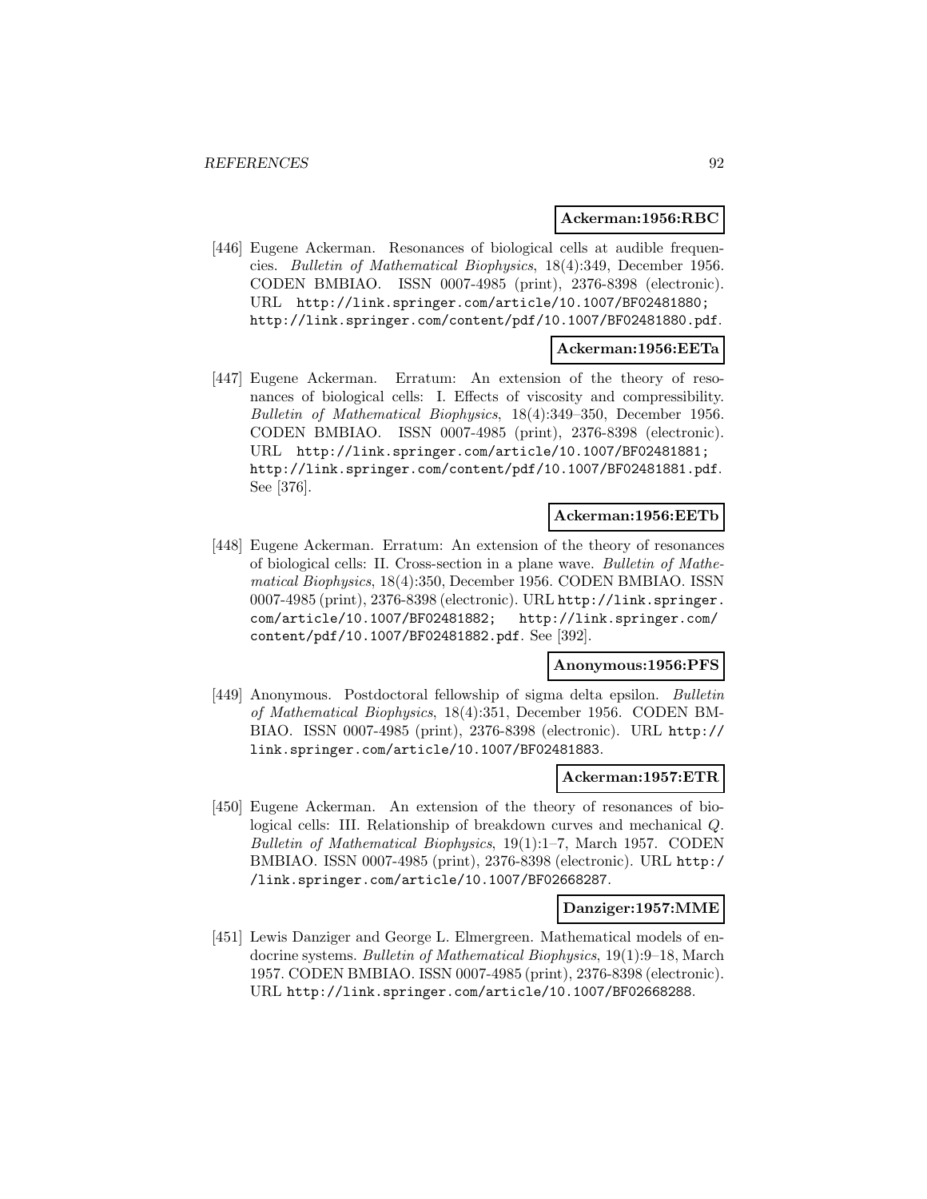**Ackerman:1956:RBC**

[446] Eugene Ackerman. Resonances of biological cells at audible frequencies. *Bulletin of Mathematical Biophysics*, 18(4):349, December 1956. CODEN BMBIAO. ISSN 0007-4985 (print), 2376-8398 (electronic). URL http://link.springer.com/article/10.1007/BF02481880; http://link.springer.com/content/pdf/10.1007/BF02481880.pdf.

**Ackerman:1956:EETa**

[447] Eugene Ackerman. Erratum: An extension of the theory of resonances of biological cells: I. Effects of viscosity and compressibility. *Bulletin of Mathematical Biophysics*, 18(4):349–350, December 1956. CODEN BMBIAO. ISSN 0007-4985 (print), 2376-8398 (electronic). URL http://link.springer.com/article/10.1007/BF02481881; http://link.springer.com/content/pdf/10.1007/BF02481881.pdf. See [376].

**Ackerman:1956:EETb**

[448] Eugene Ackerman. Erratum: An extension of the theory of resonances of biological cells: II. Cross-section in a plane wave. *Bulletin of Mathematical Biophysics*, 18(4):350, December 1956. CODEN BMBIAO. ISSN 0007-4985 (print), 2376-8398 (electronic). URL http://link.springer.com/article/10.1007/BF02481882; http://link.springer.com/content/pdf/10.1007/BF02481882.pdf. See [392].

**Anonymous:1956:PFS**

[449] Anonymous. Postdoctoral fellowship of sigma delta epsilon. *Bulletin of Mathematical Biophysics*, 18(4):351, December 1956. CODEN BMBIAO. ISSN 0007-4985 (print), 2376-8398 (electronic). URL http://link.springer.com/article/10.1007/BF02481883.

**Ackerman:1957:ETR**

[450] Eugene Ackerman. An extension of the theory of resonances of biological cells: III. Relationship of breakdown curves and mechanical $Q$. *Bulletin of Mathematical Biophysics*, 19(1):1–7, March 1957. CODEN BMBIAO. ISSN 0007-4985 (print), 2376-8398 (electronic). URL http://link.springer.com/article/10.1007/BF02668287.

**Danziger:1957:MME**

[451] Lewis Danziger and George L. Elmergreen. Mathematical models of endocrine systems. *Bulletin of Mathematical Biophysics*, 19(1):9–18, March 1957. CODEN BMBIAO. ISSN 0007-4985 (print), 2376-8398 (electronic). URL http://link.springer.com/article/10.1007/BF02668288.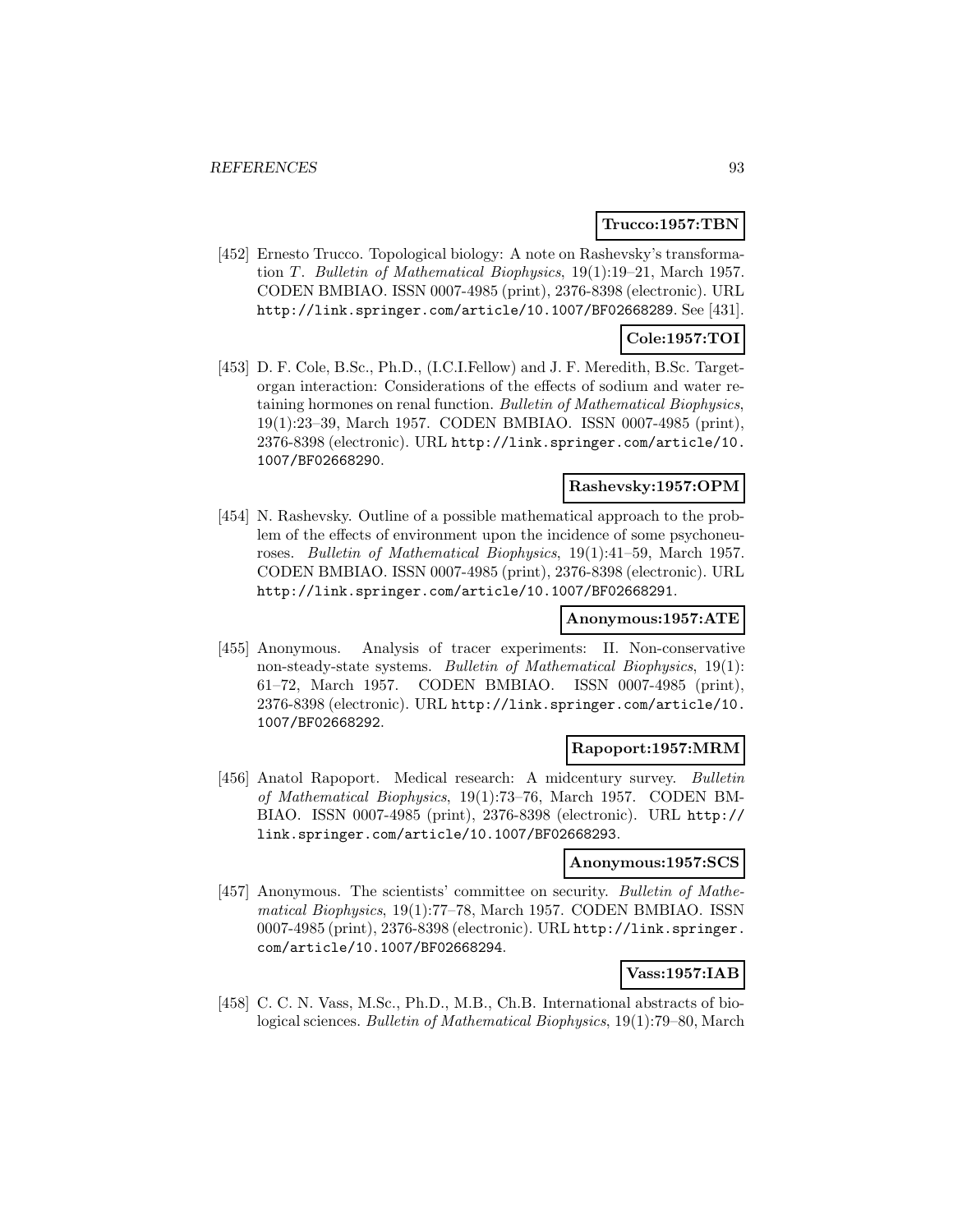**Trucco:1957:TBN**

[452] Ernesto Trucco. Topological biology: A note on Rashevsky's transformation *T*. *Bulletin of Mathematical Biophysics*, 19(1):19–21, March 1957. CODEN BMBIAO. ISSN 0007-4985 (print), 2376-8398 (electronic). URL http://link.springer.com/article/10.1007/BF02668289. See [431].

**Cole:1957:TOI**

[453] D. F. Cole, B.Sc., Ph.D., (I.C.I.Fellow) and J. F. Meredith, B.Sc. Target-organ interaction: Considerations of the effects of sodium and water retaining hormones on renal function. *Bulletin of Mathematical Biophysics*, 19(1):23–39, March 1957. CODEN BMBIAO. ISSN 0007-4985 (print), 2376-8398 (electronic). URL http://link.springer.com/article/10.1007/BF02668290.

**Rashevsky:1957:OPM**

[454] N. Rashevsky. Outline of a possible mathematical approach to the problem of the effects of environment upon the incidence of some psychoneuroses. *Bulletin of Mathematical Biophysics*, 19(1):41–59, March 1957. CODEN BMBIAO. ISSN 0007-4985 (print), 2376-8398 (electronic). URL http://link.springer.com/article/10.1007/BF02668291.

**Anonymous:1957:ATE**

[455] Anonymous. Analysis of tracer experiments: II. Non-conservative non-steady-state systems. *Bulletin of Mathematical Biophysics*, 19(1): 61–72, March 1957. CODEN BMBIAO. ISSN 0007-4985 (print), 2376-8398 (electronic). URL http://link.springer.com/article/10.1007/BF02668292.

**Rapoport:1957:MRM**

[456] Anatol Rapoport. Medical research: A midcentury survey. *Bulletin of Mathematical Biophysics*, 19(1):73–76, March 1957. CODEN BMBIAO. ISSN 0007-4985 (print), 2376-8398 (electronic). URL http://link.springer.com/article/10.1007/BF02668293.

**Anonymous:1957:SCS**

[457] Anonymous. The scientists' committee on security. *Bulletin of Mathematical Biophysics*, 19(1):77–78, March 1957. CODEN BMBIAO. ISSN 0007-4985 (print), 2376-8398 (electronic). URL http://link.springer.com/article/10.1007/BF02668294.

**Vass:1957:IAB**

[458] C. C. N. Vass, M.Sc., Ph.D., M.B., Ch.B. International abstracts of biological sciences. *Bulletin of Mathematical Biophysics*, 19(1):79–80, March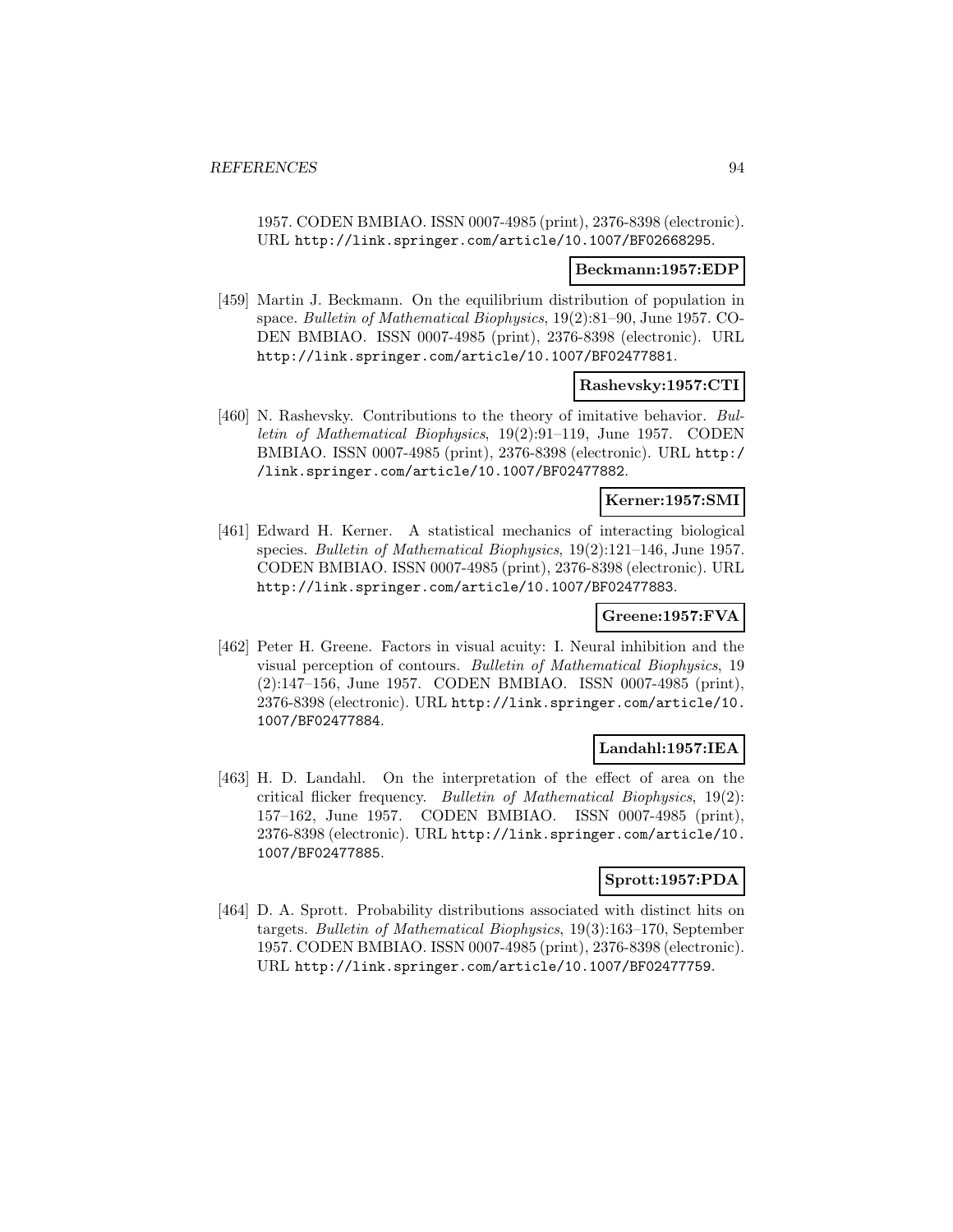1957. CODEN BMBIAO. ISSN 0007-4985 (print), 2376-8398 (electronic). URL http://link.springer.com/article/10.1007/BF02668295.

**Beckmann:1957:EDP**

[459] Martin J. Beckmann. On the equilibrium distribution of population in space. *Bulletin of Mathematical Biophysics*, 19(2):81–90, June 1957. CODEN BMBIAO. ISSN 0007-4985 (print), 2376-8398 (electronic). URL http://link.springer.com/article/10.1007/BF02477881.

**Rashevsky:1957:CTI**

[460] N. Rashevsky. Contributions to the theory of imitative behavior. *Bulletin of Mathematical Biophysics*, 19(2):91–119, June 1957. CODEN BMBIAO. ISSN 0007-4985 (print), 2376-8398 (electronic). URL http://link.springer.com/article/10.1007/BF02477882.

**Kerner:1957:SMI**

[461] Edward H. Kerner. A statistical mechanics of interacting biological species. *Bulletin of Mathematical Biophysics*, 19(2):121–146, June 1957. CODEN BMBIAO. ISSN 0007-4985 (print), 2376-8398 (electronic). URL http://link.springer.com/article/10.1007/BF02477883.

**Greene:1957:FVA**

[462] Peter H. Greene. Factors in visual acuity: I. Neural inhibition and the visual perception of contours. *Bulletin of Mathematical Biophysics*, 19 (2):147–156, June 1957. CODEN BMBIAO. ISSN 0007-4985 (print), 2376-8398 (electronic). URL http://link.springer.com/article/10.1007/BF02477884.

**Landahl:1957:IEA**

[463] H. D. Landahl. On the interpretation of the effect of area on the critical flicker frequency. *Bulletin of Mathematical Biophysics*, 19(2): 157–162, June 1957. CODEN BMBIAO. ISSN 0007-4985 (print), 2376-8398 (electronic). URL http://link.springer.com/article/10.1007/BF02477885.

**Sprott:1957:PDA**

[464] D. A. Sprott. Probability distributions associated with distinct hits on targets. *Bulletin of Mathematical Biophysics*, 19(3):163–170, September 1957. CODEN BMBIAO. ISSN 0007-4985 (print), 2376-8398 (electronic). URL http://link.springer.com/article/10.1007/BF02477759.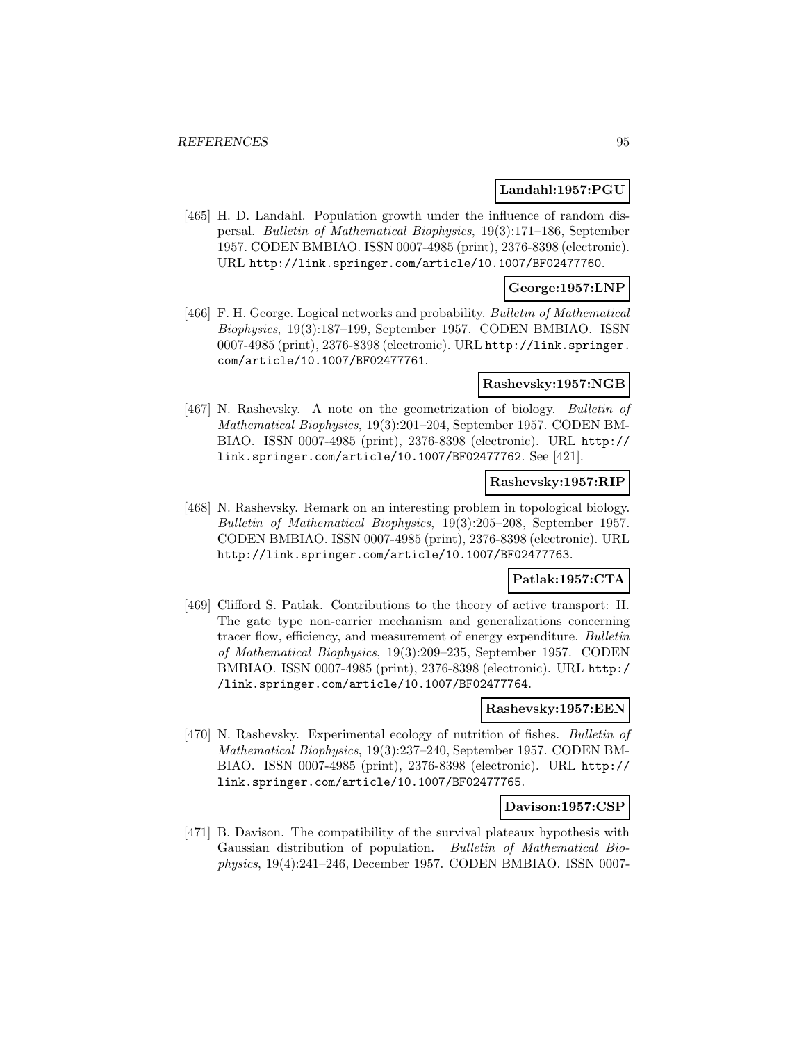**Landahl:1957:PGU**

[465] H. D. Landahl. Population growth under the influence of random dispersal. *Bulletin of Mathematical Biophysics*, 19(3):171–186, September 1957. CODEN BMBIAO. ISSN 0007-4985 (print), 2376-8398 (electronic). URL http://link.springer.com/article/10.1007/BF02477760.

**George:1957:LNP**

[466] F. H. George. Logical networks and probability. *Bulletin of Mathematical Biophysics*, 19(3):187–199, September 1957. CODEN BMBIAO. ISSN 0007-4985 (print), 2376-8398 (electronic). URL http://link.springer.com/article/10.1007/BF02477761.

**Rashevsky:1957:NGB**

[467] N. Rashevsky. A note on the geometrization of biology. *Bulletin of Mathematical Biophysics*, 19(3):201–204, September 1957. CODEN BMBIAO. ISSN 0007-4985 (print), 2376-8398 (electronic). URL http://link.springer.com/article/10.1007/BF02477762. See [421].

**Rashevsky:1957:RIP**

[468] N. Rashevsky. Remark on an interesting problem in topological biology. *Bulletin of Mathematical Biophysics*, 19(3):205–208, September 1957. CODEN BMBIAO. ISSN 0007-4985 (print), 2376-8398 (electronic). URL http://link.springer.com/article/10.1007/BF02477763.

**Patlak:1957:CTA**

[469] Clifford S. Patlak. Contributions to the theory of active transport: II. The gate type non-carrier mechanism and generalizations concerning tracer flow, efficiency, and measurement of energy expenditure. *Bulletin of Mathematical Biophysics*, 19(3):209–235, September 1957. CODEN BMBIAO. ISSN 0007-4985 (print), 2376-8398 (electronic). URL http://link.springer.com/article/10.1007/BF02477764.

**Rashevsky:1957:EEN**

[470] N. Rashevsky. Experimental ecology of nutrition of fishes. *Bulletin of Mathematical Biophysics*, 19(3):237–240, September 1957. CODEN BMBIAO. ISSN 0007-4985 (print), 2376-8398 (electronic). URL http://link.springer.com/article/10.1007/BF02477765.

**Davison:1957:CSP**

[471] B. Davison. The compatibility of the survival plateaux hypothesis with Gaussian distribution of population. *Bulletin of Mathematical Biophysics*, 19(4):241–246, December 1957. CODEN BMBIAO. ISSN 0007-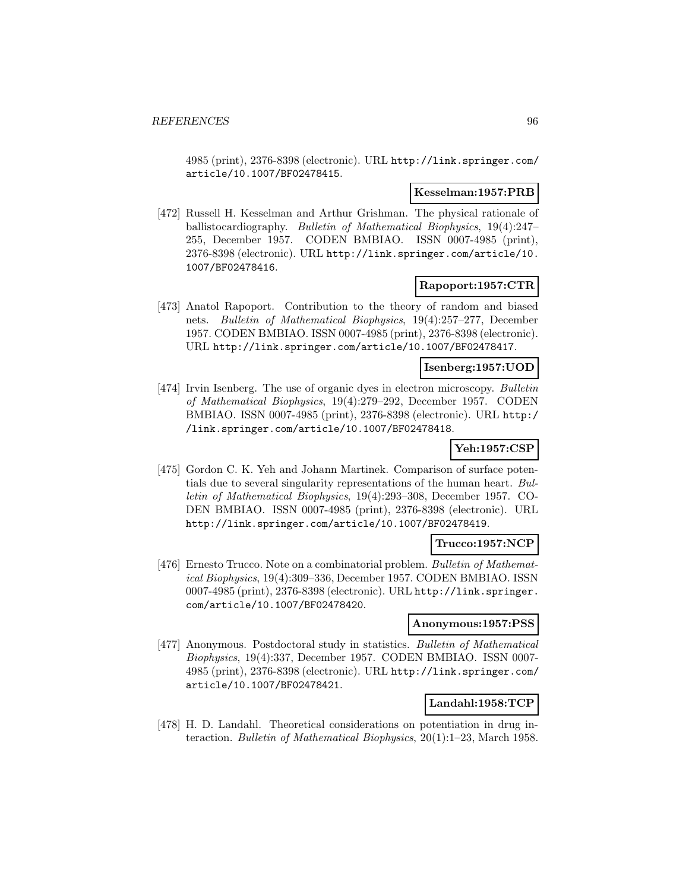4985 (print), 2376-8398 (electronic). URL http://link.springer.com/article/10.1007/BF02478415.

**Kesselman:1957:PRB**

[472] Russell H. Kesselman and Arthur Grishman. The physical rationale of ballistocardiography. *Bulletin of Mathematical Biophysics*, 19(4):247–255, December 1957. CODEN BMBIAO. ISSN 0007-4985 (print), 2376-8398 (electronic). URL http://link.springer.com/article/10.1007/BF02478416.

**Rapoport:1957:CTR**

[473] Anatol Rapoport. Contribution to the theory of random and biased nets. *Bulletin of Mathematical Biophysics*, 19(4):257–277, December 1957. CODEN BMBIAO. ISSN 0007-4985 (print), 2376-8398 (electronic). URL http://link.springer.com/article/10.1007/BF02478417.

**Isenberg:1957:UOD**

[474] Irvin Isenberg. The use of organic dyes in electron microscopy. *Bulletin of Mathematical Biophysics*, 19(4):279–292, December 1957. CODEN BMBIAO. ISSN 0007-4985 (print), 2376-8398 (electronic). URL http://link.springer.com/article/10.1007/BF02478418.

**Yeh:1957:CSP**

[475] Gordon C. K. Yeh and Johann Martinek. Comparison of surface potentials due to several singularity representations of the human heart. *Bulletin of Mathematical Biophysics*, 19(4):293–308, December 1957. CODEN BMBIAO. ISSN 0007-4985 (print), 2376-8398 (electronic). URL http://link.springer.com/article/10.1007/BF02478419.

**Trucco:1957:NCP**

[476] Ernesto Trucco. Note on a combinatorial problem. *Bulletin of Mathematical Biophysics*, 19(4):309–336, December 1957. CODEN BMBIAO. ISSN 0007-4985 (print), 2376-8398 (electronic). URL http://link.springer.com/article/10.1007/BF02478420.

**Anonymous:1957:PSS**

[477] Anonymous. Postdoctoral study in statistics. *Bulletin of Mathematical Biophysics*, 19(4):337, December 1957. CODEN BMBIAO. ISSN 0007-4985 (print), 2376-8398 (electronic). URL http://link.springer.com/article/10.1007/BF02478421.

**Landahl:1958:TCP**

[478] H. D. Landahl. Theoretical considerations on potentiation in drug interaction. *Bulletin of Mathematical Biophysics*, 20(1):1–23, March 1958.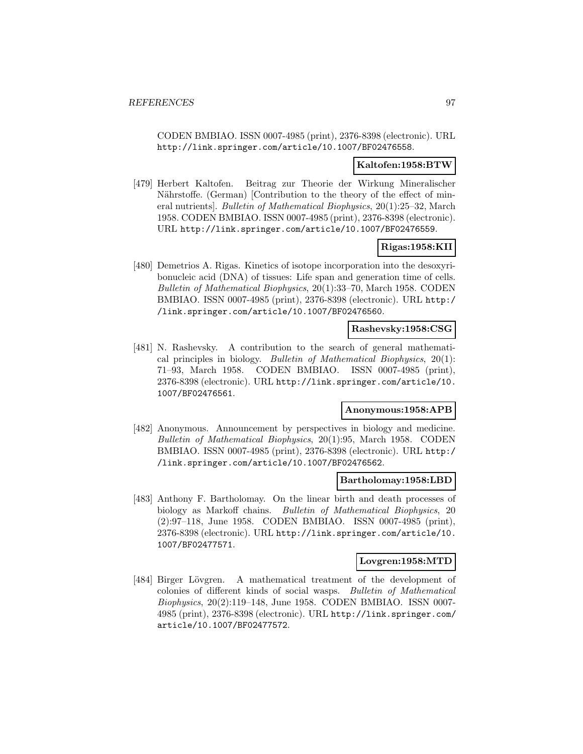CODEN BMBIAO. ISSN 0007-4985 (print), 2376-8398 (electronic). URL http://link.springer.com/article/10.1007/BF02476558.

**Kaltofen:1958:BTW**

[479] Herbert Kaltofen. Beitrag zur Theorie der Wirkung Mineralischer Nährstoffe. (German) [Contribution to the theory of the effect of mineral nutrients]. *Bulletin of Mathematical Biophysics*, 20(1):25–32, March 1958. CODEN BMBIAO. ISSN 0007-4985 (print), 2376-8398 (electronic). URL http://link.springer.com/article/10.1007/BF02476559.

**Rigas:1958:KII**

[480] Demetrios A. Rigas. Kinetics of isotope incorporation into the desoxyribonucleic acid (DNA) of tissues: Life span and generation time of cells. *Bulletin of Mathematical Biophysics*, 20(1):33–70, March 1958. CODEN BMBIAO. ISSN 0007-4985 (print), 2376-8398 (electronic). URL http://link.springer.com/article/10.1007/BF02476560.

**Rashevsky:1958:CSG**

[481] N. Rashevsky. A contribution to the search of general mathematical principles in biology. *Bulletin of Mathematical Biophysics*, 20(1): 71–93, March 1958. CODEN BMBIAO. ISSN 0007-4985 (print), 2376-8398 (electronic). URL http://link.springer.com/article/10.1007/BF02476561.

**Anonymous:1958:APB**

[482] Anonymous. Announcement by perspectives in biology and medicine. *Bulletin of Mathematical Biophysics*, 20(1):95, March 1958. CODEN BMBIAO. ISSN 0007-4985 (print), 2376-8398 (electronic). URL http://link.springer.com/article/10.1007/BF02476562.

**Bartholomay:1958:LBD**

[483] Anthony F. Bartholomay. On the linear birth and death processes of biology as Markoff chains. *Bulletin of Mathematical Biophysics*, 20 (2):97–118, June 1958. CODEN BMBIAO. ISSN 0007-4985 (print), 2376-8398 (electronic). URL http://link.springer.com/article/10.1007/BF02477571.

**Lovgren:1958:MTD**

[484] Birger Lövgren. A mathematical treatment of the development of colonies of different kinds of social wasps. *Bulletin of Mathematical Biophysics*, 20(2):119–148, June 1958. CODEN BMBIAO. ISSN 0007-4985 (print), 2376-8398 (electronic). URL http://link.springer.com/article/10.1007/BF02477572.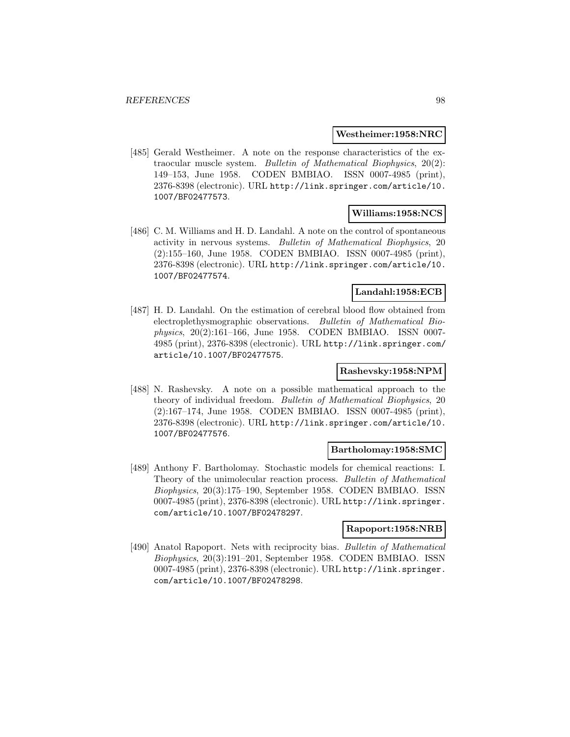**Westheimer:1958:NRC**

[485] Gerald Westheimer. A note on the response characteristics of the extraocular muscle system. *Bulletin of Mathematical Biophysics*, 20(2): 149–153, June 1958. CODEN BMBIAO. ISSN 0007-4985 (print), 2376-8398 (electronic). URL http://link.springer.com/article/10.1007/BF02477573.

**Williams:1958:NCS**

[486] C. M. Williams and H. D. Landahl. A note on the control of spontaneous activity in nervous systems. *Bulletin of Mathematical Biophysics*, 20 (2):155–160, June 1958. CODEN BMBIAO. ISSN 0007-4985 (print), 2376-8398 (electronic). URL http://link.springer.com/article/10.1007/BF02477574.

**Landahl:1958:ECB**

[487] H. D. Landahl. On the estimation of cerebral blood flow obtained from electroplethysmographic observations. *Bulletin of Mathematical Biophysics*, 20(2):161–166, June 1958. CODEN BMBIAO. ISSN 0007-4985 (print), 2376-8398 (electronic). URL http://link.springer.com/article/10.1007/BF02477575.

**Rashevsky:1958:NPM**

[488] N. Rashevsky. A note on a possible mathematical approach to the theory of individual freedom. *Bulletin of Mathematical Biophysics*, 20 (2):167–174, June 1958. CODEN BMBIAO. ISSN 0007-4985 (print), 2376-8398 (electronic). URL http://link.springer.com/article/10.1007/BF02477576.

**Bartholomay:1958:SMC**

[489] Anthony F. Bartholomay. Stochastic models for chemical reactions: I. Theory of the unimolecular reaction process. *Bulletin of Mathematical Biophysics*, 20(3):175–190, September 1958. CODEN BMBIAO. ISSN 0007-4985 (print), 2376-8398 (electronic). URL http://link.springer.com/article/10.1007/BF02478297.

**Rapoport:1958:NRB**

[490] Anatol Rapoport. Nets with reciprocity bias. *Bulletin of Mathematical Biophysics*, 20(3):191–201, September 1958. CODEN BMBIAO. ISSN 0007-4985 (print), 2376-8398 (electronic). URL http://link.springer.com/article/10.1007/BF02478298.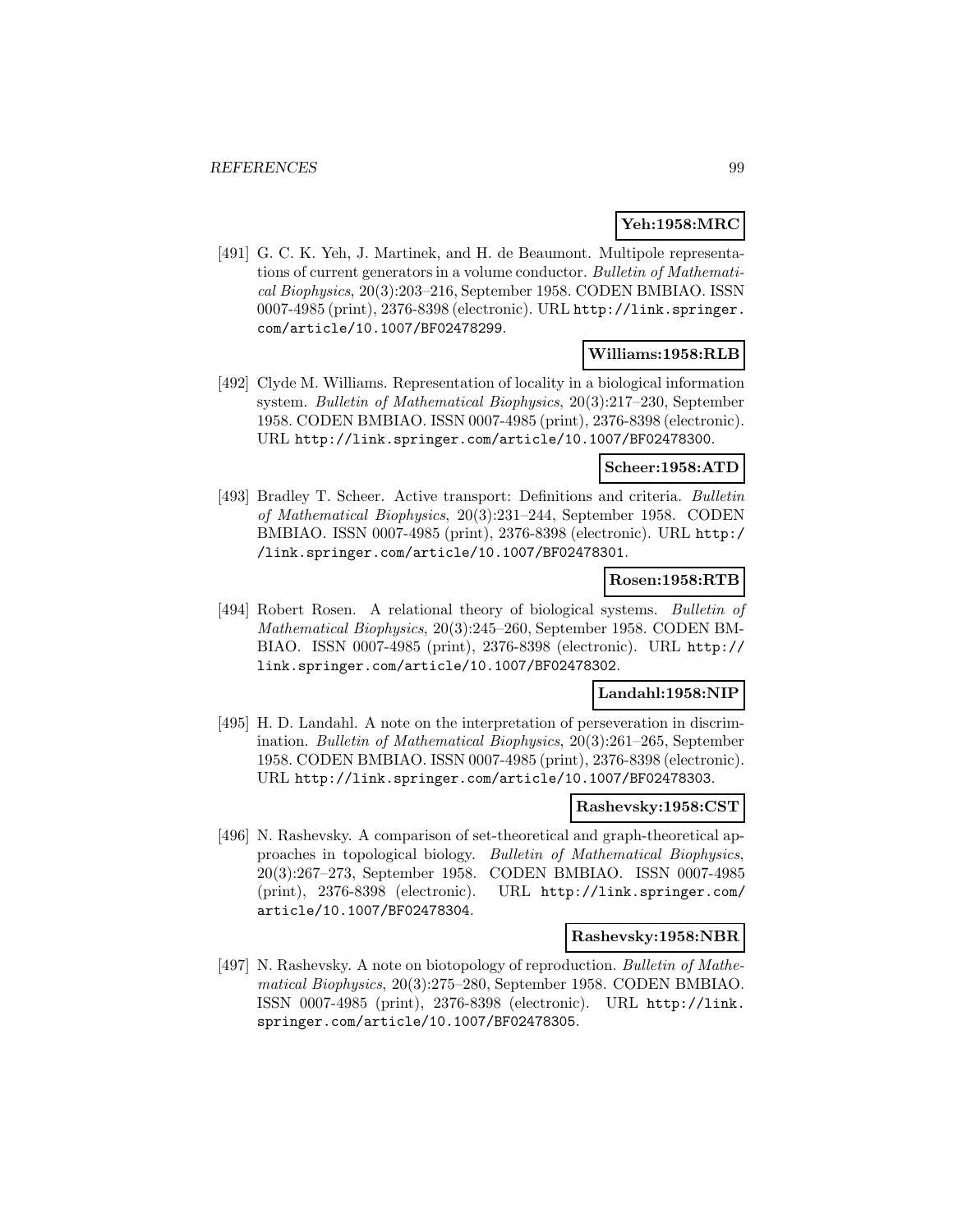**Yeh:1958:MRC**

[491] G. C. K. Yeh, J. Martinek, and H. de Beaumont. Multipole representations of current generators in a volume conductor. *Bulletin of Mathematical Biophysics*, 20(3):203–216, September 1958. CODEN BMBIAO. ISSN 0007-4985 (print), 2376-8398 (electronic). URL http://link.springer.com/article/10.1007/BF02478299.

**Williams:1958:RLB**

[492] Clyde M. Williams. Representation of locality in a biological information system. *Bulletin of Mathematical Biophysics*, 20(3):217–230, September 1958. CODEN BMBIAO. ISSN 0007-4985 (print), 2376-8398 (electronic). URL http://link.springer.com/article/10.1007/BF02478300.

**Scheer:1958:ATD**

[493] Bradley T. Scheer. Active transport: Definitions and criteria. *Bulletin of Mathematical Biophysics*, 20(3):231–244, September 1958. CODEN BMBIAO. ISSN 0007-4985 (print), 2376-8398 (electronic). URL http://link.springer.com/article/10.1007/BF02478301.

**Rosen:1958:RTB**

[494] Robert Rosen. A relational theory of biological systems. *Bulletin of Mathematical Biophysics*, 20(3):245–260, September 1958. CODEN BMBIAO. ISSN 0007-4985 (print), 2376-8398 (electronic). URL http://link.springer.com/article/10.1007/BF02478302.

**Landahl:1958:NIP**

[495] H. D. Landahl. A note on the interpretation of perseveration in discrimination. *Bulletin of Mathematical Biophysics*, 20(3):261–265, September 1958. CODEN BMBIAO. ISSN 0007-4985 (print), 2376-8398 (electronic). URL http://link.springer.com/article/10.1007/BF02478303.

**Rashevsky:1958:CST**

[496] N. Rashevsky. A comparison of set-theoretical and graph-theoretical approaches in topological biology. *Bulletin of Mathematical Biophysics*, 20(3):267–273, September 1958. CODEN BMBIAO. ISSN 0007-4985 (print), 2376-8398 (electronic). URL http://link.springer.com/article/10.1007/BF02478304.

**Rashevsky:1958:NBR**

[497] N. Rashevsky. A note on biotopology of reproduction. *Bulletin of Mathematical Biophysics*, 20(3):275–280, September 1958. CODEN BMBIAO. ISSN 0007-4985 (print), 2376-8398 (electronic). URL http://link.springer.com/article/10.1007/BF02478305.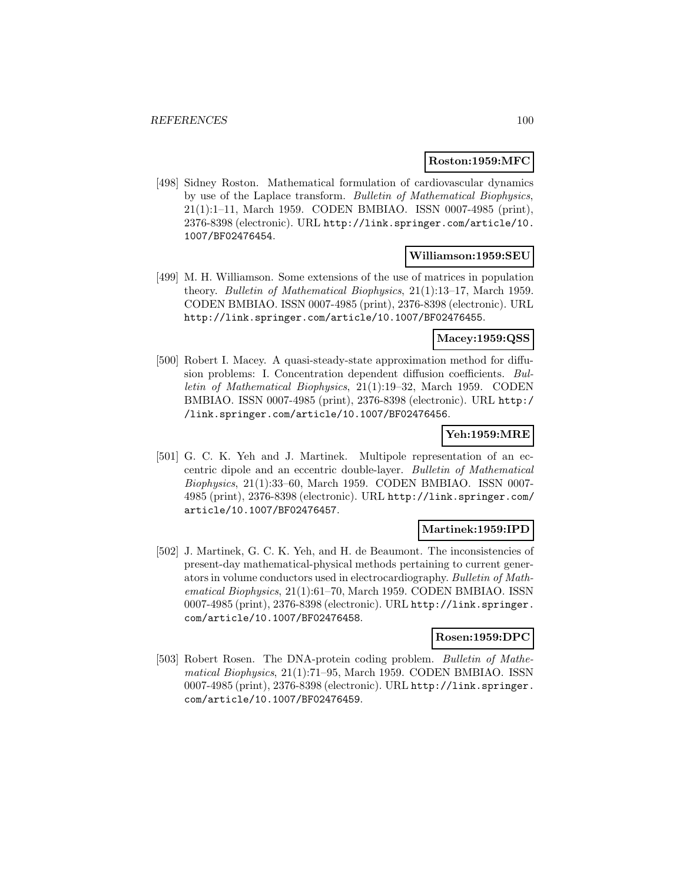**Roston:1959:MFC**

[498] Sidney Roston. Mathematical formulation of cardiovascular dynamics by use of the Laplace transform. *Bulletin of Mathematical Biophysics*, 21(1):1–11, March 1959. CODEN BMBIAO. ISSN 0007-4985 (print), 2376-8398 (electronic). URL http://link.springer.com/article/10.1007/BF02476454.

**Williamson:1959:SEU**

[499] M. H. Williamson. Some extensions of the use of matrices in population theory. *Bulletin of Mathematical Biophysics*, 21(1):13–17, March 1959. CODEN BMBIAO. ISSN 0007-4985 (print), 2376-8398 (electronic). URL http://link.springer.com/article/10.1007/BF02476455.

**Macey:1959:QSS**

[500] Robert I. Macey. A quasi-steady-state approximation method for diffusion problems: I. Concentration dependent diffusion coefficients. *Bulletin of Mathematical Biophysics*, 21(1):19–32, March 1959. CODEN BMBIAO. ISSN 0007-4985 (print), 2376-8398 (electronic). URL http://link.springer.com/article/10.1007/BF02476456.

**Yeh:1959:MRE**

[501] G. C. K. Yeh and J. Martinek. Multipole representation of an eccentric dipole and an eccentric double-layer. *Bulletin of Mathematical Biophysics*, 21(1):33–60, March 1959. CODEN BMBIAO. ISSN 0007-4985 (print), 2376-8398 (electronic). URL http://link.springer.com/article/10.1007/BF02476457.

**Martinek:1959:IPD**

[502] J. Martinek, G. C. K. Yeh, and H. de Beaumont. The inconsistencies of present-day mathematical-physical methods pertaining to current generators in volume conductors used in electrocardiography. *Bulletin of Mathematical Biophysics*, 21(1):61–70, March 1959. CODEN BMBIAO. ISSN 0007-4985 (print), 2376-8398 (electronic). URL http://link.springer.com/article/10.1007/BF02476458.

**Rosen:1959:DPC**

[503] Robert Rosen. The DNA-protein coding problem. *Bulletin of Mathematical Biophysics*, 21(1):71–95, March 1959. CODEN BMBIAO. ISSN 0007-4985 (print), 2376-8398 (electronic). URL http://link.springer.com/article/10.1007/BF02476459.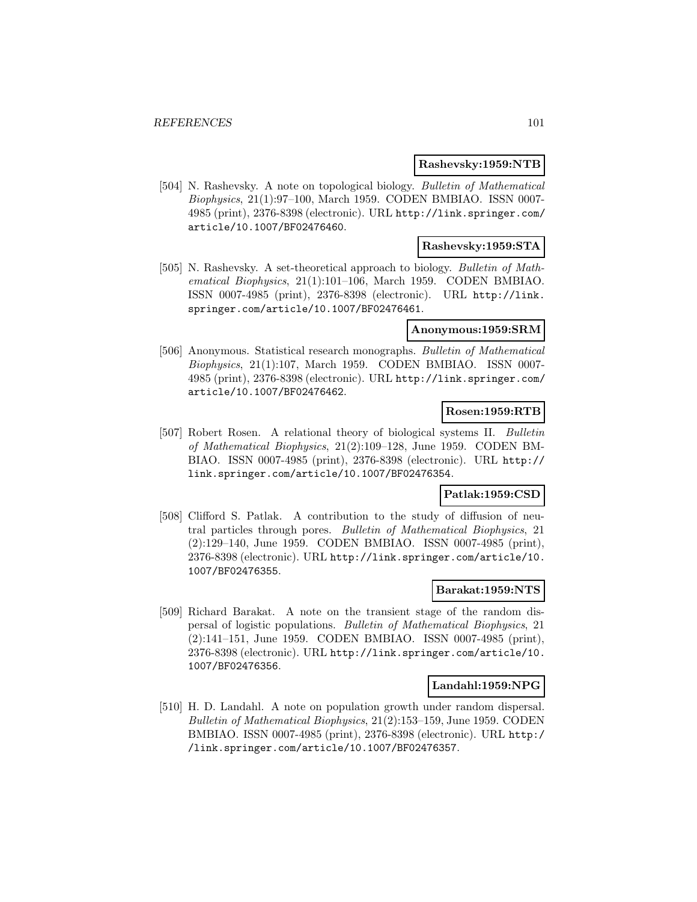**Rashevsky:1959:NTB**

[504] N. Rashevsky. A note on topological biology. *Bulletin of Mathematical Biophysics*, 21(1):97–100, March 1959. CODEN BMBIAO. ISSN 0007-4985 (print), 2376-8398 (electronic). URL http://link.springer.com/article/10.1007/BF02476460.

**Rashevsky:1959:STA**

[505] N. Rashevsky. A set-theoretical approach to biology. *Bulletin of Mathematical Biophysics*, 21(1):101–106, March 1959. CODEN BMBIAO. ISSN 0007-4985 (print), 2376-8398 (electronic). URL http://link.springer.com/article/10.1007/BF02476461.

**Anonymous:1959:SRM**

[506] Anonymous. Statistical research monographs. *Bulletin of Mathematical Biophysics*, 21(1):107, March 1959. CODEN BMBIAO. ISSN 0007-4985 (print), 2376-8398 (electronic). URL http://link.springer.com/article/10.1007/BF02476462.

**Rosen:1959:RTB**

[507] Robert Rosen. A relational theory of biological systems II. *Bulletin of Mathematical Biophysics*, 21(2):109–128, June 1959. CODEN BMBIAO. ISSN 0007-4985 (print), 2376-8398 (electronic). URL http://link.springer.com/article/10.1007/BF02476354.

**Patlak:1959:CSD**

[508] Clifford S. Patlak. A contribution to the study of diffusion of neutral particles through pores. *Bulletin of Mathematical Biophysics*, 21 (2):129–140, June 1959. CODEN BMBIAO. ISSN 0007-4985 (print), 2376-8398 (electronic). URL http://link.springer.com/article/10.1007/BF02476355.

**Barakat:1959:NTS**

[509] Richard Barakat. A note on the transient stage of the random dispersal of logistic populations. *Bulletin of Mathematical Biophysics*, 21 (2):141–151, June 1959. CODEN BMBIAO. ISSN 0007-4985 (print), 2376-8398 (electronic). URL http://link.springer.com/article/10.1007/BF02476356.

**Landahl:1959:NPG**

[510] H. D. Landahl. A note on population growth under random dispersal. *Bulletin of Mathematical Biophysics*, 21(2):153–159, June 1959. CODEN BMBIAO. ISSN 0007-4985 (print), 2376-8398 (electronic). URL http://link.springer.com/article/10.1007/BF02476357.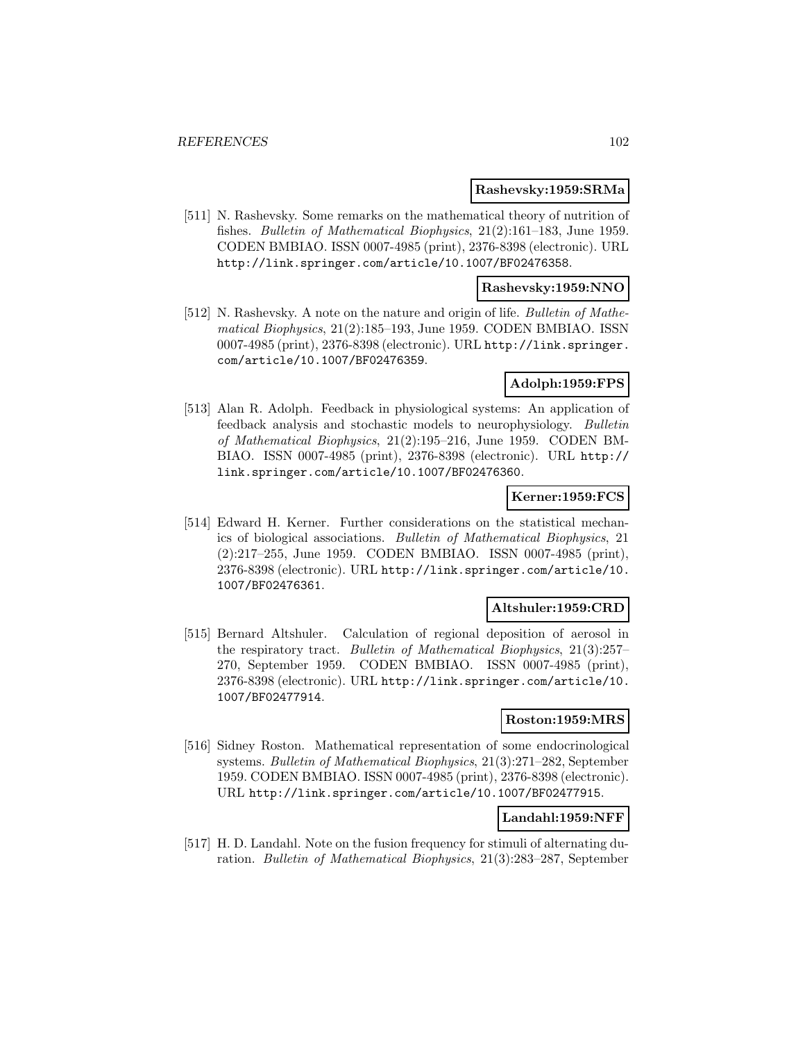**Rashevsky:1959:SRMa**

[511] N. Rashevsky. Some remarks on the mathematical theory of nutrition of fishes. *Bulletin of Mathematical Biophysics*, 21(2):161–183, June 1959. CODEN BMBIAO. ISSN 0007-4985 (print), 2376-8398 (electronic). URL http://link.springer.com/article/10.1007/BF02476358.

**Rashevsky:1959:NNO**

[512] N. Rashevsky. A note on the nature and origin of life. *Bulletin of Mathematical Biophysics*, 21(2):185–193, June 1959. CODEN BMBIAO. ISSN 0007-4985 (print), 2376-8398 (electronic). URL http://link.springer.com/article/10.1007/BF02476359.

**Adolph:1959:FPS**

[513] Alan R. Adolph. Feedback in physiological systems: An application of feedback analysis and stochastic models to neurophysiology. *Bulletin of Mathematical Biophysics*, 21(2):195–216, June 1959. CODEN BMBIAO. ISSN 0007-4985 (print), 2376-8398 (electronic). URL http://link.springer.com/article/10.1007/BF02476360.

**Kerner:1959:FCS**

[514] Edward H. Kerner. Further considerations on the statistical mechanics of biological associations. *Bulletin of Mathematical Biophysics*, 21 (2):217–255, June 1959. CODEN BMBIAO. ISSN 0007-4985 (print), 2376-8398 (electronic). URL http://link.springer.com/article/10.1007/BF02476361.

**Altshuler:1959:CRD**

[515] Bernard Altshuler. Calculation of regional deposition of aerosol in the respiratory tract. *Bulletin of Mathematical Biophysics*, 21(3):257–270, September 1959. CODEN BMBIAO. ISSN 0007-4985 (print), 2376-8398 (electronic). URL http://link.springer.com/article/10.1007/BF02477914.

**Roston:1959:MRS**

[516] Sidney Roston. Mathematical representation of some endocrinological systems. *Bulletin of Mathematical Biophysics*, 21(3):271–282, September 1959. CODEN BMBIAO. ISSN 0007-4985 (print), 2376-8398 (electronic). URL http://link.springer.com/article/10.1007/BF02477915.

**Landahl:1959:NFF**

[517] H. D. Landahl. Note on the fusion frequency for stimuli of alternating duration. *Bulletin of Mathematical Biophysics*, 21(3):283–287, September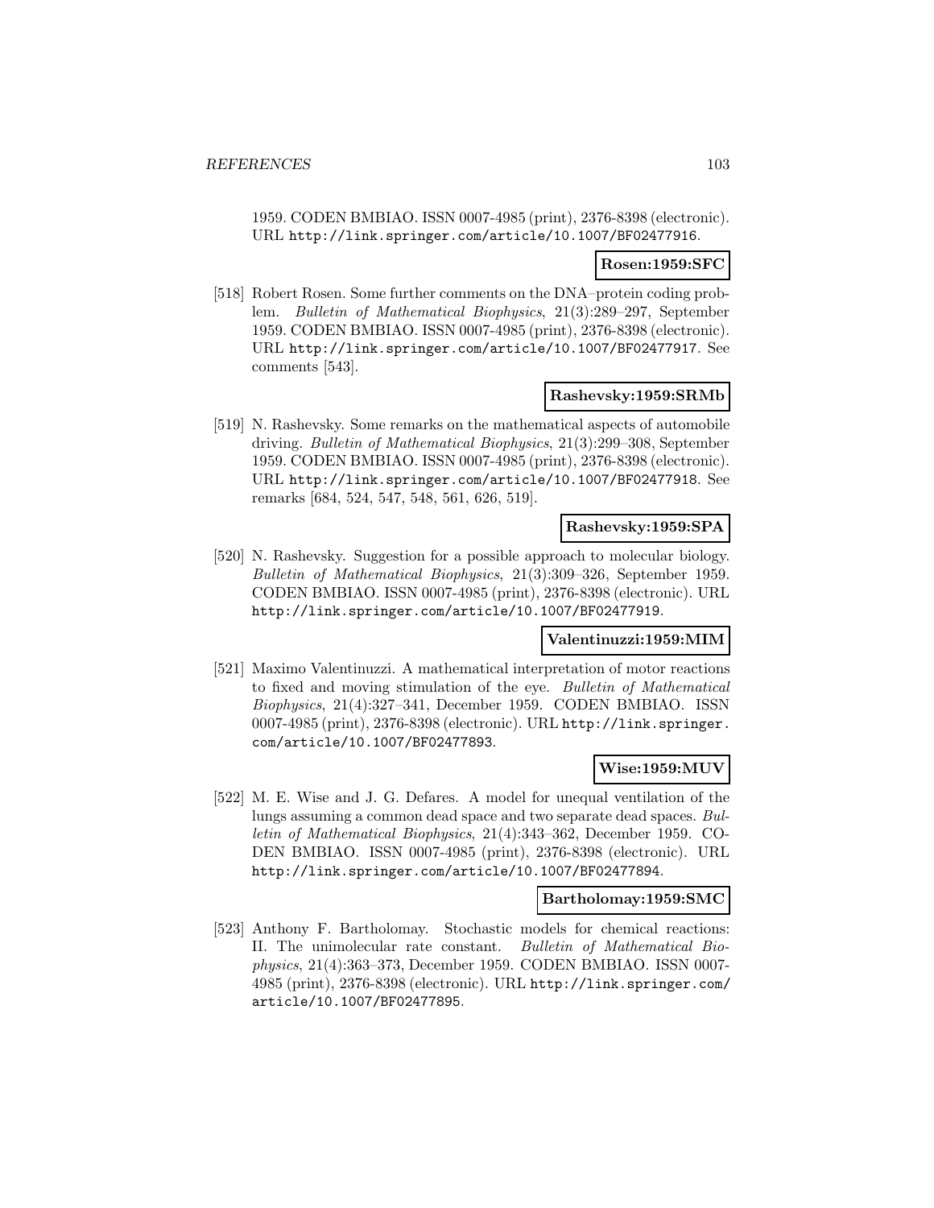1959. CODEN BMBIAO. ISSN 0007-4985 (print), 2376-8398 (electronic). URL http://link.springer.com/article/10.1007/BF02477916.

**Rosen:1959:SFC**

[518] Robert Rosen. Some further comments on the DNA–protein coding problem. *Bulletin of Mathematical Biophysics*, 21(3):289–297, September 1959. CODEN BMBIAO. ISSN 0007-4985 (print), 2376-8398 (electronic). URL http://link.springer.com/article/10.1007/BF02477917. See comments [543].

**Rashevsky:1959:SRMb**

[519] N. Rashevsky. Some remarks on the mathematical aspects of automobile driving. *Bulletin of Mathematical Biophysics*, 21(3):299–308, September 1959. CODEN BMBIAO. ISSN 0007-4985 (print), 2376-8398 (electronic). URL http://link.springer.com/article/10.1007/BF02477918. See remarks [684, 524, 547, 548, 561, 626, 519].

**Rashevsky:1959:SPA**

[520] N. Rashevsky. Suggestion for a possible approach to molecular biology. *Bulletin of Mathematical Biophysics*, 21(3):309–326, September 1959. CODEN BMBIAO. ISSN 0007-4985 (print), 2376-8398 (electronic). URL http://link.springer.com/article/10.1007/BF02477919.

**Valentinuzzi:1959:MIM**

[521] Maximo Valentinuzzi. A mathematical interpretation of motor reactions to fixed and moving stimulation of the eye. *Bulletin of Mathematical Biophysics*, 21(4):327–341, December 1959. CODEN BMBIAO. ISSN 0007-4985 (print), 2376-8398 (electronic). URL http://link.springer.com/article/10.1007/BF02477893.

**Wise:1959:MUV**

[522] M. E. Wise and J. G. Defares. A model for unequal ventilation of the lungs assuming a common dead space and two separate dead spaces. *Bulletin of Mathematical Biophysics*, 21(4):343–362, December 1959. CODEN BMBIAO. ISSN 0007-4985 (print), 2376-8398 (electronic). URL http://link.springer.com/article/10.1007/BF02477894.

**Bartholomay:1959:SMC**

[523] Anthony F. Bartholomay. Stochastic models for chemical reactions: II. The unimolecular rate constant. *Bulletin of Mathematical Biophysics*, 21(4):363–373, December 1959. CODEN BMBIAO. ISSN 0007-4985 (print), 2376-8398 (electronic). URL http://link.springer.com/article/10.1007/BF02477895.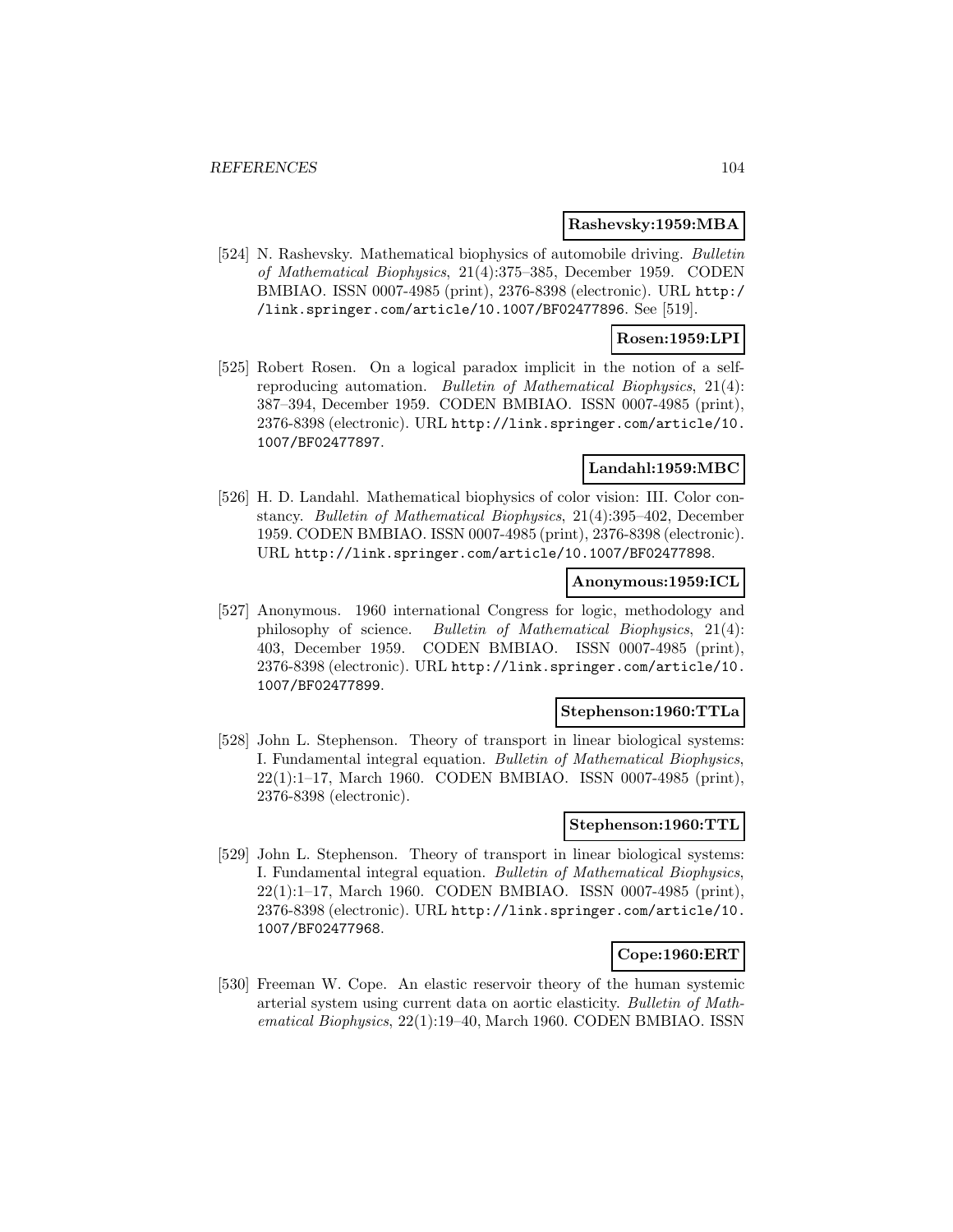**Rashevsky:1959:MBA**

[524] N. Rashevsky. Mathematical biophysics of automobile driving. *Bulletin of Mathematical Biophysics*, 21(4):375–385, December 1959. CODEN BMBIAO. ISSN 0007-4985 (print), 2376-8398 (electronic). URL http://link.springer.com/article/10.1007/BF02477896. See [519].

**Rosen:1959:LPI**

[525] Robert Rosen. On a logical paradox implicit in the notion of a self-reproducing automation. *Bulletin of Mathematical Biophysics*, 21(4): 387–394, December 1959. CODEN BMBIAO. ISSN 0007-4985 (print), 2376-8398 (electronic). URL http://link.springer.com/article/10.1007/BF02477897.

**Landahl:1959:MBC**

[526] H. D. Landahl. Mathematical biophysics of color vision: III. Color constancy. *Bulletin of Mathematical Biophysics*, 21(4):395–402, December 1959. CODEN BMBIAO. ISSN 0007-4985 (print), 2376-8398 (electronic). URL http://link.springer.com/article/10.1007/BF02477898.

**Anonymous:1959:ICL**

[527] Anonymous. 1960 international Congress for logic, methodology and philosophy of science. *Bulletin of Mathematical Biophysics*, 21(4): 403, December 1959. CODEN BMBIAO. ISSN 0007-4985 (print), 2376-8398 (electronic). URL http://link.springer.com/article/10.1007/BF02477899.

**Stephenson:1960:TTLa**

[528] John L. Stephenson. Theory of transport in linear biological systems: I. Fundamental integral equation. *Bulletin of Mathematical Biophysics*, 22(1):1–17, March 1960. CODEN BMBIAO. ISSN 0007-4985 (print), 2376-8398 (electronic).

**Stephenson:1960:TTL**

[529] John L. Stephenson. Theory of transport in linear biological systems: I. Fundamental integral equation. *Bulletin of Mathematical Biophysics*, 22(1):1–17, March 1960. CODEN BMBIAO. ISSN 0007-4985 (print), 2376-8398 (electronic). URL http://link.springer.com/article/10.1007/BF02477968.

**Cope:1960:ERT**

[530] Freeman W. Cope. An elastic reservoir theory of the human systemic arterial system using current data on aortic elasticity. *Bulletin of Mathematical Biophysics*, 22(1):19–40, March 1960. CODEN BMBIAO. ISSN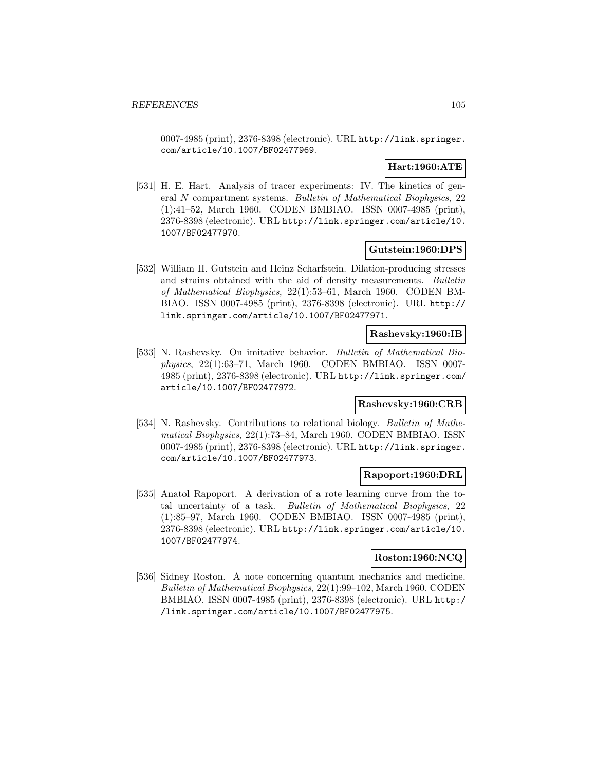0007-4985 (print), 2376-8398 (electronic). URL http://link.springer.com/article/10.1007/BF02477969.

**Hart:1960:ATE**

[531] H. E. Hart. Analysis of tracer experiments: IV. The kinetics of general $N$ compartment systems. *Bulletin of Mathematical Biophysics*, 22 (1):41–52, March 1960. CODEN BMBIAO. ISSN 0007-4985 (print), 2376-8398 (electronic). URL http://link.springer.com/article/10.1007/BF02477970.

**Gutstein:1960:DPS**

[532] William H. Gutstein and Heinz Scharfstein. Dilation-producing stresses and strains obtained with the aid of density measurements. *Bulletin of Mathematical Biophysics*, 22(1):53–61, March 1960. CODEN BMBIAO. ISSN 0007-4985 (print), 2376-8398 (electronic). URL http://link.springer.com/article/10.1007/BF02477971.

**Rashevsky:1960:IB**

[533] N. Rashevsky. On imitative behavior. *Bulletin of Mathematical Biophysics*, 22(1):63–71, March 1960. CODEN BMBIAO. ISSN 0007-4985 (print), 2376-8398 (electronic). URL http://link.springer.com/article/10.1007/BF02477972.

**Rashevsky:1960:CRB**

[534] N. Rashevsky. Contributions to relational biology. *Bulletin of Mathematical Biophysics*, 22(1):73–84, March 1960. CODEN BMBIAO. ISSN 0007-4985 (print), 2376-8398 (electronic). URL http://link.springer.com/article/10.1007/BF02477973.

**Rapoport:1960:DRL**

[535] Anatol Rapoport. A derivation of a rote learning curve from the total uncertainty of a task. *Bulletin of Mathematical Biophysics*, 22 (1):85–97, March 1960. CODEN BMBIAO. ISSN 0007-4985 (print), 2376-8398 (electronic). URL http://link.springer.com/article/10.1007/BF02477974.

**Roston:1960:NCQ**

[536] Sidney Roston. A note concerning quantum mechanics and medicine. *Bulletin of Mathematical Biophysics*, 22(1):99–102, March 1960. CODEN BMBIAO. ISSN 0007-4985 (print), 2376-8398 (electronic). URL http://link.springer.com/article/10.1007/BF02477975.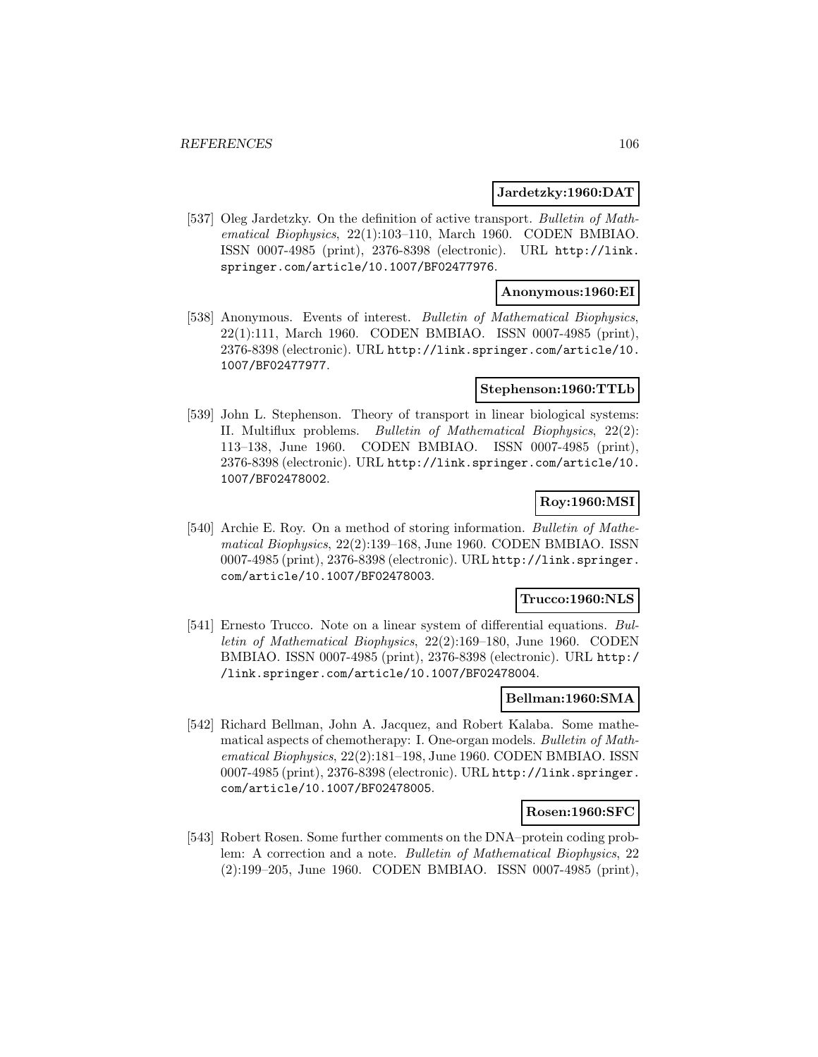**Jardetzky:1960:DAT**

[537] Oleg Jardetzky. On the definition of active transport. *Bulletin of Mathematical Biophysics*, 22(1):103–110, March 1960. CODEN BMBIAO. ISSN 0007-4985 (print), 2376-8398 (electronic). URL http://link.springer.com/article/10.1007/BF02477976.

**Anonymous:1960:EI**

[538] Anonymous. Events of interest. *Bulletin of Mathematical Biophysics*, 22(1):111, March 1960. CODEN BMBIAO. ISSN 0007-4985 (print), 2376-8398 (electronic). URL http://link.springer.com/article/10.1007/BF02477977.

**Stephenson:1960:TTLb**

[539] John L. Stephenson. Theory of transport in linear biological systems: II. Multiflux problems. *Bulletin of Mathematical Biophysics*, 22(2):113–138, June 1960. CODEN BMBIAO. ISSN 0007-4985 (print), 2376-8398 (electronic). URL http://link.springer.com/article/10.1007/BF02478002.

**Roy:1960:MSI**

[540] Archie E. Roy. On a method of storing information. *Bulletin of Mathematical Biophysics*, 22(2):139–168, June 1960. CODEN BMBIAO. ISSN 0007-4985 (print), 2376-8398 (electronic). URL http://link.springer.com/article/10.1007/BF02478003.

**Trucco:1960:NLS**

[541] Ernesto Trucco. Note on a linear system of differential equations. *Bulletin of Mathematical Biophysics*, 22(2):169–180, June 1960. CODEN BMBIAO. ISSN 0007-4985 (print), 2376-8398 (electronic). URL http://link.springer.com/article/10.1007/BF02478004.

**Bellman:1960:SMA**

[542] Richard Bellman, John A. Jacquez, and Robert Kalaba. Some mathematical aspects of chemotherapy: I. One-organ models. *Bulletin of Mathematical Biophysics*, 22(2):181–198, June 1960. CODEN BMBIAO. ISSN 0007-4985 (print), 2376-8398 (electronic). URL http://link.springer.com/article/10.1007/BF02478005.

**Rosen:1960:SFC**

[543] Robert Rosen. Some further comments on the DNA–protein coding problem: A correction and a note. *Bulletin of Mathematical Biophysics*, 22 (2):199–205, June 1960. CODEN BMBIAO. ISSN 0007-4985 (print),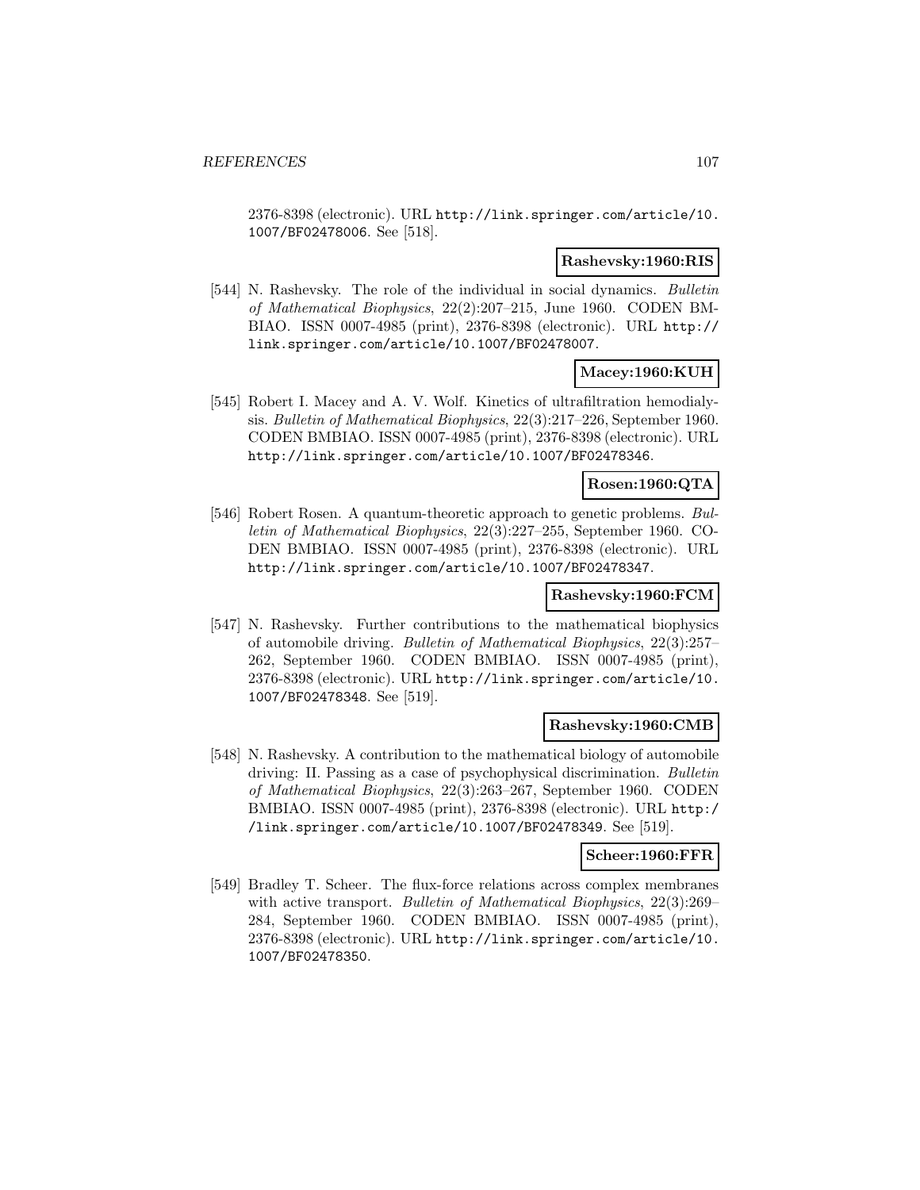2376-8398 (electronic). URL http://link.springer.com/article/10.1007/BF02478006. See [518].

**Rashevsky:1960:RIS**

[544] N. Rashevsky. The role of the individual in social dynamics. *Bulletin of Mathematical Biophysics*, 22(2):207–215, June 1960. CODEN BMBIAO. ISSN 0007-4985 (print), 2376-8398 (electronic). URL http://link.springer.com/article/10.1007/BF02478007.

**Macey:1960:KUH**

[545] Robert I. Macey and A. V. Wolf. Kinetics of ultrafiltration hemodialysis. *Bulletin of Mathematical Biophysics*, 22(3):217–226, September 1960. CODEN BMBIAO. ISSN 0007-4985 (print), 2376-8398 (electronic). URL http://link.springer.com/article/10.1007/BF02478346.

**Rosen:1960:QTA**

[546] Robert Rosen. A quantum-theoretic approach to genetic problems. *Bulletin of Mathematical Biophysics*, 22(3):227–255, September 1960. CODEN BMBIAO. ISSN 0007-4985 (print), 2376-8398 (electronic). URL http://link.springer.com/article/10.1007/BF02478347.

**Rashevsky:1960:FCM**

[547] N. Rashevsky. Further contributions to the mathematical biophysics of automobile driving. *Bulletin of Mathematical Biophysics*, 22(3):257–262, September 1960. CODEN BMBIAO. ISSN 0007-4985 (print), 2376-8398 (electronic). URL http://link.springer.com/article/10.1007/BF02478348. See [519].

**Rashevsky:1960:CMB**

[548] N. Rashevsky. A contribution to the mathematical biology of automobile driving: II. Passing as a case of psychophysical discrimination. *Bulletin of Mathematical Biophysics*, 22(3):263–267, September 1960. CODEN BMBIAO. ISSN 0007-4985 (print), 2376-8398 (electronic). URL http://link.springer.com/article/10.1007/BF02478349. See [519].

**Scheer:1960:FFR**

[549] Bradley T. Scheer. The flux-force relations across complex membranes with active transport. *Bulletin of Mathematical Biophysics*, 22(3):269–284, September 1960. CODEN BMBIAO. ISSN 0007-4985 (print), 2376-8398 (electronic). URL http://link.springer.com/article/10.1007/BF02478350.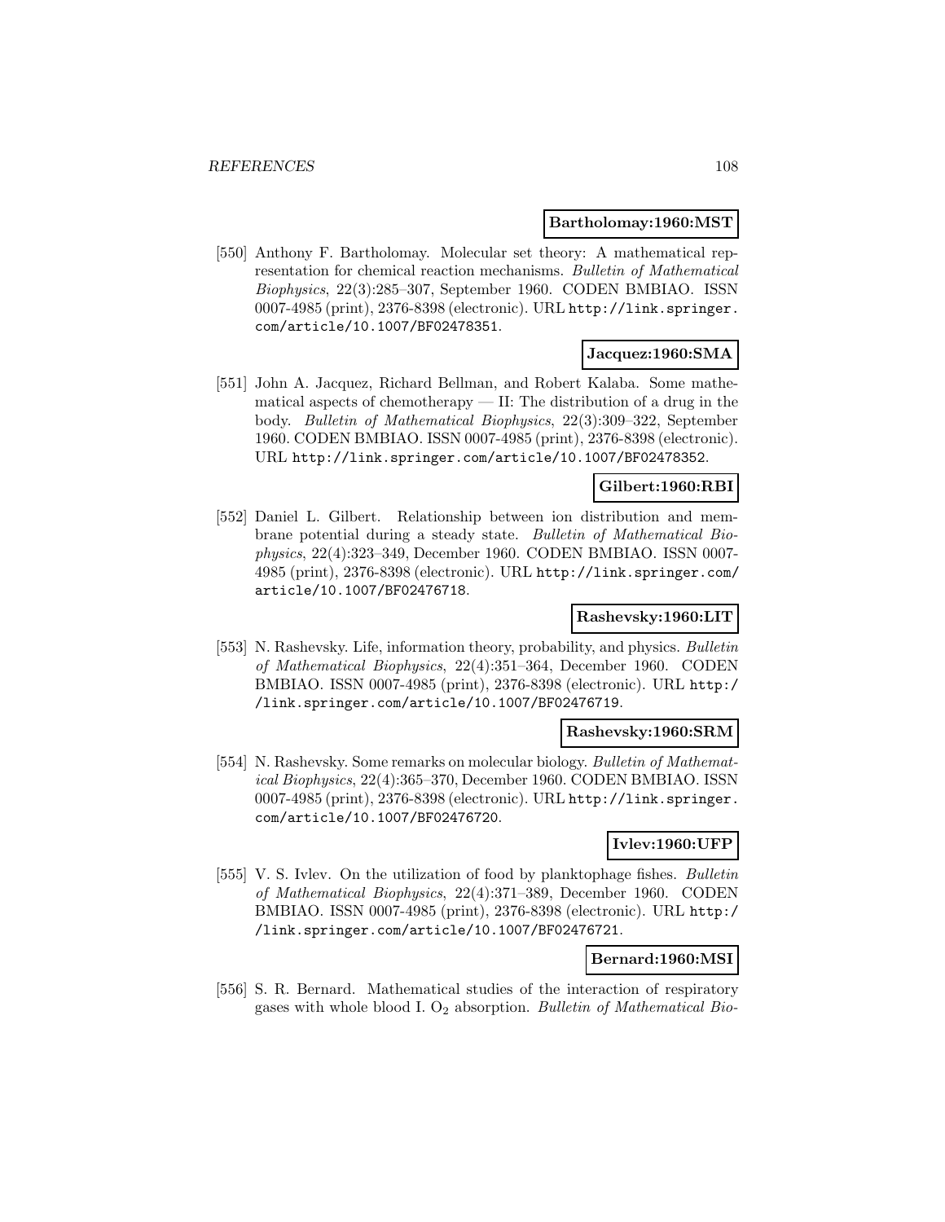**Bartholomay:1960:MST**

[550] Anthony F. Bartholomay. Molecular set theory: A mathematical representation for chemical reaction mechanisms. *Bulletin of Mathematical Biophysics*, 22(3):285–307, September 1960. CODEN BMBIAO. ISSN 0007-4985 (print), 2376-8398 (electronic). URL http://link.springer.com/article/10.1007/BF02478351.

**Jacquez:1960:SMA**

[551] John A. Jacquez, Richard Bellman, and Robert Kalaba. Some mathematical aspects of chemotherapy — II: The distribution of a drug in the body. *Bulletin of Mathematical Biophysics*, 22(3):309–322, September 1960. CODEN BMBIAO. ISSN 0007-4985 (print), 2376-8398 (electronic). URL http://link.springer.com/article/10.1007/BF02478352.

**Gilbert:1960:RBI**

[552] Daniel L. Gilbert. Relationship between ion distribution and membrane potential during a steady state. *Bulletin of Mathematical Biophysics*, 22(4):323–349, December 1960. CODEN BMBIAO. ISSN 0007-4985 (print), 2376-8398 (electronic). URL http://link.springer.com/article/10.1007/BF02476718.

**Rashevsky:1960:LIT**

[553] N. Rashevsky. Life, information theory, probability, and physics. *Bulletin of Mathematical Biophysics*, 22(4):351–364, December 1960. CODEN BMBIAO. ISSN 0007-4985 (print), 2376-8398 (electronic). URL http://link.springer.com/article/10.1007/BF02476719.

**Rashevsky:1960:SRM**

[554] N. Rashevsky. Some remarks on molecular biology. *Bulletin of Mathematical Biophysics*, 22(4):365–370, December 1960. CODEN BMBIAO. ISSN 0007-4985 (print), 2376-8398 (electronic). URL http://link.springer.com/article/10.1007/BF02476720.

**Ivlev:1960:UFP**

[555] V. S. Ivlev. On the utilization of food by planktophage fishes. *Bulletin of Mathematical Biophysics*, 22(4):371–389, December 1960. CODEN BMBIAO. ISSN 0007-4985 (print), 2376-8398 (electronic). URL http://link.springer.com/article/10.1007/BF02476721.

**Bernard:1960:MSI**

[556] S. R. Bernard. Mathematical studies of the interaction of respiratory gases with whole blood I. $O_2$ absorption. *Bulletin of Mathematical Bio-*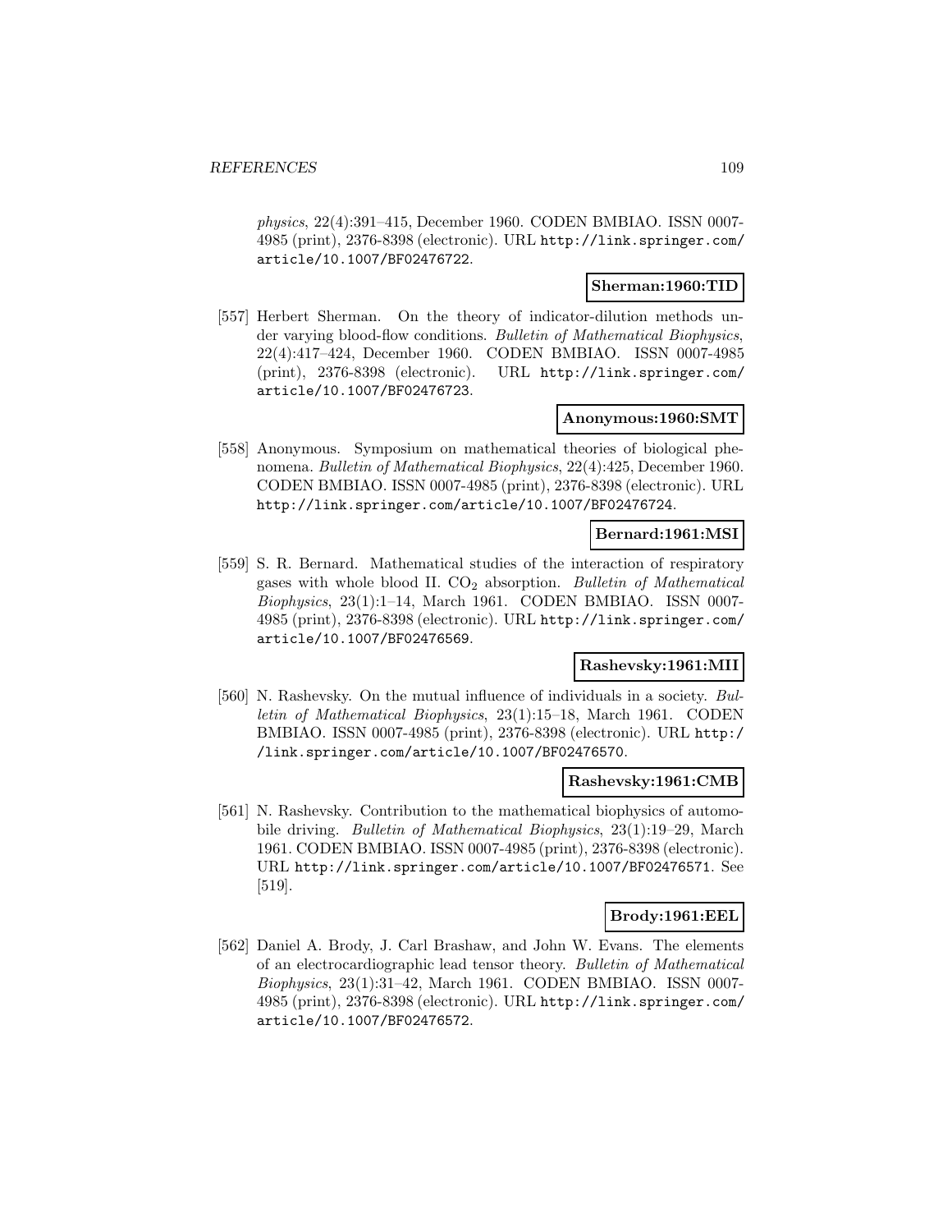physics, 22(4):391–415, December 1960. CODEN BMBIAO. ISSN 0007-4985 (print), 2376-8398 (electronic). URL http://link.springer.com/article/10.1007/BF02476722.

**Sherman:1960:TID**

[557] Herbert Sherman. On the theory of indicator-dilution methods under varying blood-flow conditions. *Bulletin of Mathematical Biophysics*, 22(4):417–424, December 1960. CODEN BMBIAO. ISSN 0007-4985 (print), 2376-8398 (electronic). URL http://link.springer.com/article/10.1007/BF02476723.

**Anonymous:1960:SMT**

[558] Anonymous. Symposium on mathematical theories of biological phenomena. *Bulletin of Mathematical Biophysics*, 22(4):425, December 1960. CODEN BMBIAO. ISSN 0007-4985 (print), 2376-8398 (electronic). URL http://link.springer.com/article/10.1007/BF02476724.

**Bernard:1961:MSI**

[559] S. R. Bernard. Mathematical studies of the interaction of respiratory gases with whole blood II. $CO_2$ absorption. *Bulletin of Mathematical Biophysics*, 23(1):1–14, March 1961. CODEN BMBIAO. ISSN 0007-4985 (print), 2376-8398 (electronic). URL http://link.springer.com/article/10.1007/BF02476569.

**Rashevsky:1961:MII**

[560] N. Rashevsky. On the mutual influence of individuals in a society. *Bulletin of Mathematical Biophysics*, 23(1):15–18, March 1961. CODEN BMBIAO. ISSN 0007-4985 (print), 2376-8398 (electronic). URL http://link.springer.com/article/10.1007/BF02476570.

**Rashevsky:1961:CMB**

[561] N. Rashevsky. Contribution to the mathematical biophysics of automobile driving. *Bulletin of Mathematical Biophysics*, 23(1):19–29, March 1961. CODEN BMBIAO. ISSN 0007-4985 (print), 2376-8398 (electronic). URL http://link.springer.com/article/10.1007/BF02476571. See [519].

**Brody:1961:EEL**

[562] Daniel A. Brody, J. Carl Brashaw, and John W. Evans. The elements of an electrocardiographic lead tensor theory. *Bulletin of Mathematical Biophysics*, 23(1):31–42, March 1961. CODEN BMBIAO. ISSN 0007-4985 (print), 2376-8398 (electronic). URL http://link.springer.com/article/10.1007/BF02476572.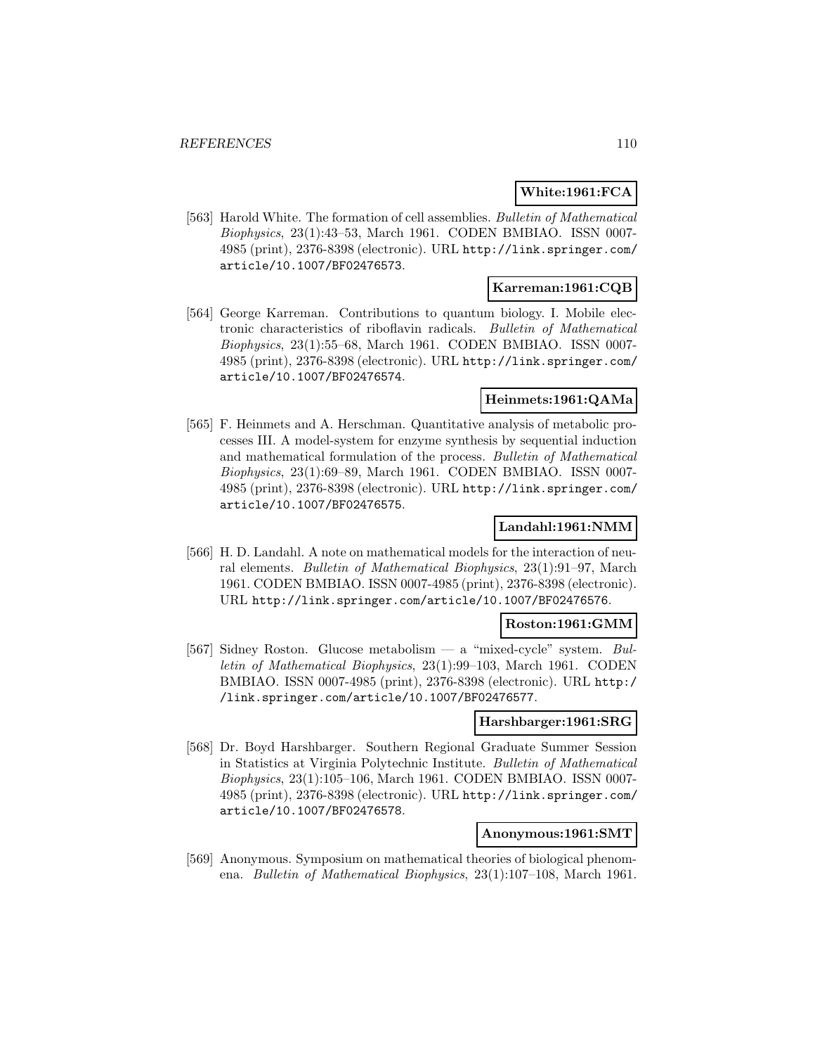**White:1961:FCA**

[563] Harold White. The formation of cell assemblies. *Bulletin of Mathematical Biophysics*, 23(1):43–53, March 1961. CODEN BMBIAO. ISSN 0007-4985 (print), 2376-8398 (electronic). URL http://link.springer.com/article/10.1007/BF02476573.

**Karreman:1961:CQB**

[564] George Karreman. Contributions to quantum biology. I. Mobile electronic characteristics of riboflavin radicals. *Bulletin of Mathematical Biophysics*, 23(1):55–68, March 1961. CODEN BMBIAO. ISSN 0007-4985 (print), 2376-8398 (electronic). URL http://link.springer.com/article/10.1007/BF02476574.

**Heinmets:1961:QAMa**

[565] F. Heinmets and A. Herschman. Quantitative analysis of metabolic processes III. A model-system for enzyme synthesis by sequential induction and mathematical formulation of the process. *Bulletin of Mathematical Biophysics*, 23(1):69–89, March 1961. CODEN BMBIAO. ISSN 0007-4985 (print), 2376-8398 (electronic). URL http://link.springer.com/article/10.1007/BF02476575.

**Landahl:1961:NMM**

[566] H. D. Landahl. A note on mathematical models for the interaction of neural elements. *Bulletin of Mathematical Biophysics*, 23(1):91–97, March 1961. CODEN BMBIAO. ISSN 0007-4985 (print), 2376-8398 (electronic). URL http://link.springer.com/article/10.1007/BF02476576.

**Roston:1961:GMM**

[567] Sidney Roston. Glucose metabolism — a "mixed-cycle" system. *Bulletin of Mathematical Biophysics*, 23(1):99–103, March 1961. CODEN BMBIAO. ISSN 0007-4985 (print), 2376-8398 (electronic). URL http://link.springer.com/article/10.1007/BF02476577.

**Harshbarger:1961:SRG**

[568] Dr. Boyd Harshbarger. Southern Regional Graduate Summer Session in Statistics at Virginia Polytechnic Institute. *Bulletin of Mathematical Biophysics*, 23(1):105–106, March 1961. CODEN BMBIAO. ISSN 0007-4985 (print), 2376-8398 (electronic). URL http://link.springer.com/article/10.1007/BF02476578.

**Anonymous:1961:SMT**

[569] Anonymous. Symposium on mathematical theories of biological phenomena. *Bulletin of Mathematical Biophysics*, 23(1):107–108, March 1961.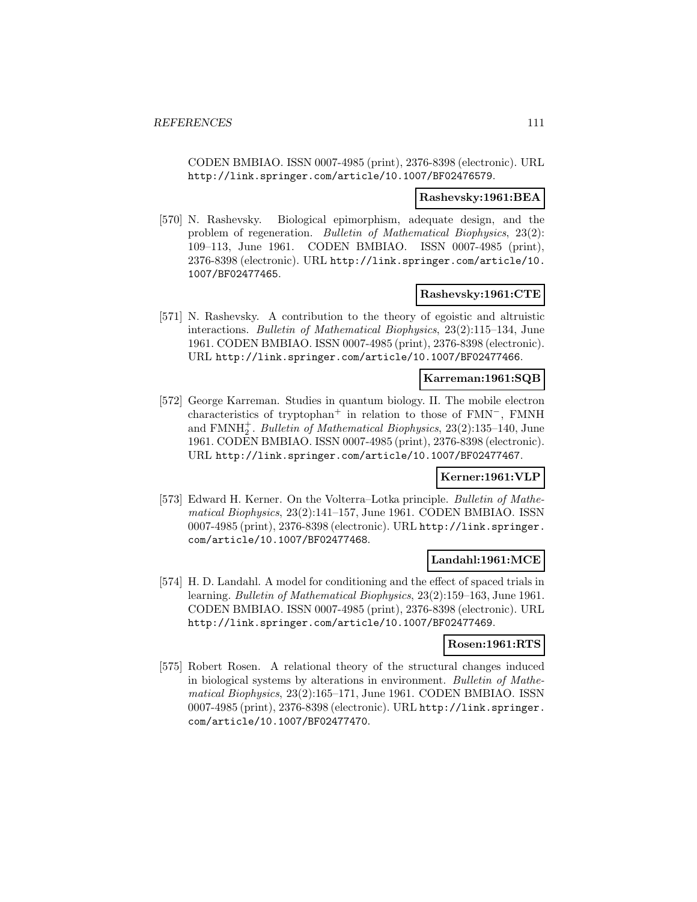CODEN BMBIAO. ISSN 0007-4985 (print), 2376-8398 (electronic). URL http://link.springer.com/article/10.1007/BF02476579.

**Rashevsky:1961:BEA**

[570] N. Rashevsky. Biological epimorphism, adequate design, and the problem of regeneration. *Bulletin of Mathematical Biophysics*, 23(2): 109–113, June 1961. CODEN BMBIAO. ISSN 0007-4985 (print), 2376-8398 (electronic). URL http://link.springer.com/article/10.1007/BF02477465.

**Rashevsky:1961:CTE**

[571] N. Rashevsky. A contribution to the theory of egoistic and altruistic interactions. *Bulletin of Mathematical Biophysics*, 23(2):115–134, June 1961. CODEN BMBIAO. ISSN 0007-4985 (print), 2376-8398 (electronic). URL http://link.springer.com/article/10.1007/BF02477466.

**Karreman:1961:SQB**

[572] George Karreman. Studies in quantum biology. II. The mobile electron characteristics of tryptophan$^+$ in relation to those of $FMN^-$, FMNH and $FMNH_2^+$. *Bulletin of Mathematical Biophysics*, 23(2):135–140, June 1961. CODEN BMBIAO. ISSN 0007-4985 (print), 2376-8398 (electronic). URL http://link.springer.com/article/10.1007/BF02477467.

**Kerner:1961:VLP**

[573] Edward H. Kerner. On the Volterra–Lotka principle. *Bulletin of Mathematical Biophysics*, 23(2):141–157, June 1961. CODEN BMBIAO. ISSN 0007-4985 (print), 2376-8398 (electronic). URL http://link.springer.com/article/10.1007/BF02477468.

**Landahl:1961:MCE**

[574] H. D. Landahl. A model for conditioning and the effect of spaced trials in learning. *Bulletin of Mathematical Biophysics*, 23(2):159–163, June 1961. CODEN BMBIAO. ISSN 0007-4985 (print), 2376-8398 (electronic). URL http://link.springer.com/article/10.1007/BF02477469.

**Rosen:1961:RTS**

[575] Robert Rosen. A relational theory of the structural changes induced in biological systems by alterations in environment. *Bulletin of Mathematical Biophysics*, 23(2):165–171, June 1961. CODEN BMBIAO. ISSN 0007-4985 (print), 2376-8398 (electronic). URL http://link.springer.com/article/10.1007/BF02477470.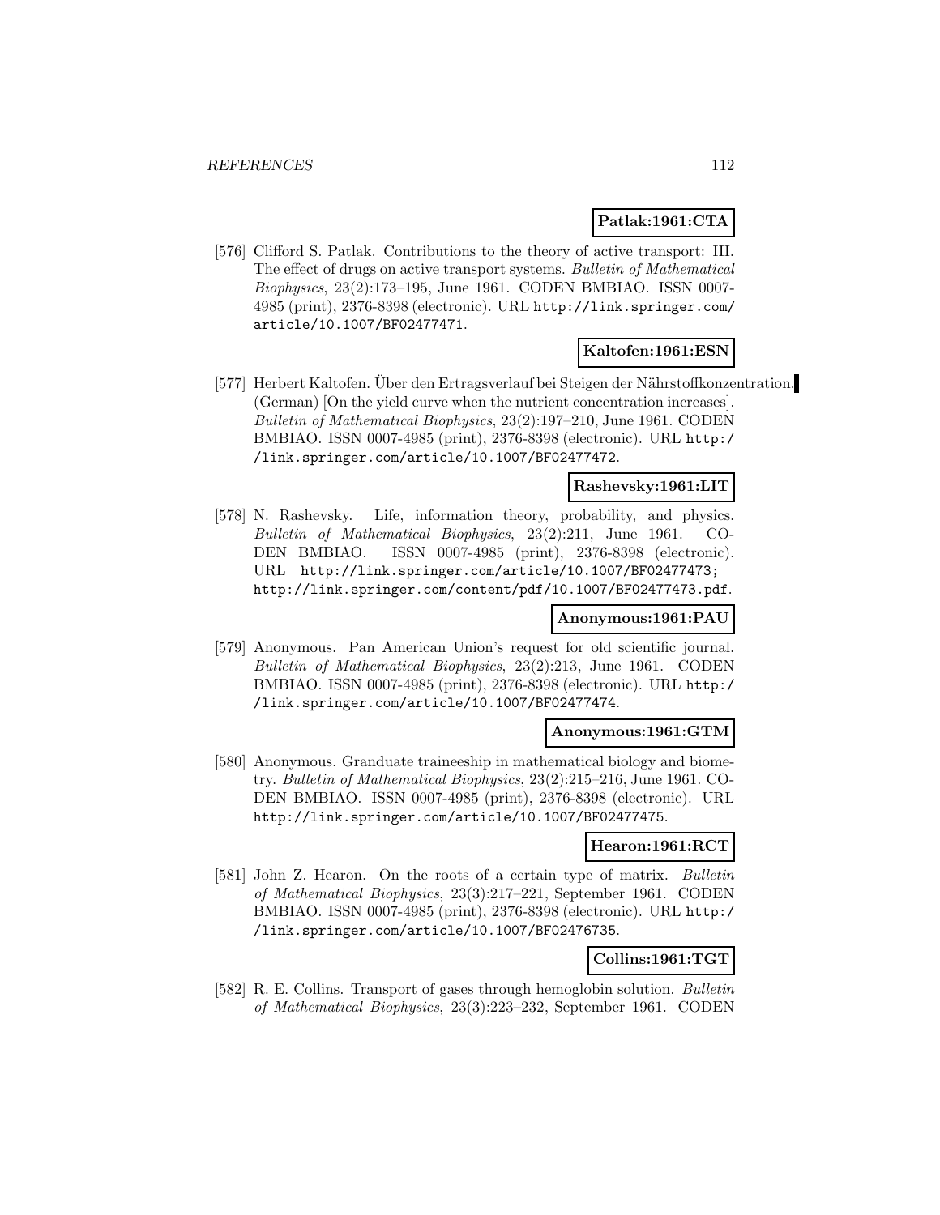**Patlak:1961:CTA**

[576] Clifford S. Patlak. Contributions to the theory of active transport: III. The effect of drugs on active transport systems. *Bulletin of Mathematical Biophysics*, 23(2):173–195, June 1961. CODEN BMBIAO. ISSN 0007-4985 (print), 2376-8398 (electronic). URL http://link.springer.com/article/10.1007/BF02477471.

**Kaltofen:1961:ESN**

[577] Herbert Kaltofen. Über den Ertragsverlauf bei Steigen der Nährstoffkonzentration. (German) [On the yield curve when the nutrient concentration increases]. *Bulletin of Mathematical Biophysics*, 23(2):197–210, June 1961. CODEN BMBIAO. ISSN 0007-4985 (print), 2376-8398 (electronic). URL http://link.springer.com/article/10.1007/BF02477472.

**Rashevsky:1961:LIT**

[578] N. Rashevsky. Life, information theory, probability, and physics. *Bulletin of Mathematical Biophysics*, 23(2):211, June 1961. CODEN BMBIAO. ISSN 0007-4985 (print), 2376-8398 (electronic). URL http://link.springer.com/article/10.1007/BF02477473; http://link.springer.com/content/pdf/10.1007/BF02477473.pdf.

**Anonymous:1961:PAU**

[579] Anonymous. Pan American Union's request for old scientific journal. *Bulletin of Mathematical Biophysics*, 23(2):213, June 1961. CODEN BMBIAO. ISSN 0007-4985 (print), 2376-8398 (electronic). URL http://link.springer.com/article/10.1007/BF02477474.

**Anonymous:1961:GTM**

[580] Anonymous. Granduate traineeship in mathematical biology and biometry. *Bulletin of Mathematical Biophysics*, 23(2):215–216, June 1961. CODEN BMBIAO. ISSN 0007-4985 (print), 2376-8398 (electronic). URL http://link.springer.com/article/10.1007/BF02477475.

**Hearon:1961:RCT**

[581] John Z. Hearon. On the roots of a certain type of matrix. *Bulletin of Mathematical Biophysics*, 23(3):217–221, September 1961. CODEN BMBIAO. ISSN 0007-4985 (print), 2376-8398 (electronic). URL http://link.springer.com/article/10.1007/BF02476735.

**Collins:1961:TGT**

[582] R. E. Collins. Transport of gases through hemoglobin solution. *Bulletin of Mathematical Biophysics*, 23(3):223–232, September 1961. CODEN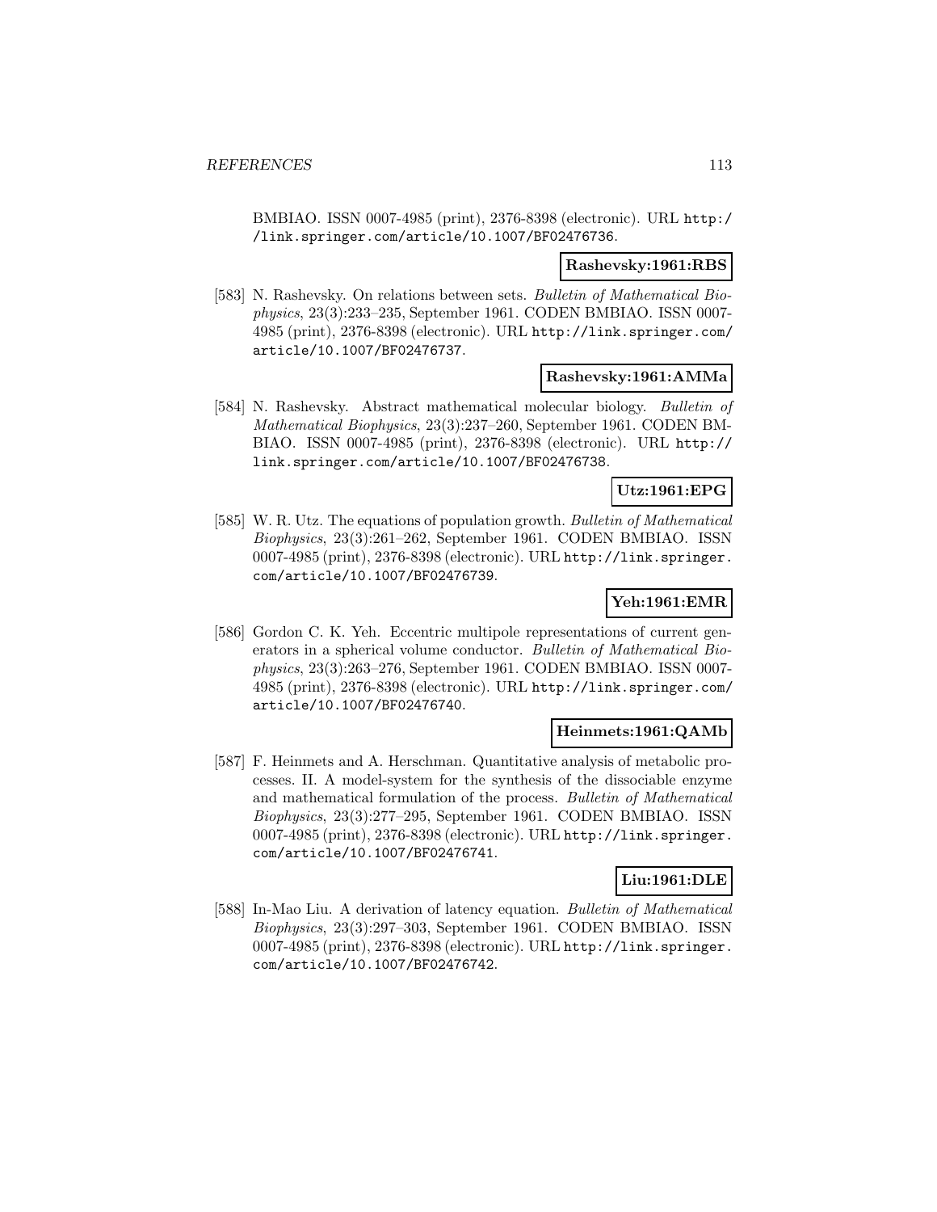BMBIAO. ISSN 0007-4985 (print), 2376-8398 (electronic). URL http://link.springer.com/article/10.1007/BF02476736.

**Rashevsky:1961:RBS**

[583] N. Rashevsky. On relations between sets. *Bulletin of Mathematical Biophysics*, 23(3):233–235, September 1961. CODEN BMBIAO. ISSN 0007-4985 (print), 2376-8398 (electronic). URL http://link.springer.com/article/10.1007/BF02476737.

**Rashevsky:1961:AMMa**

[584] N. Rashevsky. Abstract mathematical molecular biology. *Bulletin of Mathematical Biophysics*, 23(3):237–260, September 1961. CODEN BMBIAO. ISSN 0007-4985 (print), 2376-8398 (electronic). URL http://link.springer.com/article/10.1007/BF02476738.

**Utz:1961:EPG**

[585] W. R. Utz. The equations of population growth. *Bulletin of Mathematical Biophysics*, 23(3):261–262, September 1961. CODEN BMBIAO. ISSN 0007-4985 (print), 2376-8398 (electronic). URL http://link.springer.com/article/10.1007/BF02476739.

**Yeh:1961:EMR**

[586] Gordon C. K. Yeh. Eccentric multipole representations of current generators in a spherical volume conductor. *Bulletin of Mathematical Biophysics*, 23(3):263–276, September 1961. CODEN BMBIAO. ISSN 0007-4985 (print), 2376-8398 (electronic). URL http://link.springer.com/article/10.1007/BF02476740.

**Heinmets:1961:QAMb**

[587] F. Heinmets and A. Herschman. Quantitative analysis of metabolic processes. II. A model-system for the synthesis of the dissociable enzyme and mathematical formulation of the process. *Bulletin of Mathematical Biophysics*, 23(3):277–295, September 1961. CODEN BMBIAO. ISSN 0007-4985 (print), 2376-8398 (electronic). URL http://link.springer.com/article/10.1007/BF02476741.

**Liu:1961:DLE**

[588] In-Mao Liu. A derivation of latency equation. *Bulletin of Mathematical Biophysics*, 23(3):297–303, September 1961. CODEN BMBIAO. ISSN 0007-4985 (print), 2376-8398 (electronic). URL http://link.springer.com/article/10.1007/BF02476742.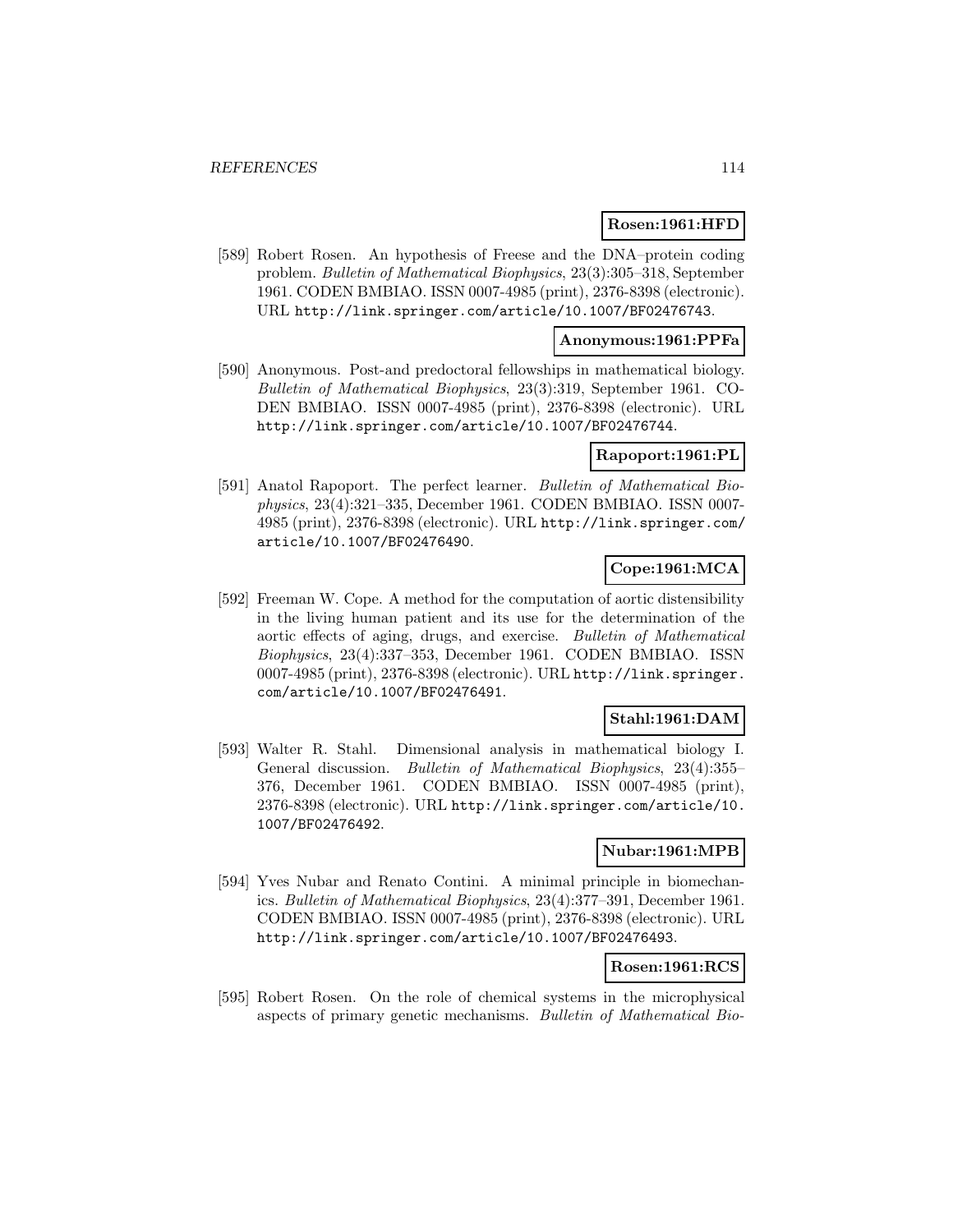**Rosen:1961:HFD**

[589] Robert Rosen. An hypothesis of Freese and the DNA–protein coding problem. *Bulletin of Mathematical Biophysics*, 23(3):305–318, September 1961. CODEN BMBIAO. ISSN 0007-4985 (print), 2376-8398 (electronic). URL http://link.springer.com/article/10.1007/BF02476743.

**Anonymous:1961:PPFa**

[590] Anonymous. Post-and predoctoral fellowships in mathematical biology. *Bulletin of Mathematical Biophysics*, 23(3):319, September 1961. CODEN BMBIAO. ISSN 0007-4985 (print), 2376-8398 (electronic). URL http://link.springer.com/article/10.1007/BF02476744.

**Rapoport:1961:PL**

[591] Anatol Rapoport. The perfect learner. *Bulletin of Mathematical Biophysics*, 23(4):321–335, December 1961. CODEN BMBIAO. ISSN 0007-4985 (print), 2376-8398 (electronic). URL http://link.springer.com/article/10.1007/BF02476490.

**Cope:1961:MCA**

[592] Freeman W. Cope. A method for the computation of aortic distensibility in the living human patient and its use for the determination of the aortic effects of aging, drugs, and exercise. *Bulletin of Mathematical Biophysics*, 23(4):337–353, December 1961. CODEN BMBIAO. ISSN 0007-4985 (print), 2376-8398 (electronic). URL http://link.springer.com/article/10.1007/BF02476491.

**Stahl:1961:DAM**

[593] Walter R. Stahl. Dimensional analysis in mathematical biology I. General discussion. *Bulletin of Mathematical Biophysics*, 23(4):355–376, December 1961. CODEN BMBIAO. ISSN 0007-4985 (print), 2376-8398 (electronic). URL http://link.springer.com/article/10.1007/BF02476492.

**Nubar:1961:MPB**

[594] Yves Nubar and Renato Contini. A minimal principle in biomechanics. *Bulletin of Mathematical Biophysics*, 23(4):377–391, December 1961. CODEN BMBIAO. ISSN 0007-4985 (print), 2376-8398 (electronic). URL http://link.springer.com/article/10.1007/BF02476493.

**Rosen:1961:RCS**

[595] Robert Rosen. On the role of chemical systems in the microphysical aspects of primary genetic mechanisms. *Bulletin of Mathematical Bio-*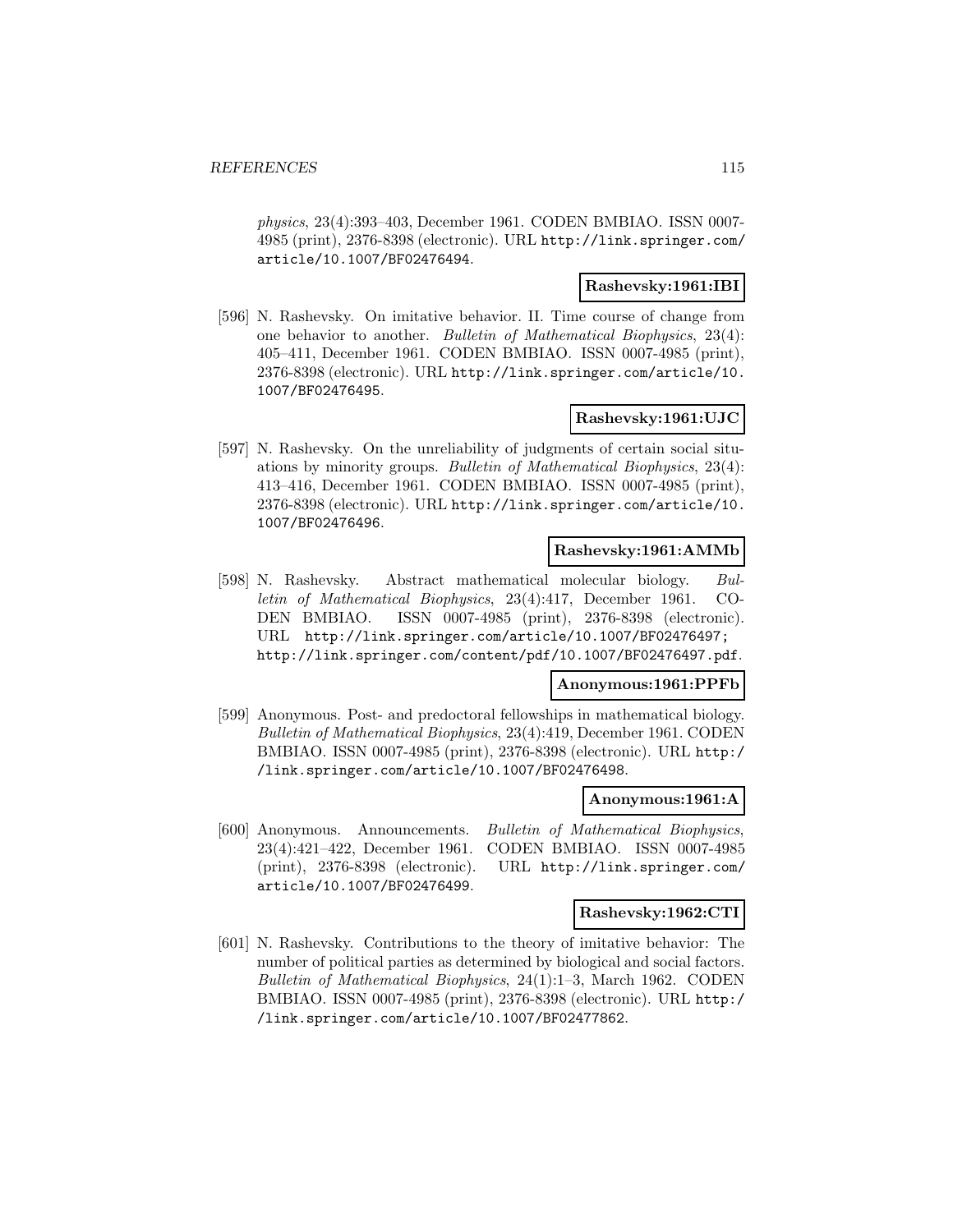*physics*, 23(4):393–403, December 1961. CODEN BMBIAO. ISSN 0007-4985 (print), 2376-8398 (electronic). URL http://link.springer.com/article/10.1007/BF02476494.

**Rashevsky:1961:IBI**

[596] N. Rashevsky. On imitative behavior. II. Time course of change from one behavior to another. *Bulletin of Mathematical Biophysics*, 23(4): 405–411, December 1961. CODEN BMBIAO. ISSN 0007-4985 (print), 2376-8398 (electronic). URL http://link.springer.com/article/10.1007/BF02476495.

**Rashevsky:1961:UJC**

[597] N. Rashevsky. On the unreliability of judgments of certain social situations by minority groups. *Bulletin of Mathematical Biophysics*, 23(4): 413–416, December 1961. CODEN BMBIAO. ISSN 0007-4985 (print), 2376-8398 (electronic). URL http://link.springer.com/article/10.1007/BF02476496.

**Rashevsky:1961:AMMb**

[598] N. Rashevsky. Abstract mathematical molecular biology. *Bulletin of Mathematical Biophysics*, 23(4):417, December 1961. CODEN BMBIAO. ISSN 0007-4985 (print), 2376-8398 (electronic). URL http://link.springer.com/article/10.1007/BF02476497; http://link.springer.com/content/pdf/10.1007/BF02476497.pdf.

**Anonymous:1961:PPFb**

[599] Anonymous. Post- and predoctoral fellowships in mathematical biology. *Bulletin of Mathematical Biophysics*, 23(4):419, December 1961. CODEN BMBIAO. ISSN 0007-4985 (print), 2376-8398 (electronic). URL http://link.springer.com/article/10.1007/BF02476498.

**Anonymous:1961:A**

[600] Anonymous. Announcements. *Bulletin of Mathematical Biophysics*, 23(4):421–422, December 1961. CODEN BMBIAO. ISSN 0007-4985 (print), 2376-8398 (electronic). URL http://link.springer.com/article/10.1007/BF02476499.

**Rashevsky:1962:CTI**

[601] N. Rashevsky. Contributions to the theory of imitative behavior: The number of political parties as determined by biological and social factors. *Bulletin of Mathematical Biophysics*, 24(1):1–3, March 1962. CODEN BMBIAO. ISSN 0007-4985 (print), 2376-8398 (electronic). URL http://link.springer.com/article/10.1007/BF02477862.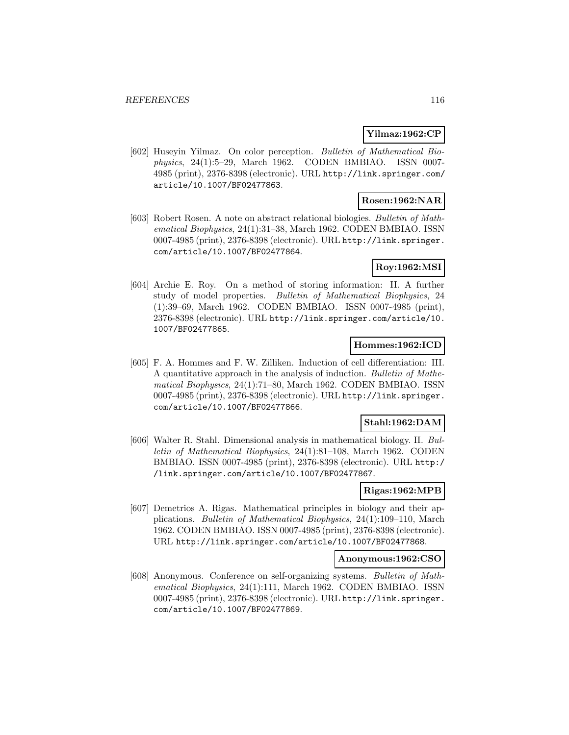**Yilmaz:1962:CP**

[602] Huseyin Yilmaz. On color perception. *Bulletin of Mathematical Biophysics*, 24(1):5–29, March 1962. CODEN BMBIAO. ISSN 0007-4985 (print), 2376-8398 (electronic). URL http://link.springer.com/article/10.1007/BF02477863.

**Rosen:1962:NAR**

[603] Robert Rosen. A note on abstract relational biologies. *Bulletin of Mathematical Biophysics*, 24(1):31–38, March 1962. CODEN BMBIAO. ISSN 0007-4985 (print), 2376-8398 (electronic). URL http://link.springer.com/article/10.1007/BF02477864.

**Roy:1962:MSI**

[604] Archie E. Roy. On a method of storing information: II. A further study of model properties. *Bulletin of Mathematical Biophysics*, 24 (1):39–69, March 1962. CODEN BMBIAO. ISSN 0007-4985 (print), 2376-8398 (electronic). URL http://link.springer.com/article/10.1007/BF02477865.

**Hommes:1962:ICD**

[605] F. A. Hommes and F. W. Zilliken. Induction of cell differentiation: III. A quantitative approach in the analysis of induction. *Bulletin of Mathematical Biophysics*, 24(1):71–80, March 1962. CODEN BMBIAO. ISSN 0007-4985 (print), 2376-8398 (electronic). URL http://link.springer.com/article/10.1007/BF02477866.

**Stahl:1962:DAM**

[606] Walter R. Stahl. Dimensional analysis in mathematical biology. II. *Bulletin of Mathematical Biophysics*, 24(1):81–108, March 1962. CODEN BMBIAO. ISSN 0007-4985 (print), 2376-8398 (electronic). URL http://link.springer.com/article/10.1007/BF02477867.

**Rigas:1962:MPB**

[607] Demetrios A. Rigas. Mathematical principles in biology and their applications. *Bulletin of Mathematical Biophysics*, 24(1):109–110, March 1962. CODEN BMBIAO. ISSN 0007-4985 (print), 2376-8398 (electronic). URL http://link.springer.com/article/10.1007/BF02477868.

**Anonymous:1962:CSO**

[608] Anonymous. Conference on self-organizing systems. *Bulletin of Mathematical Biophysics*, 24(1):111, March 1962. CODEN BMBIAO. ISSN 0007-4985 (print), 2376-8398 (electronic). URL http://link.springer.com/article/10.1007/BF02477869.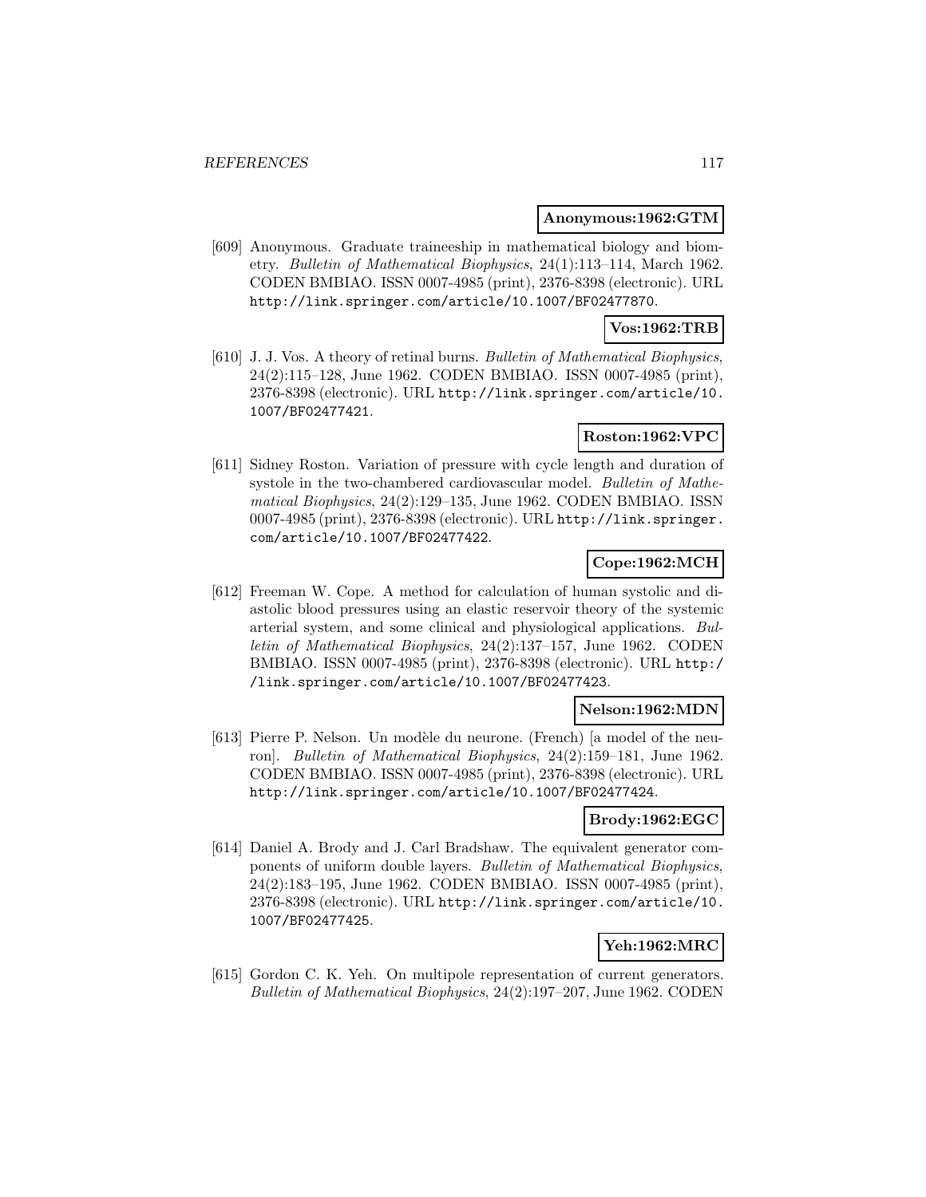**Anonymous:1962:GTM**

[609] Anonymous. Graduate traineeship in mathematical biology and biometry. *Bulletin of Mathematical Biophysics*, 24(1):113–114, March 1962. CODEN BMBIAO. ISSN 0007-4985 (print), 2376-8398 (electronic). URL http://link.springer.com/article/10.1007/BF02477870.

**Vos:1962:TRB**

[610] J. J. Vos. A theory of retinal burns. *Bulletin of Mathematical Biophysics*, 24(2):115–128, June 1962. CODEN BMBIAO. ISSN 0007-4985 (print), 2376-8398 (electronic). URL http://link.springer.com/article/10.1007/BF02477421.

**Roston:1962:VPC**

[611] Sidney Roston. Variation of pressure with cycle length and duration of systole in the two-chambered cardiovascular model. *Bulletin of Mathematical Biophysics*, 24(2):129–135, June 1962. CODEN BMBIAO. ISSN 0007-4985 (print), 2376-8398 (electronic). URL http://link.springer.com/article/10.1007/BF02477422.

**Cope:1962:MCH**

[612] Freeman W. Cope. A method for calculation of human systolic and diastolic blood pressures using an elastic reservoir theory of the systemic arterial system, and some clinical and physiological applications. *Bulletin of Mathematical Biophysics*, 24(2):137–157, June 1962. CODEN BMBIAO. ISSN 0007-4985 (print), 2376-8398 (electronic). URL http://link.springer.com/article/10.1007/BF02477423.

**Nelson:1962:MDN**

[613] Pierre P. Nelson. Un modèle du neurone. (French) [a model of the neuron]. *Bulletin of Mathematical Biophysics*, 24(2):159–181, June 1962. CODEN BMBIAO. ISSN 0007-4985 (print), 2376-8398 (electronic). URL http://link.springer.com/article/10.1007/BF02477424.

**Brody:1962:EGC**

[614] Daniel A. Brody and J. Carl Bradshaw. The equivalent generator components of uniform double layers. *Bulletin of Mathematical Biophysics*, 24(2):183–195, June 1962. CODEN BMBIAO. ISSN 0007-4985 (print), 2376-8398 (electronic). URL http://link.springer.com/article/10.1007/BF02477425.

**Yeh:1962:MRC**

[615] Gordon C. K. Yeh. On multipole representation of current generators. *Bulletin of Mathematical Biophysics*, 24(2):197–207, June 1962. CODEN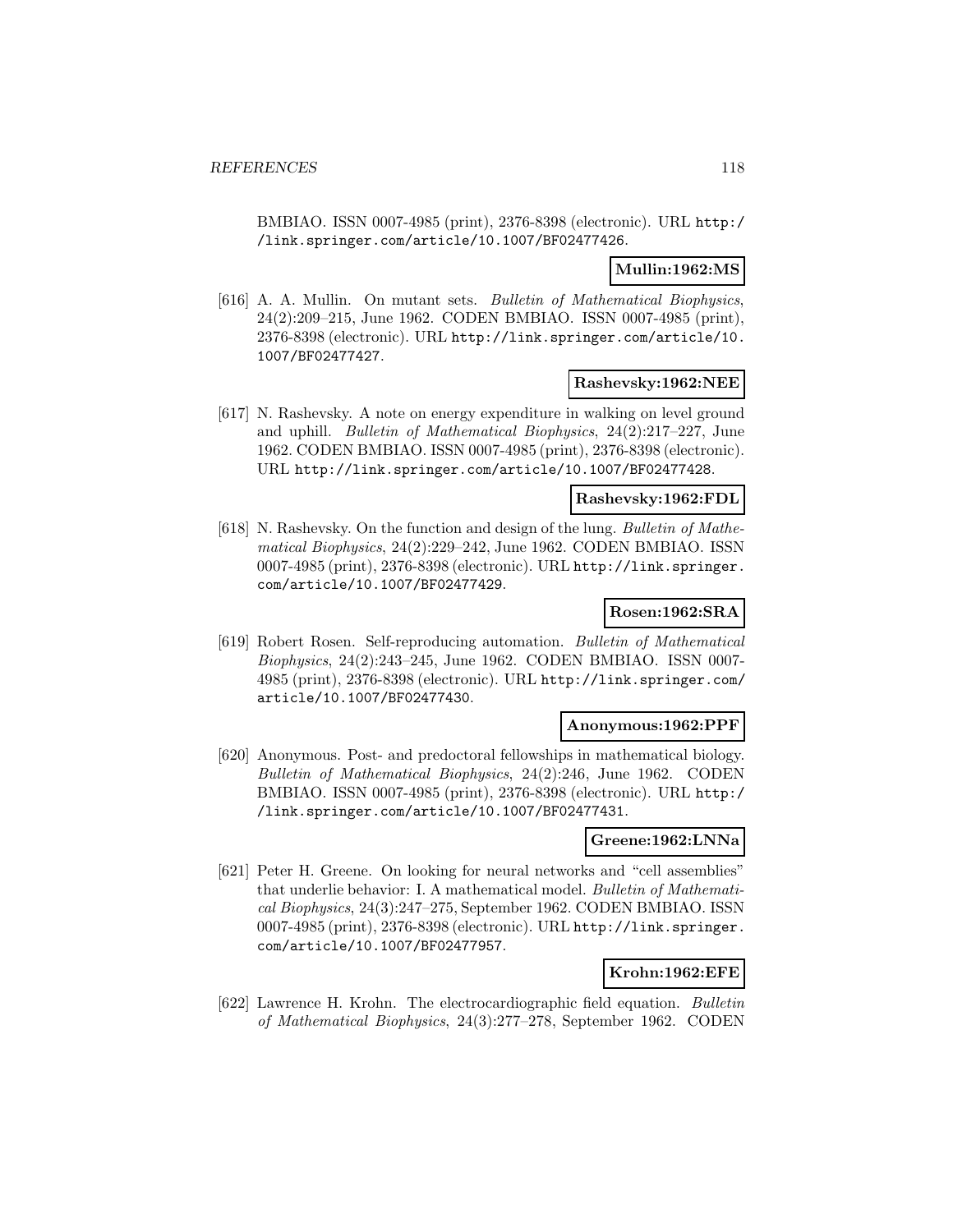BMBIAO. ISSN 0007-4985 (print), 2376-8398 (electronic). URL http://link.springer.com/article/10.1007/BF02477426.

**Mullin:1962:MS**

[616] A. A. Mullin. On mutant sets. *Bulletin of Mathematical Biophysics*, 24(2):209–215, June 1962. CODEN BMBIAO. ISSN 0007-4985 (print), 2376-8398 (electronic). URL http://link.springer.com/article/10.1007/BF02477427.

**Rashevsky:1962:NEE**

[617] N. Rashevsky. A note on energy expenditure in walking on level ground and uphill. *Bulletin of Mathematical Biophysics*, 24(2):217–227, June 1962. CODEN BMBIAO. ISSN 0007-4985 (print), 2376-8398 (electronic). URL http://link.springer.com/article/10.1007/BF02477428.

**Rashevsky:1962:FDL**

[618] N. Rashevsky. On the function and design of the lung. *Bulletin of Mathematical Biophysics*, 24(2):229–242, June 1962. CODEN BMBIAO. ISSN 0007-4985 (print), 2376-8398 (electronic). URL http://link.springer.com/article/10.1007/BF02477429.

**Rosen:1962:SRA**

[619] Robert Rosen. Self-reproducing automation. *Bulletin of Mathematical Biophysics*, 24(2):243–245, June 1962. CODEN BMBIAO. ISSN 0007-4985 (print), 2376-8398 (electronic). URL http://link.springer.com/article/10.1007/BF02477430.

**Anonymous:1962:PPF**

[620] Anonymous. Post- and predoctoral fellowships in mathematical biology. *Bulletin of Mathematical Biophysics*, 24(2):246, June 1962. CODEN BMBIAO. ISSN 0007-4985 (print), 2376-8398 (electronic). URL http://link.springer.com/article/10.1007/BF02477431.

**Greene:1962:LNNa**

[621] Peter H. Greene. On looking for neural networks and "cell assemblies" that underlie behavior: I. A mathematical model. *Bulletin of Mathematical Biophysics*, 24(3):247–275, September 1962. CODEN BMBIAO. ISSN 0007-4985 (print), 2376-8398 (electronic). URL http://link.springer.com/article/10.1007/BF02477957.

**Krohn:1962:EFE**

[622] Lawrence H. Krohn. The electrocardiographic field equation. *Bulletin of Mathematical Biophysics*, 24(3):277–278, September 1962. CODEN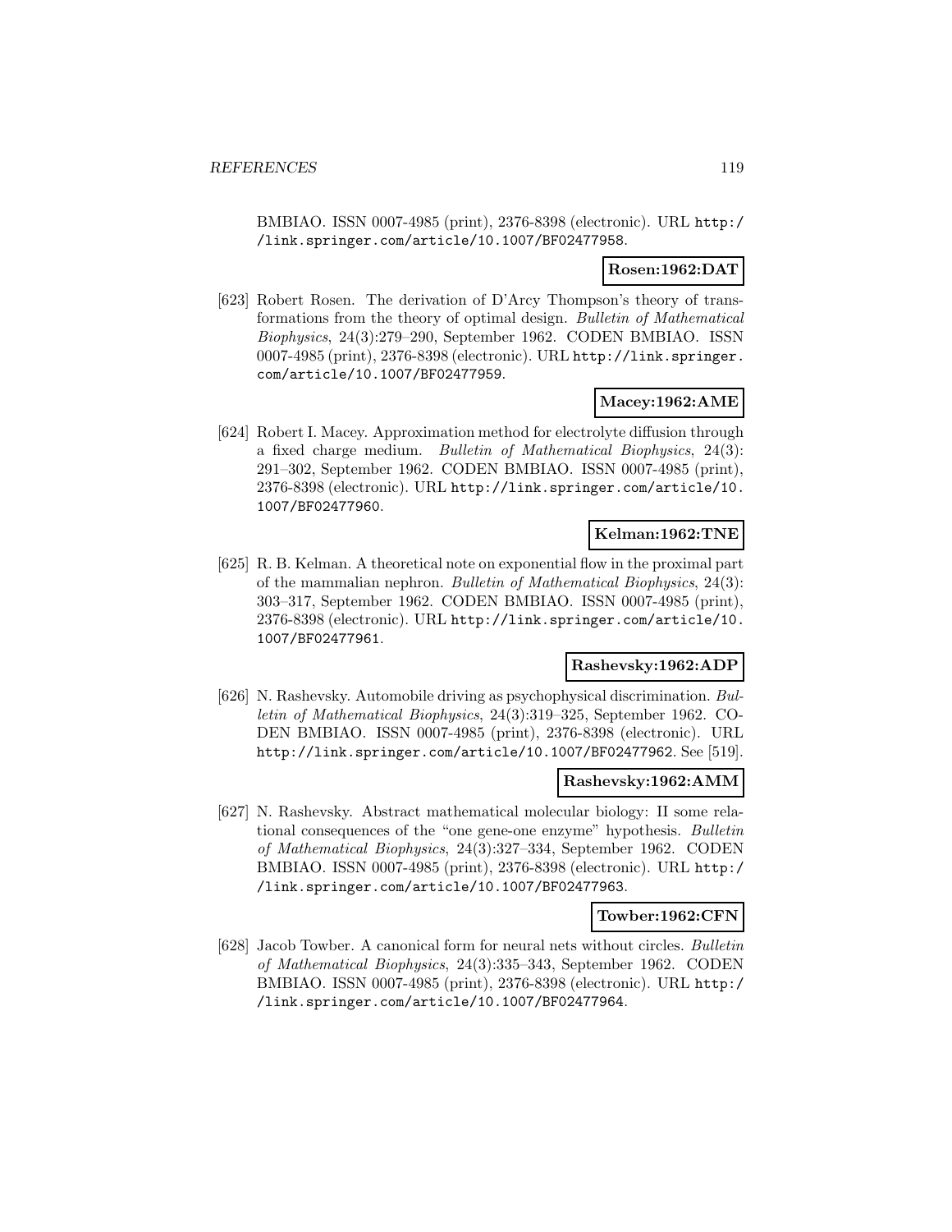BMBIAO. ISSN 0007-4985 (print), 2376-8398 (electronic). URL http://link.springer.com/article/10.1007/BF02477958.

**Rosen:1962:DAT**

[623] Robert Rosen. The derivation of D'Arcy Thompson's theory of transformations from the theory of optimal design. *Bulletin of Mathematical Biophysics*, 24(3):279–290, September 1962. CODEN BMBIAO. ISSN 0007-4985 (print), 2376-8398 (electronic). URL http://link.springer.com/article/10.1007/BF02477959.

**Macey:1962:AME**

[624] Robert I. Macey. Approximation method for electrolyte diffusion through a fixed charge medium. *Bulletin of Mathematical Biophysics*, 24(3): 291–302, September 1962. CODEN BMBIAO. ISSN 0007-4985 (print), 2376-8398 (electronic). URL http://link.springer.com/article/10.1007/BF02477960.

**Kelman:1962:TNE**

[625] R. B. Kelman. A theoretical note on exponential flow in the proximal part of the mammalian nephron. *Bulletin of Mathematical Biophysics*, 24(3): 303–317, September 1962. CODEN BMBIAO. ISSN 0007-4985 (print), 2376-8398 (electronic). URL http://link.springer.com/article/10.1007/BF02477961.

**Rashevsky:1962:ADP**

[626] N. Rashevsky. Automobile driving as psychophysical discrimination. *Bulletin of Mathematical Biophysics*, 24(3):319–325, September 1962. CODEN BMBIAO. ISSN 0007-4985 (print), 2376-8398 (electronic). URL http://link.springer.com/article/10.1007/BF02477962. See [519].

**Rashevsky:1962:AMM**

[627] N. Rashevsky. Abstract mathematical molecular biology: II some relational consequences of the "one gene-one enzyme" hypothesis. *Bulletin of Mathematical Biophysics*, 24(3):327–334, September 1962. CODEN BMBIAO. ISSN 0007-4985 (print), 2376-8398 (electronic). URL http://link.springer.com/article/10.1007/BF02477963.

**Towber:1962:CFN**

[628] Jacob Towber. A canonical form for neural nets without circles. *Bulletin of Mathematical Biophysics*, 24(3):335–343, September 1962. CODEN BMBIAO. ISSN 0007-4985 (print), 2376-8398 (electronic). URL http://link.springer.com/article/10.1007/BF02477964.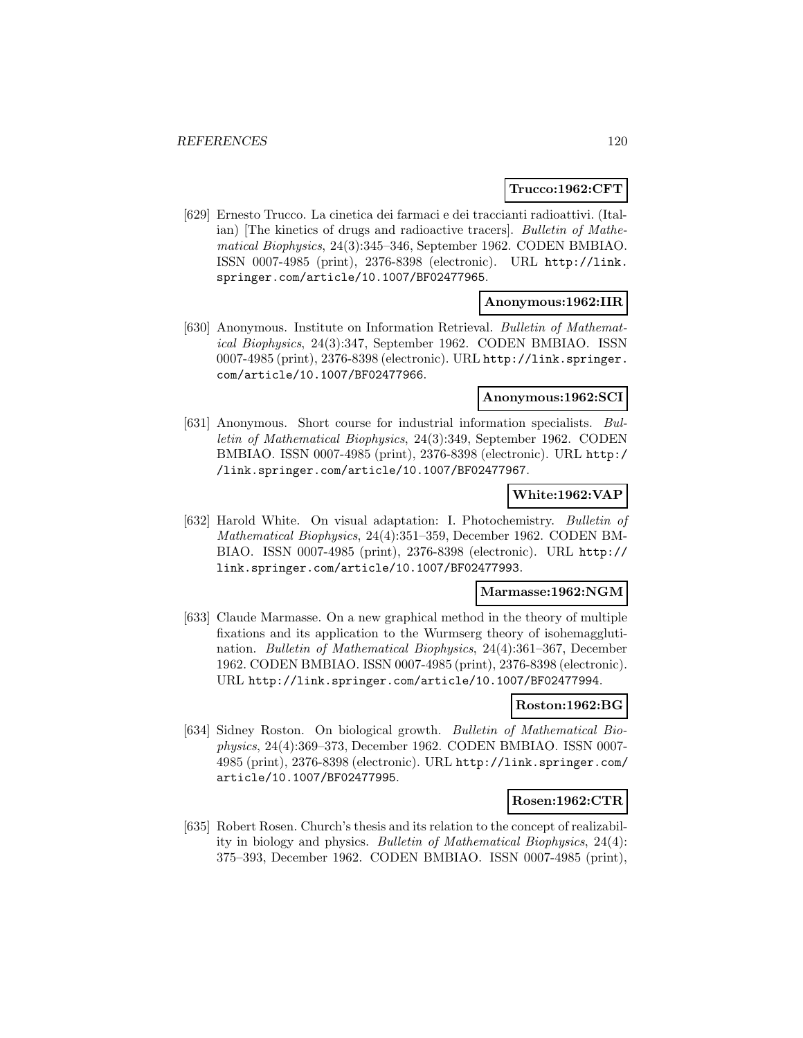**Trucco:1962:CFT**

[629] Ernesto Trucco. La cinetica dei farmaci e dei traccianti radioattivi. (Italian) [The kinetics of drugs and radioactive tracers]. *Bulletin of Mathematical Biophysics*, 24(3):345–346, September 1962. CODEN BMBIAO. ISSN 0007-4985 (print), 2376-8398 (electronic). URL http://link.springer.com/article/10.1007/BF02477965.

**Anonymous:1962:IIR**

[630] Anonymous. Institute on Information Retrieval. *Bulletin of Mathematical Biophysics*, 24(3):347, September 1962. CODEN BMBIAO. ISSN 0007-4985 (print), 2376-8398 (electronic). URL http://link.springer.com/article/10.1007/BF02477966.

**Anonymous:1962:SCI**

[631] Anonymous. Short course for industrial information specialists. *Bulletin of Mathematical Biophysics*, 24(3):349, September 1962. CODEN BMBIAO. ISSN 0007-4985 (print), 2376-8398 (electronic). URL http://link.springer.com/article/10.1007/BF02477967.

**White:1962:VAP**

[632] Harold White. On visual adaptation: I. Photochemistry. *Bulletin of Mathematical Biophysics*, 24(4):351–359, December 1962. CODEN BMBIAO. ISSN 0007-4985 (print), 2376-8398 (electronic). URL http://link.springer.com/article/10.1007/BF02477993.

**Marmasse:1962:NGM**

[633] Claude Marmasse. On a new graphical method in the theory of multiple fixations and its application to the Wurmserg theory of isohemagglutination. *Bulletin of Mathematical Biophysics*, 24(4):361–367, December 1962. CODEN BMBIAO. ISSN 0007-4985 (print), 2376-8398 (electronic). URL http://link.springer.com/article/10.1007/BF02477994.

**Roston:1962:BG**

[634] Sidney Roston. On biological growth. *Bulletin of Mathematical Biophysics*, 24(4):369–373, December 1962. CODEN BMBIAO. ISSN 0007-4985 (print), 2376-8398 (electronic). URL http://link.springer.com/article/10.1007/BF02477995.

**Rosen:1962:CTR**

[635] Robert Rosen. Church's thesis and its relation to the concept of realizability in biology and physics. *Bulletin of Mathematical Biophysics*, 24(4): 375–393, December 1962. CODEN BMBIAO. ISSN 0007-4985 (print),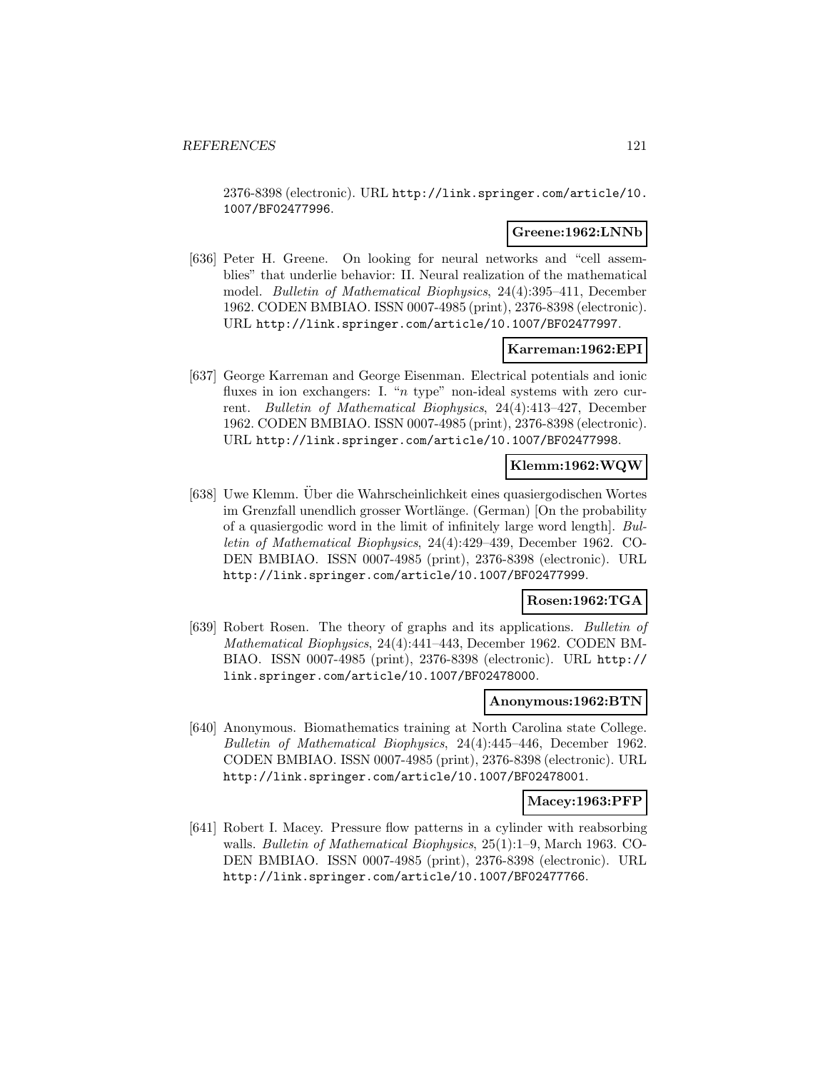2376-8398 (electronic). URL http://link.springer.com/article/10.1007/BF02477996.

**Greene:1962:LNNb**

[636] Peter H. Greene. On looking for neural networks and "cell assemblies" that underlie behavior: II. Neural realization of the mathematical model. *Bulletin of Mathematical Biophysics*, 24(4):395–411, December 1962. CODEN BMBIAO. ISSN 0007-4985 (print), 2376-8398 (electronic). URL http://link.springer.com/article/10.1007/BF02477997.

**Karreman:1962:EPI**

[637] George Karreman and George Eisenman. Electrical potentials and ionic fluxes in ion exchangers: I. "$n$ type" non-ideal systems with zero current. *Bulletin of Mathematical Biophysics*, 24(4):413–427, December 1962. CODEN BMBIAO. ISSN 0007-4985 (print), 2376-8398 (electronic). URL http://link.springer.com/article/10.1007/BF02477998.

**Klemm:1962:WQW**

[638] Uwe Klemm. Über die Wahrscheinlichkeit eines quasiergodischen Wortes im Grenzfall unendlich grosser Wortlänge. (German) [On the probability of a quasiergodic word in the limit of infinitely large word length]. *Bulletin of Mathematical Biophysics*, 24(4):429–439, December 1962. CODEN BMBIAO. ISSN 0007-4985 (print), 2376-8398 (electronic). URL http://link.springer.com/article/10.1007/BF02477999.

**Rosen:1962:TGA**

[639] Robert Rosen. The theory of graphs and its applications. *Bulletin of Mathematical Biophysics*, 24(4):441–443, December 1962. CODEN BMBIAO. ISSN 0007-4985 (print), 2376-8398 (electronic). URL http://link.springer.com/article/10.1007/BF02478000.

**Anonymous:1962:BTN**

[640] Anonymous. Biomathematics training at North Carolina state College. *Bulletin of Mathematical Biophysics*, 24(4):445–446, December 1962. CODEN BMBIAO. ISSN 0007-4985 (print), 2376-8398 (electronic). URL http://link.springer.com/article/10.1007/BF02478001.

**Macey:1963:PFP**

[641] Robert I. Macey. Pressure flow patterns in a cylinder with reabsorbing walls. *Bulletin of Mathematical Biophysics*, 25(1):1–9, March 1963. CODEN BMBIAO. ISSN 0007-4985 (print), 2376-8398 (electronic). URL http://link.springer.com/article/10.1007/BF02477766.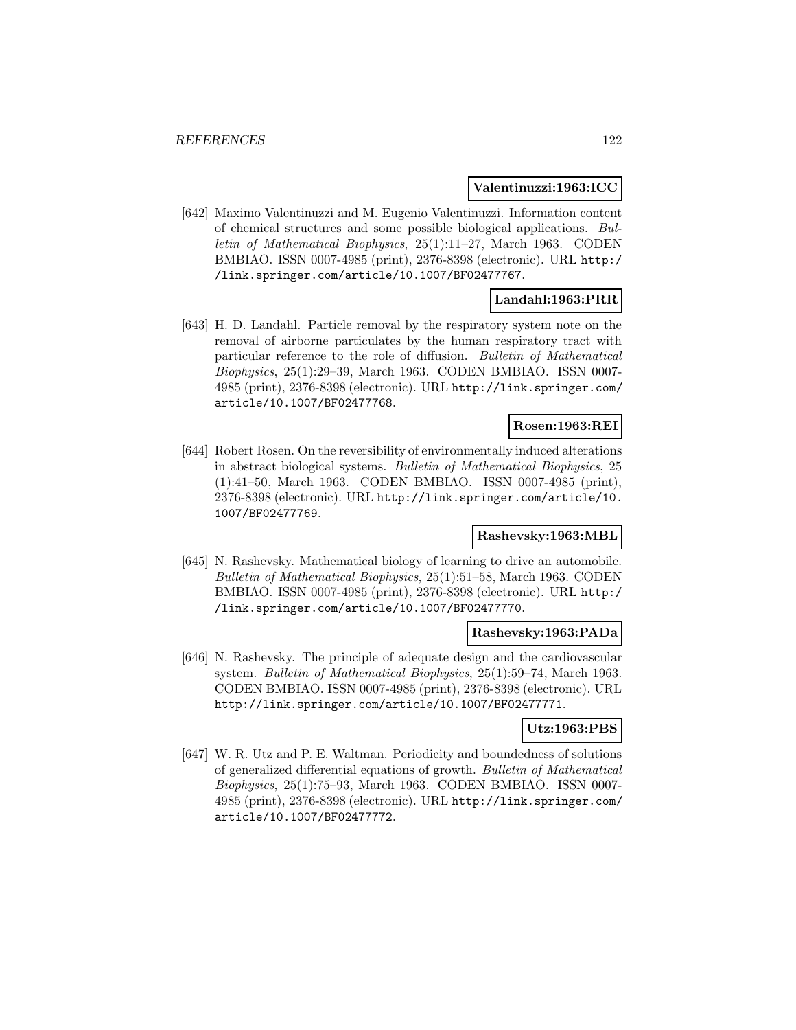**Valentinuzzi:1963:ICC**

[642] Maximo Valentinuzzi and M. Eugenio Valentinuzzi. Information content of chemical structures and some possible biological applications. *Bulletin of Mathematical Biophysics*, 25(1):11–27, March 1963. CODEN BMBIAO. ISSN 0007-4985 (print), 2376-8398 (electronic). URL http://link.springer.com/article/10.1007/BF02477767.

**Landahl:1963:PRR**

[643] H. D. Landahl. Particle removal by the respiratory system note on the removal of airborne particulates by the human respiratory tract with particular reference to the role of diffusion. *Bulletin of Mathematical Biophysics*, 25(1):29–39, March 1963. CODEN BMBIAO. ISSN 0007-4985 (print), 2376-8398 (electronic). URL http://link.springer.com/article/10.1007/BF02477768.

**Rosen:1963:REI**

[644] Robert Rosen. On the reversibility of environmentally induced alterations in abstract biological systems. *Bulletin of Mathematical Biophysics*, 25 (1):41–50, March 1963. CODEN BMBIAO. ISSN 0007-4985 (print), 2376-8398 (electronic). URL http://link.springer.com/article/10.1007/BF02477769.

**Rashevsky:1963:MBL**

[645] N. Rashevsky. Mathematical biology of learning to drive an automobile. *Bulletin of Mathematical Biophysics*, 25(1):51–58, March 1963. CODEN BMBIAO. ISSN 0007-4985 (print), 2376-8398 (electronic). URL http://link.springer.com/article/10.1007/BF02477770.

**Rashevsky:1963:PADa**

[646] N. Rashevsky. The principle of adequate design and the cardiovascular system. *Bulletin of Mathematical Biophysics*, 25(1):59–74, March 1963. CODEN BMBIAO. ISSN 0007-4985 (print), 2376-8398 (electronic). URL http://link.springer.com/article/10.1007/BF02477771.

**Utz:1963:PBS**

[647] W. R. Utz and P. E. Waltman. Periodicity and boundedness of solutions of generalized differential equations of growth. *Bulletin of Mathematical Biophysics*, 25(1):75–93, March 1963. CODEN BMBIAO. ISSN 0007-4985 (print), 2376-8398 (electronic). URL http://link.springer.com/article/10.1007/BF02477772.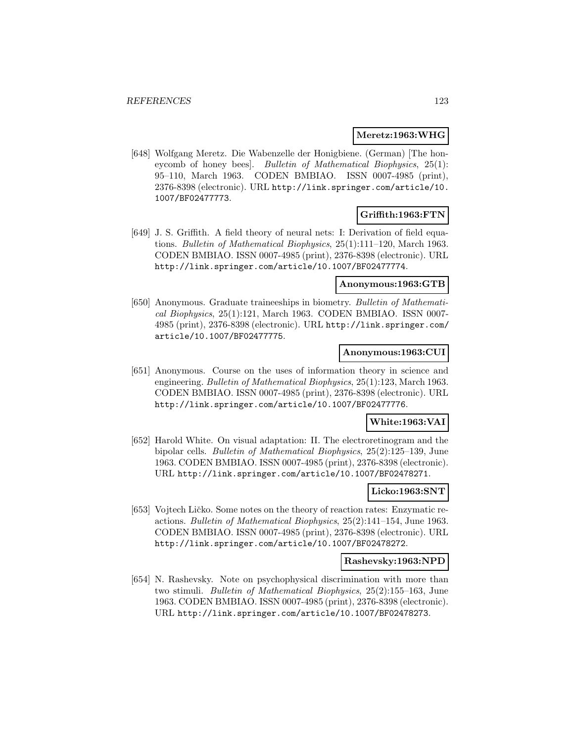**Meretz:1963:WHG**

[648] Wolfgang Meretz. Die Wabenzelle der Honigbiene. (German) [The honeycomb of honey bees]. *Bulletin of Mathematical Biophysics*, 25(1): 95–110, March 1963. CODEN BMBIAO. ISSN 0007-4985 (print), 2376-8398 (electronic). URL http://link.springer.com/article/10.1007/BF02477773.

**Griffith:1963:FTN**

[649] J. S. Griffith. A field theory of neural nets: I: Derivation of field equations. *Bulletin of Mathematical Biophysics*, 25(1):111–120, March 1963. CODEN BMBIAO. ISSN 0007-4985 (print), 2376-8398 (electronic). URL http://link.springer.com/article/10.1007/BF02477774.

**Anonymous:1963:GTB**

[650] Anonymous. Graduate traineeships in biometry. *Bulletin of Mathematical Biophysics*, 25(1):121, March 1963. CODEN BMBIAO. ISSN 0007-4985 (print), 2376-8398 (electronic). URL http://link.springer.com/article/10.1007/BF02477775.

**Anonymous:1963:CUI**

[651] Anonymous. Course on the uses of information theory in science and engineering. *Bulletin of Mathematical Biophysics*, 25(1):123, March 1963. CODEN BMBIAO. ISSN 0007-4985 (print), 2376-8398 (electronic). URL http://link.springer.com/article/10.1007/BF02477776.

**White:1963:VAI**

[652] Harold White. On visual adaptation: II. The electroretinogram and the bipolar cells. *Bulletin of Mathematical Biophysics*, 25(2):125–139, June 1963. CODEN BMBIAO. ISSN 0007-4985 (print), 2376-8398 (electronic). URL http://link.springer.com/article/10.1007/BF02478271.

**Licko:1963:SNT**

[653] Vojtech Ličko. Some notes on the theory of reaction rates: Enzymatic reactions. *Bulletin of Mathematical Biophysics*, 25(2):141–154, June 1963. CODEN BMBIAO. ISSN 0007-4985 (print), 2376-8398 (electronic). URL http://link.springer.com/article/10.1007/BF02478272.

**Rashevsky:1963:NPD**

[654] N. Rashevsky. Note on psychophysical discrimination with more than two stimuli. *Bulletin of Mathematical Biophysics*, 25(2):155–163, June 1963. CODEN BMBIAO. ISSN 0007-4985 (print), 2376-8398 (electronic). URL http://link.springer.com/article/10.1007/BF02478273.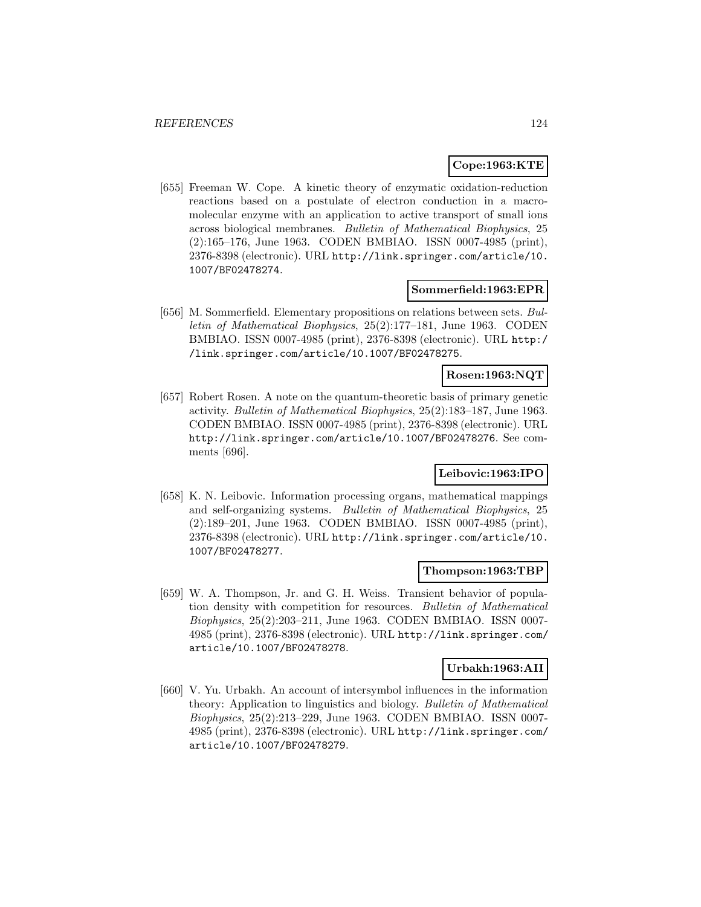**Cope:1963:KTE**

[655] Freeman W. Cope. A kinetic theory of enzymatic oxidation-reduction reactions based on a postulate of electron conduction in a macromolecular enzyme with an application to active transport of small ions across biological membranes. *Bulletin of Mathematical Biophysics*, 25 (2):165–176, June 1963. CODEN BMBIAO. ISSN 0007-4985 (print), 2376-8398 (electronic). URL `http://link.springer.com/article/10.1007/BF02478274`.

**Sommerfield:1963:EPR**

[656] M. Sommerfield. Elementary propositions on relations between sets. *Bulletin of Mathematical Biophysics*, 25(2):177–181, June 1963. CODEN BMBIAO. ISSN 0007-4985 (print), 2376-8398 (electronic). URL `http://link.springer.com/article/10.1007/BF02478275`.

**Rosen:1963:NQT**

[657] Robert Rosen. A note on the quantum-theoretic basis of primary genetic activity. *Bulletin of Mathematical Biophysics*, 25(2):183–187, June 1963. CODEN BMBIAO. ISSN 0007-4985 (print), 2376-8398 (electronic). URL `http://link.springer.com/article/10.1007/BF02478276`. See comments [696].

**Leibovic:1963:IPO**

[658] K. N. Leibovic. Information processing organs, mathematical mappings and self-organizing systems. *Bulletin of Mathematical Biophysics*, 25 (2):189–201, June 1963. CODEN BMBIAO. ISSN 0007-4985 (print), 2376-8398 (electronic). URL `http://link.springer.com/article/10.1007/BF02478277`.

**Thompson:1963:TBP**

[659] W. A. Thompson, Jr. and G. H. Weiss. Transient behavior of population density with competition for resources. *Bulletin of Mathematical Biophysics*, 25(2):203–211, June 1963. CODEN BMBIAO. ISSN 0007-4985 (print), 2376-8398 (electronic). URL `http://link.springer.com/article/10.1007/BF02478278`.

**Urbakh:1963:AII**

[660] V. Yu. Urbakh. An account of intersymbol influences in the information theory: Application to linguistics and biology. *Bulletin of Mathematical Biophysics*, 25(2):213–229, June 1963. CODEN BMBIAO. ISSN 0007-4985 (print), 2376-8398 (electronic). URL `http://link.springer.com/article/10.1007/BF02478279`.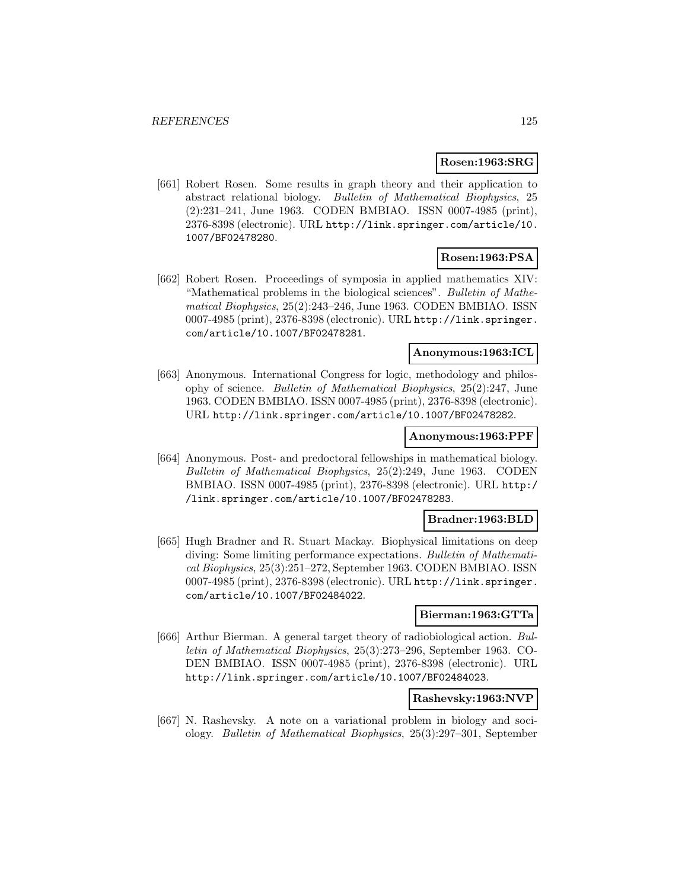**Rosen:1963:SRG**

[661] Robert Rosen. Some results in graph theory and their application to abstract relational biology. *Bulletin of Mathematical Biophysics*, 25 (2):231–241, June 1963. CODEN BMBIAO. ISSN 0007-4985 (print), 2376-8398 (electronic). URL http://link.springer.com/article/10.1007/BF02478280.

**Rosen:1963:PSA**

[662] Robert Rosen. Proceedings of symposia in applied mathematics XIV: "Mathematical problems in the biological sciences". *Bulletin of Mathematical Biophysics*, 25(2):243–246, June 1963. CODEN BMBIAO. ISSN 0007-4985 (print), 2376-8398 (electronic). URL http://link.springer.com/article/10.1007/BF02478281.

**Anonymous:1963:ICL**

[663] Anonymous. International Congress for logic, methodology and philosophy of science. *Bulletin of Mathematical Biophysics*, 25(2):247, June 1963. CODEN BMBIAO. ISSN 0007-4985 (print), 2376-8398 (electronic). URL http://link.springer.com/article/10.1007/BF02478282.

**Anonymous:1963:PPF**

[664] Anonymous. Post- and predoctoral fellowships in mathematical biology. *Bulletin of Mathematical Biophysics*, 25(2):249, June 1963. CODEN BMBIAO. ISSN 0007-4985 (print), 2376-8398 (electronic). URL http://link.springer.com/article/10.1007/BF02478283.

**Bradner:1963:BLD**

[665] Hugh Bradner and R. Stuart Mackay. Biophysical limitations on deep diving: Some limiting performance expectations. *Bulletin of Mathematical Biophysics*, 25(3):251–272, September 1963. CODEN BMBIAO. ISSN 0007-4985 (print), 2376-8398 (electronic). URL http://link.springer.com/article/10.1007/BF02484022.

**Bierman:1963:GTTa**

[666] Arthur Bierman. A general target theory of radiobiological action. *Bulletin of Mathematical Biophysics*, 25(3):273–296, September 1963. CODEN BMBIAO. ISSN 0007-4985 (print), 2376-8398 (electronic). URL http://link.springer.com/article/10.1007/BF02484023.

**Rashevsky:1963:NVP**

[667] N. Rashevsky. A note on a variational problem in biology and sociology. *Bulletin of Mathematical Biophysics*, 25(3):297–301, September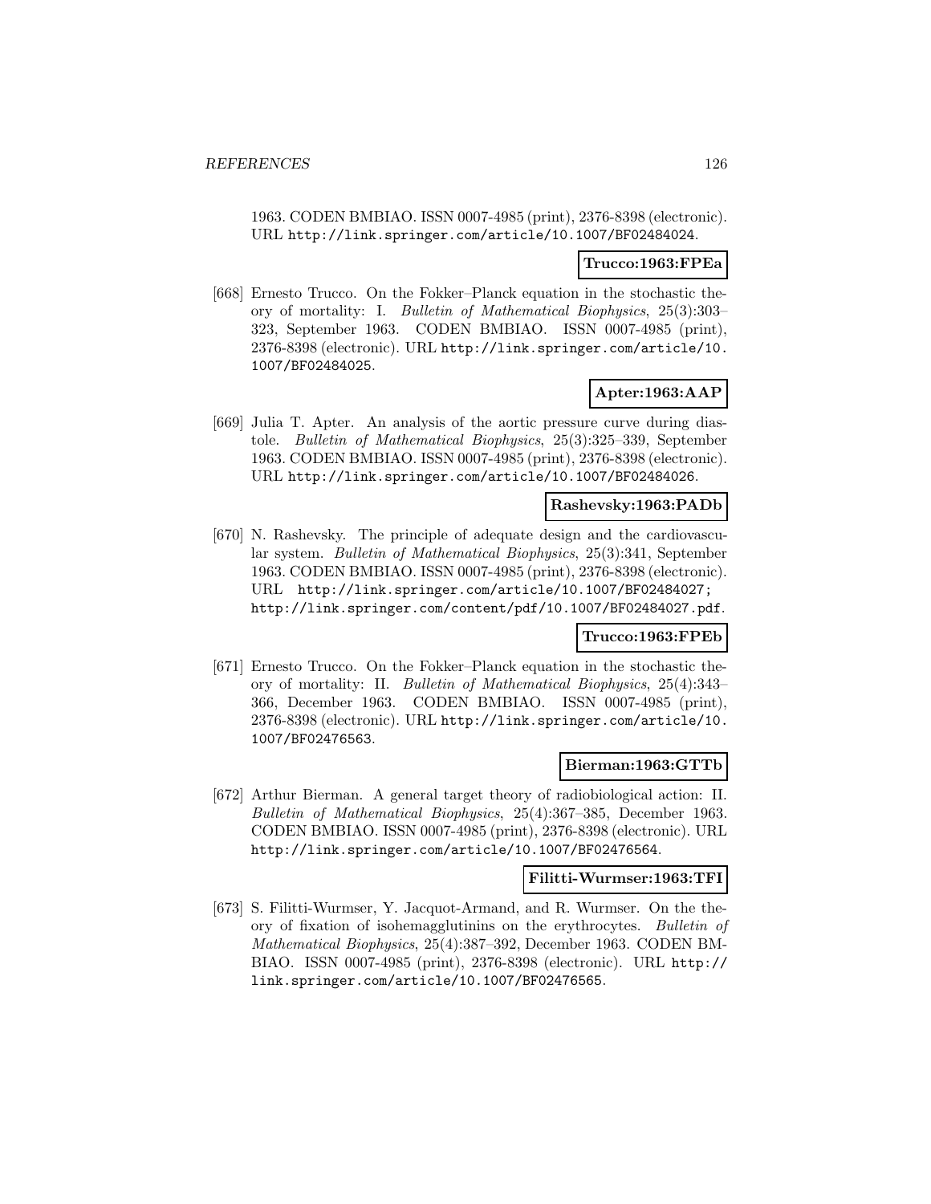1963. CODEN BMBIAO. ISSN 0007-4985 (print), 2376-8398 (electronic). URL http://link.springer.com/article/10.1007/BF02484024.

**Trucco:1963:FPEa**

[668] Ernesto Trucco. On the Fokker–Planck equation in the stochastic theory of mortality: I. *Bulletin of Mathematical Biophysics*, 25(3):303–323, September 1963. CODEN BMBIAO. ISSN 0007-4985 (print), 2376-8398 (electronic). URL http://link.springer.com/article/10.1007/BF02484025.

**Apter:1963:AAP**

[669] Julia T. Apter. An analysis of the aortic pressure curve during diastole. *Bulletin of Mathematical Biophysics*, 25(3):325–339, September 1963. CODEN BMBIAO. ISSN 0007-4985 (print), 2376-8398 (electronic). URL http://link.springer.com/article/10.1007/BF02484026.

**Rashevsky:1963:PADb**

[670] N. Rashevsky. The principle of adequate design and the cardiovascular system. *Bulletin of Mathematical Biophysics*, 25(3):341, September 1963. CODEN BMBIAO. ISSN 0007-4985 (print), 2376-8398 (electronic). URL http://link.springer.com/article/10.1007/BF02484027; http://link.springer.com/content/pdf/10.1007/BF02484027.pdf.

**Trucco:1963:FPEb**

[671] Ernesto Trucco. On the Fokker–Planck equation in the stochastic theory of mortality: II. *Bulletin of Mathematical Biophysics*, 25(4):343–366, December 1963. CODEN BMBIAO. ISSN 0007-4985 (print), 2376-8398 (electronic). URL http://link.springer.com/article/10.1007/BF02476563.

**Bierman:1963:GTTb**

[672] Arthur Bierman. A general target theory of radiobiological action: II. *Bulletin of Mathematical Biophysics*, 25(4):367–385, December 1963. CODEN BMBIAO. ISSN 0007-4985 (print), 2376-8398 (electronic). URL http://link.springer.com/article/10.1007/BF02476564.

**Filitti-Wurmser:1963:TFI**

[673] S. Filitti-Wurmser, Y. Jacquot-Armand, and R. Wurmser. On the theory of fixation of isohemagglutinins on the erythrocytes. *Bulletin of Mathematical Biophysics*, 25(4):387–392, December 1963. CODEN BMBIAO. ISSN 0007-4985 (print), 2376-8398 (electronic). URL http://link.springer.com/article/10.1007/BF02476565.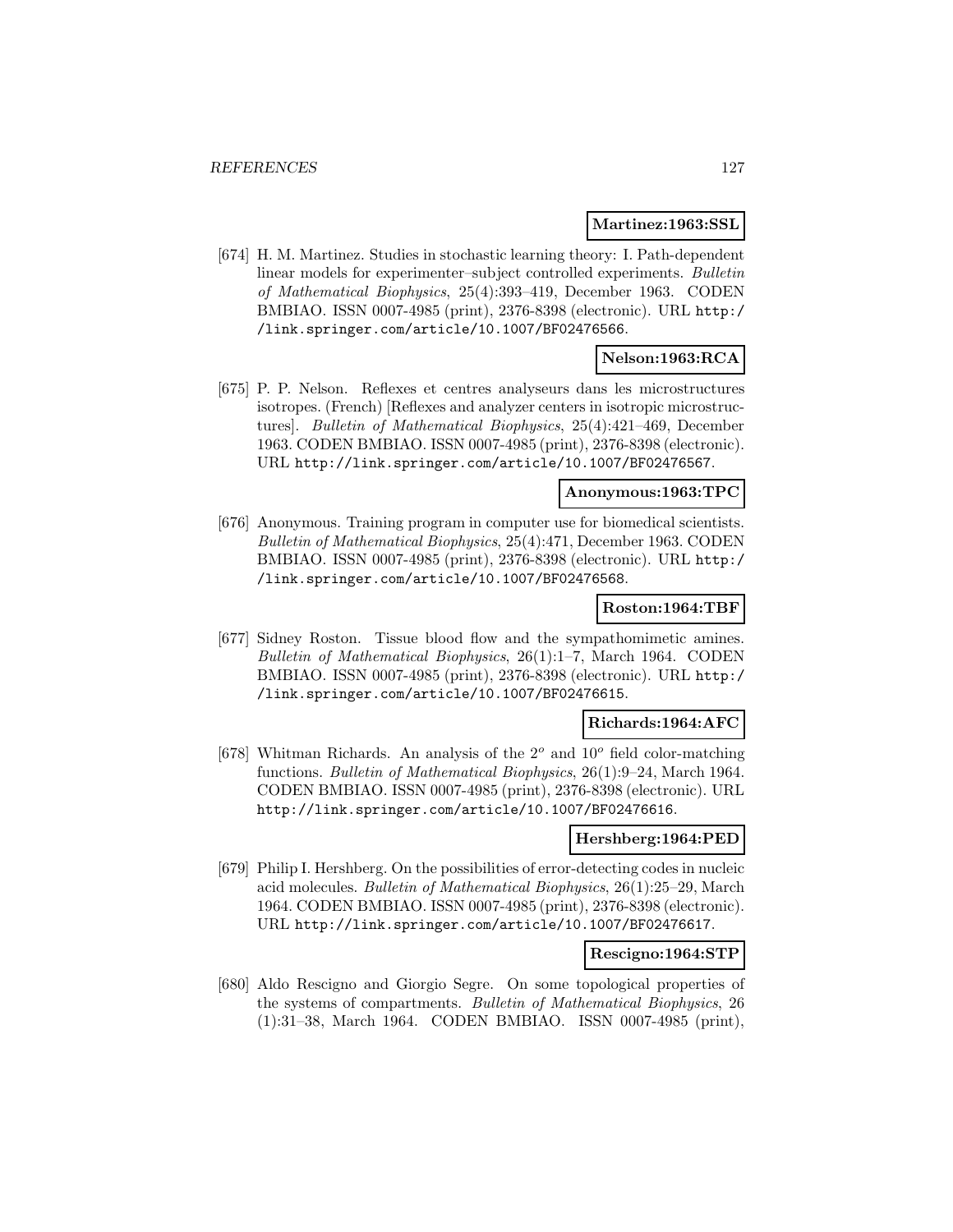**Martinez:1963:SSL**

[674] H. M. Martinez. Studies in stochastic learning theory: I. Path-dependent linear models for experimenter–subject controlled experiments. *Bulletin of Mathematical Biophysics*, 25(4):393–419, December 1963. CODEN BMBIAO. ISSN 0007-4985 (print), 2376-8398 (electronic). URL http://link.springer.com/article/10.1007/BF02476566.

**Nelson:1963:RCA**

[675] P. P. Nelson. Reflexes et centres analyseurs dans les microstructures isotropes. (French) [Reflexes and analyzer centers in isotropic microstructures]. *Bulletin of Mathematical Biophysics*, 25(4):421–469, December 1963. CODEN BMBIAO. ISSN 0007-4985 (print), 2376-8398 (electronic). URL http://link.springer.com/article/10.1007/BF02476567.

**Anonymous:1963:TPC**

[676] Anonymous. Training program in computer use for biomedical scientists. *Bulletin of Mathematical Biophysics*, 25(4):471, December 1963. CODEN BMBIAO. ISSN 0007-4985 (print), 2376-8398 (electronic). URL http://link.springer.com/article/10.1007/BF02476568.

**Roston:1964:TBF**

[677] Sidney Roston. Tissue blood flow and the sympathomimetic amines. *Bulletin of Mathematical Biophysics*, 26(1):1–7, March 1964. CODEN BMBIAO. ISSN 0007-4985 (print), 2376-8398 (electronic). URL http://link.springer.com/article/10.1007/BF02476615.

**Richards:1964:AFC**

[678] Whitman Richards. An analysis of the $2^o$ and $10^o$ field color-matching functions. *Bulletin of Mathematical Biophysics*, 26(1):9–24, March 1964. CODEN BMBIAO. ISSN 0007-4985 (print), 2376-8398 (electronic). URL http://link.springer.com/article/10.1007/BF02476616.

**Hershberg:1964:PED**

[679] Philip I. Hershberg. On the possibilities of error-detecting codes in nucleic acid molecules. *Bulletin of Mathematical Biophysics*, 26(1):25–29, March 1964. CODEN BMBIAO. ISSN 0007-4985 (print), 2376-8398 (electronic). URL http://link.springer.com/article/10.1007/BF02476617.

**Rescigno:1964:STP**

[680] Aldo Rescigno and Giorgio Segre. On some topological properties of the systems of compartments. *Bulletin of Mathematical Biophysics*, 26 (1):31–38, March 1964. CODEN BMBIAO. ISSN 0007-4985 (print),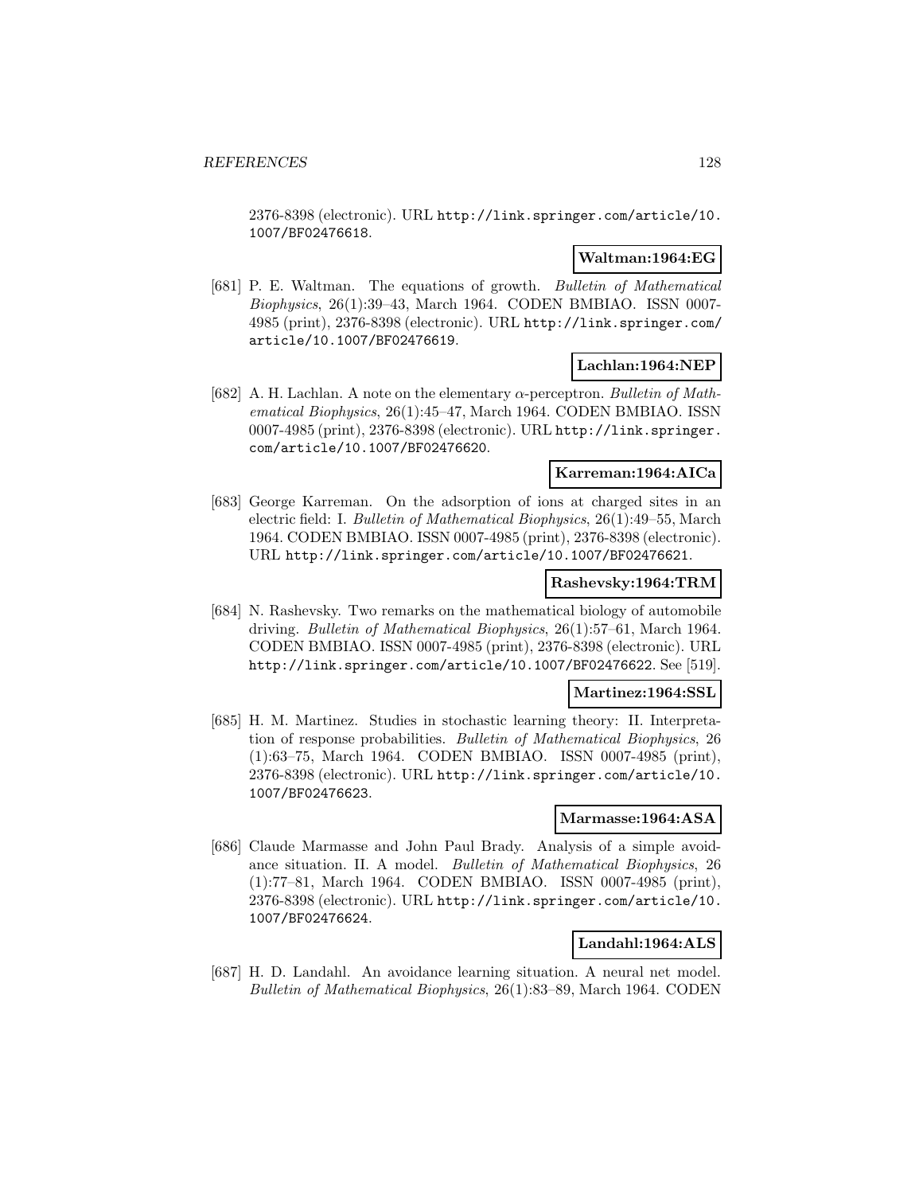2376-8398 (electronic). URL http://link.springer.com/article/10.1007/BF02476618.

**Waltman:1964:EG**

[681] P. E. Waltman. The equations of growth. *Bulletin of Mathematical Biophysics*, 26(1):39–43, March 1964. CODEN BMBIAO. ISSN 0007-4985 (print), 2376-8398 (electronic). URL http://link.springer.com/article/10.1007/BF02476619.

**Lachlan:1964:NEP**

[682] A. H. Lachlan. A note on the elementary $\alpha$-perceptron. *Bulletin of Mathematical Biophysics*, 26(1):45–47, March 1964. CODEN BMBIAO. ISSN 0007-4985 (print), 2376-8398 (electronic). URL http://link.springer.com/article/10.1007/BF02476620.

**Karreman:1964:AICa**

[683] George Karreman. On the adsorption of ions at charged sites in an electric field: I. *Bulletin of Mathematical Biophysics*, 26(1):49–55, March 1964. CODEN BMBIAO. ISSN 0007-4985 (print), 2376-8398 (electronic). URL http://link.springer.com/article/10.1007/BF02476621.

**Rashevsky:1964:TRM**

[684] N. Rashevsky. Two remarks on the mathematical biology of automobile driving. *Bulletin of Mathematical Biophysics*, 26(1):57–61, March 1964. CODEN BMBIAO. ISSN 0007-4985 (print), 2376-8398 (electronic). URL http://link.springer.com/article/10.1007/BF02476622. See [519].

**Martinez:1964:SSL**

[685] H. M. Martinez. Studies in stochastic learning theory: II. Interpretation of response probabilities. *Bulletin of Mathematical Biophysics*, 26 (1):63–75, March 1964. CODEN BMBIAO. ISSN 0007-4985 (print), 2376-8398 (electronic). URL http://link.springer.com/article/10.1007/BF02476623.

**Marmasse:1964:ASA**

[686] Claude Marmasse and John Paul Brady. Analysis of a simple avoidance situation. II. A model. *Bulletin of Mathematical Biophysics*, 26 (1):77–81, March 1964. CODEN BMBIAO. ISSN 0007-4985 (print), 2376-8398 (electronic). URL http://link.springer.com/article/10.1007/BF02476624.

**Landahl:1964:ALS**

[687] H. D. Landahl. An avoidance learning situation. A neural net model. *Bulletin of Mathematical Biophysics*, 26(1):83–89, March 1964. CODEN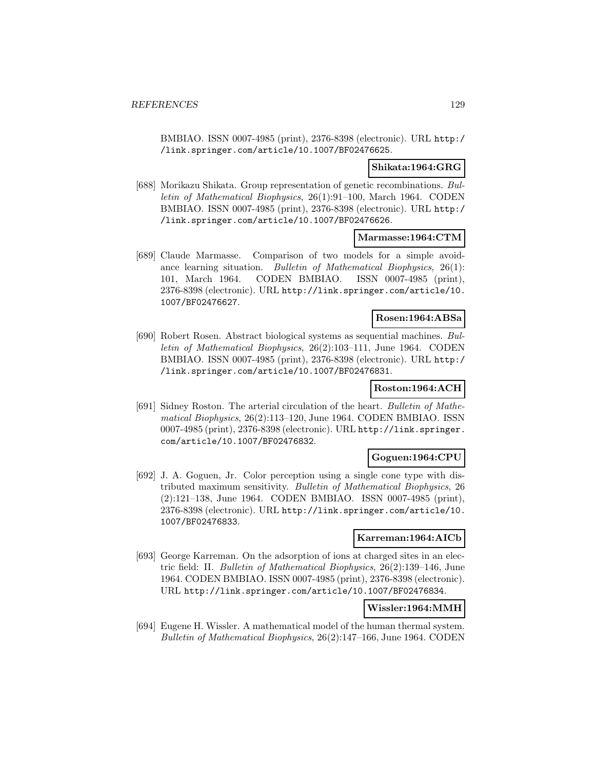BMBIAO. ISSN 0007-4985 (print), 2376-8398 (electronic). URL http://link.springer.com/article/10.1007/BF02476625.

**Shikata:1964:GRG**

[688] Morikazu Shikata. Group representation of genetic recombinations. *Bulletin of Mathematical Biophysics*, 26(1):91–100, March 1964. CODEN BMBIAO. ISSN 0007-4985 (print), 2376-8398 (electronic). URL http://link.springer.com/article/10.1007/BF02476626.

**Marmasse:1964:CTM**

[689] Claude Marmasse. Comparison of two models for a simple avoidance learning situation. *Bulletin of Mathematical Biophysics*, 26(1): 101, March 1964. CODEN BMBIAO. ISSN 0007-4985 (print), 2376-8398 (electronic). URL http://link.springer.com/article/10.1007/BF02476627.

**Rosen:1964:ABSa**

[690] Robert Rosen. Abstract biological systems as sequential machines. *Bulletin of Mathematical Biophysics*, 26(2):103–111, June 1964. CODEN BMBIAO. ISSN 0007-4985 (print), 2376-8398 (electronic). URL http://link.springer.com/article/10.1007/BF02476831.

**Roston:1964:ACH**

[691] Sidney Roston. The arterial circulation of the heart. *Bulletin of Mathematical Biophysics*, 26(2):113–120, June 1964. CODEN BMBIAO. ISSN 0007-4985 (print), 2376-8398 (electronic). URL http://link.springer.com/article/10.1007/BF02476832.

**Goguen:1964:CPU**

[692] J. A. Goguen, Jr. Color perception using a single cone type with distributed maximum sensitivity. *Bulletin of Mathematical Biophysics*, 26 (2):121–138, June 1964. CODEN BMBIAO. ISSN 0007-4985 (print), 2376-8398 (electronic). URL http://link.springer.com/article/10.1007/BF02476833.

**Karreman:1964:AICb**

[693] George Karreman. On the adsorption of ions at charged sites in an electric field: II. *Bulletin of Mathematical Biophysics*, 26(2):139–146, June 1964. CODEN BMBIAO. ISSN 0007-4985 (print), 2376-8398 (electronic). URL http://link.springer.com/article/10.1007/BF02476834.

**Wissler:1964:MMH**

[694] Eugene H. Wissler. A mathematical model of the human thermal system. *Bulletin of Mathematical Biophysics*, 26(2):147–166, June 1964. CODEN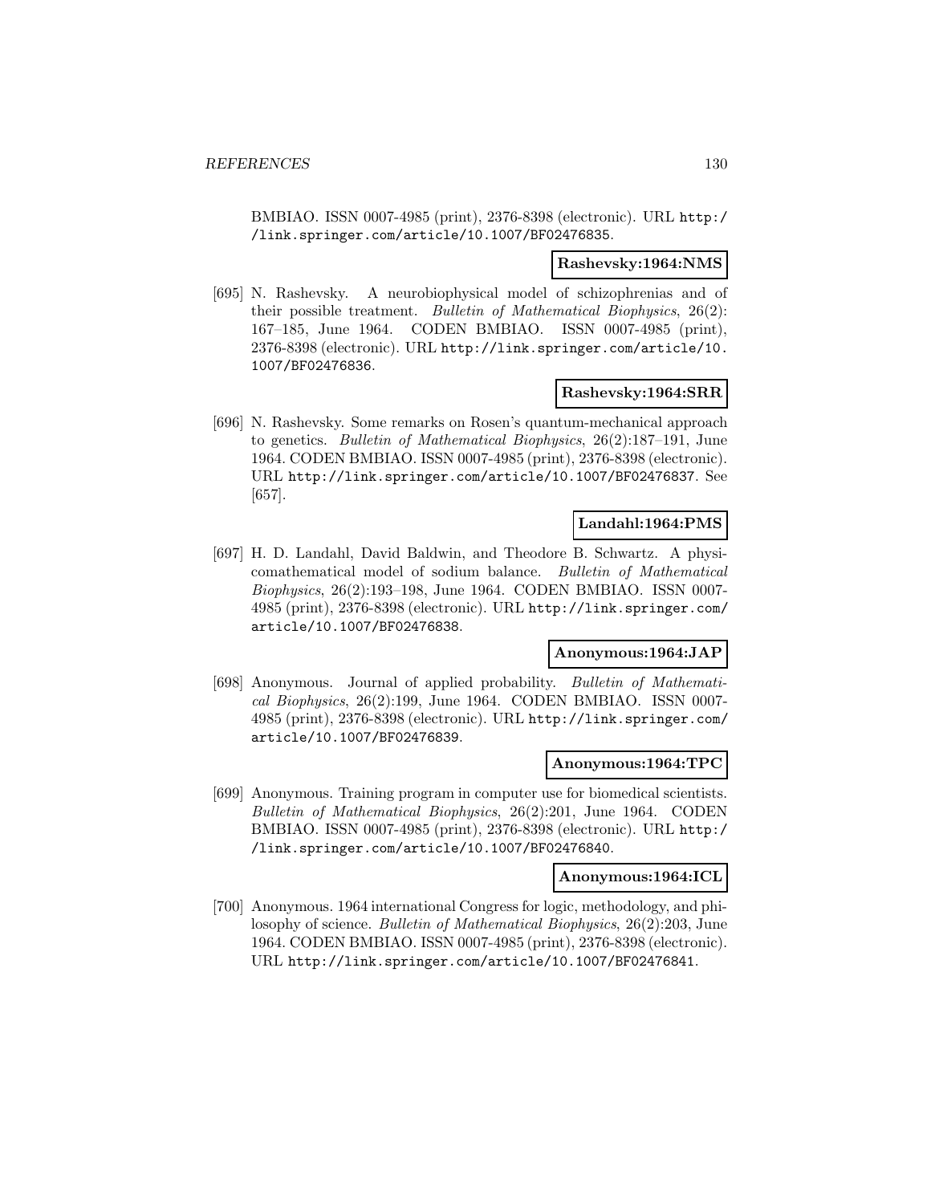BMBIAO. ISSN 0007-4985 (print), 2376-8398 (electronic). URL http://link.springer.com/article/10.1007/BF02476835.

**Rashevsky:1964:NMS**

[695] N. Rashevsky. A neurobiophysical model of schizophrenias and of their possible treatment. *Bulletin of Mathematical Biophysics*, 26(2): 167–185, June 1964. CODEN BMBIAO. ISSN 0007-4985 (print), 2376-8398 (electronic). URL http://link.springer.com/article/10.1007/BF02476836.

**Rashevsky:1964:SRR**

[696] N. Rashevsky. Some remarks on Rosen's quantum-mechanical approach to genetics. *Bulletin of Mathematical Biophysics*, 26(2):187–191, June 1964. CODEN BMBIAO. ISSN 0007-4985 (print), 2376-8398 (electronic). URL http://link.springer.com/article/10.1007/BF02476837. See [657].

**Landahl:1964:PMS**

[697] H. D. Landahl, David Baldwin, and Theodore B. Schwartz. A physicomathematical model of sodium balance. *Bulletin of Mathematical Biophysics*, 26(2):193–198, June 1964. CODEN BMBIAO. ISSN 0007-4985 (print), 2376-8398 (electronic). URL http://link.springer.com/article/10.1007/BF02476838.

**Anonymous:1964:JAP**

[698] Anonymous. Journal of applied probability. *Bulletin of Mathematical Biophysics*, 26(2):199, June 1964. CODEN BMBIAO. ISSN 0007-4985 (print), 2376-8398 (electronic). URL http://link.springer.com/article/10.1007/BF02476839.

**Anonymous:1964:TPC**

[699] Anonymous. Training program in computer use for biomedical scientists. *Bulletin of Mathematical Biophysics*, 26(2):201, June 1964. CODEN BMBIAO. ISSN 0007-4985 (print), 2376-8398 (electronic). URL http://link.springer.com/article/10.1007/BF02476840.

**Anonymous:1964:ICL**

[700] Anonymous. 1964 international Congress for logic, methodology, and philosophy of science. *Bulletin of Mathematical Biophysics*, 26(2):203, June 1964. CODEN BMBIAO. ISSN 0007-4985 (print), 2376-8398 (electronic). URL http://link.springer.com/article/10.1007/BF02476841.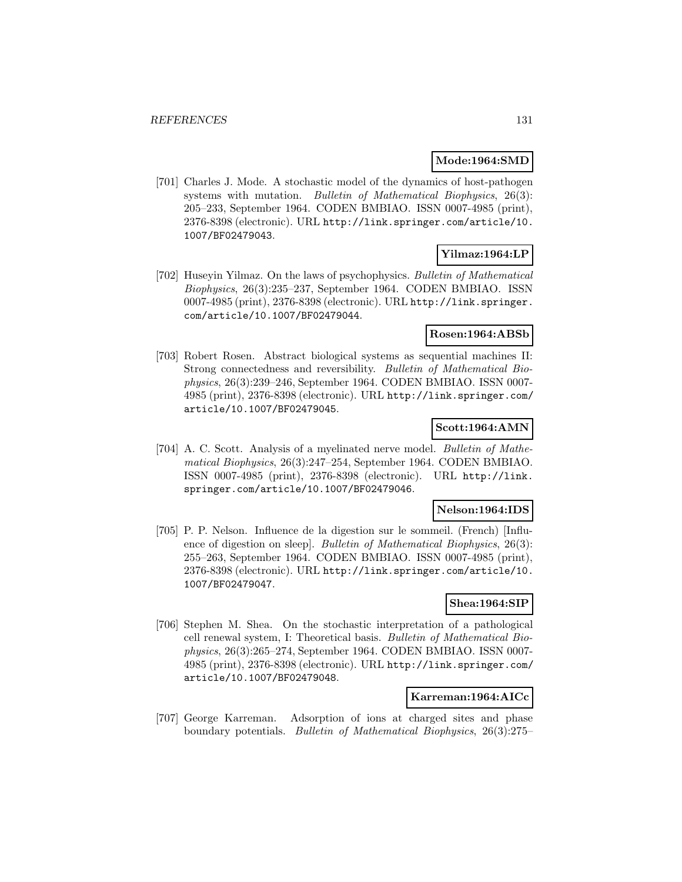**Mode:1964:SMD**

[701] Charles J. Mode. A stochastic model of the dynamics of host-pathogen systems with mutation. *Bulletin of Mathematical Biophysics*, 26(3): 205–233, September 1964. CODEN BMBIAO. ISSN 0007-4985 (print), 2376-8398 (electronic). URL http://link.springer.com/article/10.1007/BF02479043.

**Yilmaz:1964:LP**

[702] Huseyin Yilmaz. On the laws of psychophysics. *Bulletin of Mathematical Biophysics*, 26(3):235–237, September 1964. CODEN BMBIAO. ISSN 0007-4985 (print), 2376-8398 (electronic). URL http://link.springer.com/article/10.1007/BF02479044.

**Rosen:1964:ABSb**

[703] Robert Rosen. Abstract biological systems as sequential machines II: Strong connectedness and reversibility. *Bulletin of Mathematical Biophysics*, 26(3):239–246, September 1964. CODEN BMBIAO. ISSN 0007-4985 (print), 2376-8398 (electronic). URL http://link.springer.com/article/10.1007/BF02479045.

**Scott:1964:AMN**

[704] A. C. Scott. Analysis of a myelinated nerve model. *Bulletin of Mathematical Biophysics*, 26(3):247–254, September 1964. CODEN BMBIAO. ISSN 0007-4985 (print), 2376-8398 (electronic). URL http://link.springer.com/article/10.1007/BF02479046.

**Nelson:1964:IDS**

[705] P. P. Nelson. Influence de la digestion sur le sommeil. (French) [Influence of digestion on sleep]. *Bulletin of Mathematical Biophysics*, 26(3): 255–263, September 1964. CODEN BMBIAO. ISSN 0007-4985 (print), 2376-8398 (electronic). URL http://link.springer.com/article/10.1007/BF02479047.

**Shea:1964:SIP**

[706] Stephen M. Shea. On the stochastic interpretation of a pathological cell renewal system, I: Theoretical basis. *Bulletin of Mathematical Biophysics*, 26(3):265–274, September 1964. CODEN BMBIAO. ISSN 0007-4985 (print), 2376-8398 (electronic). URL http://link.springer.com/article/10.1007/BF02479048.

**Karreman:1964:AICc**

[707] George Karreman. Adsorption of ions at charged sites and phase boundary potentials. *Bulletin of Mathematical Biophysics*, 26(3):275–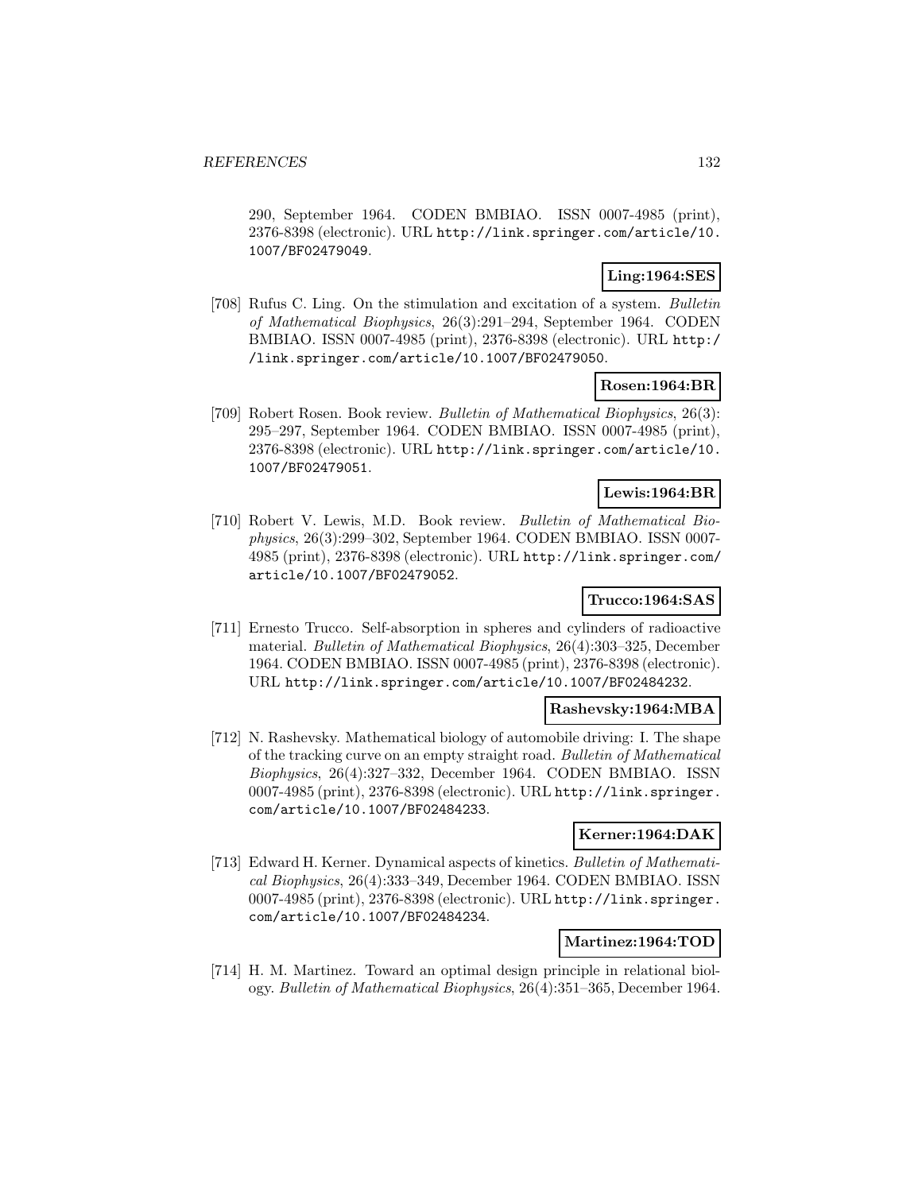290, September 1964. CODEN BMBIAO. ISSN 0007-4985 (print), 2376-8398 (electronic). URL http://link.springer.com/article/10.1007/BF02479049.

**Ling:1964:SES**

[708] Rufus C. Ling. On the stimulation and excitation of a system. *Bulletin of Mathematical Biophysics*, 26(3):291–294, September 1964. CODEN BMBIAO. ISSN 0007-4985 (print), 2376-8398 (electronic). URL http://link.springer.com/article/10.1007/BF02479050.

**Rosen:1964:BR**

[709] Robert Rosen. Book review. *Bulletin of Mathematical Biophysics*, 26(3): 295–297, September 1964. CODEN BMBIAO. ISSN 0007-4985 (print), 2376-8398 (electronic). URL http://link.springer.com/article/10.1007/BF02479051.

**Lewis:1964:BR**

[710] Robert V. Lewis, M.D. Book review. *Bulletin of Mathematical Biophysics*, 26(3):299–302, September 1964. CODEN BMBIAO. ISSN 0007-4985 (print), 2376-8398 (electronic). URL http://link.springer.com/article/10.1007/BF02479052.

**Trucco:1964:SAS**

[711] Ernesto Trucco. Self-absorption in spheres and cylinders of radioactive material. *Bulletin of Mathematical Biophysics*, 26(4):303–325, December 1964. CODEN BMBIAO. ISSN 0007-4985 (print), 2376-8398 (electronic). URL http://link.springer.com/article/10.1007/BF02484232.

**Rashevsky:1964:MBA**

[712] N. Rashevsky. Mathematical biology of automobile driving: I. The shape of the tracking curve on an empty straight road. *Bulletin of Mathematical Biophysics*, 26(4):327–332, December 1964. CODEN BMBIAO. ISSN 0007-4985 (print), 2376-8398 (electronic). URL http://link.springer.com/article/10.1007/BF02484233.

**Kerner:1964:DAK**

[713] Edward H. Kerner. Dynamical aspects of kinetics. *Bulletin of Mathematical Biophysics*, 26(4):333–349, December 1964. CODEN BMBIAO. ISSN 0007-4985 (print), 2376-8398 (electronic). URL http://link.springer.com/article/10.1007/BF02484234.

**Martinez:1964:TOD**

[714] H. M. Martinez. Toward an optimal design principle in relational biology. *Bulletin of Mathematical Biophysics*, 26(4):351–365, December 1964.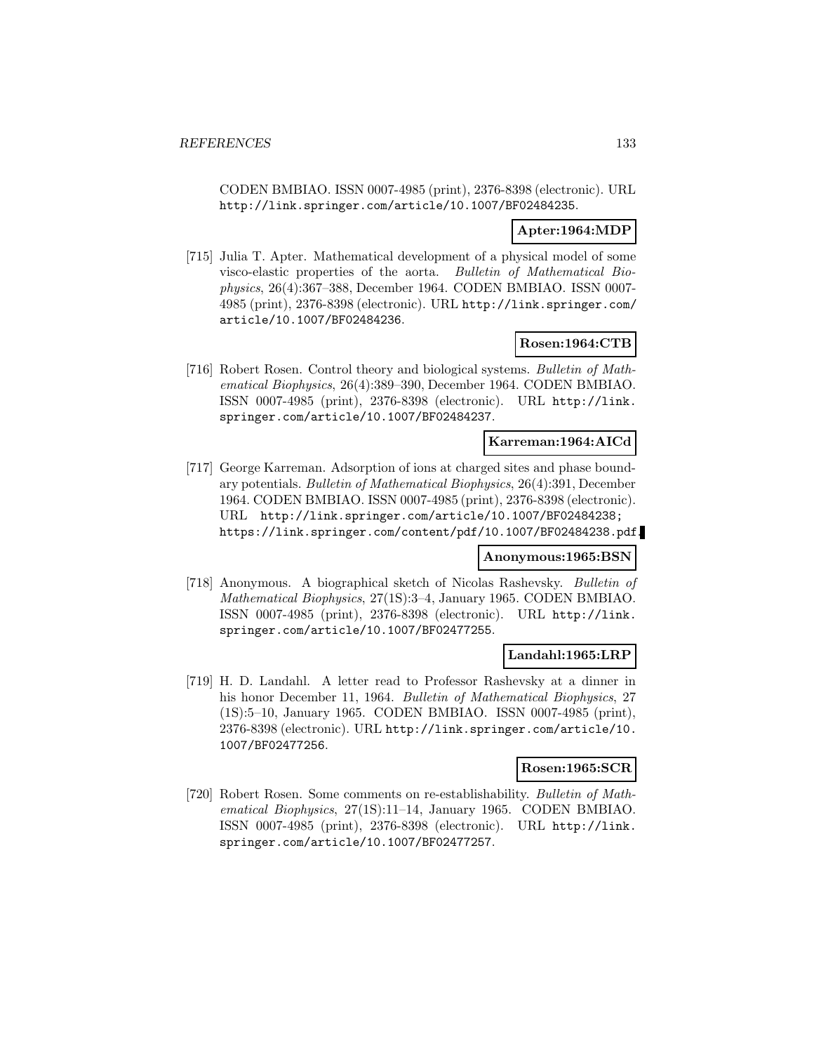CODEN BMBIAO. ISSN 0007-4985 (print), 2376-8398 (electronic). URL http://link.springer.com/article/10.1007/BF02484235.

**Apter:1964:MDP**

[715] Julia T. Apter. Mathematical development of a physical model of some visco-elastic properties of the aorta. *Bulletin of Mathematical Biophysics*, 26(4):367–388, December 1964. CODEN BMBIAO. ISSN 0007-4985 (print), 2376-8398 (electronic). URL http://link.springer.com/article/10.1007/BF02484236.

**Rosen:1964:CTB**

[716] Robert Rosen. Control theory and biological systems. *Bulletin of Mathematical Biophysics*, 26(4):389–390, December 1964. CODEN BMBIAO. ISSN 0007-4985 (print), 2376-8398 (electronic). URL http://link.springer.com/article/10.1007/BF02484237.

**Karreman:1964:AICd**

[717] George Karreman. Adsorption of ions at charged sites and phase boundary potentials. *Bulletin of Mathematical Biophysics*, 26(4):391, December 1964. CODEN BMBIAO. ISSN 0007-4985 (print), 2376-8398 (electronic). URL http://link.springer.com/article/10.1007/BF02484238; https://link.springer.com/content/pdf/10.1007/BF02484238.pdf.

**Anonymous:1965:BSN**

[718] Anonymous. A biographical sketch of Nicolas Rashevsky. *Bulletin of Mathematical Biophysics*, 27(1S):3–4, January 1965. CODEN BMBIAO. ISSN 0007-4985 (print), 2376-8398 (electronic). URL http://link.springer.com/article/10.1007/BF02477255.

**Landahl:1965:LRP**

[719] H. D. Landahl. A letter read to Professor Rashevsky at a dinner in his honor December 11, 1964. *Bulletin of Mathematical Biophysics*, 27 (1S):5–10, January 1965. CODEN BMBIAO. ISSN 0007-4985 (print), 2376-8398 (electronic). URL http://link.springer.com/article/10.1007/BF02477256.

**Rosen:1965:SCR**

[720] Robert Rosen. Some comments on re-establishability. *Bulletin of Mathematical Biophysics*, 27(1S):11–14, January 1965. CODEN BMBIAO. ISSN 0007-4985 (print), 2376-8398 (electronic). URL http://link.springer.com/article/10.1007/BF02477257.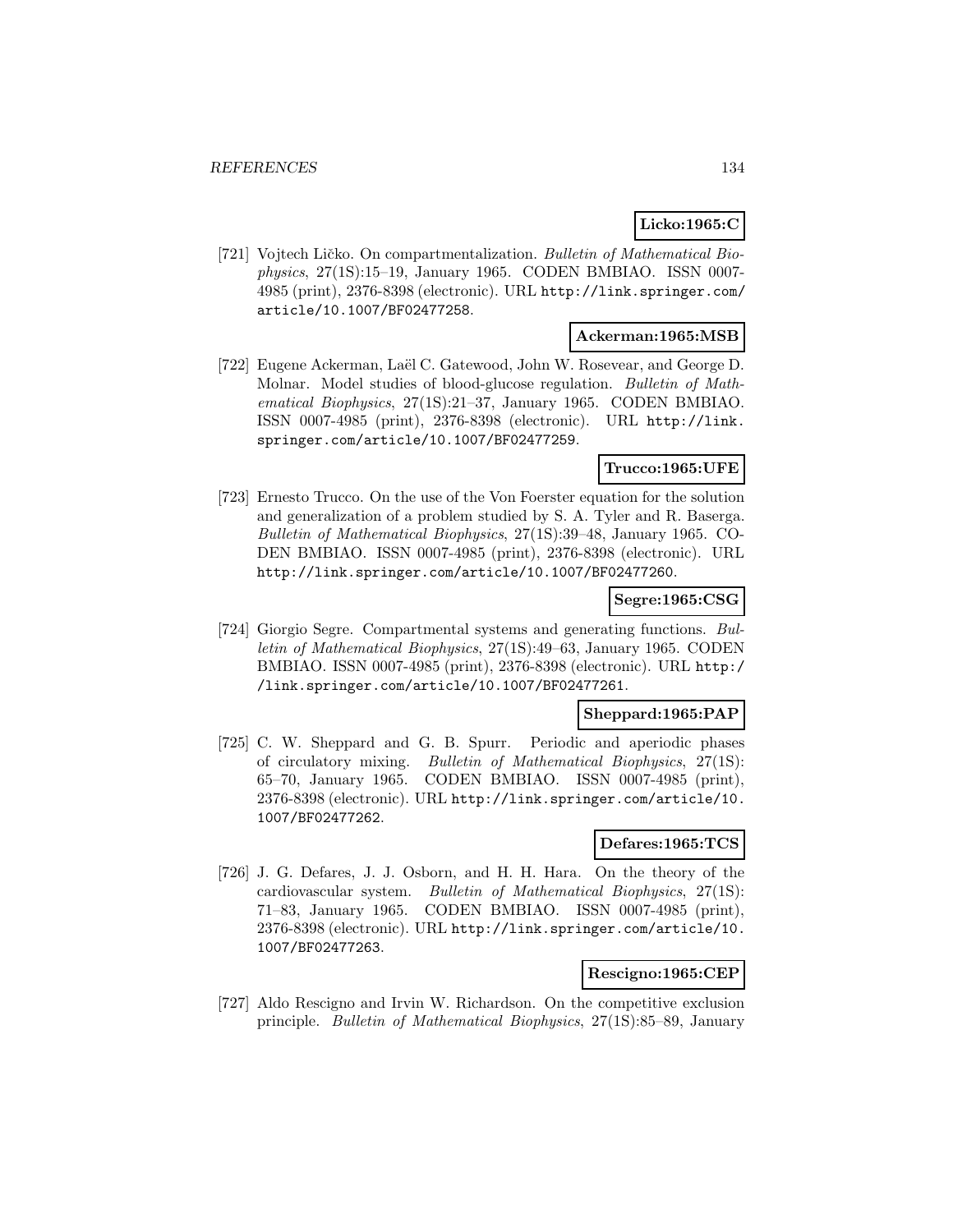**Licko:1965:C**

[721] Vojtech Ličko. On compartmentalization. *Bulletin of Mathematical Biophysics*, 27(1S):15–19, January 1965. CODEN BMBIAO. ISSN 0007-4985 (print), 2376-8398 (electronic). URL http://link.springer.com/article/10.1007/BF02477258.

**Ackerman:1965:MSB**

[722] Eugene Ackerman, Laël C. Gatewood, John W. Rosevear, and George D. Molnar. Model studies of blood-glucose regulation. *Bulletin of Mathematical Biophysics*, 27(1S):21–37, January 1965. CODEN BMBIAO. ISSN 0007-4985 (print), 2376-8398 (electronic). URL http://link.springer.com/article/10.1007/BF02477259.

**Trucco:1965:UFE**

[723] Ernesto Trucco. On the use of the Von Foerster equation for the solution and generalization of a problem studied by S. A. Tyler and R. Baserga. *Bulletin of Mathematical Biophysics*, 27(1S):39–48, January 1965. CODEN BMBIAO. ISSN 0007-4985 (print), 2376-8398 (electronic). URL http://link.springer.com/article/10.1007/BF02477260.

**Segre:1965:CSG**

[724] Giorgio Segre. Compartmental systems and generating functions. *Bulletin of Mathematical Biophysics*, 27(1S):49–63, January 1965. CODEN BMBIAO. ISSN 0007-4985 (print), 2376-8398 (electronic). URL http://link.springer.com/article/10.1007/BF02477261.

**Sheppard:1965:PAP**

[725] C. W. Sheppard and G. B. Spurr. Periodic and aperiodic phases of circulatory mixing. *Bulletin of Mathematical Biophysics*, 27(1S): 65–70, January 1965. CODEN BMBIAO. ISSN 0007-4985 (print), 2376-8398 (electronic). URL http://link.springer.com/article/10.1007/BF02477262.

**Defares:1965:TCS**

[726] J. G. Defares, J. J. Osborn, and H. H. Hara. On the theory of the cardiovascular system. *Bulletin of Mathematical Biophysics*, 27(1S): 71–83, January 1965. CODEN BMBIAO. ISSN 0007-4985 (print), 2376-8398 (electronic). URL http://link.springer.com/article/10.1007/BF02477263.

**Rescigno:1965:CEP**

[727] Aldo Rescigno and Irvin W. Richardson. On the competitive exclusion principle. *Bulletin of Mathematical Biophysics*, 27(1S):85–89, January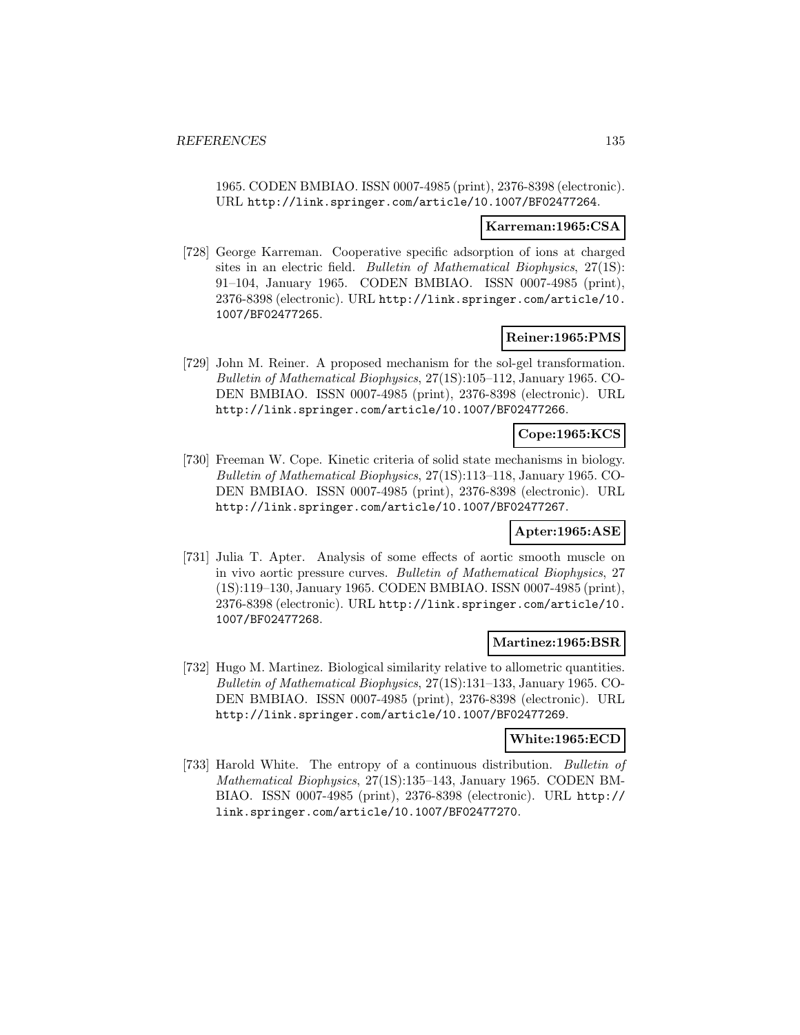1965. CODEN BMBIAO. ISSN 0007-4985 (print), 2376-8398 (electronic). URL http://link.springer.com/article/10.1007/BF02477264.

**Karreman:1965:CSA**

[728] George Karreman. Cooperative specific adsorption of ions at charged sites in an electric field. *Bulletin of Mathematical Biophysics*, 27(1S): 91–104, January 1965. CODEN BMBIAO. ISSN 0007-4985 (print), 2376-8398 (electronic). URL http://link.springer.com/article/10.1007/BF02477265.

**Reiner:1965:PMS**

[729] John M. Reiner. A proposed mechanism for the sol-gel transformation. *Bulletin of Mathematical Biophysics*, 27(1S):105–112, January 1965. CODEN BMBIAO. ISSN 0007-4985 (print), 2376-8398 (electronic). URL http://link.springer.com/article/10.1007/BF02477266.

**Cope:1965:KCS**

[730] Freeman W. Cope. Kinetic criteria of solid state mechanisms in biology. *Bulletin of Mathematical Biophysics*, 27(1S):113–118, January 1965. CODEN BMBIAO. ISSN 0007-4985 (print), 2376-8398 (electronic). URL http://link.springer.com/article/10.1007/BF02477267.

**Apter:1965:ASE**

[731] Julia T. Apter. Analysis of some effects of aortic smooth muscle on in vivo aortic pressure curves. *Bulletin of Mathematical Biophysics*, 27 (1S):119–130, January 1965. CODEN BMBIAO. ISSN 0007-4985 (print), 2376-8398 (electronic). URL http://link.springer.com/article/10.1007/BF02477268.

**Martinez:1965:BSR**

[732] Hugo M. Martinez. Biological similarity relative to allometric quantities. *Bulletin of Mathematical Biophysics*, 27(1S):131–133, January 1965. CODEN BMBIAO. ISSN 0007-4985 (print), 2376-8398 (electronic). URL http://link.springer.com/article/10.1007/BF02477269.

**White:1965:ECD**

[733] Harold White. The entropy of a continuous distribution. *Bulletin of Mathematical Biophysics*, 27(1S):135–143, January 1965. CODEN BMBIAO. ISSN 0007-4985 (print), 2376-8398 (electronic). URL http://link.springer.com/article/10.1007/BF02477270.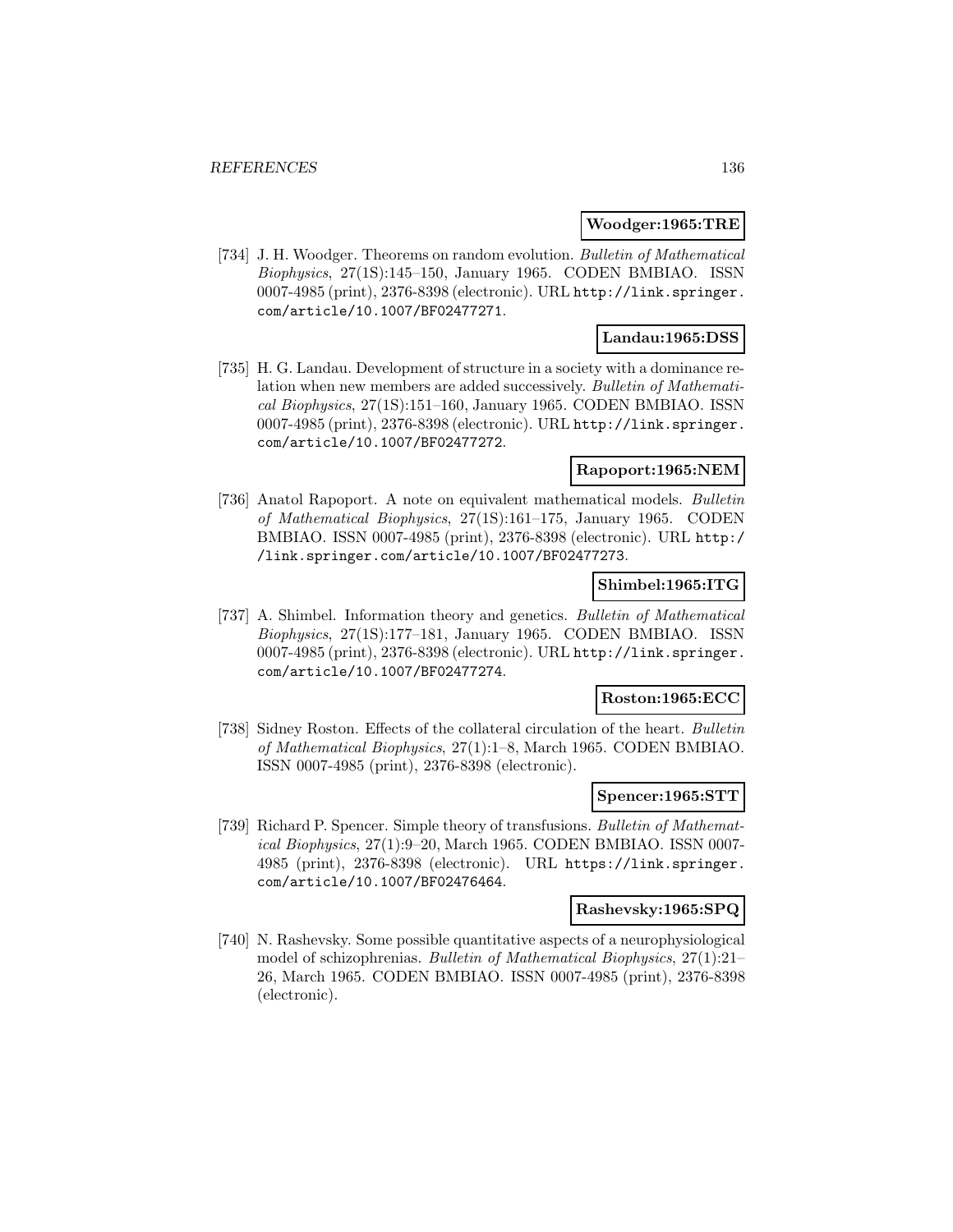**Woodger:1965:TRE**

[734] J. H. Woodger. Theorems on random evolution. *Bulletin of Mathematical Biophysics*, 27(1S):145–150, January 1965. CODEN BMBIAO. ISSN 0007-4985 (print), 2376-8398 (electronic). URL http://link.springer.com/article/10.1007/BF02477271.

**Landau:1965:DSS**

[735] H. G. Landau. Development of structure in a society with a dominance relation when new members are added successively. *Bulletin of Mathematical Biophysics*, 27(1S):151–160, January 1965. CODEN BMBIAO. ISSN 0007-4985 (print), 2376-8398 (electronic). URL http://link.springer.com/article/10.1007/BF02477272.

**Rapoport:1965:NEM**

[736] Anatol Rapoport. A note on equivalent mathematical models. *Bulletin of Mathematical Biophysics*, 27(1S):161–175, January 1965. CODEN BMBIAO. ISSN 0007-4985 (print), 2376-8398 (electronic). URL http://link.springer.com/article/10.1007/BF02477273.

**Shimbel:1965:ITG**

[737] A. Shimbel. Information theory and genetics. *Bulletin of Mathematical Biophysics*, 27(1S):177–181, January 1965. CODEN BMBIAO. ISSN 0007-4985 (print), 2376-8398 (electronic). URL http://link.springer.com/article/10.1007/BF02477274.

**Roston:1965:ECC**

[738] Sidney Roston. Effects of the collateral circulation of the heart. *Bulletin of Mathematical Biophysics*, 27(1):1–8, March 1965. CODEN BMBIAO. ISSN 0007-4985 (print), 2376-8398 (electronic).

**Spencer:1965:STT**

[739] Richard P. Spencer. Simple theory of transfusions. *Bulletin of Mathematical Biophysics*, 27(1):9–20, March 1965. CODEN BMBIAO. ISSN 0007-4985 (print), 2376-8398 (electronic). URL https://link.springer.com/article/10.1007/BF02476464.

**Rashevsky:1965:SPQ**

[740] N. Rashevsky. Some possible quantitative aspects of a neurophysiological model of schizophrenias. *Bulletin of Mathematical Biophysics*, 27(1):21–26, March 1965. CODEN BMBIAO. ISSN 0007-4985 (print), 2376-8398 (electronic).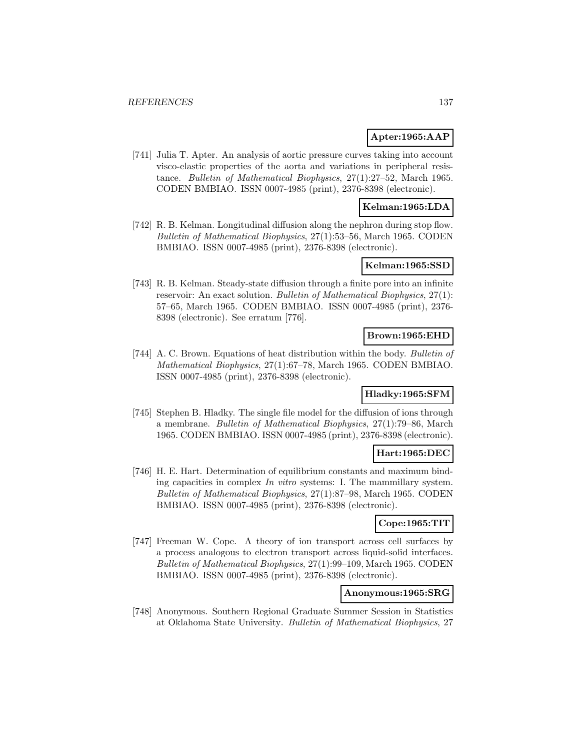**Apter:1965:AAP**

[741] Julia T. Apter. An analysis of aortic pressure curves taking into account visco-elastic properties of the aorta and variations in peripheral resistance. *Bulletin of Mathematical Biophysics*, 27(1):27–52, March 1965. CODEN BMBIAO. ISSN 0007-4985 (print), 2376-8398 (electronic).

**Kelman:1965:LDA**

[742] R. B. Kelman. Longitudinal diffusion along the nephron during stop flow. *Bulletin of Mathematical Biophysics*, 27(1):53–56, March 1965. CODEN BMBIAO. ISSN 0007-4985 (print), 2376-8398 (electronic).

**Kelman:1965:SSD**

[743] R. B. Kelman. Steady-state diffusion through a finite pore into an infinite reservoir: An exact solution. *Bulletin of Mathematical Biophysics*, 27(1): 57–65, March 1965. CODEN BMBIAO. ISSN 0007-4985 (print), 2376-8398 (electronic). See erratum [776].

**Brown:1965:EHD**

[744] A. C. Brown. Equations of heat distribution within the body. *Bulletin of Mathematical Biophysics*, 27(1):67–78, March 1965. CODEN BMBIAO. ISSN 0007-4985 (print), 2376-8398 (electronic).

**Hladky:1965:SFM**

[745] Stephen B. Hladky. The single file model for the diffusion of ions through a membrane. *Bulletin of Mathematical Biophysics*, 27(1):79–86, March 1965. CODEN BMBIAO. ISSN 0007-4985 (print), 2376-8398 (electronic).

**Hart:1965:DEC**

[746] H. E. Hart. Determination of equilibrium constants and maximum binding capacities in complex *In vitro* systems: I. The mammillary system. *Bulletin of Mathematical Biophysics*, 27(1):87–98, March 1965. CODEN BMBIAO. ISSN 0007-4985 (print), 2376-8398 (electronic).

**Cope:1965:TIT**

[747] Freeman W. Cope. A theory of ion transport across cell surfaces by a process analogous to electron transport across liquid-solid interfaces. *Bulletin of Mathematical Biophysics*, 27(1):99–109, March 1965. CODEN BMBIAO. ISSN 0007-4985 (print), 2376-8398 (electronic).

**Anonymous:1965:SRG**

[748] Anonymous. Southern Regional Graduate Summer Session in Statistics at Oklahoma State University. *Bulletin of Mathematical Biophysics*, 27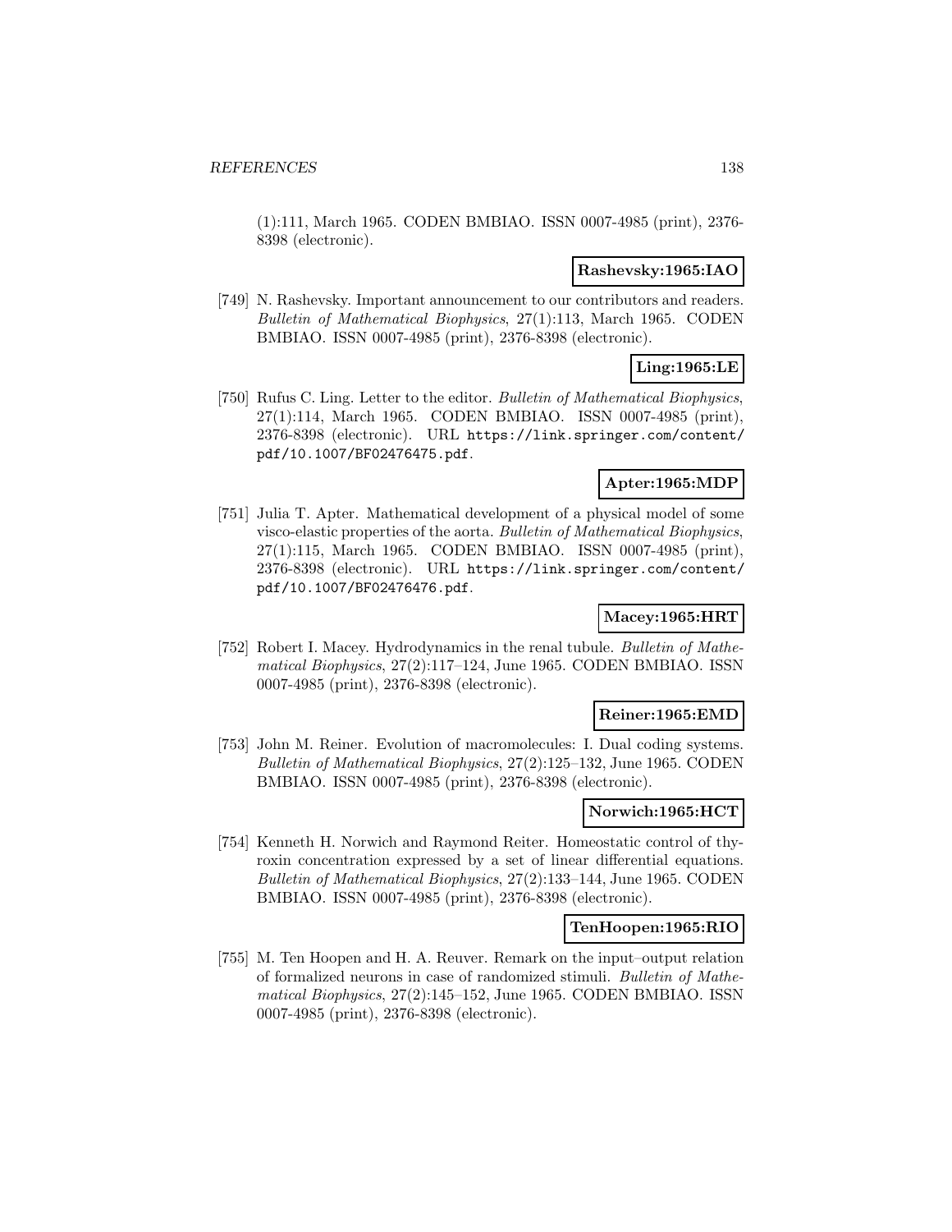(1):111, March 1965. CODEN BMBIAO. ISSN 0007-4985 (print), 2376-8398 (electronic).

**Rashevsky:1965:IAO**

[749] N. Rashevsky. Important announcement to our contributors and readers. *Bulletin of Mathematical Biophysics*, 27(1):113, March 1965. CODEN BMBIAO. ISSN 0007-4985 (print), 2376-8398 (electronic).

**Ling:1965:LE**

[750] Rufus C. Ling. Letter to the editor. *Bulletin of Mathematical Biophysics*, 27(1):114, March 1965. CODEN BMBIAO. ISSN 0007-4985 (print), 2376-8398 (electronic). URL `https://link.springer.com/content/pdf/10.1007/BF02476475.pdf`.

**Apter:1965:MDP**

[751] Julia T. Apter. Mathematical development of a physical model of some visco-elastic properties of the aorta. *Bulletin of Mathematical Biophysics*, 27(1):115, March 1965. CODEN BMBIAO. ISSN 0007-4985 (print), 2376-8398 (electronic). URL `https://link.springer.com/content/pdf/10.1007/BF02476476.pdf`.

**Macey:1965:HRT**

[752] Robert I. Macey. Hydrodynamics in the renal tubule. *Bulletin of Mathematical Biophysics*, 27(2):117–124, June 1965. CODEN BMBIAO. ISSN 0007-4985 (print), 2376-8398 (electronic).

**Reiner:1965:EMD**

[753] John M. Reiner. Evolution of macromolecules: I. Dual coding systems. *Bulletin of Mathematical Biophysics*, 27(2):125–132, June 1965. CODEN BMBIAO. ISSN 0007-4985 (print), 2376-8398 (electronic).

**Norwich:1965:HCT**

[754] Kenneth H. Norwich and Raymond Reiter. Homeostatic control of thyroxin concentration expressed by a set of linear differential equations. *Bulletin of Mathematical Biophysics*, 27(2):133–144, June 1965. CODEN BMBIAO. ISSN 0007-4985 (print), 2376-8398 (electronic).

**TenHoopen:1965:RIO**

[755] M. Ten Hoopen and H. A. Reuver. Remark on the input–output relation of formalized neurons in case of randomized stimuli. *Bulletin of Mathematical Biophysics*, 27(2):145–152, June 1965. CODEN BMBIAO. ISSN 0007-4985 (print), 2376-8398 (electronic).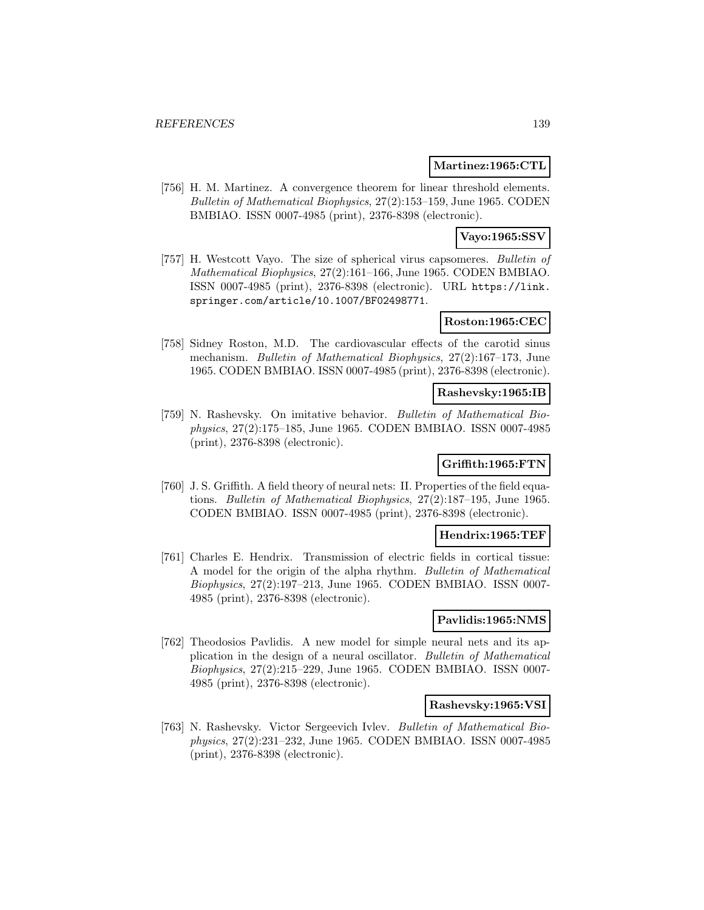**Martinez:1965:CTL**

[756] H. M. Martinez. A convergence theorem for linear threshold elements. *Bulletin of Mathematical Biophysics*, 27(2):153–159, June 1965. CODEN BMBIAO. ISSN 0007-4985 (print), 2376-8398 (electronic).

**Vayo:1965:SSV**

[757] H. Westcott Vayo. The size of spherical virus capsomeres. *Bulletin of Mathematical Biophysics*, 27(2):161–166, June 1965. CODEN BMBIAO. ISSN 0007-4985 (print), 2376-8398 (electronic). URL `https://link.springer.com/article/10.1007/BF02498771`.

**Roston:1965:CEC**

[758] Sidney Roston, M.D. The cardiovascular effects of the carotid sinus mechanism. *Bulletin of Mathematical Biophysics*, 27(2):167–173, June 1965. CODEN BMBIAO. ISSN 0007-4985 (print), 2376-8398 (electronic).

**Rashevsky:1965:IB**

[759] N. Rashevsky. On imitative behavior. *Bulletin of Mathematical Biophysics*, 27(2):175–185, June 1965. CODEN BMBIAO. ISSN 0007-4985 (print), 2376-8398 (electronic).

**Griffith:1965:FTN**

[760] J. S. Griffith. A field theory of neural nets: II. Properties of the field equations. *Bulletin of Mathematical Biophysics*, 27(2):187–195, June 1965. CODEN BMBIAO. ISSN 0007-4985 (print), 2376-8398 (electronic).

**Hendrix:1965:TEF**

[761] Charles E. Hendrix. Transmission of electric fields in cortical tissue: A model for the origin of the alpha rhythm. *Bulletin of Mathematical Biophysics*, 27(2):197–213, June 1965. CODEN BMBIAO. ISSN 0007-4985 (print), 2376-8398 (electronic).

**Pavlidis:1965:NMS**

[762] Theodosios Pavlidis. A new model for simple neural nets and its application in the design of a neural oscillator. *Bulletin of Mathematical Biophysics*, 27(2):215–229, June 1965. CODEN BMBIAO. ISSN 0007-4985 (print), 2376-8398 (electronic).

**Rashevsky:1965:VSI**

[763] N. Rashevsky. Victor Sergeevich Ivlev. *Bulletin of Mathematical Biophysics*, 27(2):231–232, June 1965. CODEN BMBIAO. ISSN 0007-4985 (print), 2376-8398 (electronic).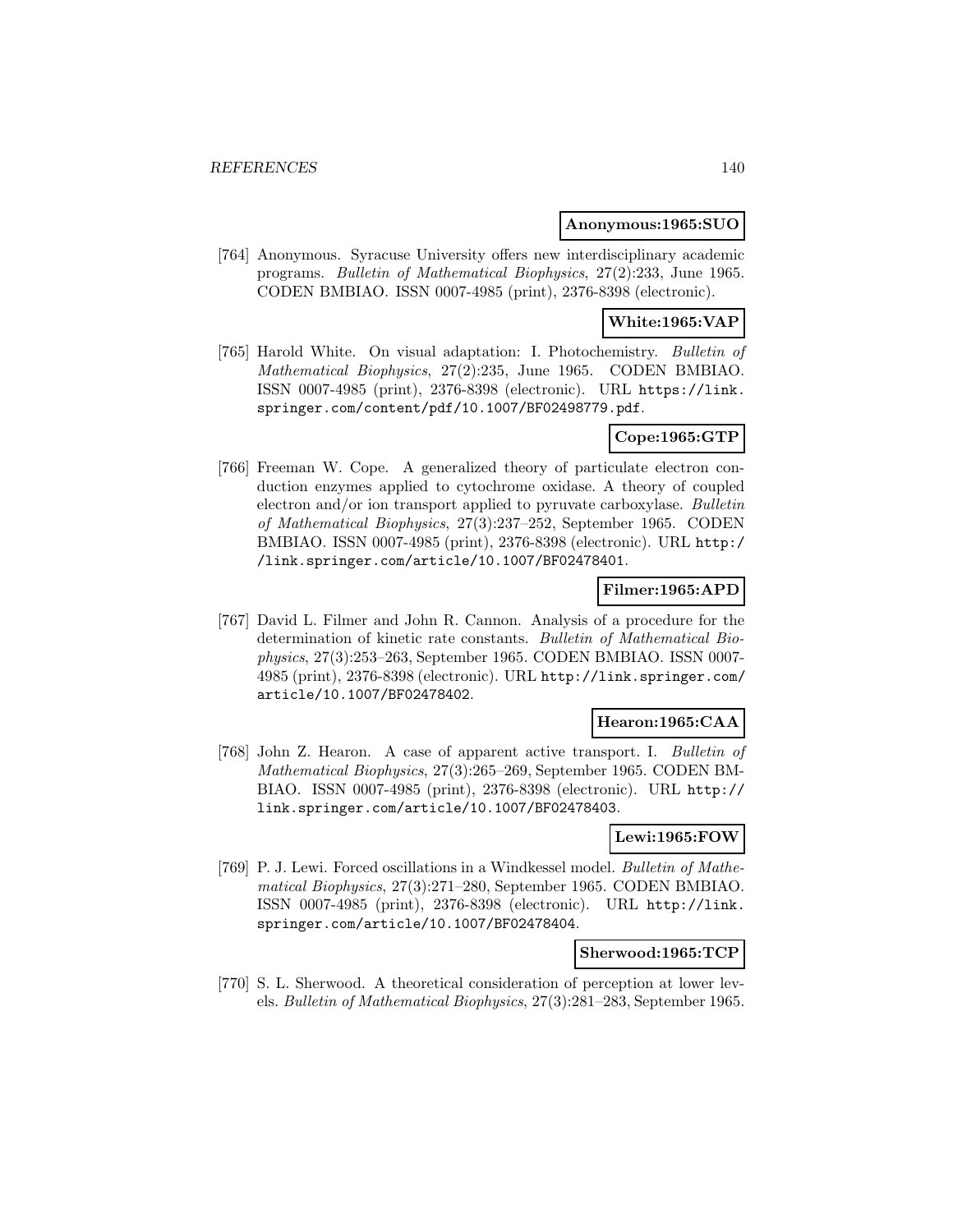**Anonymous:1965:SUO**

[764] Anonymous. Syracuse University offers new interdisciplinary academic programs. *Bulletin of Mathematical Biophysics*, 27(2):233, June 1965. CODEN BMBIAO. ISSN 0007-4985 (print), 2376-8398 (electronic).

**White:1965:VAP**

[765] Harold White. On visual adaptation: I. Photochemistry. *Bulletin of Mathematical Biophysics*, 27(2):235, June 1965. CODEN BMBIAO. ISSN 0007-4985 (print), 2376-8398 (electronic). URL https://link.springer.com/content/pdf/10.1007/BF02498779.pdf.

**Cope:1965:GTP**

[766] Freeman W. Cope. A generalized theory of particulate electron conduction enzymes applied to cytochrome oxidase. A theory of coupled electron and/or ion transport applied to pyruvate carboxylase. *Bulletin of Mathematical Biophysics*, 27(3):237–252, September 1965. CODEN BMBIAO. ISSN 0007-4985 (print), 2376-8398 (electronic). URL http://link.springer.com/article/10.1007/BF02478401.

**Filmer:1965:APD**

[767] David L. Filmer and John R. Cannon. Analysis of a procedure for the determination of kinetic rate constants. *Bulletin of Mathematical Biophysics*, 27(3):253–263, September 1965. CODEN BMBIAO. ISSN 0007-4985 (print), 2376-8398 (electronic). URL http://link.springer.com/article/10.1007/BF02478402.

**Hearon:1965:CAA**

[768] John Z. Hearon. A case of apparent active transport. I. *Bulletin of Mathematical Biophysics*, 27(3):265–269, September 1965. CODEN BMBIAO. ISSN 0007-4985 (print), 2376-8398 (electronic). URL http://link.springer.com/article/10.1007/BF02478403.

**Lewi:1965:FOW**

[769] P. J. Lewi. Forced oscillations in a Windkessel model. *Bulletin of Mathematical Biophysics*, 27(3):271–280, September 1965. CODEN BMBIAO. ISSN 0007-4985 (print), 2376-8398 (electronic). URL http://link.springer.com/article/10.1007/BF02478404.

**Sherwood:1965:TCP**

[770] S. L. Sherwood. A theoretical consideration of perception at lower levels. *Bulletin of Mathematical Biophysics*, 27(3):281–283, September 1965.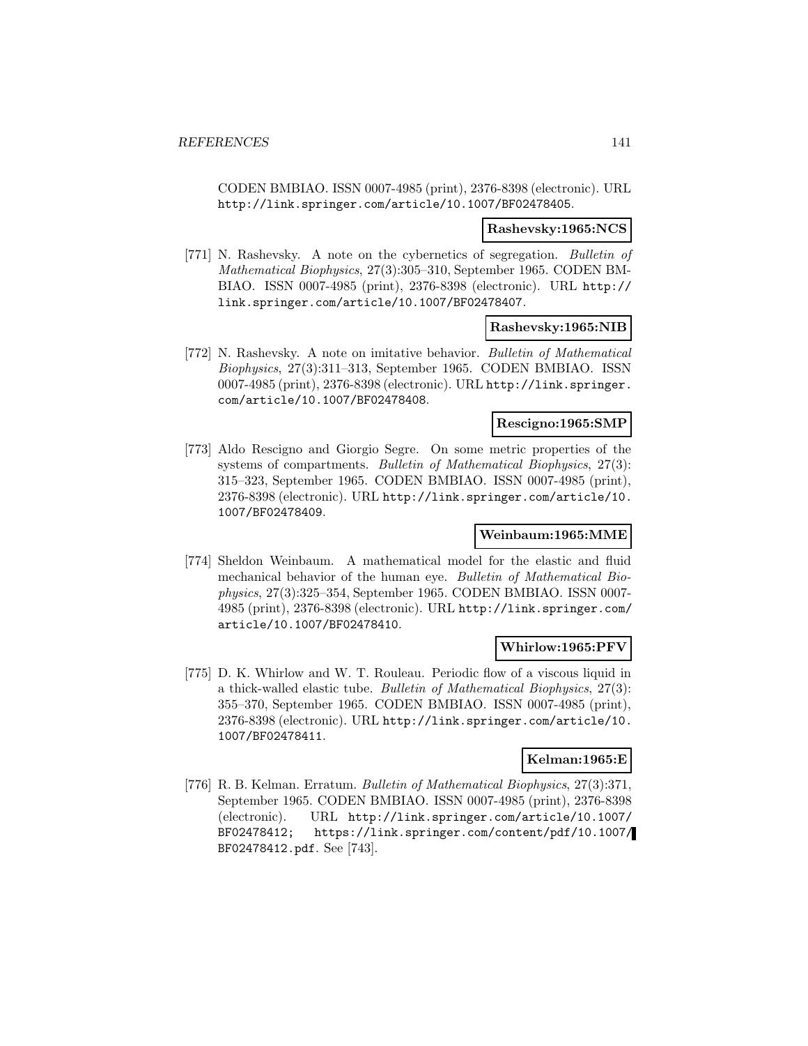CODEN BMBIAO. ISSN 0007-4985 (print), 2376-8398 (electronic). URL http://link.springer.com/article/10.1007/BF02478405.

**Rashevsky:1965:NCS**

[771] N. Rashevsky. A note on the cybernetics of segregation. *Bulletin of Mathematical Biophysics*, 27(3):305–310, September 1965. CODEN BMBIAO. ISSN 0007-4985 (print), 2376-8398 (electronic). URL http://link.springer.com/article/10.1007/BF02478407.

**Rashevsky:1965:NIB**

[772] N. Rashevsky. A note on imitative behavior. *Bulletin of Mathematical Biophysics*, 27(3):311–313, September 1965. CODEN BMBIAO. ISSN 0007-4985 (print), 2376-8398 (electronic). URL http://link.springer.com/article/10.1007/BF02478408.

**Rescigno:1965:SMP**

[773] Aldo Rescigno and Giorgio Segre. On some metric properties of the systems of compartments. *Bulletin of Mathematical Biophysics*, 27(3): 315–323, September 1965. CODEN BMBIAO. ISSN 0007-4985 (print), 2376-8398 (electronic). URL http://link.springer.com/article/10.1007/BF02478409.

**Weinbaum:1965:MME**

[774] Sheldon Weinbaum. A mathematical model for the elastic and fluid mechanical behavior of the human eye. *Bulletin of Mathematical Biophysics*, 27(3):325–354, September 1965. CODEN BMBIAO. ISSN 0007-4985 (print), 2376-8398 (electronic). URL http://link.springer.com/article/10.1007/BF02478410.

**Whirlow:1965:PFV**

[775] D. K. Whirlow and W. T. Rouleau. Periodic flow of a viscous liquid in a thick-walled elastic tube. *Bulletin of Mathematical Biophysics*, 27(3): 355–370, September 1965. CODEN BMBIAO. ISSN 0007-4985 (print), 2376-8398 (electronic). URL http://link.springer.com/article/10.1007/BF02478411.

**Kelman:1965:E**

[776] R. B. Kelman. Erratum. *Bulletin of Mathematical Biophysics*, 27(3):371, September 1965. CODEN BMBIAO. ISSN 0007-4985 (print), 2376-8398 (electronic). URL http://link.springer.com/article/10.1007/BF02478412; https://link.springer.com/content/pdf/10.1007/BF02478412.pdf. See [743].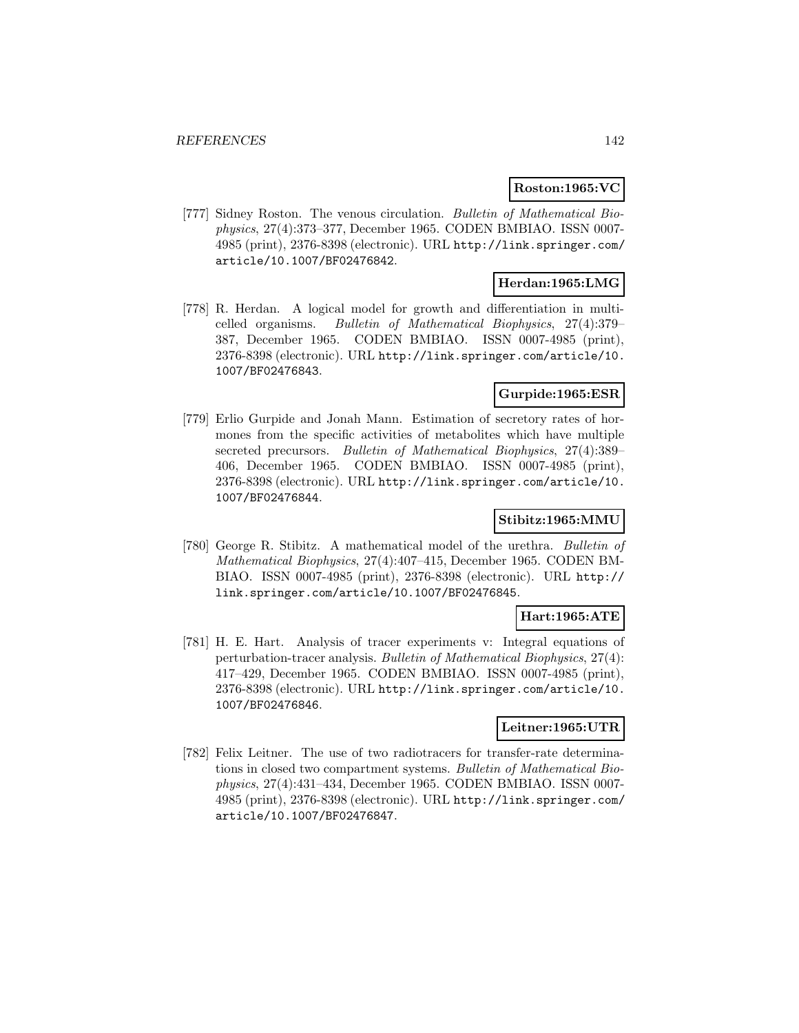**Roston:1965:VC**

[777] Sidney Roston. The venous circulation. *Bulletin of Mathematical Biophysics*, 27(4):373–377, December 1965. CODEN BMBIAO. ISSN 0007-4985 (print), 2376-8398 (electronic). URL http://link.springer.com/article/10.1007/BF02476842.

**Herdan:1965:LMG**

[778] R. Herdan. A logical model for growth and differentiation in multicelled organisms. *Bulletin of Mathematical Biophysics*, 27(4):379–387, December 1965. CODEN BMBIAO. ISSN 0007-4985 (print), 2376-8398 (electronic). URL http://link.springer.com/article/10.1007/BF02476843.

**Gurpide:1965:ESR**

[779] Erlio Gurpide and Jonah Mann. Estimation of secretory rates of hormones from the specific activities of metabolites which have multiple secreted precursors. *Bulletin of Mathematical Biophysics*, 27(4):389–406, December 1965. CODEN BMBIAO. ISSN 0007-4985 (print), 2376-8398 (electronic). URL http://link.springer.com/article/10.1007/BF02476844.

**Stibitz:1965:MMU**

[780] George R. Stibitz. A mathematical model of the urethra. *Bulletin of Mathematical Biophysics*, 27(4):407–415, December 1965. CODEN BMBIAO. ISSN 0007-4985 (print), 2376-8398 (electronic). URL http://link.springer.com/article/10.1007/BF02476845.

**Hart:1965:ATE**

[781] H. E. Hart. Analysis of tracer experiments v: Integral equations of perturbation-tracer analysis. *Bulletin of Mathematical Biophysics*, 27(4):417–429, December 1965. CODEN BMBIAO. ISSN 0007-4985 (print), 2376-8398 (electronic). URL http://link.springer.com/article/10.1007/BF02476846.

**Leitner:1965:UTR**

[782] Felix Leitner. The use of two radiotracers for transfer-rate determinations in closed two compartment systems. *Bulletin of Mathematical Biophysics*, 27(4):431–434, December 1965. CODEN BMBIAO. ISSN 0007-4985 (print), 2376-8398 (electronic). URL http://link.springer.com/article/10.1007/BF02476847.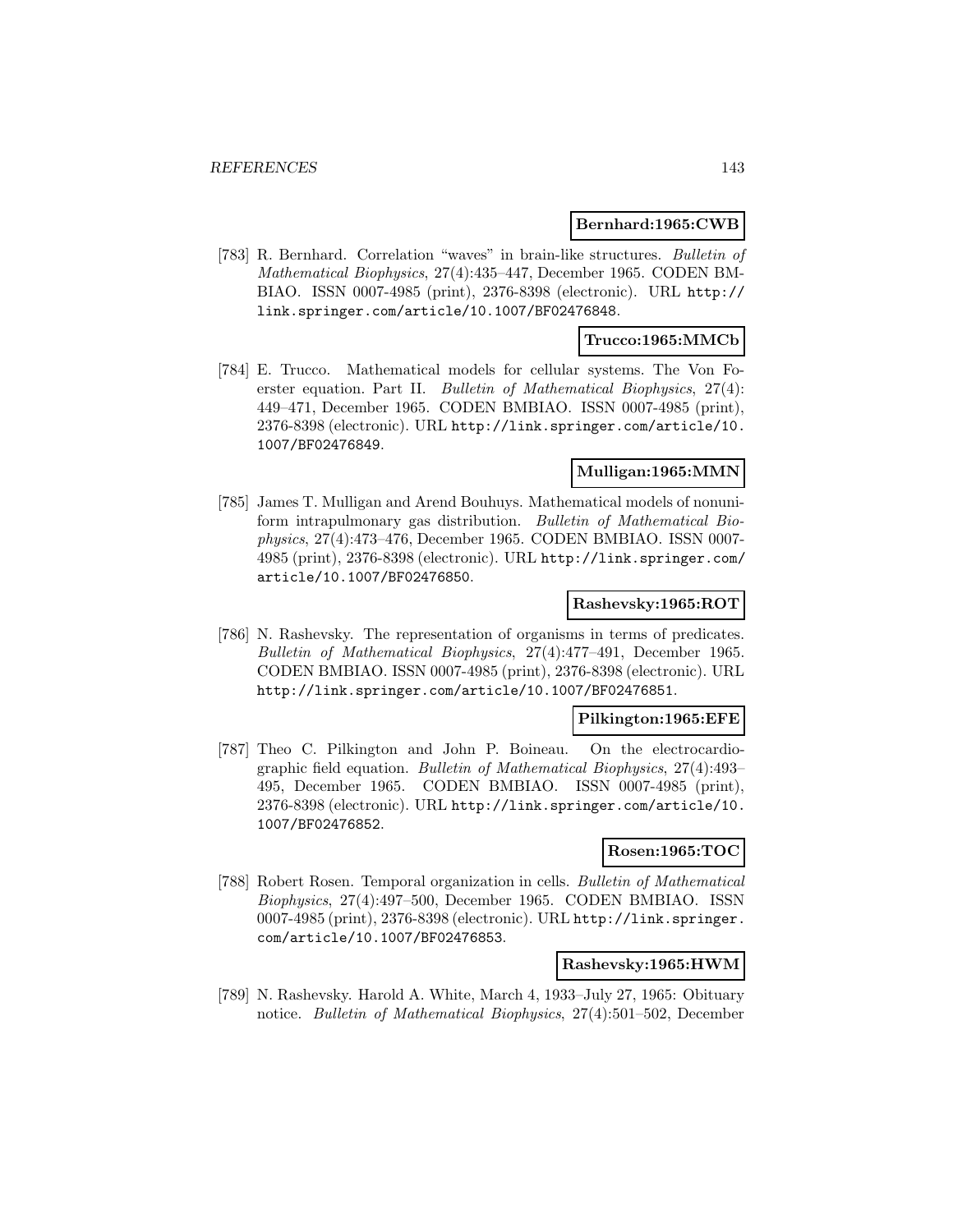**Bernhard:1965:CWB**

[783] R. Bernhard. Correlation "waves" in brain-like structures. *Bulletin of Mathematical Biophysics*, 27(4):435–447, December 1965. CODEN BMBIAO. ISSN 0007-4985 (print), 2376-8398 (electronic). URL http://link.springer.com/article/10.1007/BF02476848.

**Trucco:1965:MMCb**

[784] E. Trucco. Mathematical models for cellular systems. The Von Foerster equation. Part II. *Bulletin of Mathematical Biophysics*, 27(4): 449–471, December 1965. CODEN BMBIAO. ISSN 0007-4985 (print), 2376-8398 (electronic). URL http://link.springer.com/article/10.1007/BF02476849.

**Mulligan:1965:MMN**

[785] James T. Mulligan and Arend Bouhuys. Mathematical models of nonuniform intrapulmonary gas distribution. *Bulletin of Mathematical Biophysics*, 27(4):473–476, December 1965. CODEN BMBIAO. ISSN 0007-4985 (print), 2376-8398 (electronic). URL http://link.springer.com/article/10.1007/BF02476850.

**Rashevsky:1965:ROT**

[786] N. Rashevsky. The representation of organisms in terms of predicates. *Bulletin of Mathematical Biophysics*, 27(4):477–491, December 1965. CODEN BMBIAO. ISSN 0007-4985 (print), 2376-8398 (electronic). URL http://link.springer.com/article/10.1007/BF02476851.

**Pilkington:1965:EFE**

[787] Theo C. Pilkington and John P. Boineau. On the electrocardiographic field equation. *Bulletin of Mathematical Biophysics*, 27(4):493–495, December 1965. CODEN BMBIAO. ISSN 0007-4985 (print), 2376-8398 (electronic). URL http://link.springer.com/article/10.1007/BF02476852.

**Rosen:1965:TOC**

[788] Robert Rosen. Temporal organization in cells. *Bulletin of Mathematical Biophysics*, 27(4):497–500, December 1965. CODEN BMBIAO. ISSN 0007-4985 (print), 2376-8398 (electronic). URL http://link.springer.com/article/10.1007/BF02476853.

**Rashevsky:1965:HWM**

[789] N. Rashevsky. Harold A. White, March 4, 1933–July 27, 1965: Obituary notice. *Bulletin of Mathematical Biophysics*, 27(4):501–502, December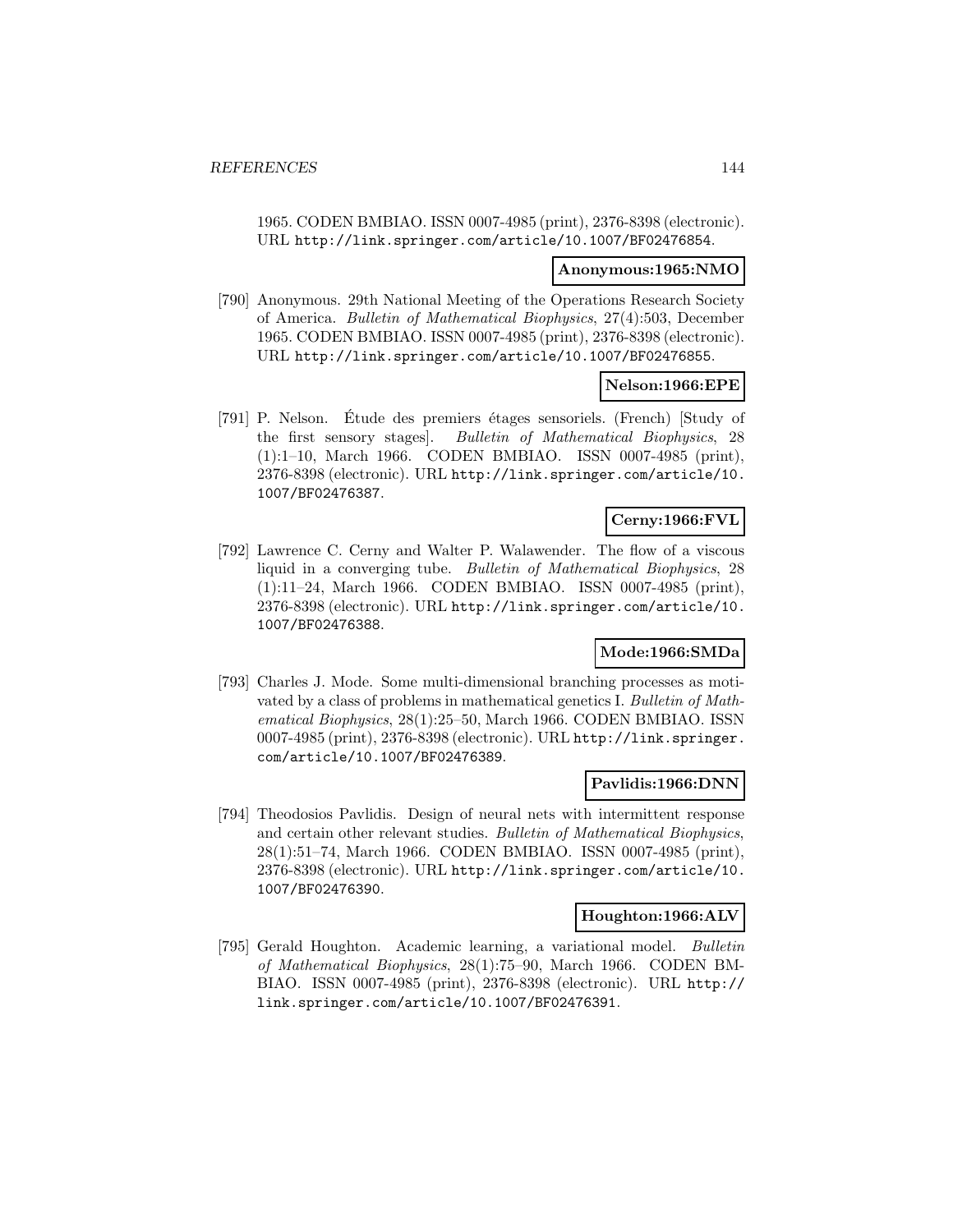1965. CODEN BMBIAO. ISSN 0007-4985 (print), 2376-8398 (electronic). URL http://link.springer.com/article/10.1007/BF02476854.

**Anonymous:1965:NMO**

[790] Anonymous. 29th National Meeting of the Operations Research Society of America. *Bulletin of Mathematical Biophysics*, 27(4):503, December 1965. CODEN BMBIAO. ISSN 0007-4985 (print), 2376-8398 (electronic). URL http://link.springer.com/article/10.1007/BF02476855.

**Nelson:1966:EPE**

[791] P. Nelson. Étude des premiers étages sensoriels. (French) [Study of the first sensory stages]. *Bulletin of Mathematical Biophysics*, 28 (1):1–10, March 1966. CODEN BMBIAO. ISSN 0007-4985 (print), 2376-8398 (electronic). URL http://link.springer.com/article/10.1007/BF02476387.

**Cerny:1966:FVL**

[792] Lawrence C. Cerny and Walter P. Walawender. The flow of a viscous liquid in a converging tube. *Bulletin of Mathematical Biophysics*, 28 (1):11–24, March 1966. CODEN BMBIAO. ISSN 0007-4985 (print), 2376-8398 (electronic). URL http://link.springer.com/article/10.1007/BF02476388.

**Mode:1966:SMDa**

[793] Charles J. Mode. Some multi-dimensional branching processes as motivated by a class of problems in mathematical genetics I. *Bulletin of Mathematical Biophysics*, 28(1):25–50, March 1966. CODEN BMBIAO. ISSN 0007-4985 (print), 2376-8398 (electronic). URL http://link.springer.com/article/10.1007/BF02476389.

**Pavlidis:1966:DNN**

[794] Theodosios Pavlidis. Design of neural nets with intermittent response and certain other relevant studies. *Bulletin of Mathematical Biophysics*, 28(1):51–74, March 1966. CODEN BMBIAO. ISSN 0007-4985 (print), 2376-8398 (electronic). URL http://link.springer.com/article/10.1007/BF02476390.

**Houghton:1966:ALV**

[795] Gerald Houghton. Academic learning, a variational model. *Bulletin of Mathematical Biophysics*, 28(1):75–90, March 1966. CODEN BMBIAO. ISSN 0007-4985 (print), 2376-8398 (electronic). URL http://link.springer.com/article/10.1007/BF02476391.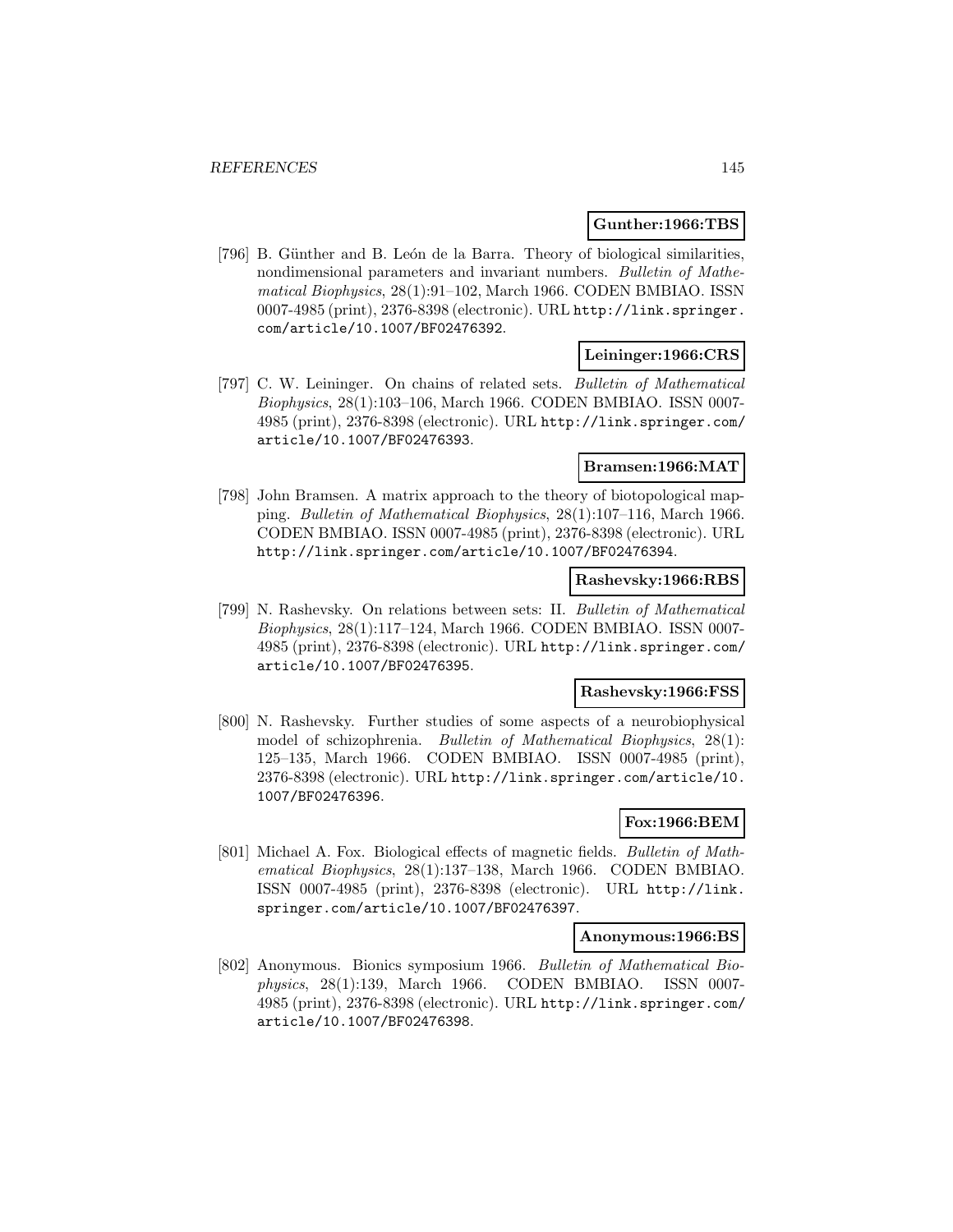**Gunther:1966:TBS**

[796] B. Günther and B. León de la Barra. Theory of biological similarities, nondimensional parameters and invariant numbers. *Bulletin of Mathematical Biophysics*, 28(1):91–102, March 1966. CODEN BMBIAO. ISSN 0007-4985 (print), 2376-8398 (electronic). URL http://link.springer.com/article/10.1007/BF02476392.

**Leininger:1966:CRS**

[797] C. W. Leininger. On chains of related sets. *Bulletin of Mathematical Biophysics*, 28(1):103–106, March 1966. CODEN BMBIAO. ISSN 0007-4985 (print), 2376-8398 (electronic). URL http://link.springer.com/article/10.1007/BF02476393.

**Bramsen:1966:MAT**

[798] John Bramsen. A matrix approach to the theory of biotopological mapping. *Bulletin of Mathematical Biophysics*, 28(1):107–116, March 1966. CODEN BMBIAO. ISSN 0007-4985 (print), 2376-8398 (electronic). URL http://link.springer.com/article/10.1007/BF02476394.

**Rashevsky:1966:RBS**

[799] N. Rashevsky. On relations between sets: II. *Bulletin of Mathematical Biophysics*, 28(1):117–124, March 1966. CODEN BMBIAO. ISSN 0007-4985 (print), 2376-8398 (electronic). URL http://link.springer.com/article/10.1007/BF02476395.

**Rashevsky:1966:FSS**

[800] N. Rashevsky. Further studies of some aspects of a neurobiophysical model of schizophrenia. *Bulletin of Mathematical Biophysics*, 28(1): 125–135, March 1966. CODEN BMBIAO. ISSN 0007-4985 (print), 2376-8398 (electronic). URL http://link.springer.com/article/10.1007/BF02476396.

**Fox:1966:BEM**

[801] Michael A. Fox. Biological effects of magnetic fields. *Bulletin of Mathematical Biophysics*, 28(1):137–138, March 1966. CODEN BMBIAO. ISSN 0007-4985 (print), 2376-8398 (electronic). URL http://link.springer.com/article/10.1007/BF02476397.

**Anonymous:1966:BS**

[802] Anonymous. Bionics symposium 1966. *Bulletin of Mathematical Biophysics*, 28(1):139, March 1966. CODEN BMBIAO. ISSN 0007-4985 (print), 2376-8398 (electronic). URL http://link.springer.com/article/10.1007/BF02476398.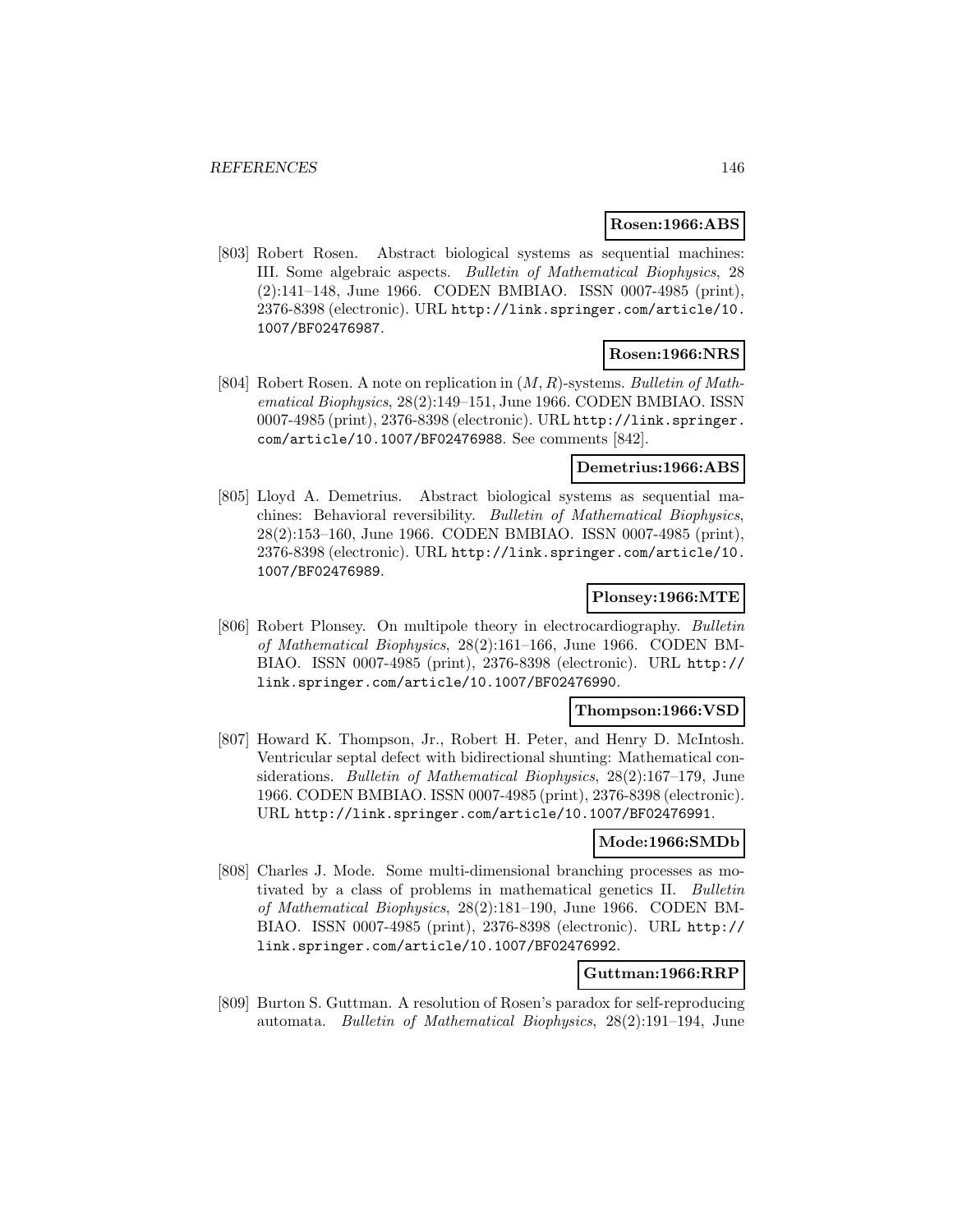**Rosen:1966:ABS**

[803] Robert Rosen. Abstract biological systems as sequential machines: III. Some algebraic aspects. *Bulletin of Mathematical Biophysics*, 28 (2):141–148, June 1966. CODEN BMBIAO. ISSN 0007-4985 (print), 2376-8398 (electronic). URL http://link.springer.com/article/10.1007/BF02476987.

**Rosen:1966:NRS**

[804] Robert Rosen. A note on replication in $(M, R)$-systems. *Bulletin of Mathematical Biophysics*, 28(2):149–151, June 1966. CODEN BMBIAO. ISSN 0007-4985 (print), 2376-8398 (electronic). URL http://link.springer.com/article/10.1007/BF02476988. See comments [842].

**Demetrius:1966:ABS**

[805] Lloyd A. Demetrius. Abstract biological systems as sequential machines: Behavioral reversibility. *Bulletin of Mathematical Biophysics*, 28(2):153–160, June 1966. CODEN BMBIAO. ISSN 0007-4985 (print), 2376-8398 (electronic). URL http://link.springer.com/article/10.1007/BF02476989.

**Plonsey:1966:MTE**

[806] Robert Plonsey. On multipole theory in electrocardiography. *Bulletin of Mathematical Biophysics*, 28(2):161–166, June 1966. CODEN BMBIAO. ISSN 0007-4985 (print), 2376-8398 (electronic). URL http://link.springer.com/article/10.1007/BF02476990.

**Thompson:1966:VSD**

[807] Howard K. Thompson, Jr., Robert H. Peter, and Henry D. McIntosh. Ventricular septal defect with bidirectional shunting: Mathematical considerations. *Bulletin of Mathematical Biophysics*, 28(2):167–179, June 1966. CODEN BMBIAO. ISSN 0007-4985 (print), 2376-8398 (electronic). URL http://link.springer.com/article/10.1007/BF02476991.

**Mode:1966:SMDb**

[808] Charles J. Mode. Some multi-dimensional branching processes as motivated by a class of problems in mathematical genetics II. *Bulletin of Mathematical Biophysics*, 28(2):181–190, June 1966. CODEN BMBIAO. ISSN 0007-4985 (print), 2376-8398 (electronic). URL http://link.springer.com/article/10.1007/BF02476992.

**Guttman:1966:RRP**

[809] Burton S. Guttman. A resolution of Rosen's paradox for self-reproducing automata. *Bulletin of Mathematical Biophysics*, 28(2):191–194, June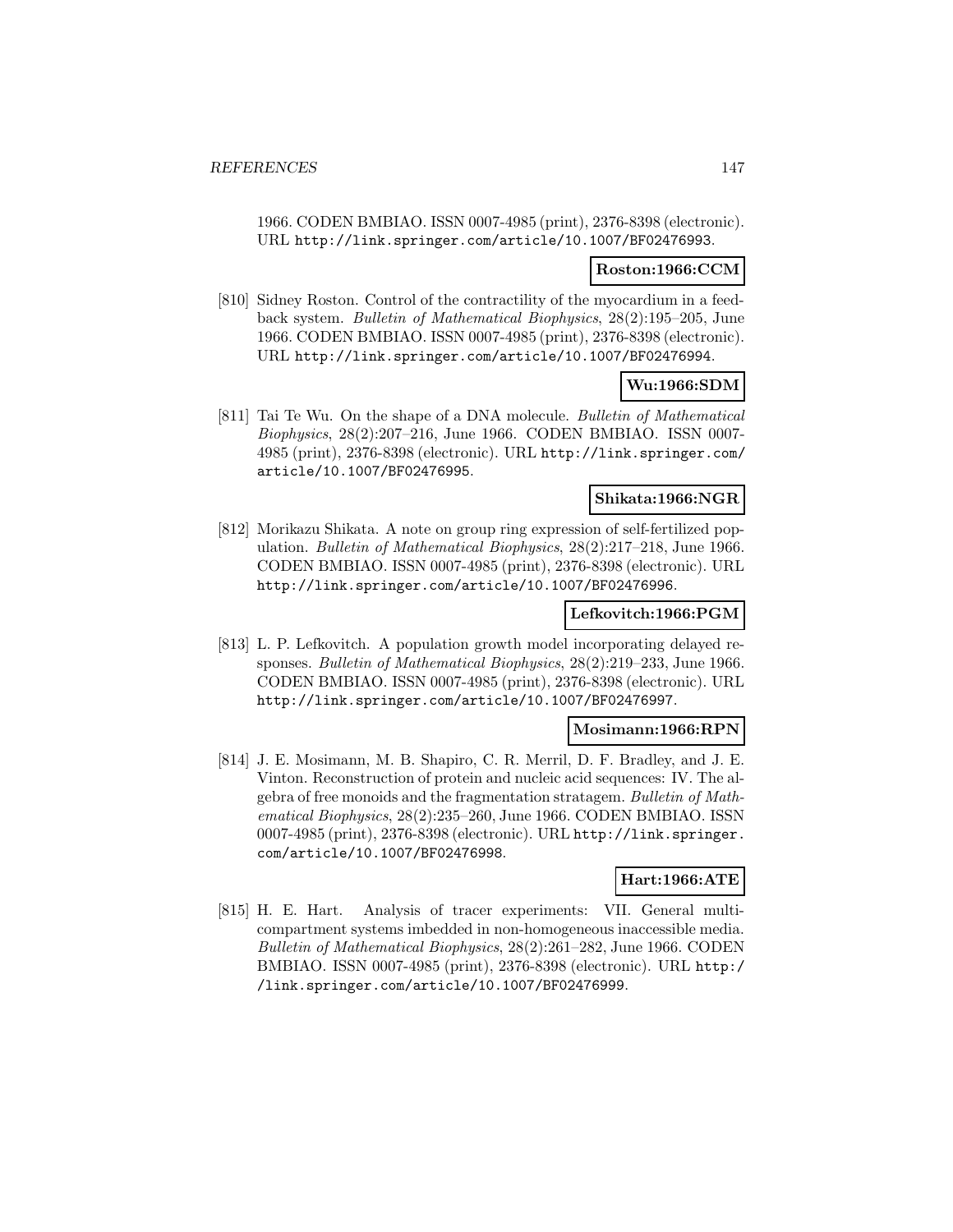1966. CODEN BMBIAO. ISSN 0007-4985 (print), 2376-8398 (electronic). URL http://link.springer.com/article/10.1007/BF02476993.

**Roston:1966:CCM**

[810] Sidney Roston. Control of the contractility of the myocardium in a feedback system. *Bulletin of Mathematical Biophysics*, 28(2):195–205, June 1966. CODEN BMBIAO. ISSN 0007-4985 (print), 2376-8398 (electronic). URL http://link.springer.com/article/10.1007/BF02476994.

**Wu:1966:SDM**

[811] Tai Te Wu. On the shape of a DNA molecule. *Bulletin of Mathematical Biophysics*, 28(2):207–216, June 1966. CODEN BMBIAO. ISSN 0007-4985 (print), 2376-8398 (electronic). URL http://link.springer.com/article/10.1007/BF02476995.

**Shikata:1966:NGR**

[812] Morikazu Shikata. A note on group ring expression of self-fertilized population. *Bulletin of Mathematical Biophysics*, 28(2):217–218, June 1966. CODEN BMBIAO. ISSN 0007-4985 (print), 2376-8398 (electronic). URL http://link.springer.com/article/10.1007/BF02476996.

**Lefkovitch:1966:PGM**

[813] L. P. Lefkovitch. A population growth model incorporating delayed responses. *Bulletin of Mathematical Biophysics*, 28(2):219–233, June 1966. CODEN BMBIAO. ISSN 0007-4985 (print), 2376-8398 (electronic). URL http://link.springer.com/article/10.1007/BF02476997.

**Mosimann:1966:RPN**

[814] J. E. Mosimann, M. B. Shapiro, C. R. Merril, D. F. Bradley, and J. E. Vinton. Reconstruction of protein and nucleic acid sequences: IV. The algebra of free monoids and the fragmentation stratagem. *Bulletin of Mathematical Biophysics*, 28(2):235–260, June 1966. CODEN BMBIAO. ISSN 0007-4985 (print), 2376-8398 (electronic). URL http://link.springer.com/article/10.1007/BF02476998.

**Hart:1966:ATE**

[815] H. E. Hart. Analysis of tracer experiments: VII. General multicompartment systems imbedded in non-homogeneous inaccessible media. *Bulletin of Mathematical Biophysics*, 28(2):261–282, June 1966. CODEN BMBIAO. ISSN 0007-4985 (print), 2376-8398 (electronic). URL http://link.springer.com/article/10.1007/BF02476999.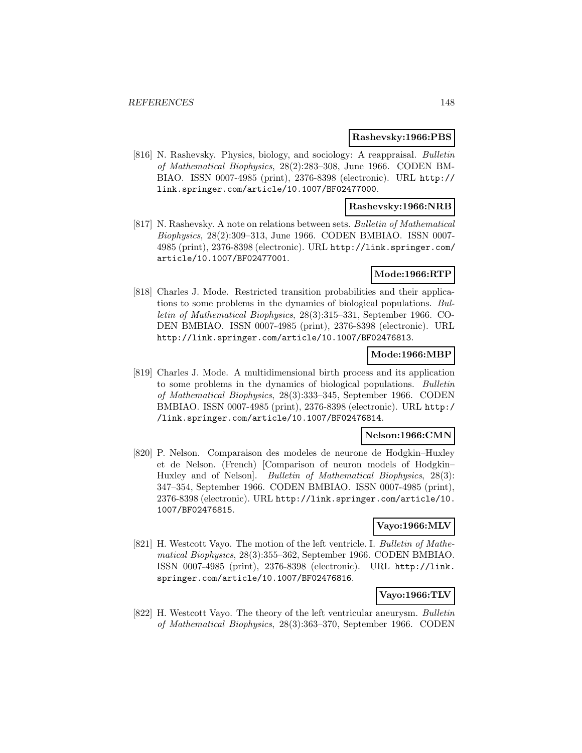**Rashevsky:1966:PBS**

[816] N. Rashevsky. Physics, biology, and sociology: A reappraisal. *Bulletin of Mathematical Biophysics*, 28(2):283–308, June 1966. CODEN BMBIAO. ISSN 0007-4985 (print), 2376-8398 (electronic). URL http://link.springer.com/article/10.1007/BF02477000.

**Rashevsky:1966:NRB**

[817] N. Rashevsky. A note on relations between sets. *Bulletin of Mathematical Biophysics*, 28(2):309–313, June 1966. CODEN BMBIAO. ISSN 0007-4985 (print), 2376-8398 (electronic). URL http://link.springer.com/article/10.1007/BF02477001.

**Mode:1966:RTP**

[818] Charles J. Mode. Restricted transition probabilities and their applications to some problems in the dynamics of biological populations. *Bulletin of Mathematical Biophysics*, 28(3):315–331, September 1966. CODEN BMBIAO. ISSN 0007-4985 (print), 2376-8398 (electronic). URL http://link.springer.com/article/10.1007/BF02476813.

**Mode:1966:MBP**

[819] Charles J. Mode. A multidimensional birth process and its application to some problems in the dynamics of biological populations. *Bulletin of Mathematical Biophysics*, 28(3):333–345, September 1966. CODEN BMBIAO. ISSN 0007-4985 (print), 2376-8398 (electronic). URL http://link.springer.com/article/10.1007/BF02476814.

**Nelson:1966:CMN**

[820] P. Nelson. Comparaison des modeles de neurone de Hodgkin–Huxley et de Nelson. (French) [Comparison of neuron models of Hodgkin–Huxley and of Nelson]. *Bulletin of Mathematical Biophysics*, 28(3): 347–354, September 1966. CODEN BMBIAO. ISSN 0007-4985 (print), 2376-8398 (electronic). URL http://link.springer.com/article/10.1007/BF02476815.

**Vayo:1966:MLV**

[821] H. Westcott Vayo. The motion of the left ventricle. I. *Bulletin of Mathematical Biophysics*, 28(3):355–362, September 1966. CODEN BMBIAO. ISSN 0007-4985 (print), 2376-8398 (electronic). URL http://link.springer.com/article/10.1007/BF02476816.

**Vayo:1966:TLV**

[822] H. Westcott Vayo. The theory of the left ventricular aneurysm. *Bulletin of Mathematical Biophysics*, 28(3):363–370, September 1966. CODEN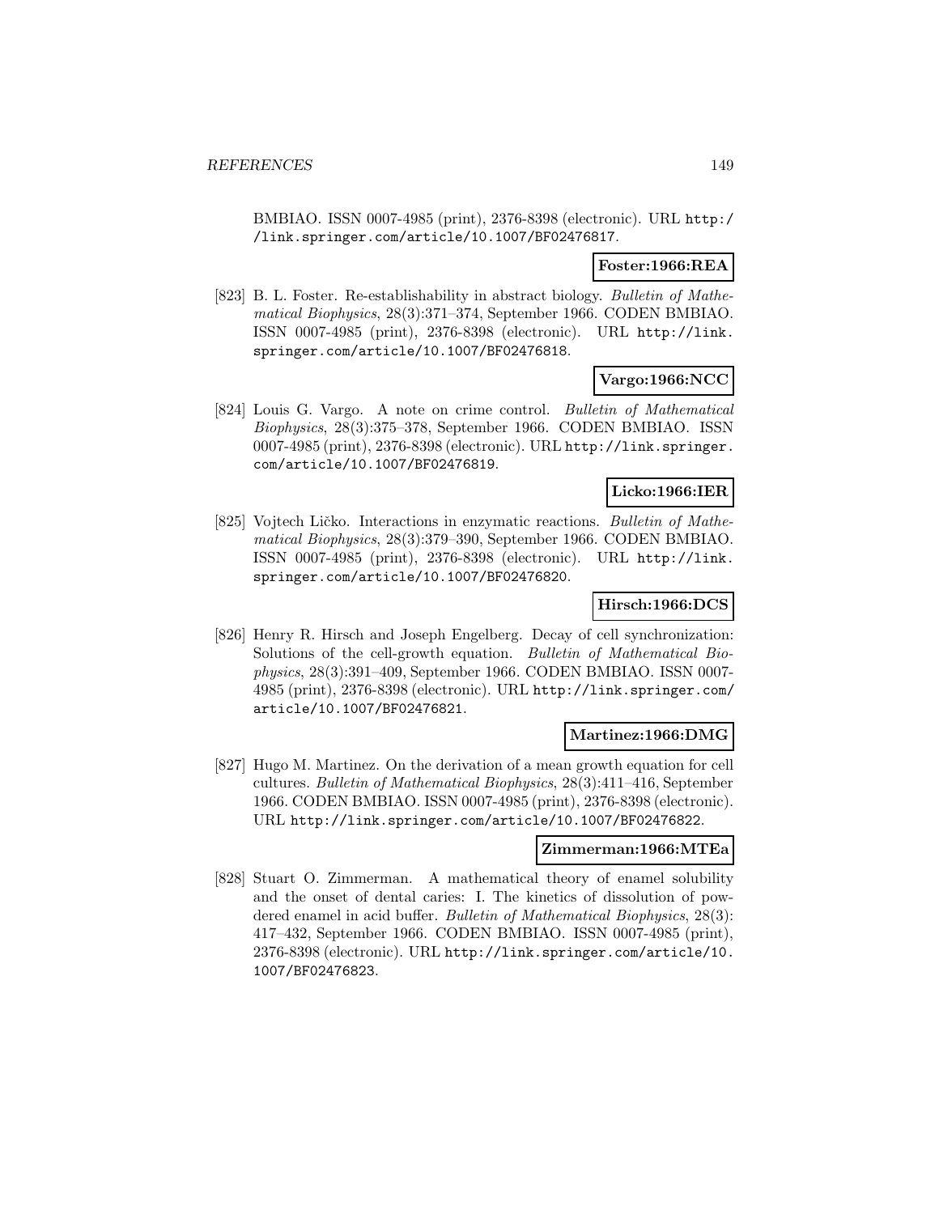BMBIAO. ISSN 0007-4985 (print), 2376-8398 (electronic). URL http://link.springer.com/article/10.1007/BF02476817.

**Foster:1966:REA**

[823] B. L. Foster. Re-establishability in abstract biology. *Bulletin of Mathematical Biophysics*, 28(3):371–374, September 1966. CODEN BMBIAO. ISSN 0007-4985 (print), 2376-8398 (electronic). URL http://link.springer.com/article/10.1007/BF02476818.

**Vargo:1966:NCC**

[824] Louis G. Vargo. A note on crime control. *Bulletin of Mathematical Biophysics*, 28(3):375–378, September 1966. CODEN BMBIAO. ISSN 0007-4985 (print), 2376-8398 (electronic). URL http://link.springer.com/article/10.1007/BF02476819.

**Licko:1966:IER**

[825] Vojtech Ličko. Interactions in enzymatic reactions. *Bulletin of Mathematical Biophysics*, 28(3):379–390, September 1966. CODEN BMBIAO. ISSN 0007-4985 (print), 2376-8398 (electronic). URL http://link.springer.com/article/10.1007/BF02476820.

**Hirsch:1966:DCS**

[826] Henry R. Hirsch and Joseph Engelberg. Decay of cell synchronization: Solutions of the cell-growth equation. *Bulletin of Mathematical Biophysics*, 28(3):391–409, September 1966. CODEN BMBIAO. ISSN 0007-4985 (print), 2376-8398 (electronic). URL http://link.springer.com/article/10.1007/BF02476821.

**Martinez:1966:DMG**

[827] Hugo M. Martinez. On the derivation of a mean growth equation for cell cultures. *Bulletin of Mathematical Biophysics*, 28(3):411–416, September 1966. CODEN BMBIAO. ISSN 0007-4985 (print), 2376-8398 (electronic). URL http://link.springer.com/article/10.1007/BF02476822.

**Zimmerman:1966:MTEa**

[828] Stuart O. Zimmerman. A mathematical theory of enamel solubility and the onset of dental caries: I. The kinetics of dissolution of powdered enamel in acid buffer. *Bulletin of Mathematical Biophysics*, 28(3): 417–432, September 1966. CODEN BMBIAO. ISSN 0007-4985 (print), 2376-8398 (electronic). URL http://link.springer.com/article/10.1007/BF02476823.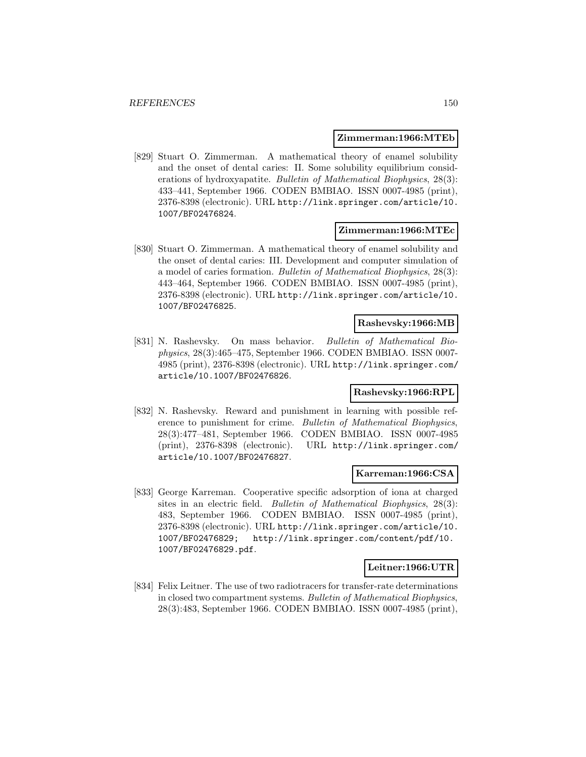**Zimmerman:1966:MTEb**

[829] Stuart O. Zimmerman. A mathematical theory of enamel solubility and the onset of dental caries: II. Some solubility equilibrium considerations of hydroxyapatite. *Bulletin of Mathematical Biophysics*, 28(3): 433–441, September 1966. CODEN BMBIAO. ISSN 0007-4985 (print), 2376-8398 (electronic). URL http://link.springer.com/article/10.1007/BF02476824.

**Zimmerman:1966:MTEc**

[830] Stuart O. Zimmerman. A mathematical theory of enamel solubility and the onset of dental caries: III. Development and computer simulation of a model of caries formation. *Bulletin of Mathematical Biophysics*, 28(3): 443–464, September 1966. CODEN BMBIAO. ISSN 0007-4985 (print), 2376-8398 (electronic). URL http://link.springer.com/article/10.1007/BF02476825.

**Rashevsky:1966:MB**

[831] N. Rashevsky. On mass behavior. *Bulletin of Mathematical Biophysics*, 28(3):465–475, September 1966. CODEN BMBIAO. ISSN 0007-4985 (print), 2376-8398 (electronic). URL http://link.springer.com/article/10.1007/BF02476826.

**Rashevsky:1966:RPL**

[832] N. Rashevsky. Reward and punishment in learning with possible reference to punishment for crime. *Bulletin of Mathematical Biophysics*, 28(3):477–481, September 1966. CODEN BMBIAO. ISSN 0007-4985 (print), 2376-8398 (electronic). URL http://link.springer.com/article/10.1007/BF02476827.

**Karreman:1966:CSA**

[833] George Karreman. Cooperative specific adsorption of iona at charged sites in an electric field. *Bulletin of Mathematical Biophysics*, 28(3): 483, September 1966. CODEN BMBIAO. ISSN 0007-4985 (print), 2376-8398 (electronic). URL http://link.springer.com/article/10.1007/BF02476829; http://link.springer.com/content/pdf/10.1007/BF02476829.pdf.

**Leitner:1966:UTR**

[834] Felix Leitner. The use of two radiotracers for transfer-rate determinations in closed two compartment systems. *Bulletin of Mathematical Biophysics*, 28(3):483, September 1966. CODEN BMBIAO. ISSN 0007-4985 (print),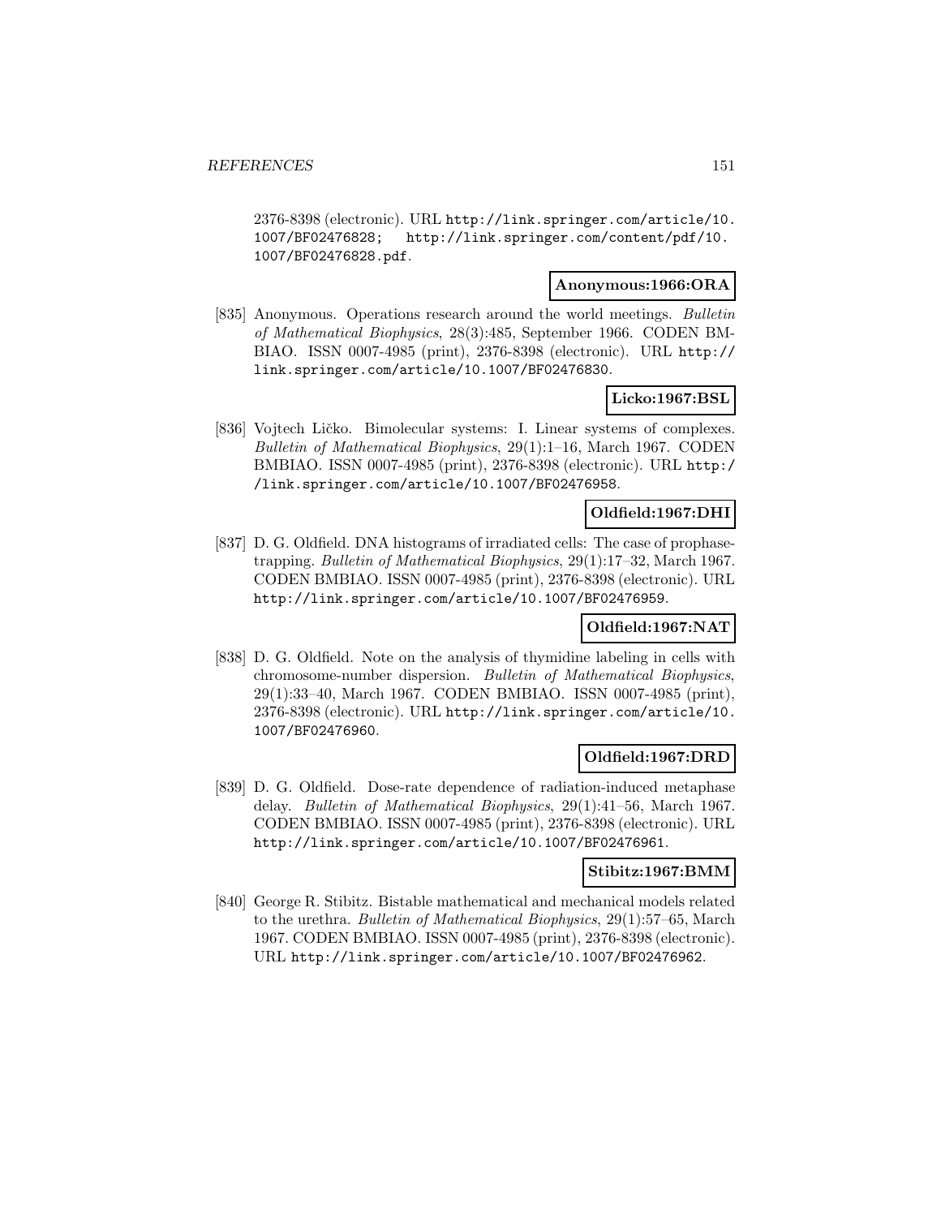2376-8398 (electronic). URL http://link.springer.com/article/10.1007/BF02476828; http://link.springer.com/content/pdf/10.1007/BF02476828.pdf.

**Anonymous:1966:ORA**

[835] Anonymous. Operations research around the world meetings. *Bulletin of Mathematical Biophysics*, 28(3):485, September 1966. CODEN BMBIAO. ISSN 0007-4985 (print), 2376-8398 (electronic). URL http://link.springer.com/article/10.1007/BF02476830.

**Licko:1967:BSL**

[836] Vojtech Ličko. Bimolecular systems: I. Linear systems of complexes. *Bulletin of Mathematical Biophysics*, 29(1):1–16, March 1967. CODEN BMBIAO. ISSN 0007-4985 (print), 2376-8398 (electronic). URL http://link.springer.com/article/10.1007/BF02476958.

**Oldfield:1967:DHI**

[837] D. G. Oldfield. DNA histograms of irradiated cells: The case of prophase-trapping. *Bulletin of Mathematical Biophysics*, 29(1):17–32, March 1967. CODEN BMBIAO. ISSN 0007-4985 (print), 2376-8398 (electronic). URL http://link.springer.com/article/10.1007/BF02476959.

**Oldfield:1967:NAT**

[838] D. G. Oldfield. Note on the analysis of thymidine labeling in cells with chromosome-number dispersion. *Bulletin of Mathematical Biophysics*, 29(1):33–40, March 1967. CODEN BMBIAO. ISSN 0007-4985 (print), 2376-8398 (electronic). URL http://link.springer.com/article/10.1007/BF02476960.

**Oldfield:1967:DRD**

[839] D. G. Oldfield. Dose-rate dependence of radiation-induced metaphase delay. *Bulletin of Mathematical Biophysics*, 29(1):41–56, March 1967. CODEN BMBIAO. ISSN 0007-4985 (print), 2376-8398 (electronic). URL http://link.springer.com/article/10.1007/BF02476961.

**Stibitz:1967:BMM**

[840] George R. Stibitz. Bistable mathematical and mechanical models related to the urethra. *Bulletin of Mathematical Biophysics*, 29(1):57–65, March 1967. CODEN BMBIAO. ISSN 0007-4985 (print), 2376-8398 (electronic). URL http://link.springer.com/article/10.1007/BF02476962.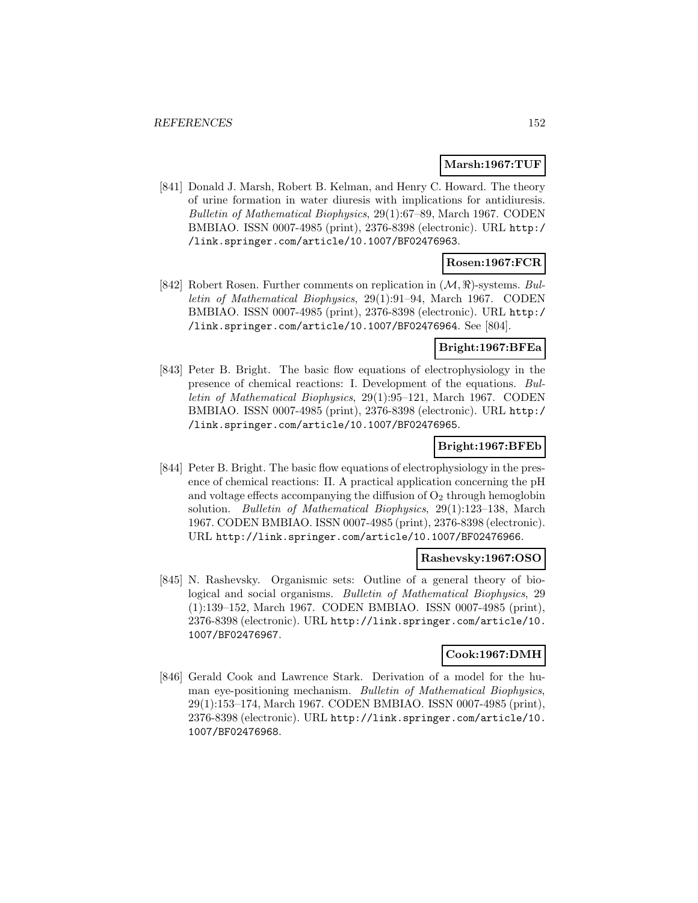**Marsh:1967:TUF**

[841] Donald J. Marsh, Robert B. Kelman, and Henry C. Howard. The theory of urine formation in water diuresis with implications for antidiuresis. *Bulletin of Mathematical Biophysics*, 29(1):67–89, March 1967. CODEN BMBIAO. ISSN 0007-4985 (print), 2376-8398 (electronic). URL http://link.springer.com/article/10.1007/BF02476963.

**Rosen:1967:FCR**

[842] Robert Rosen. Further comments on replication in $(\mathcal{M}, \Re)$-systems. *Bulletin of Mathematical Biophysics*, 29(1):91–94, March 1967. CODEN BMBIAO. ISSN 0007-4985 (print), 2376-8398 (electronic). URL http://link.springer.com/article/10.1007/BF02476964. See [804].

**Bright:1967:BFEa**

[843] Peter B. Bright. The basic flow equations of electrophysiology in the presence of chemical reactions: I. Development of the equations. *Bulletin of Mathematical Biophysics*, 29(1):95–121, March 1967. CODEN BMBIAO. ISSN 0007-4985 (print), 2376-8398 (electronic). URL http://link.springer.com/article/10.1007/BF02476965.

**Bright:1967:BFEb**

[844] Peter B. Bright. The basic flow equations of electrophysiology in the presence of chemical reactions: II. A practical application concerning the pH and voltage effects accompanying the diffusion of $O_2$ through hemoglobin solution. *Bulletin of Mathematical Biophysics*, 29(1):123–138, March 1967. CODEN BMBIAO. ISSN 0007-4985 (print), 2376-8398 (electronic). URL http://link.springer.com/article/10.1007/BF02476966.

**Rashevsky:1967:OSO**

[845] N. Rashevsky. Organismic sets: Outline of a general theory of biological and social organisms. *Bulletin of Mathematical Biophysics*, 29(1):139–152, March 1967. CODEN BMBIAO. ISSN 0007-4985 (print), 2376-8398 (electronic). URL http://link.springer.com/article/10.1007/BF02476967.

**Cook:1967:DMH**

[846] Gerald Cook and Lawrence Stark. Derivation of a model for the human eye-positioning mechanism. *Bulletin of Mathematical Biophysics*, 29(1):153–174, March 1967. CODEN BMBIAO. ISSN 0007-4985 (print), 2376-8398 (electronic). URL http://link.springer.com/article/10.1007/BF02476968.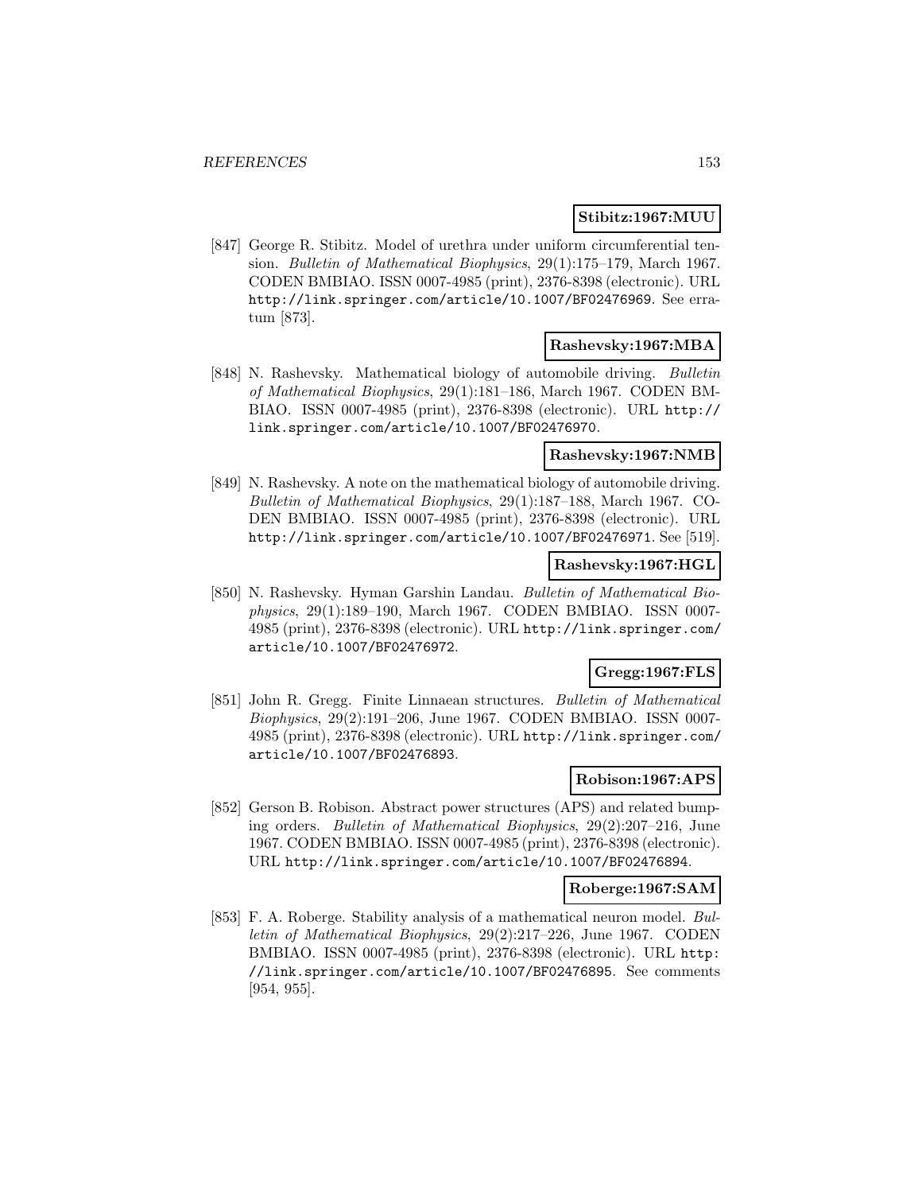**Stibitz:1967:MUU**

[847] George R. Stibitz. Model of urethra under uniform circumferential tension. *Bulletin of Mathematical Biophysics*, 29(1):175–179, March 1967. CODEN BMBIAO. ISSN 0007-4985 (print), 2376-8398 (electronic). URL http://link.springer.com/article/10.1007/BF02476969. See erratum [873].

**Rashevsky:1967:MBA**

[848] N. Rashevsky. Mathematical biology of automobile driving. *Bulletin of Mathematical Biophysics*, 29(1):181–186, March 1967. CODEN BMBIAO. ISSN 0007-4985 (print), 2376-8398 (electronic). URL http://link.springer.com/article/10.1007/BF02476970.

**Rashevsky:1967:NMB**

[849] N. Rashevsky. A note on the mathematical biology of automobile driving. *Bulletin of Mathematical Biophysics*, 29(1):187–188, March 1967. CODEN BMBIAO. ISSN 0007-4985 (print), 2376-8398 (electronic). URL http://link.springer.com/article/10.1007/BF02476971. See [519].

**Rashevsky:1967:HGL**

[850] N. Rashevsky. Hyman Garshin Landau. *Bulletin of Mathematical Biophysics*, 29(1):189–190, March 1967. CODEN BMBIAO. ISSN 0007-4985 (print), 2376-8398 (electronic). URL http://link.springer.com/article/10.1007/BF02476972.

**Gregg:1967:FLS**

[851] John R. Gregg. Finite Linnaean structures. *Bulletin of Mathematical Biophysics*, 29(2):191–206, June 1967. CODEN BMBIAO. ISSN 0007-4985 (print), 2376-8398 (electronic). URL http://link.springer.com/article/10.1007/BF02476893.

**Robison:1967:APS**

[852] Gerson B. Robison. Abstract power structures (APS) and related bumping orders. *Bulletin of Mathematical Biophysics*, 29(2):207–216, June 1967. CODEN BMBIAO. ISSN 0007-4985 (print), 2376-8398 (electronic). URL http://link.springer.com/article/10.1007/BF02476894.

**Roberge:1967:SAM**

[853] F. A. Roberge. Stability analysis of a mathematical neuron model. *Bulletin of Mathematical Biophysics*, 29(2):217–226, June 1967. CODEN BMBIAO. ISSN 0007-4985 (print), 2376-8398 (electronic). URL http://link.springer.com/article/10.1007/BF02476895. See comments [954, 955].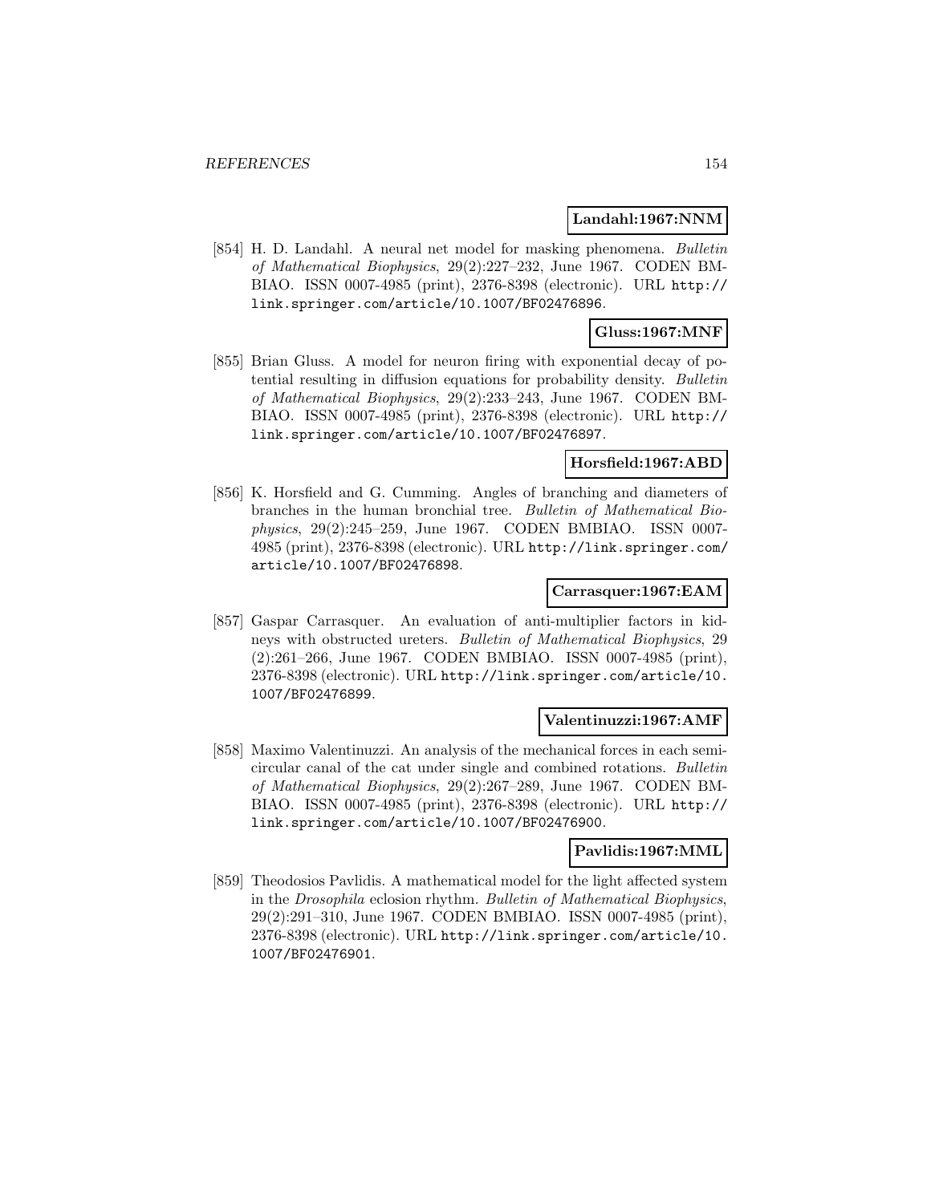**Landahl:1967:NNM**

[854] H. D. Landahl. A neural net model for masking phenomena. *Bulletin of Mathematical Biophysics*, 29(2):227–232, June 1967. CODEN BMBIAO. ISSN 0007-4985 (print), 2376-8398 (electronic). URL http://link.springer.com/article/10.1007/BF02476896.

**Gluss:1967:MNF**

[855] Brian Gluss. A model for neuron firing with exponential decay of potential resulting in diffusion equations for probability density. *Bulletin of Mathematical Biophysics*, 29(2):233–243, June 1967. CODEN BMBIAO. ISSN 0007-4985 (print), 2376-8398 (electronic). URL http://link.springer.com/article/10.1007/BF02476897.

**Horsfield:1967:ABD**

[856] K. Horsfield and G. Cumming. Angles of branching and diameters of branches in the human bronchial tree. *Bulletin of Mathematical Biophysics*, 29(2):245–259, June 1967. CODEN BMBIAO. ISSN 0007-4985 (print), 2376-8398 (electronic). URL http://link.springer.com/article/10.1007/BF02476898.

**Carrasquer:1967:EAM**

[857] Gaspar Carrasquer. An evaluation of anti-multiplier factors in kidneys with obstructed ureters. *Bulletin of Mathematical Biophysics*, 29 (2):261–266, June 1967. CODEN BMBIAO. ISSN 0007-4985 (print), 2376-8398 (electronic). URL http://link.springer.com/article/10.1007/BF02476899.

**Valentinuzzi:1967:AMF**

[858] Maximo Valentinuzzi. An analysis of the mechanical forces in each semicircular canal of the cat under single and combined rotations. *Bulletin of Mathematical Biophysics*, 29(2):267–289, June 1967. CODEN BMBIAO. ISSN 0007-4985 (print), 2376-8398 (electronic). URL http://link.springer.com/article/10.1007/BF02476900.

**Pavlidis:1967:MML**

[859] Theodosios Pavlidis. A mathematical model for the light affected system in the *Drosophila* eclosion rhythm. *Bulletin of Mathematical Biophysics*, 29(2):291–310, June 1967. CODEN BMBIAO. ISSN 0007-4985 (print), 2376-8398 (electronic). URL http://link.springer.com/article/10.1007/BF02476901.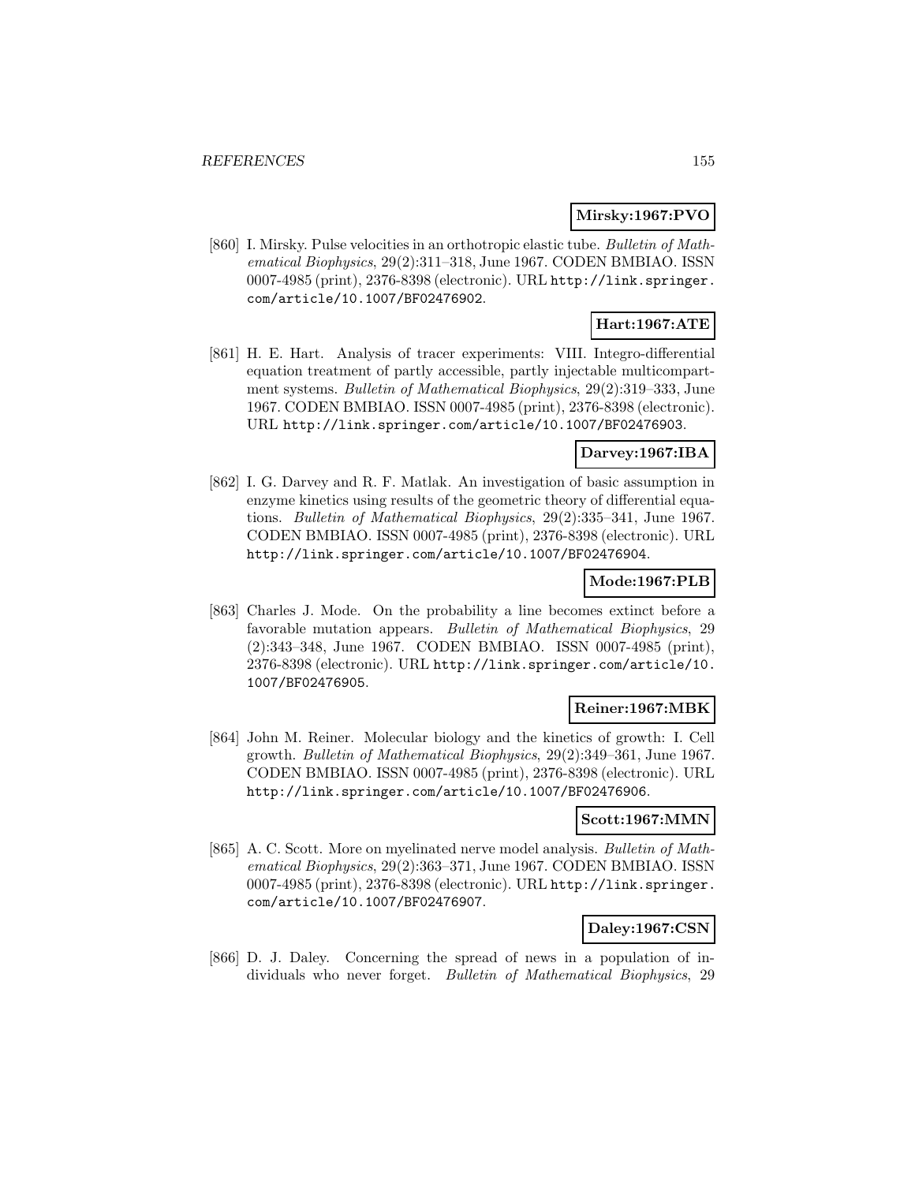**Mirsky:1967:PVO**

[860] I. Mirsky. Pulse velocities in an orthotropic elastic tube. *Bulletin of Mathematical Biophysics*, 29(2):311–318, June 1967. CODEN BMBIAO. ISSN 0007-4985 (print), 2376-8398 (electronic). URL http://link.springer.com/article/10.1007/BF02476902.

**Hart:1967:ATE**

[861] H. E. Hart. Analysis of tracer experiments: VIII. Integro-differential equation treatment of partly accessible, partly injectable multicompartment systems. *Bulletin of Mathematical Biophysics*, 29(2):319–333, June 1967. CODEN BMBIAO. ISSN 0007-4985 (print), 2376-8398 (electronic). URL http://link.springer.com/article/10.1007/BF02476903.

**Darvey:1967:IBA**

[862] I. G. Darvey and R. F. Matlak. An investigation of basic assumption in enzyme kinetics using results of the geometric theory of differential equations. *Bulletin of Mathematical Biophysics*, 29(2):335–341, June 1967. CODEN BMBIAO. ISSN 0007-4985 (print), 2376-8398 (electronic). URL http://link.springer.com/article/10.1007/BF02476904.

**Mode:1967:PLB**

[863] Charles J. Mode. On the probability a line becomes extinct before a favorable mutation appears. *Bulletin of Mathematical Biophysics*, 29 (2):343–348, June 1967. CODEN BMBIAO. ISSN 0007-4985 (print), 2376-8398 (electronic). URL http://link.springer.com/article/10.1007/BF02476905.

**Reiner:1967:MBK**

[864] John M. Reiner. Molecular biology and the kinetics of growth: I. Cell growth. *Bulletin of Mathematical Biophysics*, 29(2):349–361, June 1967. CODEN BMBIAO. ISSN 0007-4985 (print), 2376-8398 (electronic). URL http://link.springer.com/article/10.1007/BF02476906.

**Scott:1967:MMN**

[865] A. C. Scott. More on myelinated nerve model analysis. *Bulletin of Mathematical Biophysics*, 29(2):363–371, June 1967. CODEN BMBIAO. ISSN 0007-4985 (print), 2376-8398 (electronic). URL http://link.springer.com/article/10.1007/BF02476907.

**Daley:1967:CSN**

[866] D. J. Daley. Concerning the spread of news in a population of individuals who never forget. *Bulletin of Mathematical Biophysics*, 29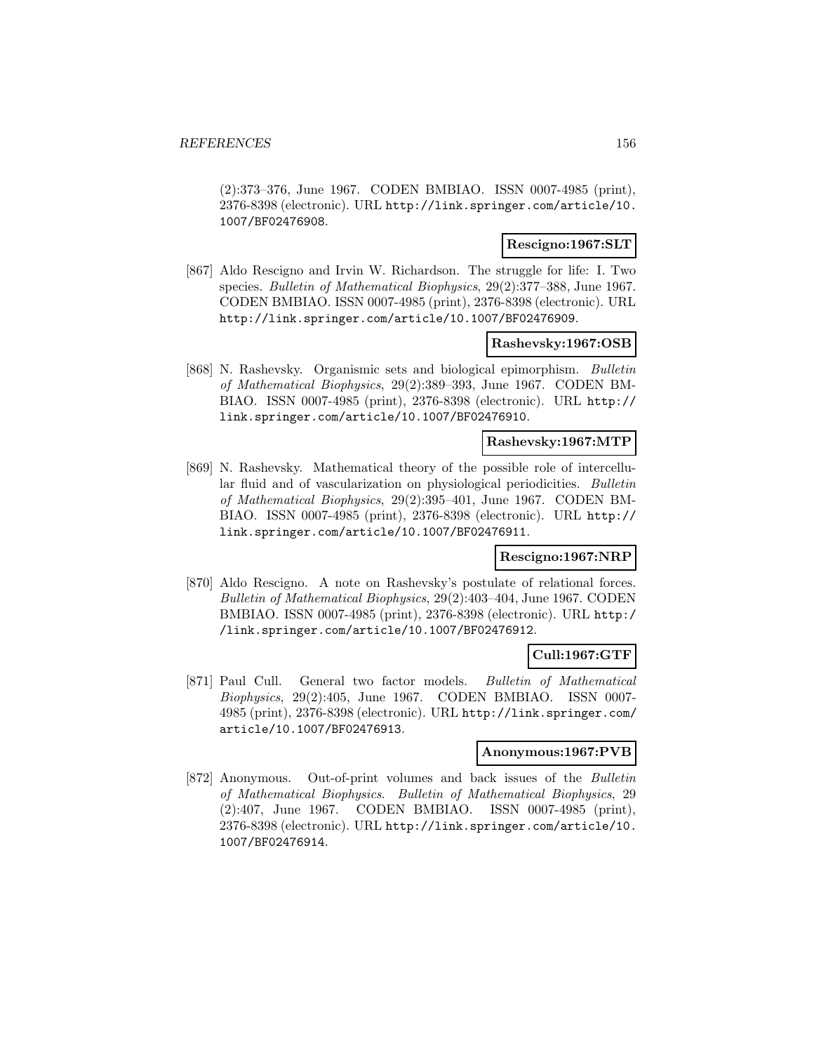(2):373–376, June 1967. CODEN BMBIAO. ISSN 0007-4985 (print), 2376-8398 (electronic). URL http://link.springer.com/article/10.1007/BF02476908.

**Rescigno:1967:SLT**

[867] Aldo Rescigno and Irvin W. Richardson. The struggle for life: I. Two species. *Bulletin of Mathematical Biophysics*, 29(2):377–388, June 1967. CODEN BMBIAO. ISSN 0007-4985 (print), 2376-8398 (electronic). URL http://link.springer.com/article/10.1007/BF02476909.

**Rashevsky:1967:OSB**

[868] N. Rashevsky. Organismic sets and biological epimorphism. *Bulletin of Mathematical Biophysics*, 29(2):389–393, June 1967. CODEN BMBIAO. ISSN 0007-4985 (print), 2376-8398 (electronic). URL http://link.springer.com/article/10.1007/BF02476910.

**Rashevsky:1967:MTP**

[869] N. Rashevsky. Mathematical theory of the possible role of intercellular fluid and of vascularization on physiological periodicities. *Bulletin of Mathematical Biophysics*, 29(2):395–401, June 1967. CODEN BMBIAO. ISSN 0007-4985 (print), 2376-8398 (electronic). URL http://link.springer.com/article/10.1007/BF02476911.

**Rescigno:1967:NRP**

[870] Aldo Rescigno. A note on Rashevsky's postulate of relational forces. *Bulletin of Mathematical Biophysics*, 29(2):403–404, June 1967. CODEN BMBIAO. ISSN 0007-4985 (print), 2376-8398 (electronic). URL http://link.springer.com/article/10.1007/BF02476912.

**Cull:1967:GTF**

[871] Paul Cull. General two factor models. *Bulletin of Mathematical Biophysics*, 29(2):405, June 1967. CODEN BMBIAO. ISSN 0007-4985 (print), 2376-8398 (electronic). URL http://link.springer.com/article/10.1007/BF02476913.

**Anonymous:1967:PVB**

[872] Anonymous. Out-of-print volumes and back issues of the *Bulletin of Mathematical Biophysics*. *Bulletin of Mathematical Biophysics*, 29(2):407, June 1967. CODEN BMBIAO. ISSN 0007-4985 (print), 2376-8398 (electronic). URL http://link.springer.com/article/10.1007/BF02476914.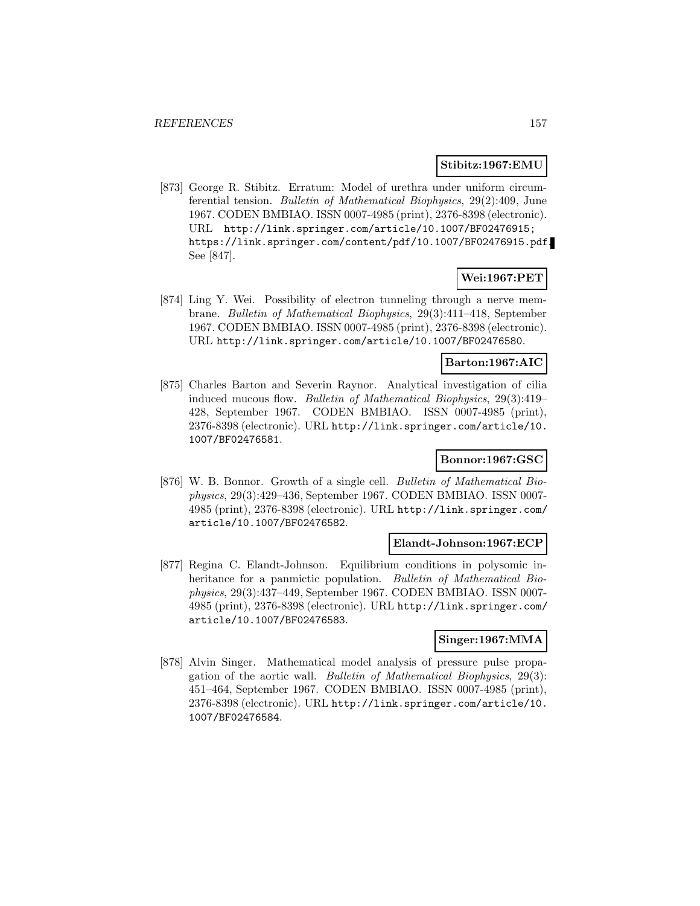**Stibitz:1967:EMU**

[873] George R. Stibitz. Erratum: Model of urethra under uniform circumferential tension. *Bulletin of Mathematical Biophysics*, 29(2):409, June 1967. CODEN BMBIAO. ISSN 0007-4985 (print), 2376-8398 (electronic). URL `http://link.springer.com/article/10.1007/BF02476915; https://link.springer.com/content/pdf/10.1007/BF02476915.pdf`. See [847].

**Wei:1967:PET**

[874] Ling Y. Wei. Possibility of electron tunneling through a nerve membrane. *Bulletin of Mathematical Biophysics*, 29(3):411–418, September 1967. CODEN BMBIAO. ISSN 0007-4985 (print), 2376-8398 (electronic). URL `http://link.springer.com/article/10.1007/BF02476580`.

**Barton:1967:AIC**

[875] Charles Barton and Severin Raynor. Analytical investigation of cilia induced mucous flow. *Bulletin of Mathematical Biophysics*, 29(3):419–428, September 1967. CODEN BMBIAO. ISSN 0007-4985 (print), 2376-8398 (electronic). URL `http://link.springer.com/article/10.1007/BF02476581`.

**Bonnor:1967:GSC**

[876] W. B. Bonnor. Growth of a single cell. *Bulletin of Mathematical Biophysics*, 29(3):429–436, September 1967. CODEN BMBIAO. ISSN 0007-4985 (print), 2376-8398 (electronic). URL `http://link.springer.com/article/10.1007/BF02476582`.

**Elandt-Johnson:1967:ECP**

[877] Regina C. Elandt-Johnson. Equilibrium conditions in polysomic inheritance for a panmictic population. *Bulletin of Mathematical Biophysics*, 29(3):437–449, September 1967. CODEN BMBIAO. ISSN 0007-4985 (print), 2376-8398 (electronic). URL `http://link.springer.com/article/10.1007/BF02476583`.

**Singer:1967:MMA**

[878] Alvin Singer. Mathematical model analysis of pressure pulse propagation of the aortic wall. *Bulletin of Mathematical Biophysics*, 29(3):451–464, September 1967. CODEN BMBIAO. ISSN 0007-4985 (print), 2376-8398 (electronic). URL `http://link.springer.com/article/10.1007/BF02476584`.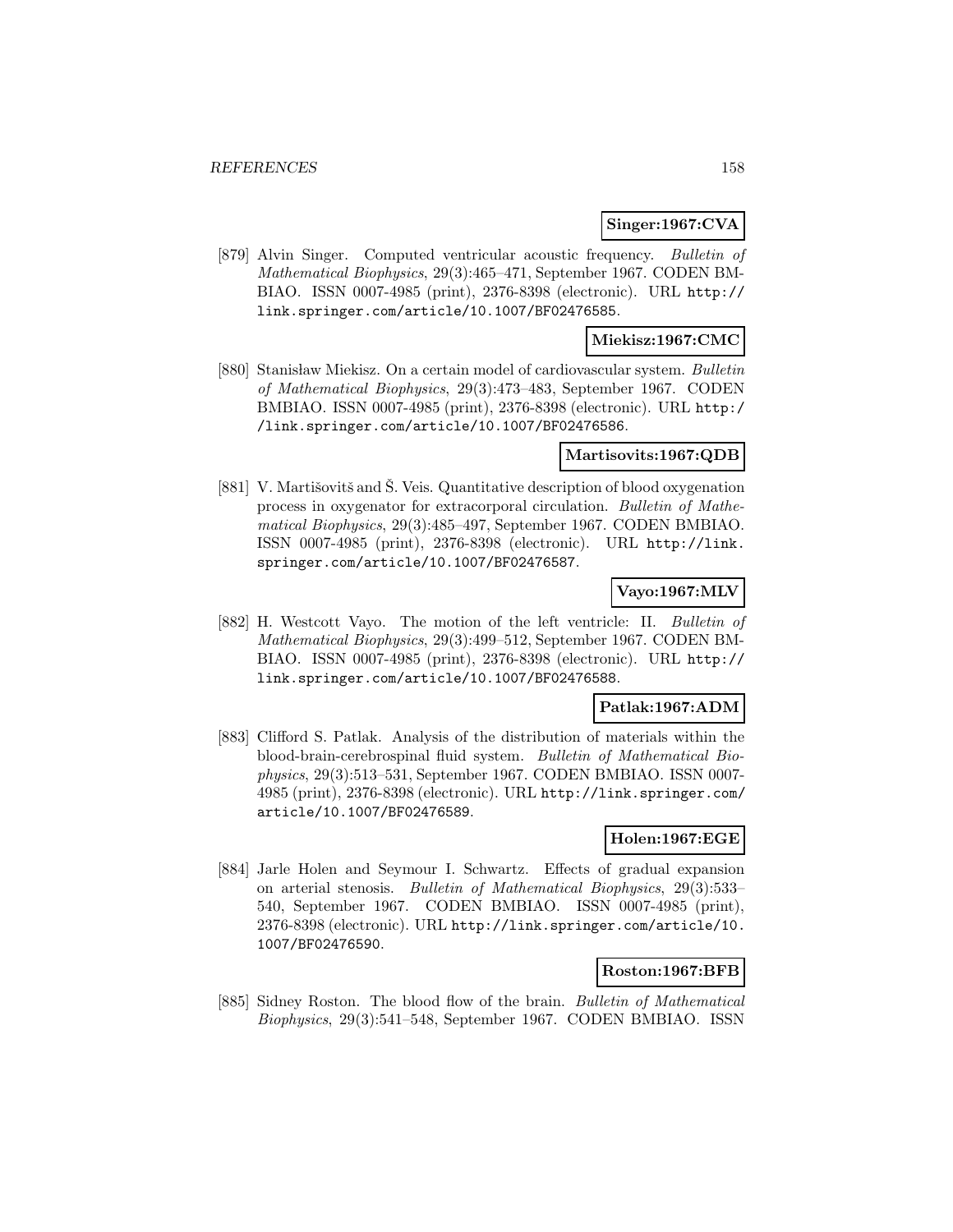**Singer:1967:CVA**

[879] Alvin Singer. Computed ventricular acoustic frequency. *Bulletin of Mathematical Biophysics*, 29(3):465–471, September 1967. CODEN BMBIAO. ISSN 0007-4985 (print), 2376-8398 (electronic). URL http://link.springer.com/article/10.1007/BF02476585.

**Miekisz:1967:CMC**

[880] Stanisław Miekisz. On a certain model of cardiovascular system. *Bulletin of Mathematical Biophysics*, 29(3):473–483, September 1967. CODEN BMBIAO. ISSN 0007-4985 (print), 2376-8398 (electronic). URL http://link.springer.com/article/10.1007/BF02476586.

**Martisovits:1967:QDB**

[881] V. Martišovitš and Š. Veis. Quantitative description of blood oxygenation process in oxygenator for extracorporal circulation. *Bulletin of Mathematical Biophysics*, 29(3):485–497, September 1967. CODEN BMBIAO. ISSN 0007-4985 (print), 2376-8398 (electronic). URL http://link.springer.com/article/10.1007/BF02476587.

**Vayo:1967:MLV**

[882] H. Westcott Vayo. The motion of the left ventricle: II. *Bulletin of Mathematical Biophysics*, 29(3):499–512, September 1967. CODEN BMBIAO. ISSN 0007-4985 (print), 2376-8398 (electronic). URL http://link.springer.com/article/10.1007/BF02476588.

**Patlak:1967:ADM**

[883] Clifford S. Patlak. Analysis of the distribution of materials within the blood-brain-cerebrospinal fluid system. *Bulletin of Mathematical Biophysics*, 29(3):513–531, September 1967. CODEN BMBIAO. ISSN 0007-4985 (print), 2376-8398 (electronic). URL http://link.springer.com/article/10.1007/BF02476589.

**Holen:1967:EGE**

[884] Jarle Holen and Seymour I. Schwartz. Effects of gradual expansion on arterial stenosis. *Bulletin of Mathematical Biophysics*, 29(3):533–540, September 1967. CODEN BMBIAO. ISSN 0007-4985 (print), 2376-8398 (electronic). URL http://link.springer.com/article/10.1007/BF02476590.

**Roston:1967:BFB**

[885] Sidney Roston. The blood flow of the brain. *Bulletin of Mathematical Biophysics*, 29(3):541–548, September 1967. CODEN BMBIAO. ISSN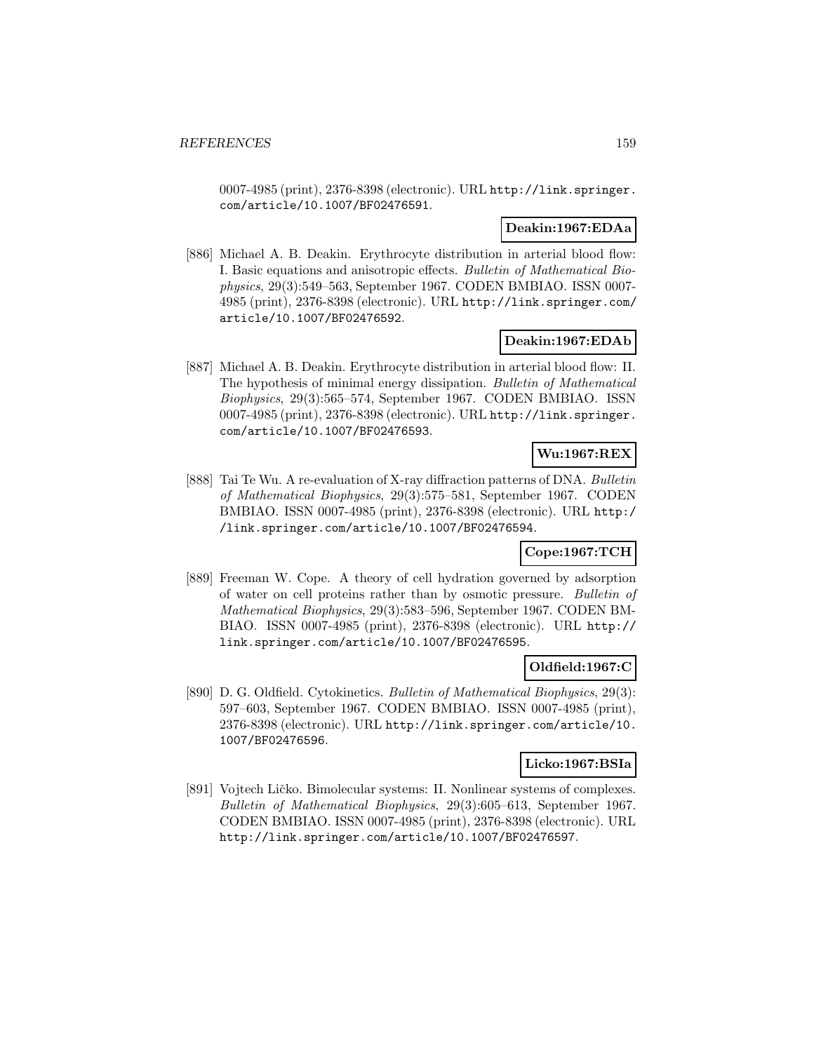0007-4985 (print), 2376-8398 (electronic). URL http://link.springer.com/article/10.1007/BF02476591.

**Deakin:1967:EDAa**

[886] Michael A. B. Deakin. Erythrocyte distribution in arterial blood flow: I. Basic equations and anisotropic effects. *Bulletin of Mathematical Biophysics*, 29(3):549–563, September 1967. CODEN BMBIAO. ISSN 0007-4985 (print), 2376-8398 (electronic). URL http://link.springer.com/article/10.1007/BF02476592.

**Deakin:1967:EDAb**

[887] Michael A. B. Deakin. Erythrocyte distribution in arterial blood flow: II. The hypothesis of minimal energy dissipation. *Bulletin of Mathematical Biophysics*, 29(3):565–574, September 1967. CODEN BMBIAO. ISSN 0007-4985 (print), 2376-8398 (electronic). URL http://link.springer.com/article/10.1007/BF02476593.

**Wu:1967:REX**

[888] Tai Te Wu. A re-evaluation of X-ray diffraction patterns of DNA. *Bulletin of Mathematical Biophysics*, 29(3):575–581, September 1967. CODEN BMBIAO. ISSN 0007-4985 (print), 2376-8398 (electronic). URL http://link.springer.com/article/10.1007/BF02476594.

**Cope:1967:TCH**

[889] Freeman W. Cope. A theory of cell hydration governed by adsorption of water on cell proteins rather than by osmotic pressure. *Bulletin of Mathematical Biophysics*, 29(3):583–596, September 1967. CODEN BMBIAO. ISSN 0007-4985 (print), 2376-8398 (electronic). URL http://link.springer.com/article/10.1007/BF02476595.

**Oldfield:1967:C**

[890] D. G. Oldfield. Cytokinetics. *Bulletin of Mathematical Biophysics*, 29(3):597–603, September 1967. CODEN BMBIAO. ISSN 0007-4985 (print), 2376-8398 (electronic). URL http://link.springer.com/article/10.1007/BF02476596.

**Licko:1967:BSIa**

[891] Vojtech Ličko. Bimolecular systems: II. Nonlinear systems of complexes. *Bulletin of Mathematical Biophysics*, 29(3):605–613, September 1967. CODEN BMBIAO. ISSN 0007-4985 (print), 2376-8398 (electronic). URL http://link.springer.com/article/10.1007/BF02476597.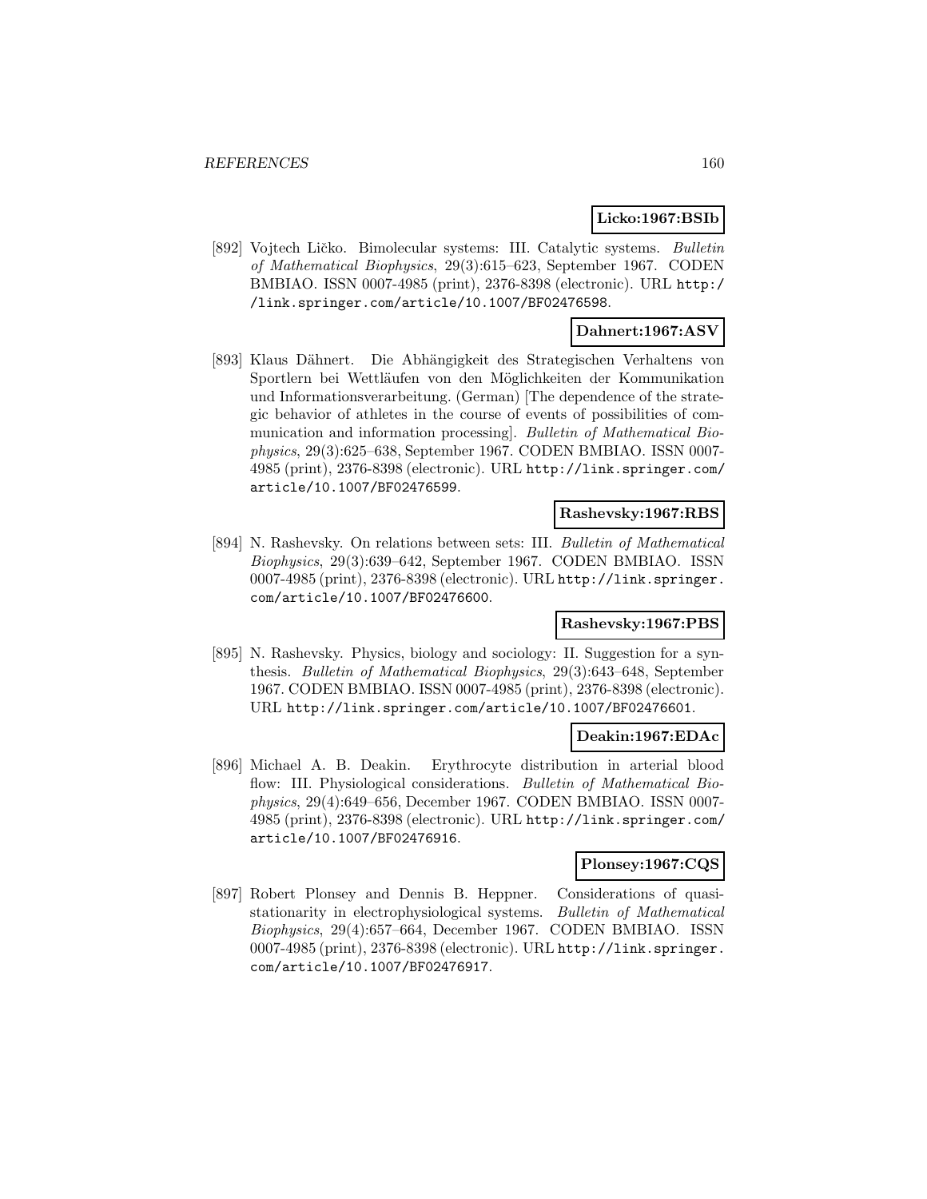**Licko:1967:BSIb**

[892] Vojtech Ličko. Bimolecular systems: III. Catalytic systems. *Bulletin of Mathematical Biophysics*, 29(3):615–623, September 1967. CODEN BMBIAO. ISSN 0007-4985 (print), 2376-8398 (electronic). URL http://link.springer.com/article/10.1007/BF02476598.

**Dahnert:1967:ASV**

[893] Klaus Dähnert. Die Abhängigkeit des Strategischen Verhaltens von Sportlern bei Wettläufen von den Möglichkeiten der Kommunikation und Informationsverarbeitung. (German) [The dependence of the strategic behavior of athletes in the course of events of possibilities of communication and information processing]. *Bulletin of Mathematical Biophysics*, 29(3):625–638, September 1967. CODEN BMBIAO. ISSN 0007-4985 (print), 2376-8398 (electronic). URL http://link.springer.com/article/10.1007/BF02476599.

**Rashevsky:1967:RBS**

[894] N. Rashevsky. On relations between sets: III. *Bulletin of Mathematical Biophysics*, 29(3):639–642, September 1967. CODEN BMBIAO. ISSN 0007-4985 (print), 2376-8398 (electronic). URL http://link.springer.com/article/10.1007/BF02476600.

**Rashevsky:1967:PBS**

[895] N. Rashevsky. Physics, biology and sociology: II. Suggestion for a synthesis. *Bulletin of Mathematical Biophysics*, 29(3):643–648, September 1967. CODEN BMBIAO. ISSN 0007-4985 (print), 2376-8398 (electronic). URL http://link.springer.com/article/10.1007/BF02476601.

**Deakin:1967:EDAc**

[896] Michael A. B. Deakin. Erythrocyte distribution in arterial blood flow: III. Physiological considerations. *Bulletin of Mathematical Biophysics*, 29(4):649–656, December 1967. CODEN BMBIAO. ISSN 0007-4985 (print), 2376-8398 (electronic). URL http://link.springer.com/article/10.1007/BF02476916.

**Plonsey:1967:CQS**

[897] Robert Plonsey and Dennis B. Heppner. Considerations of quasi-stationarity in electrophysiological systems. *Bulletin of Mathematical Biophysics*, 29(4):657–664, December 1967. CODEN BMBIAO. ISSN 0007-4985 (print), 2376-8398 (electronic). URL http://link.springer.com/article/10.1007/BF02476917.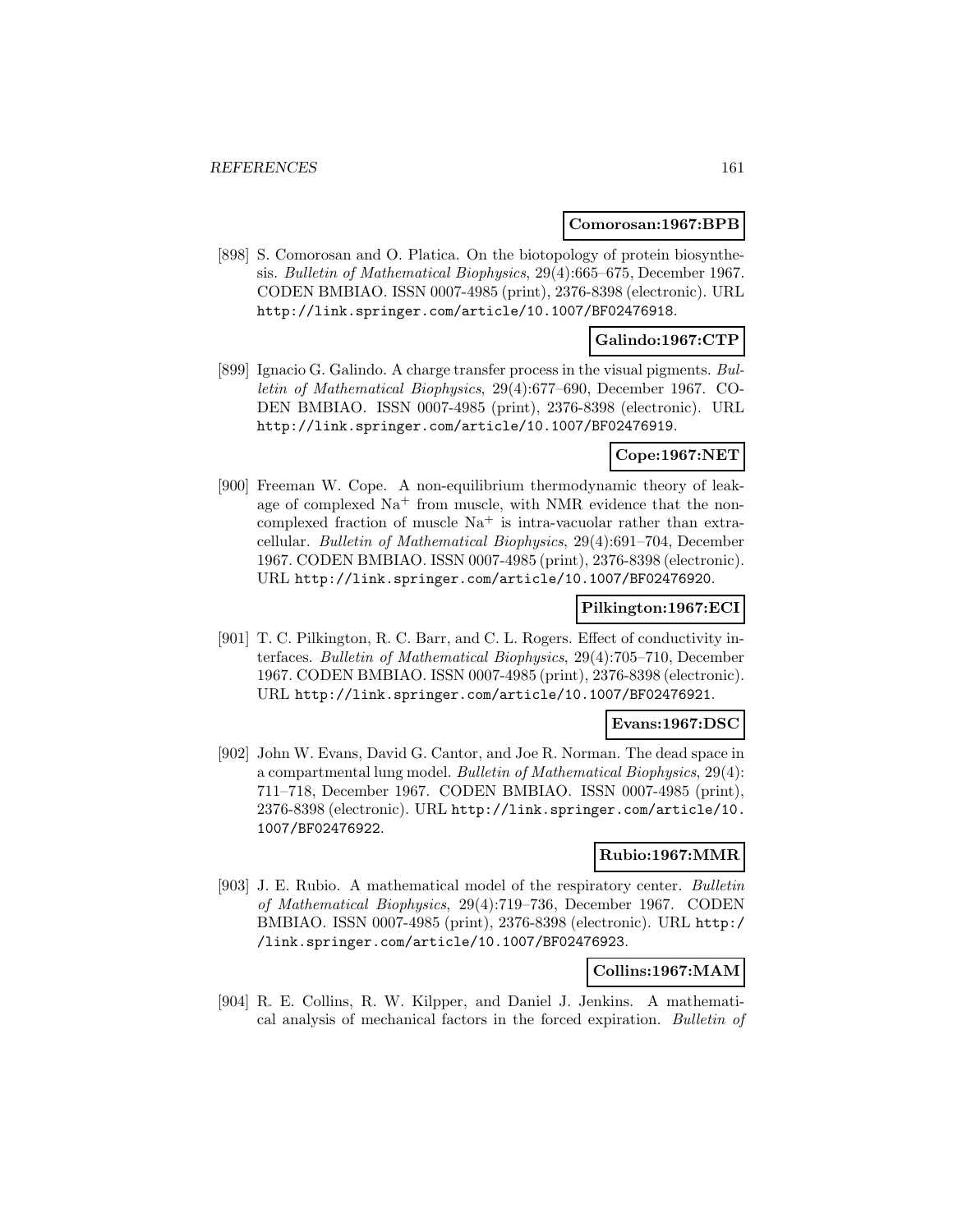**Comorosan:1967:BPB**

[898] S. Comorosan and O. Platica. On the biotopology of protein biosynthesis. *Bulletin of Mathematical Biophysics*, 29(4):665–675, December 1967. CODEN BMBIAO. ISSN 0007-4985 (print), 2376-8398 (electronic). URL http://link.springer.com/article/10.1007/BF02476918.

**Galindo:1967:CTP**

[899] Ignacio G. Galindo. A charge transfer process in the visual pigments. *Bulletin of Mathematical Biophysics*, 29(4):677–690, December 1967. CODEN BMBIAO. ISSN 0007-4985 (print), 2376-8398 (electronic). URL http://link.springer.com/article/10.1007/BF02476919.

**Cope:1967:NET**

[900] Freeman W. Cope. A non-equilibrium thermodynamic theory of leakage of complexed $Na^+$ from muscle, with NMR evidence that the noncomplexed fraction of muscle $Na^+$ is intra-vacuolar rather than extracellular. *Bulletin of Mathematical Biophysics*, 29(4):691–704, December 1967. CODEN BMBIAO. ISSN 0007-4985 (print), 2376-8398 (electronic). URL http://link.springer.com/article/10.1007/BF02476920.

**Pilkington:1967:ECI**

[901] T. C. Pilkington, R. C. Barr, and C. L. Rogers. Effect of conductivity interfaces. *Bulletin of Mathematical Biophysics*, 29(4):705–710, December 1967. CODEN BMBIAO. ISSN 0007-4985 (print), 2376-8398 (electronic). URL http://link.springer.com/article/10.1007/BF02476921.

**Evans:1967:DSC**

[902] John W. Evans, David G. Cantor, and Joe R. Norman. The dead space in a compartmental lung model. *Bulletin of Mathematical Biophysics*, 29(4): 711–718, December 1967. CODEN BMBIAO. ISSN 0007-4985 (print), 2376-8398 (electronic). URL http://link.springer.com/article/10.1007/BF02476922.

**Rubio:1967:MMR**

[903] J. E. Rubio. A mathematical model of the respiratory center. *Bulletin of Mathematical Biophysics*, 29(4):719–736, December 1967. CODEN BMBIAO. ISSN 0007-4985 (print), 2376-8398 (electronic). URL http://link.springer.com/article/10.1007/BF02476923.

**Collins:1967:MAM**

[904] R. E. Collins, R. W. Kilpper, and Daniel J. Jenkins. A mathematical analysis of mechanical factors in the forced expiration. *Bulletin of*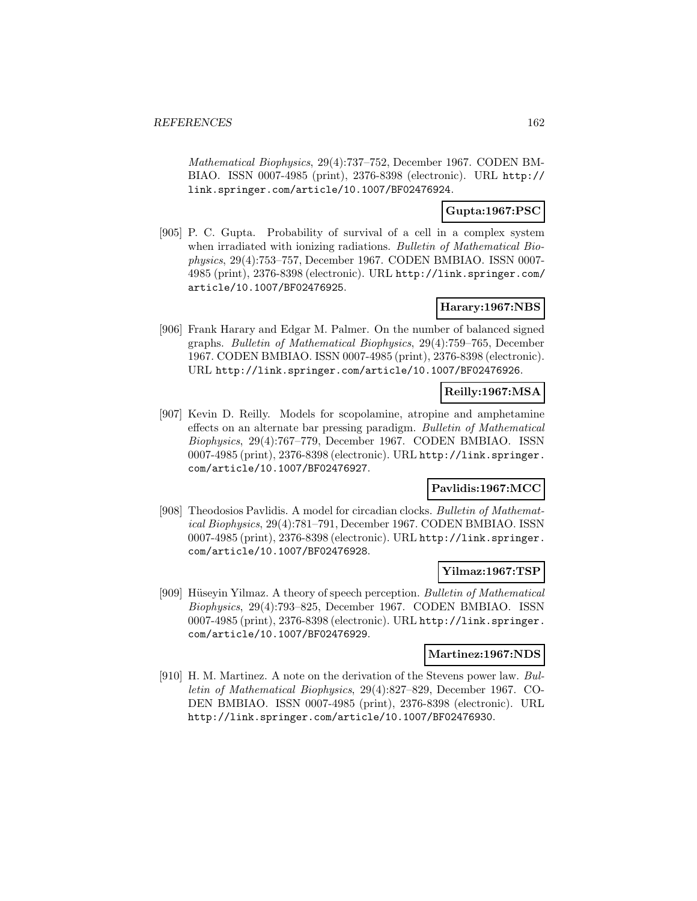*Mathematical Biophysics*, 29(4):737–752, December 1967. CODEN BMBIAO. ISSN 0007-4985 (print), 2376-8398 (electronic). URL http://link.springer.com/article/10.1007/BF02476924.

**Gupta:1967:PSC**

[905] P. C. Gupta. Probability of survival of a cell in a complex system when irradiated with ionizing radiations. *Bulletin of Mathematical Biophysics*, 29(4):753–757, December 1967. CODEN BMBIAO. ISSN 0007-4985 (print), 2376-8398 (electronic). URL http://link.springer.com/article/10.1007/BF02476925.

**Harary:1967:NBS**

[906] Frank Harary and Edgar M. Palmer. On the number of balanced signed graphs. *Bulletin of Mathematical Biophysics*, 29(4):759–765, December 1967. CODEN BMBIAO. ISSN 0007-4985 (print), 2376-8398 (electronic). URL http://link.springer.com/article/10.1007/BF02476926.

**Reilly:1967:MSA**

[907] Kevin D. Reilly. Models for scopolamine, atropine and amphetamine effects on an alternate bar pressing paradigm. *Bulletin of Mathematical Biophysics*, 29(4):767–779, December 1967. CODEN BMBIAO. ISSN 0007-4985 (print), 2376-8398 (electronic). URL http://link.springer.com/article/10.1007/BF02476927.

**Pavlidis:1967:MCC**

[908] Theodosios Pavlidis. A model for circadian clocks. *Bulletin of Mathematical Biophysics*, 29(4):781–791, December 1967. CODEN BMBIAO. ISSN 0007-4985 (print), 2376-8398 (electronic). URL http://link.springer.com/article/10.1007/BF02476928.

**Yilmaz:1967:TSP**

[909] Hüseyin Yilmaz. A theory of speech perception. *Bulletin of Mathematical Biophysics*, 29(4):793–825, December 1967. CODEN BMBIAO. ISSN 0007-4985 (print), 2376-8398 (electronic). URL http://link.springer.com/article/10.1007/BF02476929.

**Martinez:1967:NDS**

[910] H. M. Martinez. A note on the derivation of the Stevens power law. *Bulletin of Mathematical Biophysics*, 29(4):827–829, December 1967. CODEN BMBIAO. ISSN 0007-4985 (print), 2376-8398 (electronic). URL http://link.springer.com/article/10.1007/BF02476930.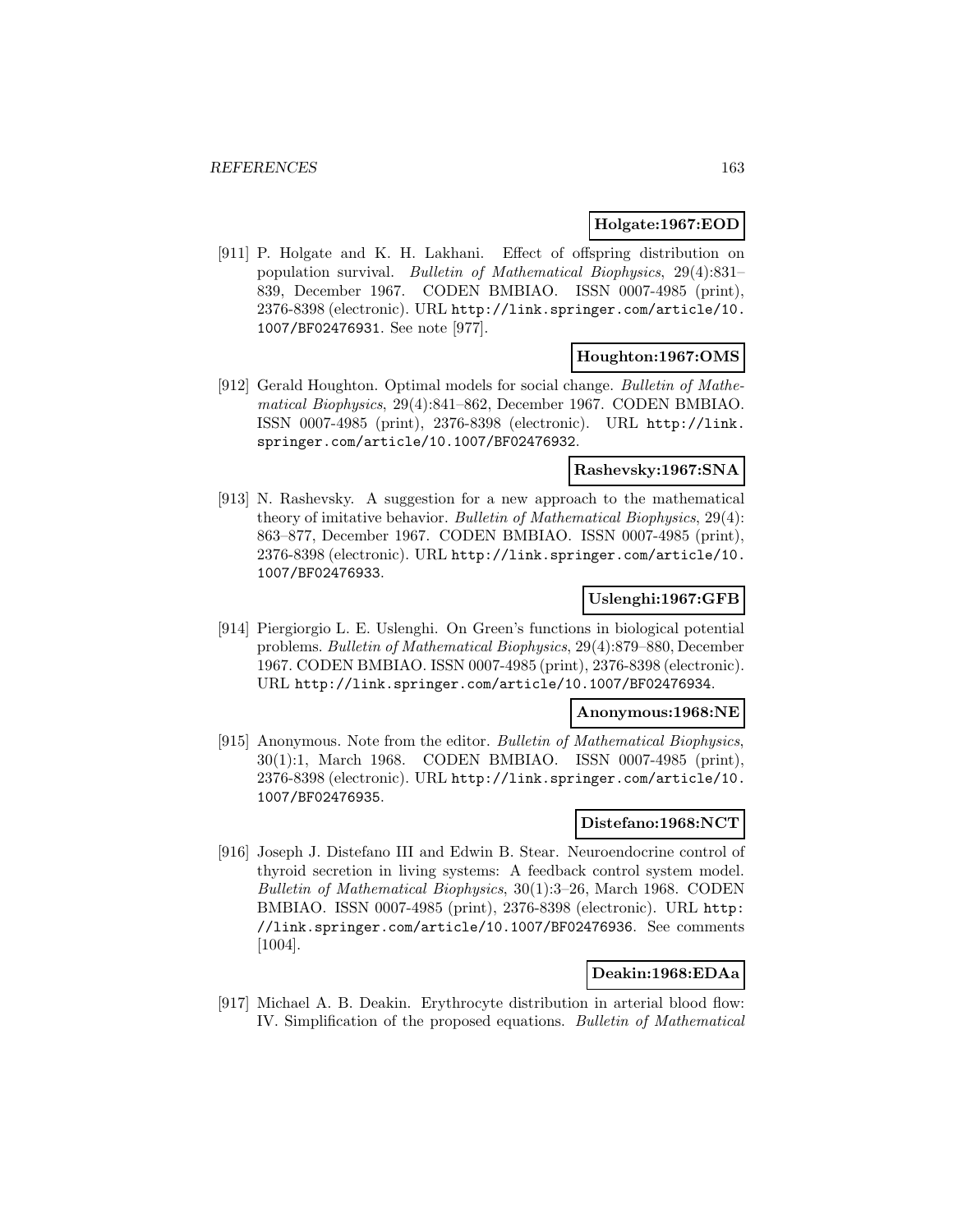**Holgate:1967:EOD**

[911] P. Holgate and K. H. Lakhani. Effect of offspring distribution on population survival. *Bulletin of Mathematical Biophysics*, 29(4):831–839, December 1967. CODEN BMBIAO. ISSN 0007-4985 (print), 2376-8398 (electronic). URL http://link.springer.com/article/10.1007/BF02476931. See note [977].

**Houghton:1967:OMS**

[912] Gerald Houghton. Optimal models for social change. *Bulletin of Mathematical Biophysics*, 29(4):841–862, December 1967. CODEN BMBIAO. ISSN 0007-4985 (print), 2376-8398 (electronic). URL http://link.springer.com/article/10.1007/BF02476932.

**Rashevsky:1967:SNA**

[913] N. Rashevsky. A suggestion for a new approach to the mathematical theory of imitative behavior. *Bulletin of Mathematical Biophysics*, 29(4):863–877, December 1967. CODEN BMBIAO. ISSN 0007-4985 (print), 2376-8398 (electronic). URL http://link.springer.com/article/10.1007/BF02476933.

**Uslenghi:1967:GFB**

[914] Piergiorgio L. E. Uslenghi. On Green's functions in biological potential problems. *Bulletin of Mathematical Biophysics*, 29(4):879–880, December 1967. CODEN BMBIAO. ISSN 0007-4985 (print), 2376-8398 (electronic). URL http://link.springer.com/article/10.1007/BF02476934.

**Anonymous:1968:NE**

[915] Anonymous. Note from the editor. *Bulletin of Mathematical Biophysics*, 30(1):1, March 1968. CODEN BMBIAO. ISSN 0007-4985 (print), 2376-8398 (electronic). URL http://link.springer.com/article/10.1007/BF02476935.

**Distefano:1968:NCT**

[916] Joseph J. Distefano III and Edwin B. Stear. Neuroendocrine control of thyroid secretion in living systems: A feedback control system model. *Bulletin of Mathematical Biophysics*, 30(1):3–26, March 1968. CODEN BMBIAO. ISSN 0007-4985 (print), 2376-8398 (electronic). URL http://link.springer.com/article/10.1007/BF02476936. See comments [1004].

**Deakin:1968:EDAa**

[917] Michael A. B. Deakin. Erythrocyte distribution in arterial blood flow: IV. Simplification of the proposed equations. *Bulletin of Mathematical*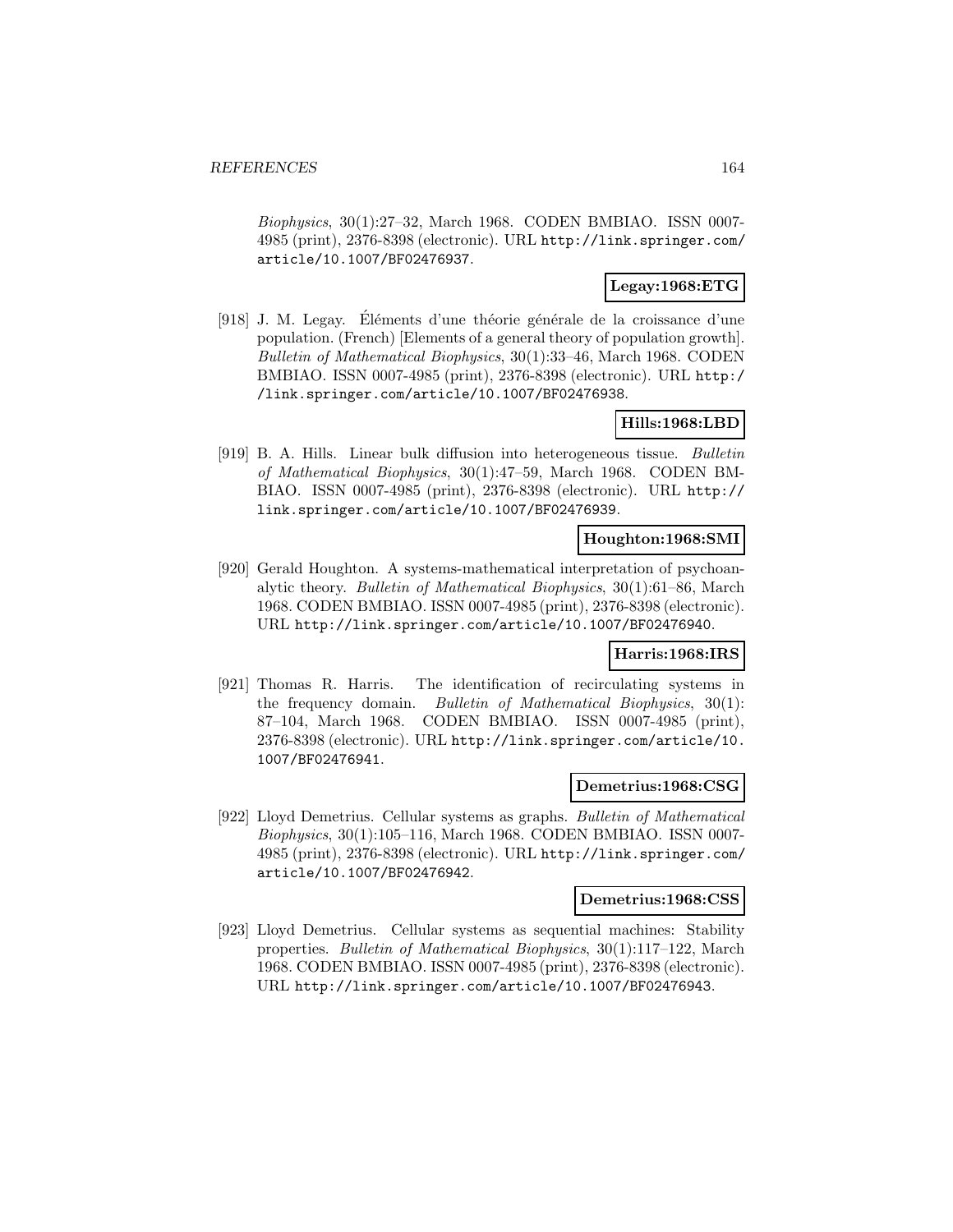*Biophysics*, 30(1):27–32, March 1968. CODEN BMBIAO. ISSN 0007-4985 (print), 2376-8398 (electronic). URL http://link.springer.com/article/10.1007/BF02476937.

**Legay:1968:ETG**

[918] J. M. Legay. Éléments d'une théorie générale de la croissance d'une population. (French) [Elements of a general theory of population growth]. *Bulletin of Mathematical Biophysics*, 30(1):33–46, March 1968. CODEN BMBIAO. ISSN 0007-4985 (print), 2376-8398 (electronic). URL http://link.springer.com/article/10.1007/BF02476938.

**Hills:1968:LBD**

[919] B. A. Hills. Linear bulk diffusion into heterogeneous tissue. *Bulletin of Mathematical Biophysics*, 30(1):47–59, March 1968. CODEN BMBIAO. ISSN 0007-4985 (print), 2376-8398 (electronic). URL http://link.springer.com/article/10.1007/BF02476939.

**Houghton:1968:SMI**

[920] Gerald Houghton. A systems-mathematical interpretation of psychoanalytic theory. *Bulletin of Mathematical Biophysics*, 30(1):61–86, March 1968. CODEN BMBIAO. ISSN 0007-4985 (print), 2376-8398 (electronic). URL http://link.springer.com/article/10.1007/BF02476940.

**Harris:1968:IRS**

[921] Thomas R. Harris. The identification of recirculating systems in the frequency domain. *Bulletin of Mathematical Biophysics*, 30(1): 87–104, March 1968. CODEN BMBIAO. ISSN 0007-4985 (print), 2376-8398 (electronic). URL http://link.springer.com/article/10.1007/BF02476941.

**Demetrius:1968:CSG**

[922] Lloyd Demetrius. Cellular systems as graphs. *Bulletin of Mathematical Biophysics*, 30(1):105–116, March 1968. CODEN BMBIAO. ISSN 0007-4985 (print), 2376-8398 (electronic). URL http://link.springer.com/article/10.1007/BF02476942.

**Demetrius:1968:CSS**

[923] Lloyd Demetrius. Cellular systems as sequential machines: Stability properties. *Bulletin of Mathematical Biophysics*, 30(1):117–122, March 1968. CODEN BMBIAO. ISSN 0007-4985 (print), 2376-8398 (electronic). URL http://link.springer.com/article/10.1007/BF02476943.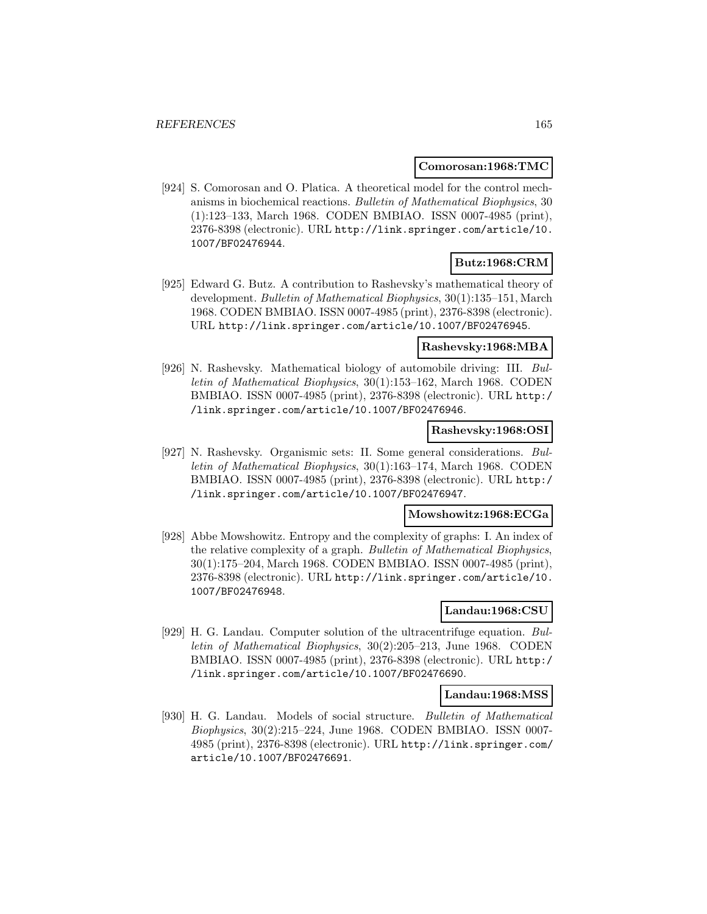**Comorosan:1968:TMC**

[924] S. Comorosan and O. Platica. A theoretical model for the control mechanisms in biochemical reactions. *Bulletin of Mathematical Biophysics*, 30 (1):123–133, March 1968. CODEN BMBIAO. ISSN 0007-4985 (print), 2376-8398 (electronic). URL http://link.springer.com/article/10.1007/BF02476944.

**Butz:1968:CRM**

[925] Edward G. Butz. A contribution to Rashevsky's mathematical theory of development. *Bulletin of Mathematical Biophysics*, 30(1):135–151, March 1968. CODEN BMBIAO. ISSN 0007-4985 (print), 2376-8398 (electronic). URL http://link.springer.com/article/10.1007/BF02476945.

**Rashevsky:1968:MBA**

[926] N. Rashevsky. Mathematical biology of automobile driving: III. *Bulletin of Mathematical Biophysics*, 30(1):153–162, March 1968. CODEN BMBIAO. ISSN 0007-4985 (print), 2376-8398 (electronic). URL http://link.springer.com/article/10.1007/BF02476946.

**Rashevsky:1968:OSI**

[927] N. Rashevsky. Organismic sets: II. Some general considerations. *Bulletin of Mathematical Biophysics*, 30(1):163–174, March 1968. CODEN BMBIAO. ISSN 0007-4985 (print), 2376-8398 (electronic). URL http://link.springer.com/article/10.1007/BF02476947.

**Mowshowitz:1968:ECGa**

[928] Abbe Mowshowitz. Entropy and the complexity of graphs: I. An index of the relative complexity of a graph. *Bulletin of Mathematical Biophysics*, 30(1):175–204, March 1968. CODEN BMBIAO. ISSN 0007-4985 (print), 2376-8398 (electronic). URL http://link.springer.com/article/10.1007/BF02476948.

**Landau:1968:CSU**

[929] H. G. Landau. Computer solution of the ultracentrifuge equation. *Bulletin of Mathematical Biophysics*, 30(2):205–213, June 1968. CODEN BMBIAO. ISSN 0007-4985 (print), 2376-8398 (electronic). URL http://link.springer.com/article/10.1007/BF02476690.

**Landau:1968:MSS**

[930] H. G. Landau. Models of social structure. *Bulletin of Mathematical Biophysics*, 30(2):215–224, June 1968. CODEN BMBIAO. ISSN 0007-4985 (print), 2376-8398 (electronic). URL http://link.springer.com/article/10.1007/BF02476691.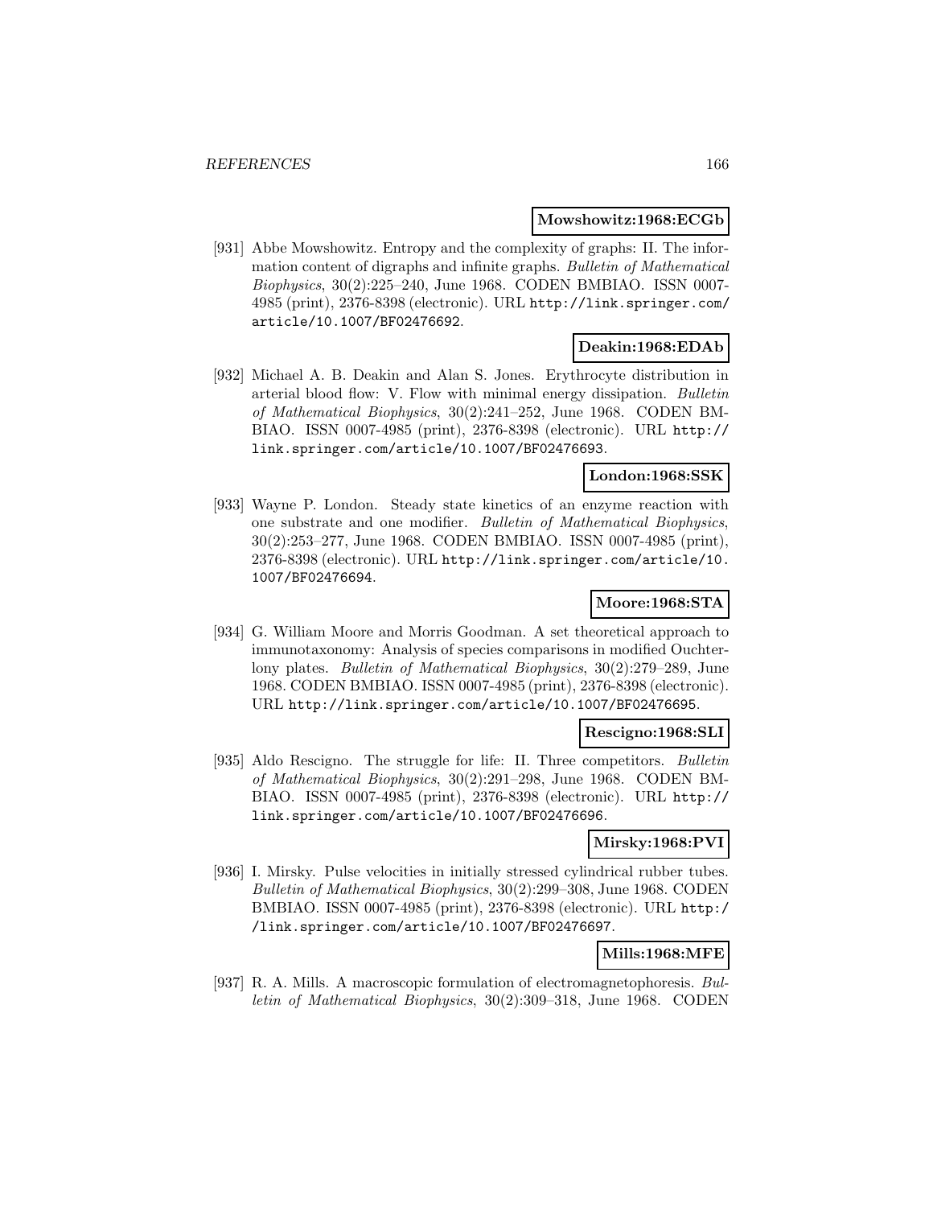**Mowshowitz:1968:ECGb**

[931] Abbe Mowshowitz. Entropy and the complexity of graphs: II. The information content of digraphs and infinite graphs. *Bulletin of Mathematical Biophysics*, 30(2):225–240, June 1968. CODEN BMBIAO. ISSN 0007-4985 (print), 2376-8398 (electronic). URL http://link.springer.com/article/10.1007/BF02476692.

**Deakin:1968:EDAb**

[932] Michael A. B. Deakin and Alan S. Jones. Erythrocyte distribution in arterial blood flow: V. Flow with minimal energy dissipation. *Bulletin of Mathematical Biophysics*, 30(2):241–252, June 1968. CODEN BMBIAO. ISSN 0007-4985 (print), 2376-8398 (electronic). URL http://link.springer.com/article/10.1007/BF02476693.

**London:1968:SSK**

[933] Wayne P. London. Steady state kinetics of an enzyme reaction with one substrate and one modifier. *Bulletin of Mathematical Biophysics*, 30(2):253–277, June 1968. CODEN BMBIAO. ISSN 0007-4985 (print), 2376-8398 (electronic). URL http://link.springer.com/article/10.1007/BF02476694.

**Moore:1968:STA**

[934] G. William Moore and Morris Goodman. A set theoretical approach to immunotaxonomy: Analysis of species comparisons in modified Ouchterlony plates. *Bulletin of Mathematical Biophysics*, 30(2):279–289, June 1968. CODEN BMBIAO. ISSN 0007-4985 (print), 2376-8398 (electronic). URL http://link.springer.com/article/10.1007/BF02476695.

**Rescigno:1968:SLI**

[935] Aldo Rescigno. The struggle for life: II. Three competitors. *Bulletin of Mathematical Biophysics*, 30(2):291–298, June 1968. CODEN BMBIAO. ISSN 0007-4985 (print), 2376-8398 (electronic). URL http://link.springer.com/article/10.1007/BF02476696.

**Mirsky:1968:PVI**

[936] I. Mirsky. Pulse velocities in initially stressed cylindrical rubber tubes. *Bulletin of Mathematical Biophysics*, 30(2):299–308, June 1968. CODEN BMBIAO. ISSN 0007-4985 (print), 2376-8398 (electronic). URL http://link.springer.com/article/10.1007/BF02476697.

**Mills:1968:MFE**

[937] R. A. Mills. A macroscopic formulation of electromagnetophoresis. *Bulletin of Mathematical Biophysics*, 30(2):309–318, June 1968. CODEN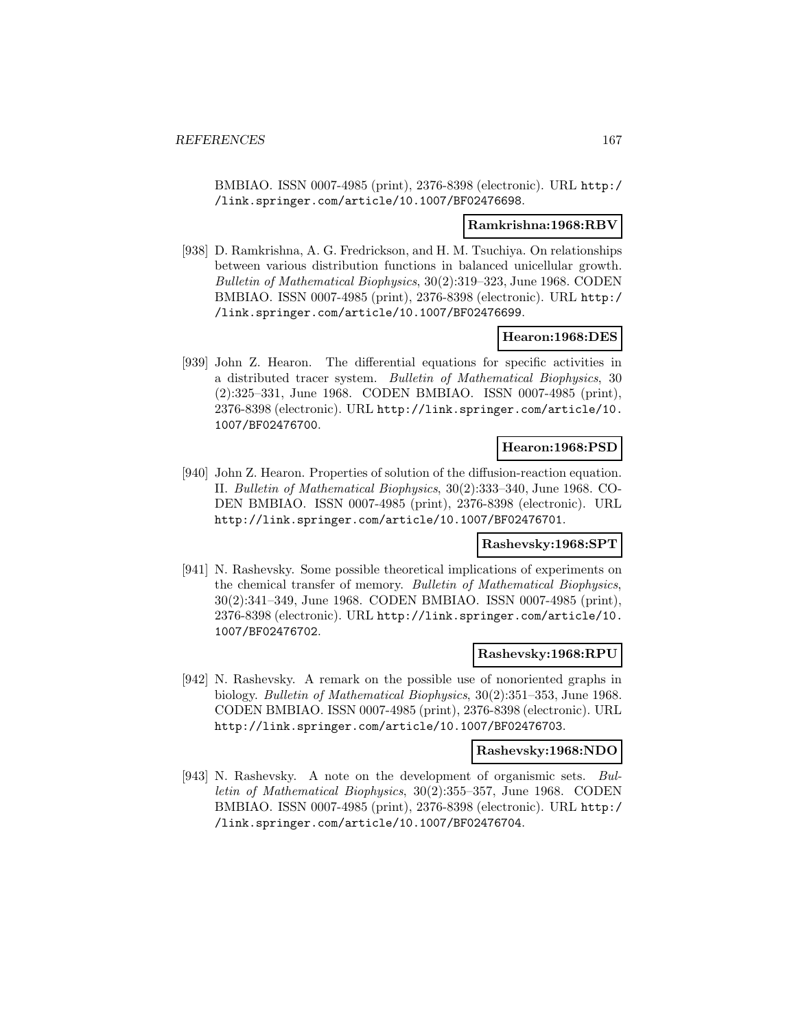BMBIAO. ISSN 0007-4985 (print), 2376-8398 (electronic). URL http://link.springer.com/article/10.1007/BF02476698.

**Ramkrishna:1968:RBV**

[938] D. Ramkrishna, A. G. Fredrickson, and H. M. Tsuchiya. On relationships between various distribution functions in balanced unicellular growth. *Bulletin of Mathematical Biophysics*, 30(2):319–323, June 1968. CODEN BMBIAO. ISSN 0007-4985 (print), 2376-8398 (electronic). URL http://link.springer.com/article/10.1007/BF02476699.

**Hearon:1968:DES**

[939] John Z. Hearon. The differential equations for specific activities in a distributed tracer system. *Bulletin of Mathematical Biophysics*, 30 (2):325–331, June 1968. CODEN BMBIAO. ISSN 0007-4985 (print), 2376-8398 (electronic). URL http://link.springer.com/article/10.1007/BF02476700.

**Hearon:1968:PSD**

[940] John Z. Hearon. Properties of solution of the diffusion-reaction equation. II. *Bulletin of Mathematical Biophysics*, 30(2):333–340, June 1968. CODEN BMBIAO. ISSN 0007-4985 (print), 2376-8398 (electronic). URL http://link.springer.com/article/10.1007/BF02476701.

**Rashevsky:1968:SPT**

[941] N. Rashevsky. Some possible theoretical implications of experiments on the chemical transfer of memory. *Bulletin of Mathematical Biophysics*, 30(2):341–349, June 1968. CODEN BMBIAO. ISSN 0007-4985 (print), 2376-8398 (electronic). URL http://link.springer.com/article/10.1007/BF02476702.

**Rashevsky:1968:RPU**

[942] N. Rashevsky. A remark on the possible use of nonoriented graphs in biology. *Bulletin of Mathematical Biophysics*, 30(2):351–353, June 1968. CODEN BMBIAO. ISSN 0007-4985 (print), 2376-8398 (electronic). URL http://link.springer.com/article/10.1007/BF02476703.

**Rashevsky:1968:NDO**

[943] N. Rashevsky. A note on the development of organismic sets. *Bulletin of Mathematical Biophysics*, 30(2):355–357, June 1968. CODEN BMBIAO. ISSN 0007-4985 (print), 2376-8398 (electronic). URL http://link.springer.com/article/10.1007/BF02476704.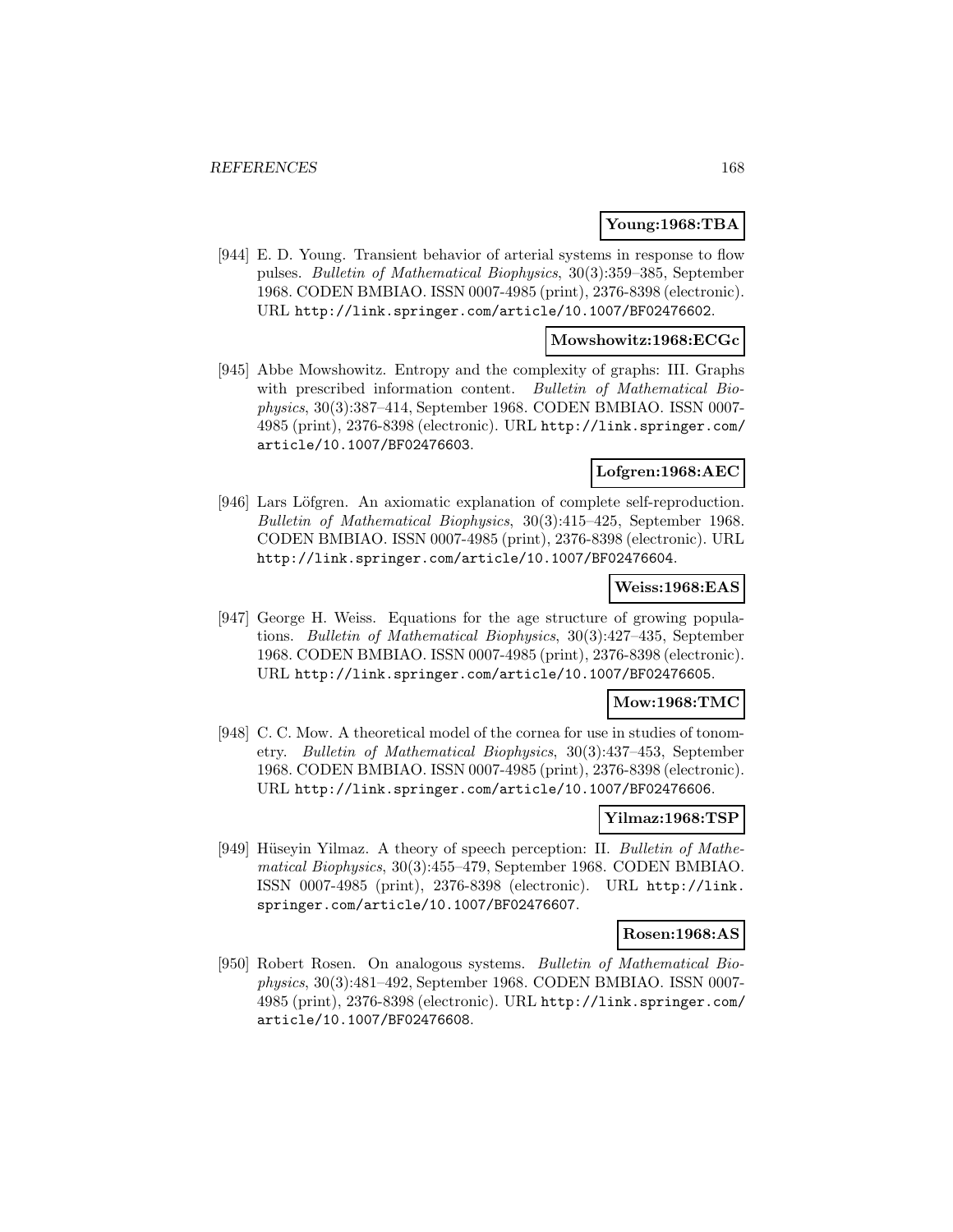**Young:1968:TBA**

[944] E. D. Young. Transient behavior of arterial systems in response to flow pulses. *Bulletin of Mathematical Biophysics*, 30(3):359–385, September 1968. CODEN BMBIAO. ISSN 0007-4985 (print), 2376-8398 (electronic). URL http://link.springer.com/article/10.1007/BF02476602.

**Mowshowitz:1968:ECGc**

[945] Abbe Mowshowitz. Entropy and the complexity of graphs: III. Graphs with prescribed information content. *Bulletin of Mathematical Biophysics*, 30(3):387–414, September 1968. CODEN BMBIAO. ISSN 0007-4985 (print), 2376-8398 (electronic). URL http://link.springer.com/article/10.1007/BF02476603.

**Lofgren:1968:AEC**

[946] Lars Löfgren. An axiomatic explanation of complete self-reproduction. *Bulletin of Mathematical Biophysics*, 30(3):415–425, September 1968. CODEN BMBIAO. ISSN 0007-4985 (print), 2376-8398 (electronic). URL http://link.springer.com/article/10.1007/BF02476604.

**Weiss:1968:EAS**

[947] George H. Weiss. Equations for the age structure of growing populations. *Bulletin of Mathematical Biophysics*, 30(3):427–435, September 1968. CODEN BMBIAO. ISSN 0007-4985 (print), 2376-8398 (electronic). URL http://link.springer.com/article/10.1007/BF02476605.

**Mow:1968:TMC**

[948] C. C. Mow. A theoretical model of the cornea for use in studies of tonometry. *Bulletin of Mathematical Biophysics*, 30(3):437–453, September 1968. CODEN BMBIAO. ISSN 0007-4985 (print), 2376-8398 (electronic). URL http://link.springer.com/article/10.1007/BF02476606.

**Yilmaz:1968:TSP**

[949] Hüseyin Yilmaz. A theory of speech perception: II. *Bulletin of Mathematical Biophysics*, 30(3):455–479, September 1968. CODEN BMBIAO. ISSN 0007-4985 (print), 2376-8398 (electronic). URL http://link.springer.com/article/10.1007/BF02476607.

**Rosen:1968:AS**

[950] Robert Rosen. On analogous systems. *Bulletin of Mathematical Biophysics*, 30(3):481–492, September 1968. CODEN BMBIAO. ISSN 0007-4985 (print), 2376-8398 (electronic). URL http://link.springer.com/article/10.1007/BF02476608.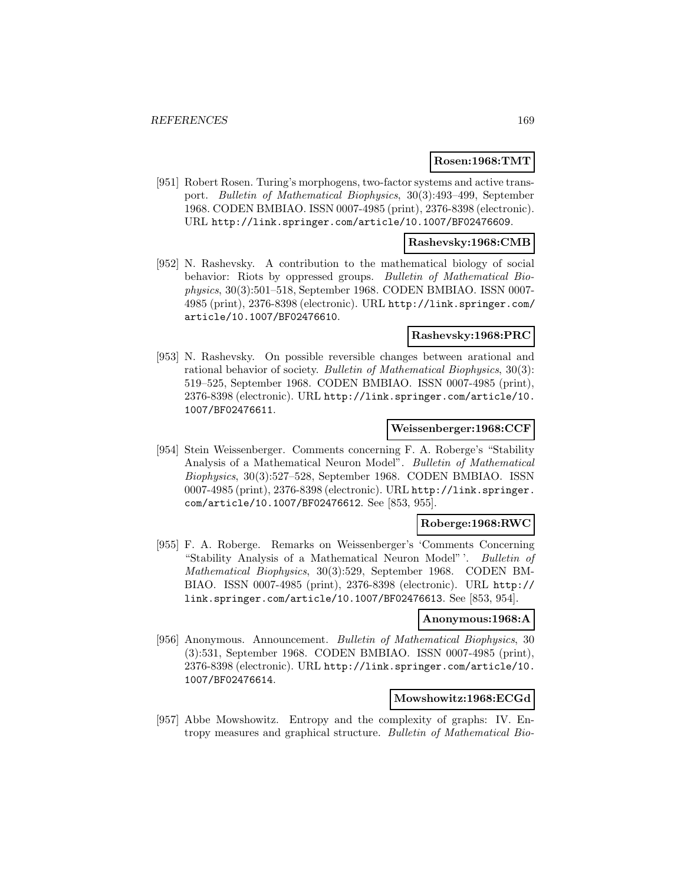**Rosen:1968:TMT**

[951] Robert Rosen. Turing's morphogens, two-factor systems and active transport. *Bulletin of Mathematical Biophysics*, 30(3):493–499, September 1968. CODEN BMBIAO. ISSN 0007-4985 (print), 2376-8398 (electronic). URL http://link.springer.com/article/10.1007/BF02476609.

**Rashevsky:1968:CMB**

[952] N. Rashevsky. A contribution to the mathematical biology of social behavior: Riots by oppressed groups. *Bulletin of Mathematical Biophysics*, 30(3):501–518, September 1968. CODEN BMBIAO. ISSN 0007-4985 (print), 2376-8398 (electronic). URL http://link.springer.com/article/10.1007/BF02476610.

**Rashevsky:1968:PRC**

[953] N. Rashevsky. On possible reversible changes between arational and rational behavior of society. *Bulletin of Mathematical Biophysics*, 30(3): 519–525, September 1968. CODEN BMBIAO. ISSN 0007-4985 (print), 2376-8398 (electronic). URL http://link.springer.com/article/10.1007/BF02476611.

**Weissenberger:1968:CCF**

[954] Stein Weissenberger. Comments concerning F. A. Roberge's "Stability Analysis of a Mathematical Neuron Model". *Bulletin of Mathematical Biophysics*, 30(3):527–528, September 1968. CODEN BMBIAO. ISSN 0007-4985 (print), 2376-8398 (electronic). URL http://link.springer.com/article/10.1007/BF02476612. See [853, 955].

**Roberge:1968:RWC**

[955] F. A. Roberge. Remarks on Weissenberger's 'Comments Concerning "Stability Analysis of a Mathematical Neuron Model" '. *Bulletin of Mathematical Biophysics*, 30(3):529, September 1968. CODEN BMBIAO. ISSN 0007-4985 (print), 2376-8398 (electronic). URL http://link.springer.com/article/10.1007/BF02476613. See [853, 954].

**Anonymous:1968:A**

[956] Anonymous. Announcement. *Bulletin of Mathematical Biophysics*, 30 (3):531, September 1968. CODEN BMBIAO. ISSN 0007-4985 (print), 2376-8398 (electronic). URL http://link.springer.com/article/10.1007/BF02476614.

**Mowshowitz:1968:ECGd**

[957] Abbe Mowshowitz. Entropy and the complexity of graphs: IV. Entropy measures and graphical structure. *Bulletin of Mathematical Bio-*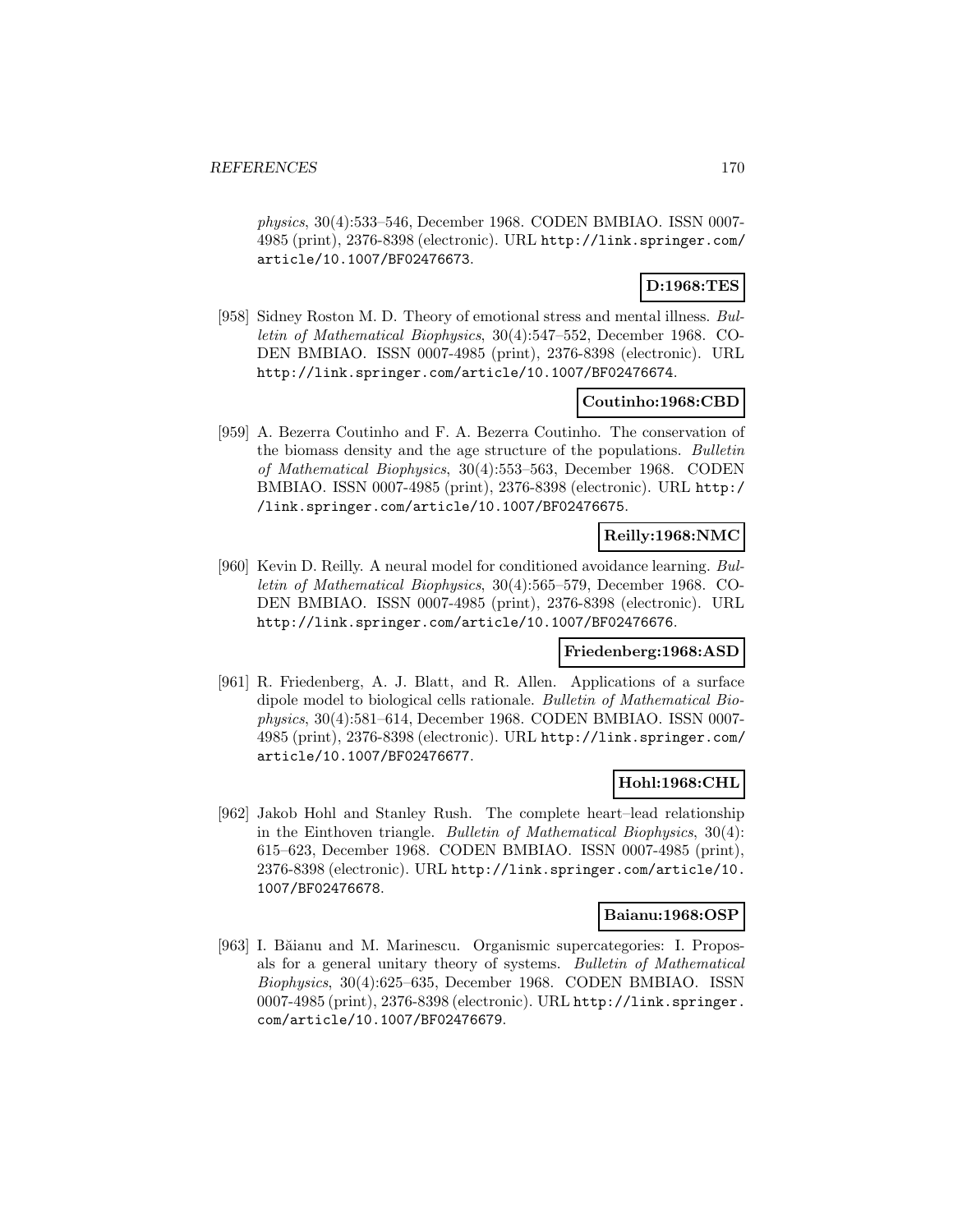*physics*, 30(4):533–546, December 1968. CODEN BMBIAO. ISSN 0007-4985 (print), 2376-8398 (electronic). URL http://link.springer.com/article/10.1007/BF02476673.

**D:1968:TES**

[958] Sidney Roston M. D. Theory of emotional stress and mental illness. *Bulletin of Mathematical Biophysics*, 30(4):547–552, December 1968. CODEN BMBIAO. ISSN 0007-4985 (print), 2376-8398 (electronic). URL http://link.springer.com/article/10.1007/BF02476674.

**Coutinho:1968:CBD**

[959] A. Bezerra Coutinho and F. A. Bezerra Coutinho. The conservation of the biomass density and the age structure of the populations. *Bulletin of Mathematical Biophysics*, 30(4):553–563, December 1968. CODEN BMBIAO. ISSN 0007-4985 (print), 2376-8398 (electronic). URL http://link.springer.com/article/10.1007/BF02476675.

**Reilly:1968:NMC**

[960] Kevin D. Reilly. A neural model for conditioned avoidance learning. *Bulletin of Mathematical Biophysics*, 30(4):565–579, December 1968. CODEN BMBIAO. ISSN 0007-4985 (print), 2376-8398 (electronic). URL http://link.springer.com/article/10.1007/BF02476676.

**Friedenberg:1968:ASD**

[961] R. Friedenberg, A. J. Blatt, and R. Allen. Applications of a surface dipole model to biological cells rationale. *Bulletin of Mathematical Biophysics*, 30(4):581–614, December 1968. CODEN BMBIAO. ISSN 0007-4985 (print), 2376-8398 (electronic). URL http://link.springer.com/article/10.1007/BF02476677.

**Hohl:1968:CHL**

[962] Jakob Hohl and Stanley Rush. The complete heart–lead relationship in the Einthoven triangle. *Bulletin of Mathematical Biophysics*, 30(4):615–623, December 1968. CODEN BMBIAO. ISSN 0007-4985 (print), 2376-8398 (electronic). URL http://link.springer.com/article/10.1007/BF02476678.

**Baianu:1968:OSP**

[963] I. Băianu and M. Marinescu. Organismic supercategories: I. Proposals for a general unitary theory of systems. *Bulletin of Mathematical Biophysics*, 30(4):625–635, December 1968. CODEN BMBIAO. ISSN 0007-4985 (print), 2376-8398 (electronic). URL http://link.springer.com/article/10.1007/BF02476679.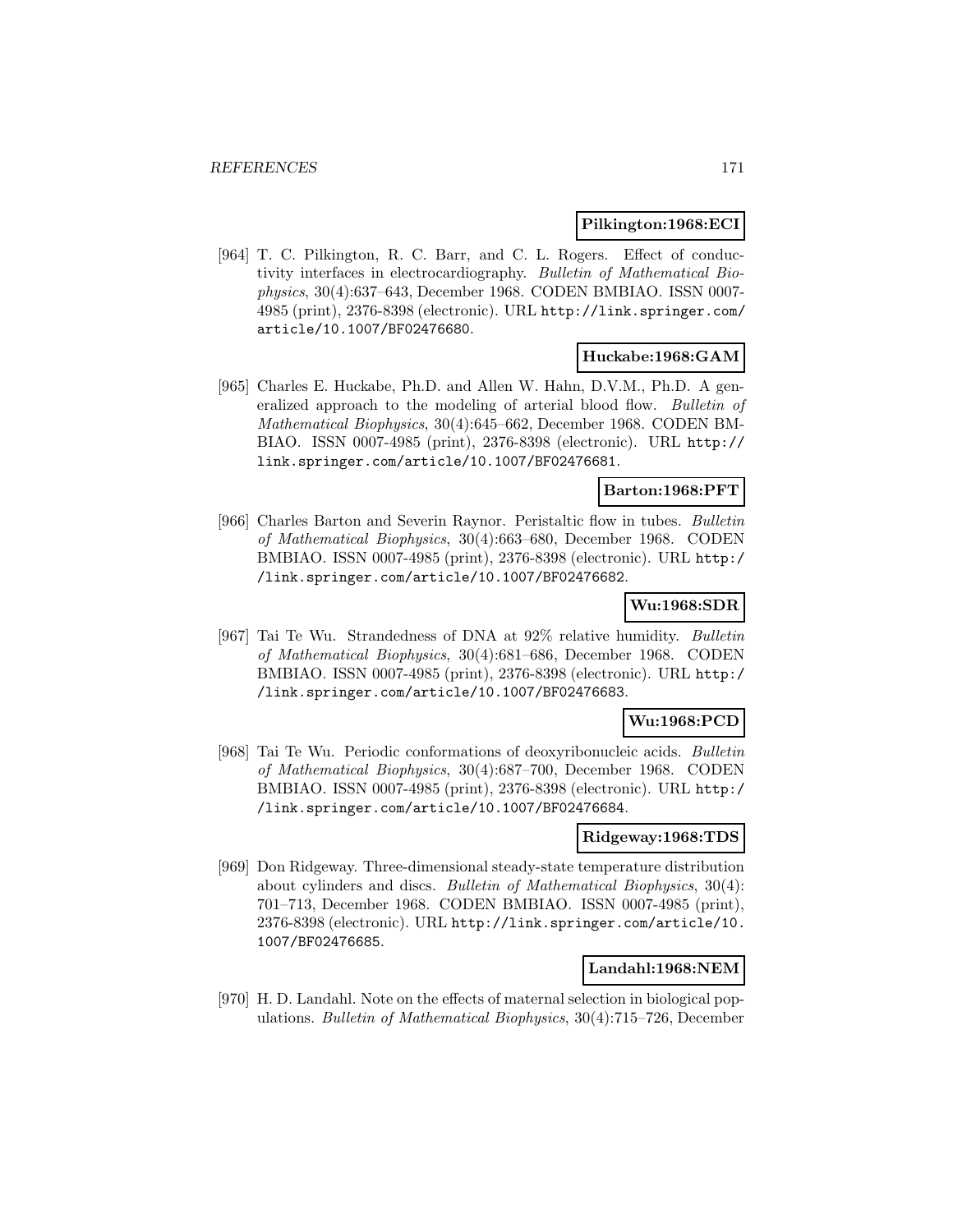**Pilkington:1968:ECI**

[964] T. C. Pilkington, R. C. Barr, and C. L. Rogers. Effect of conductivity interfaces in electrocardiography. *Bulletin of Mathematical Biophysics*, 30(4):637–643, December 1968. CODEN BMBIAO. ISSN 0007-4985 (print), 2376-8398 (electronic). URL http://link.springer.com/article/10.1007/BF02476680.

**Huckabe:1968:GAM**

[965] Charles E. Huckabe, Ph.D. and Allen W. Hahn, D.V.M., Ph.D. A generalized approach to the modeling of arterial blood flow. *Bulletin of Mathematical Biophysics*, 30(4):645–662, December 1968. CODEN BMBIAO. ISSN 0007-4985 (print), 2376-8398 (electronic). URL http://link.springer.com/article/10.1007/BF02476681.

**Barton:1968:PFT**

[966] Charles Barton and Severin Raynor. Peristaltic flow in tubes. *Bulletin of Mathematical Biophysics*, 30(4):663–680, December 1968. CODEN BMBIAO. ISSN 0007-4985 (print), 2376-8398 (electronic). URL http://link.springer.com/article/10.1007/BF02476682.

**Wu:1968:SDR**

[967] Tai Te Wu. Strandedness of DNA at 92% relative humidity. *Bulletin of Mathematical Biophysics*, 30(4):681–686, December 1968. CODEN BMBIAO. ISSN 0007-4985 (print), 2376-8398 (electronic). URL http://link.springer.com/article/10.1007/BF02476683.

**Wu:1968:PCD**

[968] Tai Te Wu. Periodic conformations of deoxyribonucleic acids. *Bulletin of Mathematical Biophysics*, 30(4):687–700, December 1968. CODEN BMBIAO. ISSN 0007-4985 (print), 2376-8398 (electronic). URL http://link.springer.com/article/10.1007/BF02476684.

**Ridgeway:1968:TDS**

[969] Don Ridgeway. Three-dimensional steady-state temperature distribution about cylinders and discs. *Bulletin of Mathematical Biophysics*, 30(4): 701–713, December 1968. CODEN BMBIAO. ISSN 0007-4985 (print), 2376-8398 (electronic). URL http://link.springer.com/article/10.1007/BF02476685.

**Landahl:1968:NEM**

[970] H. D. Landahl. Note on the effects of maternal selection in biological populations. *Bulletin of Mathematical Biophysics*, 30(4):715–726, December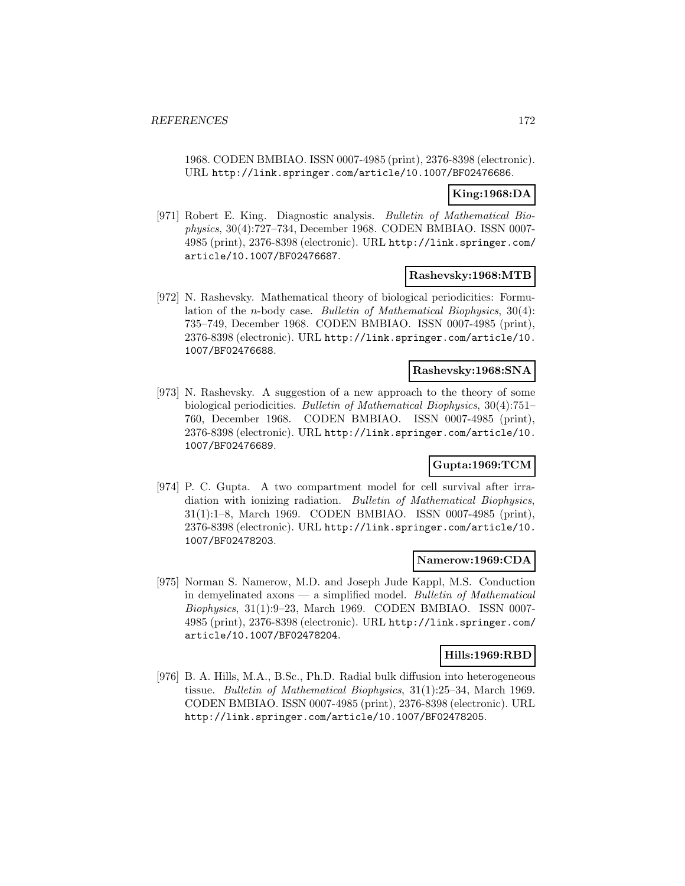1968. CODEN BMBIAO. ISSN 0007-4985 (print), 2376-8398 (electronic). URL http://link.springer.com/article/10.1007/BF02476686.

**King:1968:DA**

[971] Robert E. King. Diagnostic analysis. *Bulletin of Mathematical Biophysics*, 30(4):727–734, December 1968. CODEN BMBIAO. ISSN 0007-4985 (print), 2376-8398 (electronic). URL http://link.springer.com/article/10.1007/BF02476687.

**Rashevsky:1968:MTB**

[972] N. Rashevsky. Mathematical theory of biological periodicities: Formulation of the $n$-body case. *Bulletin of Mathematical Biophysics*, 30(4): 735–749, December 1968. CODEN BMBIAO. ISSN 0007-4985 (print), 2376-8398 (electronic). URL http://link.springer.com/article/10.1007/BF02476688.

**Rashevsky:1968:SNA**

[973] N. Rashevsky. A suggestion of a new approach to the theory of some biological periodicities. *Bulletin of Mathematical Biophysics*, 30(4):751–760, December 1968. CODEN BMBIAO. ISSN 0007-4985 (print), 2376-8398 (electronic). URL http://link.springer.com/article/10.1007/BF02476689.

**Gupta:1969:TCM**

[974] P. C. Gupta. A two compartment model for cell survival after irradiation with ionizing radiation. *Bulletin of Mathematical Biophysics*, 31(1):1–8, March 1969. CODEN BMBIAO. ISSN 0007-4985 (print), 2376-8398 (electronic). URL http://link.springer.com/article/10.1007/BF02478203.

**Namerow:1969:CDA**

[975] Norman S. Namerow, M.D. and Joseph Jude Kappl, M.S. Conduction in demyelinated axons — a simplified model. *Bulletin of Mathematical Biophysics*, 31(1):9–23, March 1969. CODEN BMBIAO. ISSN 0007-4985 (print), 2376-8398 (electronic). URL http://link.springer.com/article/10.1007/BF02478204.

**Hills:1969:RBD**

[976] B. A. Hills, M.A., B.Sc., Ph.D. Radial bulk diffusion into heterogeneous tissue. *Bulletin of Mathematical Biophysics*, 31(1):25–34, March 1969. CODEN BMBIAO. ISSN 0007-4985 (print), 2376-8398 (electronic). URL http://link.springer.com/article/10.1007/BF02478205.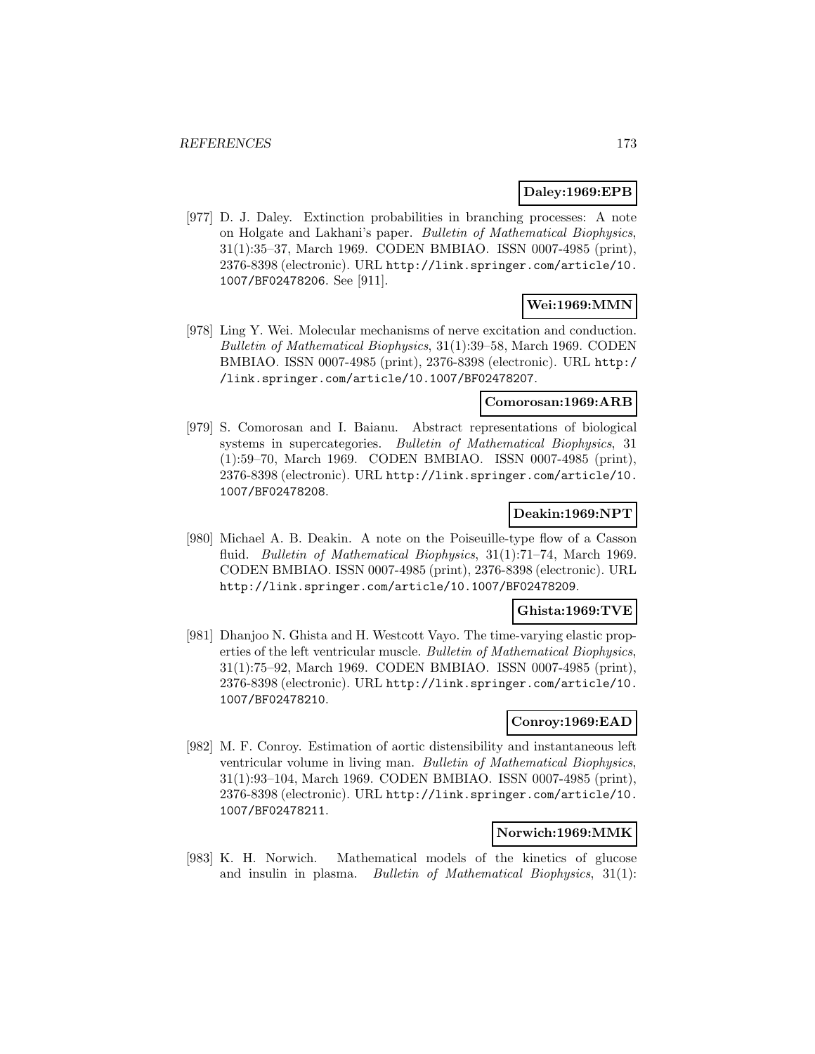**Daley:1969:EPB**

[977] D. J. Daley. Extinction probabilities in branching processes: A note on Holgate and Lakhani's paper. *Bulletin of Mathematical Biophysics*, 31(1):35–37, March 1969. CODEN BMBIAO. ISSN 0007-4985 (print), 2376-8398 (electronic). URL http://link.springer.com/article/10.1007/BF02478206. See [911].

**Wei:1969:MMN**

[978] Ling Y. Wei. Molecular mechanisms of nerve excitation and conduction. *Bulletin of Mathematical Biophysics*, 31(1):39–58, March 1969. CODEN BMBIAO. ISSN 0007-4985 (print), 2376-8398 (electronic). URL http://link.springer.com/article/10.1007/BF02478207.

**Comorosan:1969:ARB**

[979] S. Comorosan and I. Baianu. Abstract representations of biological systems in supercategories. *Bulletin of Mathematical Biophysics*, 31 (1):59–70, March 1969. CODEN BMBIAO. ISSN 0007-4985 (print), 2376-8398 (electronic). URL http://link.springer.com/article/10.1007/BF02478208.

**Deakin:1969:NPT**

[980] Michael A. B. Deakin. A note on the Poiseuille-type flow of a Casson fluid. *Bulletin of Mathematical Biophysics*, 31(1):71–74, March 1969. CODEN BMBIAO. ISSN 0007-4985 (print), 2376-8398 (electronic). URL http://link.springer.com/article/10.1007/BF02478209.

**Ghista:1969:TVE**

[981] Dhanjoo N. Ghista and H. Westcott Vayo. The time-varying elastic properties of the left ventricular muscle. *Bulletin of Mathematical Biophysics*, 31(1):75–92, March 1969. CODEN BMBIAO. ISSN 0007-4985 (print), 2376-8398 (electronic). URL http://link.springer.com/article/10.1007/BF02478210.

**Conroy:1969:EAD**

[982] M. F. Conroy. Estimation of aortic distensibility and instantaneous left ventricular volume in living man. *Bulletin of Mathematical Biophysics*, 31(1):93–104, March 1969. CODEN BMBIAO. ISSN 0007-4985 (print), 2376-8398 (electronic). URL http://link.springer.com/article/10.1007/BF02478211.

**Norwich:1969:MMK**

[983] K. H. Norwich. Mathematical models of the kinetics of glucose and insulin in plasma. *Bulletin of Mathematical Biophysics*, 31(1):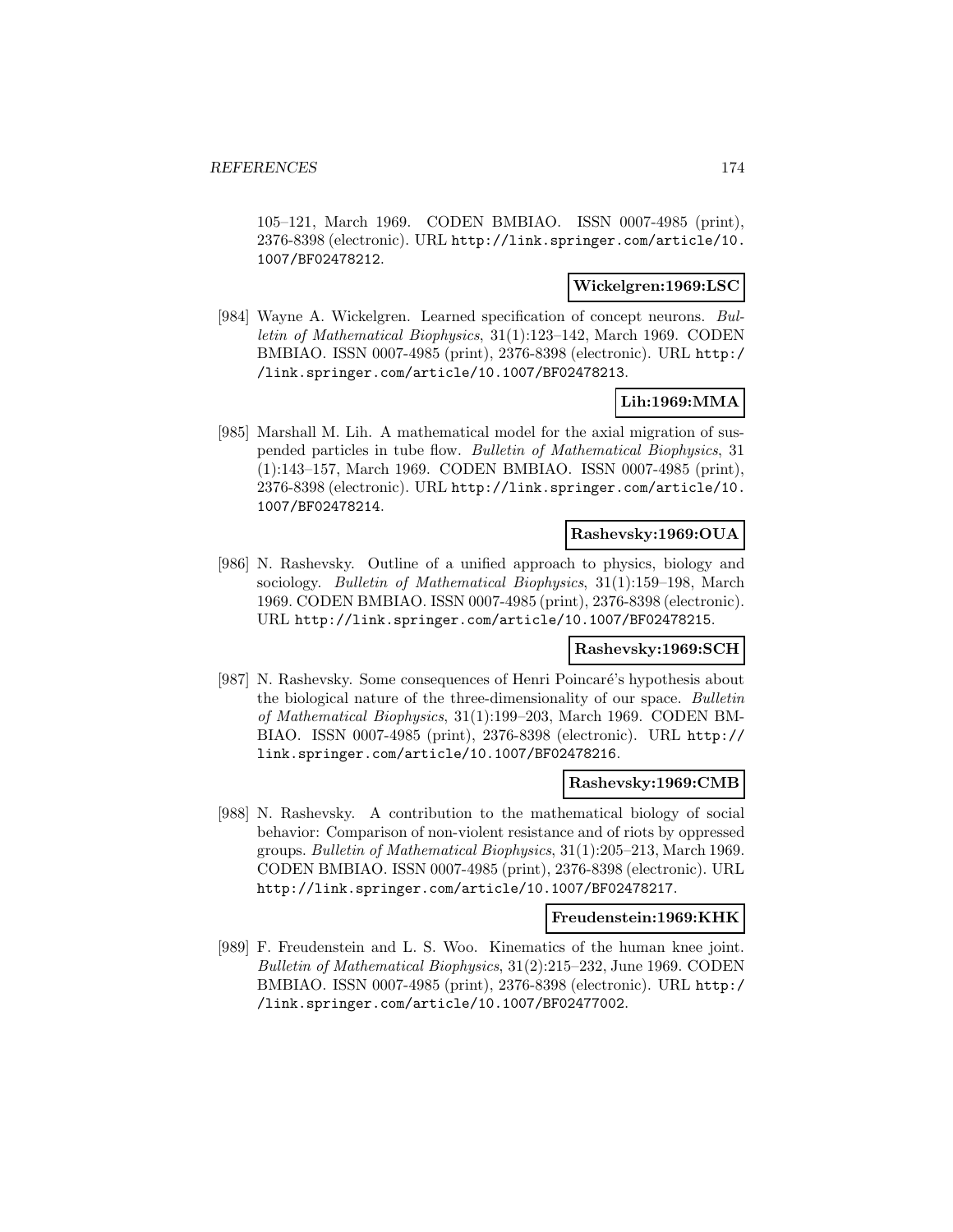105–121, March 1969. CODEN BMBIAO. ISSN 0007-4985 (print), 2376-8398 (electronic). URL http://link.springer.com/article/10.1007/BF02478212.

**Wickelgren:1969:LSC**

[984] Wayne A. Wickelgren. Learned specification of concept neurons. *Bulletin of Mathematical Biophysics*, 31(1):123–142, March 1969. CODEN BMBIAO. ISSN 0007-4985 (print), 2376-8398 (electronic). URL http://link.springer.com/article/10.1007/BF02478213.

**Lih:1969:MMA**

[985] Marshall M. Lih. A mathematical model for the axial migration of suspended particles in tube flow. *Bulletin of Mathematical Biophysics*, 31(1):143–157, March 1969. CODEN BMBIAO. ISSN 0007-4985 (print), 2376-8398 (electronic). URL http://link.springer.com/article/10.1007/BF02478214.

**Rashevsky:1969:OUA**

[986] N. Rashevsky. Outline of a unified approach to physics, biology and sociology. *Bulletin of Mathematical Biophysics*, 31(1):159–198, March 1969. CODEN BMBIAO. ISSN 0007-4985 (print), 2376-8398 (electronic). URL http://link.springer.com/article/10.1007/BF02478215.

**Rashevsky:1969:SCH**

[987] N. Rashevsky. Some consequences of Henri Poincaré's hypothesis about the biological nature of the three-dimensionality of our space. *Bulletin of Mathematical Biophysics*, 31(1):199–203, March 1969. CODEN BMBIAO. ISSN 0007-4985 (print), 2376-8398 (electronic). URL http://link.springer.com/article/10.1007/BF02478216.

**Rashevsky:1969:CMB**

[988] N. Rashevsky. A contribution to the mathematical biology of social behavior: Comparison of non-violent resistance and of riots by oppressed groups. *Bulletin of Mathematical Biophysics*, 31(1):205–213, March 1969. CODEN BMBIAO. ISSN 0007-4985 (print), 2376-8398 (electronic). URL http://link.springer.com/article/10.1007/BF02478217.

**Freudenstein:1969:KHK**

[989] F. Freudenstein and L. S. Woo. Kinematics of the human knee joint. *Bulletin of Mathematical Biophysics*, 31(2):215–232, June 1969. CODEN BMBIAO. ISSN 0007-4985 (print), 2376-8398 (electronic). URL http://link.springer.com/article/10.1007/BF02477002.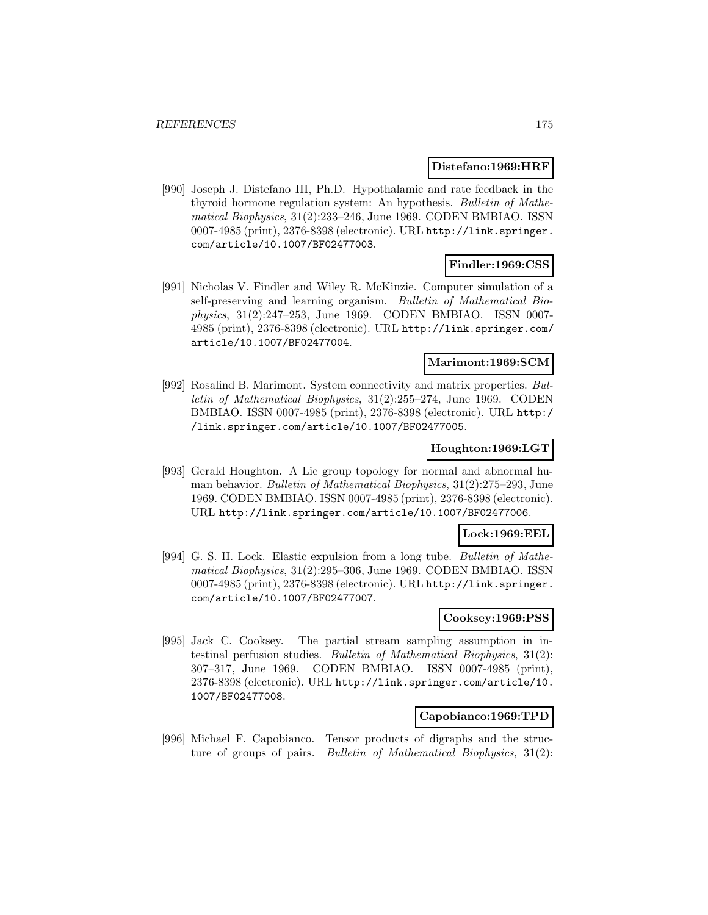**Distefano:1969:HRF**

[990] Joseph J. Distefano III, Ph.D. Hypothalamic and rate feedback in the thyroid hormone regulation system: An hypothesis. *Bulletin of Mathematical Biophysics*, 31(2):233–246, June 1969. CODEN BMBIAO. ISSN 0007-4985 (print), 2376-8398 (electronic). URL http://link.springer.com/article/10.1007/BF02477003.

**Findler:1969:CSS**

[991] Nicholas V. Findler and Wiley R. McKinzie. Computer simulation of a self-preserving and learning organism. *Bulletin of Mathematical Biophysics*, 31(2):247–253, June 1969. CODEN BMBIAO. ISSN 0007-4985 (print), 2376-8398 (electronic). URL http://link.springer.com/article/10.1007/BF02477004.

**Marimont:1969:SCM**

[992] Rosalind B. Marimont. System connectivity and matrix properties. *Bulletin of Mathematical Biophysics*, 31(2):255–274, June 1969. CODEN BMBIAO. ISSN 0007-4985 (print), 2376-8398 (electronic). URL http://link.springer.com/article/10.1007/BF02477005.

**Houghton:1969:LGT**

[993] Gerald Houghton. A Lie group topology for normal and abnormal human behavior. *Bulletin of Mathematical Biophysics*, 31(2):275–293, June 1969. CODEN BMBIAO. ISSN 0007-4985 (print), 2376-8398 (electronic). URL http://link.springer.com/article/10.1007/BF02477006.

**Lock:1969:EEL**

[994] G. S. H. Lock. Elastic expulsion from a long tube. *Bulletin of Mathematical Biophysics*, 31(2):295–306, June 1969. CODEN BMBIAO. ISSN 0007-4985 (print), 2376-8398 (electronic). URL http://link.springer.com/article/10.1007/BF02477007.

**Cooksey:1969:PSS**

[995] Jack C. Cooksey. The partial stream sampling assumption in intestinal perfusion studies. *Bulletin of Mathematical Biophysics*, 31(2): 307–317, June 1969. CODEN BMBIAO. ISSN 0007-4985 (print), 2376-8398 (electronic). URL http://link.springer.com/article/10.1007/BF02477008.

**Capobianco:1969:TPD**

[996] Michael F. Capobianco. Tensor products of digraphs and the structure of groups of pairs. *Bulletin of Mathematical Biophysics*, 31(2):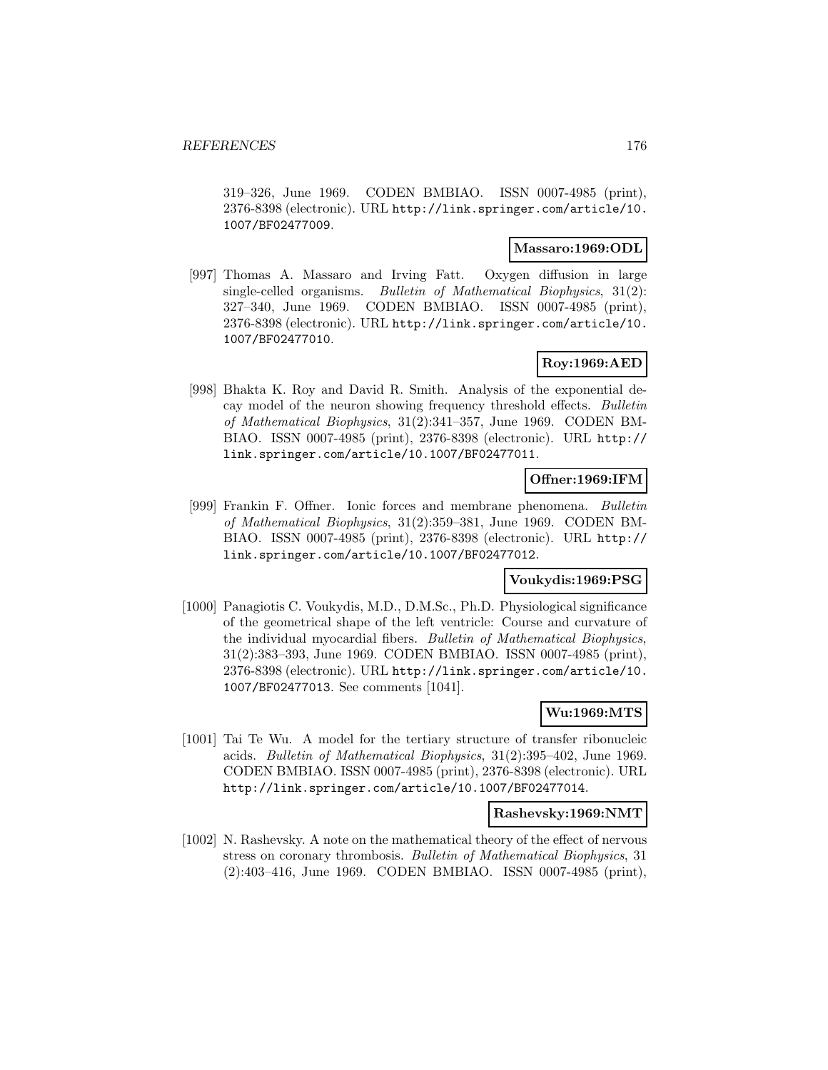319–326, June 1969. CODEN BMBIAO. ISSN 0007-4985 (print), 2376-8398 (electronic). URL http://link.springer.com/article/10.1007/BF02477009.

**Massaro:1969:ODL**

[997] Thomas A. Massaro and Irving Fatt. Oxygen diffusion in large single-celled organisms. *Bulletin of Mathematical Biophysics*, 31(2): 327–340, June 1969. CODEN BMBIAO. ISSN 0007-4985 (print), 2376-8398 (electronic). URL http://link.springer.com/article/10.1007/BF02477010.

**Roy:1969:AED**

[998] Bhakta K. Roy and David R. Smith. Analysis of the exponential decay model of the neuron showing frequency threshold effects. *Bulletin of Mathematical Biophysics*, 31(2):341–357, June 1969. CODEN BMBIAO. ISSN 0007-4985 (print), 2376-8398 (electronic). URL http://link.springer.com/article/10.1007/BF02477011.

**Offner:1969:IFM**

[999] Frankin F. Offner. Ionic forces and membrane phenomena. *Bulletin of Mathematical Biophysics*, 31(2):359–381, June 1969. CODEN BMBIAO. ISSN 0007-4985 (print), 2376-8398 (electronic). URL http://link.springer.com/article/10.1007/BF02477012.

**Voukydis:1969:PSG**

[1000] Panagiotis C. Voukydis, M.D., D.M.Sc., Ph.D. Physiological significance of the geometrical shape of the left ventricle: Course and curvature of the individual myocardial fibers. *Bulletin of Mathematical Biophysics*, 31(2):383–393, June 1969. CODEN BMBIAO. ISSN 0007-4985 (print), 2376-8398 (electronic). URL http://link.springer.com/article/10.1007/BF02477013. See comments [1041].

**Wu:1969:MTS**

[1001] Tai Te Wu. A model for the tertiary structure of transfer ribonucleic acids. *Bulletin of Mathematical Biophysics*, 31(2):395–402, June 1969. CODEN BMBIAO. ISSN 0007-4985 (print), 2376-8398 (electronic). URL http://link.springer.com/article/10.1007/BF02477014.

**Rashevsky:1969:NMT**

[1002] N. Rashevsky. A note on the mathematical theory of the effect of nervous stress on coronary thrombosis. *Bulletin of Mathematical Biophysics*, 31 (2):403–416, June 1969. CODEN BMBIAO. ISSN 0007-4985 (print),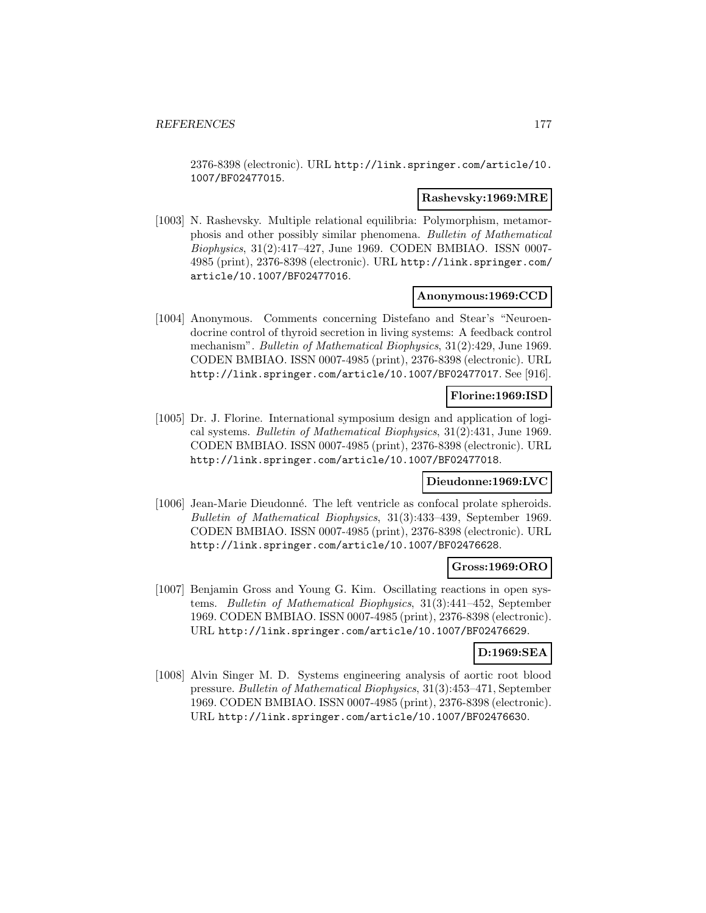2376-8398 (electronic). URL http://link.springer.com/article/10.1007/BF02477015.

**Rashevsky:1969:MRE**

[1003] N. Rashevsky. Multiple relational equilibria: Polymorphism, metamorphosis and other possibly similar phenomena. *Bulletin of Mathematical Biophysics*, 31(2):417–427, June 1969. CODEN BMBIAO. ISSN 0007-4985 (print), 2376-8398 (electronic). URL http://link.springer.com/article/10.1007/BF02477016.

**Anonymous:1969:CCD**

[1004] Anonymous. Comments concerning Distefano and Stear's "Neuroendocrine control of thyroid secretion in living systems: A feedback control mechanism". *Bulletin of Mathematical Biophysics*, 31(2):429, June 1969. CODEN BMBIAO. ISSN 0007-4985 (print), 2376-8398 (electronic). URL http://link.springer.com/article/10.1007/BF02477017. See [916].

**Florine:1969:ISD**

[1005] Dr. J. Florine. International symposium design and application of logical systems. *Bulletin of Mathematical Biophysics*, 31(2):431, June 1969. CODEN BMBIAO. ISSN 0007-4985 (print), 2376-8398 (electronic). URL http://link.springer.com/article/10.1007/BF02477018.

**Dieudonne:1969:LVC**

[1006] Jean-Marie Dieudonné. The left ventricle as confocal prolate spheroids. *Bulletin of Mathematical Biophysics*, 31(3):433–439, September 1969. CODEN BMBIAO. ISSN 0007-4985 (print), 2376-8398 (electronic). URL http://link.springer.com/article/10.1007/BF02476628.

**Gross:1969:ORO**

[1007] Benjamin Gross and Young G. Kim. Oscillating reactions in open systems. *Bulletin of Mathematical Biophysics*, 31(3):441–452, September 1969. CODEN BMBIAO. ISSN 0007-4985 (print), 2376-8398 (electronic). URL http://link.springer.com/article/10.1007/BF02476629.

**D:1969:SEA**

[1008] Alvin Singer M. D. Systems engineering analysis of aortic root blood pressure. *Bulletin of Mathematical Biophysics*, 31(3):453–471, September 1969. CODEN BMBIAO. ISSN 0007-4985 (print), 2376-8398 (electronic). URL http://link.springer.com/article/10.1007/BF02476630.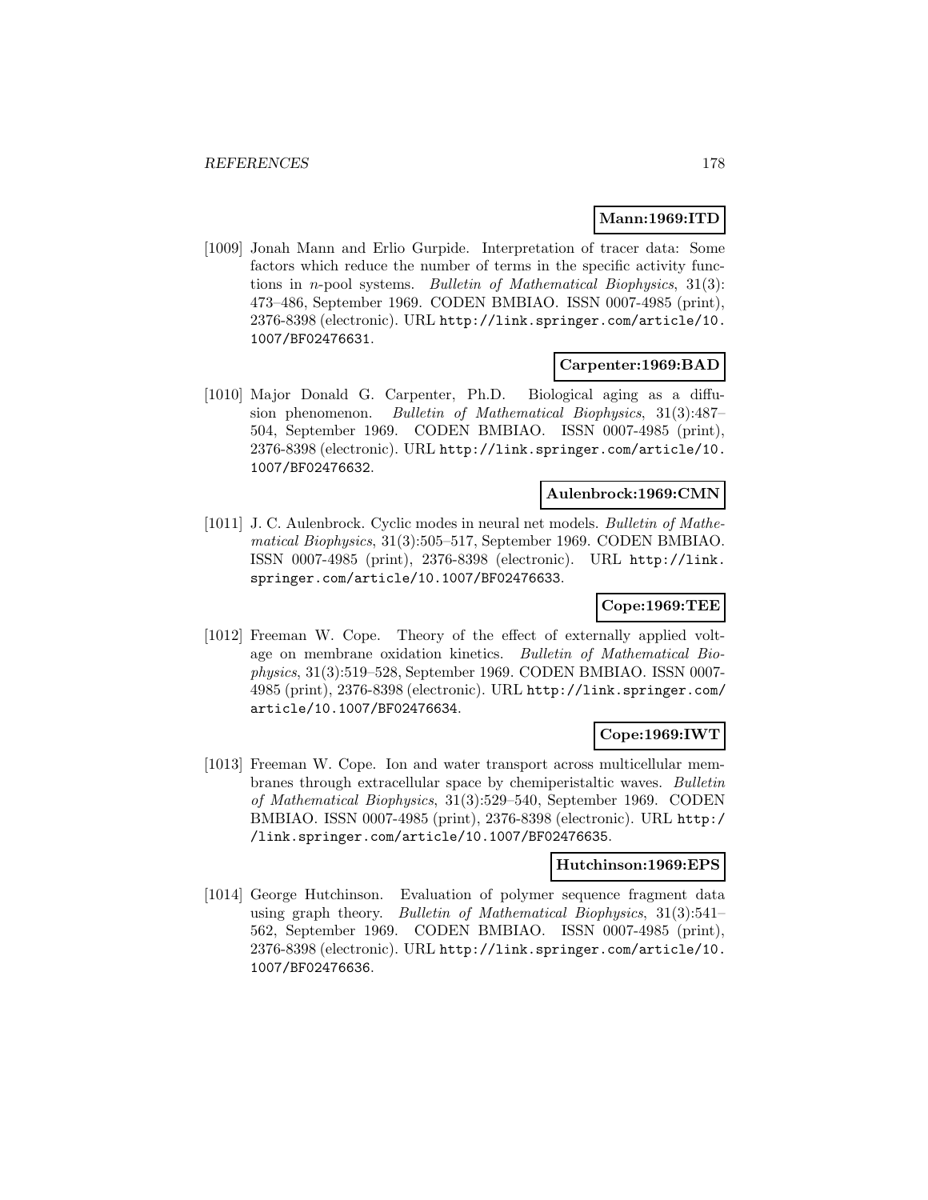**Mann:1969:ITD**

[1009] Jonah Mann and Erlio Gurpide. Interpretation of tracer data: Some factors which reduce the number of terms in the specific activity functions in $n$-pool systems. *Bulletin of Mathematical Biophysics*, 31(3): 473–486, September 1969. CODEN BMBIAO. ISSN 0007-4985 (print), 2376-8398 (electronic). URL http://link.springer.com/article/10.1007/BF02476631.

**Carpenter:1969:BAD**

[1010] Major Donald G. Carpenter, Ph.D. Biological aging as a diffusion phenomenon. *Bulletin of Mathematical Biophysics*, 31(3):487–504, September 1969. CODEN BMBIAO. ISSN 0007-4985 (print), 2376-8398 (electronic). URL http://link.springer.com/article/10.1007/BF02476632.

**Aulenbrock:1969:CMN**

[1011] J. C. Aulenbrock. Cyclic modes in neural net models. *Bulletin of Mathematical Biophysics*, 31(3):505–517, September 1969. CODEN BMBIAO. ISSN 0007-4985 (print), 2376-8398 (electronic). URL http://link.springer.com/article/10.1007/BF02476633.

**Cope:1969:TEE**

[1012] Freeman W. Cope. Theory of the effect of externally applied voltage on membrane oxidation kinetics. *Bulletin of Mathematical Biophysics*, 31(3):519–528, September 1969. CODEN BMBIAO. ISSN 0007-4985 (print), 2376-8398 (electronic). URL http://link.springer.com/article/10.1007/BF02476634.

**Cope:1969:IWT**

[1013] Freeman W. Cope. Ion and water transport across multicellular membranes through extracellular space by chemiperistaltic waves. *Bulletin of Mathematical Biophysics*, 31(3):529–540, September 1969. CODEN BMBIAO. ISSN 0007-4985 (print), 2376-8398 (electronic). URL http://link.springer.com/article/10.1007/BF02476635.

**Hutchinson:1969:EPS**

[1014] George Hutchinson. Evaluation of polymer sequence fragment data using graph theory. *Bulletin of Mathematical Biophysics*, 31(3):541–562, September 1969. CODEN BMBIAO. ISSN 0007-4985 (print), 2376-8398 (electronic). URL http://link.springer.com/article/10.1007/BF02476636.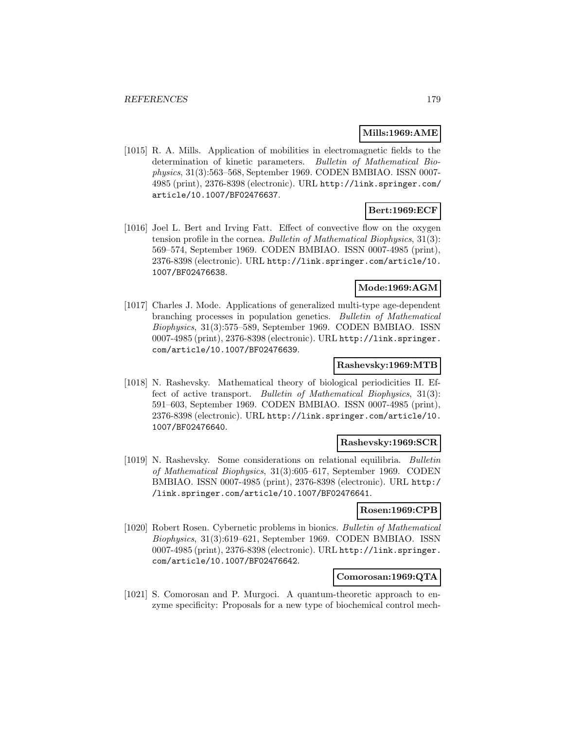**Mills:1969:AME**

[1015] R. A. Mills. Application of mobilities in electromagnetic fields to the determination of kinetic parameters. *Bulletin of Mathematical Biophysics*, 31(3):563–568, September 1969. CODEN BMBIAO. ISSN 0007-4985 (print), 2376-8398 (electronic). URL http://link.springer.com/article/10.1007/BF02476637.

**Bert:1969:ECF**

[1016] Joel L. Bert and Irving Fatt. Effect of convective flow on the oxygen tension profile in the cornea. *Bulletin of Mathematical Biophysics*, 31(3): 569–574, September 1969. CODEN BMBIAO. ISSN 0007-4985 (print), 2376-8398 (electronic). URL http://link.springer.com/article/10.1007/BF02476638.

**Mode:1969:AGM**

[1017] Charles J. Mode. Applications of generalized multi-type age-dependent branching processes in population genetics. *Bulletin of Mathematical Biophysics*, 31(3):575–589, September 1969. CODEN BMBIAO. ISSN 0007-4985 (print), 2376-8398 (electronic). URL http://link.springer.com/article/10.1007/BF02476639.

**Rashevsky:1969:MTB**

[1018] N. Rashevsky. Mathematical theory of biological periodicities II. Effect of active transport. *Bulletin of Mathematical Biophysics*, 31(3): 591–603, September 1969. CODEN BMBIAO. ISSN 0007-4985 (print), 2376-8398 (electronic). URL http://link.springer.com/article/10.1007/BF02476640.

**Rashevsky:1969:SCR**

[1019] N. Rashevsky. Some considerations on relational equilibria. *Bulletin of Mathematical Biophysics*, 31(3):605–617, September 1969. CODEN BMBIAO. ISSN 0007-4985 (print), 2376-8398 (electronic). URL http://link.springer.com/article/10.1007/BF02476641.

**Rosen:1969:CPB**

[1020] Robert Rosen. Cybernetic problems in bionics. *Bulletin of Mathematical Biophysics*, 31(3):619–621, September 1969. CODEN BMBIAO. ISSN 0007-4985 (print), 2376-8398 (electronic). URL http://link.springer.com/article/10.1007/BF02476642.

**Comorosan:1969:QTA**

[1021] S. Comorosan and P. Murgoci. A quantum-theoretic approach to enzyme specificity: Proposals for a new type of biochemical control mech-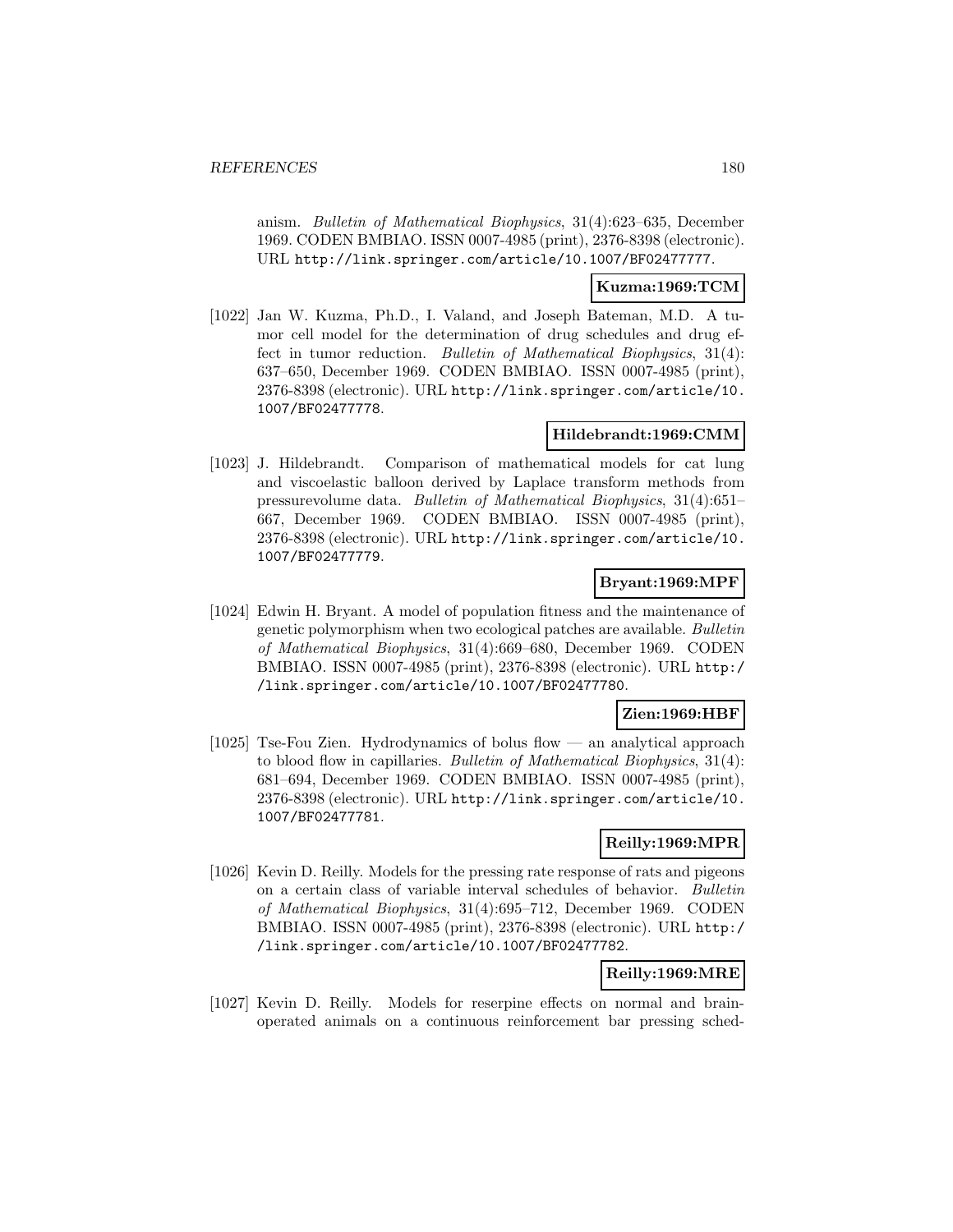anism. *Bulletin of Mathematical Biophysics*, 31(4):623–635, December 1969. CODEN BMBIAO. ISSN 0007-4985 (print), 2376-8398 (electronic). URL http://link.springer.com/article/10.1007/BF02477777.

**Kuzma:1969:TCM**

[1022] Jan W. Kuzma, Ph.D., I. Valand, and Joseph Bateman, M.D. A tumor cell model for the determination of drug schedules and drug effect in tumor reduction. *Bulletin of Mathematical Biophysics*, 31(4): 637–650, December 1969. CODEN BMBIAO. ISSN 0007-4985 (print), 2376-8398 (electronic). URL http://link.springer.com/article/10.1007/BF02477778.

**Hildebrandt:1969:CMM**

[1023] J. Hildebrandt. Comparison of mathematical models for cat lung and viscoelastic balloon derived by Laplace transform methods from pressurevolume data. *Bulletin of Mathematical Biophysics*, 31(4):651–667, December 1969. CODEN BMBIAO. ISSN 0007-4985 (print), 2376-8398 (electronic). URL http://link.springer.com/article/10.1007/BF02477779.

**Bryant:1969:MPF**

[1024] Edwin H. Bryant. A model of population fitness and the maintenance of genetic polymorphism when two ecological patches are available. *Bulletin of Mathematical Biophysics*, 31(4):669–680, December 1969. CODEN BMBIAO. ISSN 0007-4985 (print), 2376-8398 (electronic). URL http://link.springer.com/article/10.1007/BF02477780.

**Zien:1969:HBF**

[1025] Tse-Fou Zien. Hydrodynamics of bolus flow — an analytical approach to blood flow in capillaries. *Bulletin of Mathematical Biophysics*, 31(4): 681–694, December 1969. CODEN BMBIAO. ISSN 0007-4985 (print), 2376-8398 (electronic). URL http://link.springer.com/article/10.1007/BF02477781.

**Reilly:1969:MPR**

[1026] Kevin D. Reilly. Models for the pressing rate response of rats and pigeons on a certain class of variable interval schedules of behavior. *Bulletin of Mathematical Biophysics*, 31(4):695–712, December 1969. CODEN BMBIAO. ISSN 0007-4985 (print), 2376-8398 (electronic). URL http://link.springer.com/article/10.1007/BF02477782.

**Reilly:1969:MRE**

[1027] Kevin D. Reilly. Models for reserpine effects on normal and brain-operated animals on a continuous reinforcement bar pressing sched-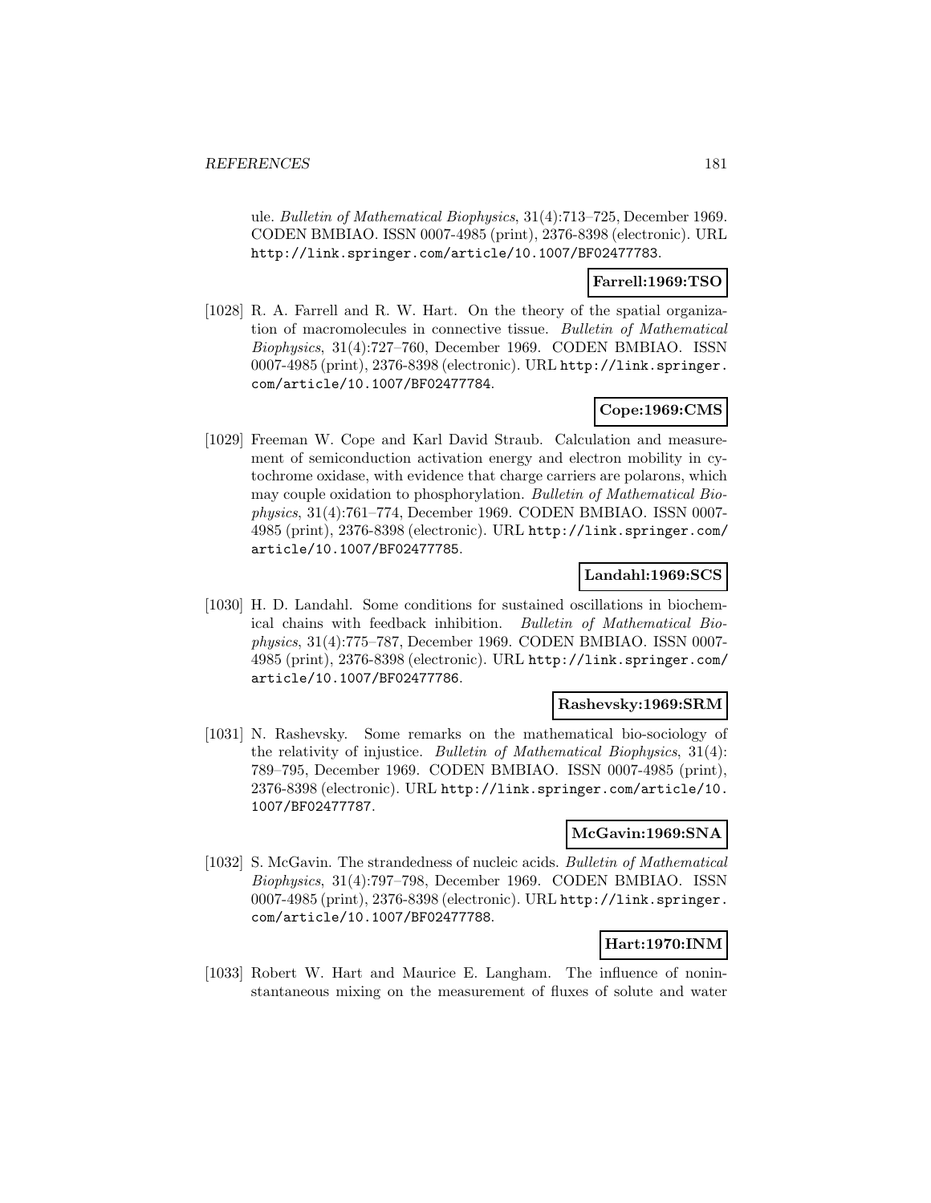ule. *Bulletin of Mathematical Biophysics*, 31(4):713–725, December 1969. CODEN BMBIAO. ISSN 0007-4985 (print), 2376-8398 (electronic). URL http://link.springer.com/article/10.1007/BF02477783.

**Farrell:1969:TSO**

[1028] R. A. Farrell and R. W. Hart. On the theory of the spatial organization of macromolecules in connective tissue. *Bulletin of Mathematical Biophysics*, 31(4):727–760, December 1969. CODEN BMBIAO. ISSN 0007-4985 (print), 2376-8398 (electronic). URL http://link.springer.com/article/10.1007/BF02477784.

**Cope:1969:CMS**

[1029] Freeman W. Cope and Karl David Straub. Calculation and measurement of semiconduction activation energy and electron mobility in cytochrome oxidase, with evidence that charge carriers are polarons, which may couple oxidation to phosphorylation. *Bulletin of Mathematical Biophysics*, 31(4):761–774, December 1969. CODEN BMBIAO. ISSN 0007-4985 (print), 2376-8398 (electronic). URL http://link.springer.com/article/10.1007/BF02477785.

**Landahl:1969:SCS**

[1030] H. D. Landahl. Some conditions for sustained oscillations in biochemical chains with feedback inhibition. *Bulletin of Mathematical Biophysics*, 31(4):775–787, December 1969. CODEN BMBIAO. ISSN 0007-4985 (print), 2376-8398 (electronic). URL http://link.springer.com/article/10.1007/BF02477786.

**Rashevsky:1969:SRM**

[1031] N. Rashevsky. Some remarks on the mathematical bio-sociology of the relativity of injustice. *Bulletin of Mathematical Biophysics*, 31(4):789–795, December 1969. CODEN BMBIAO. ISSN 0007-4985 (print), 2376-8398 (electronic). URL http://link.springer.com/article/10.1007/BF02477787.

**McGavin:1969:SNA**

[1032] S. McGavin. The strandedness of nucleic acids. *Bulletin of Mathematical Biophysics*, 31(4):797–798, December 1969. CODEN BMBIAO. ISSN 0007-4985 (print), 2376-8398 (electronic). URL http://link.springer.com/article/10.1007/BF02477788.

**Hart:1970:INM**

[1033] Robert W. Hart and Maurice E. Langham. The influence of noninstantaneous mixing on the measurement of fluxes of solute and water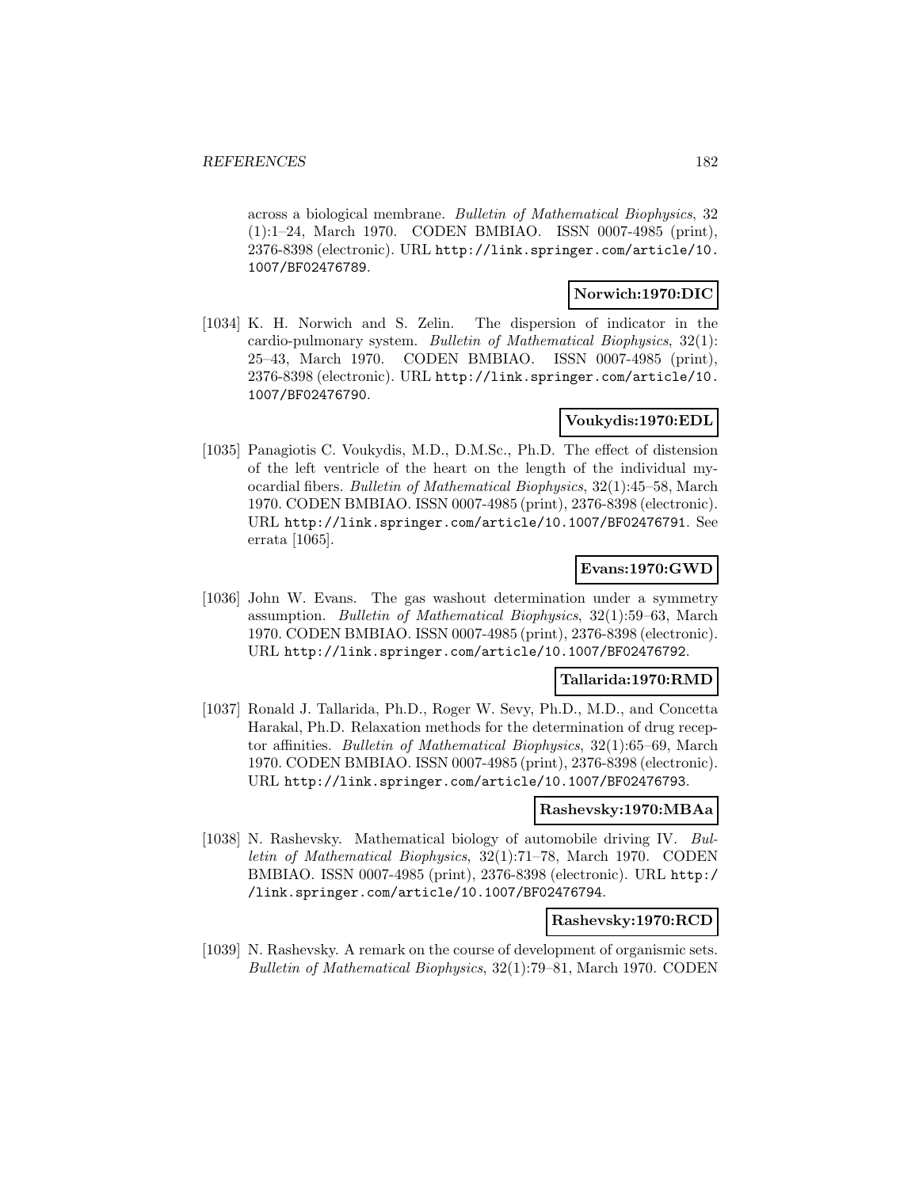across a biological membrane. *Bulletin of Mathematical Biophysics*, 32 (1):1–24, March 1970. CODEN BMBIAO. ISSN 0007-4985 (print), 2376-8398 (electronic). URL http://link.springer.com/article/10.1007/BF02476789.

**Norwich:1970:DIC**

[1034] K. H. Norwich and S. Zelin. The dispersion of indicator in the cardio-pulmonary system. *Bulletin of Mathematical Biophysics*, 32(1): 25–43, March 1970. CODEN BMBIAO. ISSN 0007-4985 (print), 2376-8398 (electronic). URL http://link.springer.com/article/10.1007/BF02476790.

**Voukydis:1970:EDL**

[1035] Panagiotis C. Voukydis, M.D., D.M.Sc., Ph.D. The effect of distension of the left ventricle of the heart on the length of the individual myocardial fibers. *Bulletin of Mathematical Biophysics*, 32(1):45–58, March 1970. CODEN BMBIAO. ISSN 0007-4985 (print), 2376-8398 (electronic). URL http://link.springer.com/article/10.1007/BF02476791. See errata [1065].

**Evans:1970:GWD**

[1036] John W. Evans. The gas washout determination under a symmetry assumption. *Bulletin of Mathematical Biophysics*, 32(1):59–63, March 1970. CODEN BMBIAO. ISSN 0007-4985 (print), 2376-8398 (electronic). URL http://link.springer.com/article/10.1007/BF02476792.

**Tallarida:1970:RMD**

[1037] Ronald J. Tallarida, Ph.D., Roger W. Sevy, Ph.D., M.D., and Concetta Harakal, Ph.D. Relaxation methods for the determination of drug receptor affinities. *Bulletin of Mathematical Biophysics*, 32(1):65–69, March 1970. CODEN BMBIAO. ISSN 0007-4985 (print), 2376-8398 (electronic). URL http://link.springer.com/article/10.1007/BF02476793.

**Rashevsky:1970:MBAa**

[1038] N. Rashevsky. Mathematical biology of automobile driving IV. *Bulletin of Mathematical Biophysics*, 32(1):71–78, March 1970. CODEN BMBIAO. ISSN 0007-4985 (print), 2376-8398 (electronic). URL http://link.springer.com/article/10.1007/BF02476794.

**Rashevsky:1970:RCD**

[1039] N. Rashevsky. A remark on the course of development of organismic sets. *Bulletin of Mathematical Biophysics*, 32(1):79–81, March 1970. CODEN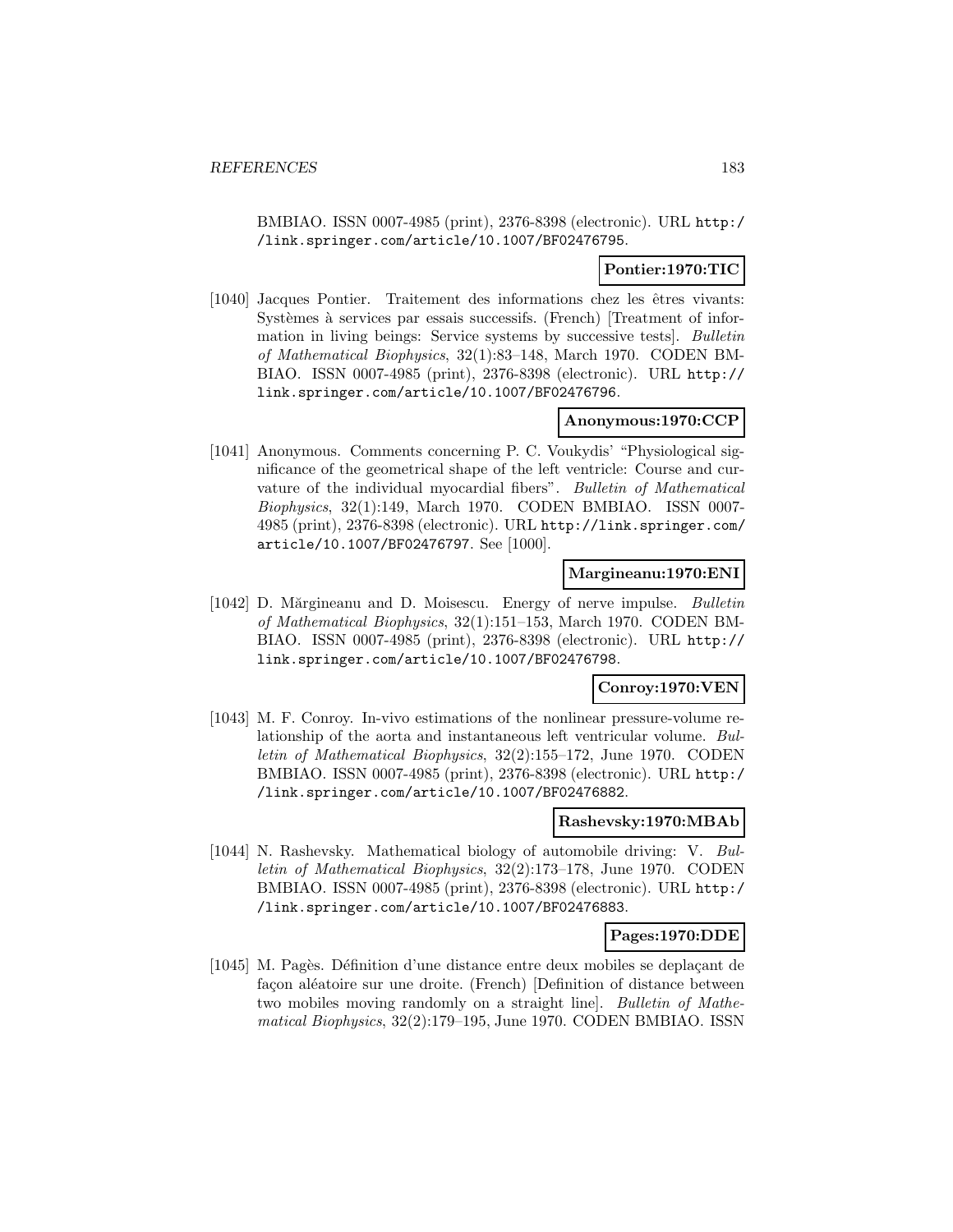BMBIAO. ISSN 0007-4985 (print), 2376-8398 (electronic). URL http://link.springer.com/article/10.1007/BF02476795.

**Pontier:1970:TIC**

[1040] Jacques Pontier. Traitement des informations chez les êtres vivants: Systèmes à services par essais successifs. (French) [Treatment of information in living beings: Service systems by successive tests]. *Bulletin of Mathematical Biophysics*, 32(1):83–148, March 1970. CODEN BMBIAO. ISSN 0007-4985 (print), 2376-8398 (electronic). URL http://link.springer.com/article/10.1007/BF02476796.

**Anonymous:1970:CCP**

[1041] Anonymous. Comments concerning P. C. Voukydis' "Physiological significance of the geometrical shape of the left ventricle: Course and curvature of the individual myocardial fibers". *Bulletin of Mathematical Biophysics*, 32(1):149, March 1970. CODEN BMBIAO. ISSN 0007-4985 (print), 2376-8398 (electronic). URL http://link.springer.com/article/10.1007/BF02476797. See [1000].

**Margineanu:1970:ENI**

[1042] D. Mărgineanu and D. Moisescu. Energy of nerve impulse. *Bulletin of Mathematical Biophysics*, 32(1):151–153, March 1970. CODEN BMBIAO. ISSN 0007-4985 (print), 2376-8398 (electronic). URL http://link.springer.com/article/10.1007/BF02476798.

**Conroy:1970:VEN**

[1043] M. F. Conroy. In-vivo estimations of the nonlinear pressure-volume relationship of the aorta and instantaneous left ventricular volume. *Bulletin of Mathematical Biophysics*, 32(2):155–172, June 1970. CODEN BMBIAO. ISSN 0007-4985 (print), 2376-8398 (electronic). URL http://link.springer.com/article/10.1007/BF02476882.

**Rashevsky:1970:MBAb**

[1044] N. Rashevsky. Mathematical biology of automobile driving: V. *Bulletin of Mathematical Biophysics*, 32(2):173–178, June 1970. CODEN BMBIAO. ISSN 0007-4985 (print), 2376-8398 (electronic). URL http://link.springer.com/article/10.1007/BF02476883.

**Pages:1970:DDE**

[1045] M. Pagès. Définition d'une distance entre deux mobiles se deplaçant de façon aléatoire sur une droite. (French) [Definition of distance between two mobiles moving randomly on a straight line]. *Bulletin of Mathematical Biophysics*, 32(2):179–195, June 1970. CODEN BMBIAO. ISSN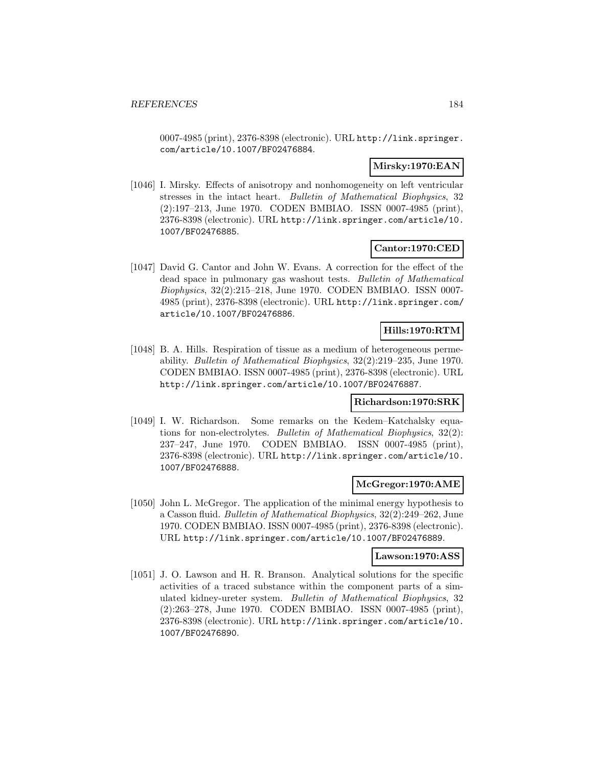0007-4985 (print), 2376-8398 (electronic). URL http://link.springer.com/article/10.1007/BF02476884.

**Mirsky:1970:EAN**

[1046] I. Mirsky. Effects of anisotropy and nonhomogeneity on left ventricular stresses in the intact heart. *Bulletin of Mathematical Biophysics*, 32 (2):197–213, June 1970. CODEN BMBIAO. ISSN 0007-4985 (print), 2376-8398 (electronic). URL http://link.springer.com/article/10.1007/BF02476885.

**Cantor:1970:CED**

[1047] David G. Cantor and John W. Evans. A correction for the effect of the dead space in pulmonary gas washout tests. *Bulletin of Mathematical Biophysics*, 32(2):215–218, June 1970. CODEN BMBIAO. ISSN 0007-4985 (print), 2376-8398 (electronic). URL http://link.springer.com/article/10.1007/BF02476886.

**Hills:1970:RTM**

[1048] B. A. Hills. Respiration of tissue as a medium of heterogeneous permeability. *Bulletin of Mathematical Biophysics*, 32(2):219–235, June 1970. CODEN BMBIAO. ISSN 0007-4985 (print), 2376-8398 (electronic). URL http://link.springer.com/article/10.1007/BF02476887.

**Richardson:1970:SRK**

[1049] I. W. Richardson. Some remarks on the Kedem–Katchalsky equations for non-electrolytes. *Bulletin of Mathematical Biophysics*, 32(2): 237–247, June 1970. CODEN BMBIAO. ISSN 0007-4985 (print), 2376-8398 (electronic). URL http://link.springer.com/article/10.1007/BF02476888.

**McGregor:1970:AME**

[1050] John L. McGregor. The application of the minimal energy hypothesis to a Casson fluid. *Bulletin of Mathematical Biophysics*, 32(2):249–262, June 1970. CODEN BMBIAO. ISSN 0007-4985 (print), 2376-8398 (electronic). URL http://link.springer.com/article/10.1007/BF02476889.

**Lawson:1970:ASS**

[1051] J. O. Lawson and H. R. Branson. Analytical solutions for the specific activities of a traced substance within the component parts of a simulated kidney-ureter system. *Bulletin of Mathematical Biophysics*, 32 (2):263–278, June 1970. CODEN BMBIAO. ISSN 0007-4985 (print), 2376-8398 (electronic). URL http://link.springer.com/article/10.1007/BF02476890.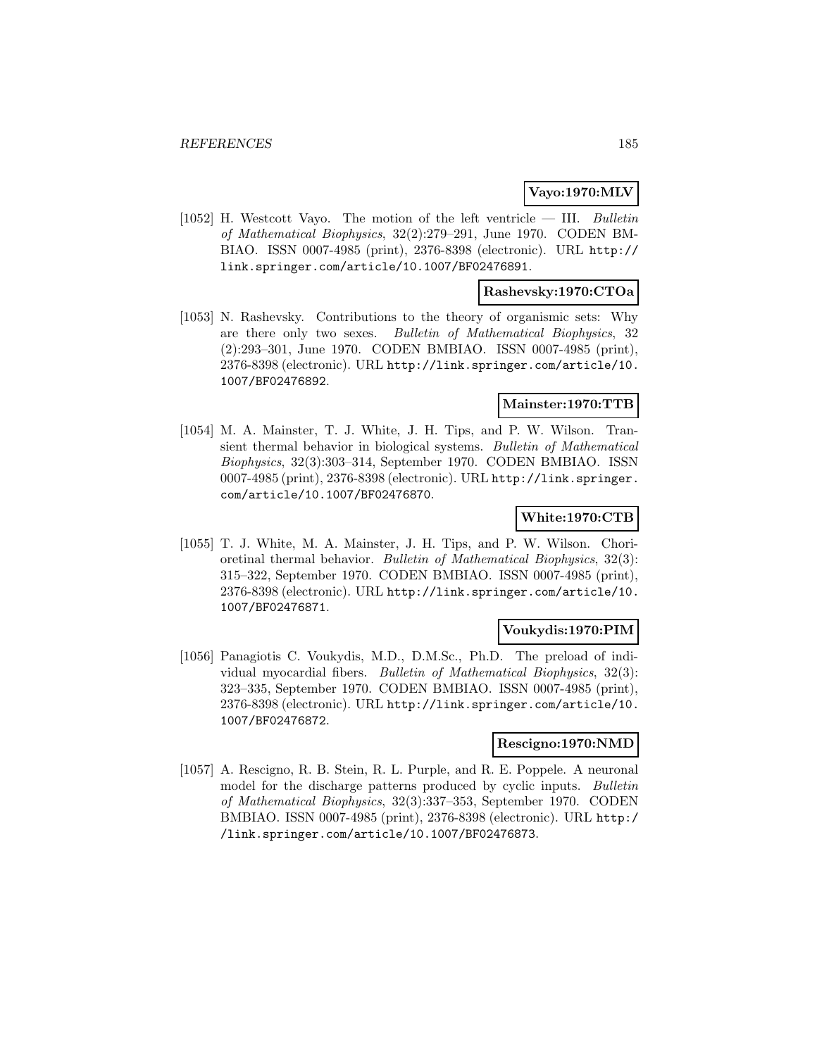**Vayo:1970:MLV**

[1052] H. Westcott Vayo. The motion of the left ventricle — III. *Bulletin of Mathematical Biophysics*, 32(2):279–291, June 1970. CODEN BMBIAO. ISSN 0007-4985 (print), 2376-8398 (electronic). URL http://link.springer.com/article/10.1007/BF02476891.

**Rashevsky:1970:CTOa**

[1053] N. Rashevsky. Contributions to the theory of organismic sets: Why are there only two sexes. *Bulletin of Mathematical Biophysics*, 32 (2):293–301, June 1970. CODEN BMBIAO. ISSN 0007-4985 (print), 2376-8398 (electronic). URL http://link.springer.com/article/10.1007/BF02476892.

**Mainster:1970:TTB**

[1054] M. A. Mainster, T. J. White, J. H. Tips, and P. W. Wilson. Transient thermal behavior in biological systems. *Bulletin of Mathematical Biophysics*, 32(3):303–314, September 1970. CODEN BMBIAO. ISSN 0007-4985 (print), 2376-8398 (electronic). URL http://link.springer.com/article/10.1007/BF02476870.

**White:1970:CTB**

[1055] T. J. White, M. A. Mainster, J. H. Tips, and P. W. Wilson. Chorioretinal thermal behavior. *Bulletin of Mathematical Biophysics*, 32(3): 315–322, September 1970. CODEN BMBIAO. ISSN 0007-4985 (print), 2376-8398 (electronic). URL http://link.springer.com/article/10.1007/BF02476871.

**Voukydis:1970:PIM**

[1056] Panagiotis C. Voukydis, M.D., D.M.Sc., Ph.D. The preload of individual myocardial fibers. *Bulletin of Mathematical Biophysics*, 32(3): 323–335, September 1970. CODEN BMBIAO. ISSN 0007-4985 (print), 2376-8398 (electronic). URL http://link.springer.com/article/10.1007/BF02476872.

**Rescigno:1970:NMD**

[1057] A. Rescigno, R. B. Stein, R. L. Purple, and R. E. Poppele. A neuronal model for the discharge patterns produced by cyclic inputs. *Bulletin of Mathematical Biophysics*, 32(3):337–353, September 1970. CODEN BMBIAO. ISSN 0007-4985 (print), 2376-8398 (electronic). URL http://link.springer.com/article/10.1007/BF02476873.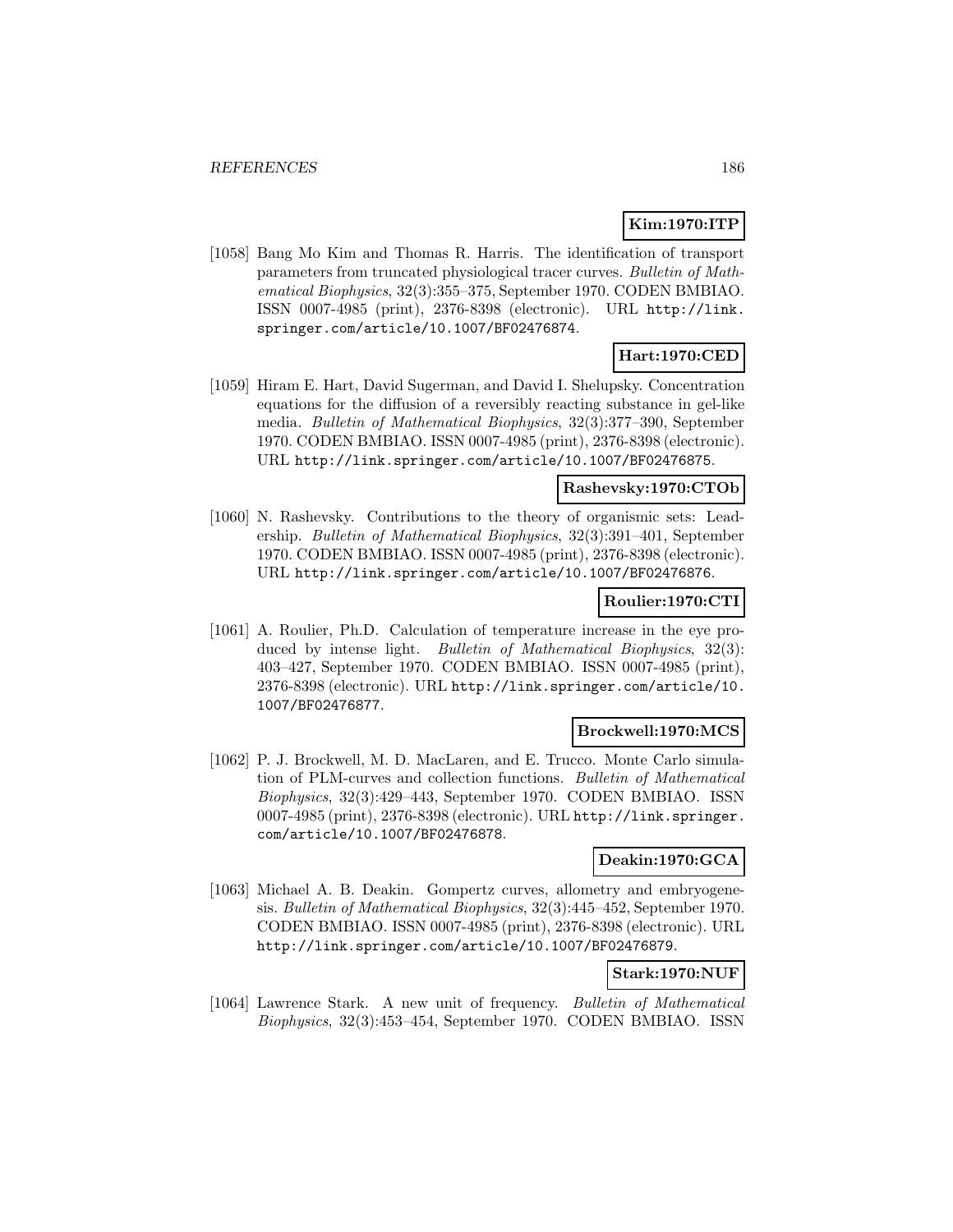**Kim:1970:ITP**

[1058] Bang Mo Kim and Thomas R. Harris. The identification of transport parameters from truncated physiological tracer curves. *Bulletin of Mathematical Biophysics*, 32(3):355–375, September 1970. CODEN BMBIAO. ISSN 0007-4985 (print), 2376-8398 (electronic). URL http://link.springer.com/article/10.1007/BF02476874.

**Hart:1970:CED**

[1059] Hiram E. Hart, David Sugerman, and David I. Shelupsky. Concentration equations for the diffusion of a reversibly reacting substance in gel-like media. *Bulletin of Mathematical Biophysics*, 32(3):377–390, September 1970. CODEN BMBIAO. ISSN 0007-4985 (print), 2376-8398 (electronic). URL http://link.springer.com/article/10.1007/BF02476875.

**Rashevsky:1970:CTOb**

[1060] N. Rashevsky. Contributions to the theory of organismic sets: Leadership. *Bulletin of Mathematical Biophysics*, 32(3):391–401, September 1970. CODEN BMBIAO. ISSN 0007-4985 (print), 2376-8398 (electronic). URL http://link.springer.com/article/10.1007/BF02476876.

**Roulier:1970:CTI**

[1061] A. Roulier, Ph.D. Calculation of temperature increase in the eye produced by intense light. *Bulletin of Mathematical Biophysics*, 32(3): 403–427, September 1970. CODEN BMBIAO. ISSN 0007-4985 (print), 2376-8398 (electronic). URL http://link.springer.com/article/10.1007/BF02476877.

**Brockwell:1970:MCS**

[1062] P. J. Brockwell, M. D. MacLaren, and E. Trucco. Monte Carlo simulation of PLM-curves and collection functions. *Bulletin of Mathematical Biophysics*, 32(3):429–443, September 1970. CODEN BMBIAO. ISSN 0007-4985 (print), 2376-8398 (electronic). URL http://link.springer.com/article/10.1007/BF02476878.

**Deakin:1970:GCA**

[1063] Michael A. B. Deakin. Gompertz curves, allometry and embryogenesis. *Bulletin of Mathematical Biophysics*, 32(3):445–452, September 1970. CODEN BMBIAO. ISSN 0007-4985 (print), 2376-8398 (electronic). URL http://link.springer.com/article/10.1007/BF02476879.

**Stark:1970:NUF**

[1064] Lawrence Stark. A new unit of frequency. *Bulletin of Mathematical Biophysics*, 32(3):453–454, September 1970. CODEN BMBIAO. ISSN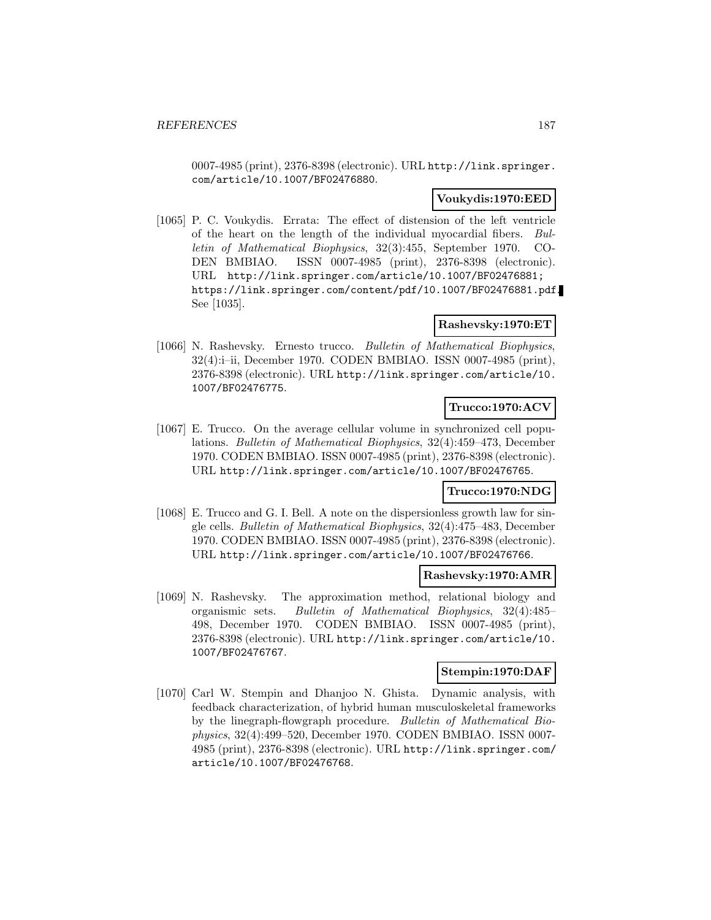0007-4985 (print), 2376-8398 (electronic). URL http://link.springer.com/article/10.1007/BF02476880.

**Voukydis:1970:EED**

[1065] P. C. Voukydis. Errata: The effect of distension of the left ventricle of the heart on the length of the individual myocardial fibers. *Bulletin of Mathematical Biophysics*, 32(3):455, September 1970. CODEN BMBIAO. ISSN 0007-4985 (print), 2376-8398 (electronic). URL http://link.springer.com/article/10.1007/BF02476881; https://link.springer.com/content/pdf/10.1007/BF02476881.pdf. See [1035].

**Rashevsky:1970:ET**

[1066] N. Rashevsky. Ernesto trucco. *Bulletin of Mathematical Biophysics*, 32(4):i–ii, December 1970. CODEN BMBIAO. ISSN 0007-4985 (print), 2376-8398 (electronic). URL http://link.springer.com/article/10.1007/BF02476775.

**Trucco:1970:ACV**

[1067] E. Trucco. On the average cellular volume in synchronized cell populations. *Bulletin of Mathematical Biophysics*, 32(4):459–473, December 1970. CODEN BMBIAO. ISSN 0007-4985 (print), 2376-8398 (electronic). URL http://link.springer.com/article/10.1007/BF02476765.

**Trucco:1970:NDG**

[1068] E. Trucco and G. I. Bell. A note on the dispersionless growth law for single cells. *Bulletin of Mathematical Biophysics*, 32(4):475–483, December 1970. CODEN BMBIAO. ISSN 0007-4985 (print), 2376-8398 (electronic). URL http://link.springer.com/article/10.1007/BF02476766.

**Rashevsky:1970:AMR**

[1069] N. Rashevsky. The approximation method, relational biology and organismic sets. *Bulletin of Mathematical Biophysics*, 32(4):485–498, December 1970. CODEN BMBIAO. ISSN 0007-4985 (print), 2376-8398 (electronic). URL http://link.springer.com/article/10.1007/BF02476767.

**Stempin:1970:DAF**

[1070] Carl W. Stempin and Dhanjoo N. Ghista. Dynamic analysis, with feedback characterization, of hybrid human musculoskeletal frameworks by the linegraph-flowgraph procedure. *Bulletin of Mathematical Biophysics*, 32(4):499–520, December 1970. CODEN BMBIAO. ISSN 0007-4985 (print), 2376-8398 (electronic). URL http://link.springer.com/article/10.1007/BF02476768.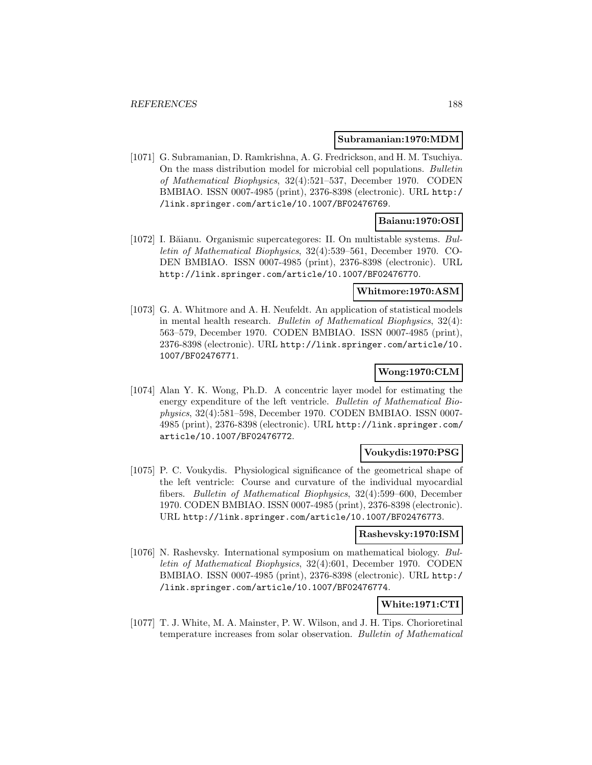**Subramanian:1970:MDM**

[1071] G. Subramanian, D. Ramkrishna, A. G. Fredrickson, and H. M. Tsuchiya. On the mass distribution model for microbial cell populations. *Bulletin of Mathematical Biophysics*, 32(4):521–537, December 1970. CODEN BMBIAO. ISSN 0007-4985 (print), 2376-8398 (electronic). URL http://link.springer.com/article/10.1007/BF02476769.

**Baianu:1970:OSI**

[1072] I. Băianu. Organismic supercategores: II. On multistable systems. *Bulletin of Mathematical Biophysics*, 32(4):539–561, December 1970. CODEN BMBIAO. ISSN 0007-4985 (print), 2376-8398 (electronic). URL http://link.springer.com/article/10.1007/BF02476770.

**Whitmore:1970:ASM**

[1073] G. A. Whitmore and A. H. Neufeldt. An application of statistical models in mental health research. *Bulletin of Mathematical Biophysics*, 32(4): 563–579, December 1970. CODEN BMBIAO. ISSN 0007-4985 (print), 2376-8398 (electronic). URL http://link.springer.com/article/10.1007/BF02476771.

**Wong:1970:CLM**

[1074] Alan Y. K. Wong, Ph.D. A concentric layer model for estimating the energy expenditure of the left ventricle. *Bulletin of Mathematical Biophysics*, 32(4):581–598, December 1970. CODEN BMBIAO. ISSN 0007-4985 (print), 2376-8398 (electronic). URL http://link.springer.com/article/10.1007/BF02476772.

**Voukydis:1970:PSG**

[1075] P. C. Voukydis. Physiological significance of the geometrical shape of the left ventricle: Course and curvature of the individual myocardial fibers. *Bulletin of Mathematical Biophysics*, 32(4):599–600, December 1970. CODEN BMBIAO. ISSN 0007-4985 (print), 2376-8398 (electronic). URL http://link.springer.com/article/10.1007/BF02476773.

**Rashevsky:1970:ISM**

[1076] N. Rashevsky. International symposium on mathematical biology. *Bulletin of Mathematical Biophysics*, 32(4):601, December 1970. CODEN BMBIAO. ISSN 0007-4985 (print), 2376-8398 (electronic). URL http://link.springer.com/article/10.1007/BF02476774.

**White:1971:CTI**

[1077] T. J. White, M. A. Mainster, P. W. Wilson, and J. H. Tips. Chorioretinal temperature increases from solar observation. *Bulletin of Mathematical*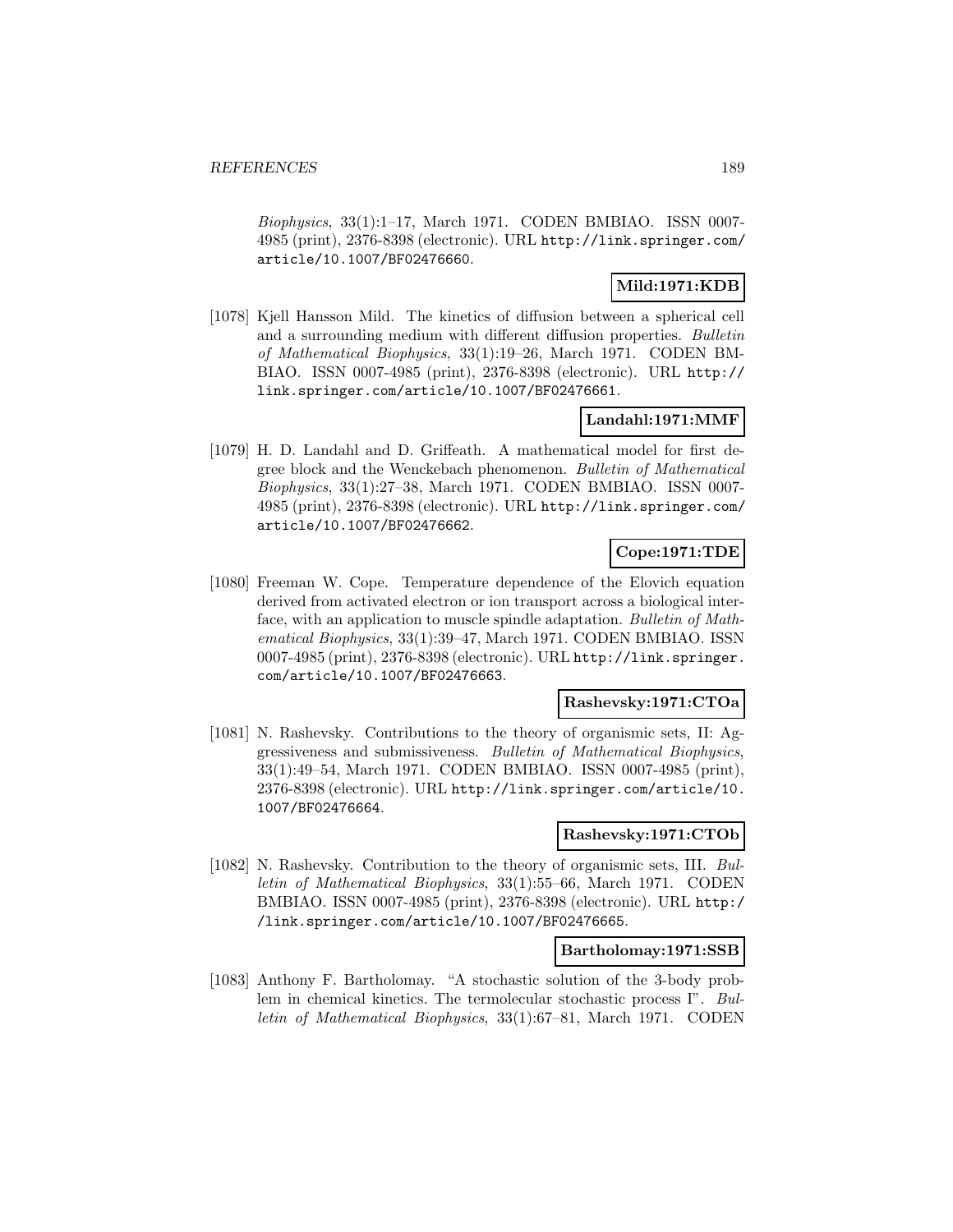*Biophysics*, 33(1):1–17, March 1971. CODEN BMBIAO. ISSN 0007-4985 (print), 2376-8398 (electronic). URL http://link.springer.com/article/10.1007/BF02476660.

**Mild:1971:KDB**

[1078] Kjell Hansson Mild. The kinetics of diffusion between a spherical cell and a surrounding medium with different diffusion properties. *Bulletin of Mathematical Biophysics*, 33(1):19–26, March 1971. CODEN BMBIAO. ISSN 0007-4985 (print), 2376-8398 (electronic). URL http://link.springer.com/article/10.1007/BF02476661.

**Landahl:1971:MMF**

[1079] H. D. Landahl and D. Griffeath. A mathematical model for first degree block and the Wenckebach phenomenon. *Bulletin of Mathematical Biophysics*, 33(1):27–38, March 1971. CODEN BMBIAO. ISSN 0007-4985 (print), 2376-8398 (electronic). URL http://link.springer.com/article/10.1007/BF02476662.

**Cope:1971:TDE**

[1080] Freeman W. Cope. Temperature dependence of the Elovich equation derived from activated electron or ion transport across a biological interface, with an application to muscle spindle adaptation. *Bulletin of Mathematical Biophysics*, 33(1):39–47, March 1971. CODEN BMBIAO. ISSN 0007-4985 (print), 2376-8398 (electronic). URL http://link.springer.com/article/10.1007/BF02476663.

**Rashevsky:1971:CTOa**

[1081] N. Rashevsky. Contributions to the theory of organismic sets, II: Aggressiveness and submissiveness. *Bulletin of Mathematical Biophysics*, 33(1):49–54, March 1971. CODEN BMBIAO. ISSN 0007-4985 (print), 2376-8398 (electronic). URL http://link.springer.com/article/10.1007/BF02476664.

**Rashevsky:1971:CTOb**

[1082] N. Rashevsky. Contribution to the theory of organismic sets, III. *Bulletin of Mathematical Biophysics*, 33(1):55–66, March 1971. CODEN BMBIAO. ISSN 0007-4985 (print), 2376-8398 (electronic). URL http://link.springer.com/article/10.1007/BF02476665.

**Bartholomay:1971:SSB**

[1083] Anthony F. Bartholomay. "A stochastic solution of the 3-body problem in chemical kinetics. The termolecular stochastic process I". *Bulletin of Mathematical Biophysics*, 33(1):67–81, March 1971. CODEN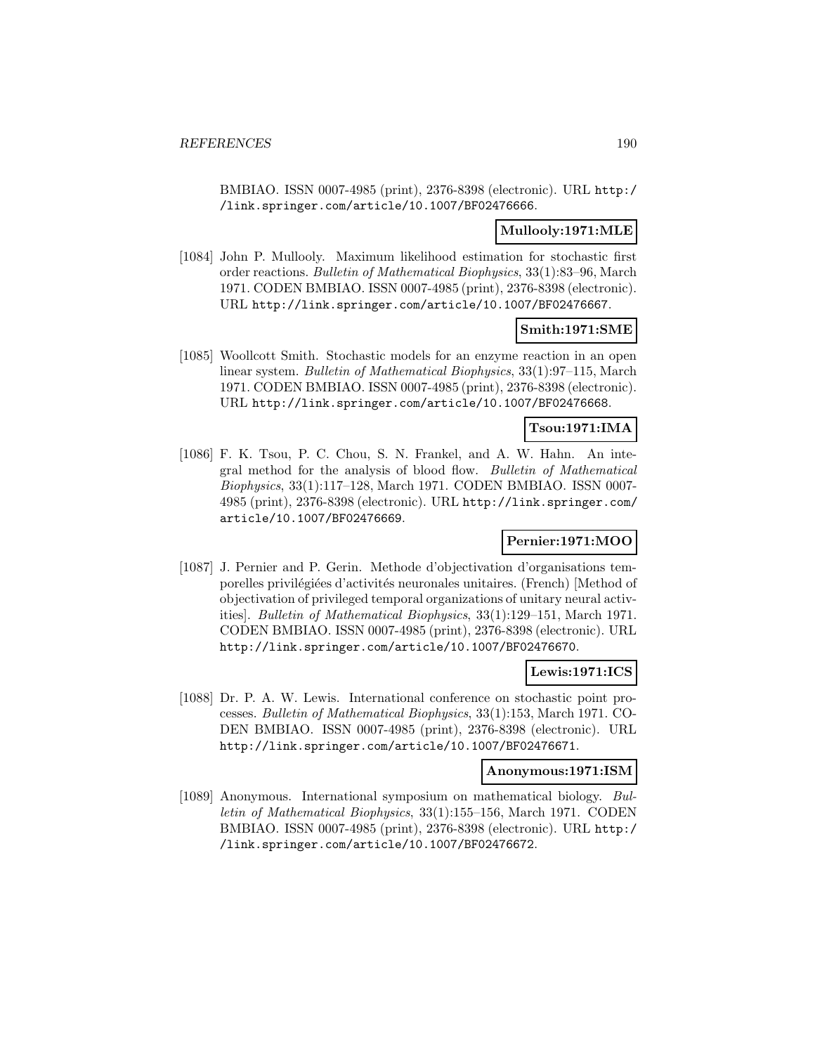BMBIAO. ISSN 0007-4985 (print), 2376-8398 (electronic). URL http://link.springer.com/article/10.1007/BF02476666.

**Mullooly:1971:MLE**

[1084] John P. Mullooly. Maximum likelihood estimation for stochastic first order reactions. *Bulletin of Mathematical Biophysics*, 33(1):83–96, March 1971. CODEN BMBIAO. ISSN 0007-4985 (print), 2376-8398 (electronic). URL http://link.springer.com/article/10.1007/BF02476667.

**Smith:1971:SME**

[1085] Woollcott Smith. Stochastic models for an enzyme reaction in an open linear system. *Bulletin of Mathematical Biophysics*, 33(1):97–115, March 1971. CODEN BMBIAO. ISSN 0007-4985 (print), 2376-8398 (electronic). URL http://link.springer.com/article/10.1007/BF02476668.

**Tsou:1971:IMA**

[1086] F. K. Tsou, P. C. Chou, S. N. Frankel, and A. W. Hahn. An integral method for the analysis of blood flow. *Bulletin of Mathematical Biophysics*, 33(1):117–128, March 1971. CODEN BMBIAO. ISSN 0007-4985 (print), 2376-8398 (electronic). URL http://link.springer.com/article/10.1007/BF02476669.

**Pernier:1971:MOO**

[1087] J. Pernier and P. Gerin. Methode d'objectivation d'organisations temporelles privilégiées d'activités neuronales unitaires. (French) [Method of objectivation of privileged temporal organizations of unitary neural activities]. *Bulletin of Mathematical Biophysics*, 33(1):129–151, March 1971. CODEN BMBIAO. ISSN 0007-4985 (print), 2376-8398 (electronic). URL http://link.springer.com/article/10.1007/BF02476670.

**Lewis:1971:ICS**

[1088] Dr. P. A. W. Lewis. International conference on stochastic point processes. *Bulletin of Mathematical Biophysics*, 33(1):153, March 1971. CODEN BMBIAO. ISSN 0007-4985 (print), 2376-8398 (electronic). URL http://link.springer.com/article/10.1007/BF02476671.

**Anonymous:1971:ISM**

[1089] Anonymous. International symposium on mathematical biology. *Bulletin of Mathematical Biophysics*, 33(1):155–156, March 1971. CODEN BMBIAO. ISSN 0007-4985 (print), 2376-8398 (electronic). URL http://link.springer.com/article/10.1007/BF02476672.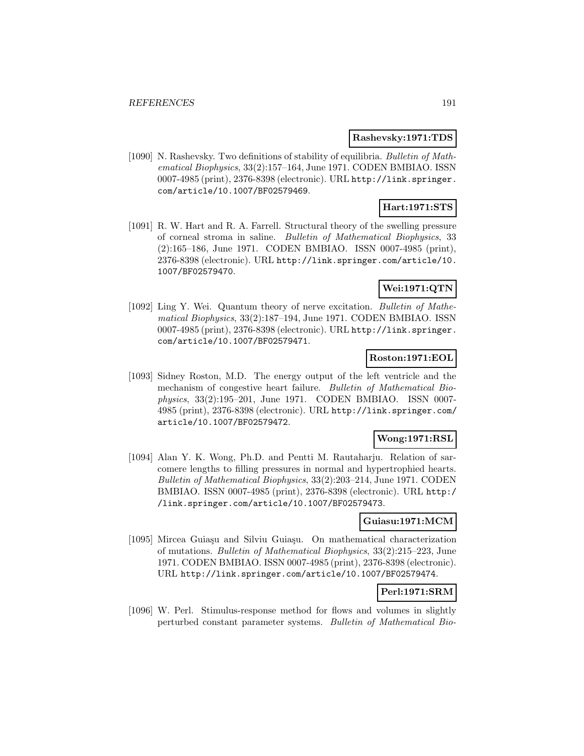**Rashevsky:1971:TDS**

[1090] N. Rashevsky. Two definitions of stability of equilibria. *Bulletin of Mathematical Biophysics*, 33(2):157–164, June 1971. CODEN BMBIAO. ISSN 0007-4985 (print), 2376-8398 (electronic). URL http://link.springer.com/article/10.1007/BF02579469.

**Hart:1971:STS**

[1091] R. W. Hart and R. A. Farrell. Structural theory of the swelling pressure of corneal stroma in saline. *Bulletin of Mathematical Biophysics*, 33 (2):165–186, June 1971. CODEN BMBIAO. ISSN 0007-4985 (print), 2376-8398 (electronic). URL http://link.springer.com/article/10.1007/BF02579470.

**Wei:1971:QTN**

[1092] Ling Y. Wei. Quantum theory of nerve excitation. *Bulletin of Mathematical Biophysics*, 33(2):187–194, June 1971. CODEN BMBIAO. ISSN 0007-4985 (print), 2376-8398 (electronic). URL http://link.springer.com/article/10.1007/BF02579471.

**Roston:1971:EOL**

[1093] Sidney Roston, M.D. The energy output of the left ventricle and the mechanism of congestive heart failure. *Bulletin of Mathematical Biophysics*, 33(2):195–201, June 1971. CODEN BMBIAO. ISSN 0007-4985 (print), 2376-8398 (electronic). URL http://link.springer.com/article/10.1007/BF02579472.

**Wong:1971:RSL**

[1094] Alan Y. K. Wong, Ph.D. and Pentti M. Rautaharju. Relation of sarcomere lengths to filling pressures in normal and hypertrophied hearts. *Bulletin of Mathematical Biophysics*, 33(2):203–214, June 1971. CODEN BMBIAO. ISSN 0007-4985 (print), 2376-8398 (electronic). URL http://link.springer.com/article/10.1007/BF02579473.

**Guiasu:1971:MCM**

[1095] Mircea Guiaşu and Silviu Guiaşu. On mathematical characterization of mutations. *Bulletin of Mathematical Biophysics*, 33(2):215–223, June 1971. CODEN BMBIAO. ISSN 0007-4985 (print), 2376-8398 (electronic). URL http://link.springer.com/article/10.1007/BF02579474.

**Perl:1971:SRM**

[1096] W. Perl. Stimulus-response method for flows and volumes in slightly perturbed constant parameter systems. *Bulletin of Mathematical Bio-*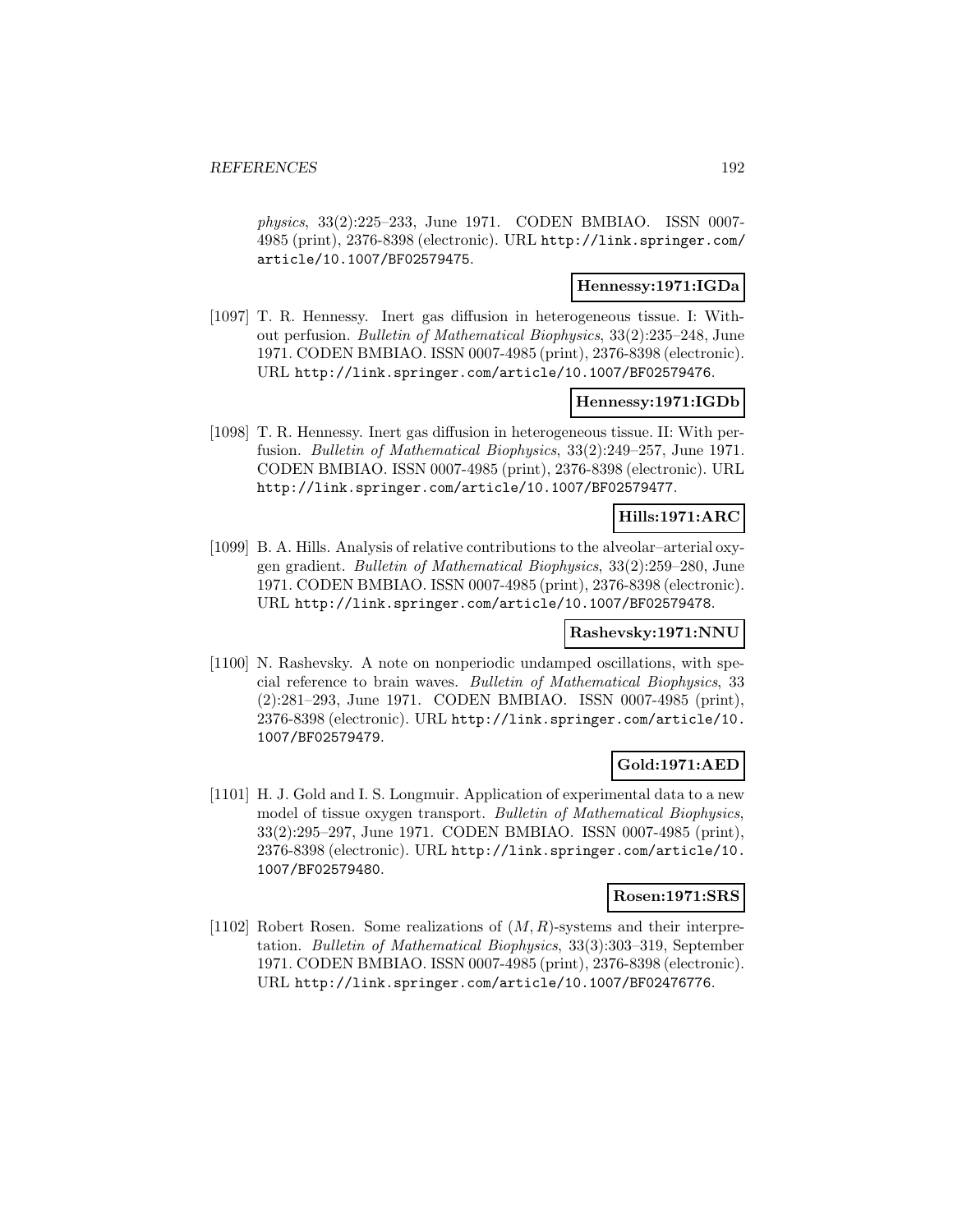*physics*, 33(2):225–233, June 1971. CODEN BMBIAO. ISSN 0007-4985 (print), 2376-8398 (electronic). URL http://link.springer.com/article/10.1007/BF02579475.

**Hennessy:1971:IGDa**

[1097] T. R. Hennessy. Inert gas diffusion in heterogeneous tissue. I: Without perfusion. *Bulletin of Mathematical Biophysics*, 33(2):235–248, June 1971. CODEN BMBIAO. ISSN 0007-4985 (print), 2376-8398 (electronic). URL http://link.springer.com/article/10.1007/BF02579476.

**Hennessy:1971:IGDb**

[1098] T. R. Hennessy. Inert gas diffusion in heterogeneous tissue. II: With perfusion. *Bulletin of Mathematical Biophysics*, 33(2):249–257, June 1971. CODEN BMBIAO. ISSN 0007-4985 (print), 2376-8398 (electronic). URL http://link.springer.com/article/10.1007/BF02579477.

**Hills:1971:ARC**

[1099] B. A. Hills. Analysis of relative contributions to the alveolar–arterial oxygen gradient. *Bulletin of Mathematical Biophysics*, 33(2):259–280, June 1971. CODEN BMBIAO. ISSN 0007-4985 (print), 2376-8398 (electronic). URL http://link.springer.com/article/10.1007/BF02579478.

**Rashevsky:1971:NNU**

[1100] N. Rashevsky. A note on nonperiodic undamped oscillations, with special reference to brain waves. *Bulletin of Mathematical Biophysics*, 33 (2):281–293, June 1971. CODEN BMBIAO. ISSN 0007-4985 (print), 2376-8398 (electronic). URL http://link.springer.com/article/10.1007/BF02579479.

**Gold:1971:AED**

[1101] H. J. Gold and I. S. Longmuir. Application of experimental data to a new model of tissue oxygen transport. *Bulletin of Mathematical Biophysics*, 33(2):295–297, June 1971. CODEN BMBIAO. ISSN 0007-4985 (print), 2376-8398 (electronic). URL http://link.springer.com/article/10.1007/BF02579480.

**Rosen:1971:SRS**

[1102] Robert Rosen. Some realizations of $(M, R)$-systems and their interpretation. *Bulletin of Mathematical Biophysics*, 33(3):303–319, September 1971. CODEN BMBIAO. ISSN 0007-4985 (print), 2376-8398 (electronic). URL http://link.springer.com/article/10.1007/BF02476776.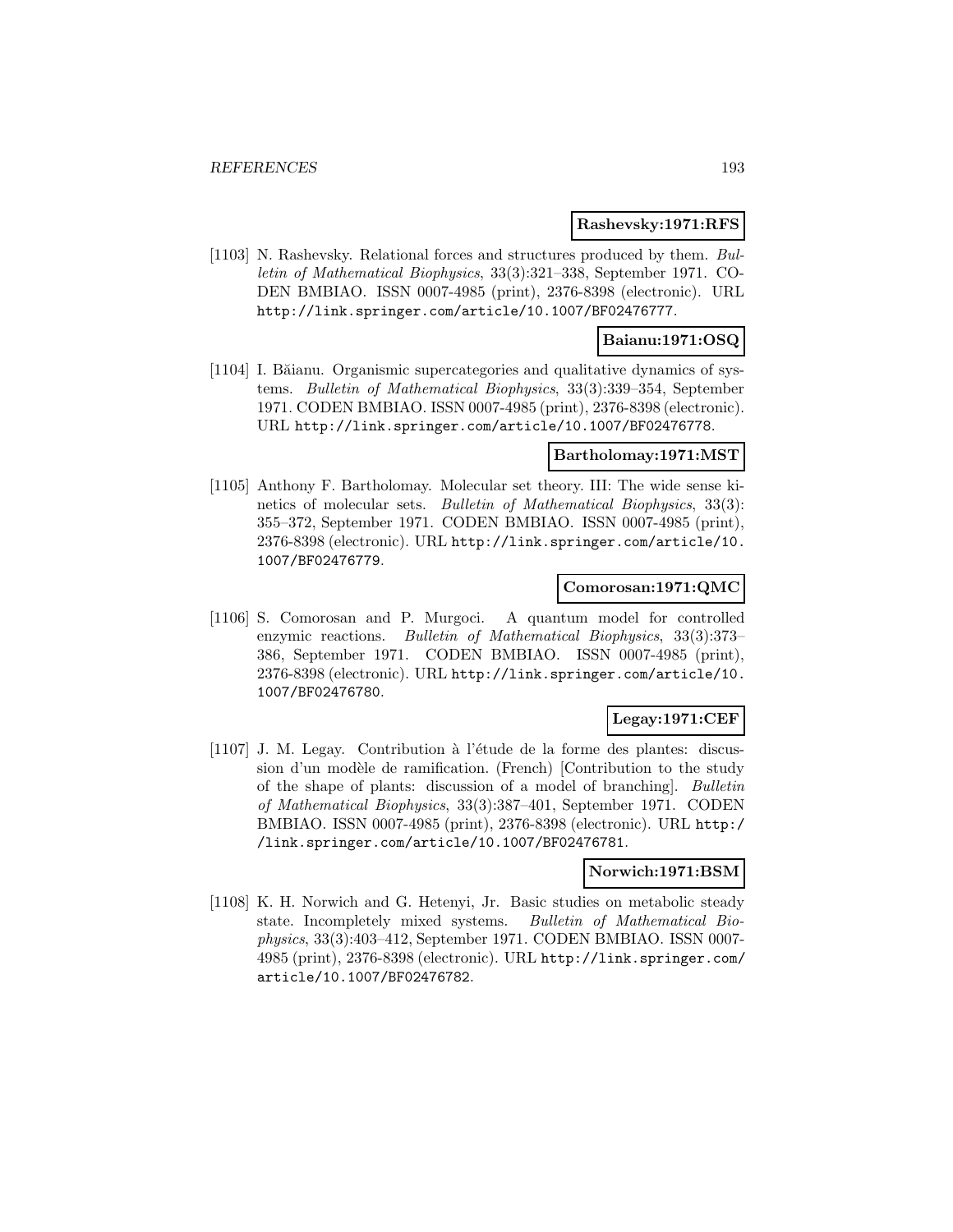**Rashevsky:1971:RFS**

[1103] N. Rashevsky. Relational forces and structures produced by them. *Bulletin of Mathematical Biophysics*, 33(3):321–338, September 1971. CODEN BMBIAO. ISSN 0007-4985 (print), 2376-8398 (electronic). URL http://link.springer.com/article/10.1007/BF02476777.

**Baianu:1971:OSQ**

[1104] I. Băianu. Organismic supercategories and qualitative dynamics of systems. *Bulletin of Mathematical Biophysics*, 33(3):339–354, September 1971. CODEN BMBIAO. ISSN 0007-4985 (print), 2376-8398 (electronic). URL http://link.springer.com/article/10.1007/BF02476778.

**Bartholomay:1971:MST**

[1105] Anthony F. Bartholomay. Molecular set theory. III: The wide sense kinetics of molecular sets. *Bulletin of Mathematical Biophysics*, 33(3): 355–372, September 1971. CODEN BMBIAO. ISSN 0007-4985 (print), 2376-8398 (electronic). URL http://link.springer.com/article/10.1007/BF02476779.

**Comorosan:1971:QMC**

[1106] S. Comorosan and P. Murgoci. A quantum model for controlled enzymic reactions. *Bulletin of Mathematical Biophysics*, 33(3):373–386, September 1971. CODEN BMBIAO. ISSN 0007-4985 (print), 2376-8398 (electronic). URL http://link.springer.com/article/10.1007/BF02476780.

**Legay:1971:CEF**

[1107] J. M. Legay. Contribution à l'étude de la forme des plantes: discussion d'un modèle de ramification. (French) [Contribution to the study of the shape of plants: discussion of a model of branching]. *Bulletin of Mathematical Biophysics*, 33(3):387–401, September 1971. CODEN BMBIAO. ISSN 0007-4985 (print), 2376-8398 (electronic). URL http://link.springer.com/article/10.1007/BF02476781.

**Norwich:1971:BSM**

[1108] K. H. Norwich and G. Hetenyi, Jr. Basic studies on metabolic steady state. Incompletely mixed systems. *Bulletin of Mathematical Biophysics*, 33(3):403–412, September 1971. CODEN BMBIAO. ISSN 0007-4985 (print), 2376-8398 (electronic). URL http://link.springer.com/article/10.1007/BF02476782.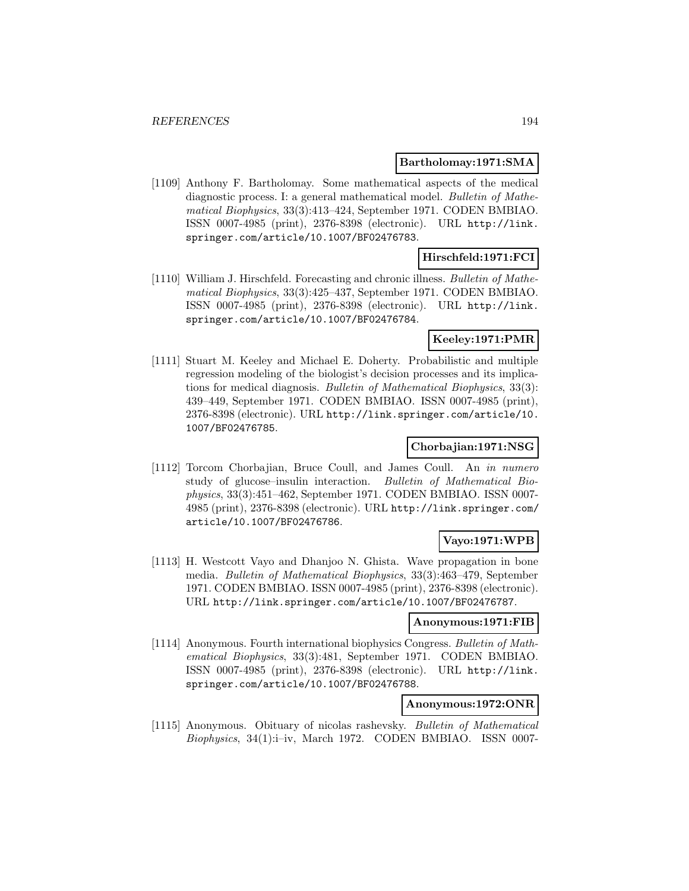**Bartholomay:1971:SMA**

[1109] Anthony F. Bartholomay. Some mathematical aspects of the medical diagnostic process. I: a general mathematical model. *Bulletin of Mathematical Biophysics*, 33(3):413–424, September 1971. CODEN BMBIAO. ISSN 0007-4985 (print), 2376-8398 (electronic). URL http://link.springer.com/article/10.1007/BF02476783.

**Hirschfeld:1971:FCI**

[1110] William J. Hirschfeld. Forecasting and chronic illness. *Bulletin of Mathematical Biophysics*, 33(3):425–437, September 1971. CODEN BMBIAO. ISSN 0007-4985 (print), 2376-8398 (electronic). URL http://link.springer.com/article/10.1007/BF02476784.

**Keeley:1971:PMR**

[1111] Stuart M. Keeley and Michael E. Doherty. Probabilistic and multiple regression modeling of the biologist's decision processes and its implications for medical diagnosis. *Bulletin of Mathematical Biophysics*, 33(3): 439–449, September 1971. CODEN BMBIAO. ISSN 0007-4985 (print), 2376-8398 (electronic). URL http://link.springer.com/article/10.1007/BF02476785.

**Chorbajian:1971:NSG**

[1112] Torcom Chorbajian, Bruce Coull, and James Coull. An *in numero* study of glucose–insulin interaction. *Bulletin of Mathematical Biophysics*, 33(3):451–462, September 1971. CODEN BMBIAO. ISSN 0007-4985 (print), 2376-8398 (electronic). URL http://link.springer.com/article/10.1007/BF02476786.

**Vayo:1971:WPB**

[1113] H. Westcott Vayo and Dhanjoo N. Ghista. Wave propagation in bone media. *Bulletin of Mathematical Biophysics*, 33(3):463–479, September 1971. CODEN BMBIAO. ISSN 0007-4985 (print), 2376-8398 (electronic). URL http://link.springer.com/article/10.1007/BF02476787.

**Anonymous:1971:FIB**

[1114] Anonymous. Fourth international biophysics Congress. *Bulletin of Mathematical Biophysics*, 33(3):481, September 1971. CODEN BMBIAO. ISSN 0007-4985 (print), 2376-8398 (electronic). URL http://link.springer.com/article/10.1007/BF02476788.

**Anonymous:1972:ONR**

[1115] Anonymous. Obituary of nicolas rashevsky. *Bulletin of Mathematical Biophysics*, 34(1):i–iv, March 1972. CODEN BMBIAO. ISSN 0007-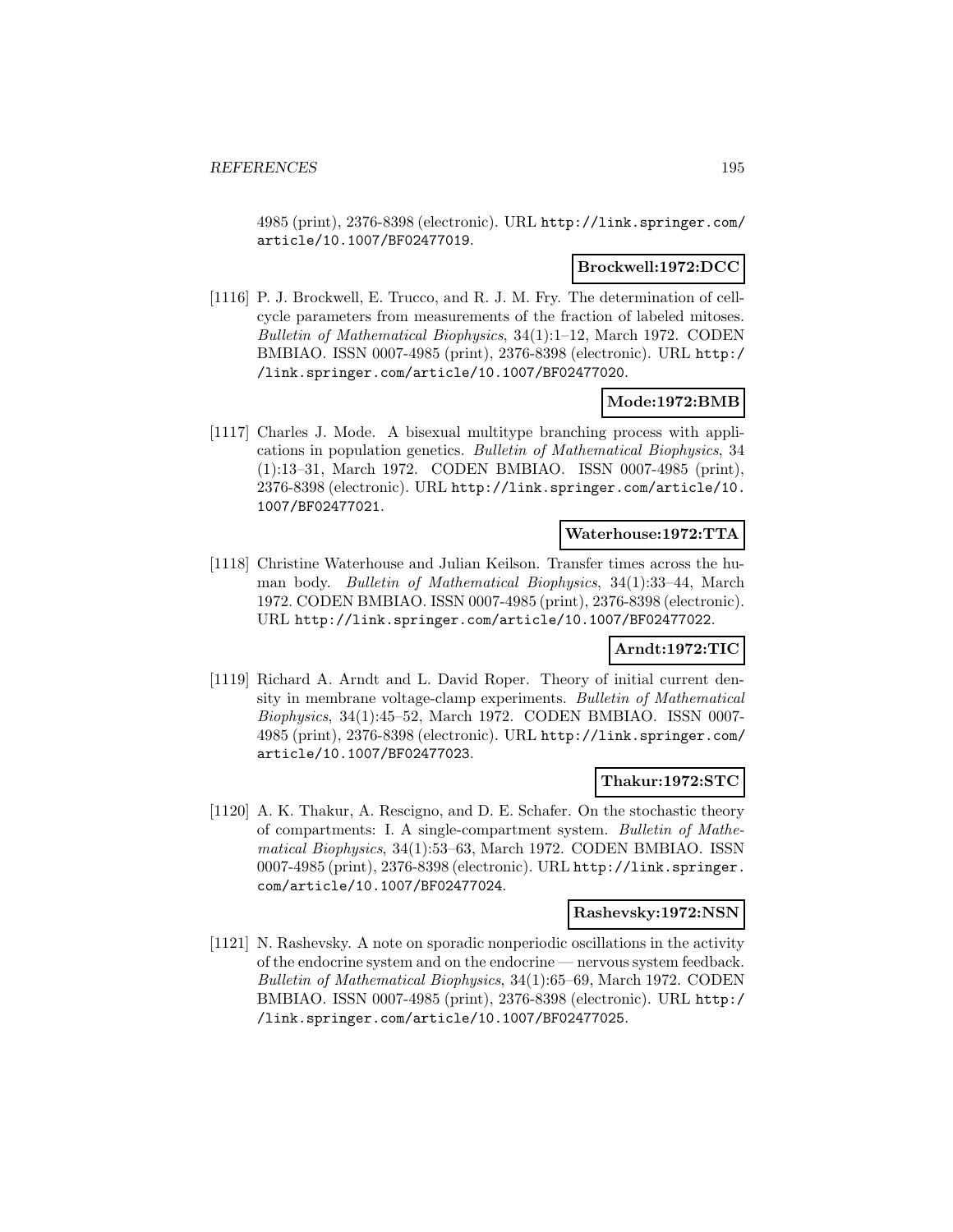4985 (print), 2376-8398 (electronic). URL http://link.springer.com/article/10.1007/BF02477019.

**Brockwell:1972:DCC**

[1116] P. J. Brockwell, E. Trucco, and R. J. M. Fry. The determination of cell-cycle parameters from measurements of the fraction of labeled mitoses. *Bulletin of Mathematical Biophysics*, 34(1):1–12, March 1972. CODEN BMBIAO. ISSN 0007-4985 (print), 2376-8398 (electronic). URL http://link.springer.com/article/10.1007/BF02477020.

**Mode:1972:BMB**

[1117] Charles J. Mode. A bisexual multitype branching process with applications in population genetics. *Bulletin of Mathematical Biophysics*, 34 (1):13–31, March 1972. CODEN BMBIAO. ISSN 0007-4985 (print), 2376-8398 (electronic). URL http://link.springer.com/article/10.1007/BF02477021.

**Waterhouse:1972:TTA**

[1118] Christine Waterhouse and Julian Keilson. Transfer times across the human body. *Bulletin of Mathematical Biophysics*, 34(1):33–44, March 1972. CODEN BMBIAO. ISSN 0007-4985 (print), 2376-8398 (electronic). URL http://link.springer.com/article/10.1007/BF02477022.

**Arndt:1972:TIC**

[1119] Richard A. Arndt and L. David Roper. Theory of initial current density in membrane voltage-clamp experiments. *Bulletin of Mathematical Biophysics*, 34(1):45–52, March 1972. CODEN BMBIAO. ISSN 0007-4985 (print), 2376-8398 (electronic). URL http://link.springer.com/article/10.1007/BF02477023.

**Thakur:1972:STC**

[1120] A. K. Thakur, A. Rescigno, and D. E. Schafer. On the stochastic theory of compartments: I. A single-compartment system. *Bulletin of Mathematical Biophysics*, 34(1):53–63, March 1972. CODEN BMBIAO. ISSN 0007-4985 (print), 2376-8398 (electronic). URL http://link.springer.com/article/10.1007/BF02477024.

**Rashevsky:1972:NSN**

[1121] N. Rashevsky. A note on sporadic nonperiodic oscillations in the activity of the endocrine system and on the endocrine — nervous system feedback. *Bulletin of Mathematical Biophysics*, 34(1):65–69, March 1972. CODEN BMBIAO. ISSN 0007-4985 (print), 2376-8398 (electronic). URL http://link.springer.com/article/10.1007/BF02477025.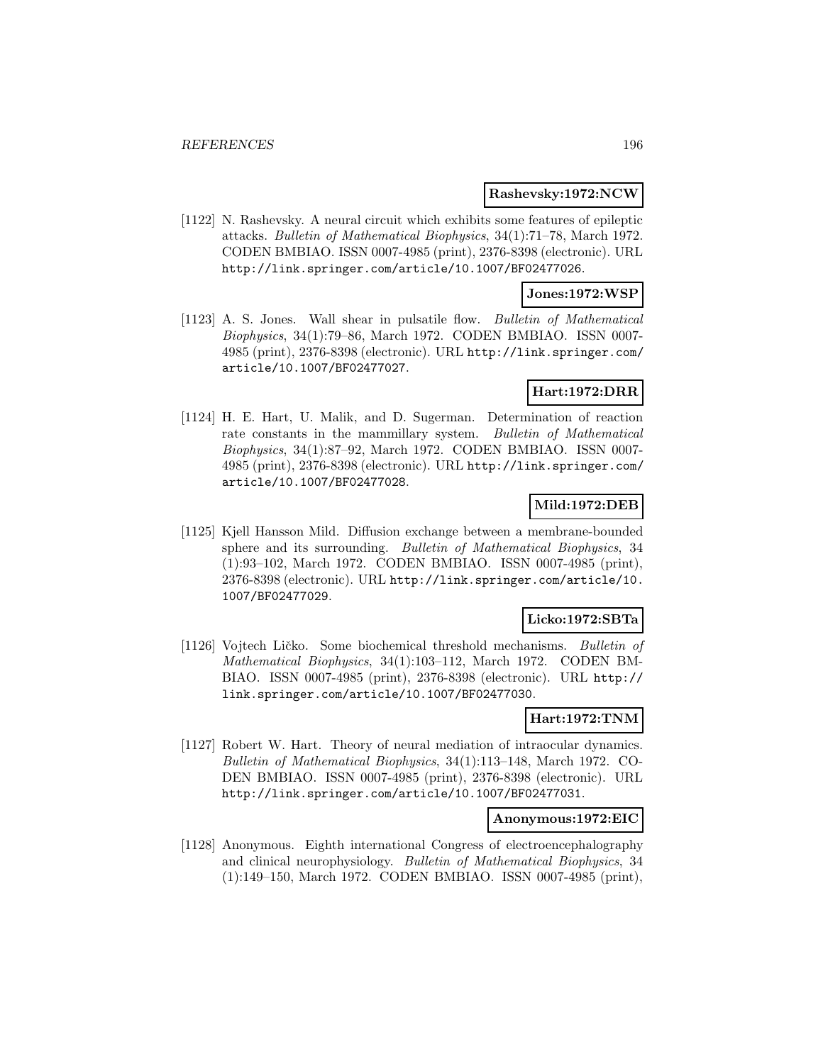**Rashevsky:1972:NCW**

[1122] N. Rashevsky. A neural circuit which exhibits some features of epileptic attacks. *Bulletin of Mathematical Biophysics*, 34(1):71–78, March 1972. CODEN BMBIAO. ISSN 0007-4985 (print), 2376-8398 (electronic). URL http://link.springer.com/article/10.1007/BF02477026.

**Jones:1972:WSP**

[1123] A. S. Jones. Wall shear in pulsatile flow. *Bulletin of Mathematical Biophysics*, 34(1):79–86, March 1972. CODEN BMBIAO. ISSN 0007-4985 (print), 2376-8398 (electronic). URL http://link.springer.com/article/10.1007/BF02477027.

**Hart:1972:DRR**

[1124] H. E. Hart, U. Malik, and D. Sugerman. Determination of reaction rate constants in the mammillary system. *Bulletin of Mathematical Biophysics*, 34(1):87–92, March 1972. CODEN BMBIAO. ISSN 0007-4985 (print), 2376-8398 (electronic). URL http://link.springer.com/article/10.1007/BF02477028.

**Mild:1972:DEB**

[1125] Kjell Hansson Mild. Diffusion exchange between a membrane-bounded sphere and its surrounding. *Bulletin of Mathematical Biophysics*, 34 (1):93–102, March 1972. CODEN BMBIAO. ISSN 0007-4985 (print), 2376-8398 (electronic). URL http://link.springer.com/article/10.1007/BF02477029.

**Licko:1972:SBTa**

[1126] Vojtech Ličko. Some biochemical threshold mechanisms. *Bulletin of Mathematical Biophysics*, 34(1):103–112, March 1972. CODEN BMBIAO. ISSN 0007-4985 (print), 2376-8398 (electronic). URL http://link.springer.com/article/10.1007/BF02477030.

**Hart:1972:TNM**

[1127] Robert W. Hart. Theory of neural mediation of intraocular dynamics. *Bulletin of Mathematical Biophysics*, 34(1):113–148, March 1972. CODEN BMBIAO. ISSN 0007-4985 (print), 2376-8398 (electronic). URL http://link.springer.com/article/10.1007/BF02477031.

**Anonymous:1972:EIC**

[1128] Anonymous. Eighth international Congress of electroencephalography and clinical neurophysiology. *Bulletin of Mathematical Biophysics*, 34 (1):149–150, March 1972. CODEN BMBIAO. ISSN 0007-4985 (print),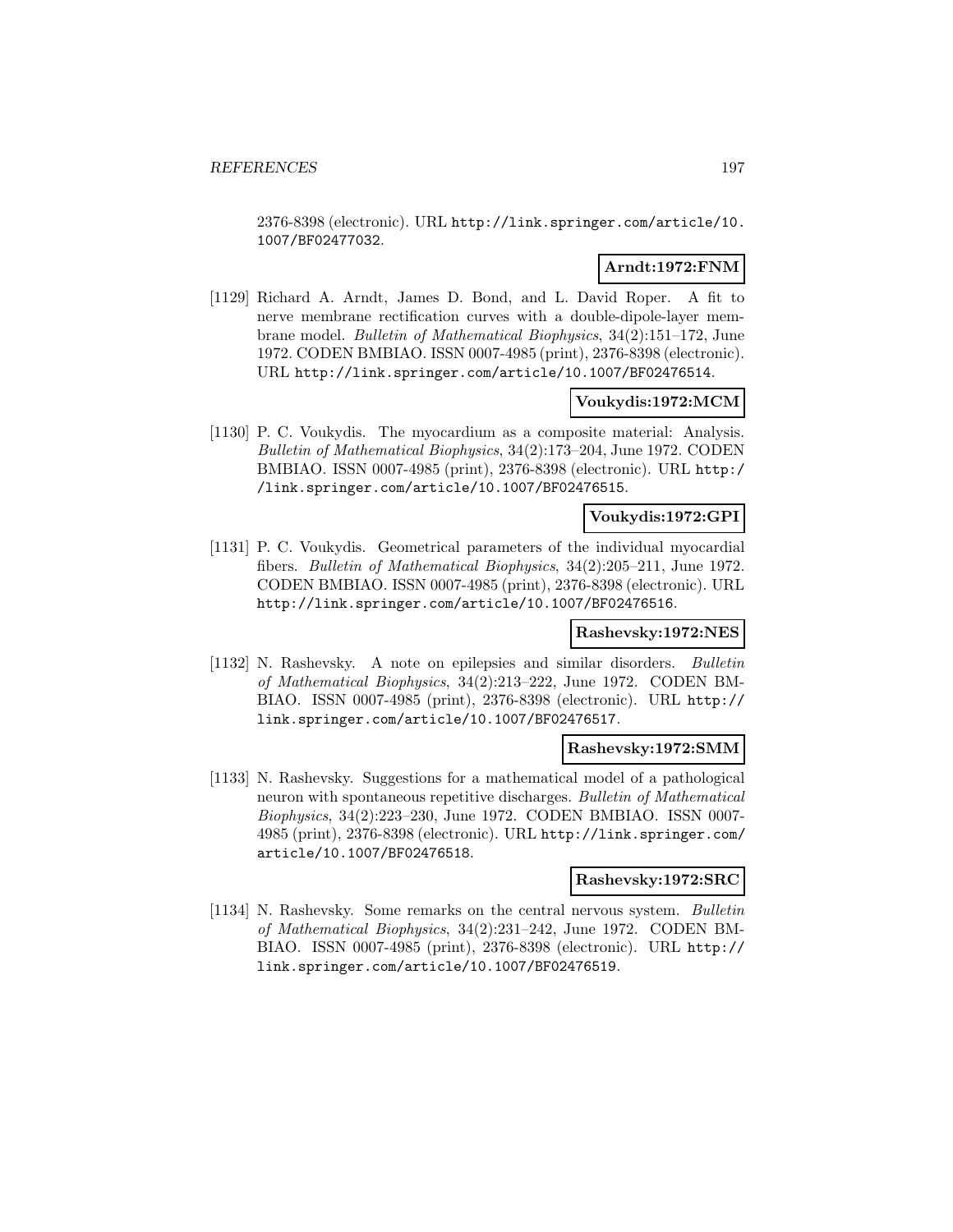2376-8398 (electronic). URL http://link.springer.com/article/10.1007/BF02477032.

**Arndt:1972:FNM**

[1129] Richard A. Arndt, James D. Bond, and L. David Roper. A fit to nerve membrane rectification curves with a double-dipole-layer membrane model. *Bulletin of Mathematical Biophysics*, 34(2):151–172, June 1972. CODEN BMBIAO. ISSN 0007-4985 (print), 2376-8398 (electronic). URL http://link.springer.com/article/10.1007/BF02476514.

**Voukydis:1972:MCM**

[1130] P. C. Voukydis. The myocardium as a composite material: Analysis. *Bulletin of Mathematical Biophysics*, 34(2):173–204, June 1972. CODEN BMBIAO. ISSN 0007-4985 (print), 2376-8398 (electronic). URL http://link.springer.com/article/10.1007/BF02476515.

**Voukydis:1972:GPI**

[1131] P. C. Voukydis. Geometrical parameters of the individual myocardial fibers. *Bulletin of Mathematical Biophysics*, 34(2):205–211, June 1972. CODEN BMBIAO. ISSN 0007-4985 (print), 2376-8398 (electronic). URL http://link.springer.com/article/10.1007/BF02476516.

**Rashevsky:1972:NES**

[1132] N. Rashevsky. A note on epilepsies and similar disorders. *Bulletin of Mathematical Biophysics*, 34(2):213–222, June 1972. CODEN BMBIAO. ISSN 0007-4985 (print), 2376-8398 (electronic). URL http://link.springer.com/article/10.1007/BF02476517.

**Rashevsky:1972:SMM**

[1133] N. Rashevsky. Suggestions for a mathematical model of a pathological neuron with spontaneous repetitive discharges. *Bulletin of Mathematical Biophysics*, 34(2):223–230, June 1972. CODEN BMBIAO. ISSN 0007-4985 (print), 2376-8398 (electronic). URL http://link.springer.com/article/10.1007/BF02476518.

**Rashevsky:1972:SRC**

[1134] N. Rashevsky. Some remarks on the central nervous system. *Bulletin of Mathematical Biophysics*, 34(2):231–242, June 1972. CODEN BMBIAO. ISSN 0007-4985 (print), 2376-8398 (electronic). URL http://link.springer.com/article/10.1007/BF02476519.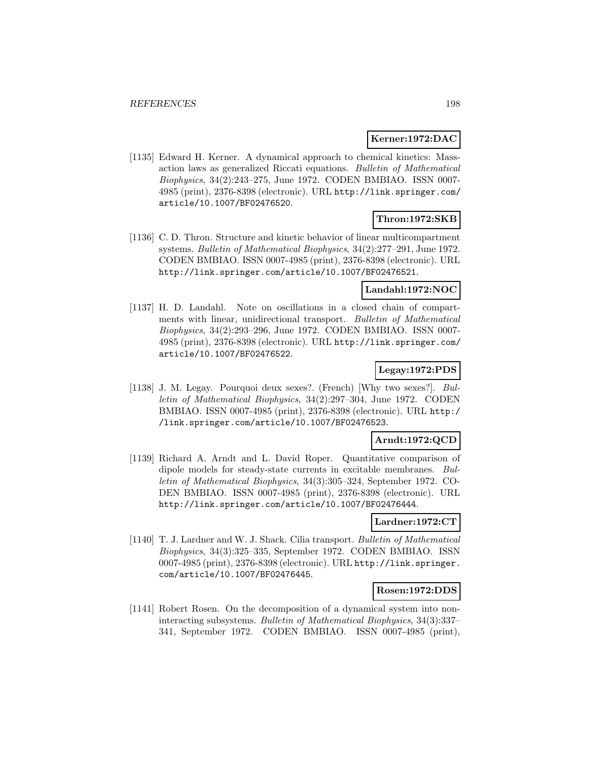**Kerner:1972:DAC**

[1135] Edward H. Kerner. A dynamical approach to chemical kinetics: Mass-action laws as generalized Riccati equations. *Bulletin of Mathematical Biophysics*, 34(2):243–275, June 1972. CODEN BMBIAO. ISSN 0007-4985 (print), 2376-8398 (electronic). URL http://link.springer.com/article/10.1007/BF02476520.

**Thron:1972:SKB**

[1136] C. D. Thron. Structure and kinetic behavior of linear multicompartment systems. *Bulletin of Mathematical Biophysics*, 34(2):277–291, June 1972. CODEN BMBIAO. ISSN 0007-4985 (print), 2376-8398 (electronic). URL http://link.springer.com/article/10.1007/BF02476521.

**Landahl:1972:NOC**

[1137] H. D. Landahl. Note on oscillations in a closed chain of compartments with linear, unidirectional transport. *Bulletin of Mathematical Biophysics*, 34(2):293–296, June 1972. CODEN BMBIAO. ISSN 0007-4985 (print), 2376-8398 (electronic). URL http://link.springer.com/article/10.1007/BF02476522.

**Legay:1972:PDS**

[1138] J. M. Legay. Pourquoi deux sexes?. (French) [Why two sexes?]. *Bulletin of Mathematical Biophysics*, 34(2):297–304, June 1972. CODEN BMBIAO. ISSN 0007-4985 (print), 2376-8398 (electronic). URL http://link.springer.com/article/10.1007/BF02476523.

**Arndt:1972:QCD**

[1139] Richard A. Arndt and L. David Roper. Quantitative comparison of dipole models for steady-state currents in excitable membranes. *Bulletin of Mathematical Biophysics*, 34(3):305–324, September 1972. CODEN BMBIAO. ISSN 0007-4985 (print), 2376-8398 (electronic). URL http://link.springer.com/article/10.1007/BF02476444.

**Lardner:1972:CT**

[1140] T. J. Lardner and W. J. Shack. Cilia transport. *Bulletin of Mathematical Biophysics*, 34(3):325–335, September 1972. CODEN BMBIAO. ISSN 0007-4985 (print), 2376-8398 (electronic). URL http://link.springer.com/article/10.1007/BF02476445.

**Rosen:1972:DDS**

[1141] Robert Rosen. On the decomposition of a dynamical system into non-interacting subsystems. *Bulletin of Mathematical Biophysics*, 34(3):337–341, September 1972. CODEN BMBIAO. ISSN 0007-4985 (print),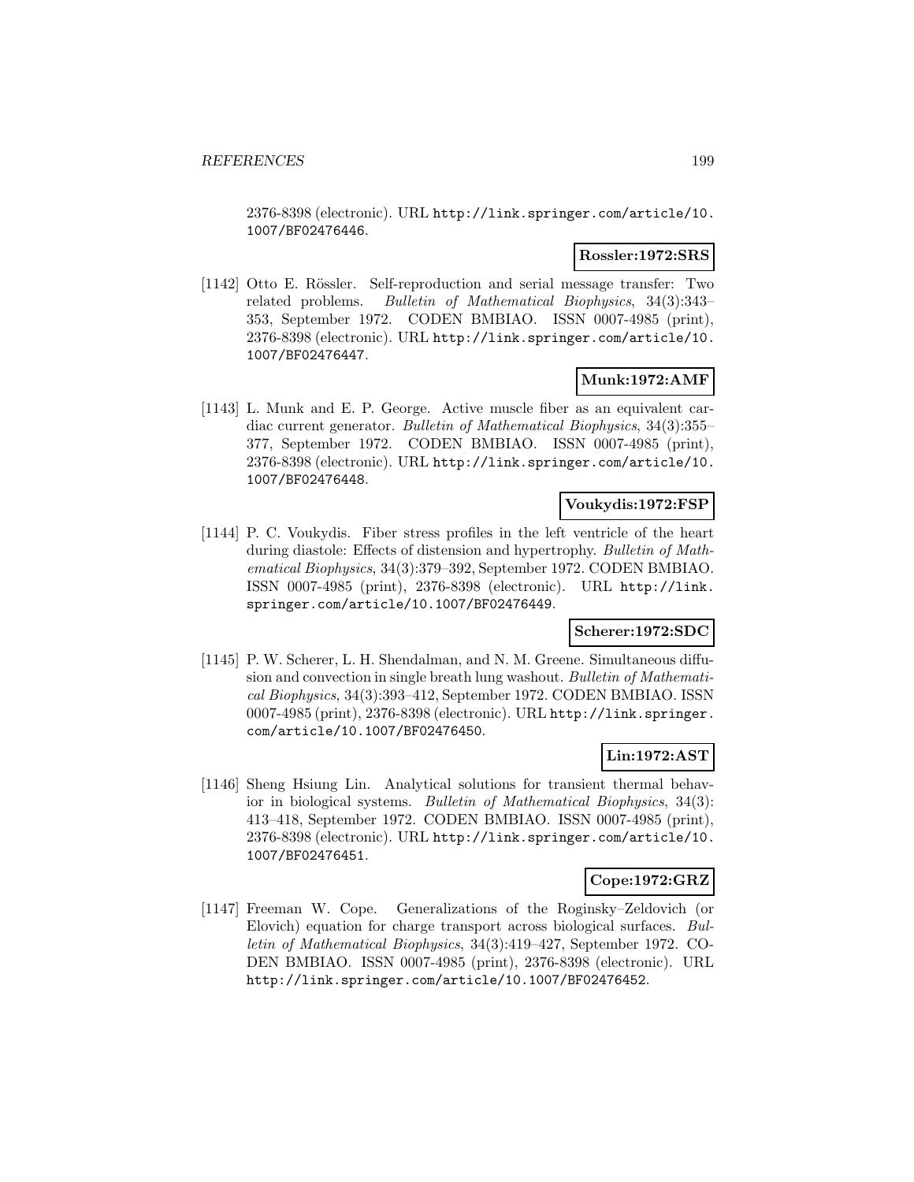2376-8398 (electronic). URL http://link.springer.com/article/10.1007/BF02476446.

**Rossler:1972:SRS**

[1142] Otto E. Rössler. Self-reproduction and serial message transfer: Two related problems. *Bulletin of Mathematical Biophysics*, 34(3):343–353, September 1972. CODEN BMBIAO. ISSN 0007-4985 (print), 2376-8398 (electronic). URL http://link.springer.com/article/10.1007/BF02476447.

**Munk:1972:AMF**

[1143] L. Munk and E. P. George. Active muscle fiber as an equivalent cardiac current generator. *Bulletin of Mathematical Biophysics*, 34(3):355–377, September 1972. CODEN BMBIAO. ISSN 0007-4985 (print), 2376-8398 (electronic). URL http://link.springer.com/article/10.1007/BF02476448.

**Voukydis:1972:FSP**

[1144] P. C. Voukydis. Fiber stress profiles in the left ventricle of the heart during diastole: Effects of distension and hypertrophy. *Bulletin of Mathematical Biophysics*, 34(3):379–392, September 1972. CODEN BMBIAO. ISSN 0007-4985 (print), 2376-8398 (electronic). URL http://link.springer.com/article/10.1007/BF02476449.

**Scherer:1972:SDC**

[1145] P. W. Scherer, L. H. Shendalman, and N. M. Greene. Simultaneous diffusion and convection in single breath lung washout. *Bulletin of Mathematical Biophysics*, 34(3):393–412, September 1972. CODEN BMBIAO. ISSN 0007-4985 (print), 2376-8398 (electronic). URL http://link.springer.com/article/10.1007/BF02476450.

**Lin:1972:AST**

[1146] Sheng Hsiung Lin. Analytical solutions for transient thermal behavior in biological systems. *Bulletin of Mathematical Biophysics*, 34(3):413–418, September 1972. CODEN BMBIAO. ISSN 0007-4985 (print), 2376-8398 (electronic). URL http://link.springer.com/article/10.1007/BF02476451.

**Cope:1972:GRZ**

[1147] Freeman W. Cope. Generalizations of the Roginsky–Zeldovich (or Elovich) equation for charge transport across biological surfaces. *Bulletin of Mathematical Biophysics*, 34(3):419–427, September 1972. CODEN BMBIAO. ISSN 0007-4985 (print), 2376-8398 (electronic). URL http://link.springer.com/article/10.1007/BF02476452.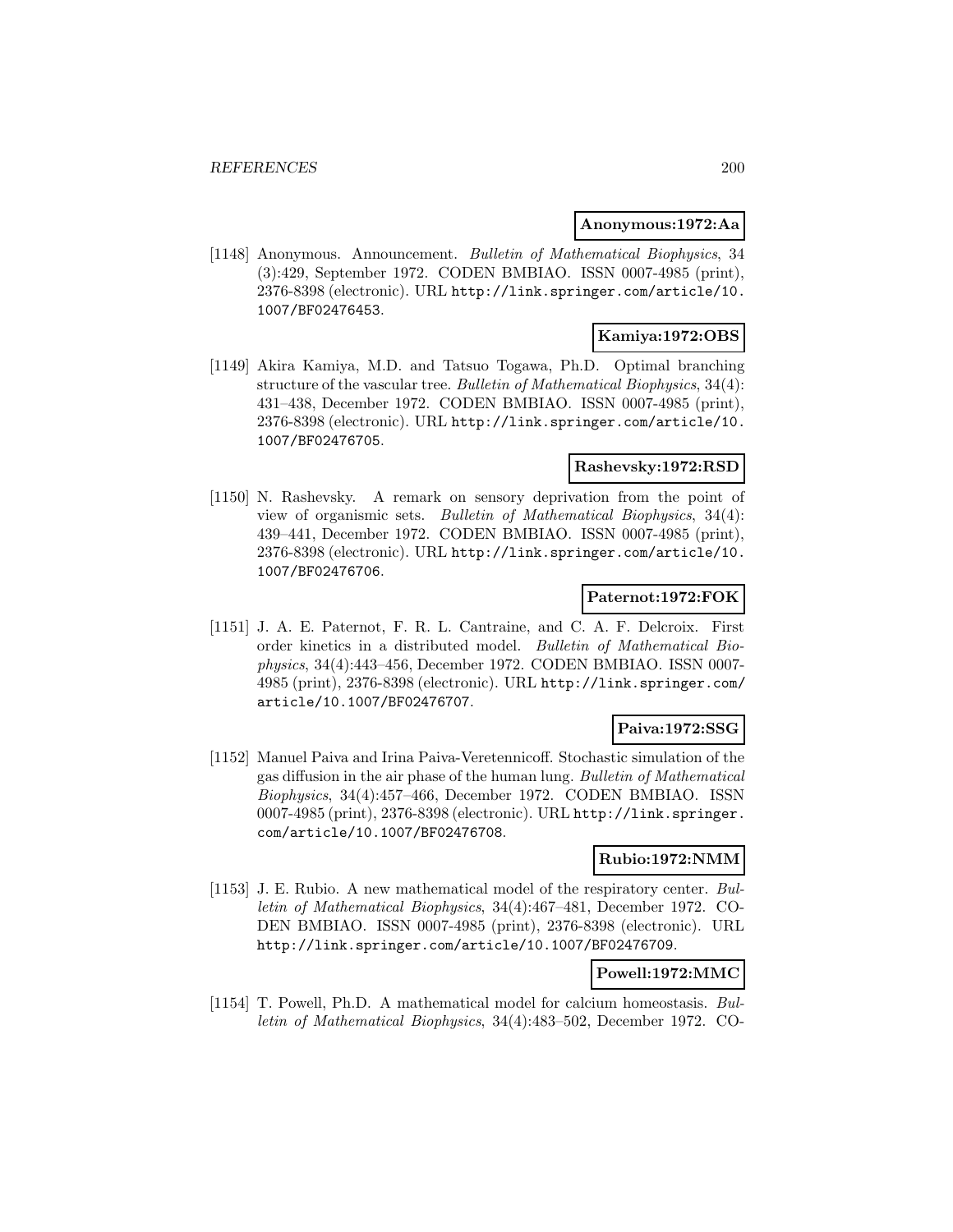**Anonymous:1972:Aa**

[1148] Anonymous. Announcement. *Bulletin of Mathematical Biophysics*, 34 (3):429, September 1972. CODEN BMBIAO. ISSN 0007-4985 (print), 2376-8398 (electronic). URL http://link.springer.com/article/10.1007/BF02476453.

**Kamiya:1972:OBS**

[1149] Akira Kamiya, M.D. and Tatsuo Togawa, Ph.D. Optimal branching structure of the vascular tree. *Bulletin of Mathematical Biophysics*, 34(4): 431–438, December 1972. CODEN BMBIAO. ISSN 0007-4985 (print), 2376-8398 (electronic). URL http://link.springer.com/article/10.1007/BF02476705.

**Rashevsky:1972:RSD**

[1150] N. Rashevsky. A remark on sensory deprivation from the point of view of organismic sets. *Bulletin of Mathematical Biophysics*, 34(4): 439–441, December 1972. CODEN BMBIAO. ISSN 0007-4985 (print), 2376-8398 (electronic). URL http://link.springer.com/article/10.1007/BF02476706.

**Paternot:1972:FOK**

[1151] J. A. E. Paternot, F. R. L. Cantraine, and C. A. F. Delcroix. First order kinetics in a distributed model. *Bulletin of Mathematical Biophysics*, 34(4):443–456, December 1972. CODEN BMBIAO. ISSN 0007-4985 (print), 2376-8398 (electronic). URL http://link.springer.com/article/10.1007/BF02476707.

**Paiva:1972:SSG**

[1152] Manuel Paiva and Irina Paiva-Veretennicoff. Stochastic simulation of the gas diffusion in the air phase of the human lung. *Bulletin of Mathematical Biophysics*, 34(4):457–466, December 1972. CODEN BMBIAO. ISSN 0007-4985 (print), 2376-8398 (electronic). URL http://link.springer.com/article/10.1007/BF02476708.

**Rubio:1972:NMM**

[1153] J. E. Rubio. A new mathematical model of the respiratory center. *Bulletin of Mathematical Biophysics*, 34(4):467–481, December 1972. CODEN BMBIAO. ISSN 0007-4985 (print), 2376-8398 (electronic). URL http://link.springer.com/article/10.1007/BF02476709.

**Powell:1972:MMC**

[1154] T. Powell, Ph.D. A mathematical model for calcium homeostasis. *Bulletin of Mathematical Biophysics*, 34(4):483–502, December 1972. CO-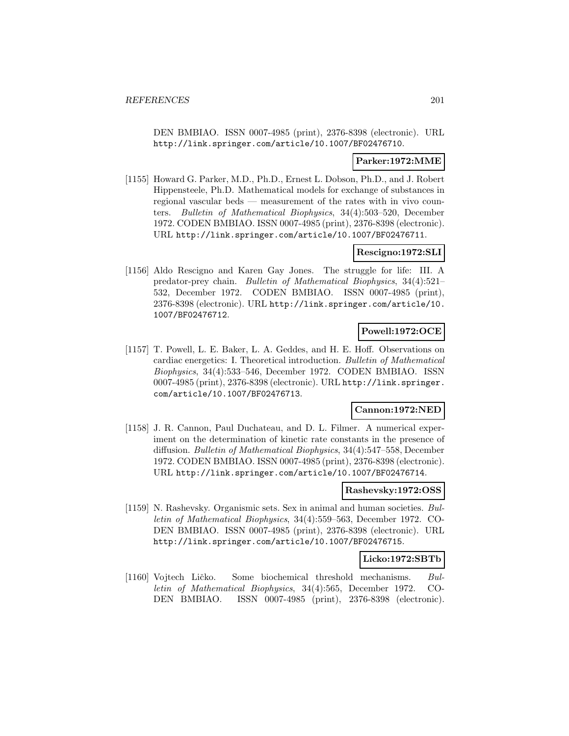DEN BMBIAO. ISSN 0007-4985 (print), 2376-8398 (electronic). URL http://link.springer.com/article/10.1007/BF02476710.

**Parker:1972:MME**

[1155] Howard G. Parker, M.D., Ph.D., Ernest L. Dobson, Ph.D., and J. Robert Hippensteele, Ph.D. Mathematical models for exchange of substances in regional vascular beds — measurement of the rates with in vivo counters. *Bulletin of Mathematical Biophysics*, 34(4):503–520, December 1972. CODEN BMBIAO. ISSN 0007-4985 (print), 2376-8398 (electronic). URL http://link.springer.com/article/10.1007/BF02476711.

**Rescigno:1972:SLI**

[1156] Aldo Rescigno and Karen Gay Jones. The struggle for life: III. A predator-prey chain. *Bulletin of Mathematical Biophysics*, 34(4):521–532, December 1972. CODEN BMBIAO. ISSN 0007-4985 (print), 2376-8398 (electronic). URL http://link.springer.com/article/10.1007/BF02476712.

**Powell:1972:OCE**

[1157] T. Powell, L. E. Baker, L. A. Geddes, and H. E. Hoff. Observations on cardiac energetics: I. Theoretical introduction. *Bulletin of Mathematical Biophysics*, 34(4):533–546, December 1972. CODEN BMBIAO. ISSN 0007-4985 (print), 2376-8398 (electronic). URL http://link.springer.com/article/10.1007/BF02476713.

**Cannon:1972:NED**

[1158] J. R. Cannon, Paul Duchateau, and D. L. Filmer. A numerical experiment on the determination of kinetic rate constants in the presence of diffusion. *Bulletin of Mathematical Biophysics*, 34(4):547–558, December 1972. CODEN BMBIAO. ISSN 0007-4985 (print), 2376-8398 (electronic). URL http://link.springer.com/article/10.1007/BF02476714.

**Rashevsky:1972:OSS**

[1159] N. Rashevsky. Organismic sets. Sex in animal and human societies. *Bulletin of Mathematical Biophysics*, 34(4):559–563, December 1972. CODEN BMBIAO. ISSN 0007-4985 (print), 2376-8398 (electronic). URL http://link.springer.com/article/10.1007/BF02476715.

**Licko:1972:SBTb**

[1160] Vojtech Ličko. Some biochemical threshold mechanisms. *Bulletin of Mathematical Biophysics*, 34(4):565, December 1972. CODEN BMBIAO. ISSN 0007-4985 (print), 2376-8398 (electronic).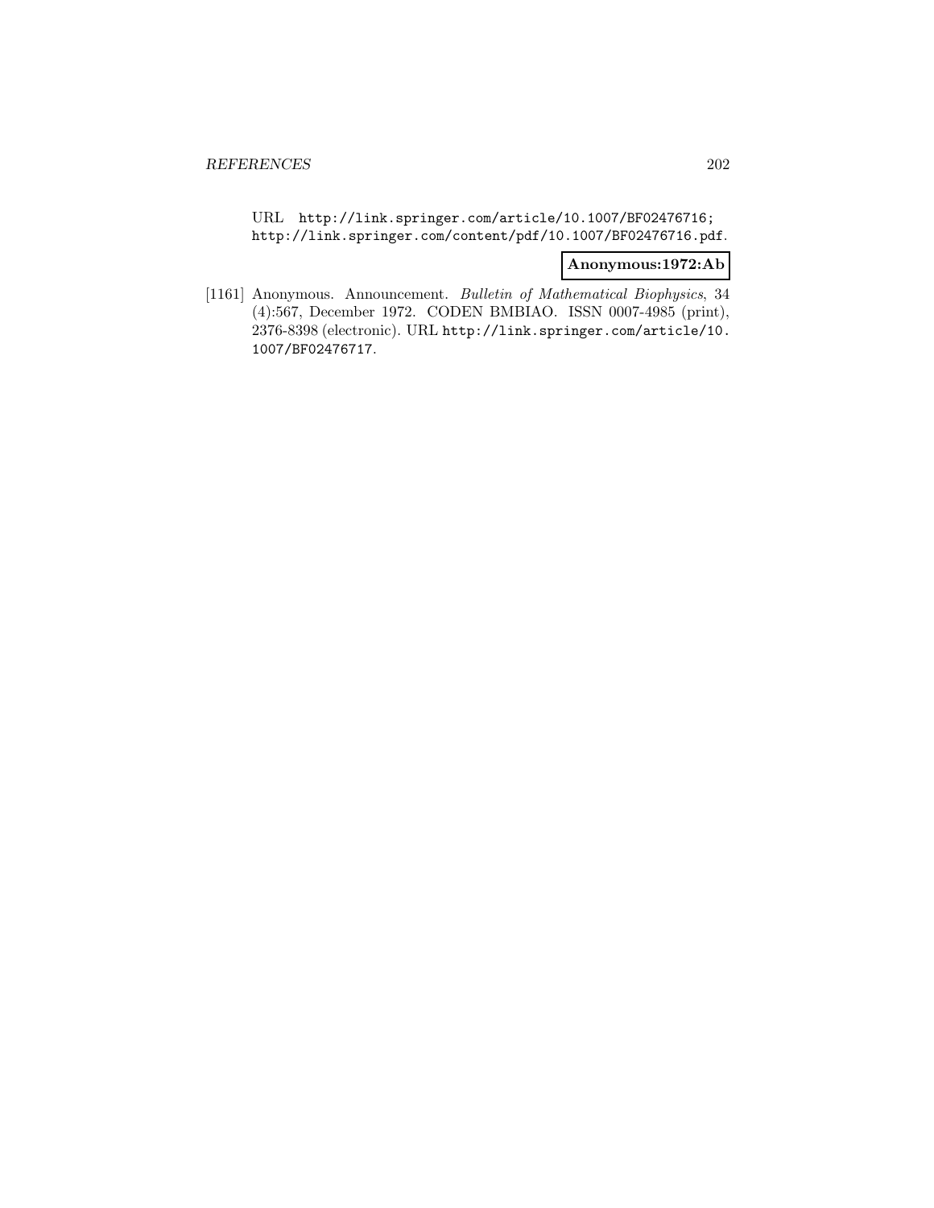URL http://link.springer.com/article/10.1007/BF02476716; http://link.springer.com/content/pdf/10.1007/BF02476716.pdf.

**Anonymous:1972:Ab**

[1161] Anonymous. Announcement. *Bulletin of Mathematical Biophysics*, 34 (4):567, December 1972. CODEN BMBIAO. ISSN 0007-4985 (print), 2376-8398 (electronic). URL http://link.springer.com/article/10.1007/BF02476717.